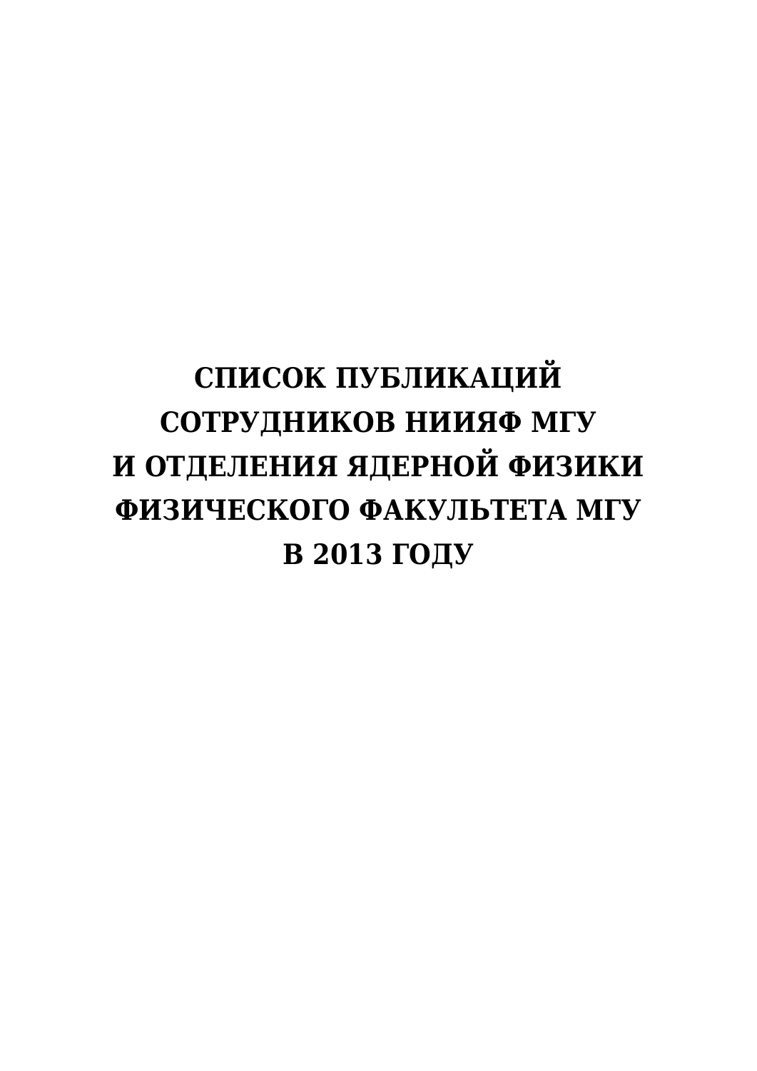# СПИСОК ПУБЛИКАЦИЙ СОТРУДНИКОВ НИИЯФ МГУ И ОТДЕЛЕНИЯ ЯДЕРНОЙ ФИЗИКИ ФИЗИЧЕСКОГО ФАКУЛЬТЕТА МГУ В 2013 ГОДУ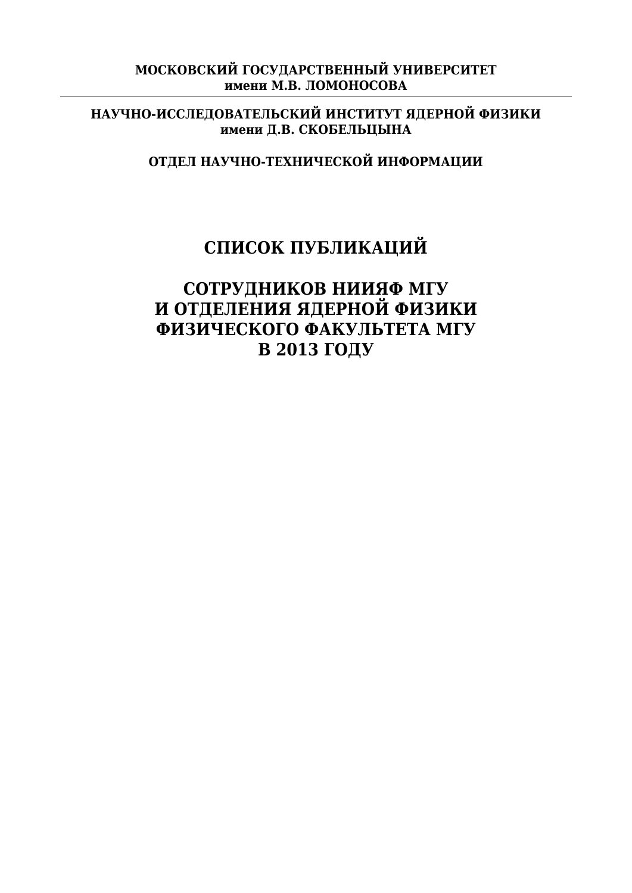**МОСКОВСКИЙ ГОСУДАРСТВЕННЫЙ УНИВЕРСИТЕТ**
**имени М.В. ЛОМОНОСОВА**

---

**НАУЧНО-ИССЛЕДОВАТЕЛЬСКИЙ ИНСТИТУТ ЯДЕРНОЙ ФИЗИКИ**
**имени Д.В. СКОБЕЛЬЦЫНА**

**ОТДЕЛ НАУЧНО-ТЕХНИЧЕСКОЙ ИНФОРМАЦИИ**

# СПИСОК ПУБЛИКАЦИЙ

# СОТРУДНИКОВ НИИЯФ МГУ
# И ОТДЕЛЕНИЯ ЯДЕРНОЙ ФИЗИКИ
# ФИЗИЧЕСКОГО ФАКУЛЬТЕТА МГУ
# В 2013 ГОДУ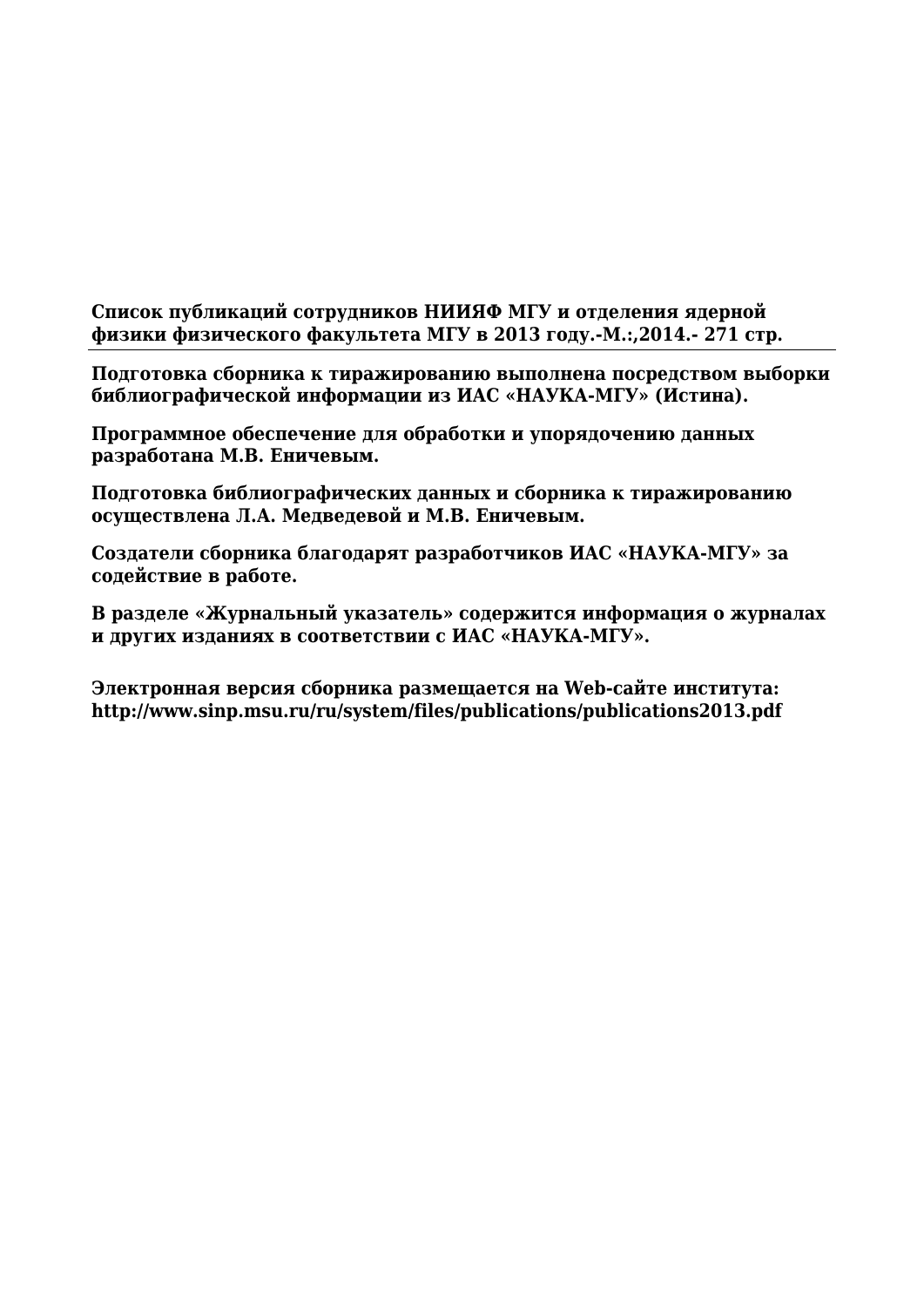**Список публикаций сотрудников НИИЯФ МГУ и отделения ядерной физики физического факультета МГУ в 2013 году.-М.:,2014.- 271 стр.**

---

**Подготовка сборника к тиражированию выполнена посредством выборки библиографической информации из ИАС «НАУКА-МГУ» (Истина).**

**Программное обеспечение для обработки и упорядочению данных разработано М.В. Еничевым.**

**Подготовка библиографических данных и сборника к тиражированию осуществлена Л.А. Медведевой и М.В. Еничевым.**

**Создатели сборника благодарят разработчиков ИАС «НАУКА-МГУ» за содействие в работе.**

**В разделе «Журнальный указатель» содержится информация о журналах и других изданиях в соответствии с ИАС «НАУКА-МГУ».**

**Электронная версия сборника размещается на Web-сайте института: http://www.sinp.msu.ru/ru/system/files/publications/publications2013.pdf**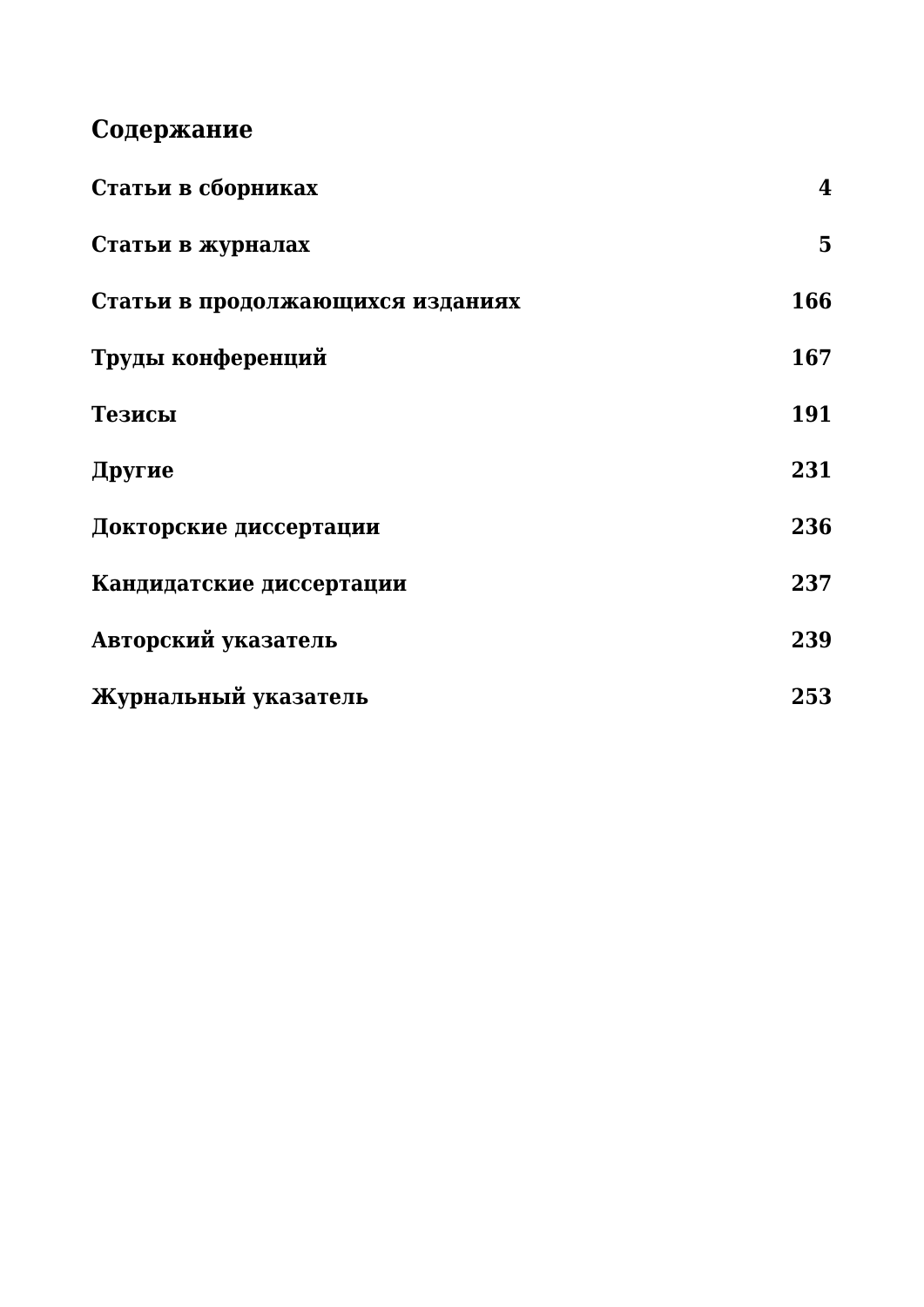## Содержание

| | |
|---|---|
| **Статьи в сборниках** | **4** |
| **Статьи в журналах** | **5** |
| **Статьи в продолжающихся изданиях** | **166** |
| **Труды конференций** | **167** |
| **Тезисы** | **191** |
| **Другие** | **231** |
| **Докторские диссертации** | **236** |
| **Кандидатские диссертации** | **237** |
| **Авторский указатель** | **239** |
| **Журнальный указатель** | **253** |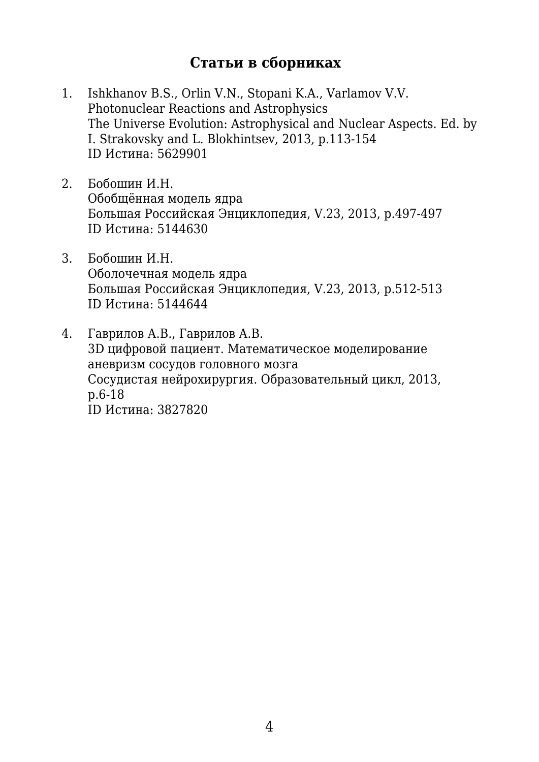## Статьи в сборниках

1. Ishkhanov B.S., Orlin V.N., Stopani K.A., Varlamov V.V.
   Photonuclear Reactions and Astrophysics
   The Universe Evolution: Astrophysical and Nuclear Aspects. Ed. by I. Strakovsky and L. Blokhintsev, 2013, p.113-154
   ID Истина: 5629901

2. Бобошин И.Н.
   Обобщённая модель ядра
   Большая Российская Энциклопедия, V.23, 2013, p.497-497
   ID Истина: 5144630

3. Бобошин И.Н.
   Оболочечная модель ядра
   Большая Российская Энциклопедия, V.23, 2013, p.512-513
   ID Истина: 5144644

4. Гаврилов А.В., Гаврилов А.В.
   3D цифровой пациент. Математическое моделирование аневризм сосудов головного мозга
   Сосудистая нейрохирургия. Образовательный цикл, 2013, p.6-18
   ID Истина: 3827820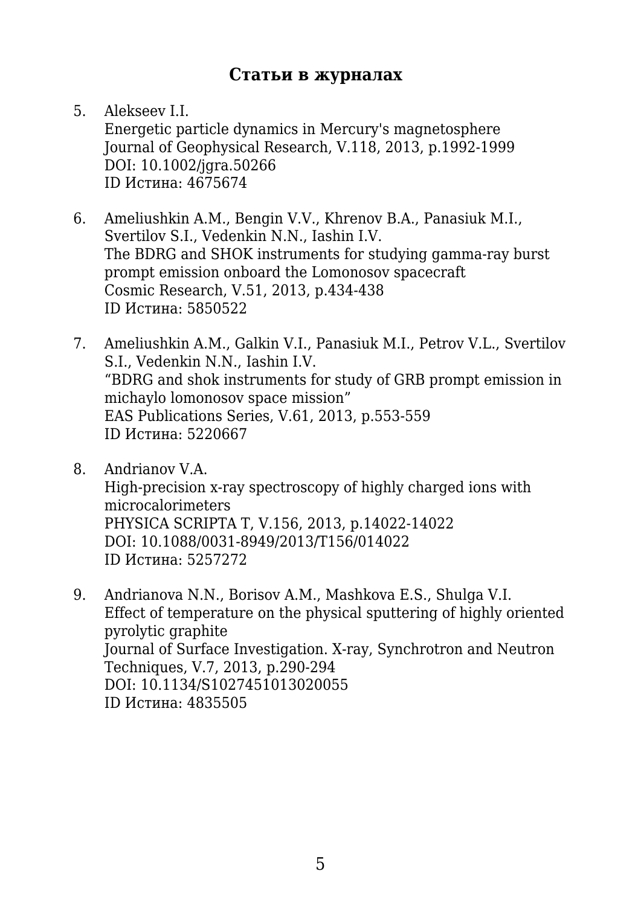## Статьи в журналах

5. Alekseev I.I.
   Energetic particle dynamics in Mercury's magnetosphere
   Journal of Geophysical Research, V.118, 2013, p.1992-1999
   DOI: 10.1002/jgra.50266
   ID Истина: 4675674

6. Ameliushkin A.M., Bengin V.V., Khrenov B.A., Panasiuk M.I., Svertilov S.I., Vedenkin N.N., Iashin I.V.
   The BDRG and SHOK instruments for studying gamma-ray burst prompt emission onboard the Lomonosov spacecraft
   Cosmic Research, V.51, 2013, p.434-438
   ID Истина: 5850522

7. Ameliushkin A.M., Galkin V.I., Panasiuk M.I., Petrov V.L., Svertilov S.I., Vedenkin N.N., Iashin I.V.
   “BDRG and shok instruments for study of GRB prompt emission in michaylo lomonosov space mission”
   EAS Publications Series, V.61, 2013, p.553-559
   ID Истина: 5220667

8. Andrianov V.A.
   High-precision x-ray spectroscopy of highly charged ions with microcalorimeters
   PHYSICA SCRIPTA T, V.156, 2013, p.14022-14022
   DOI: 10.1088/0031-8949/2013/T156/014022
   ID Истина: 5257272

9. Andrianova N.N., Borisov A.M., Mashkova E.S., Shulga V.I.
   Effect of temperature on the physical sputtering of highly oriented pyrolytic graphite
   Journal of Surface Investigation. X-ray, Synchrotron and Neutron Techniques, V.7, 2013, p.290-294
   DOI: 10.1134/S1027451013020055
   ID Истина: 4835505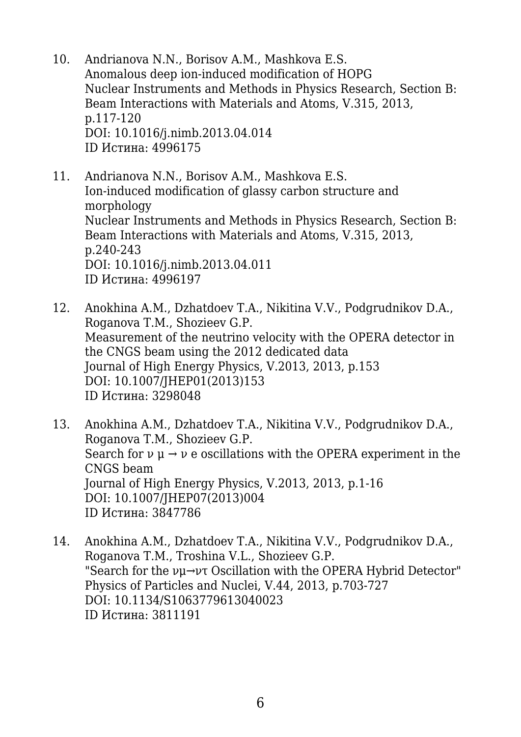10. Andrianova N.N., Borisov A.M., Mashkova E.S.
    Anomalous deep ion-induced modification of HOPG
    Nuclear Instruments and Methods in Physics Research, Section B: Beam Interactions with Materials and Atoms, V.315, 2013, p.117-120
    DOI: 10.1016/j.nimb.2013.04.014
    ID Истина: 4996175

11. Andrianova N.N., Borisov A.M., Mashkova E.S.
    Ion-induced modification of glassy carbon structure and morphology
    Nuclear Instruments and Methods in Physics Research, Section B: Beam Interactions with Materials and Atoms, V.315, 2013, p.240-243
    DOI: 10.1016/j.nimb.2013.04.011
    ID Истина: 4996197

12. Anokhina A.M., Dzhatdoev T.A., Nikitina V.V., Podgrudnikov D.A., Roganova T.M., Shozieev G.P.
    Measurement of the neutrino velocity with the OPERA detector in the CNGS beam using the 2012 dedicated data
    Journal of High Energy Physics, V.2013, 2013, p.153
    DOI: 10.1007/JHEP01(2013)153
    ID Истина: 3298048

13. Anokhina A.M., Dzhatdoev T.A., Nikitina V.V., Podgrudnikov D.A., Roganova T.M., Shozieev G.P.
    Search for $\nu_\mu \rightarrow \nu_e$ oscillations with the OPERA experiment in the CNGS beam
    Journal of High Energy Physics, V.2013, 2013, p.1-16
    DOI: 10.1007/JHEP07(2013)004
    ID Истина: 3847786

14. Anokhina A.M., Dzhatdoev T.A., Nikitina V.V., Podgrudnikov D.A., Roganova T.M., Troshina V.L., Shozieev G.P.
    "Search for the $\nu_\mu \rightarrow \nu_\tau$ Oscillation with the OPERA Hybrid Detector"
    Physics of Particles and Nuclei, V.44, 2013, p.703-727
    DOI: 10.1134/S1063779613040023
    ID Истина: 3811191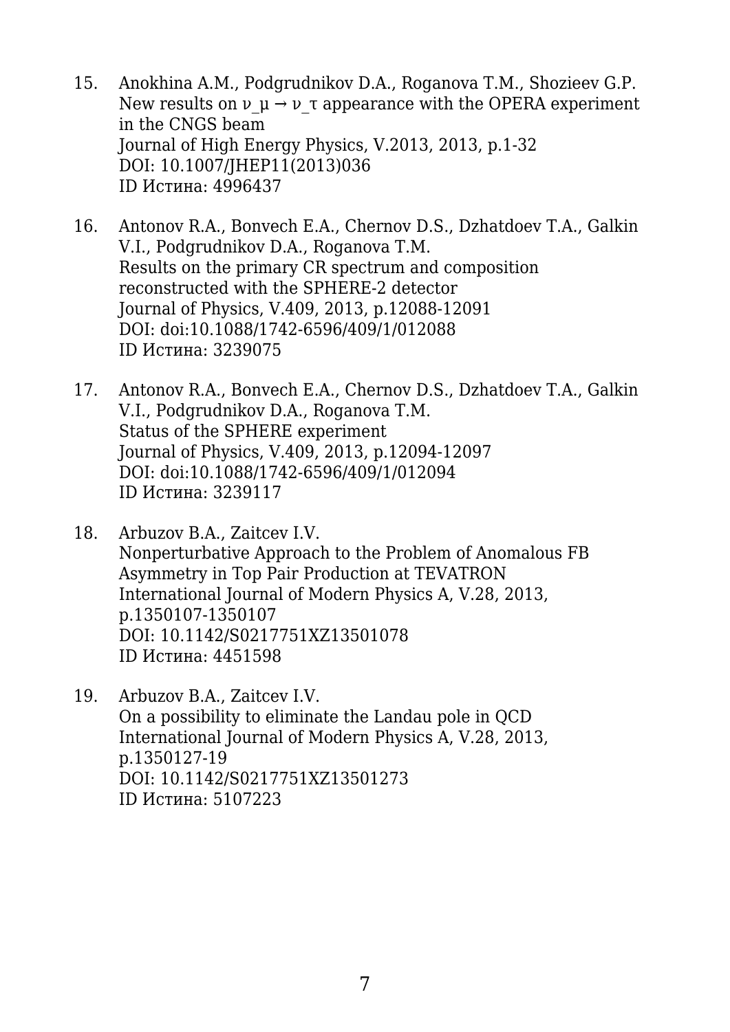15. Anokhina A.M., Podgrudnikov D.A., Roganova T.M., Shozieev G.P.
    New results on $\nu_\mu \rightarrow \nu_\tau$ appearance with the OPERA experiment in the CNGS beam
    Journal of High Energy Physics, V.2013, 2013, p.1-32
    DOI: 10.1007/JHEP11(2013)036
    ID Истина: 4996437

16. Antonov R.A., Bonvech E.A., Chernov D.S., Dzhatdoev T.A., Galkin V.I., Podgrudnikov D.A., Roganova T.M.
    Results on the primary CR spectrum and composition reconstructed with the SPHERE-2 detector
    Journal of Physics, V.409, 2013, p.12088-12091
    DOI: doi:10.1088/1742-6596/409/1/012088
    ID Истина: 3239075

17. Antonov R.A., Bonvech E.A., Chernov D.S., Dzhatdoev T.A., Galkin V.I., Podgrudnikov D.A., Roganova T.M.
    Status of the SPHERE experiment
    Journal of Physics, V.409, 2013, p.12094-12097
    DOI: doi:10.1088/1742-6596/409/1/012094
    ID Истина: 3239117

18. Arbuzov B.A., Zaitcev I.V.
    Nonperturbative Approach to the Problem of Anomalous FB Asymmetry in Top Pair Production at TEVATRON
    International Journal of Modern Physics A, V.28, 2013, p.1350107-1350107
    DOI: 10.1142/S0217751XZ13501078
    ID Истина: 4451598

19. Arbuzov B.A., Zaitcev I.V.
    On a possibility to eliminate the Landau pole in QCD
    International Journal of Modern Physics A, V.28, 2013, p.1350127-19
    DOI: 10.1142/S0217751XZ13501273
    ID Истина: 5107223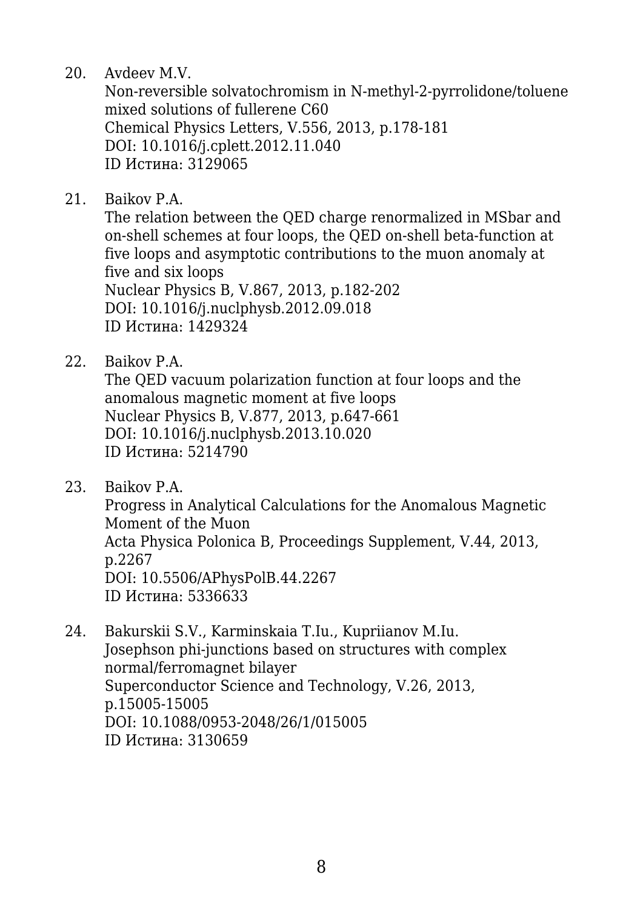20. Avdeev M.V.
    Non-reversible solvatochromism in N-methyl-2-pyrrolidone/toluene mixed solutions of fullerene C60
    Chemical Physics Letters, V.556, 2013, p.178-181
    DOI: 10.1016/j.cplett.2012.11.040
    ID Истина: 3129065

21. Baikov P.A.
    The relation between the QED charge renormalized in MSbar and on-shell schemes at four loops, the QED on-shell beta-function at five loops and asymptotic contributions to the muon anomaly at five and six loops
    Nuclear Physics B, V.867, 2013, p.182-202
    DOI: 10.1016/j.nuclphysb.2012.09.018
    ID Истина: 1429324

22. Baikov P.A.
    The QED vacuum polarization function at four loops and the anomalous magnetic moment at five loops
    Nuclear Physics B, V.877, 2013, p.647-661
    DOI: 10.1016/j.nuclphysb.2013.10.020
    ID Истина: 5214790

23. Baikov P.A.
    Progress in Analytical Calculations for the Anomalous Magnetic Moment of the Muon
    Acta Physica Polonica B, Proceedings Supplement, V.44, 2013, p.2267
    DOI: 10.5506/APhysPolB.44.2267
    ID Истина: 5336633

24. Bakurskii S.V., Karminskaia T.Iu., Kupriianov M.Iu.
    Josephson phi-junctions based on structures with complex normal/ferromagnet bilayer
    Superconductor Science and Technology, V.26, 2013, p.15005-15005
    DOI: 10.1088/0953-2048/26/1/015005
    ID Истина: 3130659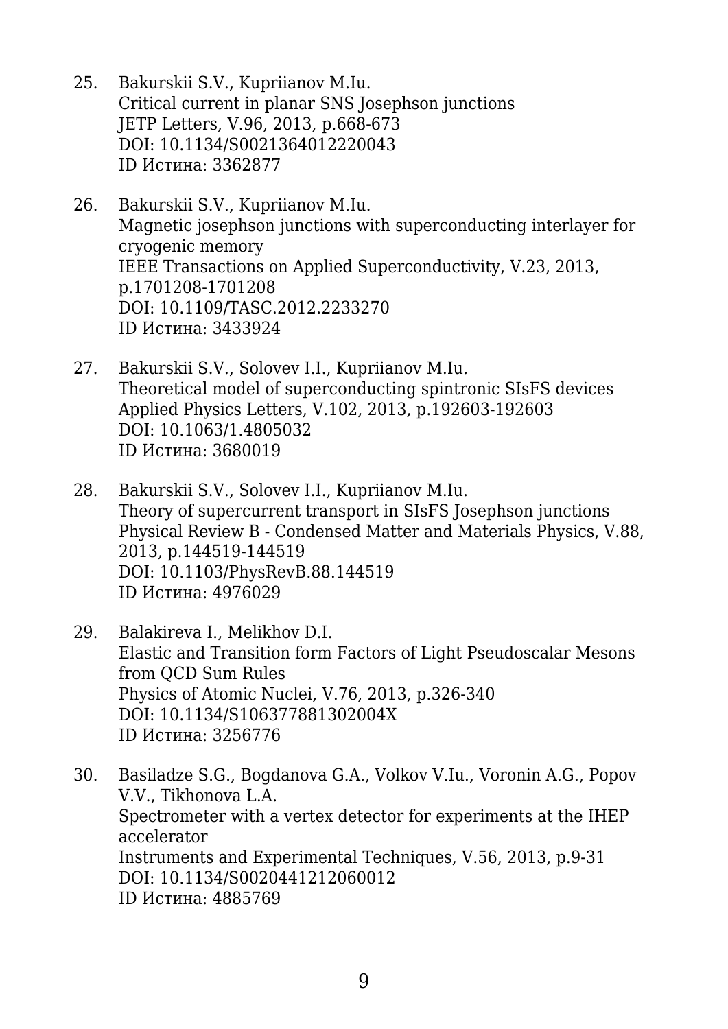25. Bakurskii S.V., Kupriianov M.Iu.
    Critical current in planar SNS Josephson junctions
    JETP Letters, V.96, 2013, p.668-673
    DOI: 10.1134/S0021364012220043
    ID Истина: 3362877

26. Bakurskii S.V., Kupriianov M.Iu.
    Magnetic josephson junctions with superconducting interlayer for cryogenic memory
    IEEE Transactions on Applied Superconductivity, V.23, 2013, p.1701208-1701208
    DOI: 10.1109/TASC.2012.2233270
    ID Истина: 3433924

27. Bakurskii S.V., Solovev I.I., Kupriianov M.Iu.
    Theoretical model of superconducting spintronic SIsFS devices
    Applied Physics Letters, V.102, 2013, p.192603-192603
    DOI: 10.1063/1.4805032
    ID Истина: 3680019

28. Bakurskii S.V., Solovev I.I., Kupriianov M.Iu.
    Theory of supercurrent transport in SIsFS Josephson junctions
    Physical Review B - Condensed Matter and Materials Physics, V.88, 2013, p.144519-144519
    DOI: 10.1103/PhysRevB.88.144519
    ID Истина: 4976029

29. Balakireva I., Melikhov D.I.
    Elastic and Transition form Factors of Light Pseudoscalar Mesons from QCD Sum Rules
    Physics of Atomic Nuclei, V.76, 2013, p.326-340
    DOI: 10.1134/S106377881302004X
    ID Истина: 3256776

30. Basiladze S.G., Bogdanova G.A., Volkov V.Iu., Voronin A.G., Popov V.V., Tikhonova L.A.
    Spectrometer with a vertex detector for experiments at the IHEP accelerator
    Instruments and Experimental Techniques, V.56, 2013, p.9-31
    DOI: 10.1134/S0020441212060012
    ID Истина: 4885769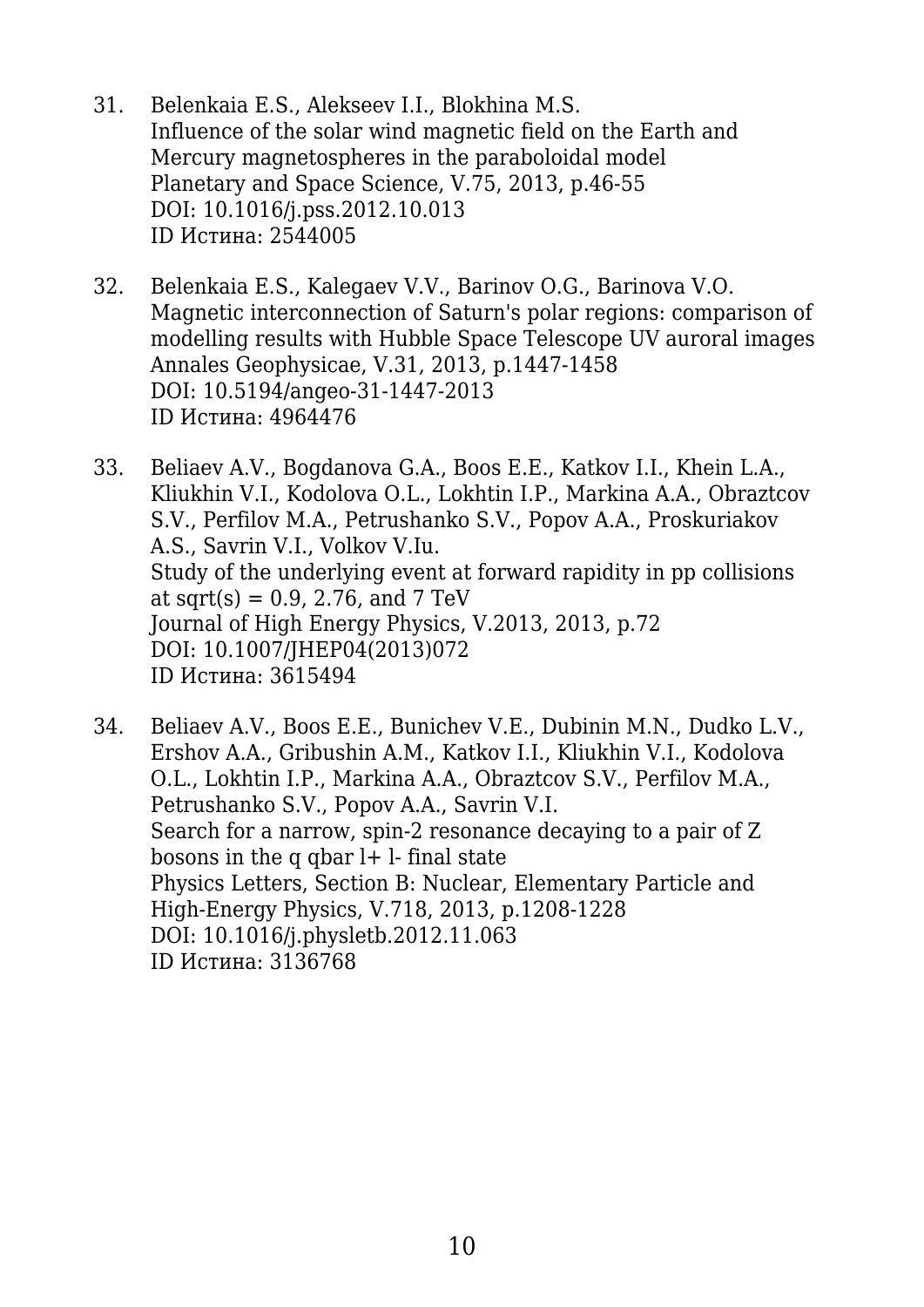31. Belenkaia E.S., Alekseev I.I., Blokhina M.S.
    Influence of the solar wind magnetic field on the Earth and Mercury magnetospheres in the paraboloidal model
    Planetary and Space Science, V.75, 2013, p.46-55
    DOI: 10.1016/j.pss.2012.10.013
    ID Истина: 2544005

32. Belenkaia E.S., Kalegaev V.V., Barinov O.G., Barinova V.O.
    Magnetic interconnection of Saturn's polar regions: comparison of modelling results with Hubble Space Telescope UV auroral images
    Annales Geophysicae, V.31, 2013, p.1447-1458
    DOI: 10.5194/angeo-31-1447-2013
    ID Истина: 4964476

33. Beliaev A.V., Bogdanova G.A., Boos E.E., Katkov I.I., Khein L.A., Kliukhin V.I., Kodolova O.L., Lokhtin I.P., Markina A.A., Obraztcov S.V., Perfilov M.A., Petrushanko S.V., Popov A.A., Proskuriakov A.S., Savrin V.I., Volkov V.Iu.
    Study of the underlying event at forward rapidity in pp collisions at sqrt(s) = 0.9, 2.76, and 7 TeV
    Journal of High Energy Physics, V.2013, 2013, p.72
    DOI: 10.1007/JHEP04(2013)072
    ID Истина: 3615494

34. Beliaev A.V., Boos E.E., Bunichev V.E., Dubinin M.N., Dudko L.V., Ershov A.A., Gribushin A.M., Katkov I.I., Kliukhin V.I., Kodolova O.L., Lokhtin I.P., Markina A.A., Obraztcov S.V., Perfilov M.A., Petrushanko S.V., Popov A.A., Savrin V.I.
    Search for a narrow, spin-2 resonance decaying to a pair of Z bosons in the q qbar l+ l- final state
    Physics Letters, Section B: Nuclear, Elementary Particle and High-Energy Physics, V.718, 2013, p.1208-1228
    DOI: 10.1016/j.physletb.2012.11.063
    ID Истина: 3136768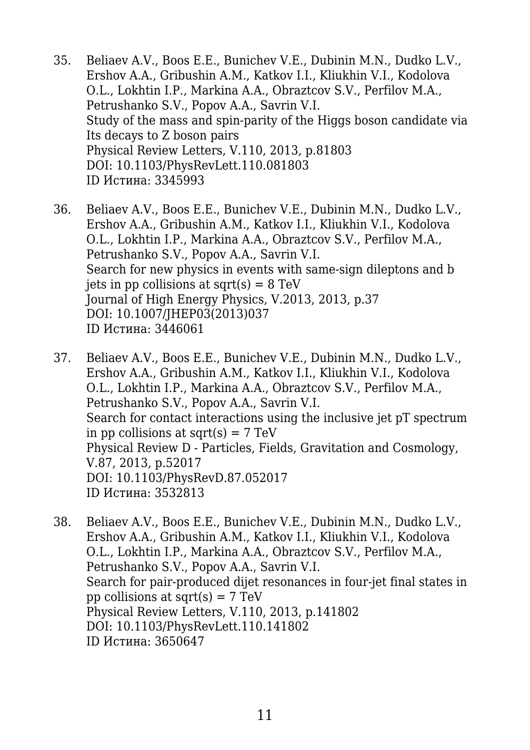35. Beliaev A.V., Boos E.E., Bunichev V.E., Dubinin M.N., Dudko L.V., Ershov A.A., Gribushin A.M., Katkov I.I., Kliukhin V.I., Kodolova O.L., Lokhtin I.P., Markina A.A., Obraztcov S.V., Perfilov M.A., Petrushanko S.V., Popov A.A., Savrin V.I.
    Study of the mass and spin-parity of the Higgs boson candidate via Its decays to Z boson pairs
    Physical Review Letters, V.110, 2013, p.81803
    DOI: 10.1103/PhysRevLett.110.081803
    ID Истина: 3345993

36. Beliaev A.V., Boos E.E., Bunichev V.E., Dubinin M.N., Dudko L.V., Ershov A.A., Gribushin A.M., Katkov I.I., Kliukhin V.I., Kodolova O.L., Lokhtin I.P., Markina A.A., Obraztcov S.V., Perfilov M.A., Petrushanko S.V., Popov A.A., Savrin V.I.
    Search for new physics in events with same-sign dileptons and b jets in pp collisions at sqrt(s) = 8 TeV
    Journal of High Energy Physics, V.2013, 2013, p.37
    DOI: 10.1007/JHEP03(2013)037
    ID Истина: 3446061

37. Beliaev A.V., Boos E.E., Bunichev V.E., Dubinin M.N., Dudko L.V., Ershov A.A., Gribushin A.M., Katkov I.I., Kliukhin V.I., Kodolova O.L., Lokhtin I.P., Markina A.A., Obraztcov S.V., Perfilov M.A., Petrushanko S.V., Popov A.A., Savrin V.I.
    Search for contact interactions using the inclusive jet pT spectrum in pp collisions at sqrt(s) = 7 TeV
    Physical Review D - Particles, Fields, Gravitation and Cosmology, V.87, 2013, p.52017
    DOI: 10.1103/PhysRevD.87.052017
    ID Истина: 3532813

38. Beliaev A.V., Boos E.E., Bunichev V.E., Dubinin M.N., Dudko L.V., Ershov A.A., Gribushin A.M., Katkov I.I., Kliukhin V.I., Kodolova O.L., Lokhtin I.P., Markina A.A., Obraztcov S.V., Perfilov M.A., Petrushanko S.V., Popov A.A., Savrin V.I.
    Search for pair-produced dijet resonances in four-jet final states in pp collisions at sqrt(s) = 7 TeV
    Physical Review Letters, V.110, 2013, p.141802
    DOI: 10.1103/PhysRevLett.110.141802
    ID Истина: 3650647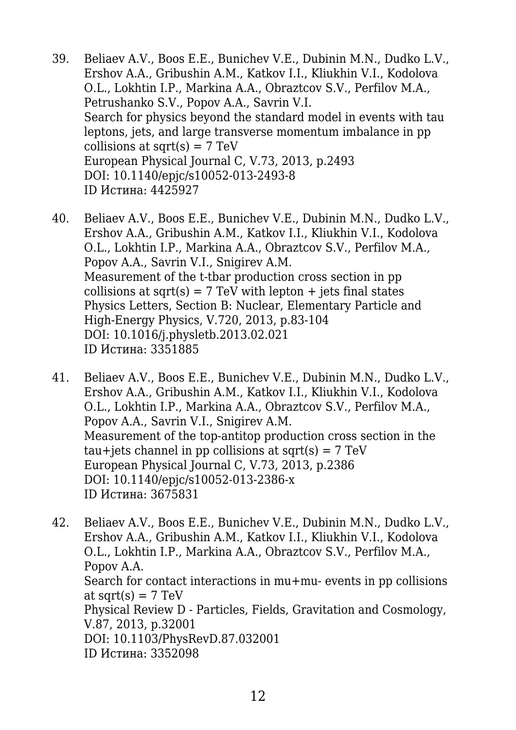39. Beliaev A.V., Boos E.E., Bunichev V.E., Dubinin M.N., Dudko L.V., Ershov A.A., Gribushin A.M., Katkov I.I., Kliukhin V.I., Kodolova O.L., Lokhtin I.P., Markina A.A., Obraztcov S.V., Perfilov M.A., Petrushanko S.V., Popov A.A., Savrin V.I.
    Search for physics beyond the standard model in events with tau leptons, jets, and large transverse momentum imbalance in pp collisions at sqrt(s) = 7 TeV
    European Physical Journal C, V.73, 2013, p.2493
    DOI: 10.1140/epjc/s10052-013-2493-8
    ID Истина: 4425927

40. Beliaev A.V., Boos E.E., Bunichev V.E., Dubinin M.N., Dudko L.V., Ershov A.A., Gribushin A.M., Katkov I.I., Kliukhin V.I., Kodolova O.L., Lokhtin I.P., Markina A.A., Obraztcov S.V., Perfilov M.A., Popov A.A., Savrin V.I., Snigirev A.M.
    Measurement of the t-tbar production cross section in pp collisions at sqrt(s) = 7 TeV with lepton + jets final states
    Physics Letters, Section B: Nuclear, Elementary Particle and High-Energy Physics, V.720, 2013, p.83-104
    DOI: 10.1016/j.physletb.2013.02.021
    ID Истина: 3351885

41. Beliaev A.V., Boos E.E., Bunichev V.E., Dubinin M.N., Dudko L.V., Ershov A.A., Gribushin A.M., Katkov I.I., Kliukhin V.I., Kodolova O.L., Lokhtin I.P., Markina A.A., Obraztcov S.V., Perfilov M.A., Popov A.A., Savrin V.I., Snigirev A.M.
    Measurement of the top-antitop production cross section in the tau+jets channel in pp collisions at sqrt(s) = 7 TeV
    European Physical Journal C, V.73, 2013, p.2386
    DOI: 10.1140/epjc/s10052-013-2386-x
    ID Истина: 3675831

42. Beliaev A.V., Boos E.E., Bunichev V.E., Dubinin M.N., Dudko L.V., Ershov A.A., Gribushin A.M., Katkov I.I., Kliukhin V.I., Kodolova O.L., Lokhtin I.P., Markina A.A., Obraztcov S.V., Perfilov M.A., Popov A.A.
    Search for contact interactions in mu+mu- events in pp collisions at sqrt(s) = 7 TeV
    Physical Review D - Particles, Fields, Gravitation and Cosmology, V.87, 2013, p.32001
    DOI: 10.1103/PhysRevD.87.032001
    ID Истина: 3352098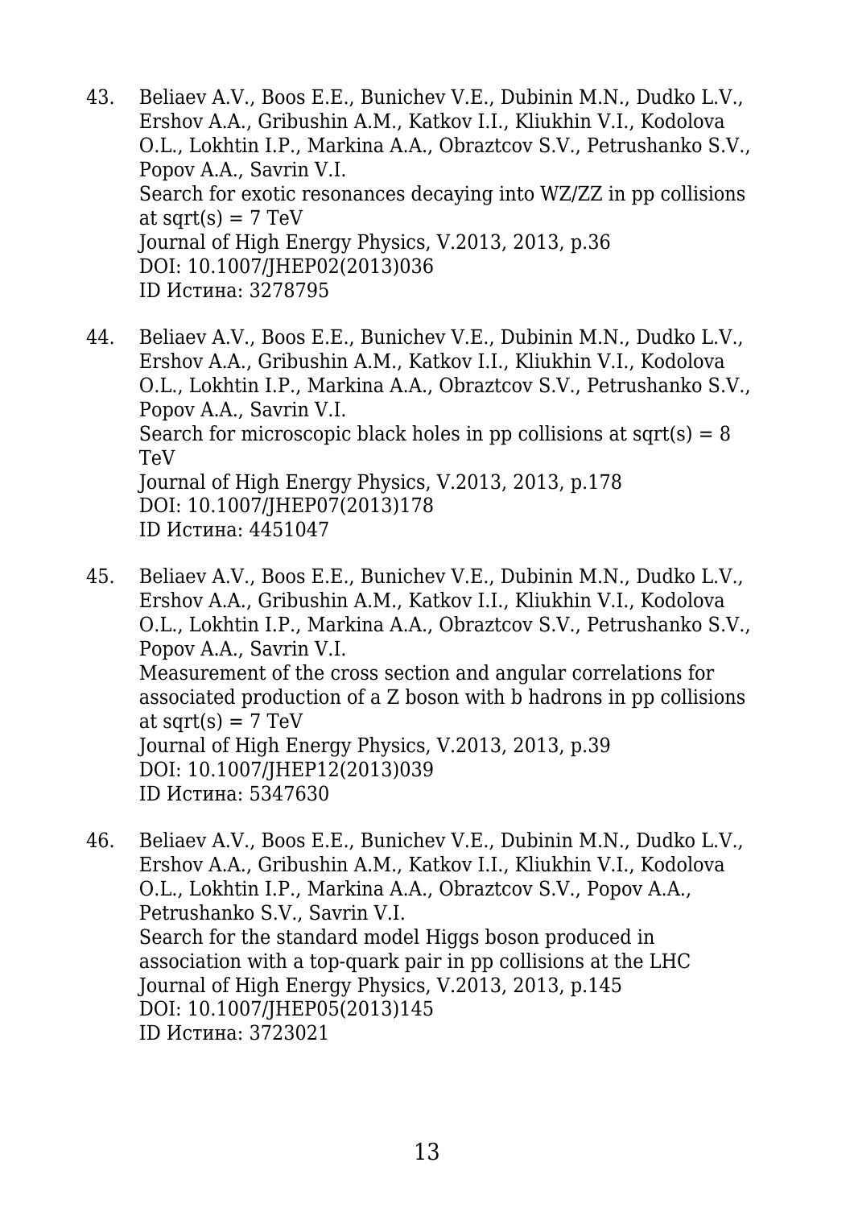43. Beliaev A.V., Boos E.E., Bunichev V.E., Dubinin M.N., Dudko L.V., Ershov A.A., Gribushin A.M., Katkov I.I., Kliukhin V.I., Kodolova O.L., Lokhtin I.P., Markina A.A., Obraztcov S.V., Petrushanko S.V., Popov A.A., Savrin V.I.
    Search for exotic resonances decaying into WZ/ZZ in pp collisions at sqrt(s) = 7 TeV
    Journal of High Energy Physics, V.2013, 2013, p.36
    DOI: 10.1007/JHEP02(2013)036
    ID Истина: 3278795

44. Beliaev A.V., Boos E.E., Bunichev V.E., Dubinin M.N., Dudko L.V., Ershov A.A., Gribushin A.M., Katkov I.I., Kliukhin V.I., Kodolova O.L., Lokhtin I.P., Markina A.A., Obraztcov S.V., Petrushanko S.V., Popov A.A., Savrin V.I.
    Search for microscopic black holes in pp collisions at sqrt(s) = 8 TeV
    Journal of High Energy Physics, V.2013, 2013, p.178
    DOI: 10.1007/JHEP07(2013)178
    ID Истина: 4451047

45. Beliaev A.V., Boos E.E., Bunichev V.E., Dubinin M.N., Dudko L.V., Ershov A.A., Gribushin A.M., Katkov I.I., Kliukhin V.I., Kodolova O.L., Lokhtin I.P., Markina A.A., Obraztcov S.V., Petrushanko S.V., Popov A.A., Savrin V.I.
    Measurement of the cross section and angular correlations for associated production of a Z boson with b hadrons in pp collisions at sqrt(s) = 7 TeV
    Journal of High Energy Physics, V.2013, 2013, p.39
    DOI: 10.1007/JHEP12(2013)039
    ID Истина: 5347630

46. Beliaev A.V., Boos E.E., Bunichev V.E., Dubinin M.N., Dudko L.V., Ershov A.A., Gribushin A.M., Katkov I.I., Kliukhin V.I., Kodolova O.L., Lokhtin I.P., Markina A.A., Obraztcov S.V., Popov A.A., Petrushanko S.V., Savrin V.I.
    Search for the standard model Higgs boson produced in association with a top-quark pair in pp collisions at the LHC
    Journal of High Energy Physics, V.2013, 2013, p.145
    DOI: 10.1007/JHEP05(2013)145
    ID Истина: 3723021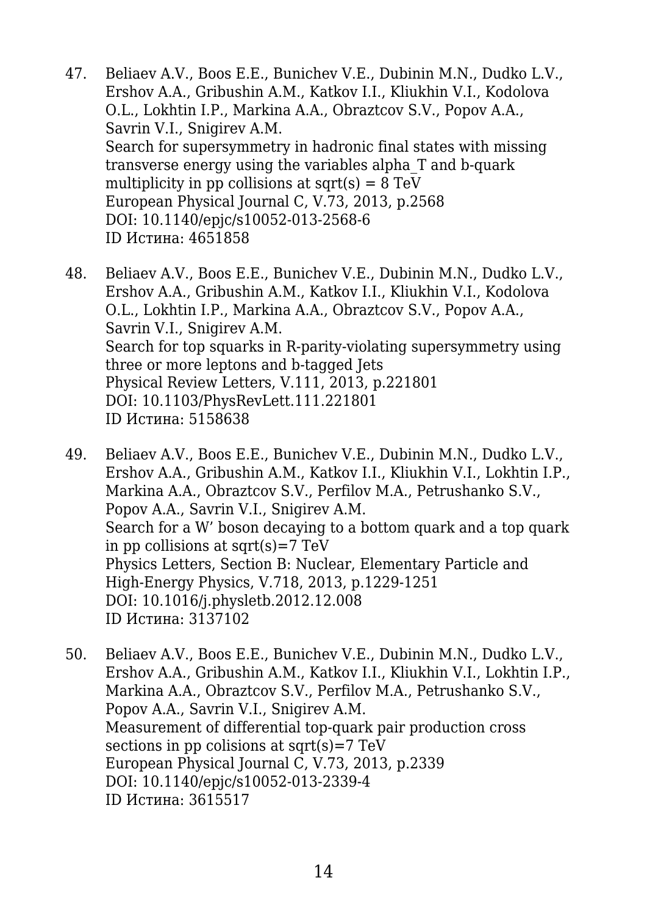47. Beliaev A.V., Boos E.E., Bunichev V.E., Dubinin M.N., Dudko L.V., Ershov A.A., Gribushin A.M., Katkov I.I., Kliukhin V.I., Kodolova O.L., Lokhtin I.P., Markina A.A., Obraztcov S.V., Popov A.A., Savrin V.I., Snigirev A.M.
    Search for supersymmetry in hadronic final states with missing transverse energy using the variables alpha_T and b-quark multiplicity in pp collisions at sqrt(s) = 8 TeV
    European Physical Journal C, V.73, 2013, p.2568
    DOI: 10.1140/epjc/s10052-013-2568-6
    ID Истина: 4651858

48. Beliaev A.V., Boos E.E., Bunichev V.E., Dubinin M.N., Dudko L.V., Ershov A.A., Gribushin A.M., Katkov I.I., Kliukhin V.I., Kodolova O.L., Lokhtin I.P., Markina A.A., Obraztcov S.V., Popov A.A., Savrin V.I., Snigirev A.M.
    Search for top squarks in R-parity-violating supersymmetry using three or more leptons and b-tagged Jets
    Physical Review Letters, V.111, 2013, p.221801
    DOI: 10.1103/PhysRevLett.111.221801
    ID Истина: 5158638

49. Beliaev A.V., Boos E.E., Bunichev V.E., Dubinin M.N., Dudko L.V., Ershov A.A., Gribushin A.M., Katkov I.I., Kliukhin V.I., Lokhtin I.P., Markina A.A., Obraztcov S.V., Perfilov M.A., Petrushanko S.V., Popov A.A., Savrin V.I., Snigirev A.M.
    Search for a W' boson decaying to a bottom quark and a top quark in pp collisions at sqrt(s)=7 TeV
    Physics Letters, Section B: Nuclear, Elementary Particle and High-Energy Physics, V.718, 2013, p.1229-1251
    DOI: 10.1016/j.physletb.2012.12.008
    ID Истина: 3137102

50. Beliaev A.V., Boos E.E., Bunichev V.E., Dubinin M.N., Dudko L.V., Ershov A.A., Gribushin A.M., Katkov I.I., Kliukhin V.I., Lokhtin I.P., Markina A.A., Obraztcov S.V., Perfilov M.A., Petrushanko S.V., Popov A.A., Savrin V.I., Snigirev A.M.
    Measurement of differential top-quark pair production cross sections in pp colisions at sqrt(s)=7 TeV
    European Physical Journal C, V.73, 2013, p.2339
    DOI: 10.1140/epjc/s10052-013-2339-4
    ID Истина: 3615517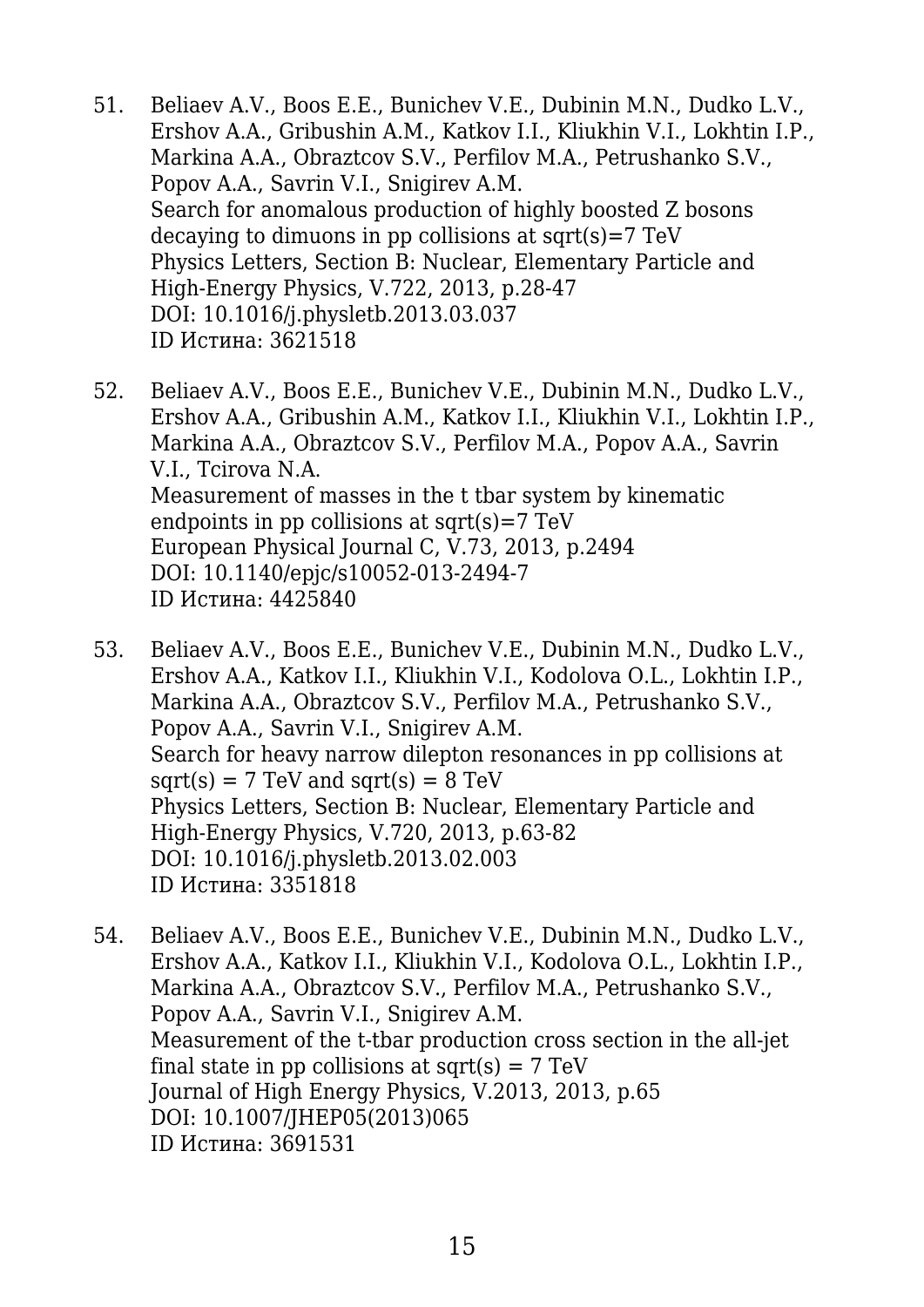51. Beliaev A.V., Boos E.E., Bunichev V.E., Dubinin M.N., Dudko L.V., Ershov A.A., Gribushin A.M., Katkov I.I., Kliukhin V.I., Lokhtin I.P., Markina A.A., Obraztcov S.V., Perfilov M.A., Petrushanko S.V., Popov A.A., Savrin V.I., Snigirev A.M.
    Search for anomalous production of highly boosted Z bosons decaying to dimuons in pp collisions at sqrt(s)=7 TeV
    Physics Letters, Section B: Nuclear, Elementary Particle and High-Energy Physics, V.722, 2013, p.28-47
    DOI: 10.1016/j.physletb.2013.03.037
    ID Истина: 3621518

52. Beliaev A.V., Boos E.E., Bunichev V.E., Dubinin M.N., Dudko L.V., Ershov A.A., Gribushin A.M., Katkov I.I., Kliukhin V.I., Lokhtin I.P., Markina A.A., Obraztcov S.V., Perfilov M.A., Popov A.A., Savrin V.I., Tcirova N.A.
    Measurement of masses in the t tbar system by kinematic endpoints in pp collisions at sqrt(s)=7 TeV
    European Physical Journal C, V.73, 2013, p.2494
    DOI: 10.1140/epjc/s10052-013-2494-7
    ID Истина: 4425840

53. Beliaev A.V., Boos E.E., Bunichev V.E., Dubinin M.N., Dudko L.V., Ershov A.A., Katkov I.I., Kliukhin V.I., Kodolova O.L., Lokhtin I.P., Markina A.A., Obraztcov S.V., Perfilov M.A., Petrushanko S.V., Popov A.A., Savrin V.I., Snigirev A.M.
    Search for heavy narrow dilepton resonances in pp collisions at sqrt(s) = 7 TeV and sqrt(s) = 8 TeV
    Physics Letters, Section B: Nuclear, Elementary Particle and High-Energy Physics, V.720, 2013, p.63-82
    DOI: 10.1016/j.physletb.2013.02.003
    ID Истина: 3351818

54. Beliaev A.V., Boos E.E., Bunichev V.E., Dubinin M.N., Dudko L.V., Ershov A.A., Katkov I.I., Kliukhin V.I., Kodolova O.L., Lokhtin I.P., Markina A.A., Obraztcov S.V., Perfilov M.A., Petrushanko S.V., Popov A.A., Savrin V.I., Snigirev A.M.
    Measurement of the t-tbar production cross section in the all-jet final state in pp collisions at sqrt(s) = 7 TeV
    Journal of High Energy Physics, V.2013, 2013, p.65
    DOI: 10.1007/JHEP05(2013)065
    ID Истина: 3691531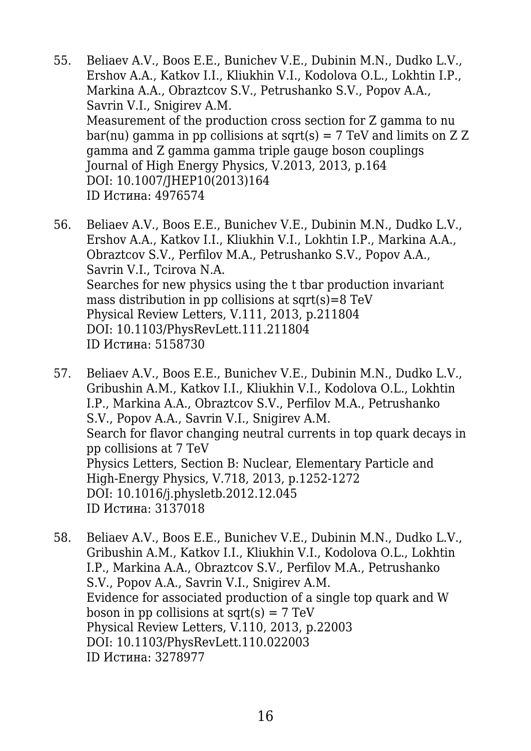55. Beliaev A.V., Boos E.E., Bunichev V.E., Dubinin M.N., Dudko L.V., Ershov A.A., Katkov I.I., Kliukhin V.I., Kodolova O.L., Lokhtin I.P., Markina A.A., Obraztcov S.V., Petrushanko S.V., Popov A.A., Savrin V.I., Snigirev A.M.
    Measurement of the production cross section for Z gamma to nu bar(nu) gamma in pp collisions at sqrt(s) = 7 TeV and limits on Z Z gamma and Z gamma gamma triple gauge boson couplings
    Journal of High Energy Physics, V.2013, 2013, p.164
    DOI: 10.1007/JHEP10(2013)164
    ID Истина: 4976574

56. Beliaev A.V., Boos E.E., Bunichev V.E., Dubinin M.N., Dudko L.V., Ershov A.A., Katkov I.I., Kliukhin V.I., Lokhtin I.P., Markina A.A., Obraztcov S.V., Perfilov M.A., Petrushanko S.V., Popov A.A., Savrin V.I., Tcirova N.A.
    Searches for new physics using the t tbar production invariant mass distribution in pp collisions at sqrt(s)=8 TeV
    Physical Review Letters, V.111, 2013, p.211804
    DOI: 10.1103/PhysRevLett.111.211804
    ID Истина: 5158730

57. Beliaev A.V., Boos E.E., Bunichev V.E., Dubinin M.N., Dudko L.V., Gribushin A.M., Katkov I.I., Kliukhin V.I., Kodolova O.L., Lokhtin I.P., Markina A.A., Obraztcov S.V., Perfilov M.A., Petrushanko S.V., Popov A.A., Savrin V.I., Snigirev A.M.
    Search for flavor changing neutral currents in top quark decays in pp collisions at 7 TeV
    Physics Letters, Section B: Nuclear, Elementary Particle and High-Energy Physics, V.718, 2013, p.1252-1272
    DOI: 10.1016/j.physletb.2012.12.045
    ID Истина: 3137018

58. Beliaev A.V., Boos E.E., Bunichev V.E., Dubinin M.N., Dudko L.V., Gribushin A.M., Katkov I.I., Kliukhin V.I., Kodolova O.L., Lokhtin I.P., Markina A.A., Obraztcov S.V., Perfilov M.A., Petrushanko S.V., Popov A.A., Savrin V.I., Snigirev A.M.
    Evidence for associated production of a single top quark and W boson in pp collisions at sqrt(s) = 7 TeV
    Physical Review Letters, V.110, 2013, p.22003
    DOI: 10.1103/PhysRevLett.110.022003
    ID Истина: 3278977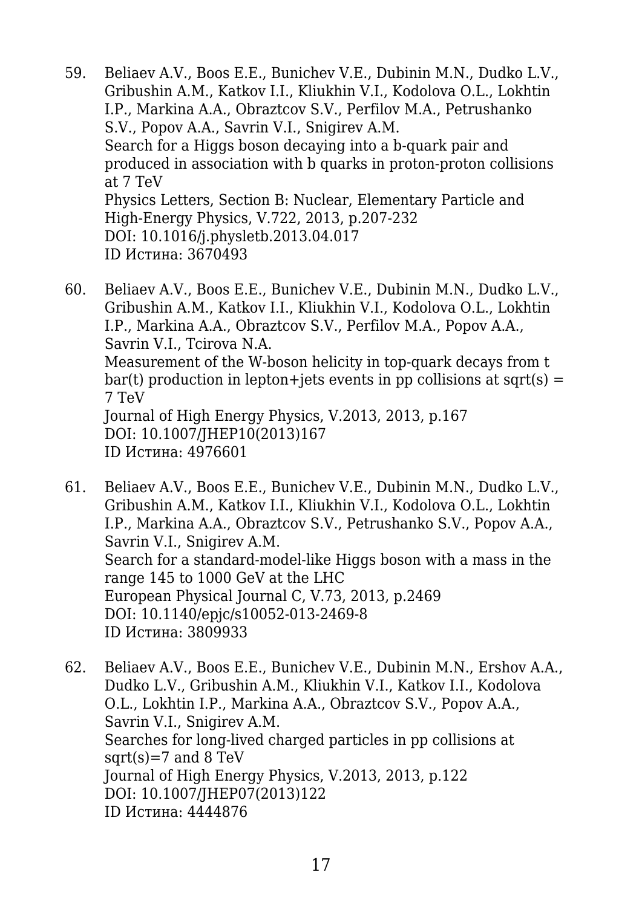59. Beliaev A.V., Boos E.E., Bunichev V.E., Dubinin M.N., Dudko L.V., Gribushin A.M., Katkov I.I., Kliukhin V.I., Kodolova O.L., Lokhtin I.P., Markina A.A., Obraztcov S.V., Perfilov M.A., Petrushanko S.V., Popov A.A., Savrin V.I., Snigirev A.M.
    Search for a Higgs boson decaying into a b-quark pair and produced in association with b quarks in proton-proton collisions at 7 TeV
    Physics Letters, Section B: Nuclear, Elementary Particle and High-Energy Physics, V.722, 2013, p.207-232
    DOI: 10.1016/j.physletb.2013.04.017
    ID Истина: 3670493

60. Beliaev A.V., Boos E.E., Bunichev V.E., Dubinin M.N., Dudko L.V., Gribushin A.M., Katkov I.I., Kliukhin V.I., Kodolova O.L., Lokhtin I.P., Markina A.A., Obraztcov S.V., Perfilov M.A., Popov A.A., Savrin V.I., Tcirova N.A.
    Measurement of the W-boson helicity in top-quark decays from t bar(t) production in lepton+jets events in pp collisions at sqrt(s) = 7 TeV
    Journal of High Energy Physics, V.2013, 2013, p.167
    DOI: 10.1007/JHEP10(2013)167
    ID Истина: 4976601

61. Beliaev A.V., Boos E.E., Bunichev V.E., Dubinin M.N., Dudko L.V., Gribushin A.M., Katkov I.I., Kliukhin V.I., Kodolova O.L., Lokhtin I.P., Markina A.A., Obraztcov S.V., Petrushanko S.V., Popov A.A., Savrin V.I., Snigirev A.M.
    Search for a standard-model-like Higgs boson with a mass in the range 145 to 1000 GeV at the LHC
    European Physical Journal C, V.73, 2013, p.2469
    DOI: 10.1140/epjc/s10052-013-2469-8
    ID Истина: 3809933

62. Beliaev A.V., Boos E.E., Bunichev V.E., Dubinin M.N., Ershov A.A., Dudko L.V., Gribushin A.M., Kliukhin V.I., Katkov I.I., Kodolova O.L., Lokhtin I.P., Markina A.A., Obraztcov S.V., Popov A.A., Savrin V.I., Snigirev A.M.
    Searches for long-lived charged particles in pp collisions at sqrt(s)=7 and 8 TeV
    Journal of High Energy Physics, V.2013, 2013, p.122
    DOI: 10.1007/JHEP07(2013)122
    ID Истина: 4444876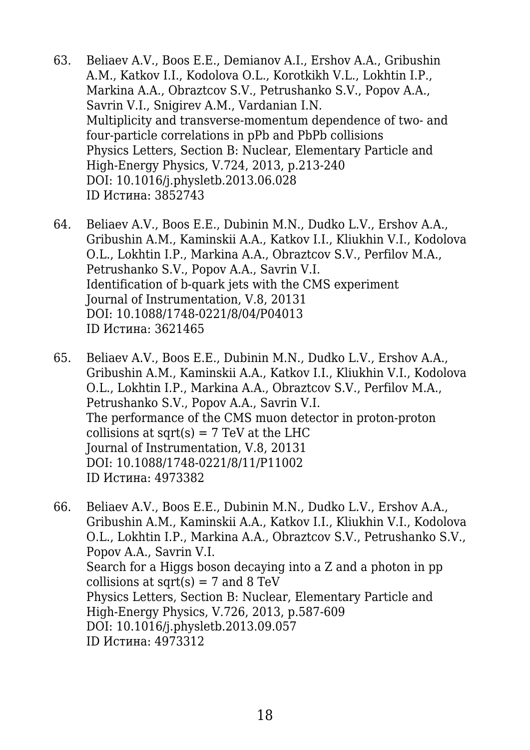63. Beliaev A.V., Boos E.E., Demianov A.I., Ershov A.A., Gribushin A.M., Katkov I.I., Kodolova O.L., Korotkikh V.L., Lokhtin I.P., Markina A.A., Obraztcov S.V., Petrushanko S.V., Popov A.A., Savrin V.I., Snigirev A.M., Vardanian I.N.
    Multiplicity and transverse-momentum dependence of two- and four-particle correlations in pPb and PbPb collisions
    Physics Letters, Section B: Nuclear, Elementary Particle and High-Energy Physics, V.724, 2013, p.213-240
    DOI: 10.1016/j.physletb.2013.06.028
    ID Истина: 3852743

64. Beliaev A.V., Boos E.E., Dubinin M.N., Dudko L.V., Ershov A.A., Gribushin A.M., Kaminskii A.A., Katkov I.I., Kliukhin V.I., Kodolova O.L., Lokhtin I.P., Markina A.A., Obraztcov S.V., Perfilov M.A., Petrushanko S.V., Popov A.A., Savrin V.I.
    Identification of b-quark jets with the CMS experiment
    Journal of Instrumentation, V.8, 20131
    DOI: 10.1088/1748-0221/8/04/P04013
    ID Истина: 3621465

65. Beliaev A.V., Boos E.E., Dubinin M.N., Dudko L.V., Ershov A.A., Gribushin A.M., Kaminskii A.A., Katkov I.I., Kliukhin V.I., Kodolova O.L., Lokhtin I.P., Markina A.A., Obraztcov S.V., Perfilov M.A., Petrushanko S.V., Popov A.A., Savrin V.I.
    The performance of the CMS muon detector in proton-proton collisions at sqrt(s) = 7 TeV at the LHC
    Journal of Instrumentation, V.8, 20131
    DOI: 10.1088/1748-0221/8/11/P11002
    ID Истина: 4973382

66. Beliaev A.V., Boos E.E., Dubinin M.N., Dudko L.V., Ershov A.A., Gribushin A.M., Kaminskii A.A., Katkov I.I., Kliukhin V.I., Kodolova O.L., Lokhtin I.P., Markina A.A., Obraztcov S.V., Petrushanko S.V., Popov A.A., Savrin V.I.
    Search for a Higgs boson decaying into a Z and a photon in pp collisions at sqrt(s) = 7 and 8 TeV
    Physics Letters, Section B: Nuclear, Elementary Particle and High-Energy Physics, V.726, 2013, p.587-609
    DOI: 10.1016/j.physletb.2013.09.057
    ID Истина: 4973312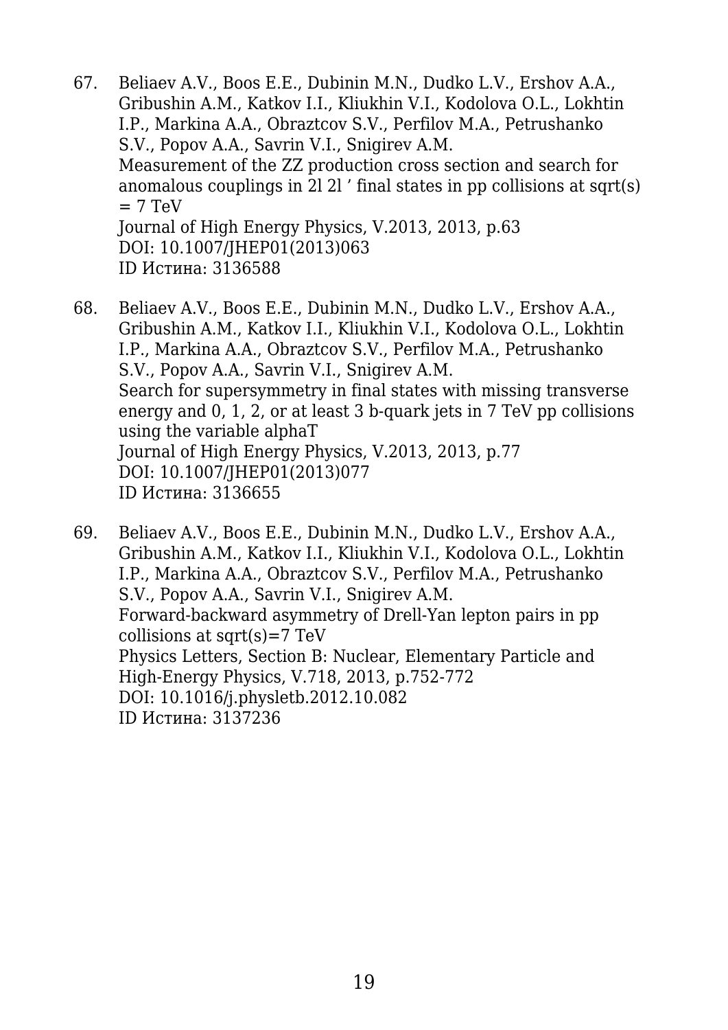67. Beliaev A.V., Boos E.E., Dubinin M.N., Dudko L.V., Ershov A.A., Gribushin A.M., Katkov I.I., Kliukhin V.I., Kodolova O.L., Lokhtin I.P., Markina A.A., Obraztcov S.V., Perfilov M.A., Petrushanko S.V., Popov A.A., Savrin V.I., Snigirev A.M.
    Measurement of the ZZ production cross section and search for anomalous couplings in 2l 2l ’ final states in pp collisions at sqrt(s) = 7 TeV
    Journal of High Energy Physics, V.2013, 2013, p.63
    DOI: 10.1007/JHEP01(2013)063
    ID Истина: 3136588

68. Beliaev A.V., Boos E.E., Dubinin M.N., Dudko L.V., Ershov A.A., Gribushin A.M., Katkov I.I., Kliukhin V.I., Kodolova O.L., Lokhtin I.P., Markina A.A., Obraztcov S.V., Perfilov M.A., Petrushanko S.V., Popov A.A., Savrin V.I., Snigirev A.M.
    Search for supersymmetry in final states with missing transverse energy and 0, 1, 2, or at least 3 b-quark jets in 7 TeV pp collisions using the variable alphaT
    Journal of High Energy Physics, V.2013, 2013, p.77
    DOI: 10.1007/JHEP01(2013)077
    ID Истина: 3136655

69. Beliaev A.V., Boos E.E., Dubinin M.N., Dudko L.V., Ershov A.A., Gribushin A.M., Katkov I.I., Kliukhin V.I., Kodolova O.L., Lokhtin I.P., Markina A.A., Obraztcov S.V., Perfilov M.A., Petrushanko S.V., Popov A.A., Savrin V.I., Snigirev A.M.
    Forward-backward asymmetry of Drell-Yan lepton pairs in pp collisions at sqrt(s)=7 TeV
    Physics Letters, Section B: Nuclear, Elementary Particle and High-Energy Physics, V.718, 2013, p.752-772
    DOI: 10.1016/j.physletb.2012.10.082
    ID Истина: 3137236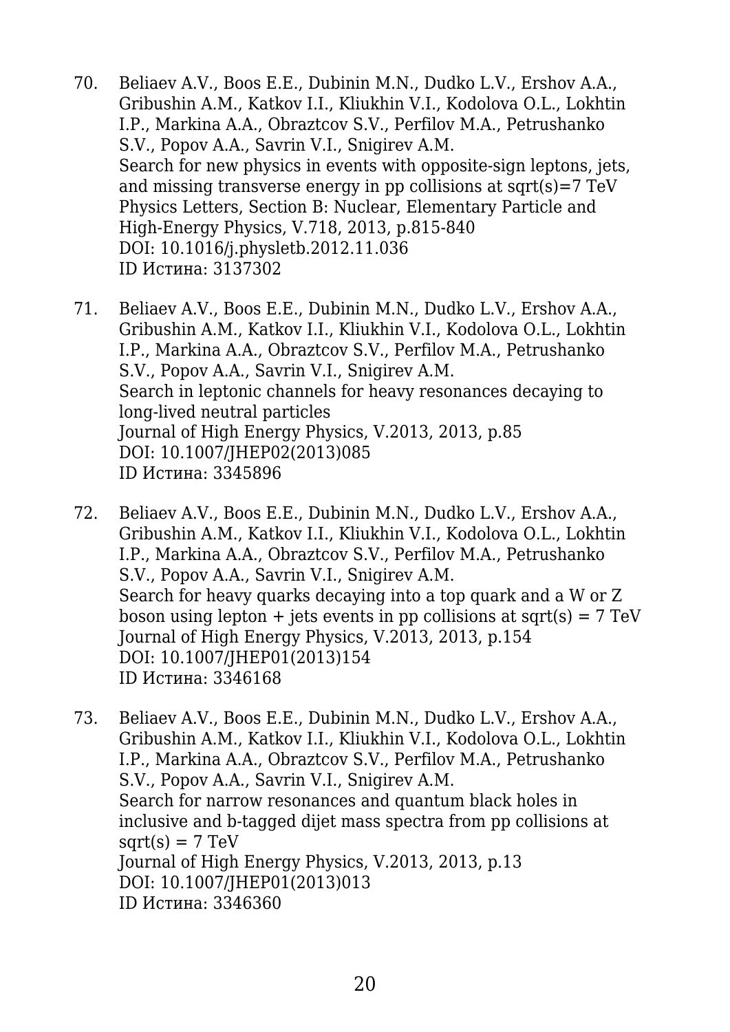70. Beliaev A.V., Boos E.E., Dubinin M.N., Dudko L.V., Ershov A.A., Gribushin A.M., Katkov I.I., Kliukhin V.I., Kodolova O.L., Lokhtin I.P., Markina A.A., Obraztcov S.V., Perfilov M.A., Petrushanko S.V., Popov A.A., Savrin V.I., Snigirev A.M.
    Search for new physics in events with opposite-sign leptons, jets, and missing transverse energy in pp collisions at sqrt(s)=7 TeV
    Physics Letters, Section B: Nuclear, Elementary Particle and High-Energy Physics, V.718, 2013, p.815-840
    DOI: 10.1016/j.physletb.2012.11.036
    ID Истина: 3137302

71. Beliaev A.V., Boos E.E., Dubinin M.N., Dudko L.V., Ershov A.A., Gribushin A.M., Katkov I.I., Kliukhin V.I., Kodolova O.L., Lokhtin I.P., Markina A.A., Obraztcov S.V., Perfilov M.A., Petrushanko S.V., Popov A.A., Savrin V.I., Snigirev A.M.
    Search in leptonic channels for heavy resonances decaying to long-lived neutral particles
    Journal of High Energy Physics, V.2013, 2013, p.85
    DOI: 10.1007/JHEP02(2013)085
    ID Истина: 3345896

72. Beliaev A.V., Boos E.E., Dubinin M.N., Dudko L.V., Ershov A.A., Gribushin A.M., Katkov I.I., Kliukhin V.I., Kodolova O.L., Lokhtin I.P., Markina A.A., Obraztcov S.V., Perfilov M.A., Petrushanko S.V., Popov A.A., Savrin V.I., Snigirev A.M.
    Search for heavy quarks decaying into a top quark and a W or Z boson using lepton + jets events in pp collisions at sqrt(s) = 7 TeV
    Journal of High Energy Physics, V.2013, 2013, p.154
    DOI: 10.1007/JHEP01(2013)154
    ID Истина: 3346168

73. Beliaev A.V., Boos E.E., Dubinin M.N., Dudko L.V., Ershov A.A., Gribushin A.M., Katkov I.I., Kliukhin V.I., Kodolova O.L., Lokhtin I.P., Markina A.A., Obraztcov S.V., Perfilov M.A., Petrushanko S.V., Popov A.A., Savrin V.I., Snigirev A.M.
    Search for narrow resonances and quantum black holes in inclusive and b-tagged dijet mass spectra from pp collisions at sqrt(s) = 7 TeV
    Journal of High Energy Physics, V.2013, 2013, p.13
    DOI: 10.1007/JHEP01(2013)013
    ID Истина: 3346360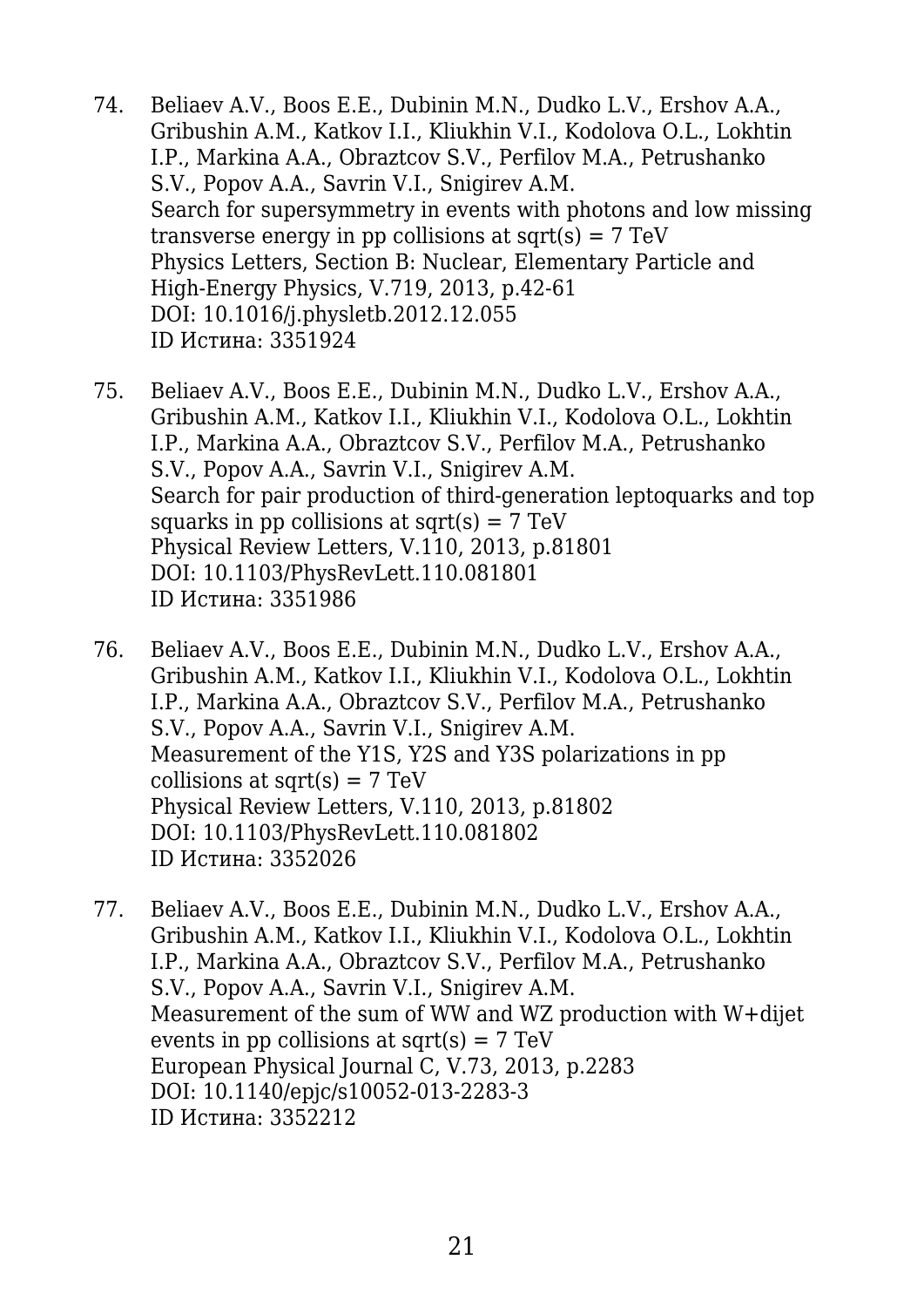74. Beliaev A.V., Boos E.E., Dubinin M.N., Dudko L.V., Ershov A.A., Gribushin A.M., Katkov I.I., Kliukhin V.I., Kodolova O.L., Lokhtin I.P., Markina A.A., Obraztcov S.V., Perfilov M.A., Petrushanko S.V., Popov A.A., Savrin V.I., Snigirev A.M.
    Search for supersymmetry in events with photons and low missing transverse energy in pp collisions at sqrt(s) = 7 TeV
    Physics Letters, Section B: Nuclear, Elementary Particle and High-Energy Physics, V.719, 2013, p.42-61
    DOI: 10.1016/j.physletb.2012.12.055
    ID Истина: 3351924

75. Beliaev A.V., Boos E.E., Dubinin M.N., Dudko L.V., Ershov A.A., Gribushin A.M., Katkov I.I., Kliukhin V.I., Kodolova O.L., Lokhtin I.P., Markina A.A., Obraztcov S.V., Perfilov M.A., Petrushanko S.V., Popov A.A., Savrin V.I., Snigirev A.M.
    Search for pair production of third-generation leptoquarks and top squarks in pp collisions at sqrt(s) = 7 TeV
    Physical Review Letters, V.110, 2013, p.81801
    DOI: 10.1103/PhysRevLett.110.081801
    ID Истина: 3351986

76. Beliaev A.V., Boos E.E., Dubinin M.N., Dudko L.V., Ershov A.A., Gribushin A.M., Katkov I.I., Kliukhin V.I., Kodolova O.L., Lokhtin I.P., Markina A.A., Obraztcov S.V., Perfilov M.A., Petrushanko S.V., Popov A.A., Savrin V.I., Snigirev A.M.
    Measurement of the Y1S, Y2S and Y3S polarizations in pp collisions at sqrt(s) = 7 TeV
    Physical Review Letters, V.110, 2013, p.81802
    DOI: 10.1103/PhysRevLett.110.081802
    ID Истина: 3352026

77. Beliaev A.V., Boos E.E., Dubinin M.N., Dudko L.V., Ershov A.A., Gribushin A.M., Katkov I.I., Kliukhin V.I., Kodolova O.L., Lokhtin I.P., Markina A.A., Obraztcov S.V., Perfilov M.A., Petrushanko S.V., Popov A.A., Savrin V.I., Snigirev A.M.
    Measurement of the sum of WW and WZ production with W+dijet events in pp collisions at sqrt(s) = 7 TeV
    European Physical Journal C, V.73, 2013, p.2283
    DOI: 10.1140/epjc/s10052-013-2283-3
    ID Истина: 3352212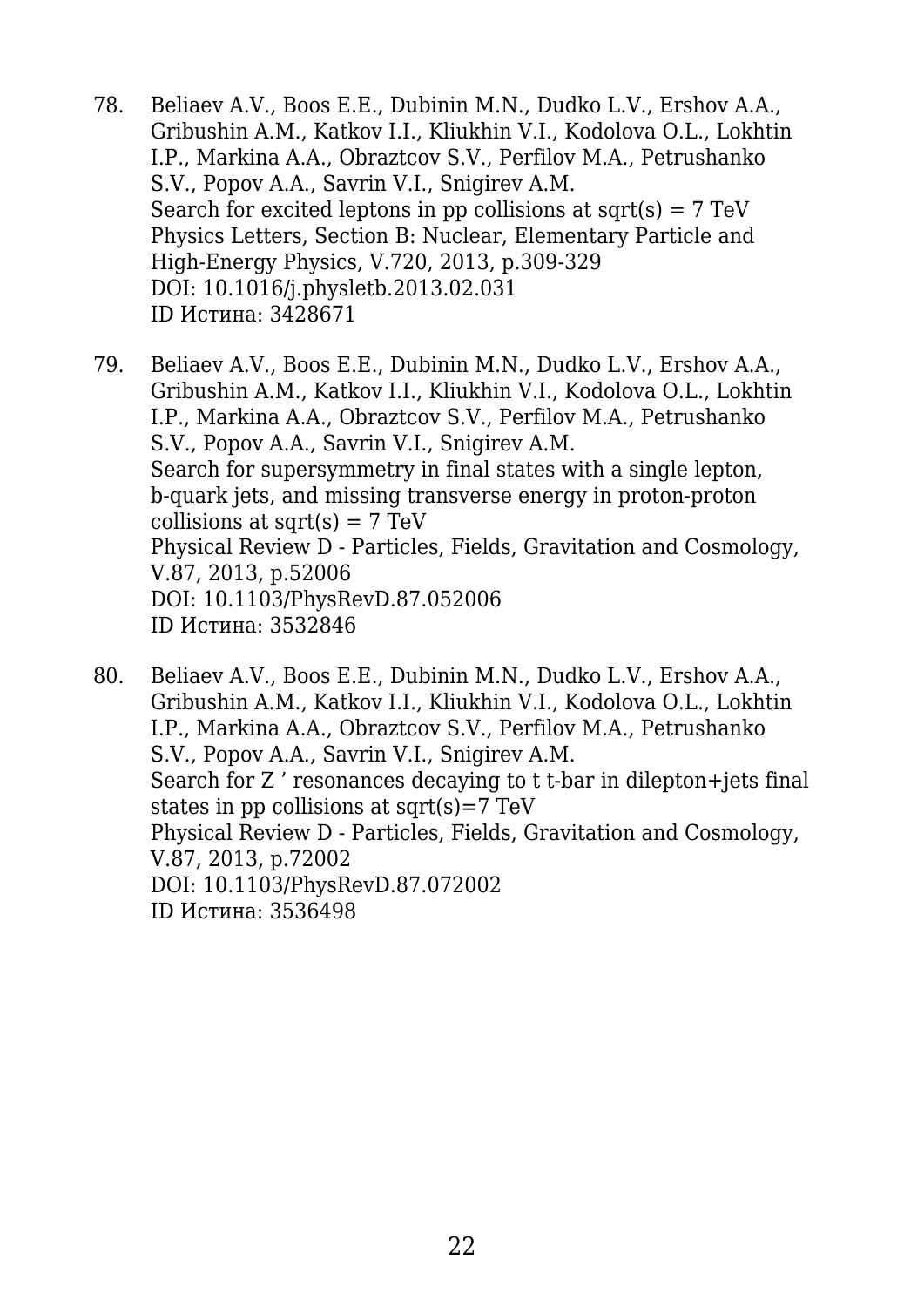78. Beliaev A.V., Boos E.E., Dubinin M.N., Dudko L.V., Ershov A.A., Gribushin A.M., Katkov I.I., Kliukhin V.I., Kodolova O.L., Lokhtin I.P., Markina A.A., Obraztcov S.V., Perfilov M.A., Petrushanko S.V., Popov A.A., Savrin V.I., Snigirev A.M.
    Search for excited leptons in pp collisions at sqrt(s) = 7 TeV
    Physics Letters, Section B: Nuclear, Elementary Particle and High-Energy Physics, V.720, 2013, p.309-329
    DOI: 10.1016/j.physletb.2013.02.031
    ID Истина: 3428671

79. Beliaev A.V., Boos E.E., Dubinin M.N., Dudko L.V., Ershov A.A., Gribushin A.M., Katkov I.I., Kliukhin V.I., Kodolova O.L., Lokhtin I.P., Markina A.A., Obraztcov S.V., Perfilov M.A., Petrushanko S.V., Popov A.A., Savrin V.I., Snigirev A.M.
    Search for supersymmetry in final states with a single lepton, b-quark jets, and missing transverse energy in proton-proton collisions at sqrt(s) = 7 TeV
    Physical Review D - Particles, Fields, Gravitation and Cosmology, V.87, 2013, p.52006
    DOI: 10.1103/PhysRevD.87.052006
    ID Истина: 3532846

80. Beliaev A.V., Boos E.E., Dubinin M.N., Dudko L.V., Ershov A.A., Gribushin A.M., Katkov I.I., Kliukhin V.I., Kodolova O.L., Lokhtin I.P., Markina A.A., Obraztcov S.V., Perfilov M.A., Petrushanko S.V., Popov A.A., Savrin V.I., Snigirev A.M.
    Search for Z ’ resonances decaying to t t-bar in dilepton+jets final states in pp collisions at sqrt(s)=7 TeV
    Physical Review D - Particles, Fields, Gravitation and Cosmology, V.87, 2013, p.72002
    DOI: 10.1103/PhysRevD.87.072002
    ID Истина: 3536498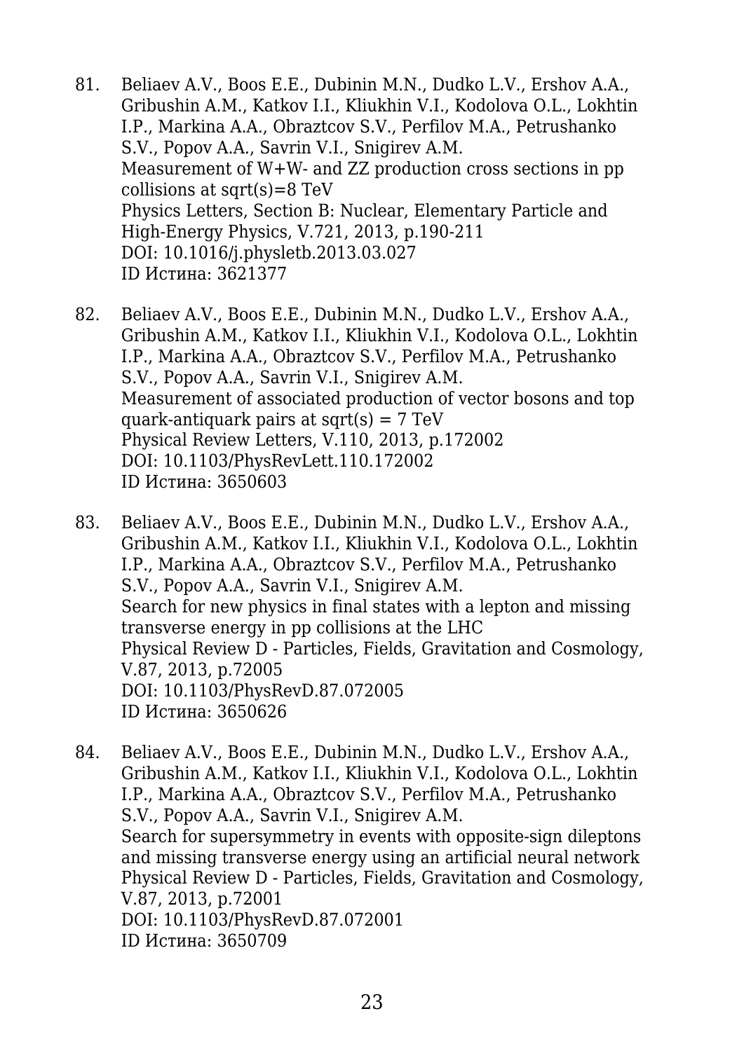81. Beliaev A.V., Boos E.E., Dubinin M.N., Dudko L.V., Ershov A.A., Gribushin A.M., Katkov I.I., Kliukhin V.I., Kodolova O.L., Lokhtin I.P., Markina A.A., Obraztcov S.V., Perfilov M.A., Petrushanko S.V., Popov A.A., Savrin V.I., Snigirev A.M.
    Measurement of W+W- and ZZ production cross sections in pp collisions at sqrt(s)=8 TeV
    Physics Letters, Section B: Nuclear, Elementary Particle and High-Energy Physics, V.721, 2013, p.190-211
    DOI: 10.1016/j.physletb.2013.03.027
    ID Истина: 3621377

82. Beliaev A.V., Boos E.E., Dubinin M.N., Dudko L.V., Ershov A.A., Gribushin A.M., Katkov I.I., Kliukhin V.I., Kodolova O.L., Lokhtin I.P., Markina A.A., Obraztcov S.V., Perfilov M.A., Petrushanko S.V., Popov A.A., Savrin V.I., Snigirev A.M.
    Measurement of associated production of vector bosons and top quark-antiquark pairs at sqrt(s) = 7 TeV
    Physical Review Letters, V.110, 2013, p.172002
    DOI: 10.1103/PhysRevLett.110.172002
    ID Истина: 3650603

83. Beliaev A.V., Boos E.E., Dubinin M.N., Dudko L.V., Ershov A.A., Gribushin A.M., Katkov I.I., Kliukhin V.I., Kodolova O.L., Lokhtin I.P., Markina A.A., Obraztcov S.V., Perfilov M.A., Petrushanko S.V., Popov A.A., Savrin V.I., Snigirev A.M.
    Search for new physics in final states with a lepton and missing transverse energy in pp collisions at the LHC
    Physical Review D - Particles, Fields, Gravitation and Cosmology, V.87, 2013, p.72005
    DOI: 10.1103/PhysRevD.87.072005
    ID Истина: 3650626

84. Beliaev A.V., Boos E.E., Dubinin M.N., Dudko L.V., Ershov A.A., Gribushin A.M., Katkov I.I., Kliukhin V.I., Kodolova O.L., Lokhtin I.P., Markina A.A., Obraztcov S.V., Perfilov M.A., Petrushanko S.V., Popov A.A., Savrin V.I., Snigirev A.M.
    Search for supersymmetry in events with opposite-sign dileptons and missing transverse energy using an artificial neural network
    Physical Review D - Particles, Fields, Gravitation and Cosmology, V.87, 2013, p.72001
    DOI: 10.1103/PhysRevD.87.072001
    ID Истина: 3650709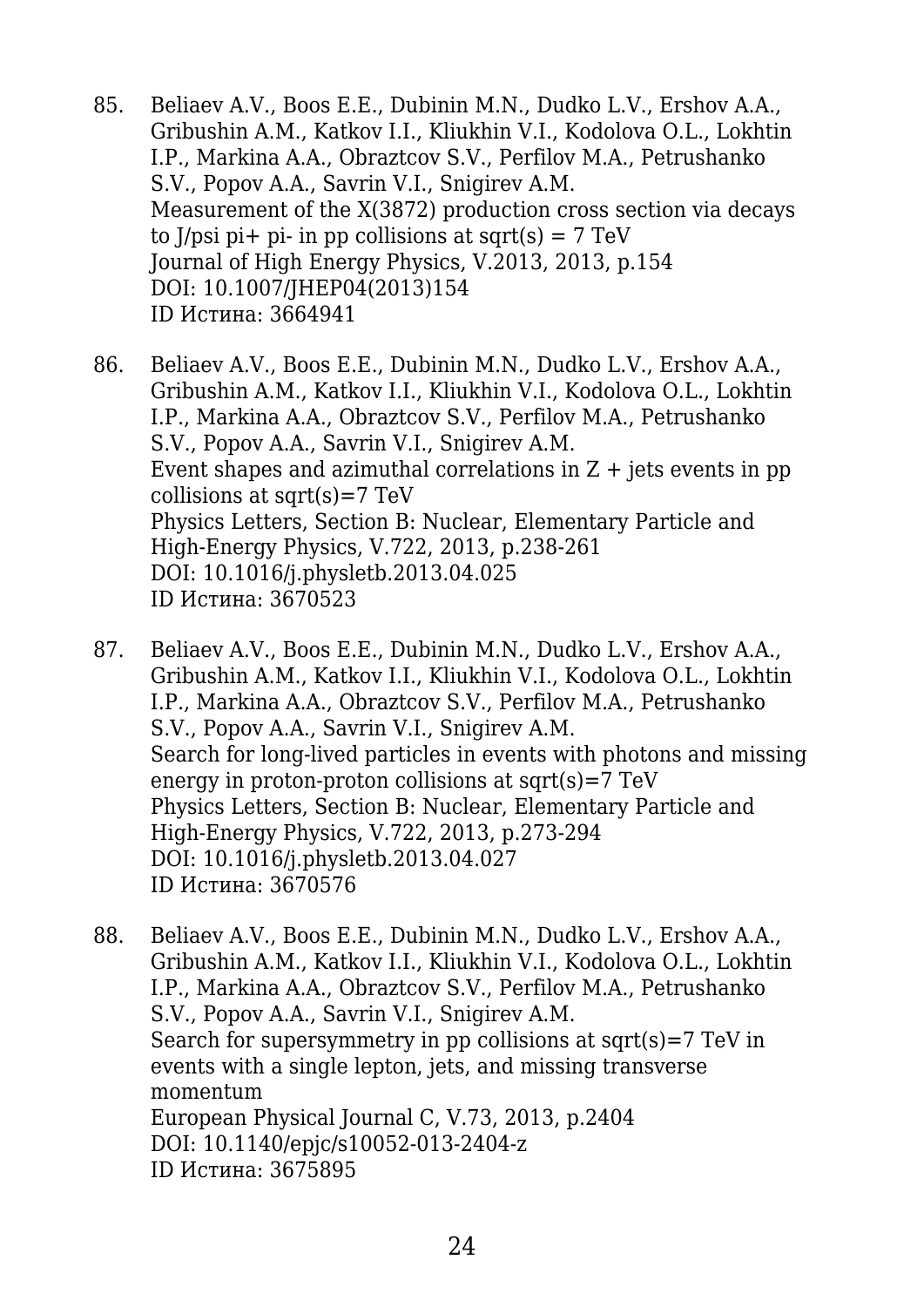85. Beliaev A.V., Boos E.E., Dubinin M.N., Dudko L.V., Ershov A.A., Gribushin A.M., Katkov I.I., Kliukhin V.I., Kodolova O.L., Lokhtin I.P., Markina A.A., Obraztcov S.V., Perfilov M.A., Petrushanko S.V., Popov A.A., Savrin V.I., Snigirev A.M.
    Measurement of the X(3872) production cross section via decays to J/psi pi+ pi- in pp collisions at sqrt(s) = 7 TeV
    Journal of High Energy Physics, V.2013, 2013, p.154
    DOI: 10.1007/JHEP04(2013)154
    ID Истина: 3664941

86. Beliaev A.V., Boos E.E., Dubinin M.N., Dudko L.V., Ershov A.A., Gribushin A.M., Katkov I.I., Kliukhin V.I., Kodolova O.L., Lokhtin I.P., Markina A.A., Obraztcov S.V., Perfilov M.A., Petrushanko S.V., Popov A.A., Savrin V.I., Snigirev A.M.
    Event shapes and azimuthal correlations in Z + jets events in pp collisions at sqrt(s)=7 TeV
    Physics Letters, Section B: Nuclear, Elementary Particle and High-Energy Physics, V.722, 2013, p.238-261
    DOI: 10.1016/j.physletb.2013.04.025
    ID Истина: 3670523

87. Beliaev A.V., Boos E.E., Dubinin M.N., Dudko L.V., Ershov A.A., Gribushin A.M., Katkov I.I., Kliukhin V.I., Kodolova O.L., Lokhtin I.P., Markina A.A., Obraztcov S.V., Perfilov M.A., Petrushanko S.V., Popov A.A., Savrin V.I., Snigirev A.M.
    Search for long-lived particles in events with photons and missing energy in proton-proton collisions at sqrt(s)=7 TeV
    Physics Letters, Section B: Nuclear, Elementary Particle and High-Energy Physics, V.722, 2013, p.273-294
    DOI: 10.1016/j.physletb.2013.04.027
    ID Истина: 3670576

88. Beliaev A.V., Boos E.E., Dubinin M.N., Dudko L.V., Ershov A.A., Gribushin A.M., Katkov I.I., Kliukhin V.I., Kodolova O.L., Lokhtin I.P., Markina A.A., Obraztcov S.V., Perfilov M.A., Petrushanko S.V., Popov A.A., Savrin V.I., Snigirev A.M.
    Search for supersymmetry in pp collisions at sqrt(s)=7 TeV in events with a single lepton, jets, and missing transverse momentum
    European Physical Journal C, V.73, 2013, p.2404
    DOI: 10.1140/epjc/s10052-013-2404-z
    ID Истина: 3675895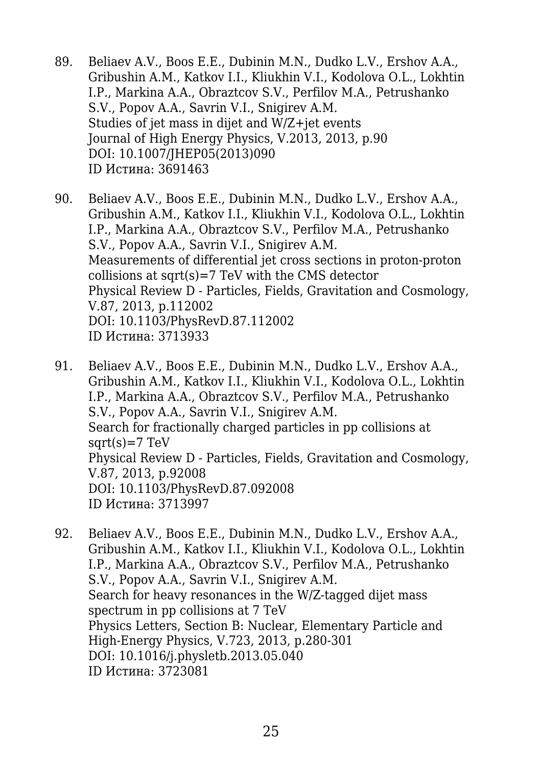89. Beliaev A.V., Boos E.E., Dubinin M.N., Dudko L.V., Ershov A.A., Gribushin A.M., Katkov I.I., Kliukhin V.I., Kodolova O.L., Lokhtin I.P., Markina A.A., Obraztcov S.V., Perfilov M.A., Petrushanko S.V., Popov A.A., Savrin V.I., Snigirev A.M.
    Studies of jet mass in dijet and W/Z+jet events
    Journal of High Energy Physics, V.2013, 2013, p.90
    DOI: 10.1007/JHEP05(2013)090
    ID Истина: 3691463

90. Beliaev A.V., Boos E.E., Dubinin M.N., Dudko L.V., Ershov A.A., Gribushin A.M., Katkov I.I., Kliukhin V.I., Kodolova O.L., Lokhtin I.P., Markina A.A., Obraztcov S.V., Perfilov M.A., Petrushanko S.V., Popov A.A., Savrin V.I., Snigirev A.M.
    Measurements of differential jet cross sections in proton-proton collisions at sqrt(s)=7 TeV with the CMS detector
    Physical Review D - Particles, Fields, Gravitation and Cosmology, V.87, 2013, p.112002
    DOI: 10.1103/PhysRevD.87.112002
    ID Истина: 3713933

91. Beliaev A.V., Boos E.E., Dubinin M.N., Dudko L.V., Ershov A.A., Gribushin A.M., Katkov I.I., Kliukhin V.I., Kodolova O.L., Lokhtin I.P., Markina A.A., Obraztcov S.V., Perfilov M.A., Petrushanko S.V., Popov A.A., Savrin V.I., Snigirev A.M.
    Search for fractionally charged particles in pp collisions at sqrt(s)=7 TeV
    Physical Review D - Particles, Fields, Gravitation and Cosmology, V.87, 2013, p.92008
    DOI: 10.1103/PhysRevD.87.092008
    ID Истина: 3713997

92. Beliaev A.V., Boos E.E., Dubinin M.N., Dudko L.V., Ershov A.A., Gribushin A.M., Katkov I.I., Kliukhin V.I., Kodolova O.L., Lokhtin I.P., Markina A.A., Obraztcov S.V., Perfilov M.A., Petrushanko S.V., Popov A.A., Savrin V.I., Snigirev A.M.
    Search for heavy resonances in the W/Z-tagged dijet mass spectrum in pp collisions at 7 TeV
    Physics Letters, Section B: Nuclear, Elementary Particle and High-Energy Physics, V.723, 2013, p.280-301
    DOI: 10.1016/j.physletb.2013.05.040
    ID Истина: 3723081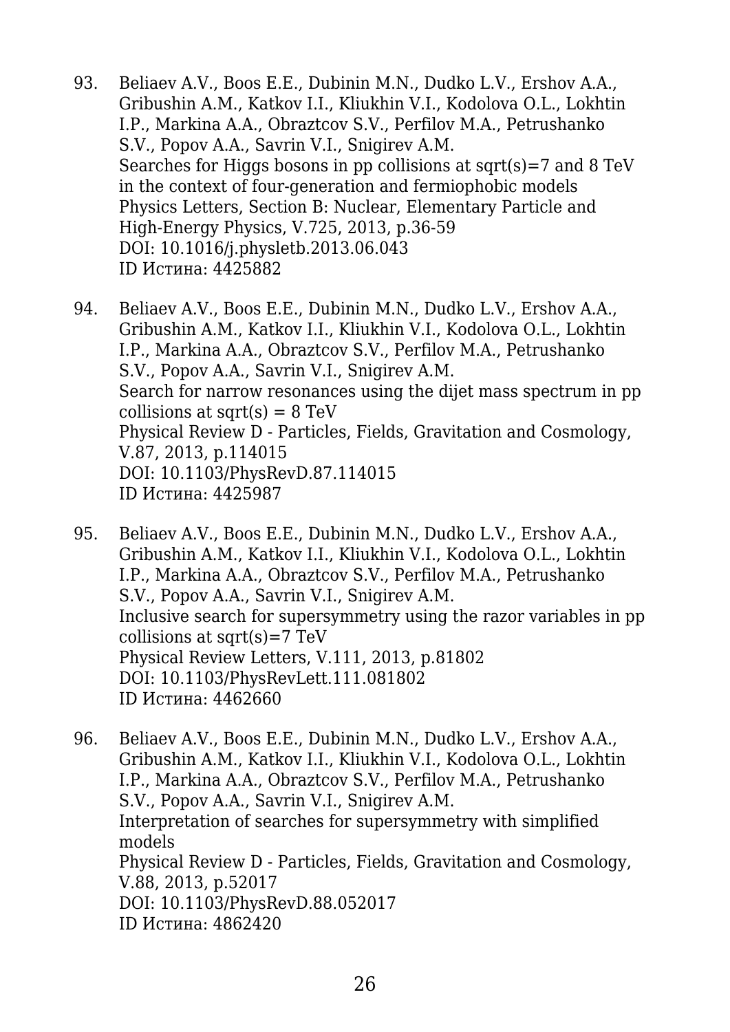93. Beliaev A.V., Boos E.E., Dubinin M.N., Dudko L.V., Ershov A.A., Gribushin A.M., Katkov I.I., Kliukhin V.I., Kodolova O.L., Lokhtin I.P., Markina A.A., Obraztcov S.V., Perfilov M.A., Petrushanko S.V., Popov A.A., Savrin V.I., Snigirev A.M.
    Searches for Higgs bosons in pp collisions at sqrt(s)=7 and 8 TeV in the context of four-generation and fermiophobic models
    Physics Letters, Section B: Nuclear, Elementary Particle and High-Energy Physics, V.725, 2013, p.36-59
    DOI: 10.1016/j.physletb.2013.06.043
    ID Истина: 4425882

94. Beliaev A.V., Boos E.E., Dubinin M.N., Dudko L.V., Ershov A.A., Gribushin A.M., Katkov I.I., Kliukhin V.I., Kodolova O.L., Lokhtin I.P., Markina A.A., Obraztcov S.V., Perfilov M.A., Petrushanko S.V., Popov A.A., Savrin V.I., Snigirev A.M.
    Search for narrow resonances using the dijet mass spectrum in pp collisions at sqrt(s) = 8 TeV
    Physical Review D - Particles, Fields, Gravitation and Cosmology, V.87, 2013, p.114015
    DOI: 10.1103/PhysRevD.87.114015
    ID Истина: 4425987

95. Beliaev A.V., Boos E.E., Dubinin M.N., Dudko L.V., Ershov A.A., Gribushin A.M., Katkov I.I., Kliukhin V.I., Kodolova O.L., Lokhtin I.P., Markina A.A., Obraztcov S.V., Perfilov M.A., Petrushanko S.V., Popov A.A., Savrin V.I., Snigirev A.M.
    Inclusive search for supersymmetry using the razor variables in pp collisions at sqrt(s)=7 TeV
    Physical Review Letters, V.111, 2013, p.81802
    DOI: 10.1103/PhysRevLett.111.081802
    ID Истина: 4462660

96. Beliaev A.V., Boos E.E., Dubinin M.N., Dudko L.V., Ershov A.A., Gribushin A.M., Katkov I.I., Kliukhin V.I., Kodolova O.L., Lokhtin I.P., Markina A.A., Obraztcov S.V., Perfilov M.A., Petrushanko S.V., Popov A.A., Savrin V.I., Snigirev A.M.
    Interpretation of searches for supersymmetry with simplified models
    Physical Review D - Particles, Fields, Gravitation and Cosmology, V.88, 2013, p.52017
    DOI: 10.1103/PhysRevD.88.052017
    ID Истина: 4862420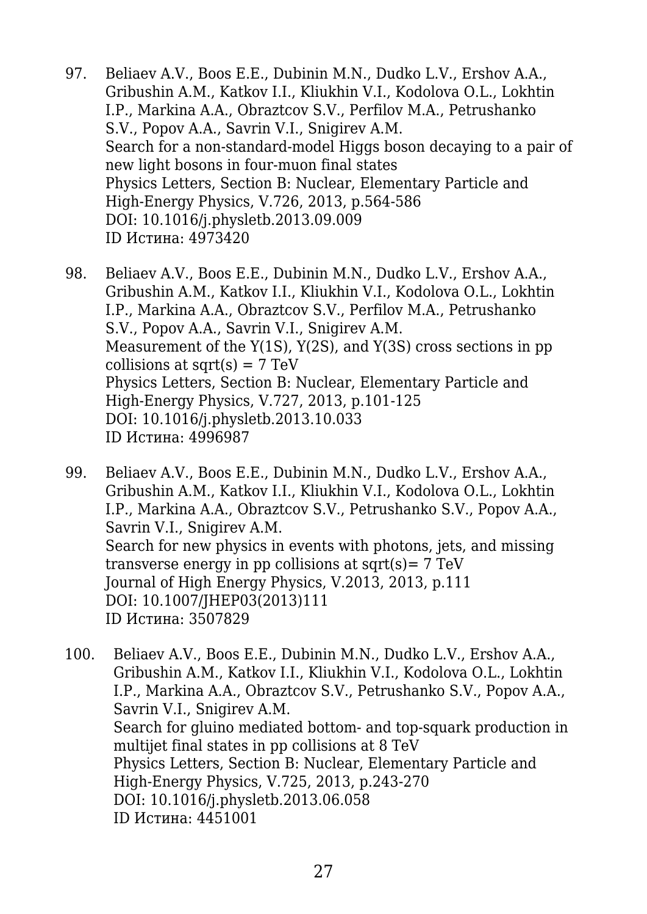97. Beliaev A.V., Boos E.E., Dubinin M.N., Dudko L.V., Ershov A.A., Gribushin A.M., Katkov I.I., Kliukhin V.I., Kodolova O.L., Lokhtin I.P., Markina A.A., Obraztcov S.V., Perfilov M.A., Petrushanko S.V., Popov A.A., Savrin V.I., Snigirev A.M.
    Search for a non-standard-model Higgs boson decaying to a pair of new light bosons in four-muon final states
    Physics Letters, Section B: Nuclear, Elementary Particle and High-Energy Physics, V.726, 2013, p.564-586
    DOI: 10.1016/j.physletb.2013.09.009
    ID Истина: 4973420

98. Beliaev A.V., Boos E.E., Dubinin M.N., Dudko L.V., Ershov A.A., Gribushin A.M., Katkov I.I., Kliukhin V.I., Kodolova O.L., Lokhtin I.P., Markina A.A., Obraztcov S.V., Perfilov M.A., Petrushanko S.V., Popov A.A., Savrin V.I., Snigirev A.M.
    Measurement of the Y(1S), Y(2S), and Y(3S) cross sections in pp collisions at sqrt(s) = 7 TeV
    Physics Letters, Section B: Nuclear, Elementary Particle and High-Energy Physics, V.727, 2013, p.101-125
    DOI: 10.1016/j.physletb.2013.10.033
    ID Истина: 4996987

99. Beliaev A.V., Boos E.E., Dubinin M.N., Dudko L.V., Ershov A.A., Gribushin A.M., Katkov I.I., Kliukhin V.I., Kodolova O.L., Lokhtin I.P., Markina A.A., Obraztcov S.V., Petrushanko S.V., Popov A.A., Savrin V.I., Snigirev A.M.
    Search for new physics in events with photons, jets, and missing transverse energy in pp collisions at sqrt(s)= 7 TeV
    Journal of High Energy Physics, V.2013, 2013, p.111
    DOI: 10.1007/JHEP03(2013)111
    ID Истина: 3507829

100. Beliaev A.V., Boos E.E., Dubinin M.N., Dudko L.V., Ershov A.A., Gribushin A.M., Katkov I.I., Kliukhin V.I., Kodolova O.L., Lokhtin I.P., Markina A.A., Obraztcov S.V., Petrushanko S.V., Popov A.A., Savrin V.I., Snigirev A.M.
    Search for gluino mediated bottom- and top-squark production in multijet final states in pp collisions at 8 TeV
    Physics Letters, Section B: Nuclear, Elementary Particle and High-Energy Physics, V.725, 2013, p.243-270
    DOI: 10.1016/j.physletb.2013.06.058
    ID Истина: 4451001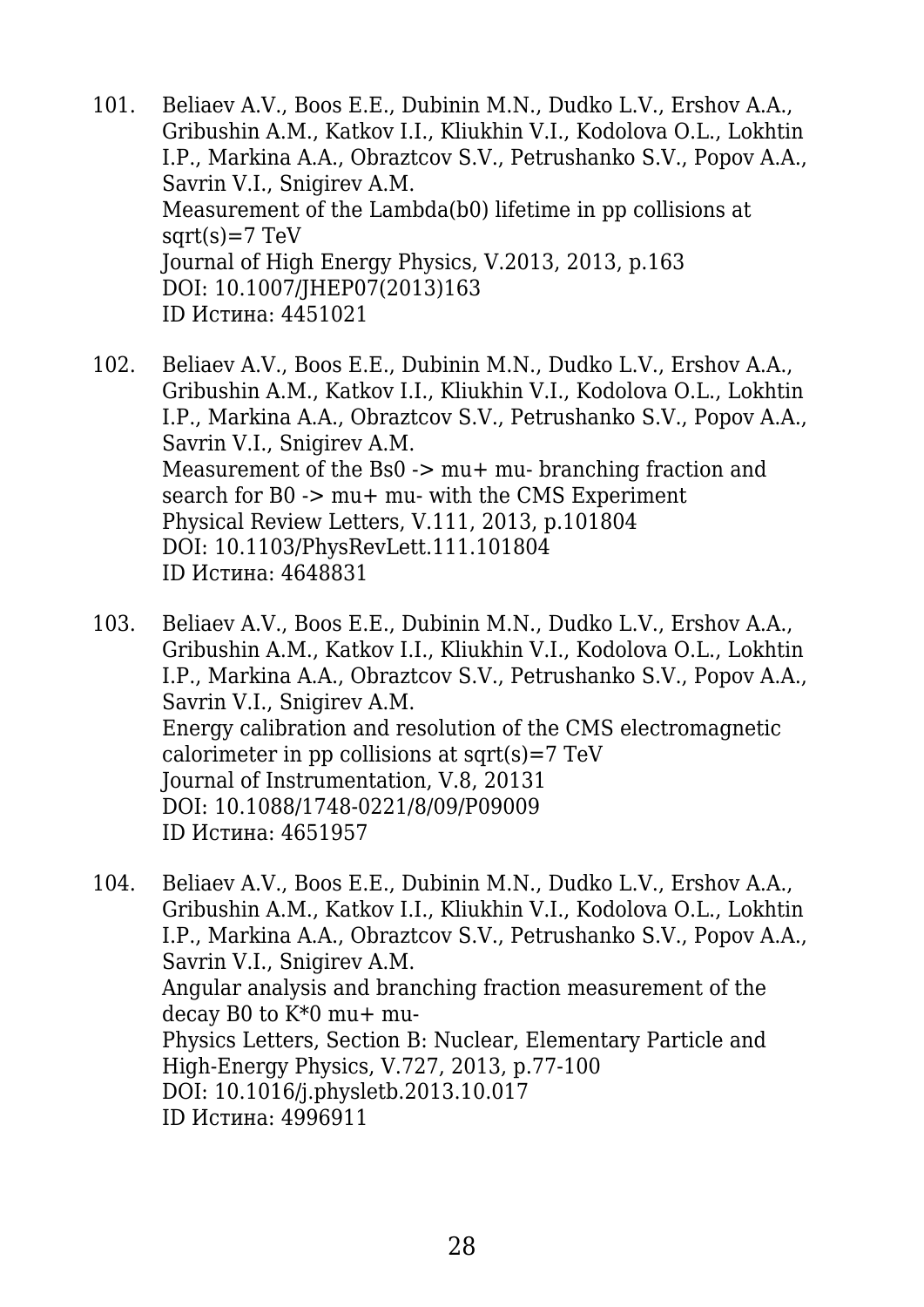101. Beliaev A.V., Boos E.E., Dubinin M.N., Dudko L.V., Ershov A.A., Gribushin A.M., Katkov I.I., Kliukhin V.I., Kodolova O.L., Lokhtin I.P., Markina A.A., Obraztcov S.V., Petrushanko S.V., Popov A.A., Savrin V.I., Snigirev A.M.
Measurement of the Lambda(b0) lifetime in pp collisions at sqrt(s)=7 TeV
Journal of High Energy Physics, V.2013, 2013, p.163
DOI: 10.1007/JHEP07(2013)163
ID Истина: 4451021

102. Beliaev A.V., Boos E.E., Dubinin M.N., Dudko L.V., Ershov A.A., Gribushin A.M., Katkov I.I., Kliukhin V.I., Kodolova O.L., Lokhtin I.P., Markina A.A., Obraztcov S.V., Petrushanko S.V., Popov A.A., Savrin V.I., Snigirev A.M.
Measurement of the Bs0 -> mu+ mu- branching fraction and search for B0 -> mu+ mu- with the CMS Experiment
Physical Review Letters, V.111, 2013, p.101804
DOI: 10.1103/PhysRevLett.111.101804
ID Истина: 4648831

103. Beliaev A.V., Boos E.E., Dubinin M.N., Dudko L.V., Ershov A.A., Gribushin A.M., Katkov I.I., Kliukhin V.I., Kodolova O.L., Lokhtin I.P., Markina A.A., Obraztcov S.V., Petrushanko S.V., Popov A.A., Savrin V.I., Snigirev A.M.
Energy calibration and resolution of the CMS electromagnetic calorimeter in pp collisions at sqrt(s)=7 TeV
Journal of Instrumentation, V.8, 20131
DOI: 10.1088/1748-0221/8/09/P09009
ID Истина: 4651957

104. Beliaev A.V., Boos E.E., Dubinin M.N., Dudko L.V., Ershov A.A., Gribushin A.M., Katkov I.I., Kliukhin V.I., Kodolova O.L., Lokhtin I.P., Markina A.A., Obraztcov S.V., Petrushanko S.V., Popov A.A., Savrin V.I., Snigirev A.M.
Angular analysis and branching fraction measurement of the decay B0 to K*0 mu+ mu-
Physics Letters, Section B: Nuclear, Elementary Particle and High-Energy Physics, V.727, 2013, p.77-100
DOI: 10.1016/j.physletb.2013.10.017
ID Истина: 4996911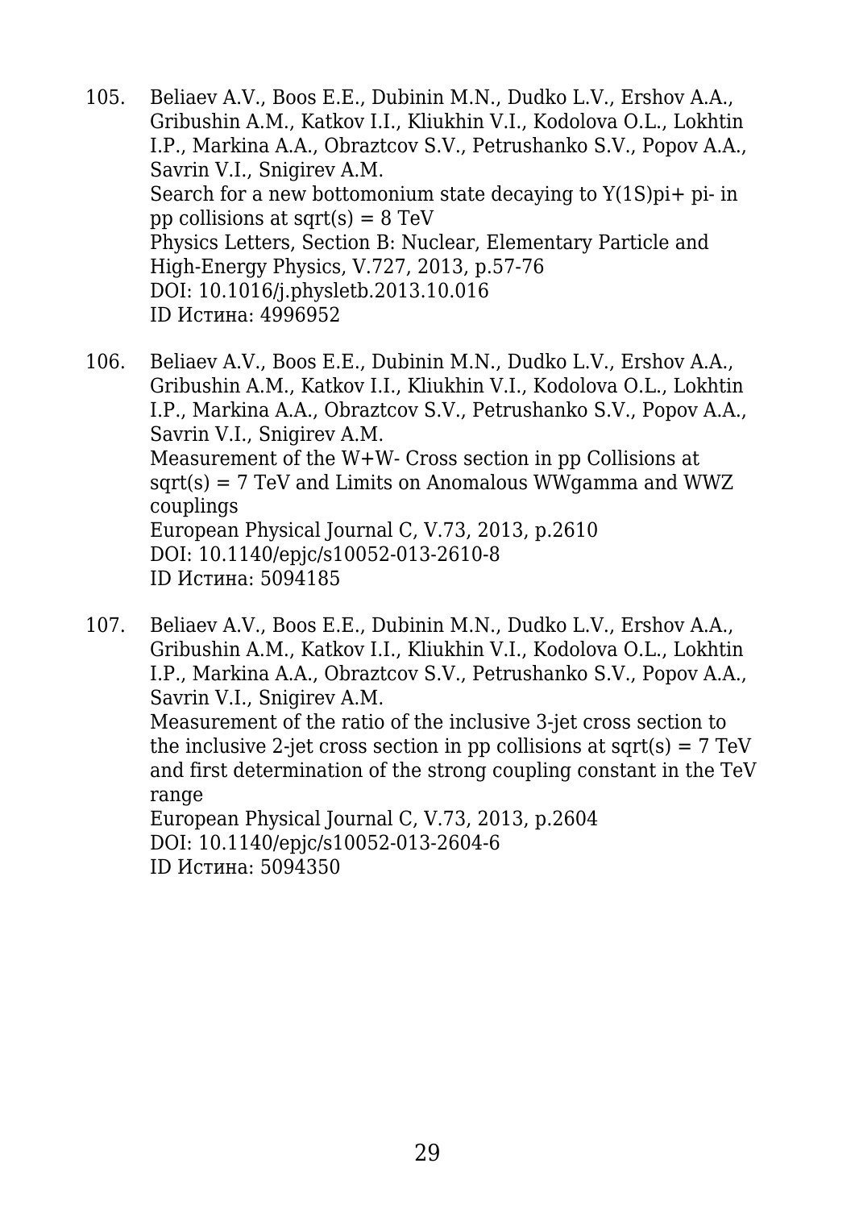105. Beliaev A.V., Boos E.E., Dubinin M.N., Dudko L.V., Ershov A.A., Gribushin A.M., Katkov I.I., Kliukhin V.I., Kodolova O.L., Lokhtin I.P., Markina A.A., Obraztcov S.V., Petrushanko S.V., Popov A.A., Savrin V.I., Snigirev A.M.
Search for a new bottomonium state decaying to Y(1S)pi+ pi- in pp collisions at sqrt(s) = 8 TeV
Physics Letters, Section B: Nuclear, Elementary Particle and High-Energy Physics, V.727, 2013, p.57-76
DOI: 10.1016/j.physletb.2013.10.016
ID Истина: 4996952

106. Beliaev A.V., Boos E.E., Dubinin M.N., Dudko L.V., Ershov A.A., Gribushin A.M., Katkov I.I., Kliukhin V.I., Kodolova O.L., Lokhtin I.P., Markina A.A., Obraztcov S.V., Petrushanko S.V., Popov A.A., Savrin V.I., Snigirev A.M.
Measurement of the W+W- Cross section in pp Collisions at sqrt(s) = 7 TeV and Limits on Anomalous WWgamma and WWZ couplings
European Physical Journal C, V.73, 2013, p.2610
DOI: 10.1140/epjc/s10052-013-2610-8
ID Истина: 5094185

107. Beliaev A.V., Boos E.E., Dubinin M.N., Dudko L.V., Ershov A.A., Gribushin A.M., Katkov I.I., Kliukhin V.I., Kodolova O.L., Lokhtin I.P., Markina A.A., Obraztcov S.V., Petrushanko S.V., Popov A.A., Savrin V.I., Snigirev A.M.
Measurement of the ratio of the inclusive 3-jet cross section to the inclusive 2-jet cross section in pp collisions at sqrt(s) = 7 TeV and first determination of the strong coupling constant in the TeV range
European Physical Journal C, V.73, 2013, p.2604
DOI: 10.1140/epjc/s10052-013-2604-6
ID Истина: 5094350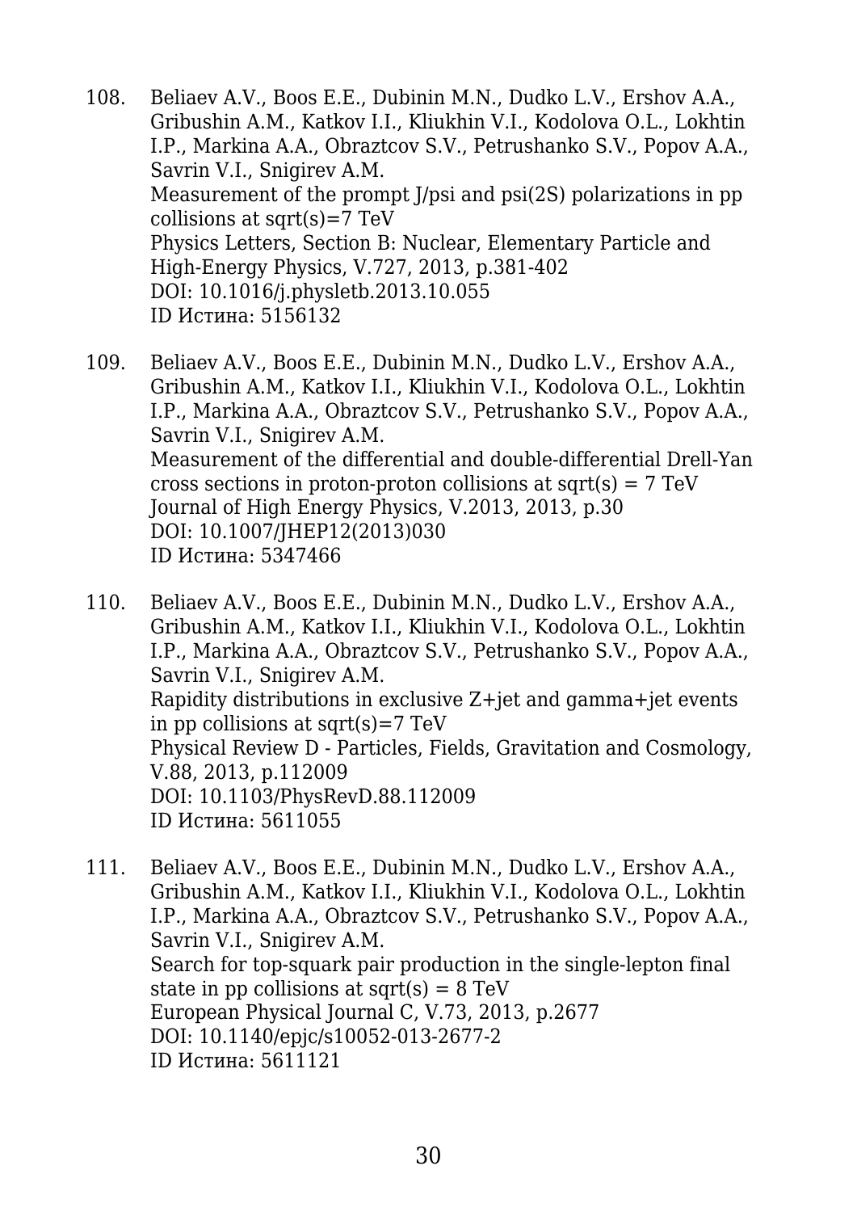108. Beliaev A.V., Boos E.E., Dubinin M.N., Dudko L.V., Ershov A.A., Gribushin A.M., Katkov I.I., Kliukhin V.I., Kodolova O.L., Lokhtin I.P., Markina A.A., Obraztcov S.V., Petrushanko S.V., Popov A.A., Savrin V.I., Snigirev A.M.
Measurement of the prompt J/psi and psi(2S) polarizations in pp collisions at sqrt(s)=7 TeV
Physics Letters, Section B: Nuclear, Elementary Particle and High-Energy Physics, V.727, 2013, p.381-402
DOI: 10.1016/j.physletb.2013.10.055
ID Истина: 5156132

109. Beliaev A.V., Boos E.E., Dubinin M.N., Dudko L.V., Ershov A.A., Gribushin A.M., Katkov I.I., Kliukhin V.I., Kodolova O.L., Lokhtin I.P., Markina A.A., Obraztcov S.V., Petrushanko S.V., Popov A.A., Savrin V.I., Snigirev A.M.
Measurement of the differential and double-differential Drell-Yan cross sections in proton-proton collisions at sqrt(s) = 7 TeV
Journal of High Energy Physics, V.2013, 2013, p.30
DOI: 10.1007/JHEP12(2013)030
ID Истина: 5347466

110. Beliaev A.V., Boos E.E., Dubinin M.N., Dudko L.V., Ershov A.A., Gribushin A.M., Katkov I.I., Kliukhin V.I., Kodolova O.L., Lokhtin I.P., Markina A.A., Obraztcov S.V., Petrushanko S.V., Popov A.A., Savrin V.I., Snigirev A.M.
Rapidity distributions in exclusive Z+jet and gamma+jet events in pp collisions at sqrt(s)=7 TeV
Physical Review D - Particles, Fields, Gravitation and Cosmology, V.88, 2013, p.112009
DOI: 10.1103/PhysRevD.88.112009
ID Истина: 5611055

111. Beliaev A.V., Boos E.E., Dubinin M.N., Dudko L.V., Ershov A.A., Gribushin A.M., Katkov I.I., Kliukhin V.I., Kodolova O.L., Lokhtin I.P., Markina A.A., Obraztcov S.V., Petrushanko S.V., Popov A.A., Savrin V.I., Snigirev A.M.
Search for top-squark pair production in the single-lepton final state in pp collisions at sqrt(s) = 8 TeV
European Physical Journal C, V.73, 2013, p.2677
DOI: 10.1140/epjc/s10052-013-2677-2
ID Истина: 5611121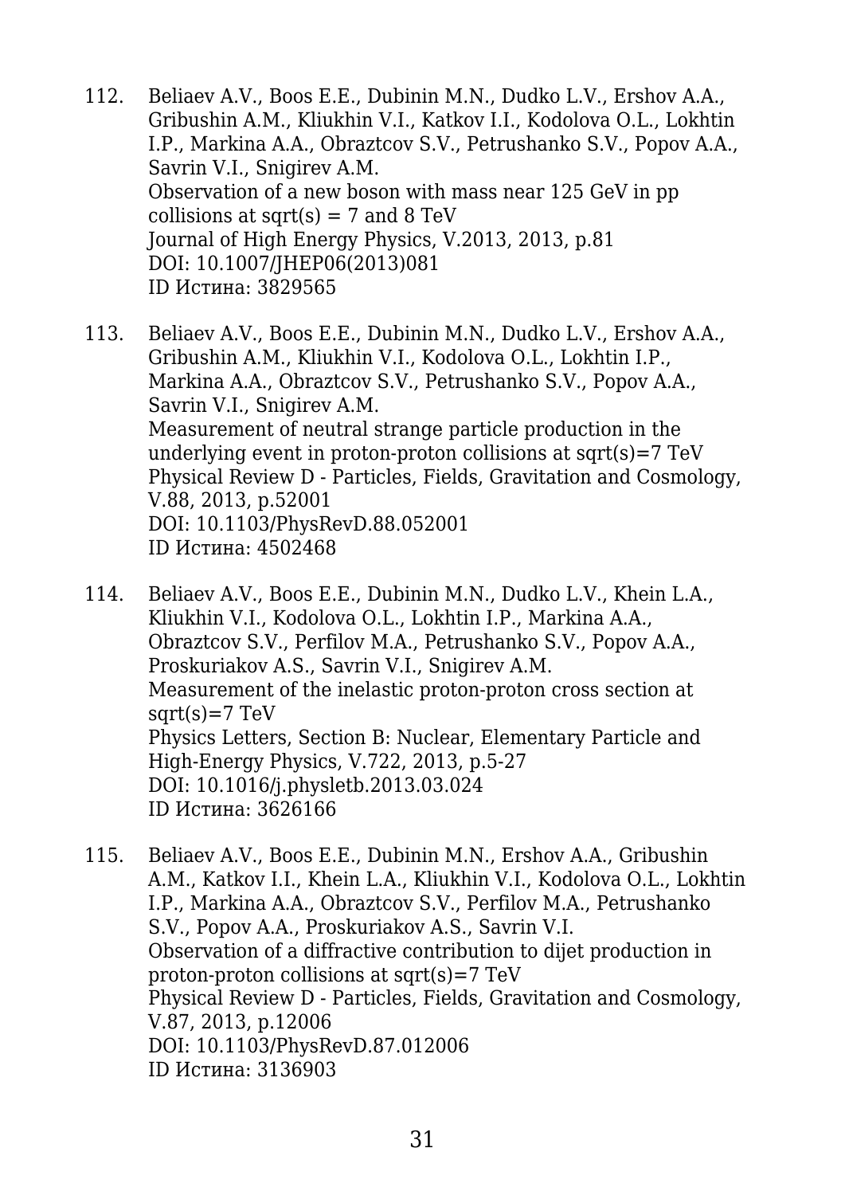112. Beliaev A.V., Boos E.E., Dubinin M.N., Dudko L.V., Ershov A.A., Gribushin A.M., Kliukhin V.I., Katkov I.I., Kodolova O.L., Lokhtin I.P., Markina A.A., Obraztcov S.V., Petrushanko S.V., Popov A.A., Savrin V.I., Snigirev A.M.
Observation of a new boson with mass near 125 GeV in pp collisions at sqrt(s) = 7 and 8 TeV
Journal of High Energy Physics, V.2013, 2013, p.81
DOI: 10.1007/JHEP06(2013)081
ID Истина: 3829565

113. Beliaev A.V., Boos E.E., Dubinin M.N., Dudko L.V., Ershov A.A., Gribushin A.M., Kliukhin V.I., Kodolova O.L., Lokhtin I.P., Markina A.A., Obraztcov S.V., Petrushanko S.V., Popov A.A., Savrin V.I., Snigirev A.M.
Measurement of neutral strange particle production in the underlying event in proton-proton collisions at sqrt(s)=7 TeV
Physical Review D - Particles, Fields, Gravitation and Cosmology, V.88, 2013, p.52001
DOI: 10.1103/PhysRevD.88.052001
ID Истина: 4502468

114. Beliaev A.V., Boos E.E., Dubinin M.N., Dudko L.V., Khein L.A., Kliukhin V.I., Kodolova O.L., Lokhtin I.P., Markina A.A., Obraztcov S.V., Perfilov M.A., Petrushanko S.V., Popov A.A., Proskuriakov A.S., Savrin V.I., Snigirev A.M.
Measurement of the inelastic proton-proton cross section at sqrt(s)=7 TeV
Physics Letters, Section B: Nuclear, Elementary Particle and High-Energy Physics, V.722, 2013, p.5-27
DOI: 10.1016/j.physletb.2013.03.024
ID Истина: 3626166

115. Beliaev A.V., Boos E.E., Dubinin M.N., Ershov A.A., Gribushin A.M., Katkov I.I., Khein L.A., Kliukhin V.I., Kodolova O.L., Lokhtin I.P., Markina A.A., Obraztcov S.V., Perfilov M.A., Petrushanko S.V., Popov A.A., Proskuriakov A.S., Savrin V.I.
Observation of a diffractive contribution to dijet production in proton-proton collisions at sqrt(s)=7 TeV
Physical Review D - Particles, Fields, Gravitation and Cosmology, V.87, 2013, p.12006
DOI: 10.1103/PhysRevD.87.012006
ID Истина: 3136903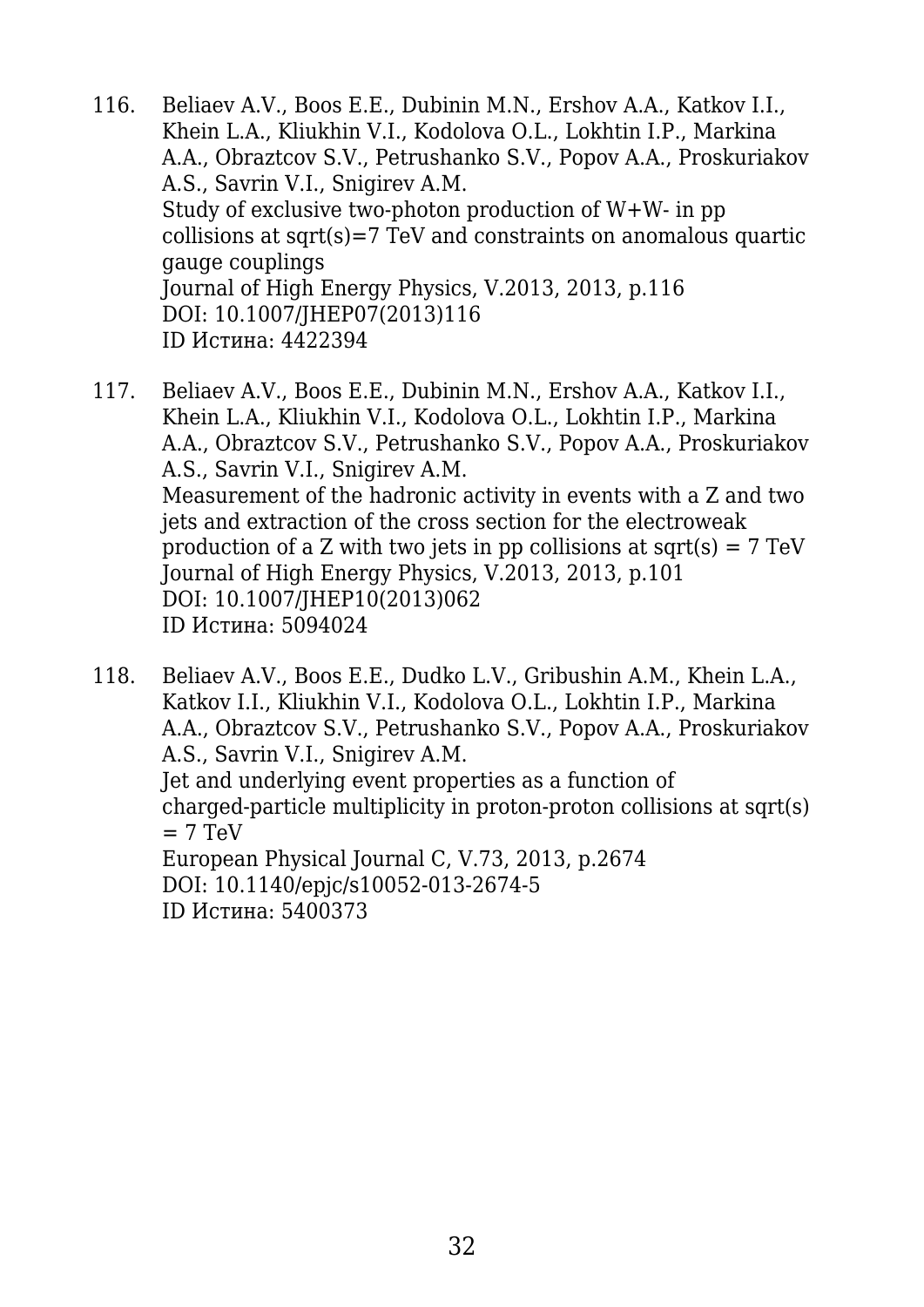116. Beliaev A.V., Boos E.E., Dubinin M.N., Ershov A.A., Katkov I.I., Khein L.A., Kliukhin V.I., Kodolova O.L., Lokhtin I.P., Markina A.A., Obraztcov S.V., Petrushanko S.V., Popov A.A., Proskuriakov A.S., Savrin V.I., Snigirev A.M.
Study of exclusive two-photon production of W+W- in pp collisions at sqrt(s)=7 TeV and constraints on anomalous quartic gauge couplings
Journal of High Energy Physics, V.2013, 2013, p.116
DOI: 10.1007/JHEP07(2013)116
ID Истина: 4422394

117. Beliaev A.V., Boos E.E., Dubinin M.N., Ershov A.A., Katkov I.I., Khein L.A., Kliukhin V.I., Kodolova O.L., Lokhtin I.P., Markina A.A., Obraztcov S.V., Petrushanko S.V., Popov A.A., Proskuriakov A.S., Savrin V.I., Snigirev A.M.
Measurement of the hadronic activity in events with a Z and two jets and extraction of the cross section for the electroweak production of a Z with two jets in pp collisions at sqrt(s) = 7 TeV
Journal of High Energy Physics, V.2013, 2013, p.101
DOI: 10.1007/JHEP10(2013)062
ID Истина: 5094024

118. Beliaev A.V., Boos E.E., Dudko L.V., Gribushin A.M., Khein L.A., Katkov I.I., Kliukhin V.I., Kodolova O.L., Lokhtin I.P., Markina A.A., Obraztcov S.V., Petrushanko S.V., Popov A.A., Proskuriakov A.S., Savrin V.I., Snigirev A.M.
Jet and underlying event properties as a function of charged-particle multiplicity in proton-proton collisions at sqrt(s) = 7 TeV
European Physical Journal C, V.73, 2013, p.2674
DOI: 10.1140/epjc/s10052-013-2674-5
ID Истина: 5400373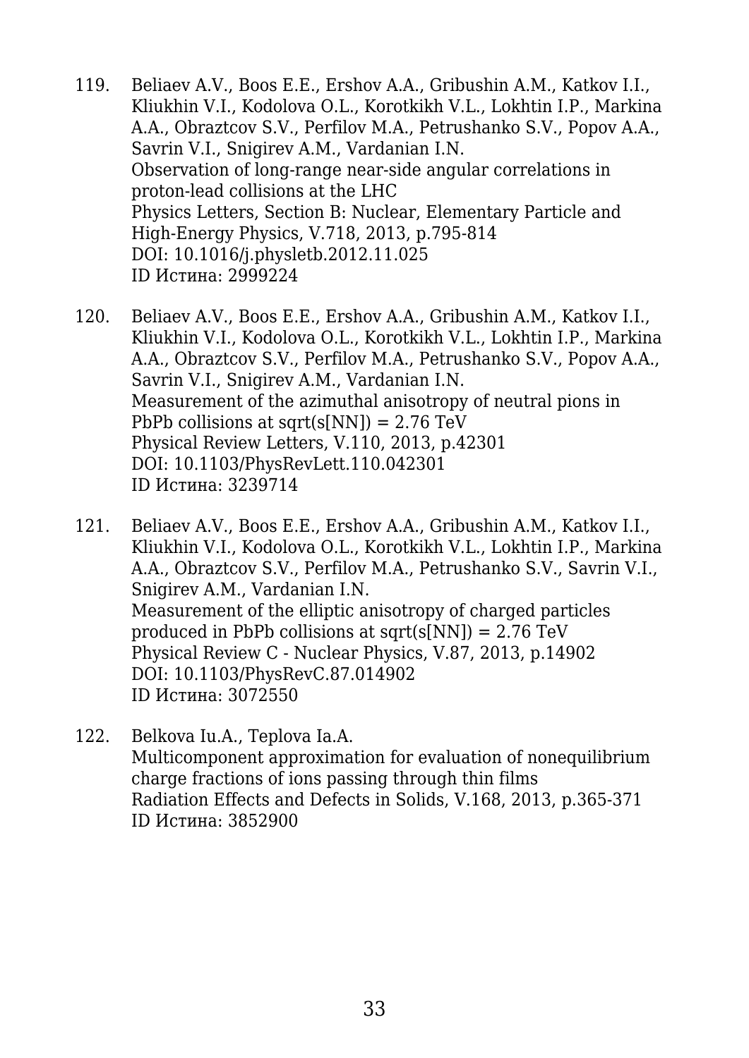119. Beliaev A.V., Boos E.E., Ershov A.A., Gribushin A.M., Katkov I.I., Kliukhin V.I., Kodolova O.L., Korotkikh V.L., Lokhtin I.P., Markina A.A., Obraztcov S.V., Perfilov M.A., Petrushanko S.V., Popov A.A., Savrin V.I., Snigirev A.M., Vardanian I.N.
Observation of long-range near-side angular correlations in proton-lead collisions at the LHC
Physics Letters, Section B: Nuclear, Elementary Particle and High-Energy Physics, V.718, 2013, p.795-814
DOI: 10.1016/j.physletb.2012.11.025
ID Истина: 2999224

120. Beliaev A.V., Boos E.E., Ershov A.A., Gribushin A.M., Katkov I.I., Kliukhin V.I., Kodolova O.L., Korotkikh V.L., Lokhtin I.P., Markina A.A., Obraztcov S.V., Perfilov M.A., Petrushanko S.V., Popov A.A., Savrin V.I., Snigirev A.M., Vardanian I.N.
Measurement of the azimuthal anisotropy of neutral pions in PbPb collisions at sqrt(s[NN]) = 2.76 TeV
Physical Review Letters, V.110, 2013, p.42301
DOI: 10.1103/PhysRevLett.110.042301
ID Истина: 3239714

121. Beliaev A.V., Boos E.E., Ershov A.A., Gribushin A.M., Katkov I.I., Kliukhin V.I., Kodolova O.L., Korotkikh V.L., Lokhtin I.P., Markina A.A., Obraztcov S.V., Perfilov M.A., Petrushanko S.V., Savrin V.I., Snigirev A.M., Vardanian I.N.
Measurement of the elliptic anisotropy of charged particles produced in PbPb collisions at sqrt(s[NN]) = 2.76 TeV
Physical Review C - Nuclear Physics, V.87, 2013, p.14902
DOI: 10.1103/PhysRevC.87.014902
ID Истина: 3072550

122. Belkova Iu.A., Teplova Ia.A.
Multicomponent approximation for evaluation of nonequilibrium charge fractions of ions passing through thin films
Radiation Effects and Defects in Solids, V.168, 2013, p.365-371
ID Истина: 3852900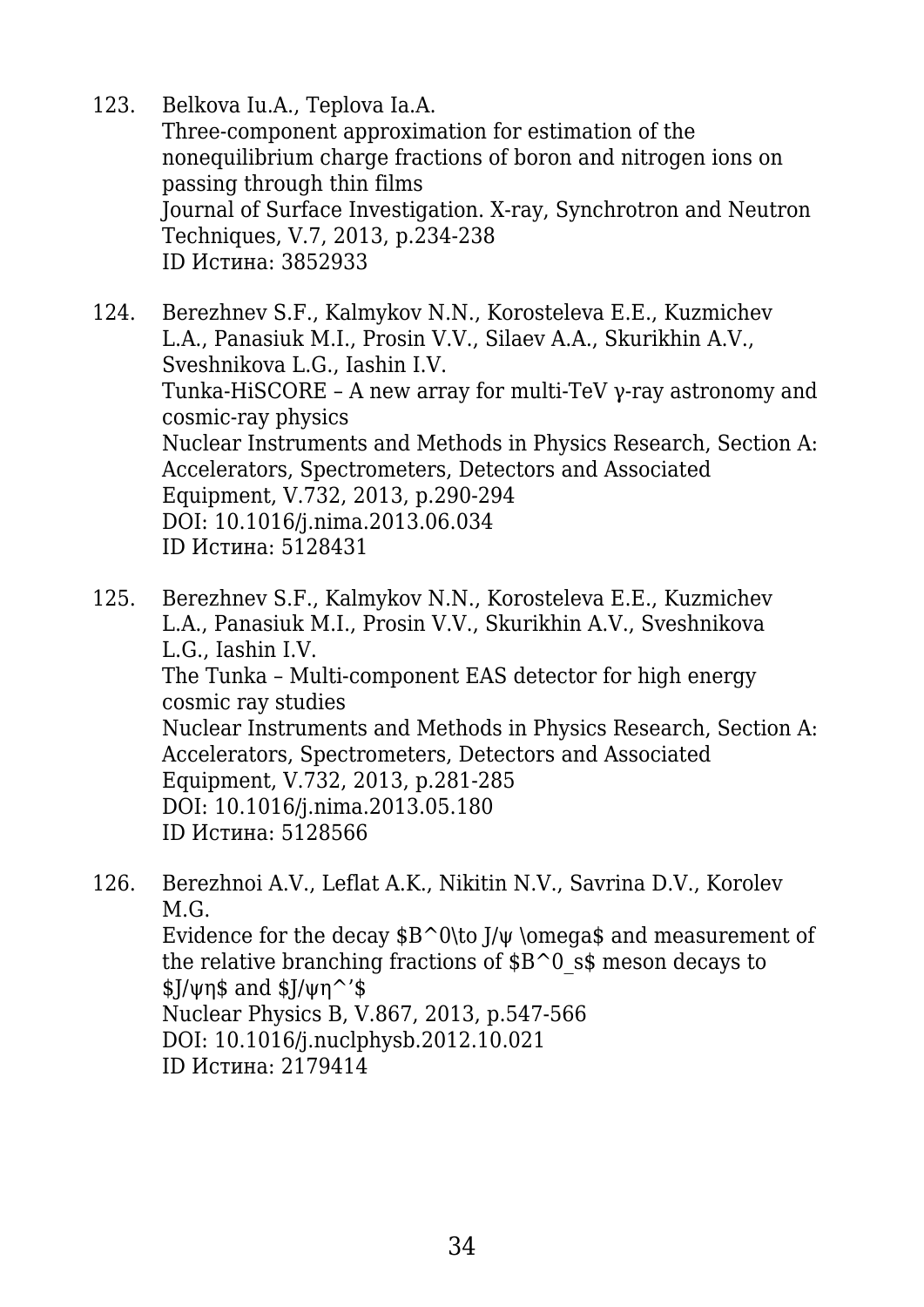123. Belkova Iu.A., Teplova Ia.A.
Three-component approximation for estimation of the nonequilibrium charge fractions of boron and nitrogen ions on passing through thin films
Journal of Surface Investigation. X-ray, Synchrotron and Neutron Techniques, V.7, 2013, p.234-238
ID Истина: 3852933

124. Berezhnev S.F., Kalmykov N.N., Korosteleva E.E., Kuzmichev L.A., Panasiuk M.I., Prosin V.V., Silaev A.A., Skurikhin A.V., Sveshnikova L.G., Iashin I.V.
Tunka-HiSCORE – A new array for multi-TeV γ-ray astronomy and cosmic-ray physics
Nuclear Instruments and Methods in Physics Research, Section A: Accelerators, Spectrometers, Detectors and Associated Equipment, V.732, 2013, p.290-294
DOI: 10.1016/j.nima.2013.06.034
ID Истина: 5128431

125. Berezhnev S.F., Kalmykov N.N., Korosteleva E.E., Kuzmichev L.A., Panasiuk M.I., Prosin V.V., Skurikhin A.V., Sveshnikova L.G., Iashin I.V.
The Tunka – Multi-component EAS detector for high energy cosmic ray studies
Nuclear Instruments and Methods in Physics Research, Section A: Accelerators, Spectrometers, Detectors and Associated Equipment, V.732, 2013, p.281-285
DOI: 10.1016/j.nima.2013.05.180
ID Истина: 5128566

126. Berezhnoi A.V., Leflat A.K., Nikitin N.V., Savrina D.V., Korolev M.G.
Evidence for the decay $B^0\to J/ψ \omega$ and measurement of the relative branching fractions of $B^0_s$ meson decays to $J/ψη$ and $J/ψη^’$
Nuclear Physics B, V.867, 2013, p.547-566
DOI: 10.1016/j.nuclphysb.2012.10.021
ID Истина: 2179414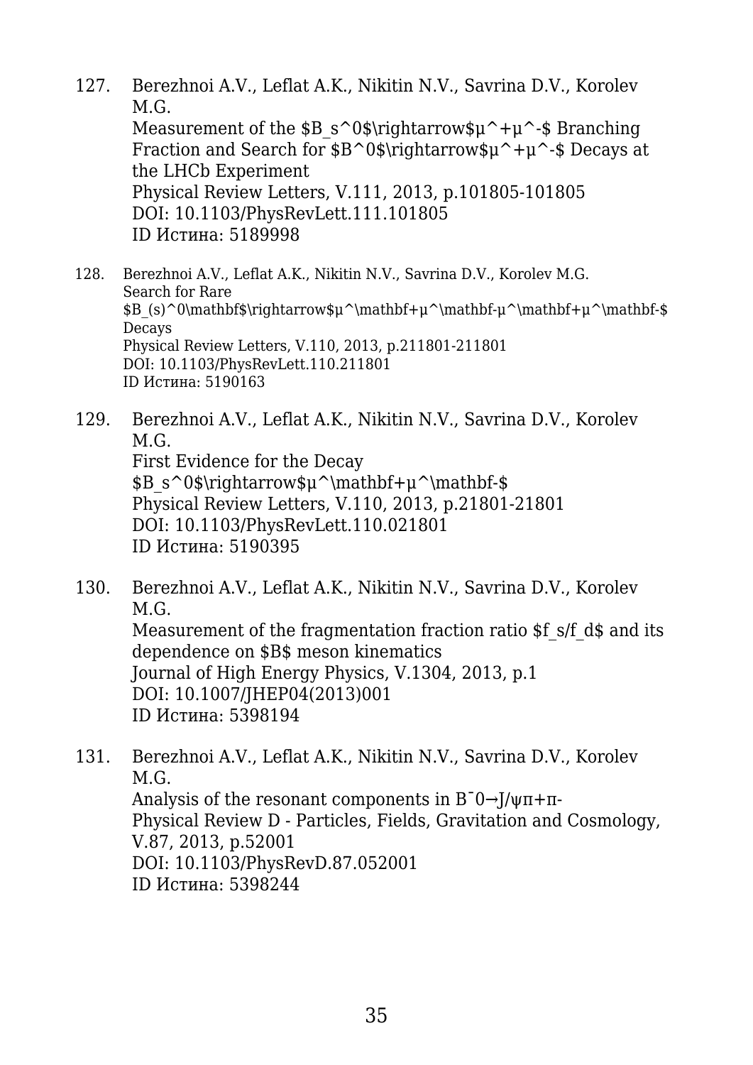127. Berezhnoi A.V., Leflat A.K., Nikitin N.V., Savrina D.V., Korolev M.G.
     Measurement of the $B_s^0$\rightarrow$μ^+μ^-$ Branching Fraction and Search for $B^0$\rightarrow$μ^+μ^-$ Decays at the LHCb Experiment
     Physical Review Letters, V.111, 2013, p.101805-101805
     DOI: 10.1103/PhysRevLett.111.101805
     ID Истина: 5189998

128. Berezhnoi A.V., Leflat A.K., Nikitin N.V., Savrina D.V., Korolev M.G.
     Search for Rare $B_(s)^0\mathbf$\rightarrow$μ^\mathbf+μ^\mathbf-μ^\mathbf+μ^\mathbf-$ Decays
     Physical Review Letters, V.110, 2013, p.211801-211801
     DOI: 10.1103/PhysRevLett.110.211801
     ID Истина: 5190163

129. Berezhnoi A.V., Leflat A.K., Nikitin N.V., Savrina D.V., Korolev M.G.
     First Evidence for the Decay $B_s^0$\rightarrow$μ^\mathbf+μ^\mathbf-$
     Physical Review Letters, V.110, 2013, p.21801-21801
     DOI: 10.1103/PhysRevLett.110.021801
     ID Истина: 5190395

130. Berezhnoi A.V., Leflat A.K., Nikitin N.V., Savrina D.V., Korolev M.G.
     Measurement of the fragmentation fraction ratio $f_s/f_d$ and its dependence on $B$ meson kinematics
     Journal of High Energy Physics, V.1304, 2013, p.1
     DOI: 10.1007/JHEP04(2013)001
     ID Истина: 5398194

131. Berezhnoi A.V., Leflat A.K., Nikitin N.V., Savrina D.V., Korolev M.G.
     Analysis of the resonant components in B¯0→J/ψπ+π-
     Physical Review D - Particles, Fields, Gravitation and Cosmology, V.87, 2013, p.52001
     DOI: 10.1103/PhysRevD.87.052001
     ID Истина: 5398244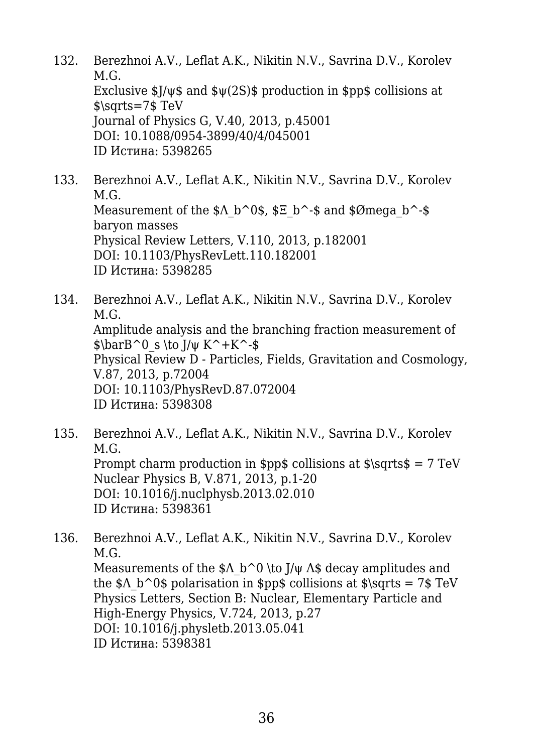132. Berezhnoi A.V., Leflat A.K., Nikitin N.V., Savrina D.V., Korolev M.G.
Exclusive $J/\psi$ and $\psi(2S)$ production in $pp$ collisions at $\sqrt{s}=7$ TeV
Journal of Physics G, V.40, 2013, p.45001
DOI: 10.1088/0954-3899/40/4/045001
ID Истина: 5398265

133. Berezhnoi A.V., Leflat A.K., Nikitin N.V., Savrina D.V., Korolev M.G.
Measurement of the $\Lambda_b^0$, $\Xi_b^-$ and $\Omega_b^-$ baryon masses
Physical Review Letters, V.110, 2013, p.182001
DOI: 10.1103/PhysRevLett.110.182001
ID Истина: 5398285

134. Berezhnoi A.V., Leflat A.K., Nikitin N.V., Savrina D.V., Korolev M.G.
Amplitude analysis and the branching fraction measurement of $\bar{B}^0_s \to J/\psi K^+K^-$
Physical Review D - Particles, Fields, Gravitation and Cosmology, V.87, 2013, p.72004
DOI: 10.1103/PhysRevD.87.072004
ID Истина: 5398308

135. Berezhnoi A.V., Leflat A.K., Nikitin N.V., Savrina D.V., Korolev M.G.
Prompt charm production in $pp$ collisions at $\sqrt{s}$ = 7 TeV
Nuclear Physics B, V.871, 2013, p.1-20
DOI: 10.1016/j.nuclphysb.2013.02.010
ID Истина: 5398361

136. Berezhnoi A.V., Leflat A.K., Nikitin N.V., Savrina D.V., Korolev M.G.
Measurements of the $\Lambda_b^0 \to J/\psi \Lambda$ decay amplitudes and the $\Lambda_b^0$ polarisation in $pp$ collisions at $\sqrt{s} = 7$ TeV
Physics Letters, Section B: Nuclear, Elementary Particle and High-Energy Physics, V.724, 2013, p.27
DOI: 10.1016/j.physletb.2013.05.041
ID Истина: 5398381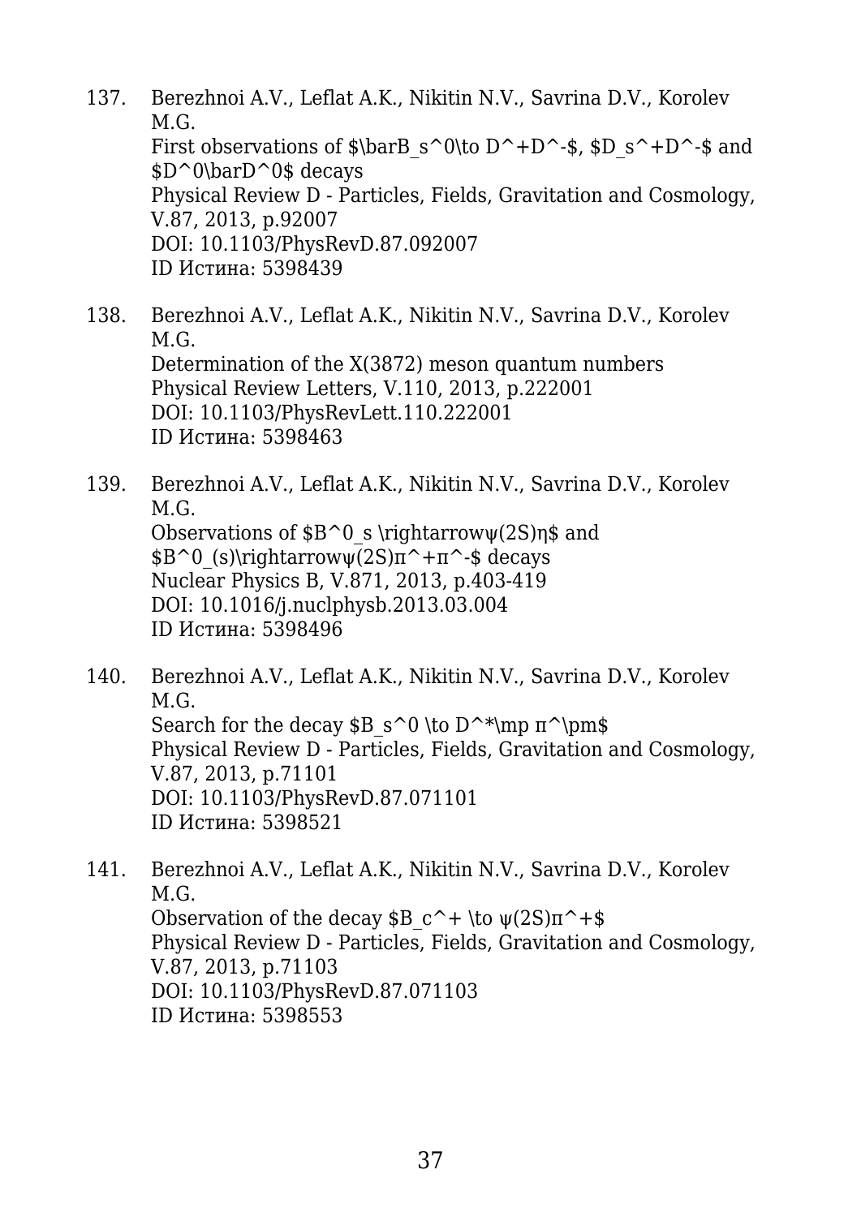137. Berezhnoi A.V., Leflat A.K., Nikitin N.V., Savrina D.V., Korolev M.G.
     First observations of $\bar{B}_s^0\to D^+D^-$, $D_s^+D^-$ and $D^0\bar{D}^0$ decays
     Physical Review D - Particles, Fields, Gravitation and Cosmology, V.87, 2013, p.92007
     DOI: 10.1103/PhysRevD.87.092007
     ID Истина: 5398439

138. Berezhnoi A.V., Leflat A.K., Nikitin N.V., Savrina D.V., Korolev M.G.
     Determination of the X(3872) meson quantum numbers
     Physical Review Letters, V.110, 2013, p.222001
     DOI: 10.1103/PhysRevLett.110.222001
     ID Истина: 5398463

139. Berezhnoi A.V., Leflat A.K., Nikitin N.V., Savrina D.V., Korolev M.G.
     Observations of $B^0_s \rightarrow \psi(2S)\eta$ and $B^0_{(s)}\rightarrow \psi(2S)\pi^+\pi^-$ decays
     Nuclear Physics B, V.871, 2013, p.403-419
     DOI: 10.1016/j.nuclphysb.2013.03.004
     ID Истина: 5398496

140. Berezhnoi A.V., Leflat A.K., Nikitin N.V., Savrina D.V., Korolev M.G.
     Search for the decay $B_s^0 \to D^{*\mp} \pi^\pm$
     Physical Review D - Particles, Fields, Gravitation and Cosmology, V.87, 2013, p.71101
     DOI: 10.1103/PhysRevD.87.071101
     ID Истина: 5398521

141. Berezhnoi A.V., Leflat A.K., Nikitin N.V., Savrina D.V., Korolev M.G.
     Observation of the decay $B_c^+ \to \psi(2S)\pi^+$
     Physical Review D - Particles, Fields, Gravitation and Cosmology, V.87, 2013, p.71103
     DOI: 10.1103/PhysRevD.87.071103
     ID Истина: 5398553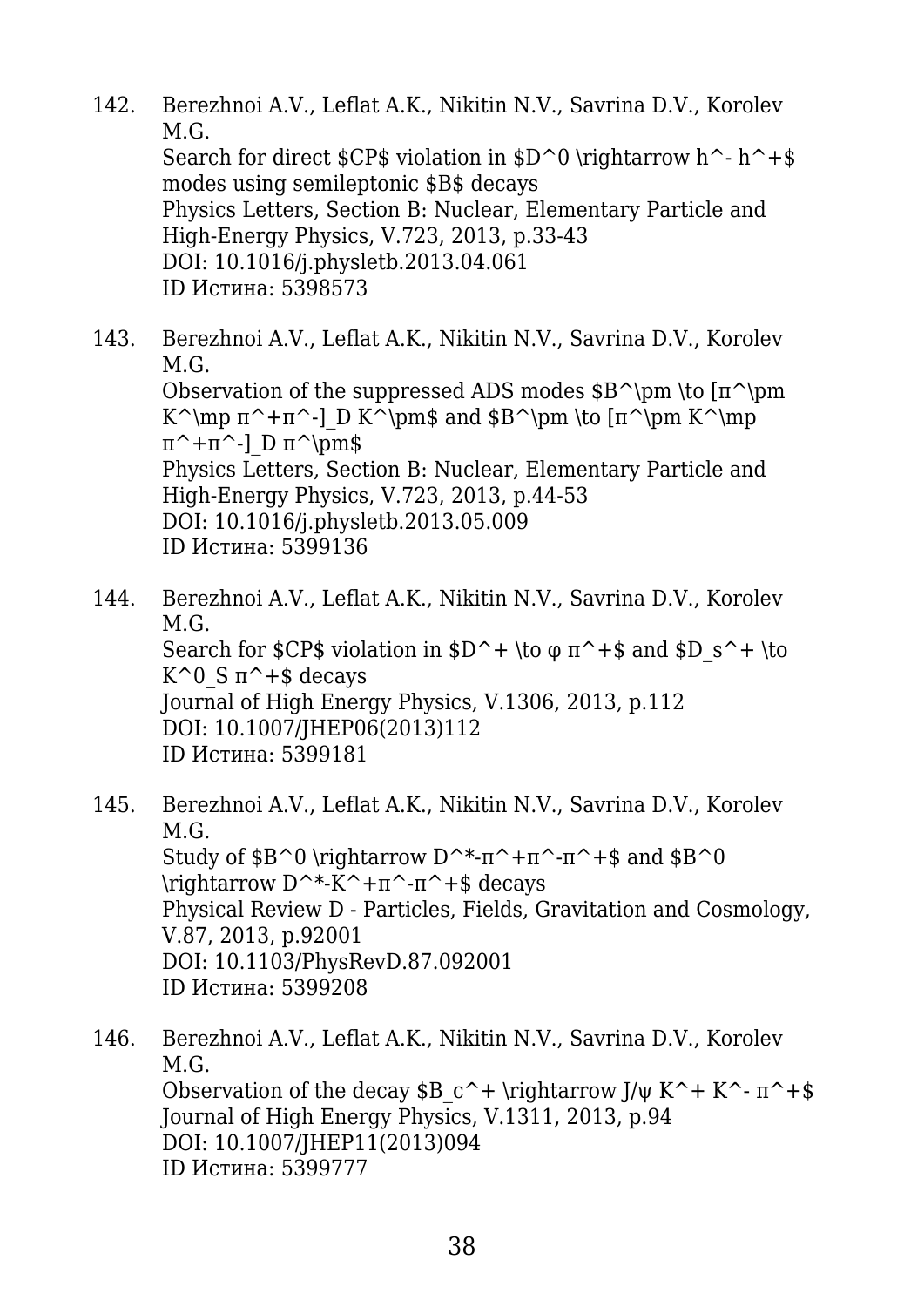142. Berezhnoi A.V., Leflat A.K., Nikitin N.V., Savrina D.V., Korolev M.G.
Search for direct $CP$ violation in $D^0 \rightarrow h^- h^+$ modes using semileptonic $B$ decays
Physics Letters, Section B: Nuclear, Elementary Particle and High-Energy Physics, V.723, 2013, p.33-43
DOI: 10.1016/j.physletb.2013.04.061
ID Истина: 5398573

143. Berezhnoi A.V., Leflat A.K., Nikitin N.V., Savrina D.V., Korolev M.G.
Observation of the suppressed ADS modes $B^\pm \to [\pi^\pm K^\mp \pi^+\pi^-]_D K^\pm$ and $B^\pm \to [\pi^\pm K^\mp \pi^+\pi^-]_D \pi^\pm$
Physics Letters, Section B: Nuclear, Elementary Particle and High-Energy Physics, V.723, 2013, p.44-53
DOI: 10.1016/j.physletb.2013.05.009
ID Истина: 5399136

144. Berezhnoi A.V., Leflat A.K., Nikitin N.V., Savrina D.V., Korolev M.G.
Search for $CP$ violation in $D^+ \to \varphi \pi^+$ and $D_s^+ \to K^0_S \pi^+$ decays
Journal of High Energy Physics, V.1306, 2013, p.112
DOI: 10.1007/JHEP06(2013)112
ID Истина: 5399181

145. Berezhnoi A.V., Leflat A.K., Nikitin N.V., Savrina D.V., Korolev M.G.
Study of $B^0 \rightarrow D^{*-}\pi^+\pi^-\pi^+$ and $B^0 \rightarrow D^{*-}K^+\pi^-\pi^+$ decays
Physical Review D - Particles, Fields, Gravitation and Cosmology, V.87, 2013, p.92001
DOI: 10.1103/PhysRevD.87.092001
ID Истина: 5399208

146. Berezhnoi A.V., Leflat A.K., Nikitin N.V., Savrina D.V., Korolev M.G.
Observation of the decay $B_c^+ \rightarrow J/\psi K^+ K^- \pi^+$
Journal of High Energy Physics, V.1311, 2013, p.94
DOI: 10.1007/JHEP11(2013)094
ID Истина: 5399777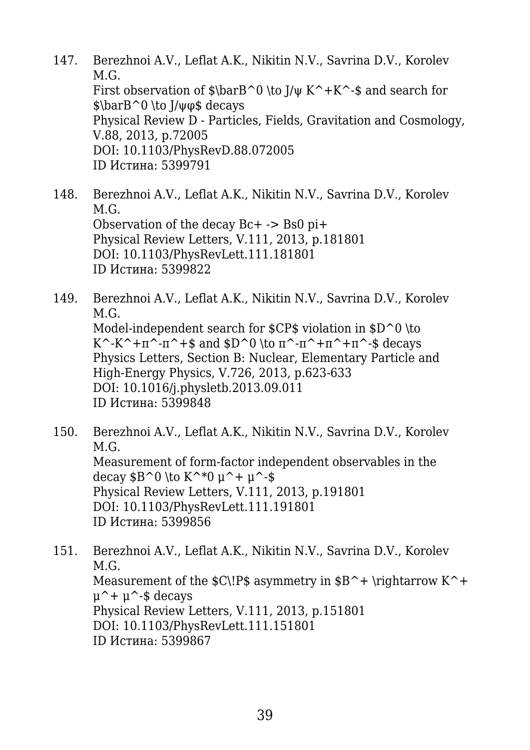147. Berezhnoi A.V., Leflat A.K., Nikitin N.V., Savrina D.V., Korolev M.G.
First observation of $\bar{B}^0 \to J/\psi K^+K^-$ and search for $\bar{B}^0 \to J/\psi\varphi$ decays
Physical Review D - Particles, Fields, Gravitation and Cosmology, V.88, 2013, p.72005
DOI: 10.1103/PhysRevD.88.072005
ID Истина: 5399791

148. Berezhnoi A.V., Leflat A.K., Nikitin N.V., Savrina D.V., Korolev M.G.
Observation of the decay Bc+ -> Bs0 pi+
Physical Review Letters, V.111, 2013, p.181801
DOI: 10.1103/PhysRevLett.111.181801
ID Истина: 5399822

149. Berezhnoi A.V., Leflat A.K., Nikitin N.V., Savrina D.V., Korolev M.G.
Model-independent search for $CP$ violation in $D^0 \to K^-K^+\pi^-\pi^+$ and $D^0 \to \pi^-\pi^+\pi^+\pi^-$ decays
Physics Letters, Section B: Nuclear, Elementary Particle and High-Energy Physics, V.726, 2013, p.623-633
DOI: 10.1016/j.physletb.2013.09.011
ID Истина: 5399848

150. Berezhnoi A.V., Leflat A.K., Nikitin N.V., Savrina D.V., Korolev M.G.
Measurement of form-factor independent observables in the decay $B^0 \to K^{*0} \mu^+ \mu^-$
Physical Review Letters, V.111, 2013, p.191801
DOI: 10.1103/PhysRevLett.111.191801
ID Истина: 5399856

151. Berezhnoi A.V., Leflat A.K., Nikitin N.V., Savrina D.V., Korolev M.G.
Measurement of the $C\!P$ asymmetry in $B^+ \rightarrow K^+ \mu^+ \mu^-$ decays
Physical Review Letters, V.111, 2013, p.151801
DOI: 10.1103/PhysRevLett.111.151801
ID Истина: 5399867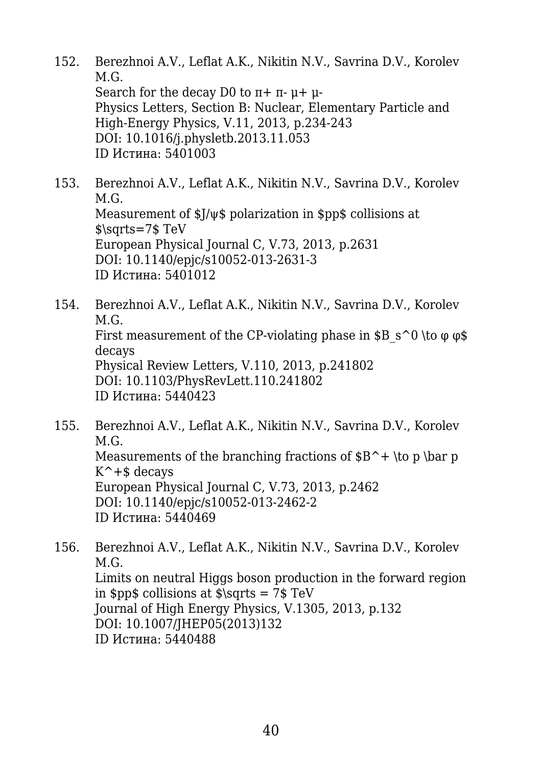152. Berezhnoi A.V., Leflat A.K., Nikitin N.V., Savrina D.V., Korolev M.G.
     Search for the decay D0 to π+ π- μ+ μ-
     Physics Letters, Section B: Nuclear, Elementary Particle and High-Energy Physics, V.11, 2013, p.234-243
     DOI: 10.1016/j.physletb.2013.11.053
     ID Истина: 5401003

153. Berezhnoi A.V., Leflat A.K., Nikitin N.V., Savrina D.V., Korolev M.G.
     Measurement of $J/ψ$ polarization in $pp$ collisions at $\sqrts=7$ TeV
     European Physical Journal C, V.73, 2013, p.2631
     DOI: 10.1140/epjc/s10052-013-2631-3
     ID Истина: 5401012

154. Berezhnoi A.V., Leflat A.K., Nikitin N.V., Savrina D.V., Korolev M.G.
     First measurement of the CP-violating phase in $B_s^0 \to φ φ$ decays
     Physical Review Letters, V.110, 2013, p.241802
     DOI: 10.1103/PhysRevLett.110.241802
     ID Истина: 5440423

155. Berezhnoi A.V., Leflat A.K., Nikitin N.V., Savrina D.V., Korolev M.G.
     Measurements of the branching fractions of $B^+ \to p \bar p K^+$ decays
     European Physical Journal C, V.73, 2013, p.2462
     DOI: 10.1140/epjc/s10052-013-2462-2
     ID Истина: 5440469

156. Berezhnoi A.V., Leflat A.K., Nikitin N.V., Savrina D.V., Korolev M.G.
     Limits on neutral Higgs boson production in the forward region in $pp$ collisions at $\sqrts = 7$ TeV
     Journal of High Energy Physics, V.1305, 2013, p.132
     DOI: 10.1007/JHEP05(2013)132
     ID Истина: 5440488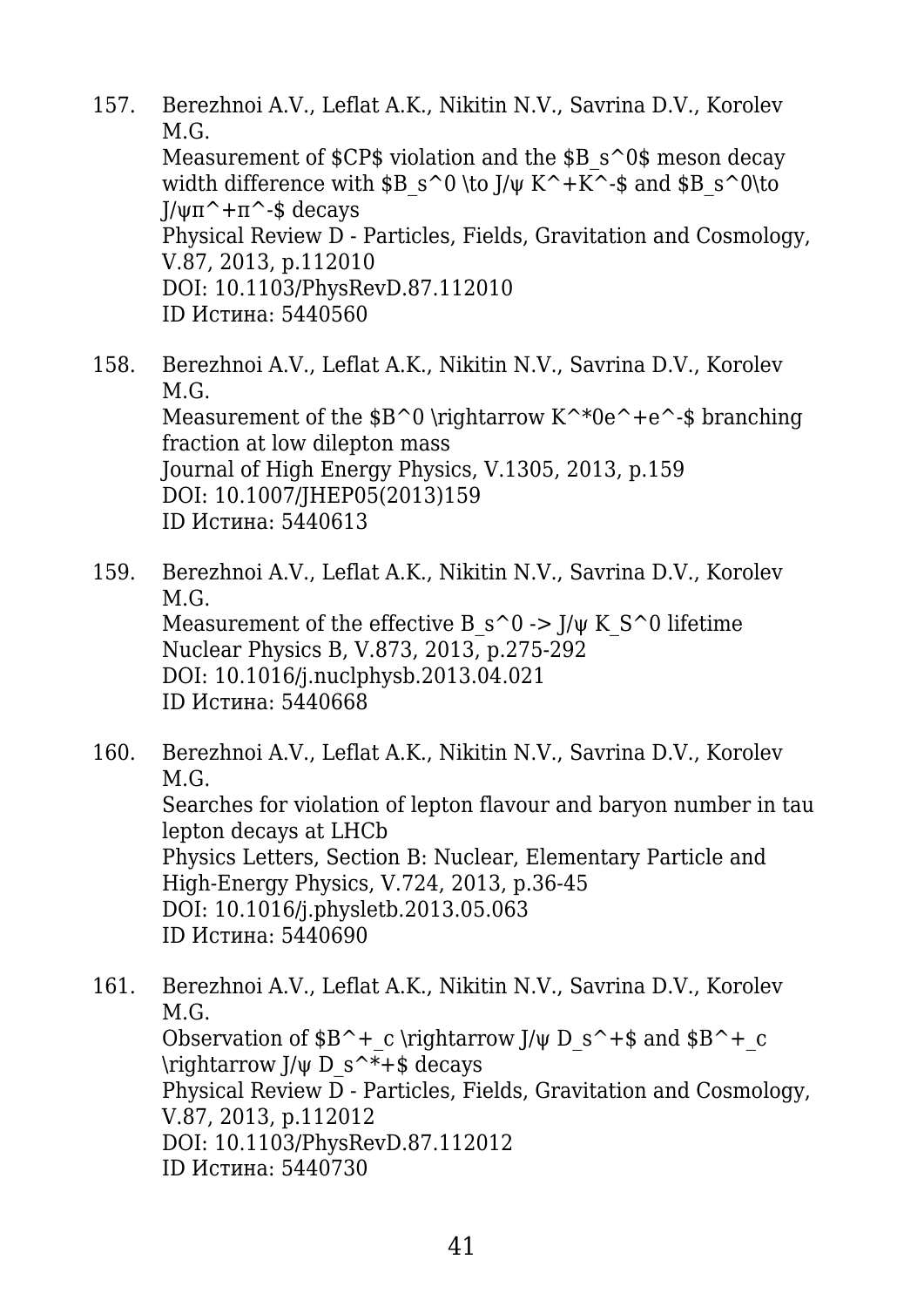157. Berezhnoi A.V., Leflat A.K., Nikitin N.V., Savrina D.V., Korolev M.G.
Measurement of $CP$ violation and the $B_s^0$ meson decay width difference with $B_s^0 \to J/\psi K^+K^-$ and $B_s^0\to J/\psi\pi^+\pi^-$ decays
Physical Review D - Particles, Fields, Gravitation and Cosmology, V.87, 2013, p.112010
DOI: 10.1103/PhysRevD.87.112010
ID Истина: 5440560

158. Berezhnoi A.V., Leflat A.K., Nikitin N.V., Savrina D.V., Korolev M.G.
Measurement of the $B^0 \rightarrow K^{*0}e^+e^-$ branching fraction at low dilepton mass
Journal of High Energy Physics, V.1305, 2013, p.159
DOI: 10.1007/JHEP05(2013)159
ID Истина: 5440613

159. Berezhnoi A.V., Leflat A.K., Nikitin N.V., Savrina D.V., Korolev M.G.
Measurement of the effective $B_s^0 \to J/\psi K_S^0$ lifetime
Nuclear Physics B, V.873, 2013, p.275-292
DOI: 10.1016/j.nuclphysb.2013.04.021
ID Истина: 5440668

160. Berezhnoi A.V., Leflat A.K., Nikitin N.V., Savrina D.V., Korolev M.G.
Searches for violation of lepton flavour and baryon number in tau lepton decays at LHCb
Physics Letters, Section B: Nuclear, Elementary Particle and High-Energy Physics, V.724, 2013, p.36-45
DOI: 10.1016/j.physletb.2013.05.063
ID Истина: 5440690

161. Berezhnoi A.V., Leflat A.K., Nikitin N.V., Savrina D.V., Korolev M.G.
Observation of $B^+_c \rightarrow J/\psi D_s^+$ and $B^+_c \rightarrow J/\psi D_s^{*+}$ decays
Physical Review D - Particles, Fields, Gravitation and Cosmology, V.87, 2013, p.112012
DOI: 10.1103/PhysRevD.87.112012
ID Истина: 5440730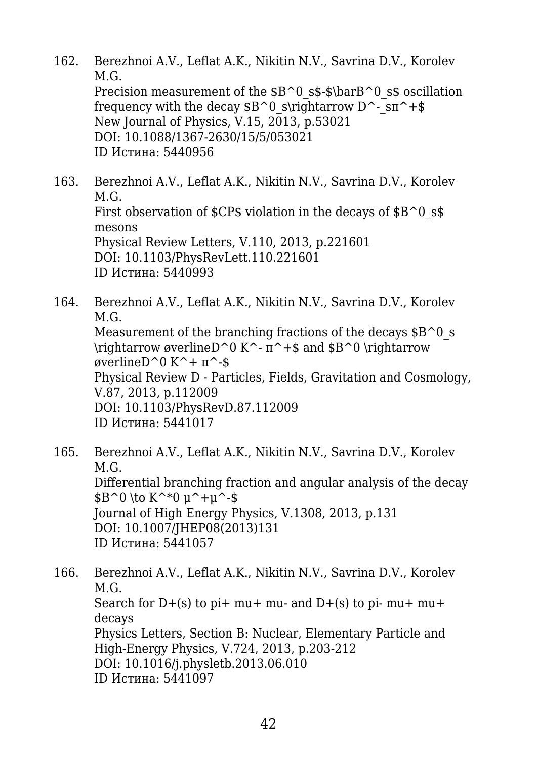162. Berezhnoi A.V., Leflat A.K., Nikitin N.V., Savrina D.V., Korolev M.G.
     Precision measurement of the $B^0_s$-$\bar B^0_s$ oscillation frequency with the decay $B^0_s\rightarrow D^-_s\pi^+$
     New Journal of Physics, V.15, 2013, p.53021
     DOI: 10.1088/1367-2630/15/5/053021
     ID Истина: 5440956

163. Berezhnoi A.V., Leflat A.K., Nikitin N.V., Savrina D.V., Korolev M.G.
     First observation of $CP$ violation in the decays of $B^0_s$ mesons
     Physical Review Letters, V.110, 2013, p.221601
     DOI: 10.1103/PhysRevLett.110.221601
     ID Истина: 5440993

164. Berezhnoi A.V., Leflat A.K., Nikitin N.V., Savrina D.V., Korolev M.G.
     Measurement of the branching fractions of the decays $B^0_s \rightarrow \overline{D}^0 K^- \pi^+$ and $B^0 \rightarrow \overline{D}^0 K^+ \pi^-$
     Physical Review D - Particles, Fields, Gravitation and Cosmology, V.87, 2013, p.112009
     DOI: 10.1103/PhysRevD.87.112009
     ID Истина: 5441017

165. Berezhnoi A.V., Leflat A.K., Nikitin N.V., Savrina D.V., Korolev M.G.
     Differential branching fraction and angular analysis of the decay $B^0 \to K^{*0} \mu^+\mu^-$
     Journal of High Energy Physics, V.1308, 2013, p.131
     DOI: 10.1007/JHEP08(2013)131
     ID Истина: 5441057

166. Berezhnoi A.V., Leflat A.K., Nikitin N.V., Savrina D.V., Korolev M.G.
     Search for D+(s) to pi+ mu+ mu- and D+(s) to pi- mu+ mu+ decays
     Physics Letters, Section B: Nuclear, Elementary Particle and High-Energy Physics, V.724, 2013, p.203-212
     DOI: 10.1016/j.physletb.2013.06.010
     ID Истина: 5441097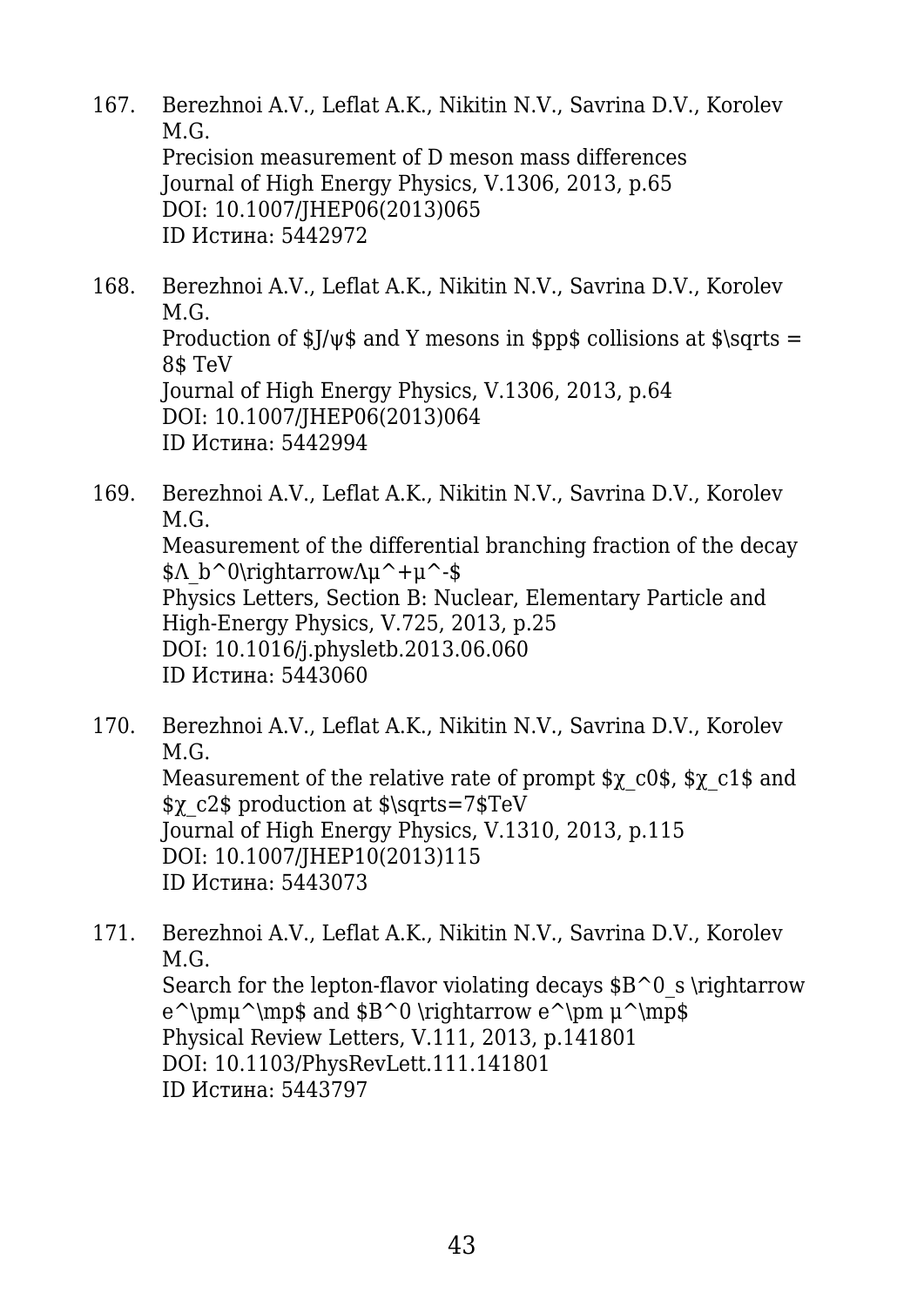167. Berezhnoi A.V., Leflat A.K., Nikitin N.V., Savrina D.V., Korolev M.G.
Precision measurement of D meson mass differences
Journal of High Energy Physics, V.1306, 2013, p.65
DOI: 10.1007/JHEP06(2013)065
ID Истина: 5442972

168. Berezhnoi A.V., Leflat A.K., Nikitin N.V., Savrina D.V., Korolev M.G.
Production of $J/ψ$ and Y mesons in $pp$ collisions at $\sqrts = 8$ TeV
Journal of High Energy Physics, V.1306, 2013, p.64
DOI: 10.1007/JHEP06(2013)064
ID Истина: 5442994

169. Berezhnoi A.V., Leflat A.K., Nikitin N.V., Savrina D.V., Korolev M.G.
Measurement of the differential branching fraction of the decay $Λ_b^0\rightarrowΛμ^+μ^-$
Physics Letters, Section B: Nuclear, Elementary Particle and High-Energy Physics, V.725, 2013, p.25
DOI: 10.1016/j.physletb.2013.06.060
ID Истина: 5443060

170. Berezhnoi A.V., Leflat A.K., Nikitin N.V., Savrina D.V., Korolev M.G.
Measurement of the relative rate of prompt $χ_c0$, $χ_c1$ and $χ_c2$ production at $\sqrts=7$TeV
Journal of High Energy Physics, V.1310, 2013, p.115
DOI: 10.1007/JHEP10(2013)115
ID Истина: 5443073

171. Berezhnoi A.V., Leflat A.K., Nikitin N.V., Savrina D.V., Korolev M.G.
Search for the lepton-flavor violating decays $B^0_s \rightarrow e^\pmμ^\mp$ and $B^0 \rightarrow e^\pm μ^\mp$
Physical Review Letters, V.111, 2013, p.141801
DOI: 10.1103/PhysRevLett.111.141801
ID Истина: 5443797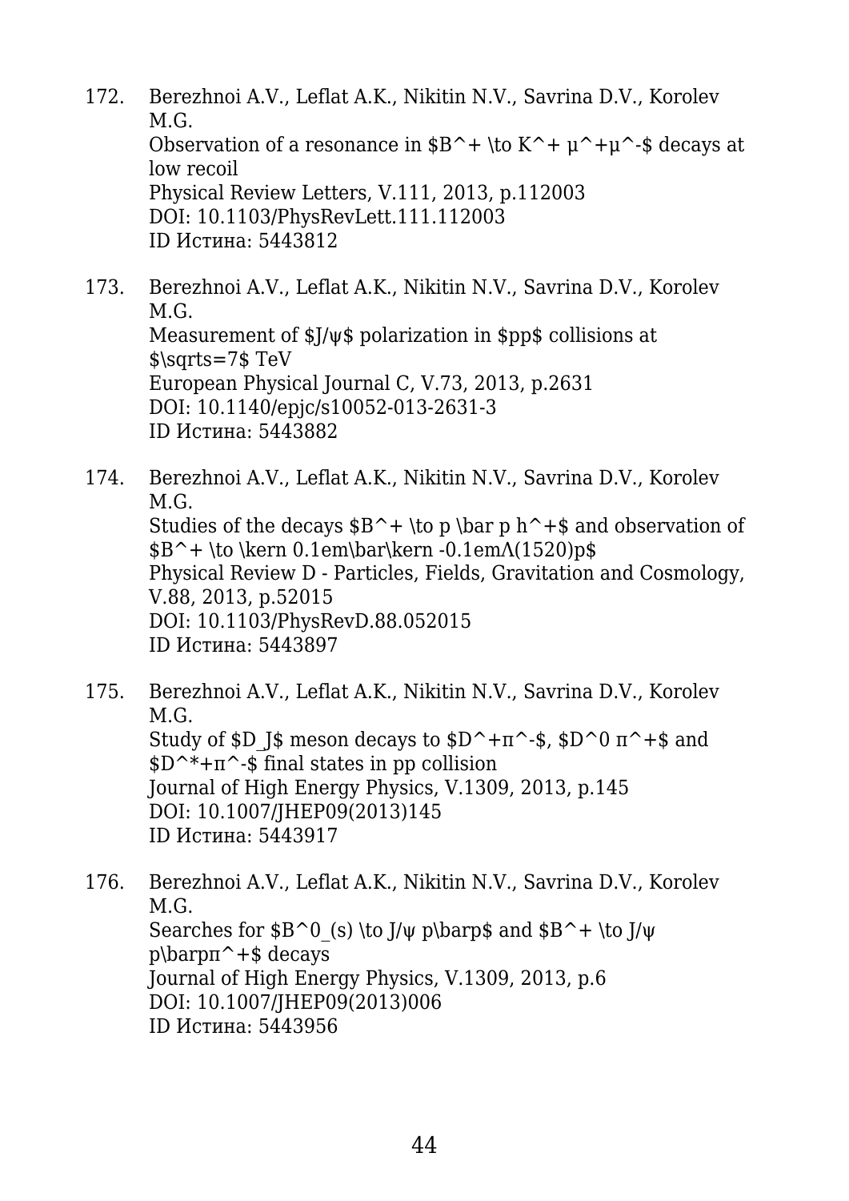172. Berezhnoi A.V., Leflat A.K., Nikitin N.V., Savrina D.V., Korolev M.G.
Observation of a resonance in $B^+ \to K^+ \mu^+\mu^-$ decays at low recoil
Physical Review Letters, V.111, 2013, p.112003
DOI: 10.1103/PhysRevLett.111.112003
ID Истина: 5443812

173. Berezhnoi A.V., Leflat A.K., Nikitin N.V., Savrina D.V., Korolev M.G.
Measurement of $J/\psi$ polarization in $pp$ collisions at $\sqrt{s}=7$ TeV
European Physical Journal C, V.73, 2013, p.2631
DOI: 10.1140/epjc/s10052-013-2631-3
ID Истина: 5443882

174. Berezhnoi A.V., Leflat A.K., Nikitin N.V., Savrina D.V., Korolev M.G.
Studies of the decays $B^+ \to p \bar p h^+$ and observation of $B^+ \to \kern 0.1em\bar\kern -0.1em\Lambda(1520)p$
Physical Review D - Particles, Fields, Gravitation and Cosmology, V.88, 2013, p.52015
DOI: 10.1103/PhysRevD.88.052015
ID Истина: 5443897

175. Berezhnoi A.V., Leflat A.K., Nikitin N.V., Savrina D.V., Korolev M.G.
Study of $D_J$ meson decays to $D^+\pi^-$, $D^0 \pi^+$ and $D^{*+}\pi^-$ final states in pp collision
Journal of High Energy Physics, V.1309, 2013, p.145
DOI: 10.1007/JHEP09(2013)145
ID Истина: 5443917

176. Berezhnoi A.V., Leflat A.K., Nikitin N.V., Savrina D.V., Korolev M.G.
Searches for $B^0_{(s)} \to J/\psi p\bar{p}$ and $B^+ \to J/\psi p\bar{p}\pi^+$ decays
Journal of High Energy Physics, V.1309, 2013, p.6
DOI: 10.1007/JHEP09(2013)006
ID Истина: 5443956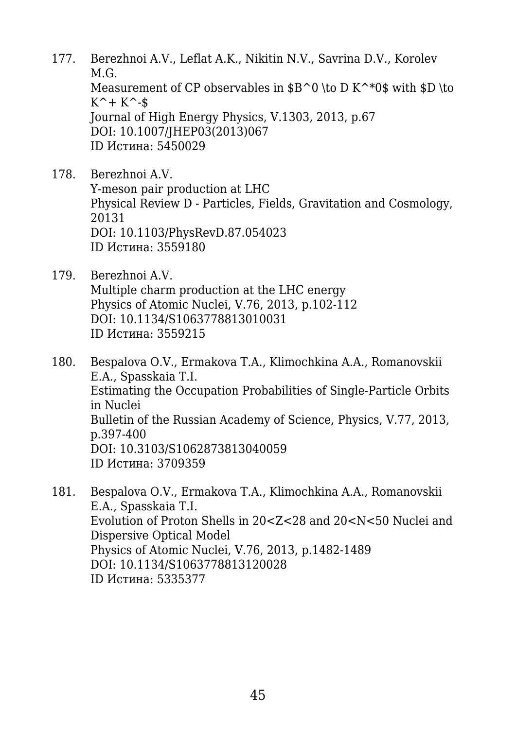177. Berezhnoi A.V., Leflat A.K., Nikitin N.V., Savrina D.V., Korolev M.G.
Measurement of CP observables in $B^0 \to D K^{*0}$ with $D \to K^+ K^-$
Journal of High Energy Physics, V.1303, 2013, p.67
DOI: 10.1007/JHEP03(2013)067
ID Истина: 5450029

178. Berezhnoi A.V.
Y-meson pair production at LHC
Physical Review D - Particles, Fields, Gravitation and Cosmology, 20131
DOI: 10.1103/PhysRevD.87.054023
ID Истина: 3559180

179. Berezhnoi A.V.
Multiple charm production at the LHC energy
Physics of Atomic Nuclei, V.76, 2013, p.102-112
DOI: 10.1134/S1063778813010031
ID Истина: 3559215

180. Bespalova O.V., Ermakova T.A., Klimochkina A.A., Romanovskii E.A., Spasskaia T.I.
Estimating the Occupation Probabilities of Single-Particle Orbits in Nuclei
Bulletin of the Russian Academy of Science, Physics, V.77, 2013, p.397-400
DOI: 10.3103/S1062873813040059
ID Истина: 3709359

181. Bespalova O.V., Ermakova T.A., Klimochkina A.A., Romanovskii E.A., Spasskaia T.I.
Evolution of Proton Shells in $20<Z<28$ and $20<N<50$ Nuclei and Dispersive Optical Model
Physics of Atomic Nuclei, V.76, 2013, p.1482-1489
DOI: 10.1134/S1063778813120028
ID Истина: 5335377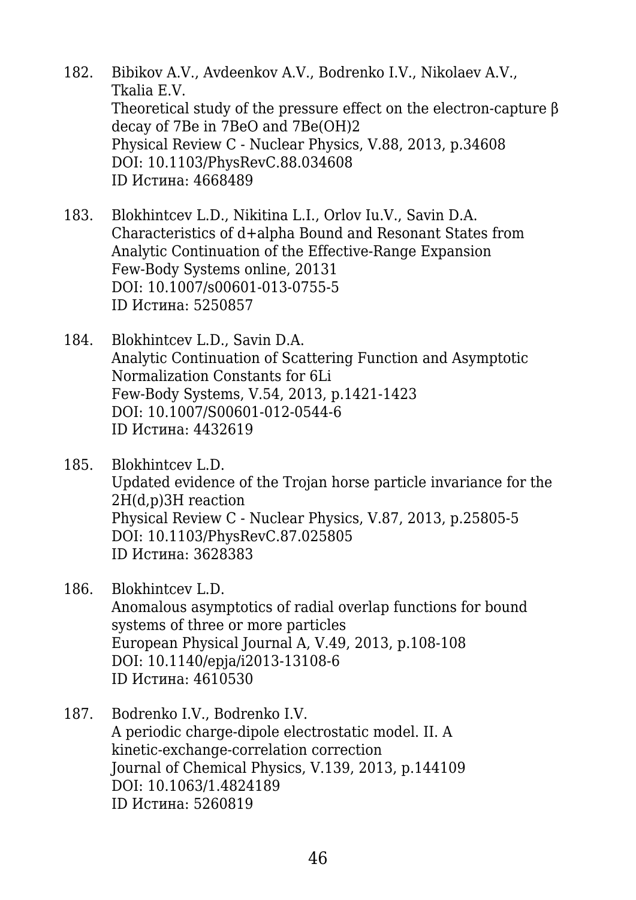182. Bibikov A.V., Avdeenkov A.V., Bodrenko I.V., Nikolaev A.V., Tkalia E.V.
     Theoretical study of the pressure effect on the electron-capture β decay of 7Be in 7BeO and 7Be(OH)2
     Physical Review C - Nuclear Physics, V.88, 2013, p.34608
     DOI: 10.1103/PhysRevC.88.034608
     ID Истина: 4668489

183. Blokhintcev L.D., Nikitina L.I., Orlov Iu.V., Savin D.A.
     Characteristics of d+alpha Bound and Resonant States from Analytic Continuation of the Effective-Range Expansion
     Few-Body Systems online, 20131
     DOI: 10.1007/s00601-013-0755-5
     ID Истина: 5250857

184. Blokhintcev L.D., Savin D.A.
     Analytic Continuation of Scattering Function and Asymptotic Normalization Constants for 6Li
     Few-Body Systems, V.54, 2013, p.1421-1423
     DOI: 10.1007/S00601-012-0544-6
     ID Истина: 4432619

185. Blokhintcev L.D.
     Updated evidence of the Trojan horse particle invariance for the 2H(d,p)3H reaction
     Physical Review C - Nuclear Physics, V.87, 2013, p.25805-5
     DOI: 10.1103/PhysRevC.87.025805
     ID Истина: 3628383

186. Blokhintcev L.D.
     Anomalous asymptotics of radial overlap functions for bound systems of three or more particles
     European Physical Journal A, V.49, 2013, p.108-108
     DOI: 10.1140/epja/i2013-13108-6
     ID Истина: 4610530

187. Bodrenko I.V., Bodrenko I.V.
     A periodic charge-dipole electrostatic model. II. A kinetic-exchange-correlation correction
     Journal of Chemical Physics, V.139, 2013, p.144109
     DOI: 10.1063/1.4824189
     ID Истина: 5260819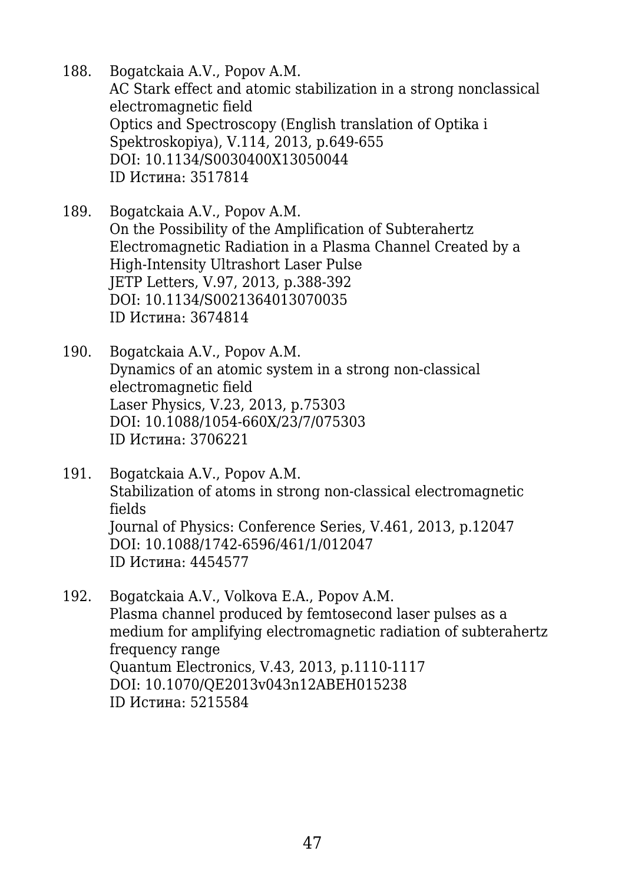188. Bogatckaia A.V., Popov A.M.
     AC Stark effect and atomic stabilization in a strong nonclassical electromagnetic field
     Optics and Spectroscopy (English translation of Optika i Spektroskopiya), V.114, 2013, p.649-655
     DOI: 10.1134/S0030400X13050044
     ID Истина: 3517814

189. Bogatckaia A.V., Popov A.M.
     On the Possibility of the Amplification of Subterahertz Electromagnetic Radiation in a Plasma Channel Created by a High-Intensity Ultrashort Laser Pulse
     JETP Letters, V.97, 2013, p.388-392
     DOI: 10.1134/S0021364013070035
     ID Истина: 3674814

190. Bogatckaia A.V., Popov A.M.
     Dynamics of an atomic system in a strong non-classical electromagnetic field
     Laser Physics, V.23, 2013, p.75303
     DOI: 10.1088/1054-660X/23/7/075303
     ID Истина: 3706221

191. Bogatckaia A.V., Popov A.M.
     Stabilization of atoms in strong non-classical electromagnetic fields
     Journal of Physics: Conference Series, V.461, 2013, p.12047
     DOI: 10.1088/1742-6596/461/1/012047
     ID Истина: 4454577

192. Bogatckaia A.V., Volkova E.A., Popov A.M.
     Plasma channel produced by femtosecond laser pulses as a medium for amplifying electromagnetic radiation of subterahertz frequency range
     Quantum Electronics, V.43, 2013, p.1110-1117
     DOI: 10.1070/QE2013v043n12ABEH015238
     ID Истина: 5215584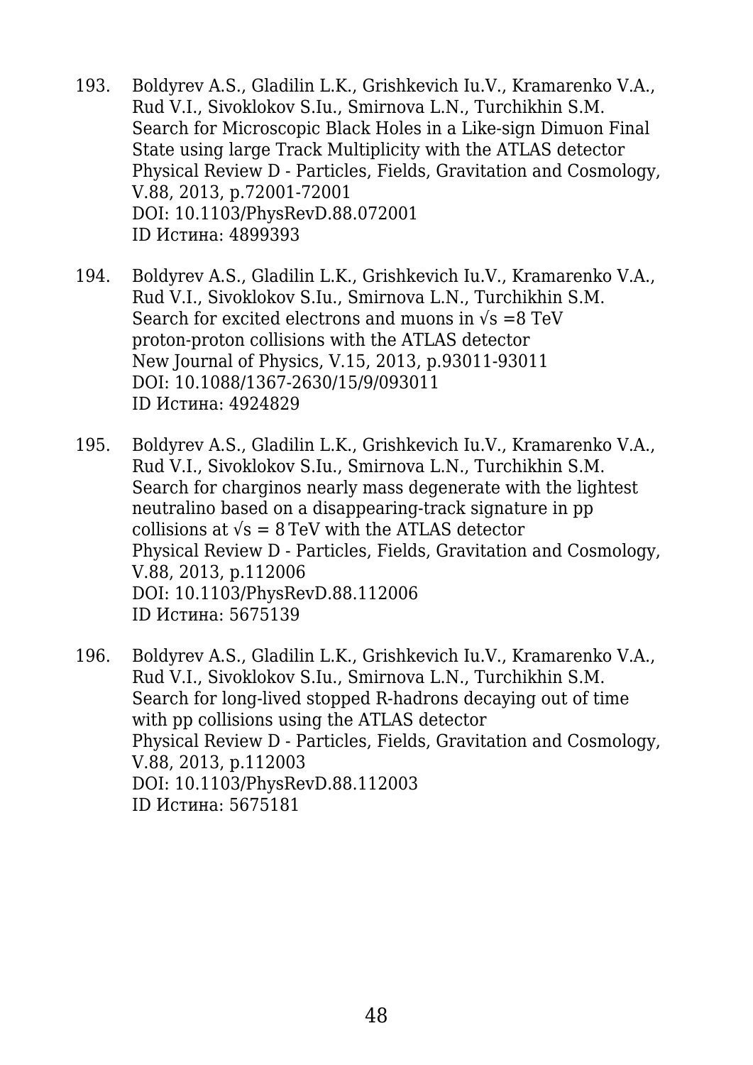193. Boldyrev A.S., Gladilin L.K., Grishkevich Iu.V., Kramarenko V.A., Rud V.I., Sivoklokov S.Iu., Smirnova L.N., Turchikhin S.M.
     Search for Microscopic Black Holes in a Like-sign Dimuon Final State using large Track Multiplicity with the ATLAS detector
     Physical Review D - Particles, Fields, Gravitation and Cosmology, V.88, 2013, p.72001-72001
     DOI: 10.1103/PhysRevD.88.072001
     ID Истина: 4899393

194. Boldyrev A.S., Gladilin L.K., Grishkevich Iu.V., Kramarenko V.A., Rud V.I., Sivoklokov S.Iu., Smirnova L.N., Turchikhin S.M.
     Search for excited electrons and muons in $\sqrt{s}$ =8 TeV proton-proton collisions with the ATLAS detector
     New Journal of Physics, V.15, 2013, p.93011-93011
     DOI: 10.1088/1367-2630/15/9/093011
     ID Истина: 4924829

195. Boldyrev A.S., Gladilin L.K., Grishkevich Iu.V., Kramarenko V.A., Rud V.I., Sivoklokov S.Iu., Smirnova L.N., Turchikhin S.M.
     Search for charginos nearly mass degenerate with the lightest neutralino based on a disappearing-track signature in pp collisions at $\sqrt{s}$ = 8 TeV with the ATLAS detector
     Physical Review D - Particles, Fields, Gravitation and Cosmology, V.88, 2013, p.112006
     DOI: 10.1103/PhysRevD.88.112006
     ID Истина: 5675139

196. Boldyrev A.S., Gladilin L.K., Grishkevich Iu.V., Kramarenko V.A., Rud V.I., Sivoklokov S.Iu., Smirnova L.N., Turchikhin S.M.
     Search for long-lived stopped R-hadrons decaying out of time with pp collisions using the ATLAS detector
     Physical Review D - Particles, Fields, Gravitation and Cosmology, V.88, 2013, p.112003
     DOI: 10.1103/PhysRevD.88.112003
     ID Истина: 5675181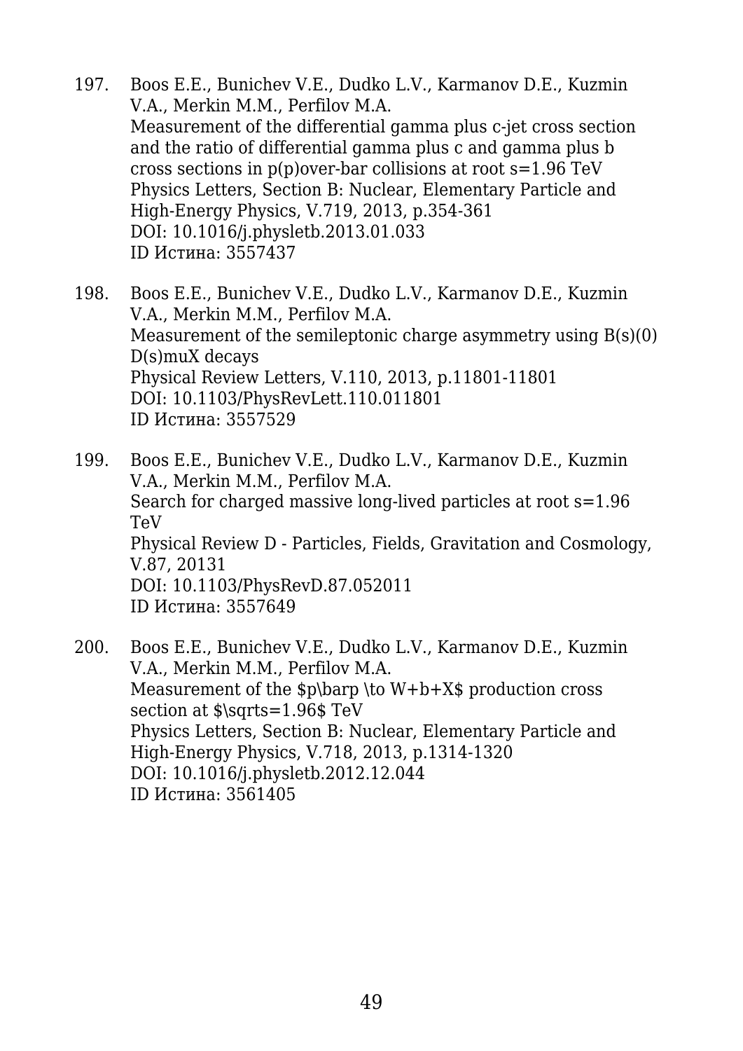197. Boos E.E., Bunichev V.E., Dudko L.V., Karmanov D.E., Kuzmin V.A., Merkin M.M., Perfilov M.A.
Measurement of the differential gamma plus c-jet cross section and the ratio of differential gamma plus c and gamma plus b cross sections in p(p)over-bar collisions at root s=1.96 TeV
Physics Letters, Section B: Nuclear, Elementary Particle and High-Energy Physics, V.719, 2013, p.354-361
DOI: 10.1016/j.physletb.2013.01.033
ID Истина: 3557437

198. Boos E.E., Bunichev V.E., Dudko L.V., Karmanov D.E., Kuzmin V.A., Merkin M.M., Perfilov M.A.
Measurement of the semileptonic charge asymmetry using B(s)(0) D(s)muX decays
Physical Review Letters, V.110, 2013, p.11801-11801
DOI: 10.1103/PhysRevLett.110.011801
ID Истина: 3557529

199. Boos E.E., Bunichev V.E., Dudko L.V., Karmanov D.E., Kuzmin V.A., Merkin M.M., Perfilov M.A.
Search for charged massive long-lived particles at root s=1.96 TeV
Physical Review D - Particles, Fields, Gravitation and Cosmology, V.87, 20131
DOI: 10.1103/PhysRevD.87.052011
ID Истина: 3557649

200. Boos E.E., Bunichev V.E., Dudko L.V., Karmanov D.E., Kuzmin V.A., Merkin M.M., Perfilov M.A.
Measurement of the $p\barp \to W+b+X$ production cross section at $\sqrts=1.96$ TeV
Physics Letters, Section B: Nuclear, Elementary Particle and High-Energy Physics, V.718, 2013, p.1314-1320
DOI: 10.1016/j.physletb.2012.12.044
ID Истина: 3561405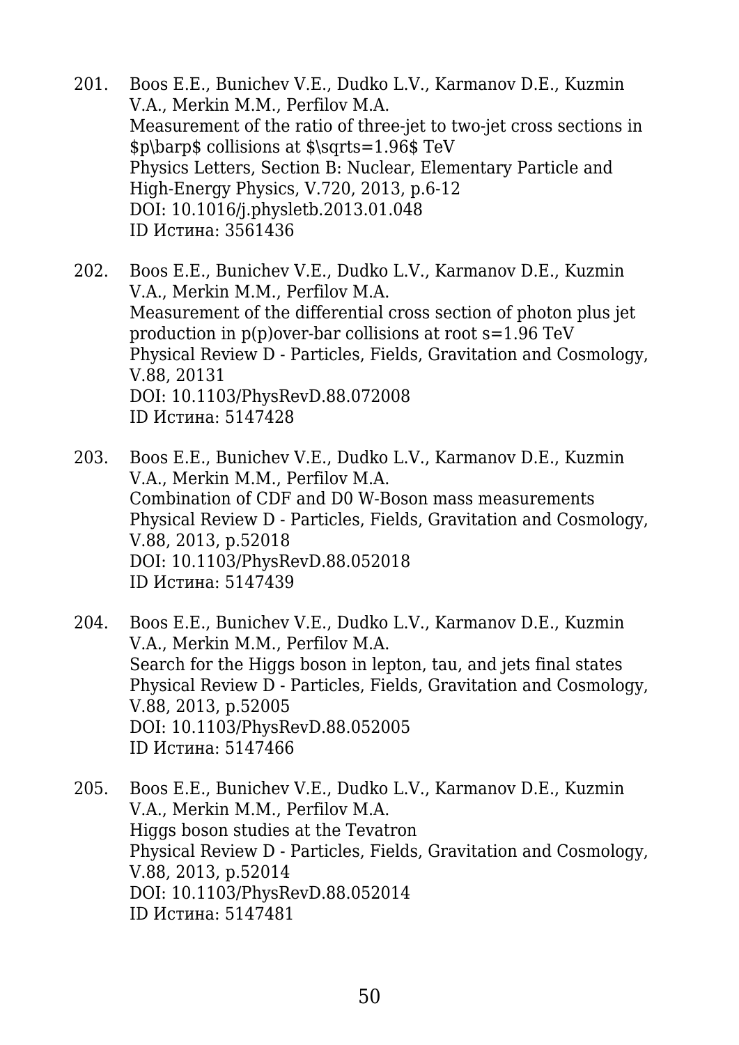201. Boos E.E., Bunichev V.E., Dudko L.V., Karmanov D.E., Kuzmin V.A., Merkin M.M., Perfilov M.A.
     Measurement of the ratio of three-jet to two-jet cross sections in $p\barp$ collisions at $\sqrts=1.96$ TeV
     Physics Letters, Section B: Nuclear, Elementary Particle and High-Energy Physics, V.720, 2013, p.6-12
     DOI: 10.1016/j.physletb.2013.01.048
     ID Истина: 3561436

202. Boos E.E., Bunichev V.E., Dudko L.V., Karmanov D.E., Kuzmin V.A., Merkin M.M., Perfilov M.A.
     Measurement of the differential cross section of photon plus jet production in p(p)over-bar collisions at root s=1.96 TeV
     Physical Review D - Particles, Fields, Gravitation and Cosmology, V.88, 20131
     DOI: 10.1103/PhysRevD.88.072008
     ID Истина: 5147428

203. Boos E.E., Bunichev V.E., Dudko L.V., Karmanov D.E., Kuzmin V.A., Merkin M.M., Perfilov M.A.
     Combination of CDF and D0 W-Boson mass measurements
     Physical Review D - Particles, Fields, Gravitation and Cosmology, V.88, 2013, p.52018
     DOI: 10.1103/PhysRevD.88.052018
     ID Истина: 5147439

204. Boos E.E., Bunichev V.E., Dudko L.V., Karmanov D.E., Kuzmin V.A., Merkin M.M., Perfilov M.A.
     Search for the Higgs boson in lepton, tau, and jets final states
     Physical Review D - Particles, Fields, Gravitation and Cosmology, V.88, 2013, p.52005
     DOI: 10.1103/PhysRevD.88.052005
     ID Истина: 5147466

205. Boos E.E., Bunichev V.E., Dudko L.V., Karmanov D.E., Kuzmin V.A., Merkin M.M., Perfilov M.A.
     Higgs boson studies at the Tevatron
     Physical Review D - Particles, Fields, Gravitation and Cosmology, V.88, 2013, p.52014
     DOI: 10.1103/PhysRevD.88.052014
     ID Истина: 5147481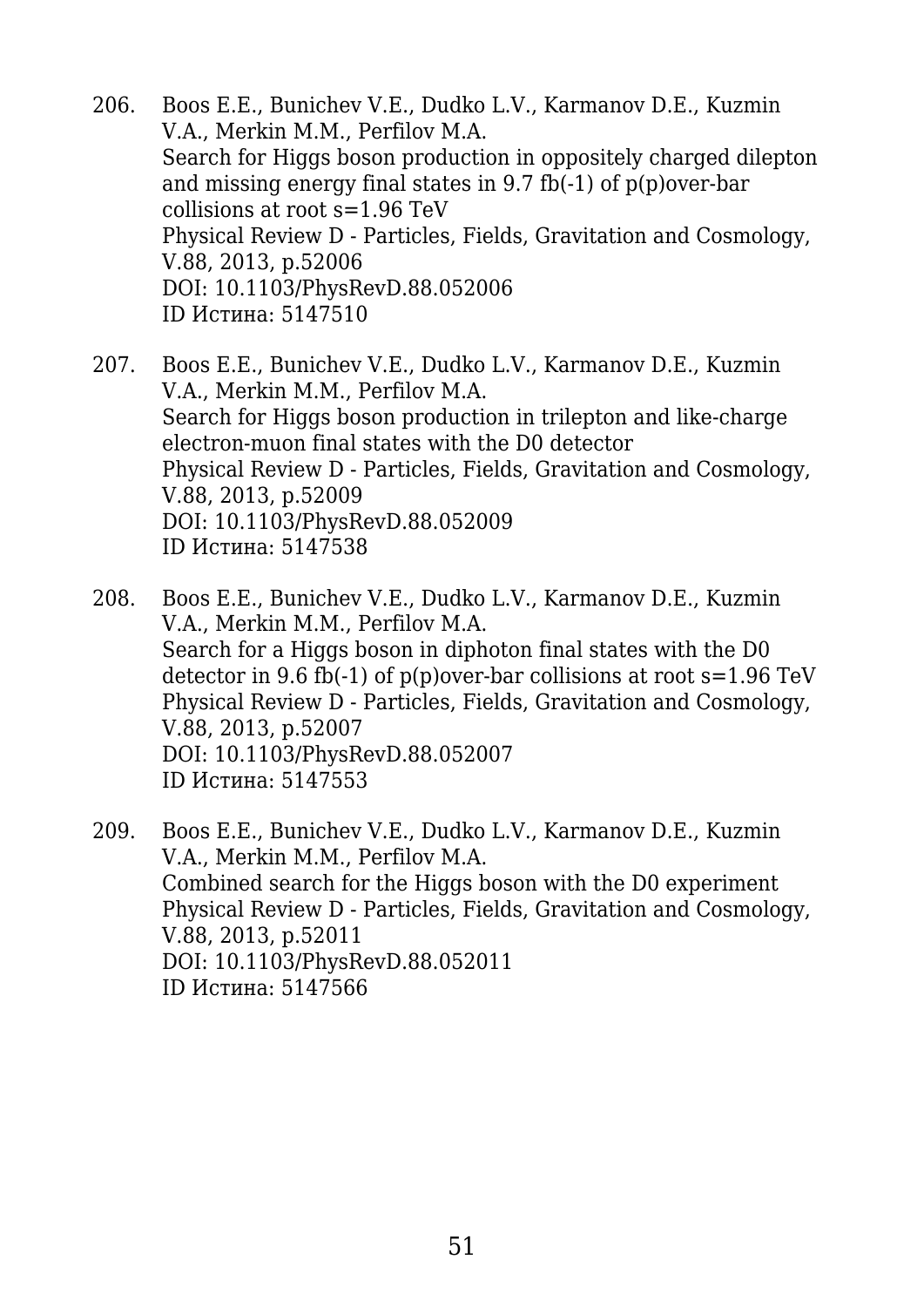206. Boos E.E., Bunichev V.E., Dudko L.V., Karmanov D.E., Kuzmin V.A., Merkin M.M., Perfilov M.A.
     Search for Higgs boson production in oppositely charged dilepton and missing energy final states in 9.7 fb(-1) of p(p)over-bar collisions at root s=1.96 TeV
     Physical Review D - Particles, Fields, Gravitation and Cosmology, V.88, 2013, p.52006
     DOI: 10.1103/PhysRevD.88.052006
     ID Истина: 5147510

207. Boos E.E., Bunichev V.E., Dudko L.V., Karmanov D.E., Kuzmin V.A., Merkin M.M., Perfilov M.A.
     Search for Higgs boson production in trilepton and like-charge electron-muon final states with the D0 detector
     Physical Review D - Particles, Fields, Gravitation and Cosmology, V.88, 2013, p.52009
     DOI: 10.1103/PhysRevD.88.052009
     ID Истина: 5147538

208. Boos E.E., Bunichev V.E., Dudko L.V., Karmanov D.E., Kuzmin V.A., Merkin M.M., Perfilov M.A.
     Search for a Higgs boson in diphoton final states with the D0 detector in 9.6 fb(-1) of p(p)over-bar collisions at root s=1.96 TeV
     Physical Review D - Particles, Fields, Gravitation and Cosmology, V.88, 2013, p.52007
     DOI: 10.1103/PhysRevD.88.052007
     ID Истина: 5147553

209. Boos E.E., Bunichev V.E., Dudko L.V., Karmanov D.E., Kuzmin V.A., Merkin M.M., Perfilov M.A.
     Combined search for the Higgs boson with the D0 experiment
     Physical Review D - Particles, Fields, Gravitation and Cosmology, V.88, 2013, p.52011
     DOI: 10.1103/PhysRevD.88.052011
     ID Истина: 5147566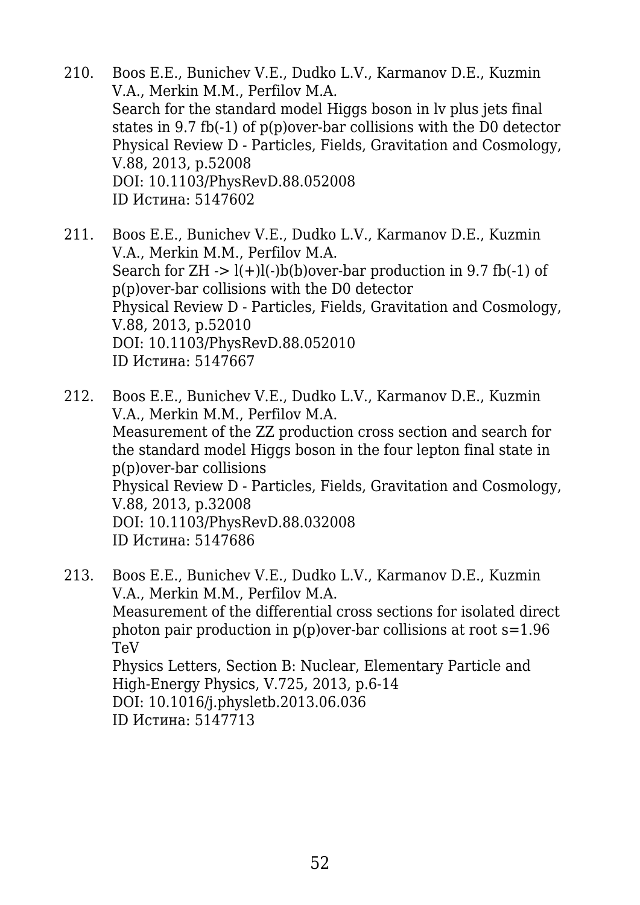210. Boos E.E., Bunichev V.E., Dudko L.V., Karmanov D.E., Kuzmin V.A., Merkin M.M., Perfilov M.A.
Search for the standard model Higgs boson in lv plus jets final states in 9.7 fb(-1) of p(p)over-bar collisions with the D0 detector
Physical Review D - Particles, Fields, Gravitation and Cosmology, V.88, 2013, p.52008
DOI: 10.1103/PhysRevD.88.052008
ID Истина: 5147602

211. Boos E.E., Bunichev V.E., Dudko L.V., Karmanov D.E., Kuzmin V.A., Merkin M.M., Perfilov M.A.
Search for ZH -> l(+)l(-)b(b)over-bar production in 9.7 fb(-1) of p(p)over-bar collisions with the D0 detector
Physical Review D - Particles, Fields, Gravitation and Cosmology, V.88, 2013, p.52010
DOI: 10.1103/PhysRevD.88.052010
ID Истина: 5147667

212. Boos E.E., Bunichev V.E., Dudko L.V., Karmanov D.E., Kuzmin V.A., Merkin M.M., Perfilov M.A.
Measurement of the ZZ production cross section and search for the standard model Higgs boson in the four lepton final state in p(p)over-bar collisions
Physical Review D - Particles, Fields, Gravitation and Cosmology, V.88, 2013, p.32008
DOI: 10.1103/PhysRevD.88.032008
ID Истина: 5147686

213. Boos E.E., Bunichev V.E., Dudko L.V., Karmanov D.E., Kuzmin V.A., Merkin M.M., Perfilov M.A.
Measurement of the differential cross sections for isolated direct photon pair production in p(p)over-bar collisions at root s=1.96 TeV
Physics Letters, Section B: Nuclear, Elementary Particle and High-Energy Physics, V.725, 2013, p.6-14
DOI: 10.1016/j.physletb.2013.06.036
ID Истина: 5147713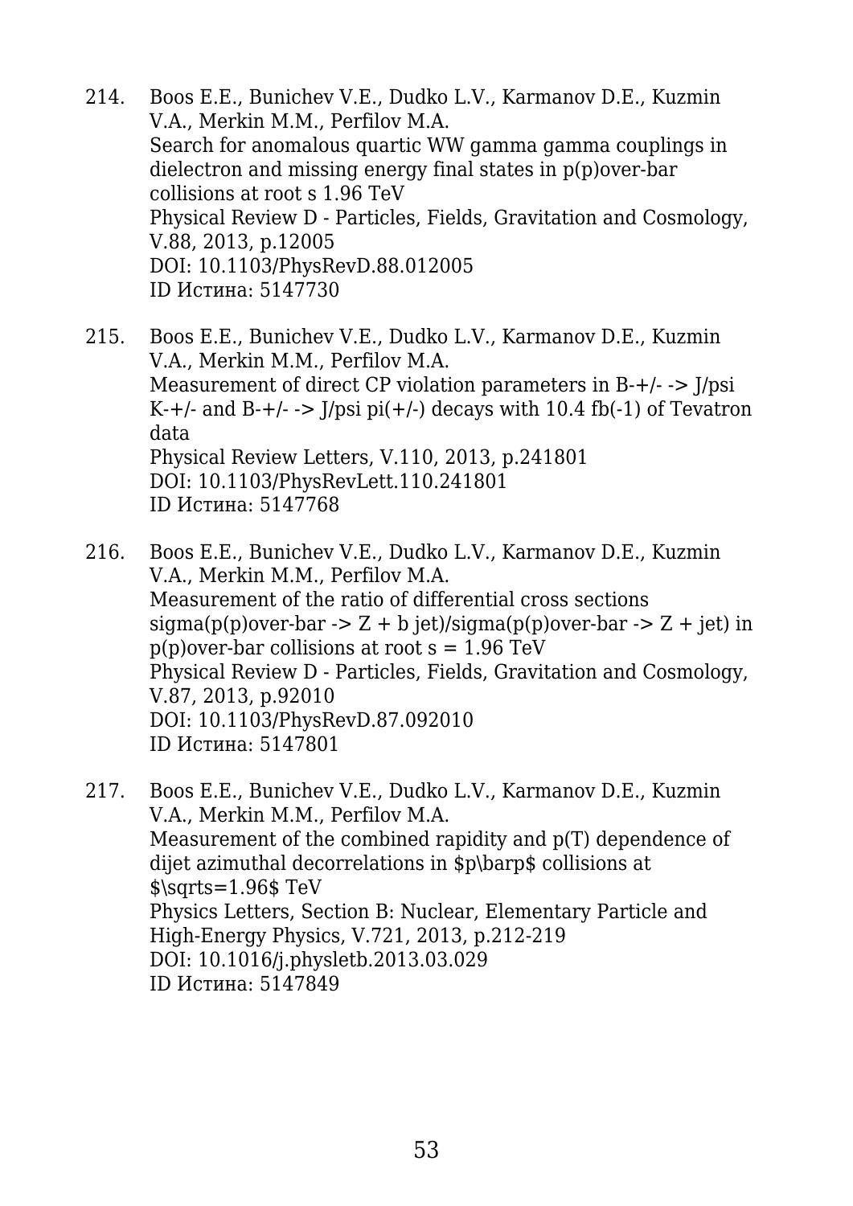214. Boos E.E., Bunichev V.E., Dudko L.V., Karmanov D.E., Kuzmin V.A., Merkin M.M., Perfilov M.A.
Search for anomalous quartic WW gamma gamma couplings in dielectron and missing energy final states in p(p)over-bar collisions at root s 1.96 TeV
Physical Review D - Particles, Fields, Gravitation and Cosmology, V.88, 2013, p.12005
DOI: 10.1103/PhysRevD.88.012005
ID Истина: 5147730

215. Boos E.E., Bunichev V.E., Dudko L.V., Karmanov D.E., Kuzmin V.A., Merkin M.M., Perfilov M.A.
Measurement of direct CP violation parameters in B-+/- -> J/psi K-+/- and B-+/- -> J/psi pi(+/-) decays with 10.4 fb(-1) of Tevatron data
Physical Review Letters, V.110, 2013, p.241801
DOI: 10.1103/PhysRevLett.110.241801
ID Истина: 5147768

216. Boos E.E., Bunichev V.E., Dudko L.V., Karmanov D.E., Kuzmin V.A., Merkin M.M., Perfilov M.A.
Measurement of the ratio of differential cross sections sigma(p(p)over-bar -> Z + b jet)/sigma(p(p)over-bar -> Z + jet) in p(p)over-bar collisions at root s = 1.96 TeV
Physical Review D - Particles, Fields, Gravitation and Cosmology, V.87, 2013, p.92010
DOI: 10.1103/PhysRevD.87.092010
ID Истина: 5147801

217. Boos E.E., Bunichev V.E., Dudko L.V., Karmanov D.E., Kuzmin V.A., Merkin M.M., Perfilov M.A.
Measurement of the combined rapidity and p(T) dependence of dijet azimuthal decorrelations in $p\bar p$ collisions at $\sqrt{s}=1.96$ TeV
Physics Letters, Section B: Nuclear, Elementary Particle and High-Energy Physics, V.721, 2013, p.212-219
DOI: 10.1016/j.physletb.2013.03.029
ID Истина: 5147849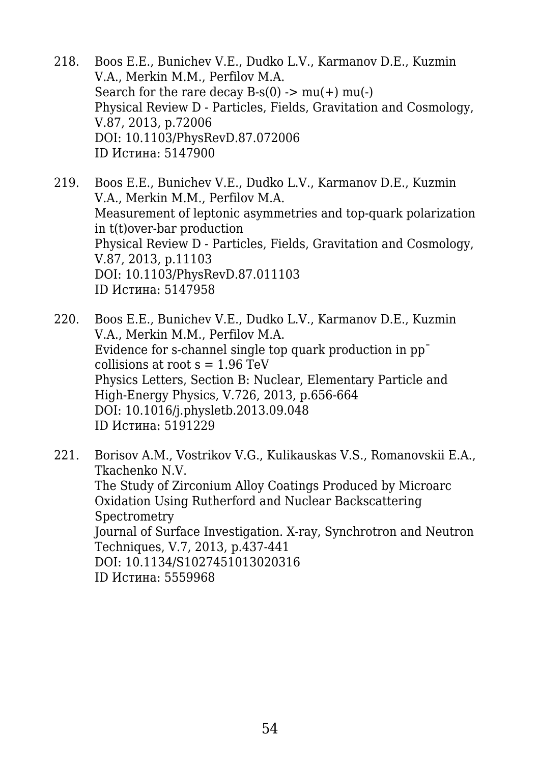218. Boos E.E., Bunichev V.E., Dudko L.V., Karmanov D.E., Kuzmin V.A., Merkin M.M., Perfilov M.A.
     Search for the rare decay B-s(0) -> mu(+) mu(-)
     Physical Review D - Particles, Fields, Gravitation and Cosmology, V.87, 2013, p.72006
     DOI: 10.1103/PhysRevD.87.072006
     ID Истина: 5147900

219. Boos E.E., Bunichev V.E., Dudko L.V., Karmanov D.E., Kuzmin V.A., Merkin M.M., Perfilov M.A.
     Measurement of leptonic asymmetries and top-quark polarization in t(t)over-bar production
     Physical Review D - Particles, Fields, Gravitation and Cosmology, V.87, 2013, p.11103
     DOI: 10.1103/PhysRevD.87.011103
     ID Истина: 5147958

220. Boos E.E., Bunichev V.E., Dudko L.V., Karmanov D.E., Kuzmin V.A., Merkin M.M., Perfilov M.A.
     Evidence for s-channel single top quark production in pp¯ collisions at root s = 1.96 TeV
     Physics Letters, Section B: Nuclear, Elementary Particle and High-Energy Physics, V.726, 2013, p.656-664
     DOI: 10.1016/j.physletb.2013.09.048
     ID Истина: 5191229

221. Borisov A.M., Vostrikov V.G., Kulikauskas V.S., Romanovskii E.A., Tkachenko N.V.
     The Study of Zirconium Alloy Coatings Produced by Microarc Oxidation Using Rutherford and Nuclear Backscattering Spectrometry
     Journal of Surface Investigation. X-ray, Synchrotron and Neutron Techniques, V.7, 2013, p.437-441
     DOI: 10.1134/S1027451013020316
     ID Истина: 5559968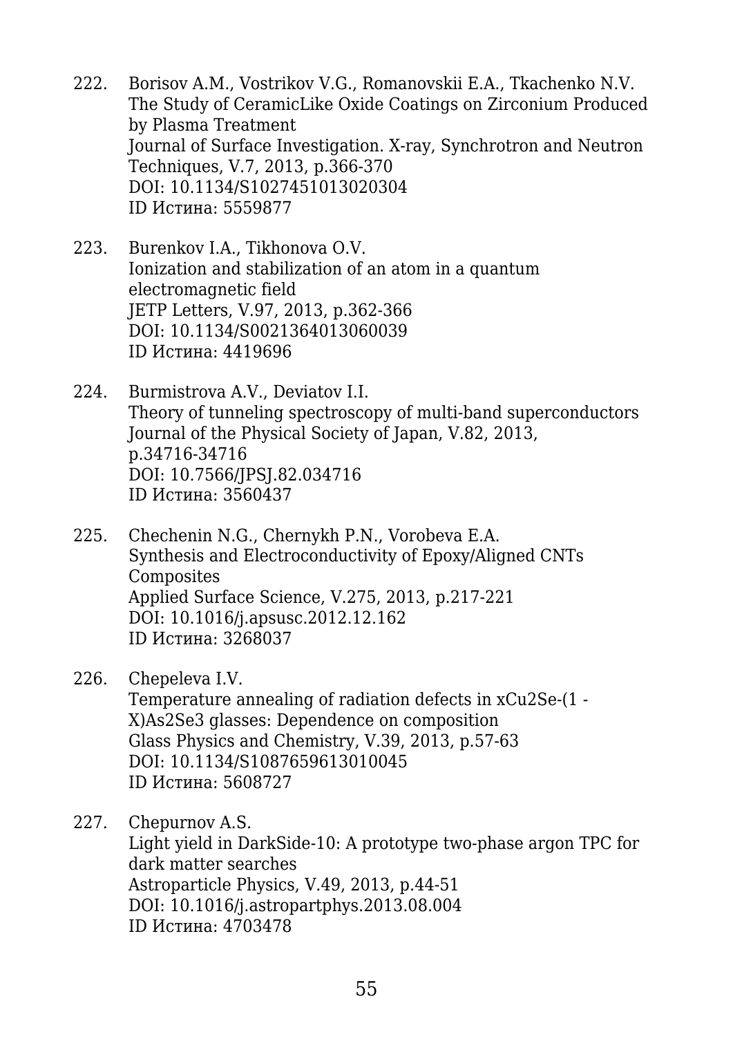222. Borisov A.M., Vostrikov V.G., Romanovskii E.A., Tkachenko N.V.
The Study of CeramicLike Oxide Coatings on Zirconium Produced by Plasma Treatment
Journal of Surface Investigation. X-ray, Synchrotron and Neutron Techniques, V.7, 2013, p.366-370
DOI: 10.1134/S1027451013020304
ID Истина: 5559877

223. Burenkov I.A., Tikhonova O.V.
Ionization and stabilization of an atom in a quantum electromagnetic field
JETP Letters, V.97, 2013, p.362-366
DOI: 10.1134/S0021364013060039
ID Истина: 4419696

224. Burmistrova A.V., Deviatov I.I.
Theory of tunneling spectroscopy of multi-band superconductors
Journal of the Physical Society of Japan, V.82, 2013, p.34716-34716
DOI: 10.7566/JPSJ.82.034716
ID Истина: 3560437

225. Chechenin N.G., Chernykh P.N., Vorobeva E.A.
Synthesis and Electroconductivity of Epoxy/Aligned CNTs Composites
Applied Surface Science, V.275, 2013, p.217-221
DOI: 10.1016/j.apsusc.2012.12.162
ID Истина: 3268037

226. Chepeleva I.V.
Temperature annealing of radiation defects in $xCu_2Se$-(1 - X)$As_2Se_3$ glasses: Dependence on composition
Glass Physics and Chemistry, V.39, 2013, p.57-63
DOI: 10.1134/S1087659613010045
ID Истина: 5608727

227. Chepurnov A.S.
Light yield in DarkSide-10: A prototype two-phase argon TPC for dark matter searches
Astroparticle Physics, V.49, 2013, p.44-51
DOI: 10.1016/j.astropartphys.2013.08.004
ID Истина: 4703478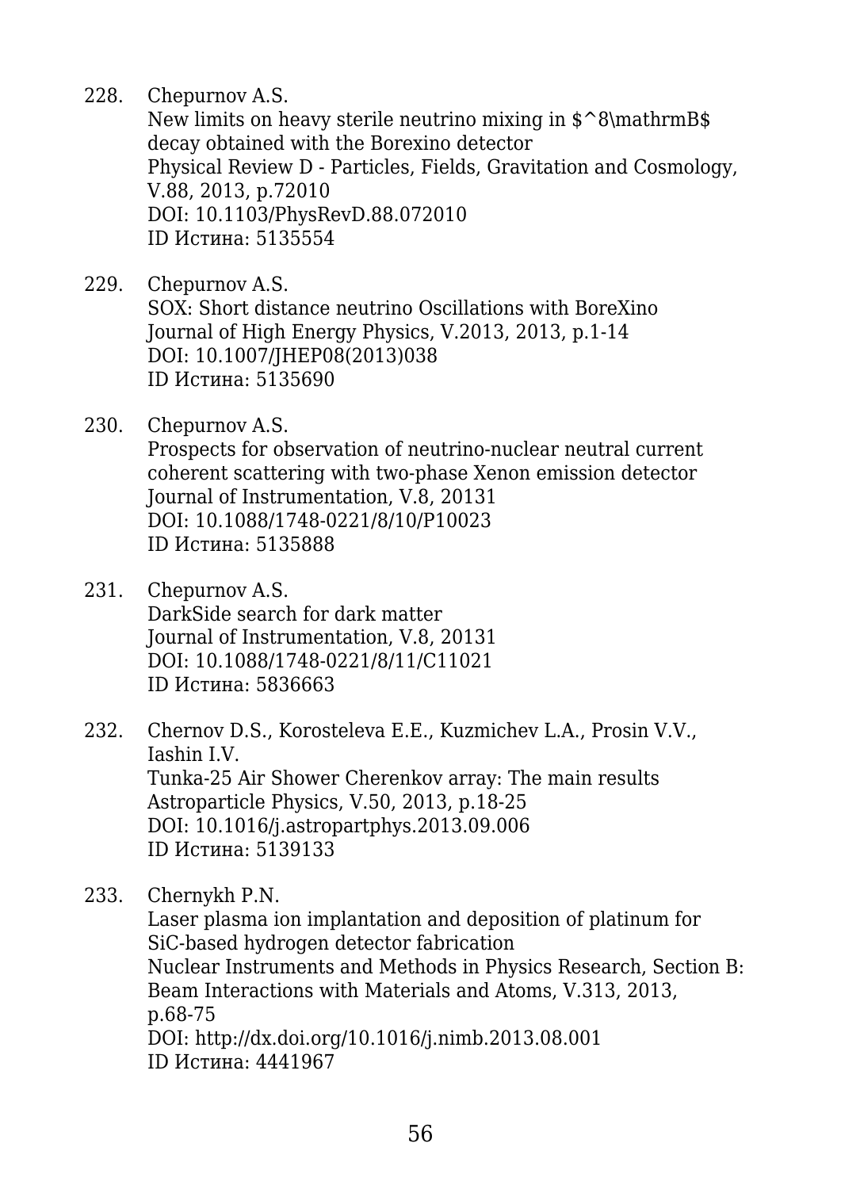228. Chepurnov A.S.
New limits on heavy sterile neutrino mixing in $^8\mathrmB$ decay obtained with the Borexino detector
Physical Review D - Particles, Fields, Gravitation and Cosmology, V.88, 2013, p.72010
DOI: 10.1103/PhysRevD.88.072010
ID Истина: 5135554

229. Chepurnov A.S.
SOX: Short distance neutrino Oscillations with BoreXino
Journal of High Energy Physics, V.2013, 2013, p.1-14
DOI: 10.1007/JHEP08(2013)038
ID Истина: 5135690

230. Chepurnov A.S.
Prospects for observation of neutrino-nuclear neutral current coherent scattering with two-phase Xenon emission detector
Journal of Instrumentation, V.8, 20131
DOI: 10.1088/1748-0221/8/10/P10023
ID Истина: 5135888

231. Chepurnov A.S.
DarkSide search for dark matter
Journal of Instrumentation, V.8, 20131
DOI: 10.1088/1748-0221/8/11/C11021
ID Истина: 5836663

232. Chernov D.S., Korosteleva E.E., Kuzmichev L.A., Prosin V.V., Iashin I.V.
Tunka-25 Air Shower Cherenkov array: The main results
Astroparticle Physics, V.50, 2013, p.18-25
DOI: 10.1016/j.astropartphys.2013.09.006
ID Истина: 5139133

233. Chernykh P.N.
Laser plasma ion implantation and deposition of platinum for SiC-based hydrogen detector fabrication
Nuclear Instruments and Methods in Physics Research, Section B: Beam Interactions with Materials and Atoms, V.313, 2013, p.68-75
DOI: http://dx.doi.org/10.1016/j.nimb.2013.08.001
ID Истина: 4441967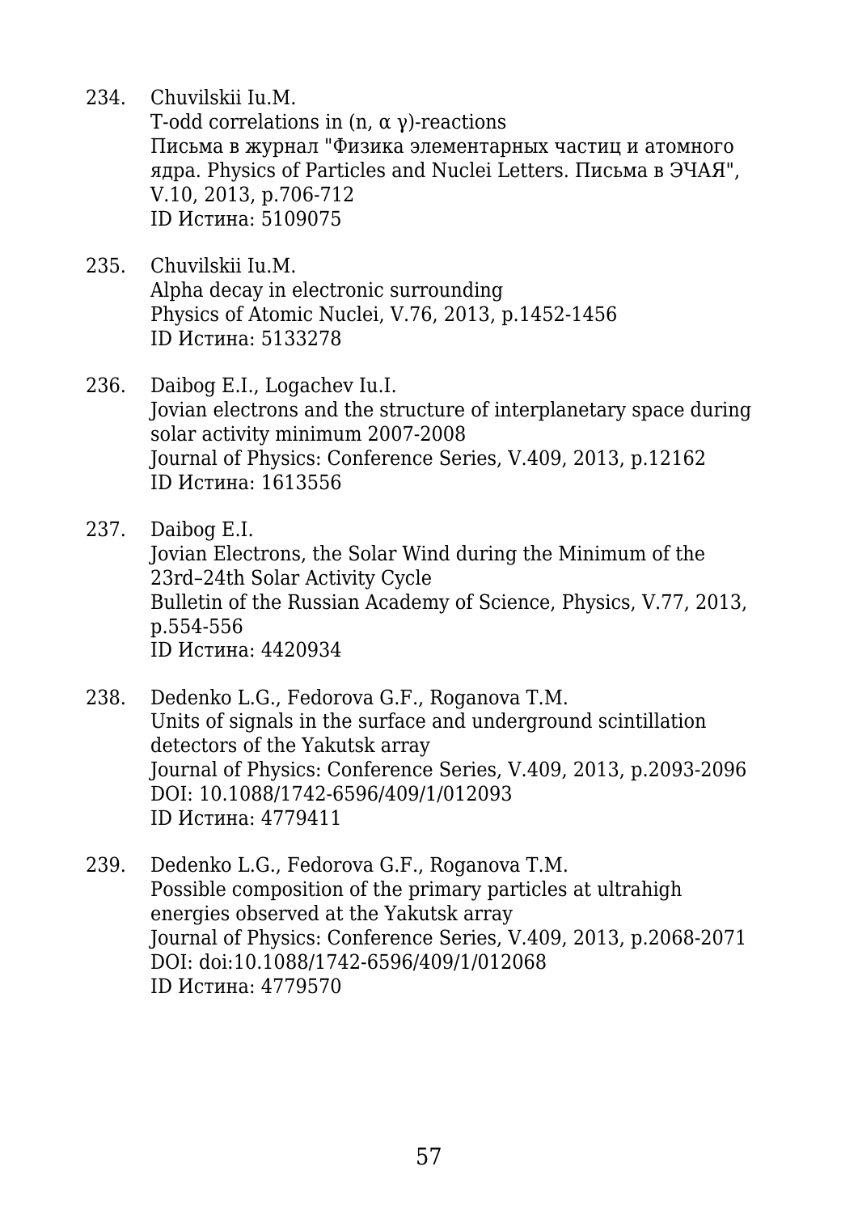234. Chuvilskii Iu.M.
T-odd correlations in (n, α γ)-reactions
Письма в журнал "Физика элементарных частиц и атомного ядра. Physics of Particles and Nuclei Letters. Письма в ЭЧАЯ", V.10, 2013, p.706-712
ID Истина: 5109075

235. Chuvilskii Iu.M.
Alpha decay in electronic surrounding
Physics of Atomic Nuclei, V.76, 2013, p.1452-1456
ID Истина: 5133278

236. Daibog E.I., Logachev Iu.I.
Jovian electrons and the structure of interplanetary space during solar activity minimum 2007-2008
Journal of Physics: Conference Series, V.409, 2013, p.12162
ID Истина: 1613556

237. Daibog E.I.
Jovian Electrons, the Solar Wind during the Minimum of the 23rd–24th Solar Activity Cycle
Bulletin of the Russian Academy of Science, Physics, V.77, 2013, p.554-556
ID Истина: 4420934

238. Dedenko L.G., Fedorova G.F., Roganova T.M.
Units of signals in the surface and underground scintillation detectors of the Yakutsk array
Journal of Physics: Conference Series, V.409, 2013, p.2093-2096
DOI: 10.1088/1742-6596/409/1/012093
ID Истина: 4779411

239. Dedenko L.G., Fedorova G.F., Roganova T.M.
Possible composition of the primary particles at ultrahigh energies observed at the Yakutsk array
Journal of Physics: Conference Series, V.409, 2013, p.2068-2071
DOI: doi:10.1088/1742-6596/409/1/012068
ID Истина: 4779570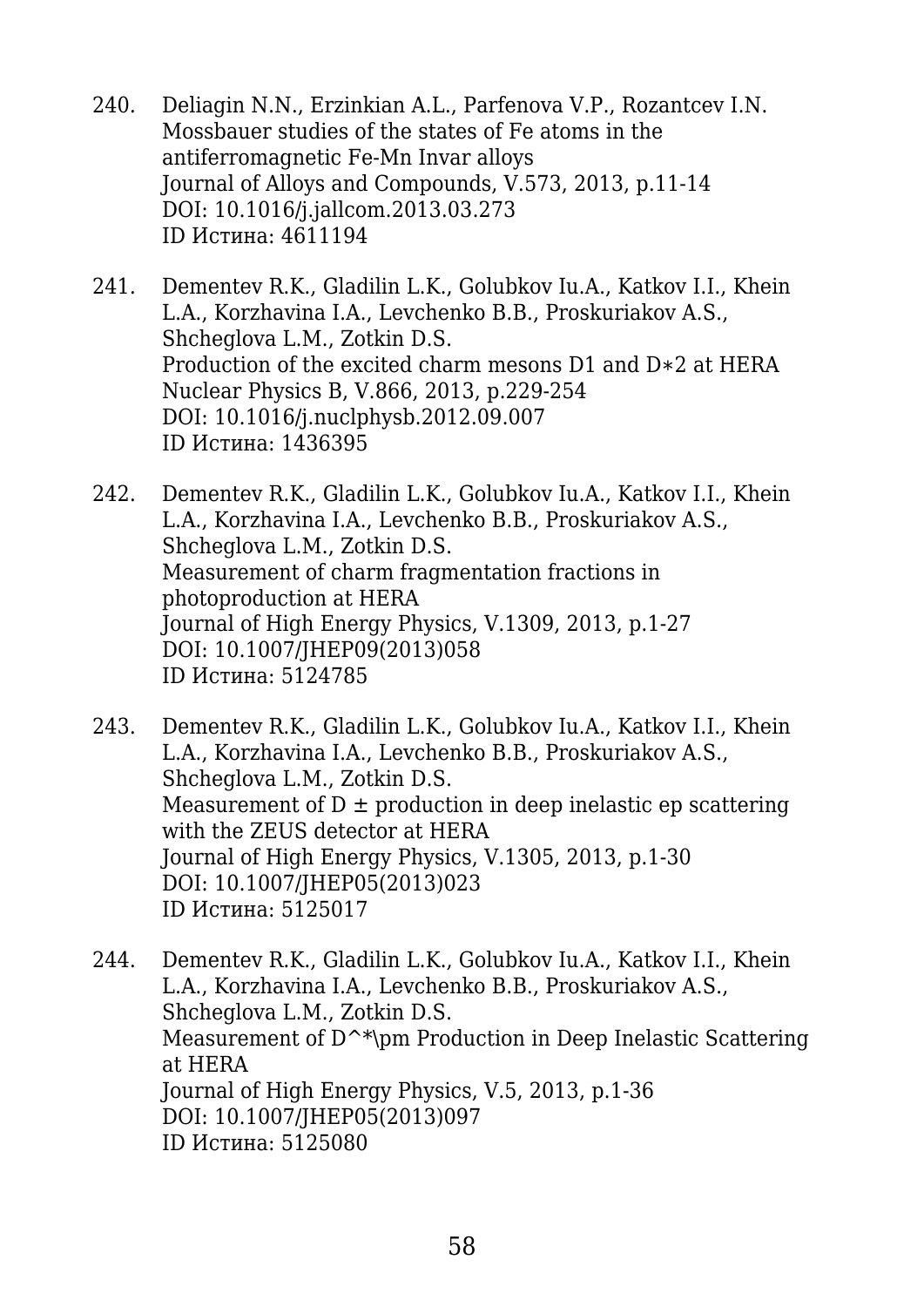240. Deliagin N.N., Erzinkian A.L., Parfenova V.P., Rozantcev I.N.
Mossbauer studies of the states of Fe atoms in the antiferromagnetic Fe-Mn Invar alloys
Journal of Alloys and Compounds, V.573, 2013, p.11-14
DOI: 10.1016/j.jallcom.2013.03.273
ID Истина: 4611194

241. Dementev R.K., Gladilin L.K., Golubkov Iu.A., Katkov I.I., Khein L.A., Korzhavina I.A., Levchenko B.B., Proskuriakov A.S., Shcheglova L.M., Zotkin D.S.
Production of the excited charm mesons D1 and D∗2 at HERA
Nuclear Physics B, V.866, 2013, p.229-254
DOI: 10.1016/j.nuclphysb.2012.09.007
ID Истина: 1436395

242. Dementev R.K., Gladilin L.K., Golubkov Iu.A., Katkov I.I., Khein L.A., Korzhavina I.A., Levchenko B.B., Proskuriakov A.S., Shcheglova L.M., Zotkin D.S.
Measurement of charm fragmentation fractions in photoproduction at HERA
Journal of High Energy Physics, V.1309, 2013, p.1-27
DOI: 10.1007/JHEP09(2013)058
ID Истина: 5124785

243. Dementev R.K., Gladilin L.K., Golubkov Iu.A., Katkov I.I., Khein L.A., Korzhavina I.A., Levchenko B.B., Proskuriakov A.S., Shcheglova L.M., Zotkin D.S.
Measurement of D ± production in deep inelastic ep scattering with the ZEUS detector at HERA
Journal of High Energy Physics, V.1305, 2013, p.1-30
DOI: 10.1007/JHEP05(2013)023
ID Истина: 5125017

244. Dementev R.K., Gladilin L.K., Golubkov Iu.A., Katkov I.I., Khein L.A., Korzhavina I.A., Levchenko B.B., Proskuriakov A.S., Shcheglova L.M., Zotkin D.S.
Measurement of D^*\pm Production in Deep Inelastic Scattering at HERA
Journal of High Energy Physics, V.5, 2013, p.1-36
DOI: 10.1007/JHEP05(2013)097
ID Истина: 5125080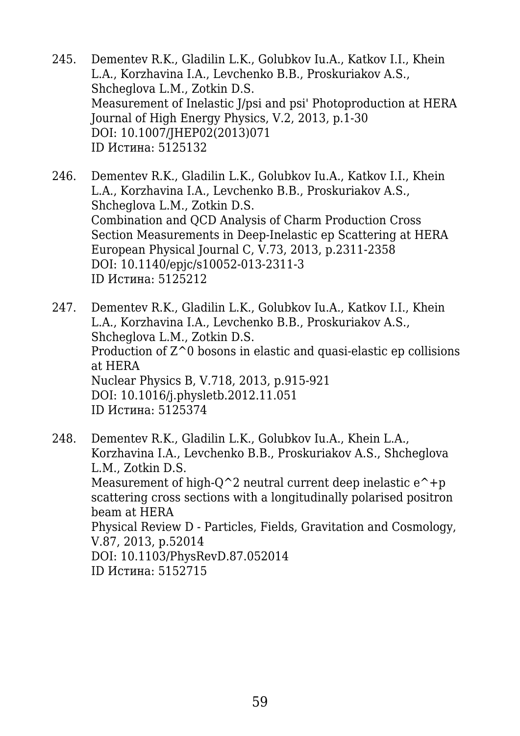245. Dementev R.K., Gladilin L.K., Golubkov Iu.A., Katkov I.I., Khein L.A., Korzhavina I.A., Levchenko B.B., Proskuriakov A.S., Shcheglova L.M., Zotkin D.S.
     Measurement of Inelastic J/psi and psi' Photoproduction at HERA
     Journal of High Energy Physics, V.2, 2013, p.1-30
     DOI: 10.1007/JHEP02(2013)071
     ID Истина: 5125132

246. Dementev R.K., Gladilin L.K., Golubkov Iu.A., Katkov I.I., Khein L.A., Korzhavina I.A., Levchenko B.B., Proskuriakov A.S., Shcheglova L.M., Zotkin D.S.
     Combination and QCD Analysis of Charm Production Cross Section Measurements in Deep-Inelastic ep Scattering at HERA
     European Physical Journal C, V.73, 2013, p.2311-2358
     DOI: 10.1140/epjc/s10052-013-2311-3
     ID Истина: 5125212

247. Dementev R.K., Gladilin L.K., Golubkov Iu.A., Katkov I.I., Khein L.A., Korzhavina I.A., Levchenko B.B., Proskuriakov A.S., Shcheglova L.M., Zotkin D.S.
     Production of Z^0 bosons in elastic and quasi-elastic ep collisions at HERA
     Nuclear Physics B, V.718, 2013, p.915-921
     DOI: 10.1016/j.physletb.2012.11.051
     ID Истина: 5125374

248. Dementev R.K., Gladilin L.K., Golubkov Iu.A., Khein L.A., Korzhavina I.A., Levchenko B.B., Proskuriakov A.S., Shcheglova L.M., Zotkin D.S.
     Measurement of high-Q^2 neutral current deep inelastic e^+p scattering cross sections with a longitudinally polarised positron beam at HERA
     Physical Review D - Particles, Fields, Gravitation and Cosmology, V.87, 2013, p.52014
     DOI: 10.1103/PhysRevD.87.052014
     ID Истина: 5152715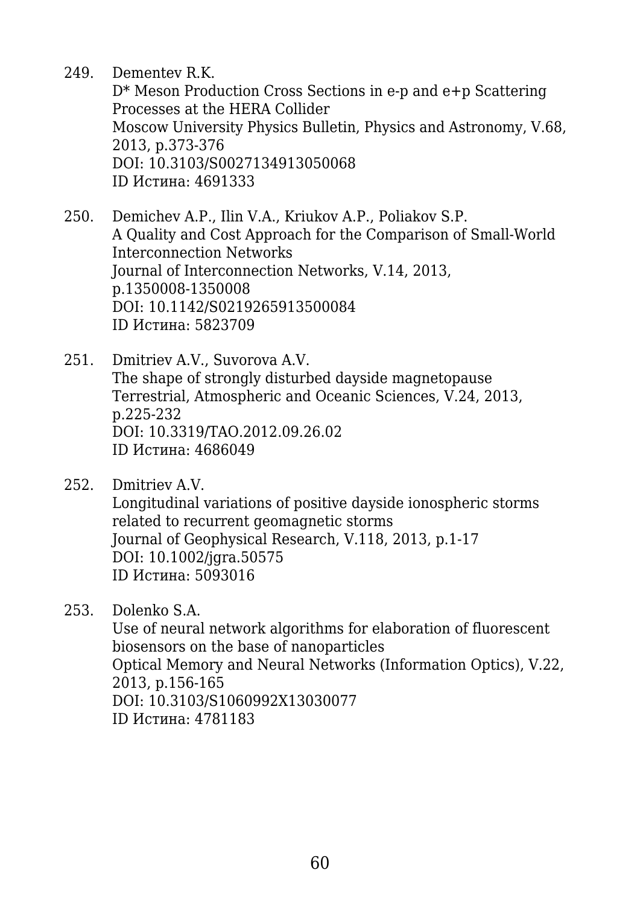249. Dementev R.K.
D* Meson Production Cross Sections in e-p and e+p Scattering Processes at the HERA Collider
Moscow University Physics Bulletin, Physics and Astronomy, V.68, 2013, p.373-376
DOI: 10.3103/S0027134913050068
ID Истина: 4691333

250. Demichev A.P., Ilin V.A., Kriukov A.P., Poliakov S.P.
A Quality and Cost Approach for the Comparison of Small-World Interconnection Networks
Journal of Interconnection Networks, V.14, 2013, p.1350008-1350008
DOI: 10.1142/S0219265913500084
ID Истина: 5823709

251. Dmitriev A.V., Suvorova A.V.
The shape of strongly disturbed dayside magnetopause
Terrestrial, Atmospheric and Oceanic Sciences, V.24, 2013, p.225-232
DOI: 10.3319/TAO.2012.09.26.02
ID Истина: 4686049

252. Dmitriev A.V.
Longitudinal variations of positive dayside ionospheric storms related to recurrent geomagnetic storms
Journal of Geophysical Research, V.118, 2013, p.1-17
DOI: 10.1002/jgra.50575
ID Истина: 5093016

253. Dolenko S.A.
Use of neural network algorithms for elaboration of fluorescent biosensors on the base of nanoparticles
Optical Memory and Neural Networks (Information Optics), V.22, 2013, p.156-165
DOI: 10.3103/S1060992X13030077
ID Истина: 4781183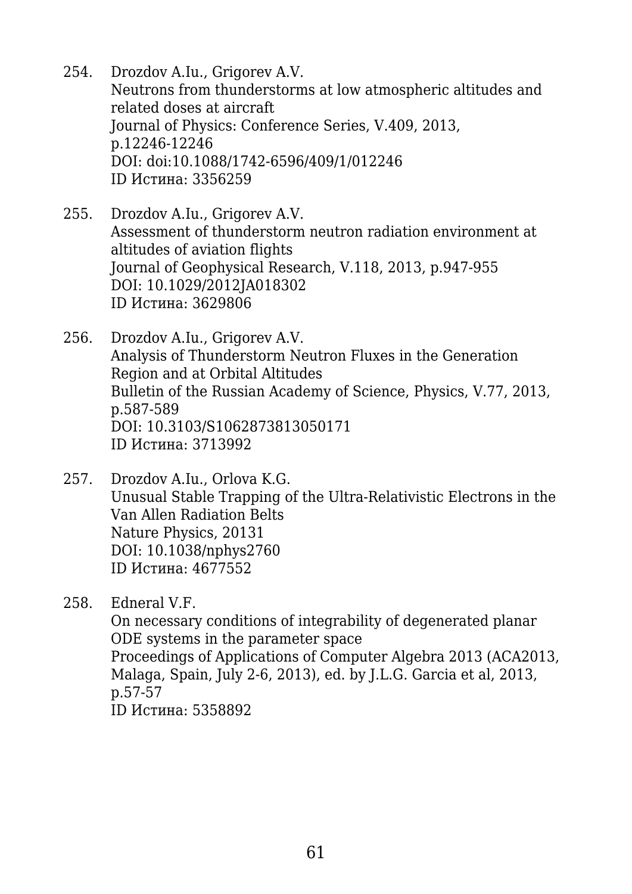254. Drozdov A.Iu., Grigorev A.V.
Neutrons from thunderstorms at low atmospheric altitudes and related doses at aircraft
Journal of Physics: Conference Series, V.409, 2013, p.12246-12246
DOI: doi:10.1088/1742-6596/409/1/012246
ID Истина: 3356259

255. Drozdov A.Iu., Grigorev A.V.
Assessment of thunderstorm neutron radiation environment at altitudes of aviation flights
Journal of Geophysical Research, V.118, 2013, p.947-955
DOI: 10.1029/2012JA018302
ID Истина: 3629806

256. Drozdov A.Iu., Grigorev A.V.
Analysis of Thunderstorm Neutron Fluxes in the Generation Region and at Orbital Altitudes
Bulletin of the Russian Academy of Science, Physics, V.77, 2013, p.587-589
DOI: 10.3103/S1062873813050171
ID Истина: 3713992

257. Drozdov A.Iu., Orlova K.G.
Unusual Stable Trapping of the Ultra-Relativistic Electrons in the Van Allen Radiation Belts
Nature Physics, 20131
DOI: 10.1038/nphys2760
ID Истина: 4677552

258. Edneral V.F.
On necessary conditions of integrability of degenerated planar ODE systems in the parameter space
Proceedings of Applications of Computer Algebra 2013 (ACA2013, Malaga, Spain, July 2-6, 2013), ed. by J.L.G. Garcia et al, 2013, p.57-57
ID Истина: 5358892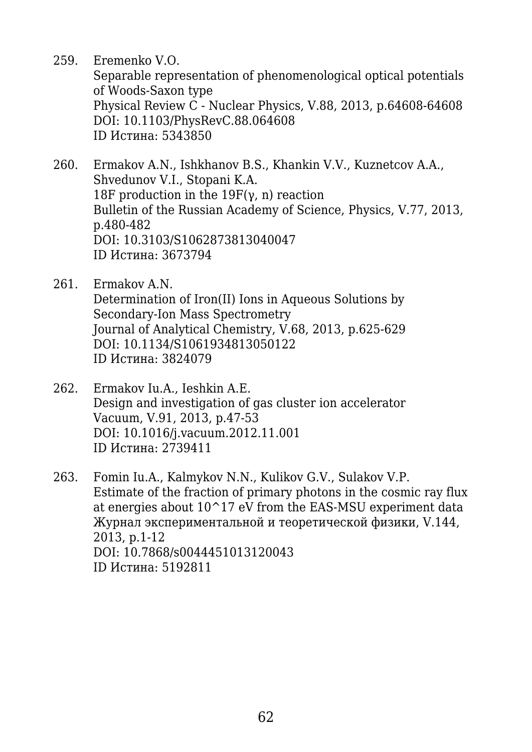259. Eremenko V.O.
Separable representation of phenomenological optical potentials of Woods-Saxon type
Physical Review C - Nuclear Physics, V.88, 2013, p.64608-64608
DOI: 10.1103/PhysRevC.88.064608
ID Истина: 5343850

260. Ermakov A.N., Ishkhanov B.S., Khankin V.V., Kuznetcov A.A., Shvedunov V.I., Stopani K.A.
18F production in the 19F(γ, n) reaction
Bulletin of the Russian Academy of Science, Physics, V.77, 2013, p.480-482
DOI: 10.3103/S1062873813040047
ID Истина: 3673794

261. Ermakov A.N.
Determination of Iron(II) Ions in Aqueous Solutions by Secondary-Ion Mass Spectrometry
Journal of Analytical Chemistry, V.68, 2013, p.625-629
DOI: 10.1134/S1061934813050122
ID Истина: 3824079

262. Ermakov Iu.A., Ieshkin A.E.
Design and investigation of gas cluster ion accelerator
Vacuum, V.91, 2013, p.47-53
DOI: 10.1016/j.vacuum.2012.11.001
ID Истина: 2739411

263. Fomin Iu.A., Kalmykov N.N., Kulikov G.V., Sulakov V.P.
Estimate of the fraction of primary photons in the cosmic ray flux at energies about 10^17 eV from the EAS-MSU experiment data
Журнал экспериментальной и теоретической физики, V.144, 2013, p.1-12
DOI: 10.7868/s0044451013120043
ID Истина: 5192811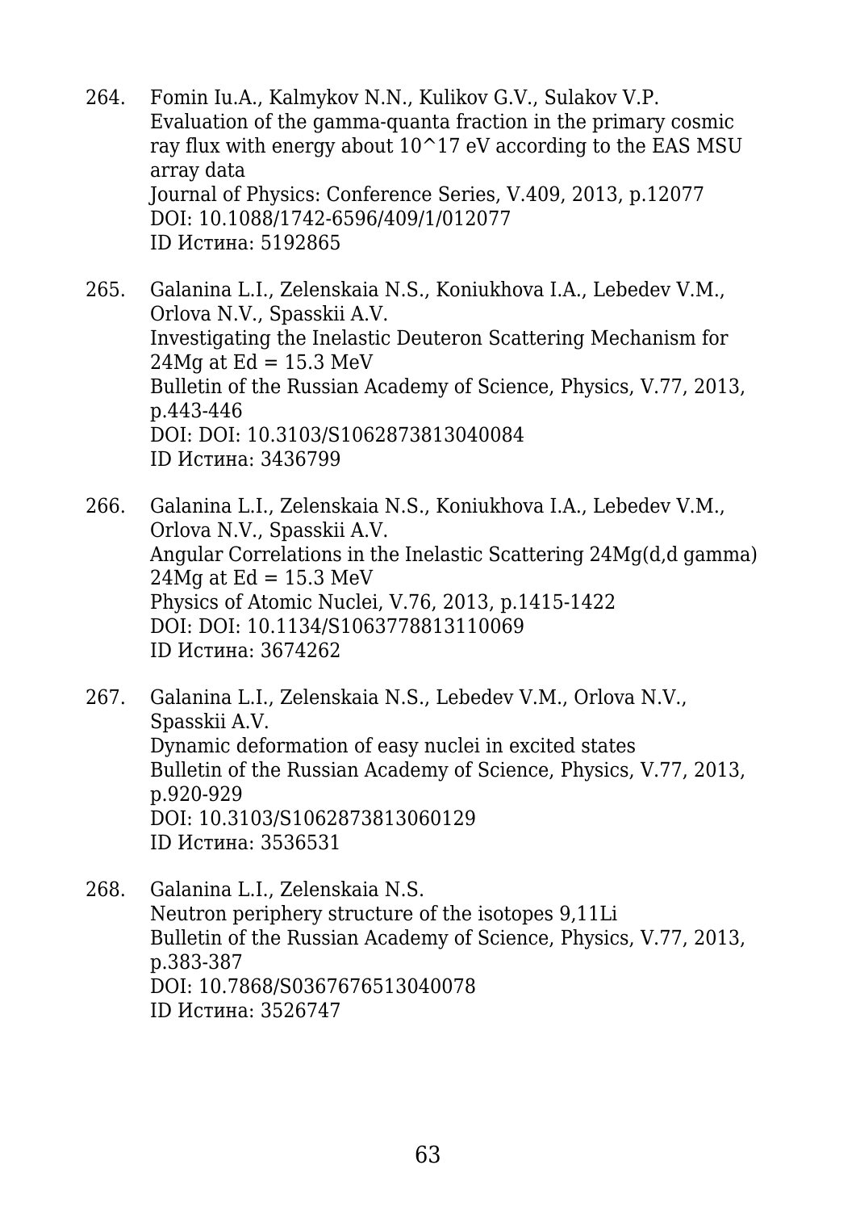264. Fomin Iu.A., Kalmykov N.N., Kulikov G.V., Sulakov V.P.
     Evaluation of the gamma-quanta fraction in the primary cosmic ray flux with energy about $10^{17}$ eV according to the EAS MSU array data
     Journal of Physics: Conference Series, V.409, 2013, p.12077
     DOI: 10.1088/1742-6596/409/1/012077
     ID Истина: 5192865

265. Galanina L.I., Zelenskaia N.S., Koniukhova I.A., Lebedev V.M., Orlova N.V., Spasskii A.V.
     Investigating the Inelastic Deuteron Scattering Mechanism for 24Mg at Ed = 15.3 MeV
     Bulletin of the Russian Academy of Science, Physics, V.77, 2013, p.443-446
     DOI: DOI: 10.3103/S1062873813040084
     ID Истина: 3436799

266. Galanina L.I., Zelenskaia N.S., Koniukhova I.A., Lebedev V.M., Orlova N.V., Spasskii A.V.
     Angular Correlations in the Inelastic Scattering 24Mg(d,d gamma) 24Mg at Ed = 15.3 MeV
     Physics of Atomic Nuclei, V.76, 2013, p.1415-1422
     DOI: DOI: 10.1134/S1063778813110069
     ID Истина: 3674262

267. Galanina L.I., Zelenskaia N.S., Lebedev V.M., Orlova N.V., Spasskii A.V.
     Dynamic deformation of easy nuclei in excited states
     Bulletin of the Russian Academy of Science, Physics, V.77, 2013, p.920-929
     DOI: 10.3103/S1062873813060129
     ID Истина: 3536531

268. Galanina L.I., Zelenskaia N.S.
     Neutron periphery structure of the isotopes 9,11Li
     Bulletin of the Russian Academy of Science, Physics, V.77, 2013, p.383-387
     DOI: 10.7868/S0367676513040078
     ID Истина: 3526747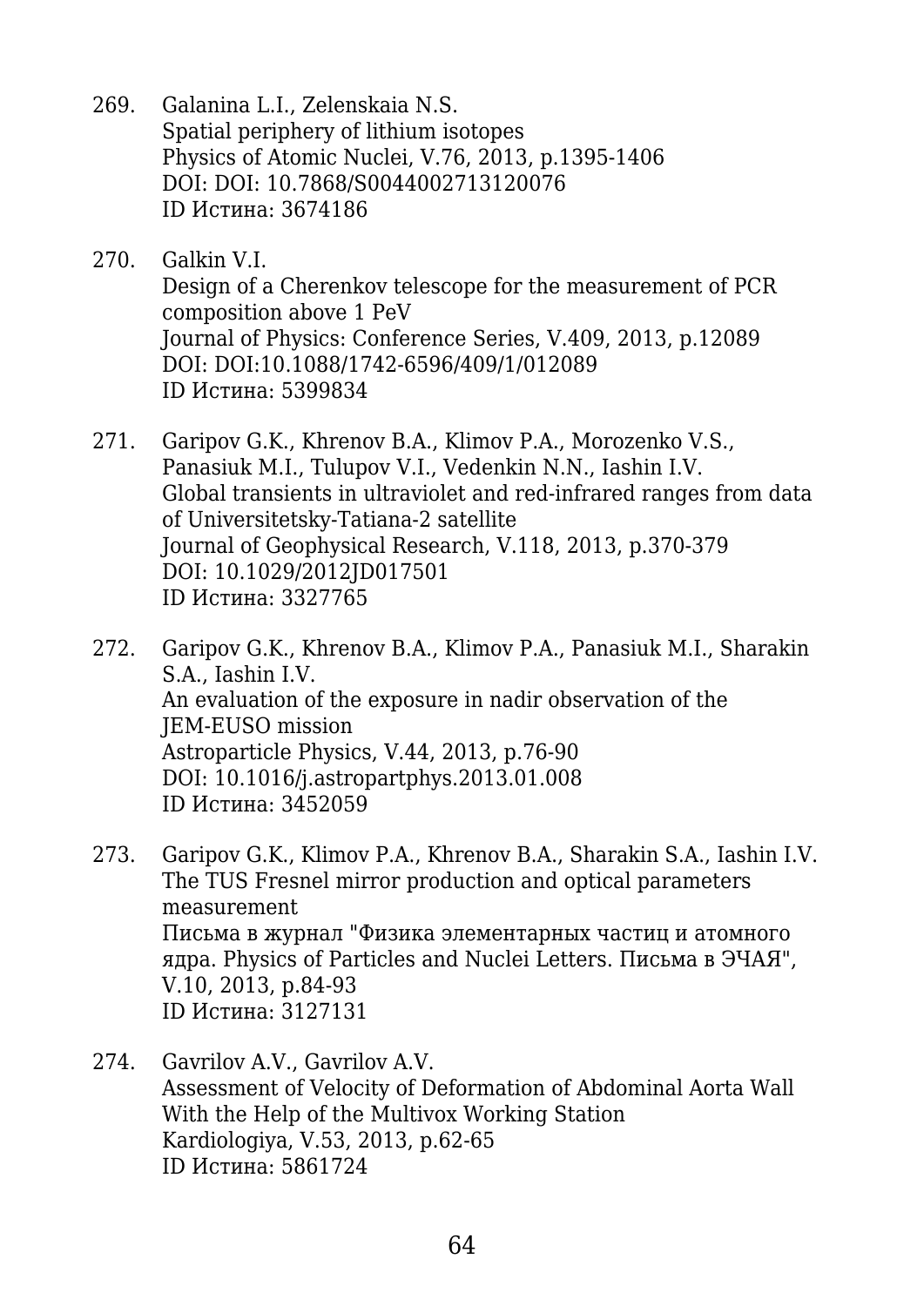269. Galanina L.I., Zelenskaia N.S.
Spatial periphery of lithium isotopes
Physics of Atomic Nuclei, V.76, 2013, p.1395-1406
DOI: DOI: 10.7868/S0044002713120076
ID Истина: 3674186

270. Galkin V.I.
Design of a Cherenkov telescope for the measurement of PCR composition above 1 PeV
Journal of Physics: Conference Series, V.409, 2013, p.12089
DOI: DOI:10.1088/1742-6596/409/1/012089
ID Истина: 5399834

271. Garipov G.K., Khrenov B.A., Klimov P.A., Morozenko V.S., Panasiuk M.I., Tulupov V.I., Vedenkin N.N., Iashin I.V.
Global transients in ultraviolet and red-infrared ranges from data of Universitetsky-Tatiana-2 satellite
Journal of Geophysical Research, V.118, 2013, p.370-379
DOI: 10.1029/2012JD017501
ID Истина: 3327765

272. Garipov G.K., Khrenov B.A., Klimov P.A., Panasiuk M.I., Sharakin S.A., Iashin I.V.
An evaluation of the exposure in nadir observation of the JEM-EUSO mission
Astroparticle Physics, V.44, 2013, p.76-90
DOI: 10.1016/j.astropartphys.2013.01.008
ID Истина: 3452059

273. Garipov G.K., Klimov P.A., Khrenov B.A., Sharakin S.A., Iashin I.V.
The TUS Fresnel mirror production and optical parameters measurement
Письма в журнал "Физика элементарных частиц и атомного ядра. Physics of Particles and Nuclei Letters. Письма в ЭЧАЯ", V.10, 2013, p.84-93
ID Истина: 3127131

274. Gavrilov A.V., Gavrilov A.V.
Assessment of Velocity of Deformation of Abdominal Aorta Wall With the Help of the Multivox Working Station
Kardiologiya, V.53, 2013, p.62-65
ID Истина: 5861724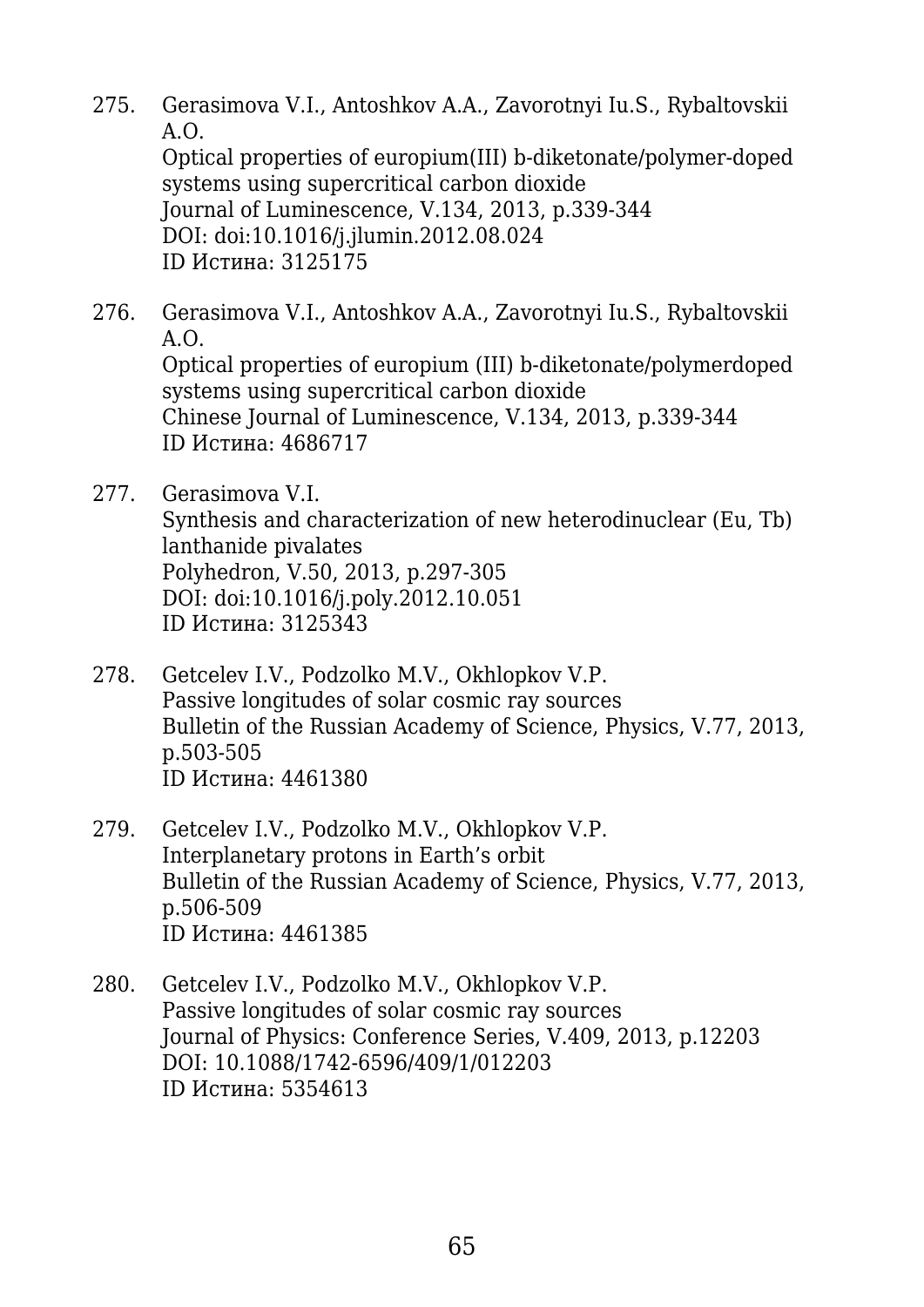275. Gerasimova V.I., Antoshkov A.A., Zavorotnyi Iu.S., Rybaltovskii A.O.
Optical properties of europium(III) b-diketonate/polymer-doped systems using supercritical carbon dioxide
Journal of Luminescence, V.134, 2013, p.339-344
DOI: doi:10.1016/j.jlumin.2012.08.024
ID Истина: 3125175

276. Gerasimova V.I., Antoshkov A.A., Zavorotnyi Iu.S., Rybaltovskii A.O.
Optical properties of europium (III) b-diketonate/polymerdoped systems using supercritical carbon dioxide
Chinese Journal of Luminescence, V.134, 2013, p.339-344
ID Истина: 4686717

277. Gerasimova V.I.
Synthesis and characterization of new heterodinuclear (Eu, Tb) lanthanide pivalates
Polyhedron, V.50, 2013, p.297-305
DOI: doi:10.1016/j.poly.2012.10.051
ID Истина: 3125343

278. Getcelev I.V., Podzolko M.V., Okhlopkov V.P.
Passive longitudes of solar cosmic ray sources
Bulletin of the Russian Academy of Science, Physics, V.77, 2013, p.503-505
ID Истина: 4461380

279. Getcelev I.V., Podzolko M.V., Okhlopkov V.P.
Interplanetary protons in Earth's orbit
Bulletin of the Russian Academy of Science, Physics, V.77, 2013, p.506-509
ID Истина: 4461385

280. Getcelev I.V., Podzolko M.V., Okhlopkov V.P.
Passive longitudes of solar cosmic ray sources
Journal of Physics: Conference Series, V.409, 2013, p.12203
DOI: 10.1088/1742-6596/409/1/012203
ID Истина: 5354613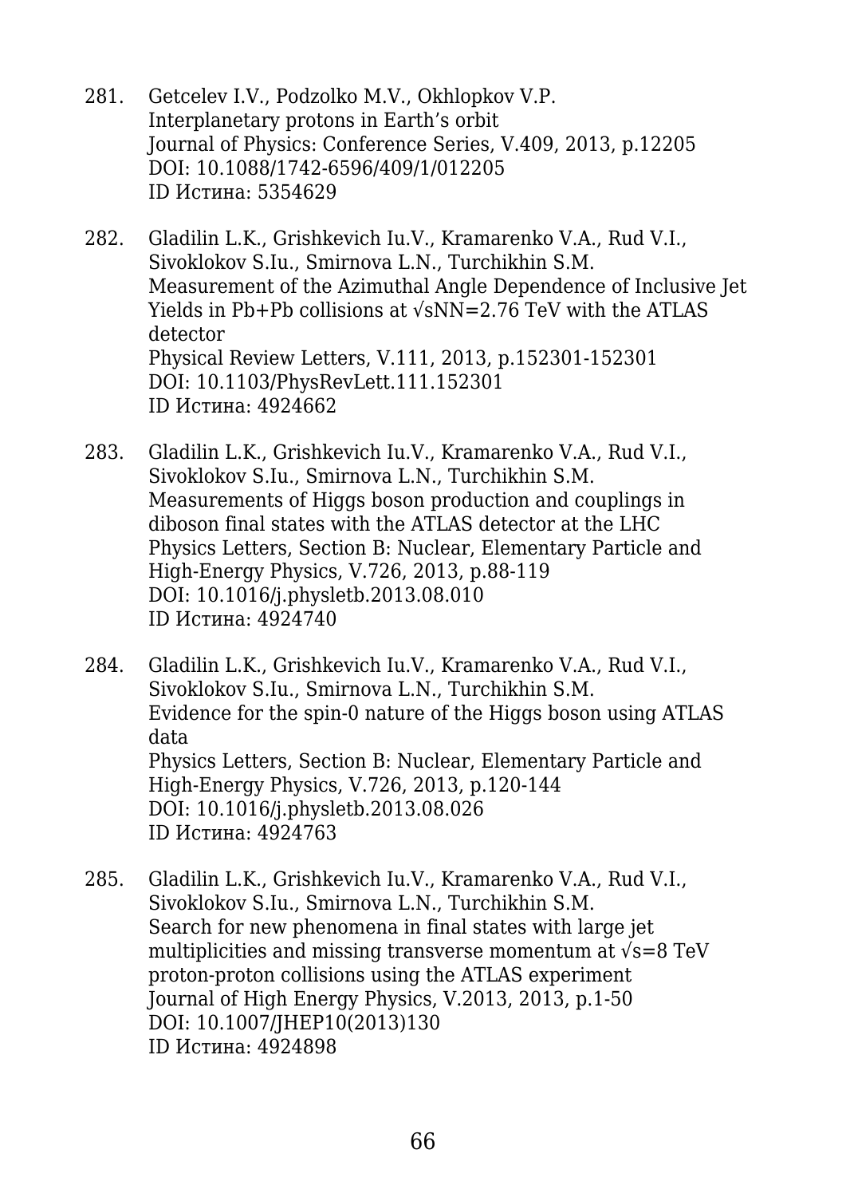281. Getcelev I.V., Podzolko M.V., Okhlopkov V.P.
Interplanetary protons in Earth's orbit
Journal of Physics: Conference Series, V.409, 2013, p.12205
DOI: 10.1088/1742-6596/409/1/012205
ID Истина: 5354629

282. Gladilin L.K., Grishkevich Iu.V., Kramarenko V.A., Rud V.I., Sivoklokov S.Iu., Smirnova L.N., Turchikhin S.M.
Measurement of the Azimuthal Angle Dependence of Inclusive Jet Yields in Pb+Pb collisions at $\sqrt{s_{NN}}=2.76$ TeV with the ATLAS detector
Physical Review Letters, V.111, 2013, p.152301-152301
DOI: 10.1103/PhysRevLett.111.152301
ID Истина: 4924662

283. Gladilin L.K., Grishkevich Iu.V., Kramarenko V.A., Rud V.I., Sivoklokov S.Iu., Smirnova L.N., Turchikhin S.M.
Measurements of Higgs boson production and couplings in diboson final states with the ATLAS detector at the LHC
Physics Letters, Section B: Nuclear, Elementary Particle and High-Energy Physics, V.726, 2013, p.88-119
DOI: 10.1016/j.physletb.2013.08.010
ID Истина: 4924740

284. Gladilin L.K., Grishkevich Iu.V., Kramarenko V.A., Rud V.I., Sivoklokov S.Iu., Smirnova L.N., Turchikhin S.M.
Evidence for the spin-0 nature of the Higgs boson using ATLAS data
Physics Letters, Section B: Nuclear, Elementary Particle and High-Energy Physics, V.726, 2013, p.120-144
DOI: 10.1016/j.physletb.2013.08.026
ID Истина: 4924763

285. Gladilin L.K., Grishkevich Iu.V., Kramarenko V.A., Rud V.I., Sivoklokov S.Iu., Smirnova L.N., Turchikhin S.M.
Search for new phenomena in final states with large jet multiplicities and missing transverse momentum at $\sqrt{s}=8$ TeV proton-proton collisions using the ATLAS experiment
Journal of High Energy Physics, V.2013, 2013, p.1-50
DOI: 10.1007/JHEP10(2013)130
ID Истина: 4924898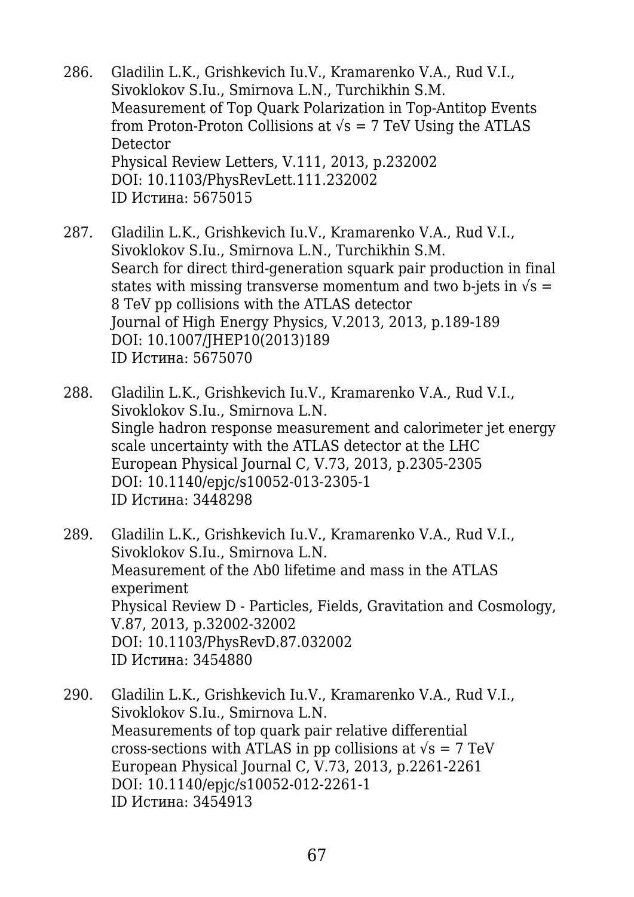286. Gladilin L.K., Grishkevich Iu.V., Kramarenko V.A., Rud V.I., Sivoklokov S.Iu., Smirnova L.N., Turchikhin S.M.
     Measurement of Top Quark Polarization in Top-Antitop Events from Proton-Proton Collisions at $\sqrt{s} = 7$ TeV Using the ATLAS Detector
     Physical Review Letters, V.111, 2013, p.232002
     DOI: 10.1103/PhysRevLett.111.232002
     ID Истина: 5675015

287. Gladilin L.K., Grishkevich Iu.V., Kramarenko V.A., Rud V.I., Sivoklokov S.Iu., Smirnova L.N., Turchikhin S.M.
     Search for direct third-generation squark pair production in final states with missing transverse momentum and two b-jets in $\sqrt{s} = 8$ TeV pp collisions with the ATLAS detector
     Journal of High Energy Physics, V.2013, 2013, p.189-189
     DOI: 10.1007/JHEP10(2013)189
     ID Истина: 5675070

288. Gladilin L.K., Grishkevich Iu.V., Kramarenko V.A., Rud V.I., Sivoklokov S.Iu., Smirnova L.N.
     Single hadron response measurement and calorimeter jet energy scale uncertainty with the ATLAS detector at the LHC
     European Physical Journal C, V.73, 2013, p.2305-2305
     DOI: 10.1140/epjc/s10052-013-2305-1
     ID Истина: 3448298

289. Gladilin L.K., Grishkevich Iu.V., Kramarenko V.A., Rud V.I., Sivoklokov S.Iu., Smirnova L.N.
     Measurement of the $\Lambda b0$ lifetime and mass in the ATLAS experiment
     Physical Review D - Particles, Fields, Gravitation and Cosmology, V.87, 2013, p.32002-32002
     DOI: 10.1103/PhysRevD.87.032002
     ID Истина: 3454880

290. Gladilin L.K., Grishkevich Iu.V., Kramarenko V.A., Rud V.I., Sivoklokov S.Iu., Smirnova L.N.
     Measurements of top quark pair relative differential cross-sections with ATLAS in pp collisions at $\sqrt{s} = 7$ TeV
     European Physical Journal C, V.73, 2013, p.2261-2261
     DOI: 10.1140/epjc/s10052-012-2261-1
     ID Истина: 3454913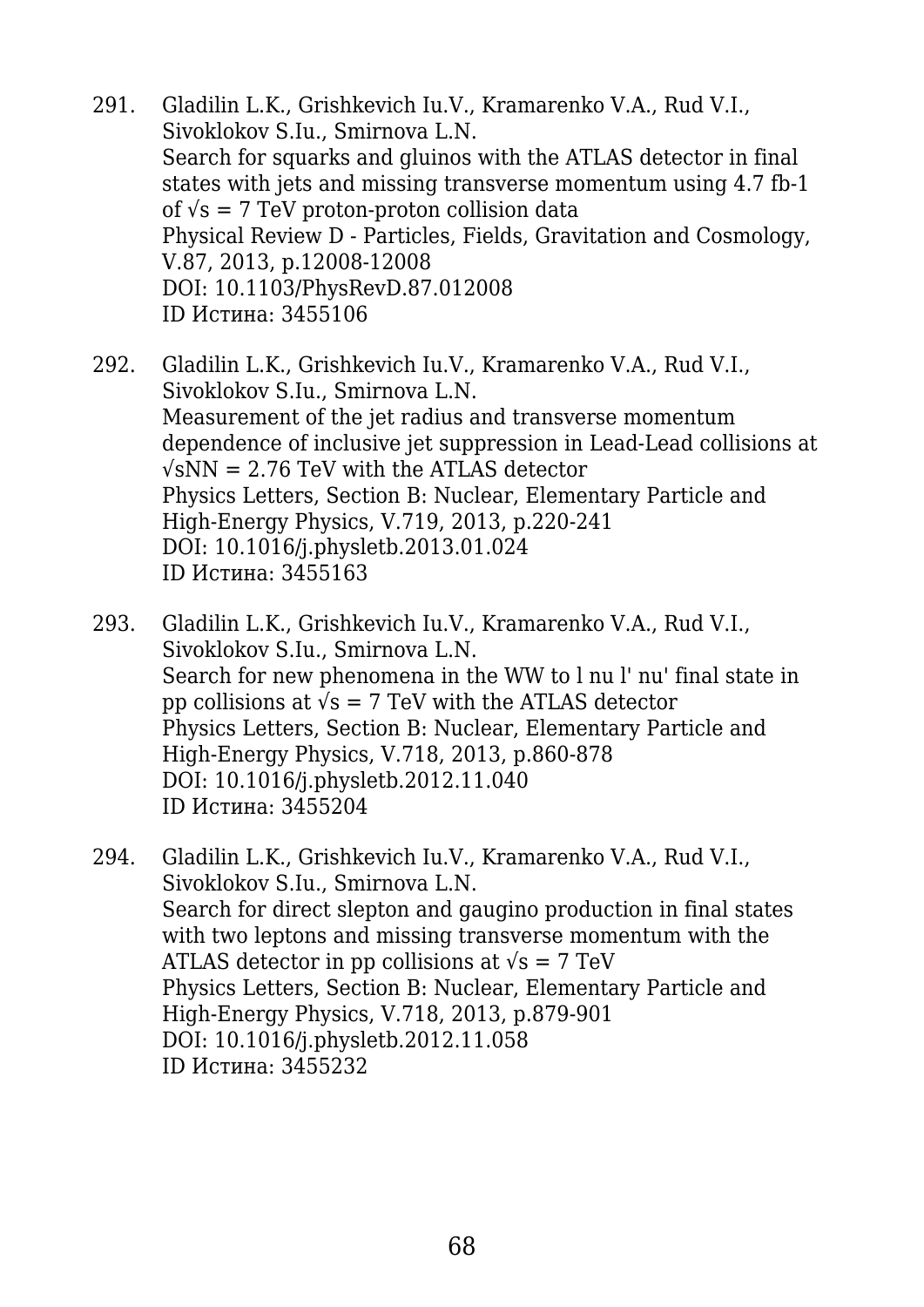291. Gladilin L.K., Grishkevich Iu.V., Kramarenko V.A., Rud V.I., Sivoklokov S.Iu., Smirnova L.N.
     Search for squarks and gluinos with the ATLAS detector in final states with jets and missing transverse momentum using 4.7 fb-1 of $\sqrt{s}$ = 7 TeV proton-proton collision data
     Physical Review D - Particles, Fields, Gravitation and Cosmology, V.87, 2013, p.12008-12008
     DOI: 10.1103/PhysRevD.87.012008
     ID Истина: 3455106

292. Gladilin L.K., Grishkevich Iu.V., Kramarenko V.A., Rud V.I., Sivoklokov S.Iu., Smirnova L.N.
     Measurement of the jet radius and transverse momentum dependence of inclusive jet suppression in Lead-Lead collisions at $\sqrt{s_{NN}}$ = 2.76 TeV with the ATLAS detector
     Physics Letters, Section B: Nuclear, Elementary Particle and High-Energy Physics, V.719, 2013, p.220-241
     DOI: 10.1016/j.physletb.2013.01.024
     ID Истина: 3455163

293. Gladilin L.K., Grishkevich Iu.V., Kramarenko V.A., Rud V.I., Sivoklokov S.Iu., Smirnova L.N.
     Search for new phenomena in the WW to l nu l' nu' final state in pp collisions at $\sqrt{s}$ = 7 TeV with the ATLAS detector
     Physics Letters, Section B: Nuclear, Elementary Particle and High-Energy Physics, V.718, 2013, p.860-878
     DOI: 10.1016/j.physletb.2012.11.040
     ID Истина: 3455204

294. Gladilin L.K., Grishkevich Iu.V., Kramarenko V.A., Rud V.I., Sivoklokov S.Iu., Smirnova L.N.
     Search for direct slepton and gaugino production in final states with two leptons and missing transverse momentum with the ATLAS detector in pp collisions at $\sqrt{s}$ = 7 TeV
     Physics Letters, Section B: Nuclear, Elementary Particle and High-Energy Physics, V.718, 2013, p.879-901
     DOI: 10.1016/j.physletb.2012.11.058
     ID Истина: 3455232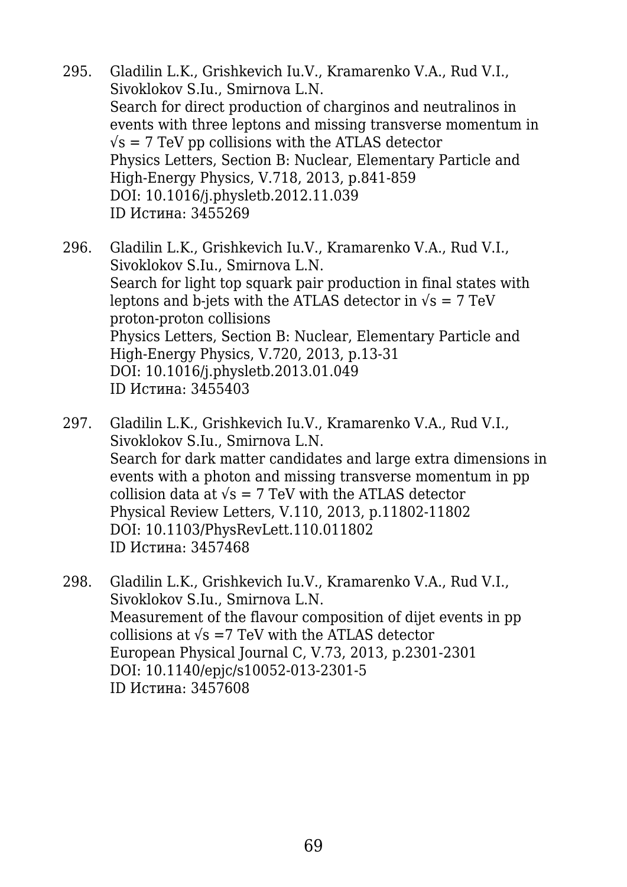295. Gladilin L.K., Grishkevich Iu.V., Kramarenko V.A., Rud V.I., Sivoklokov S.Iu., Smirnova L.N.
     Search for direct production of charginos and neutralinos in events with three leptons and missing transverse momentum in $\sqrt{s}$ = 7 TeV pp collisions with the ATLAS detector
     Physics Letters, Section B: Nuclear, Elementary Particle and High-Energy Physics, V.718, 2013, p.841-859
     DOI: 10.1016/j.physletb.2012.11.039
     ID Истина: 3455269

296. Gladilin L.K., Grishkevich Iu.V., Kramarenko V.A., Rud V.I., Sivoklokov S.Iu., Smirnova L.N.
     Search for light top squark pair production in final states with leptons and b-jets with the ATLAS detector in $\sqrt{s}$ = 7 TeV proton-proton collisions
     Physics Letters, Section B: Nuclear, Elementary Particle and High-Energy Physics, V.720, 2013, p.13-31
     DOI: 10.1016/j.physletb.2013.01.049
     ID Истина: 3455403

297. Gladilin L.K., Grishkevich Iu.V., Kramarenko V.A., Rud V.I., Sivoklokov S.Iu., Smirnova L.N.
     Search for dark matter candidates and large extra dimensions in events with a photon and missing transverse momentum in pp collision data at $\sqrt{s}$ = 7 TeV with the ATLAS detector
     Physical Review Letters, V.110, 2013, p.11802-11802
     DOI: 10.1103/PhysRevLett.110.011802
     ID Истина: 3457468

298. Gladilin L.K., Grishkevich Iu.V., Kramarenko V.A., Rud V.I., Sivoklokov S.Iu., Smirnova L.N.
     Measurement of the flavour composition of dijet events in pp collisions at $\sqrt{s}$ =7 TeV with the ATLAS detector
     European Physical Journal C, V.73, 2013, p.2301-2301
     DOI: 10.1140/epjc/s10052-013-2301-5
     ID Истина: 3457608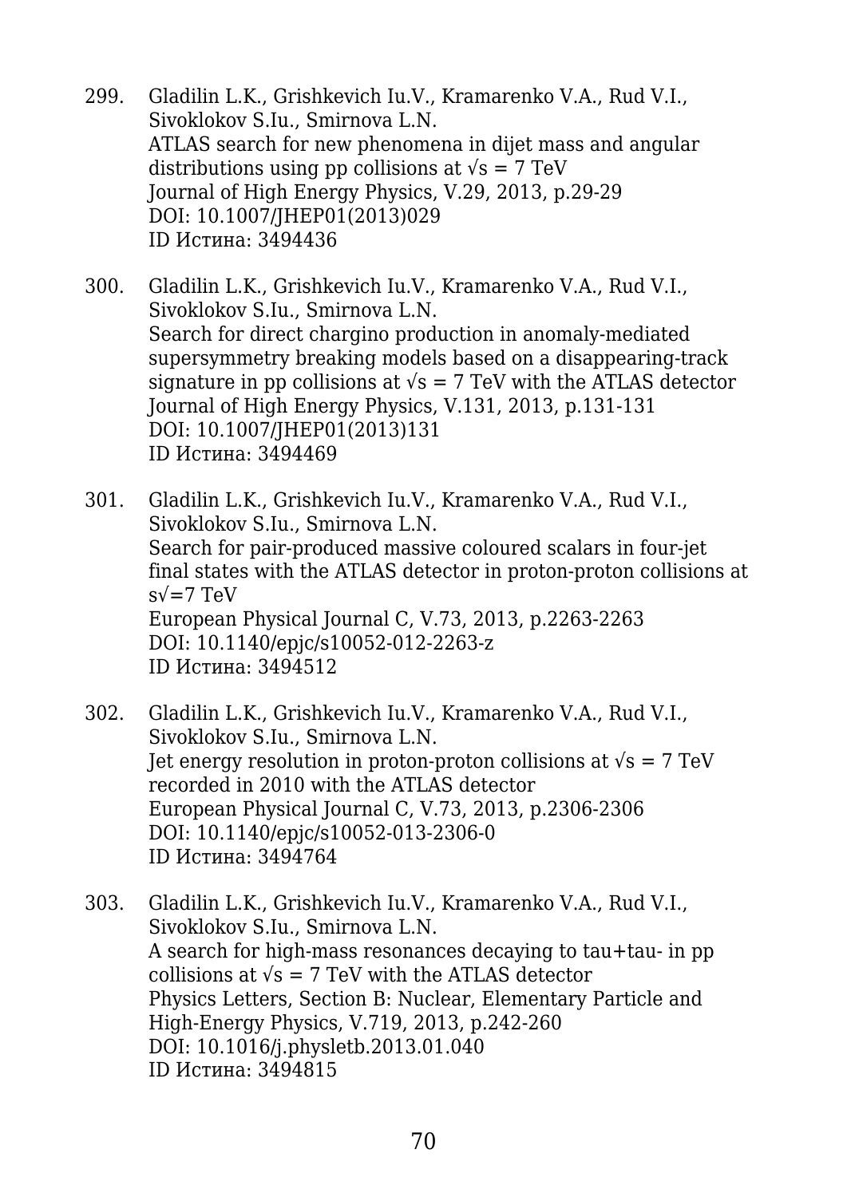299. Gladilin L.K., Grishkevich Iu.V., Kramarenko V.A., Rud V.I., Sivoklokov S.Iu., Smirnova L.N.
ATLAS search for new phenomena in dijet mass and angular distributions using pp collisions at $\sqrt{s}$ = 7 TeV
Journal of High Energy Physics, V.29, 2013, p.29-29
DOI: 10.1007/JHEP01(2013)029
ID Истина: 3494436

300. Gladilin L.K., Grishkevich Iu.V., Kramarenko V.A., Rud V.I., Sivoklokov S.Iu., Smirnova L.N.
Search for direct chargino production in anomaly-mediated supersymmetry breaking models based on a disappearing-track signature in pp collisions at $\sqrt{s}$ = 7 TeV with the ATLAS detector
Journal of High Energy Physics, V.131, 2013, p.131-131
DOI: 10.1007/JHEP01(2013)131
ID Истина: 3494469

301. Gladilin L.K., Grishkevich Iu.V., Kramarenko V.A., Rud V.I., Sivoklokov S.Iu., Smirnova L.N.
Search for pair-produced massive coloured scalars in four-jet final states with the ATLAS detector in proton-proton collisions at s√=7 TeV
European Physical Journal C, V.73, 2013, p.2263-2263
DOI: 10.1140/epjc/s10052-012-2263-z
ID Истина: 3494512

302. Gladilin L.K., Grishkevich Iu.V., Kramarenko V.A., Rud V.I., Sivoklokov S.Iu., Smirnova L.N.
Jet energy resolution in proton-proton collisions at $\sqrt{s}$ = 7 TeV recorded in 2010 with the ATLAS detector
European Physical Journal C, V.73, 2013, p.2306-2306
DOI: 10.1140/epjc/s10052-013-2306-0
ID Истина: 3494764

303. Gladilin L.K., Grishkevich Iu.V., Kramarenko V.A., Rud V.I., Sivoklokov S.Iu., Smirnova L.N.
A search for high-mass resonances decaying to tau+tau- in pp collisions at $\sqrt{s}$ = 7 TeV with the ATLAS detector
Physics Letters, Section B: Nuclear, Elementary Particle and High-Energy Physics, V.719, 2013, p.242-260
DOI: 10.1016/j.physletb.2013.01.040
ID Истина: 3494815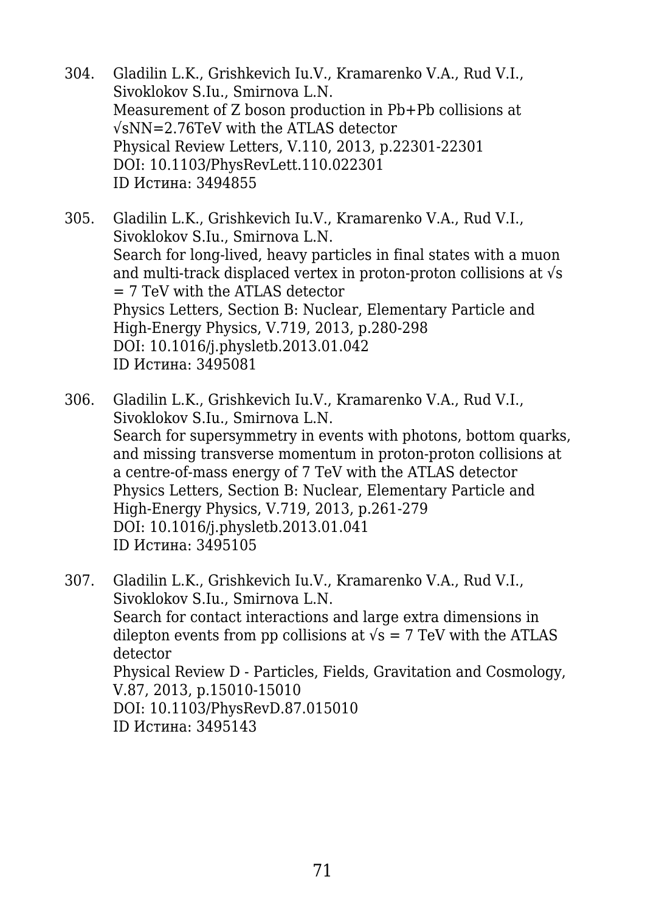304. Gladilin L.K., Grishkevich Iu.V., Kramarenko V.A., Rud V.I., Sivoklokov S.Iu., Smirnova L.N.
     Measurement of Z boson production in Pb+Pb collisions at √sNN=2.76TeV with the ATLAS detector
     Physical Review Letters, V.110, 2013, p.22301-22301
     DOI: 10.1103/PhysRevLett.110.022301
     ID Истина: 3494855

305. Gladilin L.K., Grishkevich Iu.V., Kramarenko V.A., Rud V.I., Sivoklokov S.Iu., Smirnova L.N.
     Search for long-lived, heavy particles in final states with a muon and multi-track displaced vertex in proton-proton collisions at √s = 7 TeV with the ATLAS detector
     Physics Letters, Section B: Nuclear, Elementary Particle and High-Energy Physics, V.719, 2013, p.280-298
     DOI: 10.1016/j.physletb.2013.01.042
     ID Истина: 3495081

306. Gladilin L.K., Grishkevich Iu.V., Kramarenko V.A., Rud V.I., Sivoklokov S.Iu., Smirnova L.N.
     Search for supersymmetry in events with photons, bottom quarks, and missing transverse momentum in proton-proton collisions at a centre-of-mass energy of 7 TeV with the ATLAS detector
     Physics Letters, Section B: Nuclear, Elementary Particle and High-Energy Physics, V.719, 2013, p.261-279
     DOI: 10.1016/j.physletb.2013.01.041
     ID Истина: 3495105

307. Gladilin L.K., Grishkevich Iu.V., Kramarenko V.A., Rud V.I., Sivoklokov S.Iu., Smirnova L.N.
     Search for contact interactions and large extra dimensions in dilepton events from pp collisions at √s = 7 TeV with the ATLAS detector
     Physical Review D - Particles, Fields, Gravitation and Cosmology, V.87, 2013, p.15010-15010
     DOI: 10.1103/PhysRevD.87.015010
     ID Истина: 3495143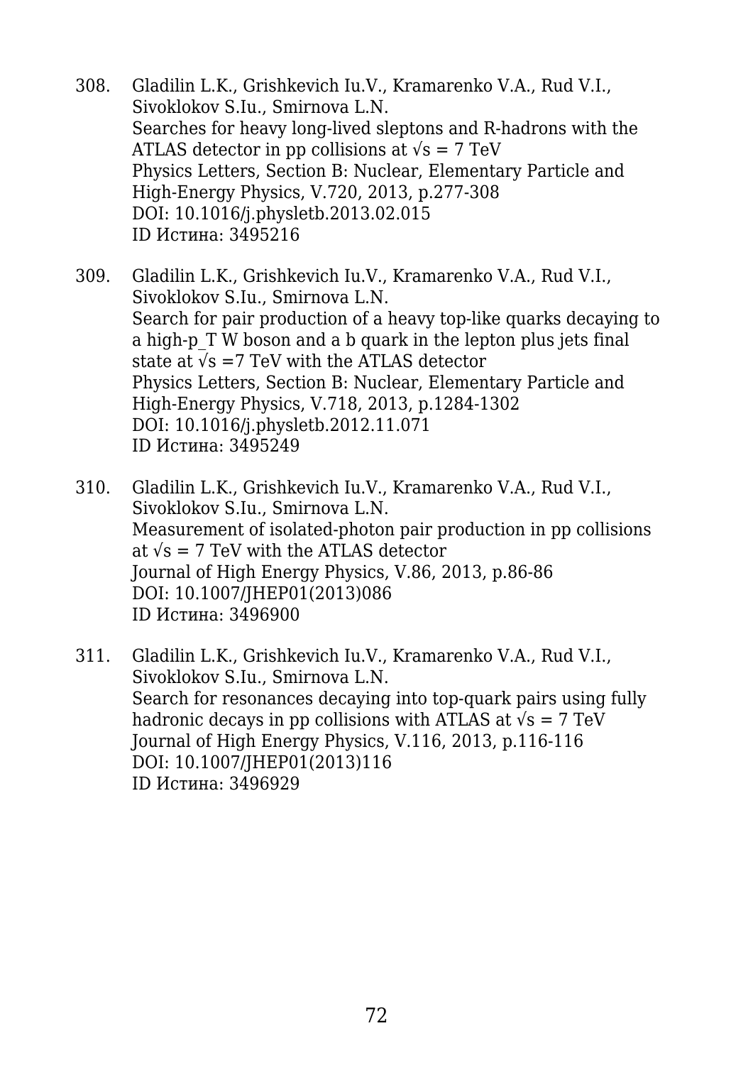308. Gladilin L.K., Grishkevich Iu.V., Kramarenko V.A., Rud V.I., Sivoklokov S.Iu., Smirnova L.N.
   Searches for heavy long-lived sleptons and R-hadrons with the ATLAS detector in pp collisions at $\sqrt{s}$ = 7 TeV
   Physics Letters, Section B: Nuclear, Elementary Particle and High-Energy Physics, V.720, 2013, p.277-308
   DOI: 10.1016/j.physletb.2013.02.015
   ID Истина: 3495216

309. Gladilin L.K., Grishkevich Iu.V., Kramarenko V.A., Rud V.I., Sivoklokov S.Iu., Smirnova L.N.
   Search for pair production of a heavy top-like quarks decaying to a high-p_T W boson and a b quark in the lepton plus jets final state at $\sqrt{s}$ =7 TeV with the ATLAS detector
   Physics Letters, Section B: Nuclear, Elementary Particle and High-Energy Physics, V.718, 2013, p.1284-1302
   DOI: 10.1016/j.physletb.2012.11.071
   ID Истина: 3495249

310. Gladilin L.K., Grishkevich Iu.V., Kramarenko V.A., Rud V.I., Sivoklokov S.Iu., Smirnova L.N.
   Measurement of isolated-photon pair production in pp collisions at $\sqrt{s}$ = 7 TeV with the ATLAS detector
   Journal of High Energy Physics, V.86, 2013, p.86-86
   DOI: 10.1007/JHEP01(2013)086
   ID Истина: 3496900

311. Gladilin L.K., Grishkevich Iu.V., Kramarenko V.A., Rud V.I., Sivoklokov S.Iu., Smirnova L.N.
   Search for resonances decaying into top-quark pairs using fully hadronic decays in pp collisions with ATLAS at $\sqrt{s}$ = 7 TeV
   Journal of High Energy Physics, V.116, 2013, p.116-116
   DOI: 10.1007/JHEP01(2013)116
   ID Истина: 3496929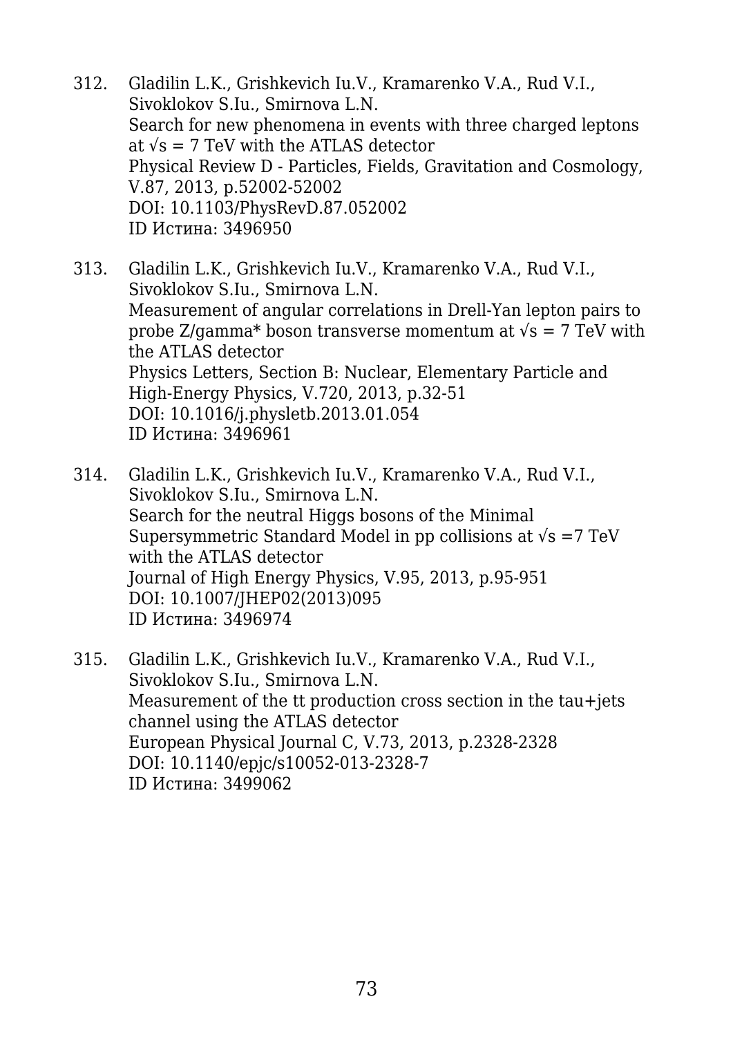312. Gladilin L.K., Grishkevich Iu.V., Kramarenko V.A., Rud V.I., Sivoklokov S.Iu., Smirnova L.N.
     Search for new phenomena in events with three charged leptons at $\sqrt{s}$ = 7 TeV with the ATLAS detector
     Physical Review D - Particles, Fields, Gravitation and Cosmology, V.87, 2013, p.52002-52002
     DOI: 10.1103/PhysRevD.87.052002
     ID Истина: 3496950

313. Gladilin L.K., Grishkevich Iu.V., Kramarenko V.A., Rud V.I., Sivoklokov S.Iu., Smirnova L.N.
     Measurement of angular correlations in Drell-Yan lepton pairs to probe Z/gamma* boson transverse momentum at $\sqrt{s}$ = 7 TeV with the ATLAS detector
     Physics Letters, Section B: Nuclear, Elementary Particle and High-Energy Physics, V.720, 2013, p.32-51
     DOI: 10.1016/j.physletb.2013.01.054
     ID Истина: 3496961

314. Gladilin L.K., Grishkevich Iu.V., Kramarenko V.A., Rud V.I., Sivoklokov S.Iu., Smirnova L.N.
     Search for the neutral Higgs bosons of the Minimal Supersymmetric Standard Model in pp collisions at $\sqrt{s}$ =7 TeV with the ATLAS detector
     Journal of High Energy Physics, V.95, 2013, p.95-951
     DOI: 10.1007/JHEP02(2013)095
     ID Истина: 3496974

315. Gladilin L.K., Grishkevich Iu.V., Kramarenko V.A., Rud V.I., Sivoklokov S.Iu., Smirnova L.N.
     Measurement of the tt production cross section in the tau+jets channel using the ATLAS detector
     European Physical Journal C, V.73, 2013, p.2328-2328
     DOI: 10.1140/epjc/s10052-013-2328-7
     ID Истина: 3499062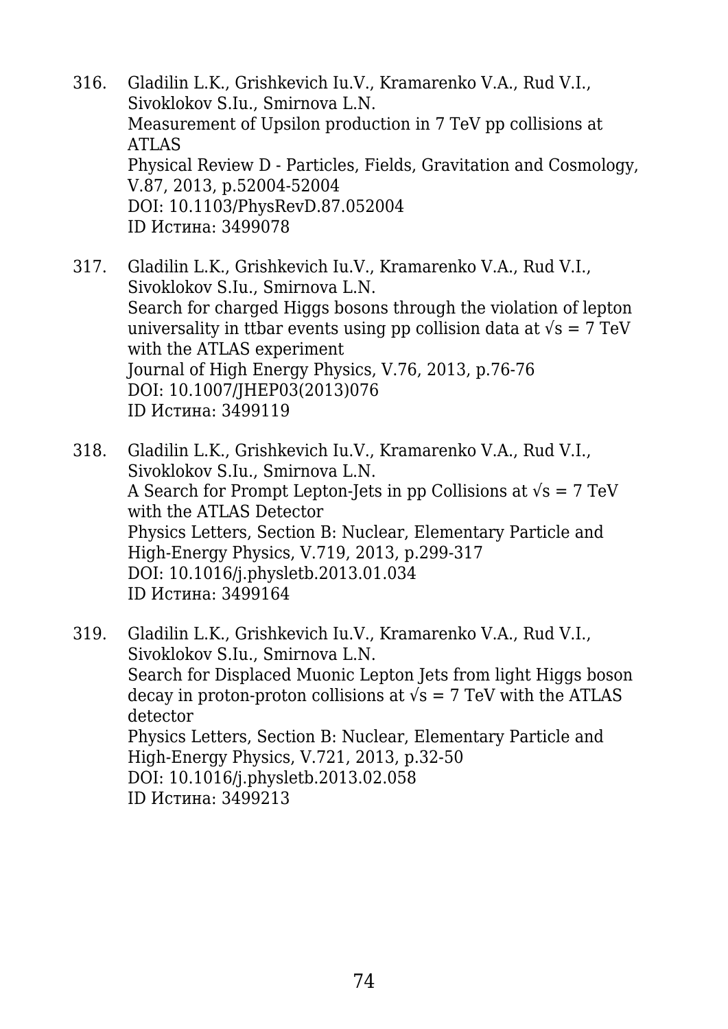316. Gladilin L.K., Grishkevich Iu.V., Kramarenko V.A., Rud V.I., Sivoklokov S.Iu., Smirnova L.N.
     Measurement of Upsilon production in 7 TeV pp collisions at ATLAS
     Physical Review D - Particles, Fields, Gravitation and Cosmology, V.87, 2013, p.52004-52004
     DOI: 10.1103/PhysRevD.87.052004
     ID Истина: 3499078

317. Gladilin L.K., Grishkevich Iu.V., Kramarenko V.A., Rud V.I., Sivoklokov S.Iu., Smirnova L.N.
     Search for charged Higgs bosons through the violation of lepton universality in ttbar events using pp collision data at √s = 7 TeV with the ATLAS experiment
     Journal of High Energy Physics, V.76, 2013, p.76-76
     DOI: 10.1007/JHEP03(2013)076
     ID Истина: 3499119

318. Gladilin L.K., Grishkevich Iu.V., Kramarenko V.A., Rud V.I., Sivoklokov S.Iu., Smirnova L.N.
     A Search for Prompt Lepton-Jets in pp Collisions at √s = 7 TeV with the ATLAS Detector
     Physics Letters, Section B: Nuclear, Elementary Particle and High-Energy Physics, V.719, 2013, p.299-317
     DOI: 10.1016/j.physletb.2013.01.034
     ID Истина: 3499164

319. Gladilin L.K., Grishkevich Iu.V., Kramarenko V.A., Rud V.I., Sivoklokov S.Iu., Smirnova L.N.
     Search for Displaced Muonic Lepton Jets from light Higgs boson decay in proton-proton collisions at √s = 7 TeV with the ATLAS detector
     Physics Letters, Section B: Nuclear, Elementary Particle and High-Energy Physics, V.721, 2013, p.32-50
     DOI: 10.1016/j.physletb.2013.02.058
     ID Истина: 3499213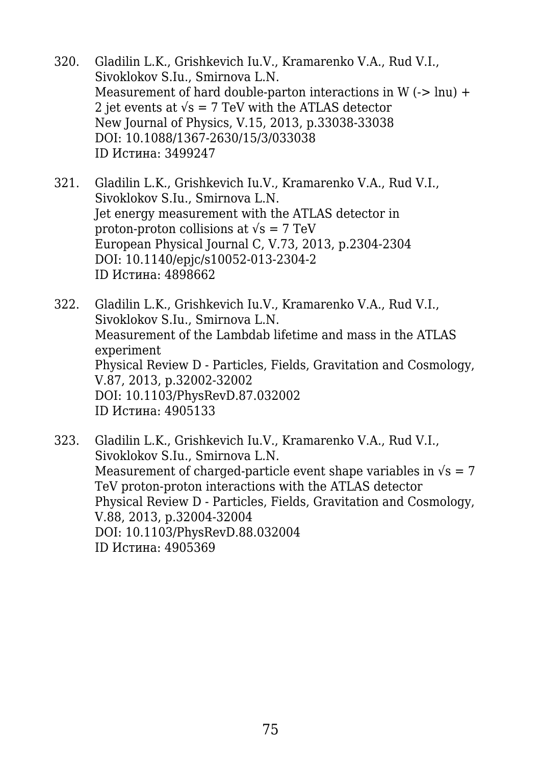320. Gladilin L.K., Grishkevich Iu.V., Kramarenko V.A., Rud V.I., Sivoklokov S.Iu., Smirnova L.N.
Measurement of hard double-parton interactions in W (-> lnu) + 2 jet events at $\sqrt{s}$ = 7 TeV with the ATLAS detector
New Journal of Physics, V.15, 2013, p.33038-33038
DOI: 10.1088/1367-2630/15/3/033038
ID Истина: 3499247

321. Gladilin L.K., Grishkevich Iu.V., Kramarenko V.A., Rud V.I., Sivoklokov S.Iu., Smirnova L.N.
Jet energy measurement with the ATLAS detector in proton-proton collisions at $\sqrt{s}$ = 7 TeV
European Physical Journal C, V.73, 2013, p.2304-2304
DOI: 10.1140/epjc/s10052-013-2304-2
ID Истина: 4898662

322. Gladilin L.K., Grishkevich Iu.V., Kramarenko V.A., Rud V.I., Sivoklokov S.Iu., Smirnova L.N.
Measurement of the Lambdab lifetime and mass in the ATLAS experiment
Physical Review D - Particles, Fields, Gravitation and Cosmology, V.87, 2013, p.32002-32002
DOI: 10.1103/PhysRevD.87.032002
ID Истина: 4905133

323. Gladilin L.K., Grishkevich Iu.V., Kramarenko V.A., Rud V.I., Sivoklokov S.Iu., Smirnova L.N.
Measurement of charged-particle event shape variables in $\sqrt{s}$ = 7 TeV proton-proton interactions with the ATLAS detector
Physical Review D - Particles, Fields, Gravitation and Cosmology, V.88, 2013, p.32004-32004
DOI: 10.1103/PhysRevD.88.032004
ID Истина: 4905369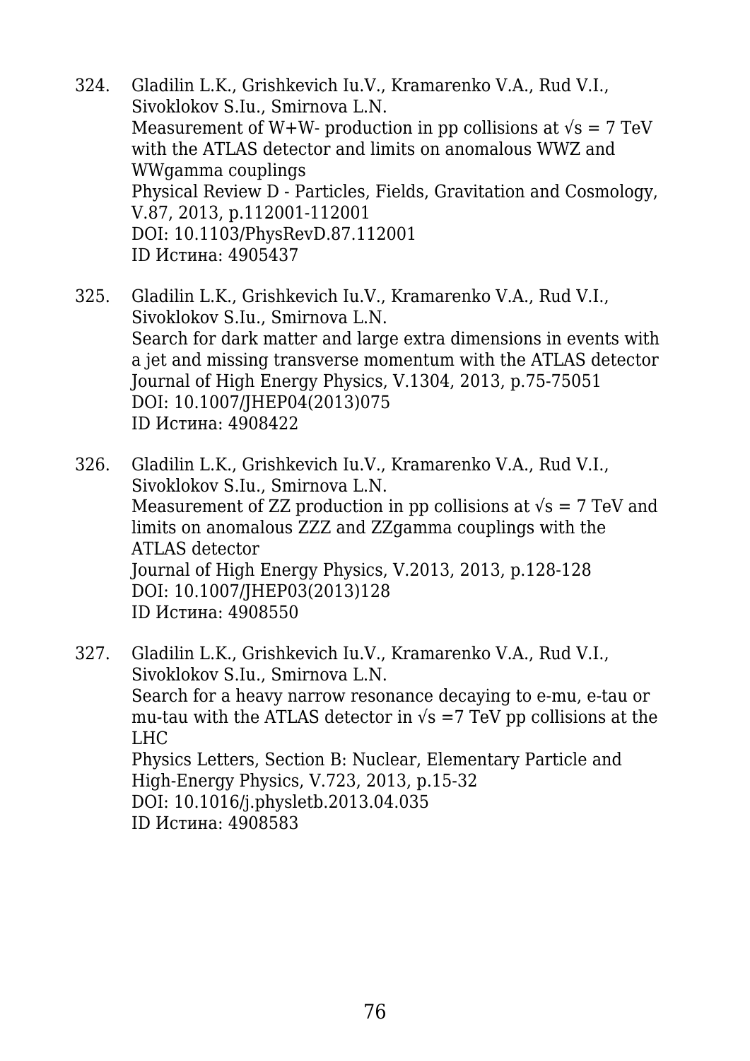324. Gladilin L.K., Grishkevich Iu.V., Kramarenko V.A., Rud V.I., Sivoklokov S.Iu., Smirnova L.N.
Measurement of W+W- production in pp collisions at $\sqrt{s}$ = 7 TeV with the ATLAS detector and limits on anomalous WWZ and WWgamma couplings
Physical Review D - Particles, Fields, Gravitation and Cosmology, V.87, 2013, p.112001-112001
DOI: 10.1103/PhysRevD.87.112001
ID Истина: 4905437

325. Gladilin L.K., Grishkevich Iu.V., Kramarenko V.A., Rud V.I., Sivoklokov S.Iu., Smirnova L.N.
Search for dark matter and large extra dimensions in events with a jet and missing transverse momentum with the ATLAS detector
Journal of High Energy Physics, V.1304, 2013, p.75-75051
DOI: 10.1007/JHEP04(2013)075
ID Истина: 4908422

326. Gladilin L.K., Grishkevich Iu.V., Kramarenko V.A., Rud V.I., Sivoklokov S.Iu., Smirnova L.N.
Measurement of ZZ production in pp collisions at $\sqrt{s}$ = 7 TeV and limits on anomalous ZZZ and ZZgamma couplings with the ATLAS detector
Journal of High Energy Physics, V.2013, 2013, p.128-128
DOI: 10.1007/JHEP03(2013)128
ID Истина: 4908550

327. Gladilin L.K., Grishkevich Iu.V., Kramarenko V.A., Rud V.I., Sivoklokov S.Iu., Smirnova L.N.
Search for a heavy narrow resonance decaying to e-mu, e-tau or mu-tau with the ATLAS detector in $\sqrt{s}$ =7 TeV pp collisions at the LHC
Physics Letters, Section B: Nuclear, Elementary Particle and High-Energy Physics, V.723, 2013, p.15-32
DOI: 10.1016/j.physletb.2013.04.035
ID Истина: 4908583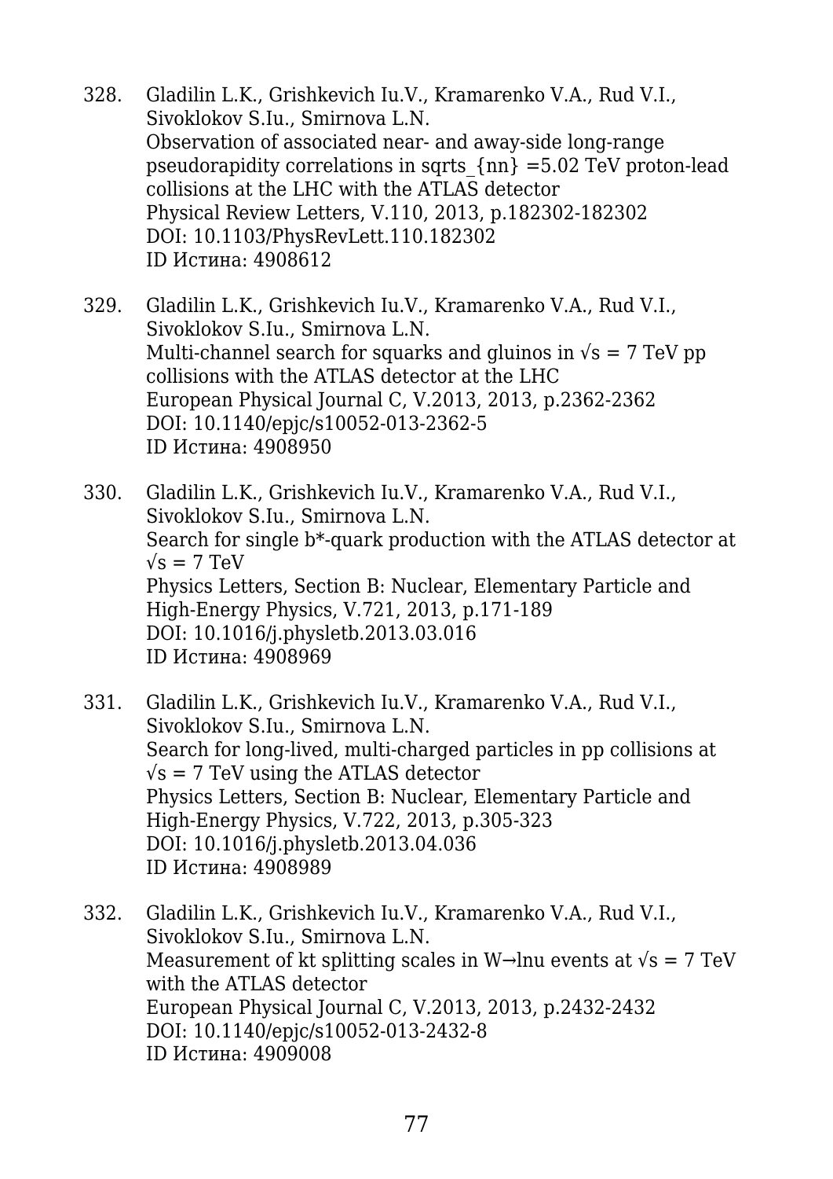328. Gladilin L.K., Grishkevich Iu.V., Kramarenko V.A., Rud V.I., Sivoklokov S.Iu., Smirnova L.N.
     Observation of associated near- and away-side long-range pseudorapidity correlations in sqrts_{nn} =5.02 TeV proton-lead collisions at the LHC with the ATLAS detector
     Physical Review Letters, V.110, 2013, p.182302-182302
     DOI: 10.1103/PhysRevLett.110.182302
     ID Истина: 4908612

329. Gladilin L.K., Grishkevich Iu.V., Kramarenko V.A., Rud V.I., Sivoklokov S.Iu., Smirnova L.N.
     Multi-channel search for squarks and gluinos in $\sqrt{s}$ = 7 TeV pp collisions with the ATLAS detector at the LHC
     European Physical Journal C, V.2013, 2013, p.2362-2362
     DOI: 10.1140/epjc/s10052-013-2362-5
     ID Истина: 4908950

330. Gladilin L.K., Grishkevich Iu.V., Kramarenko V.A., Rud V.I., Sivoklokov S.Iu., Smirnova L.N.
     Search for single b*-quark production with the ATLAS detector at $\sqrt{s}$ = 7 TeV
     Physics Letters, Section B: Nuclear, Elementary Particle and High-Energy Physics, V.721, 2013, p.171-189
     DOI: 10.1016/j.physletb.2013.03.016
     ID Истина: 4908969

331. Gladilin L.K., Grishkevich Iu.V., Kramarenko V.A., Rud V.I., Sivoklokov S.Iu., Smirnova L.N.
     Search for long-lived, multi-charged particles in pp collisions at $\sqrt{s}$ = 7 TeV using the ATLAS detector
     Physics Letters, Section B: Nuclear, Elementary Particle and High-Energy Physics, V.722, 2013, p.305-323
     DOI: 10.1016/j.physletb.2013.04.036
     ID Истина: 4908989

332. Gladilin L.K., Grishkevich Iu.V., Kramarenko V.A., Rud V.I., Sivoklokov S.Iu., Smirnova L.N.
     Measurement of kt splitting scales in W→lnu events at $\sqrt{s}$ = 7 TeV with the ATLAS detector
     European Physical Journal C, V.2013, 2013, p.2432-2432
     DOI: 10.1140/epjc/s10052-013-2432-8
     ID Истина: 4909008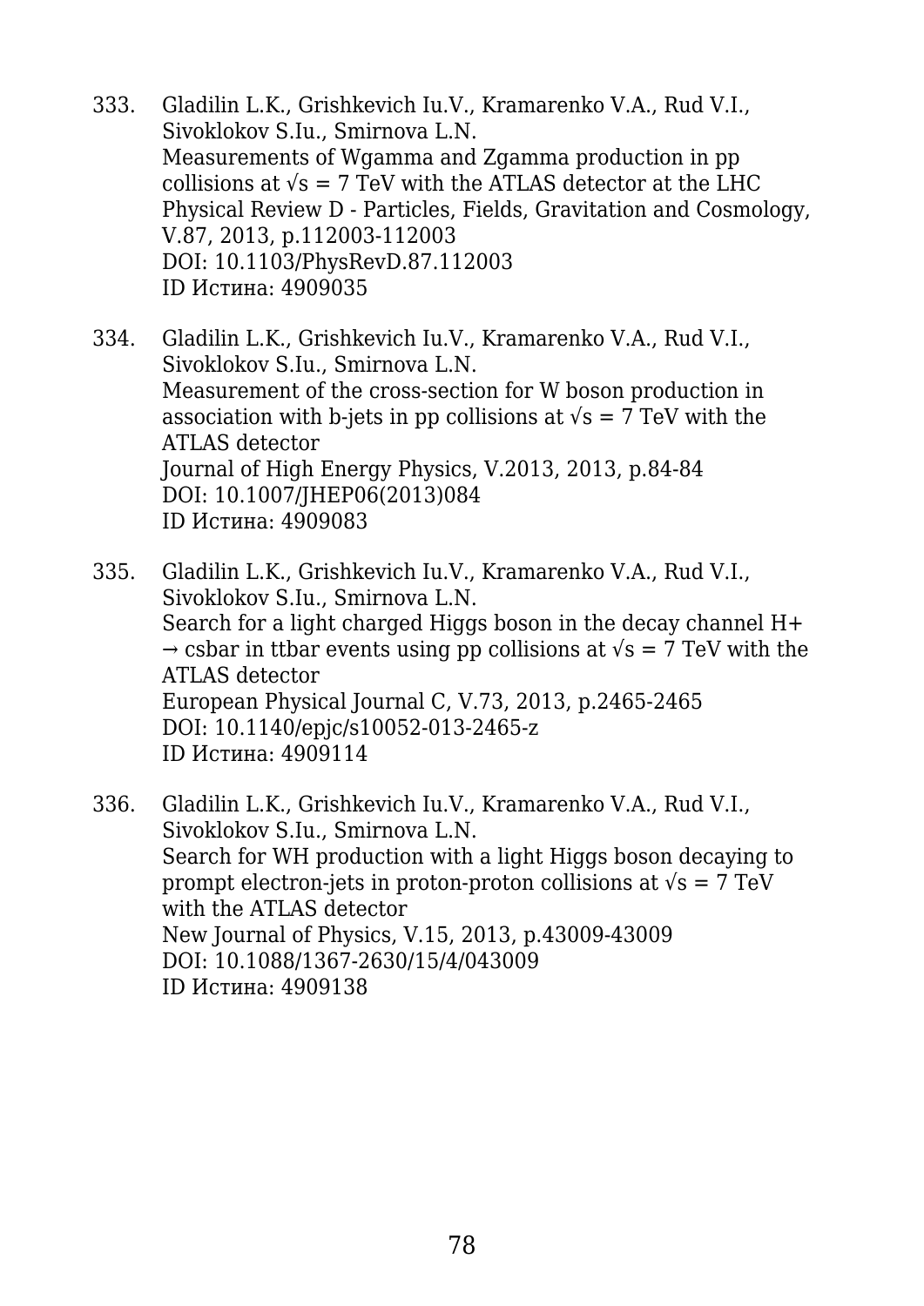333. Gladilin L.K., Grishkevich Iu.V., Kramarenko V.A., Rud V.I., Sivoklokov S.Iu., Smirnova L.N.
Measurements of Wgamma and Zgamma production in pp collisions at √s = 7 TeV with the ATLAS detector at the LHC
Physical Review D - Particles, Fields, Gravitation and Cosmology, V.87, 2013, p.112003-112003
DOI: 10.1103/PhysRevD.87.112003
ID Истина: 4909035

334. Gladilin L.K., Grishkevich Iu.V., Kramarenko V.A., Rud V.I., Sivoklokov S.Iu., Smirnova L.N.
Measurement of the cross-section for W boson production in association with b-jets in pp collisions at √s = 7 TeV with the ATLAS detector
Journal of High Energy Physics, V.2013, 2013, p.84-84
DOI: 10.1007/JHEP06(2013)084
ID Истина: 4909083

335. Gladilin L.K., Grishkevich Iu.V., Kramarenko V.A., Rud V.I., Sivoklokov S.Iu., Smirnova L.N.
Search for a light charged Higgs boson in the decay channel H+ → csbar in ttbar events using pp collisions at √s = 7 TeV with the ATLAS detector
European Physical Journal C, V.73, 2013, p.2465-2465
DOI: 10.1140/epjc/s10052-013-2465-z
ID Истина: 4909114

336. Gladilin L.K., Grishkevich Iu.V., Kramarenko V.A., Rud V.I., Sivoklokov S.Iu., Smirnova L.N.
Search for WH production with a light Higgs boson decaying to prompt electron-jets in proton-proton collisions at √s = 7 TeV with the ATLAS detector
New Journal of Physics, V.15, 2013, p.43009-43009
DOI: 10.1088/1367-2630/15/4/043009
ID Истина: 4909138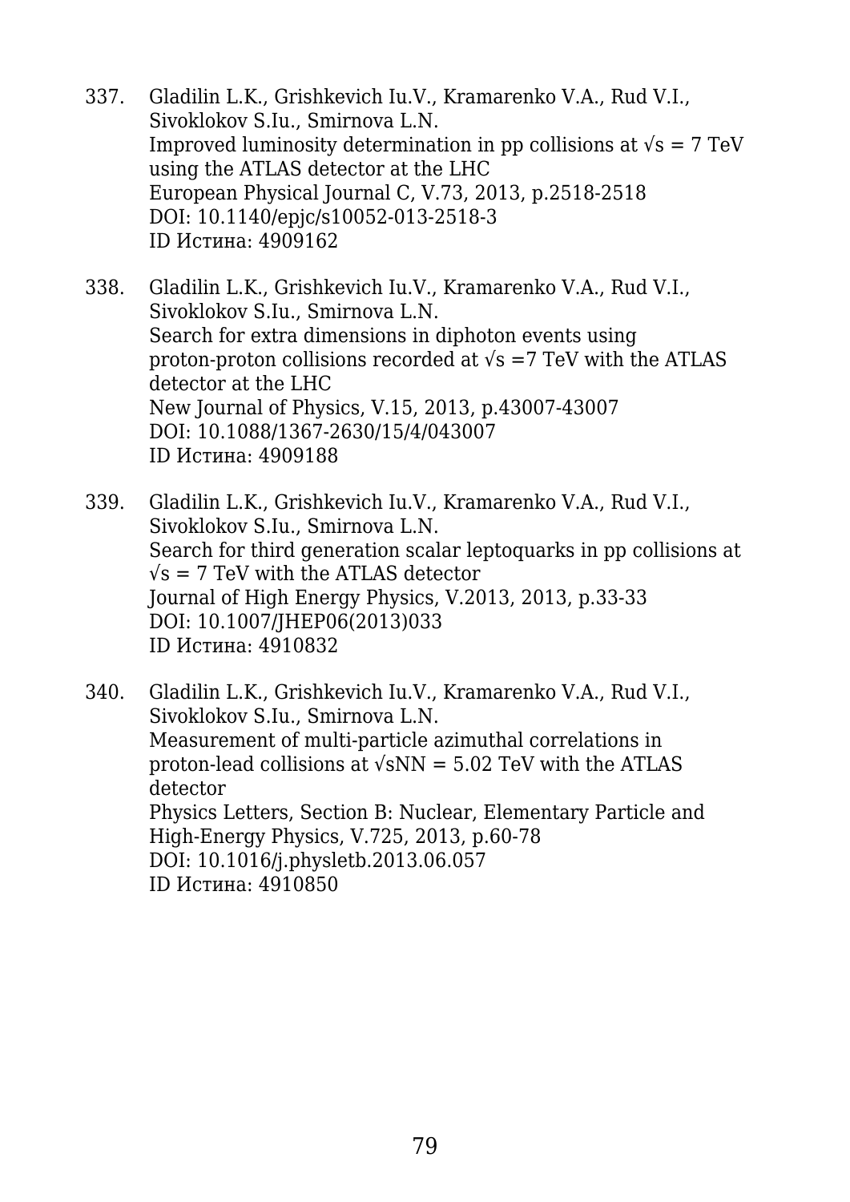337. Gladilin L.K., Grishkevich Iu.V., Kramarenko V.A., Rud V.I., Sivoklokov S.Iu., Smirnova L.N.
     Improved luminosity determination in pp collisions at $\sqrt{s}$ = 7 TeV using the ATLAS detector at the LHC
     European Physical Journal C, V.73, 2013, p.2518-2518
     DOI: 10.1140/epjc/s10052-013-2518-3
     ID Истина: 4909162

338. Gladilin L.K., Grishkevich Iu.V., Kramarenko V.A., Rud V.I., Sivoklokov S.Iu., Smirnova L.N.
     Search for extra dimensions in diphoton events using proton-proton collisions recorded at $\sqrt{s}$ =7 TeV with the ATLAS detector at the LHC
     New Journal of Physics, V.15, 2013, p.43007-43007
     DOI: 10.1088/1367-2630/15/4/043007
     ID Истина: 4909188

339. Gladilin L.K., Grishkevich Iu.V., Kramarenko V.A., Rud V.I., Sivoklokov S.Iu., Smirnova L.N.
     Search for third generation scalar leptoquarks in pp collisions at $\sqrt{s}$ = 7 TeV with the ATLAS detector
     Journal of High Energy Physics, V.2013, 2013, p.33-33
     DOI: 10.1007/JHEP06(2013)033
     ID Истина: 4910832

340. Gladilin L.K., Grishkevich Iu.V., Kramarenko V.A., Rud V.I., Sivoklokov S.Iu., Smirnova L.N.
     Measurement of multi-particle azimuthal correlations in proton-lead collisions at $\sqrt{s_{NN}}$ = 5.02 TeV with the ATLAS detector
     Physics Letters, Section B: Nuclear, Elementary Particle and High-Energy Physics, V.725, 2013, p.60-78
     DOI: 10.1016/j.physletb.2013.06.057
     ID Истина: 4910850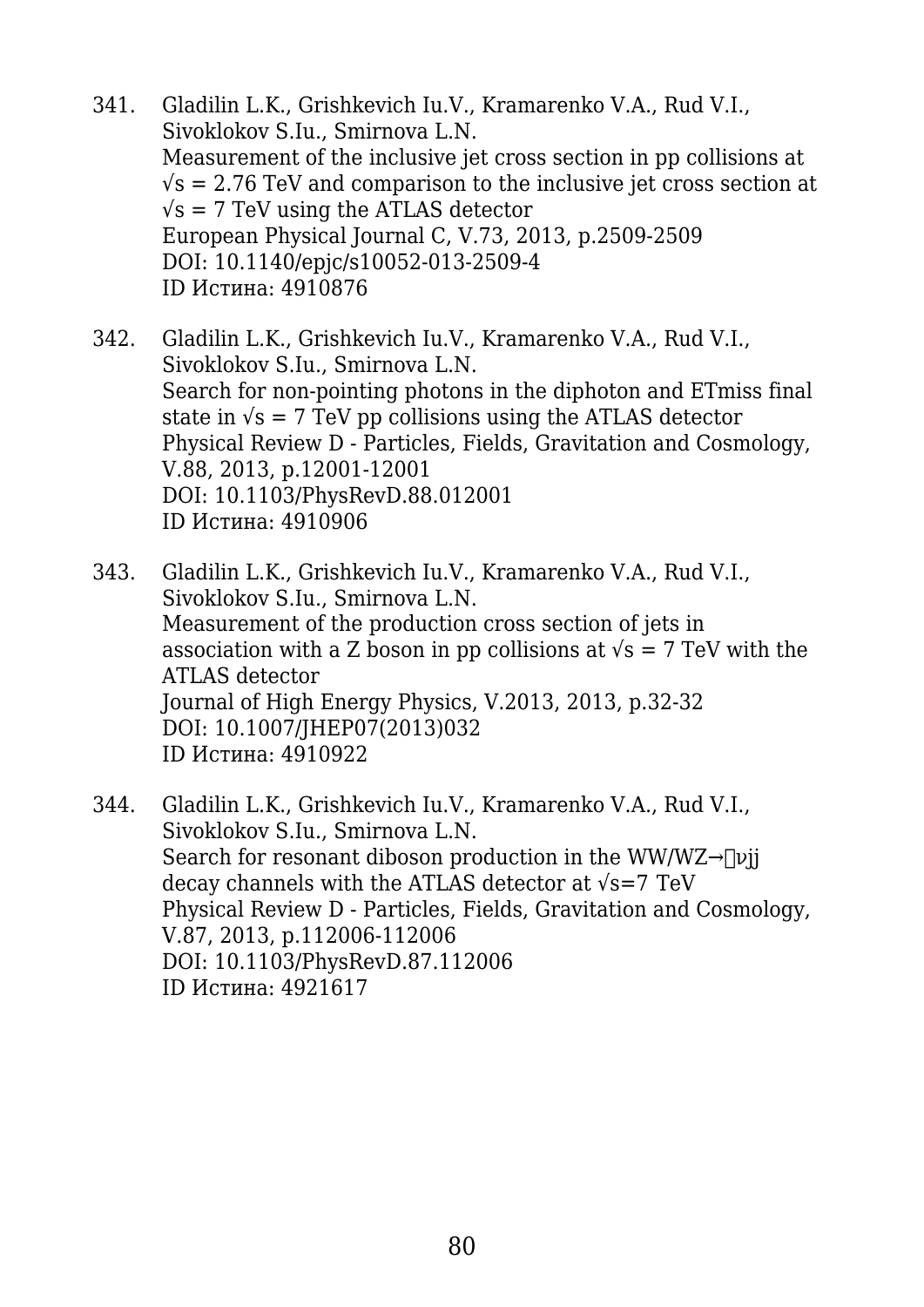341. Gladilin L.K., Grishkevich Iu.V., Kramarenko V.A., Rud V.I., Sivoklokov S.Iu., Smirnova L.N.
Measurement of the inclusive jet cross section in pp collisions at $\sqrt{s}$ = 2.76 TeV and comparison to the inclusive jet cross section at $\sqrt{s}$ = 7 TeV using the ATLAS detector
European Physical Journal C, V.73, 2013, p.2509-2509
DOI: 10.1140/epjc/s10052-013-2509-4
ID Истина: 4910876

342. Gladilin L.K., Grishkevich Iu.V., Kramarenko V.A., Rud V.I., Sivoklokov S.Iu., Smirnova L.N.
Search for non-pointing photons in the diphoton and ETmiss final state in $\sqrt{s}$ = 7 TeV pp collisions using the ATLAS detector
Physical Review D - Particles, Fields, Gravitation and Cosmology, V.88, 2013, p.12001-12001
DOI: 10.1103/PhysRevD.88.012001
ID Истина: 4910906

343. Gladilin L.K., Grishkevich Iu.V., Kramarenko V.A., Rud V.I., Sivoklokov S.Iu., Smirnova L.N.
Measurement of the production cross section of jets in association with a Z boson in pp collisions at $\sqrt{s}$ = 7 TeV with the ATLAS detector
Journal of High Energy Physics, V.2013, 2013, p.32-32
DOI: 10.1007/JHEP07(2013)032
ID Истина: 4910922

344. Gladilin L.K., Grishkevich Iu.V., Kramarenko V.A., Rud V.I., Sivoklokov S.Iu., Smirnova L.N.
Search for resonant diboson production in the WW/WZ→ℓνjj decay channels with the ATLAS detector at $\sqrt{s}$=7 TeV
Physical Review D - Particles, Fields, Gravitation and Cosmology, V.87, 2013, p.112006-112006
DOI: 10.1103/PhysRevD.87.112006
ID Истина: 4921617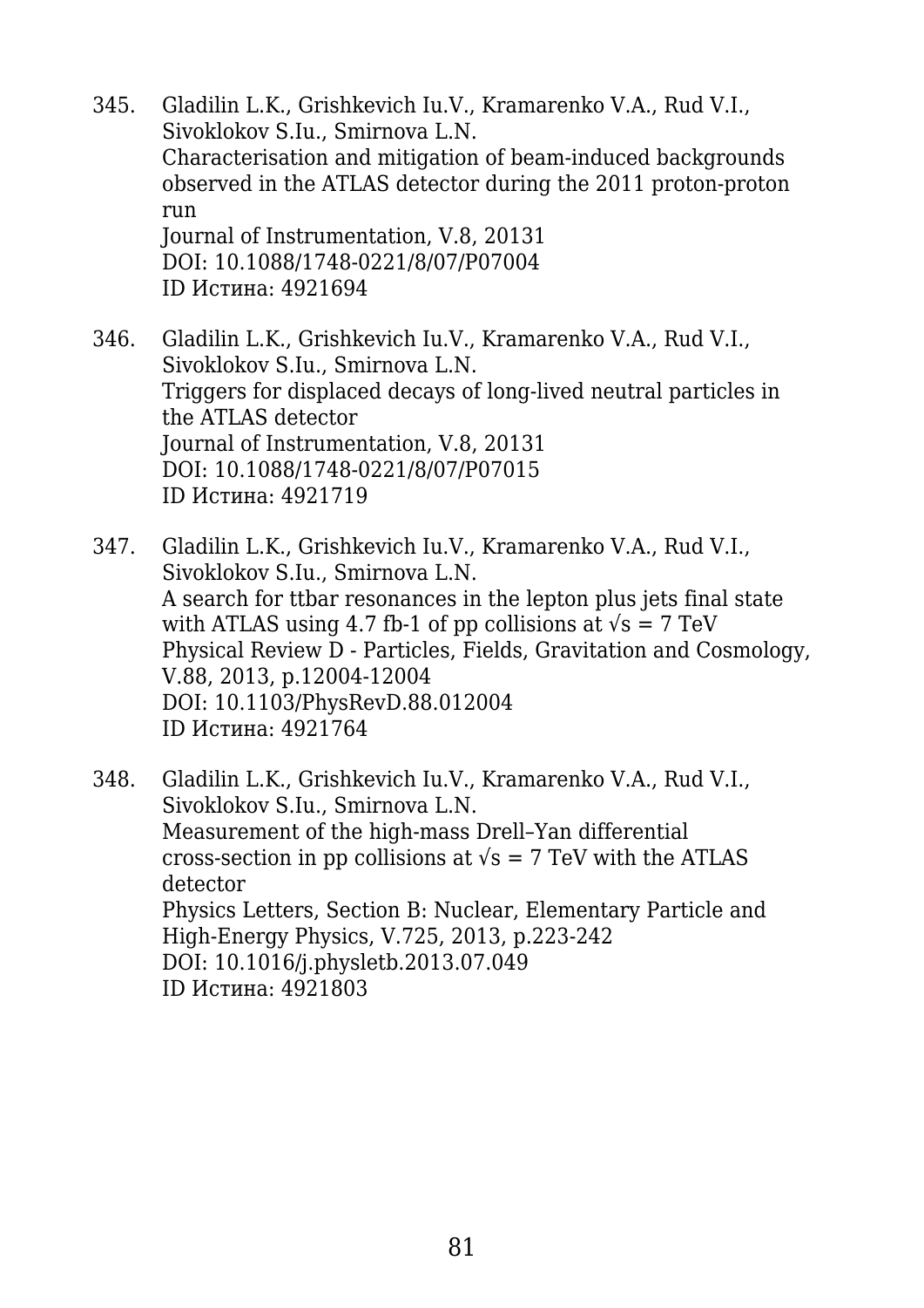345. Gladilin L.K., Grishkevich Iu.V., Kramarenko V.A., Rud V.I., Sivoklokov S.Iu., Smirnova L.N.
Characterisation and mitigation of beam-induced backgrounds observed in the ATLAS detector during the 2011 proton-proton run
Journal of Instrumentation, V.8, 20131
DOI: 10.1088/1748-0221/8/07/P07004
ID Истина: 4921694

346. Gladilin L.K., Grishkevich Iu.V., Kramarenko V.A., Rud V.I., Sivoklokov S.Iu., Smirnova L.N.
Triggers for displaced decays of long-lived neutral particles in the ATLAS detector
Journal of Instrumentation, V.8, 20131
DOI: 10.1088/1748-0221/8/07/P07015
ID Истина: 4921719

347. Gladilin L.K., Grishkevich Iu.V., Kramarenko V.A., Rud V.I., Sivoklokov S.Iu., Smirnova L.N.
A search for ttbar resonances in the lepton plus jets final state with ATLAS using 4.7 fb-1 of pp collisions at $\sqrt{s}$ = 7 TeV
Physical Review D - Particles, Fields, Gravitation and Cosmology, V.88, 2013, p.12004-12004
DOI: 10.1103/PhysRevD.88.012004
ID Истина: 4921764

348. Gladilin L.K., Grishkevich Iu.V., Kramarenko V.A., Rud V.I., Sivoklokov S.Iu., Smirnova L.N.
Measurement of the high-mass Drell–Yan differential cross-section in pp collisions at $\sqrt{s}$ = 7 TeV with the ATLAS detector
Physics Letters, Section B: Nuclear, Elementary Particle and High-Energy Physics, V.725, 2013, p.223-242
DOI: 10.1016/j.physletb.2013.07.049
ID Истина: 4921803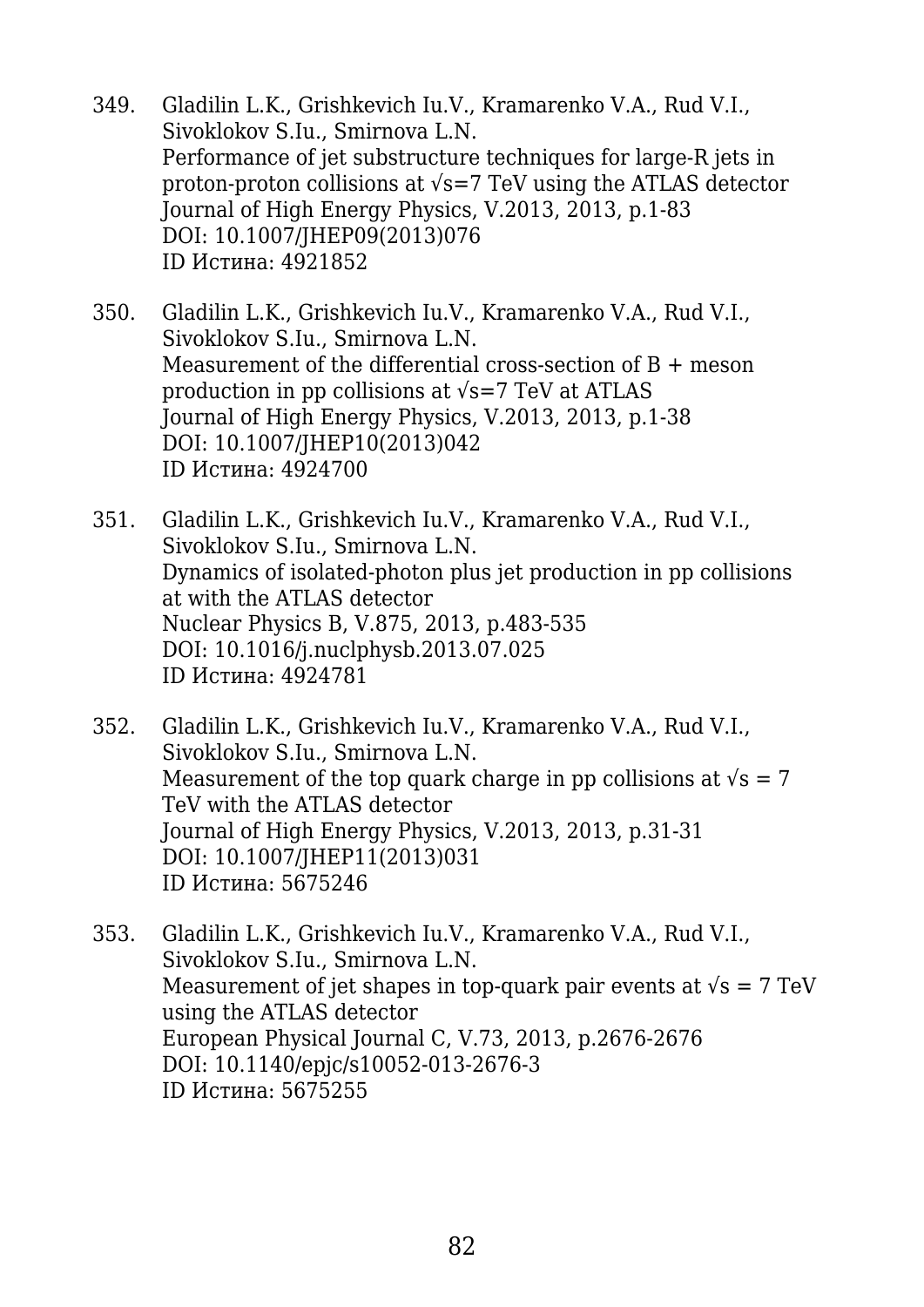349. Gladilin L.K., Grishkevich Iu.V., Kramarenko V.A., Rud V.I., Sivoklokov S.Iu., Smirnova L.N.
   Performance of jet substructure techniques for large-R jets in proton-proton collisions at $\sqrt{s}=7$ TeV using the ATLAS detector
   Journal of High Energy Physics, V.2013, 2013, p.1-83
   DOI: 10.1007/JHEP09(2013)076
   ID Истина: 4921852

350. Gladilin L.K., Grishkevich Iu.V., Kramarenko V.A., Rud V.I., Sivoklokov S.Iu., Smirnova L.N.
   Measurement of the differential cross-section of B + meson production in pp collisions at $\sqrt{s}=7$ TeV at ATLAS
   Journal of High Energy Physics, V.2013, 2013, p.1-38
   DOI: 10.1007/JHEP10(2013)042
   ID Истина: 4924700

351. Gladilin L.K., Grishkevich Iu.V., Kramarenko V.A., Rud V.I., Sivoklokov S.Iu., Smirnova L.N.
   Dynamics of isolated-photon plus jet production in pp collisions at with the ATLAS detector
   Nuclear Physics B, V.875, 2013, p.483-535
   DOI: 10.1016/j.nuclphysb.2013.07.025
   ID Истина: 4924781

352. Gladilin L.K., Grishkevich Iu.V., Kramarenko V.A., Rud V.I., Sivoklokov S.Iu., Smirnova L.N.
   Measurement of the top quark charge in pp collisions at $\sqrt{s} = 7$ TeV with the ATLAS detector
   Journal of High Energy Physics, V.2013, 2013, p.31-31
   DOI: 10.1007/JHEP11(2013)031
   ID Истина: 5675246

353. Gladilin L.K., Grishkevich Iu.V., Kramarenko V.A., Rud V.I., Sivoklokov S.Iu., Smirnova L.N.
   Measurement of jet shapes in top-quark pair events at $\sqrt{s} = 7$ TeV using the ATLAS detector
   European Physical Journal C, V.73, 2013, p.2676-2676
   DOI: 10.1140/epjc/s10052-013-2676-3
   ID Истина: 5675255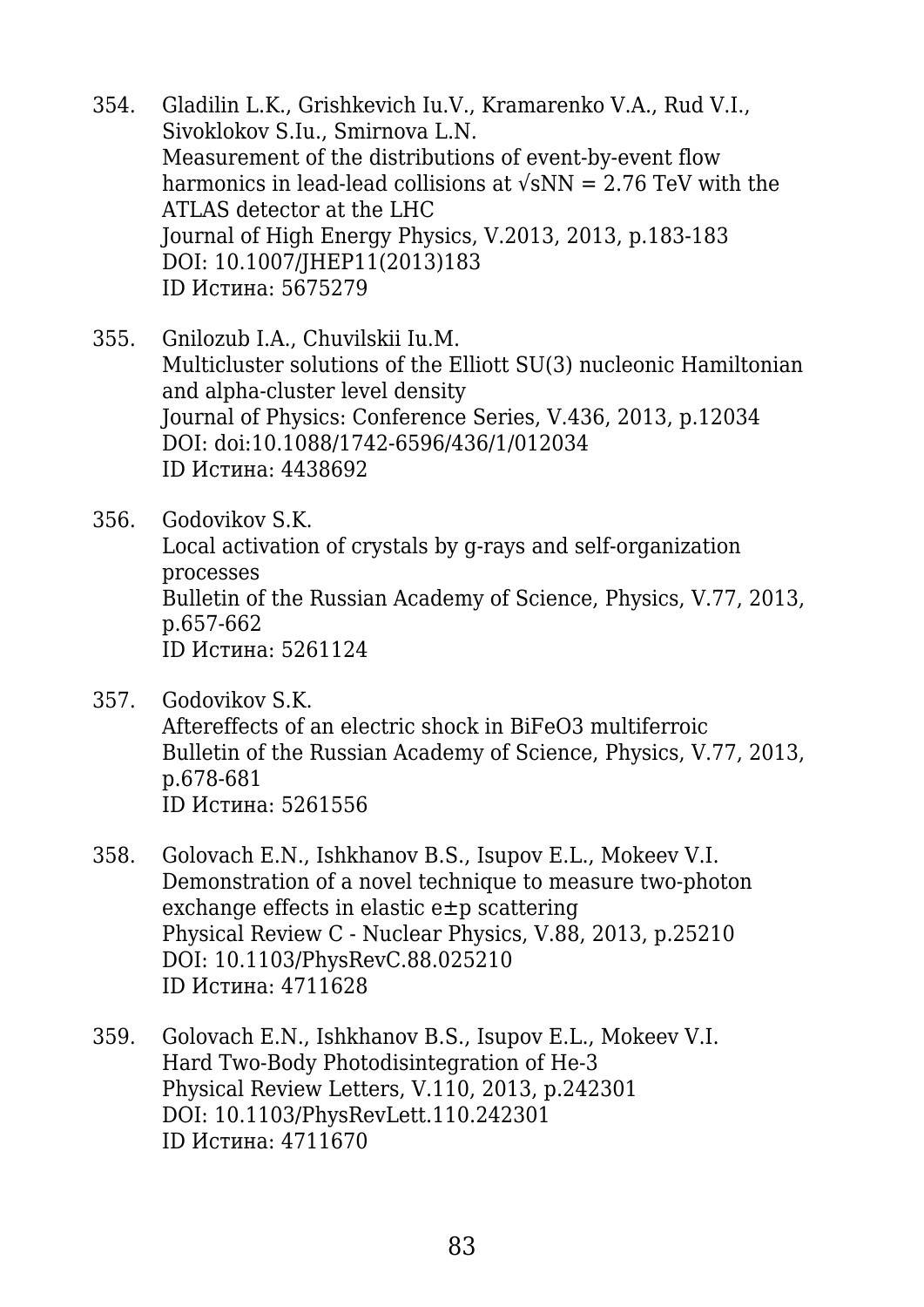354. Gladilin L.K., Grishkevich Iu.V., Kramarenko V.A., Rud V.I., Sivoklokov S.Iu., Smirnova L.N.
Measurement of the distributions of event-by-event flow harmonics in lead-lead collisions at $\sqrt{s_{NN}}$ = 2.76 TeV with the ATLAS detector at the LHC
Journal of High Energy Physics, V.2013, 2013, p.183-183
DOI: 10.1007/JHEP11(2013)183
ID Истина: 5675279

355. Gnilozub I.A., Chuvilskii Iu.M.
Multicluster solutions of the Elliott SU(3) nucleonic Hamiltonian and alpha-cluster level density
Journal of Physics: Conference Series, V.436, 2013, p.12034
DOI: doi:10.1088/1742-6596/436/1/012034
ID Истина: 4438692

356. Godovikov S.K.
Local activation of crystals by g-rays and self-organization processes
Bulletin of the Russian Academy of Science, Physics, V.77, 2013, p.657-662
ID Истина: 5261124

357. Godovikov S.K.
Aftereffects of an electric shock in $BiFeO_3$ multiferroic
Bulletin of the Russian Academy of Science, Physics, V.77, 2013, p.678-681
ID Истина: 5261556

358. Golovach E.N., Ishkhanov B.S., Isupov E.L., Mokeev V.I.
Demonstration of a novel technique to measure two-photon exchange effects in elastic $e^{\pm}p$ scattering
Physical Review C - Nuclear Physics, V.88, 2013, p.25210
DOI: 10.1103/PhysRevC.88.025210
ID Истина: 4711628

359. Golovach E.N., Ishkhanov B.S., Isupov E.L., Mokeev V.I.
Hard Two-Body Photodisintegration of He-3
Physical Review Letters, V.110, 2013, p.242301
DOI: 10.1103/PhysRevLett.110.242301
ID Истина: 4711670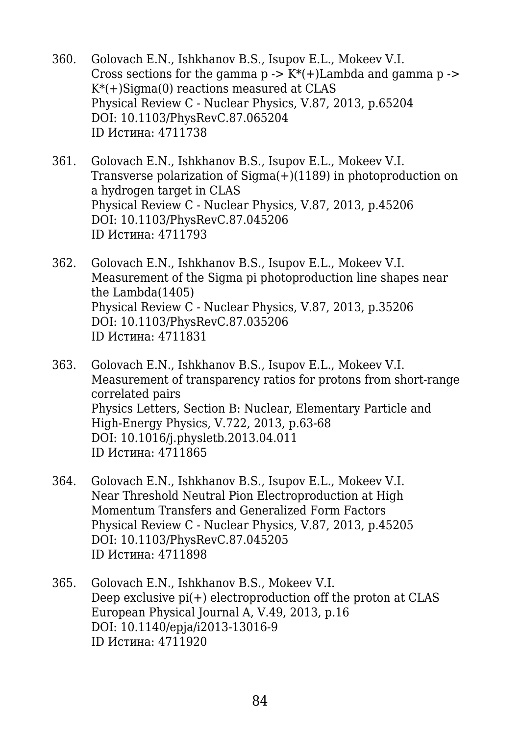360. Golovach E.N., Ishkhanov B.S., Isupov E.L., Mokeev V.I.
Cross sections for the gamma p -> K*(+)Lambda and gamma p -> K*(+)Sigma(0) reactions measured at CLAS
Physical Review C - Nuclear Physics, V.87, 2013, p.65204
DOI: 10.1103/PhysRevC.87.065204
ID Истина: 4711738

361. Golovach E.N., Ishkhanov B.S., Isupov E.L., Mokeev V.I.
Transverse polarization of Sigma(+)(1189) in photoproduction on a hydrogen target in CLAS
Physical Review C - Nuclear Physics, V.87, 2013, p.45206
DOI: 10.1103/PhysRevC.87.045206
ID Истина: 4711793

362. Golovach E.N., Ishkhanov B.S., Isupov E.L., Mokeev V.I.
Measurement of the Sigma pi photoproduction line shapes near the Lambda(1405)
Physical Review C - Nuclear Physics, V.87, 2013, p.35206
DOI: 10.1103/PhysRevC.87.035206
ID Истина: 4711831

363. Golovach E.N., Ishkhanov B.S., Isupov E.L., Mokeev V.I.
Measurement of transparency ratios for protons from short-range correlated pairs
Physics Letters, Section B: Nuclear, Elementary Particle and High-Energy Physics, V.722, 2013, p.63-68
DOI: 10.1016/j.physletb.2013.04.011
ID Истина: 4711865

364. Golovach E.N., Ishkhanov B.S., Isupov E.L., Mokeev V.I.
Near Threshold Neutral Pion Electroproduction at High Momentum Transfers and Generalized Form Factors
Physical Review C - Nuclear Physics, V.87, 2013, p.45205
DOI: 10.1103/PhysRevC.87.045205
ID Истина: 4711898

365. Golovach E.N., Ishkhanov B.S., Mokeev V.I.
Deep exclusive pi(+) electroproduction off the proton at CLAS
European Physical Journal A, V.49, 2013, p.16
DOI: 10.1140/epja/i2013-13016-9
ID Истина: 4711920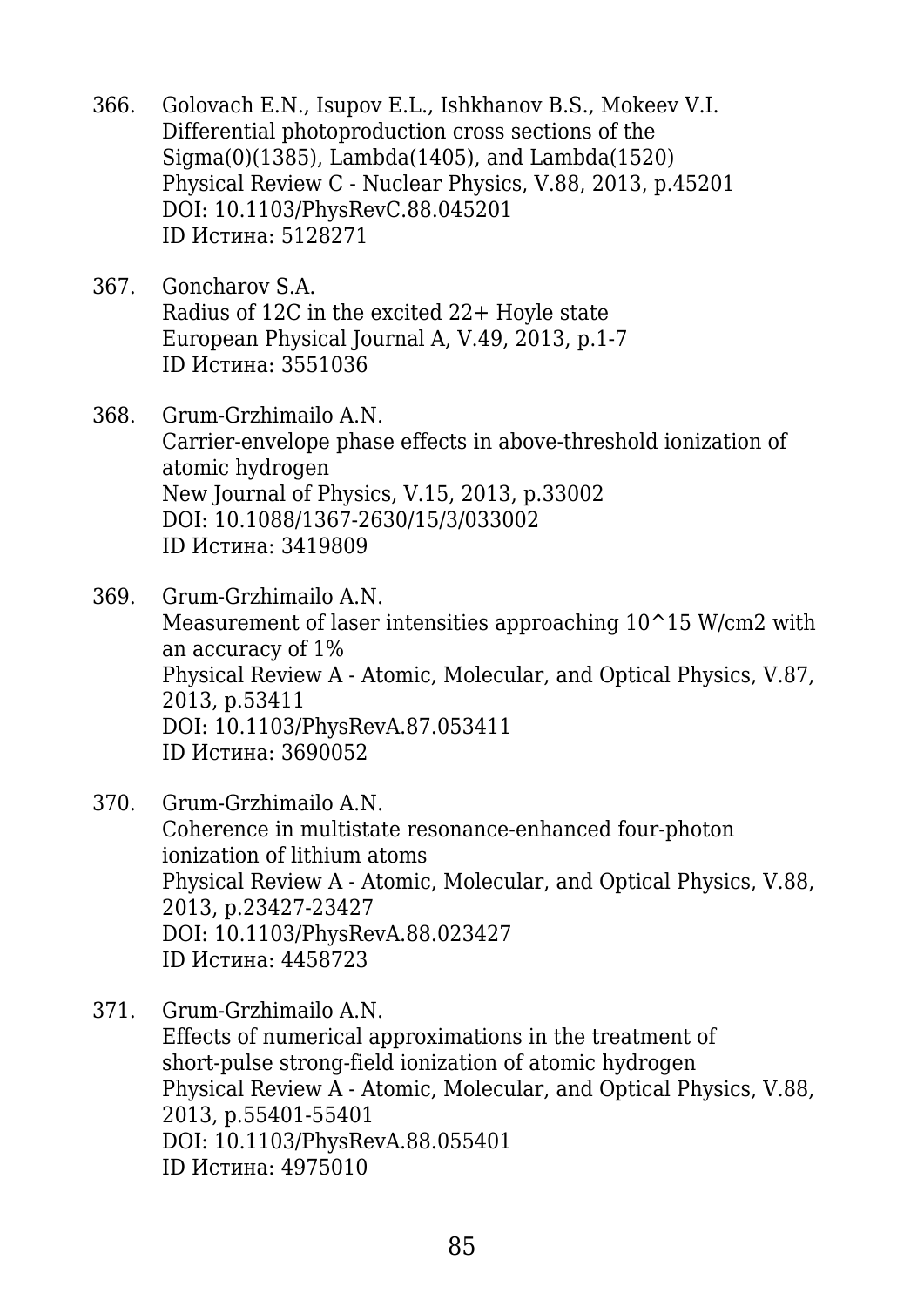366. Golovach E.N., Isupov E.L., Ishkhanov B.S., Mokeev V.I.
Differential photoproduction cross sections of the Sigma(0)(1385), Lambda(1405), and Lambda(1520)
Physical Review C - Nuclear Physics, V.88, 2013, p.45201
DOI: 10.1103/PhysRevC.88.045201
ID Истина: 5128271

367. Goncharov S.A.
Radius of 12C in the excited 22+ Hoyle state
European Physical Journal A, V.49, 2013, p.1-7
ID Истина: 3551036

368. Grum-Grzhimailo A.N.
Carrier-envelope phase effects in above-threshold ionization of atomic hydrogen
New Journal of Physics, V.15, 2013, p.33002
DOI: 10.1088/1367-2630/15/3/033002
ID Истина: 3419809

369. Grum-Grzhimailo A.N.
Measurement of laser intensities approaching 10^15 W/cm2 with an accuracy of 1%
Physical Review A - Atomic, Molecular, and Optical Physics, V.87, 2013, p.53411
DOI: 10.1103/PhysRevA.87.053411
ID Истина: 3690052

370. Grum-Grzhimailo A.N.
Coherence in multistate resonance-enhanced four-photon ionization of lithium atoms
Physical Review A - Atomic, Molecular, and Optical Physics, V.88, 2013, p.23427-23427
DOI: 10.1103/PhysRevA.88.023427
ID Истина: 4458723

371. Grum-Grzhimailo A.N.
Effects of numerical approximations in the treatment of short-pulse strong-field ionization of atomic hydrogen
Physical Review A - Atomic, Molecular, and Optical Physics, V.88, 2013, p.55401-55401
DOI: 10.1103/PhysRevA.88.055401
ID Истина: 4975010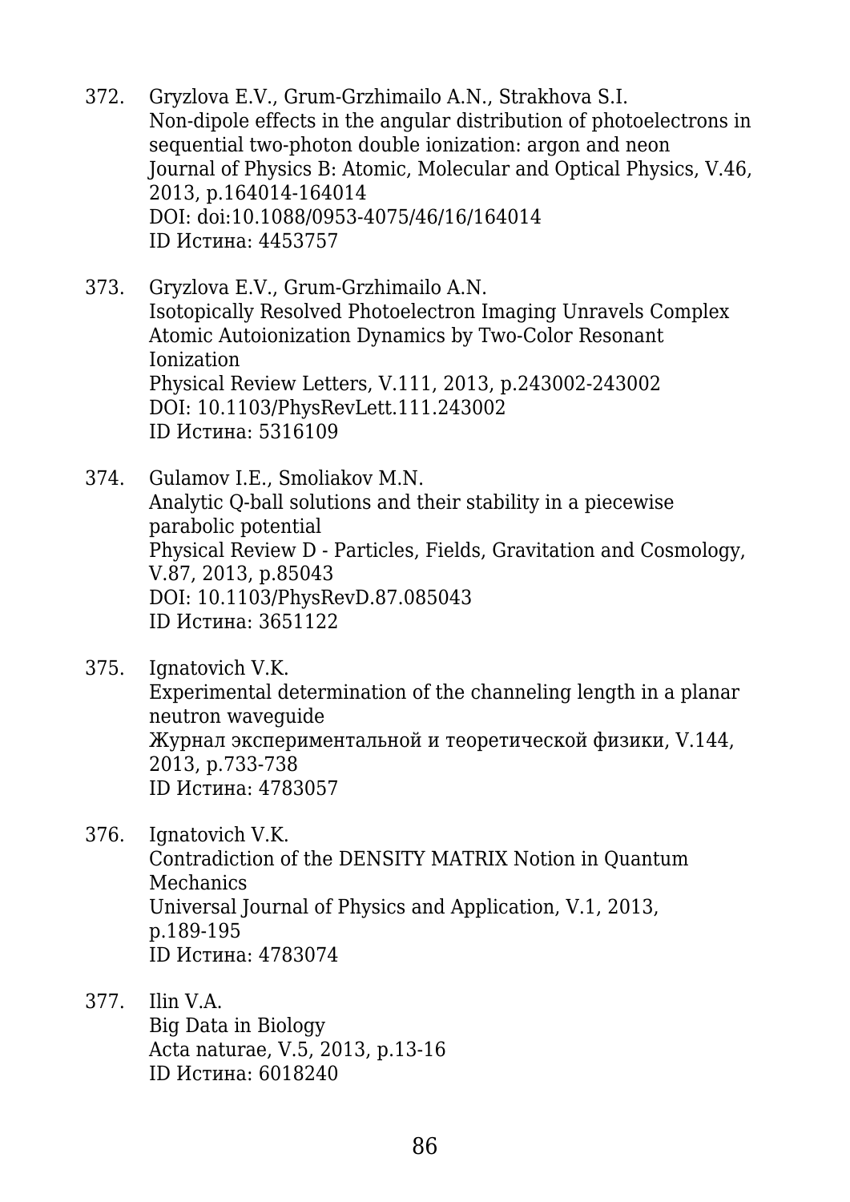372. Gryzlova E.V., Grum-Grzhimailo A.N., Strakhova S.I.
Non-dipole effects in the angular distribution of photoelectrons in sequential two-photon double ionization: argon and neon
Journal of Physics B: Atomic, Molecular and Optical Physics, V.46, 2013, p.164014-164014
DOI: doi:10.1088/0953-4075/46/16/164014
ID Истина: 4453757

373. Gryzlova E.V., Grum-Grzhimailo A.N.
Isotopically Resolved Photoelectron Imaging Unravels Complex Atomic Autoionization Dynamics by Two-Color Resonant Ionization
Physical Review Letters, V.111, 2013, p.243002-243002
DOI: 10.1103/PhysRevLett.111.243002
ID Истина: 5316109

374. Gulamov I.E., Smoliakov M.N.
Analytic Q-ball solutions and their stability in a piecewise parabolic potential
Physical Review D - Particles, Fields, Gravitation and Cosmology, V.87, 2013, p.85043
DOI: 10.1103/PhysRevD.87.085043
ID Истина: 3651122

375. Ignatovich V.K.
Experimental determination of the channeling length in a planar neutron waveguide
Журнал экспериментальной и теоретической физики, V.144, 2013, p.733-738
ID Истина: 4783057

376. Ignatovich V.K.
Contradiction of the DENSITY MATRIX Notion in Quantum Mechanics
Universal Journal of Physics and Application, V.1, 2013, p.189-195
ID Истина: 4783074

377. Ilin V.A.
Big Data in Biology
Acta naturae, V.5, 2013, p.13-16
ID Истина: 6018240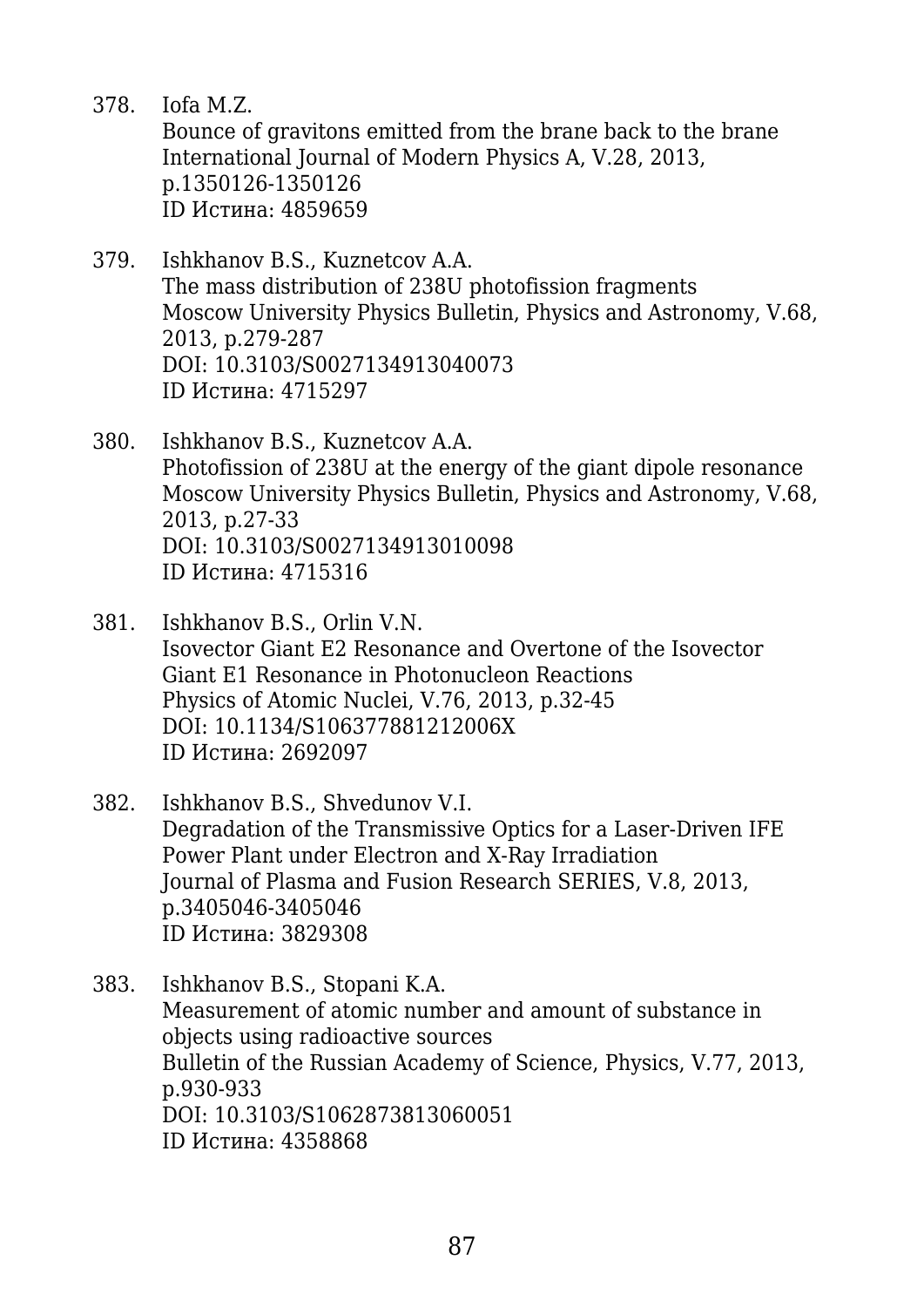378. Iofa M.Z.
Bounce of gravitons emitted from the brane back to the brane
International Journal of Modern Physics A, V.28, 2013, p.1350126-1350126
ID Истина: 4859659

379. Ishkhanov B.S., Kuznetcov A.A.
The mass distribution of 238U photofission fragments
Moscow University Physics Bulletin, Physics and Astronomy, V.68, 2013, p.279-287
DOI: 10.3103/S0027134913040073
ID Истина: 4715297

380. Ishkhanov B.S., Kuznetcov A.A.
Photofission of 238U at the energy of the giant dipole resonance
Moscow University Physics Bulletin, Physics and Astronomy, V.68, 2013, p.27-33
DOI: 10.3103/S0027134913010098
ID Истина: 4715316

381. Ishkhanov B.S., Orlin V.N.
Isovector Giant E2 Resonance and Overtone of the Isovector Giant E1 Resonance in Photonucleon Reactions
Physics of Atomic Nuclei, V.76, 2013, p.32-45
DOI: 10.1134/S106377881212006X
ID Истина: 2692097

382. Ishkhanov B.S., Shvedunov V.I.
Degradation of the Transmissive Optics for a Laser-Driven IFE Power Plant under Electron and X-Ray Irradiation
Journal of Plasma and Fusion Research SERIES, V.8, 2013, p.3405046-3405046
ID Истина: 3829308

383. Ishkhanov B.S., Stopani K.A.
Measurement of atomic number and amount of substance in objects using radioactive sources
Bulletin of the Russian Academy of Science, Physics, V.77, 2013, p.930-933
DOI: 10.3103/S1062873813060051
ID Истина: 4358868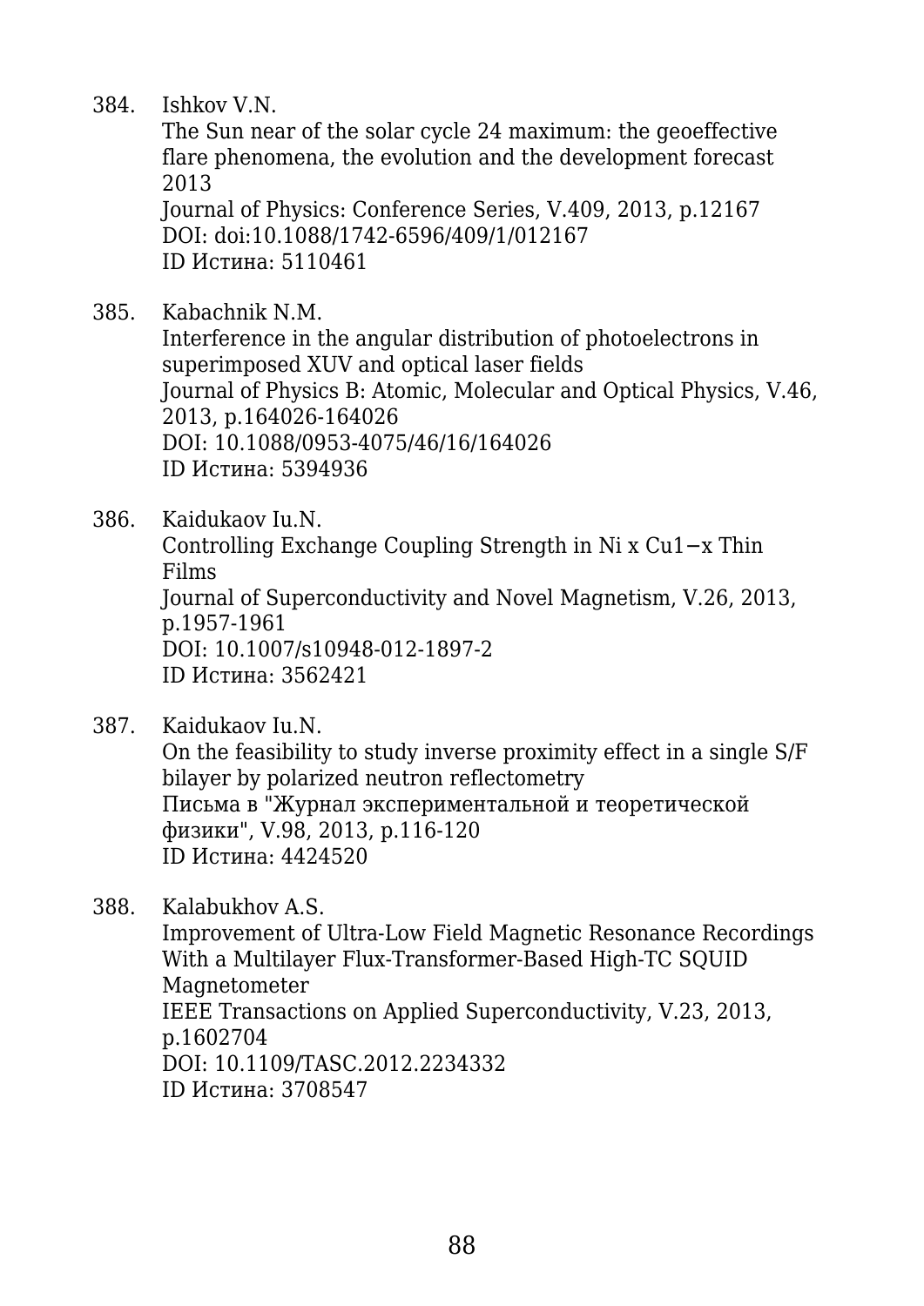384. Ishkov V.N.
     The Sun near of the solar cycle 24 maximum: the geoeffective flare phenomena, the evolution and the development forecast 2013
     Journal of Physics: Conference Series, V.409, 2013, p.12167
     DOI: doi:10.1088/1742-6596/409/1/012167
     ID Истина: 5110461

385. Kabachnik N.M.
     Interference in the angular distribution of photoelectrons in superimposed XUV and optical laser fields
     Journal of Physics B: Atomic, Molecular and Optical Physics, V.46, 2013, p.164026-164026
     DOI: 10.1088/0953-4075/46/16/164026
     ID Истина: 5394936

386. Kaidukaov Iu.N.
     Controlling Exchange Coupling Strength in $Ni_x Cu_{1-x}$ Thin Films
     Journal of Superconductivity and Novel Magnetism, V.26, 2013, p.1957-1961
     DOI: 10.1007/s10948-012-1897-2
     ID Истина: 3562421

387. Kaidukaov Iu.N.
     On the feasibility to study inverse proximity effect in a single S/F bilayer by polarized neutron reflectometry
     Письма в "Журнал экспериментальной и теоретической физики", V.98, 2013, p.116-120
     ID Истина: 4424520

388. Kalabukhov A.S.
     Improvement of Ultra-Low Field Magnetic Resonance Recordings With a Multilayer Flux-Transformer-Based High-TC SQUID Magnetometer
     IEEE Transactions on Applied Superconductivity, V.23, 2013, p.1602704
     DOI: 10.1109/TASC.2012.2234332
     ID Истина: 3708547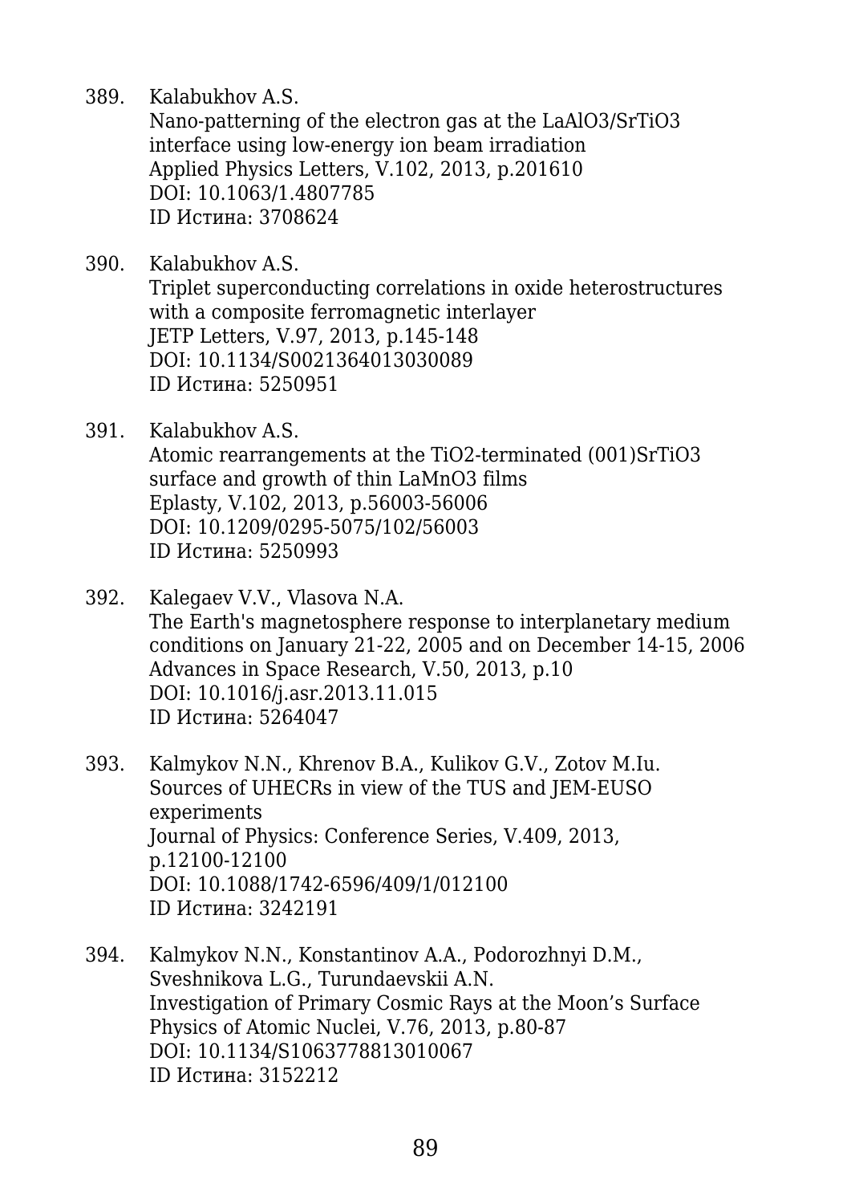389. Kalabukhov A.S.
Nano-patterning of the electron gas at the LaAlO3/SrTiO3 interface using low-energy ion beam irradiation
Applied Physics Letters, V.102, 2013, p.201610
DOI: 10.1063/1.4807785
ID Истина: 3708624

390. Kalabukhov A.S.
Triplet superconducting correlations in oxide heterostructures with a composite ferromagnetic interlayer
JETP Letters, V.97, 2013, p.145-148
DOI: 10.1134/S0021364013030089
ID Истина: 5250951

391. Kalabukhov A.S.
Atomic rearrangements at the TiO2-terminated (001)SrTiO3 surface and growth of thin LaMnO3 films
Eplasty, V.102, 2013, p.56003-56006
DOI: 10.1209/0295-5075/102/56003
ID Истина: 5250993

392. Kalegaev V.V., Vlasova N.A.
The Earth's magnetosphere response to interplanetary medium conditions on January 21-22, 2005 and on December 14-15, 2006
Advances in Space Research, V.50, 2013, p.10
DOI: 10.1016/j.asr.2013.11.015
ID Истина: 5264047

393. Kalmykov N.N., Khrenov B.A., Kulikov G.V., Zotov M.Iu.
Sources of UHECRs in view of the TUS and JEM-EUSO experiments
Journal of Physics: Conference Series, V.409, 2013, p.12100-12100
DOI: 10.1088/1742-6596/409/1/012100
ID Истина: 3242191

394. Kalmykov N.N., Konstantinov A.A., Podorozhnyi D.M., Sveshnikova L.G., Turundaevskii A.N.
Investigation of Primary Cosmic Rays at the Moon's Surface
Physics of Atomic Nuclei, V.76, 2013, p.80-87
DOI: 10.1134/S1063778813010067
ID Истина: 3152212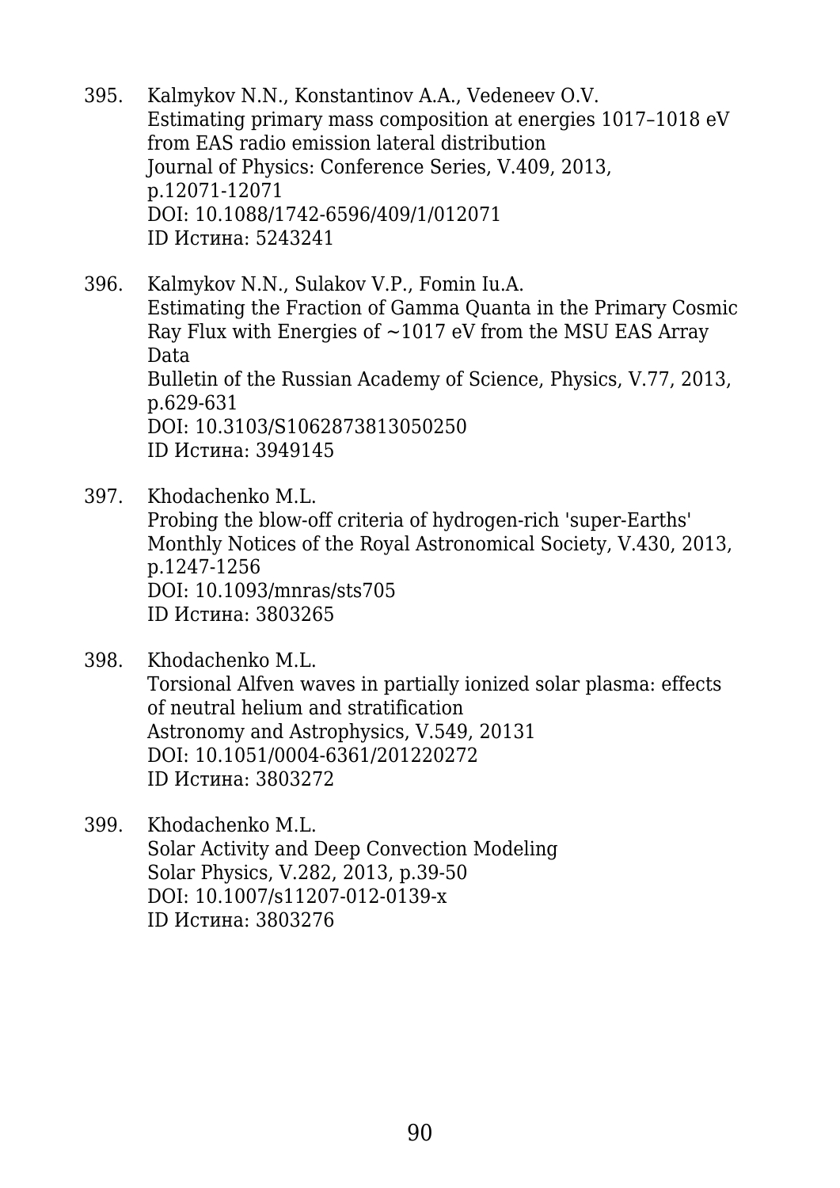395. Kalmykov N.N., Konstantinov A.A., Vedeneev O.V.
 Estimating primary mass composition at energies 1017–1018 eV from EAS radio emission lateral distribution
 Journal of Physics: Conference Series, V.409, 2013, p.12071-12071
 DOI: 10.1088/1742-6596/409/1/012071
 ID Истина: 5243241

396. Kalmykov N.N., Sulakov V.P., Fomin Iu.A.
 Estimating the Fraction of Gamma Quanta in the Primary Cosmic Ray Flux with Energies of ~1017 eV from the MSU EAS Array Data
 Bulletin of the Russian Academy of Science, Physics, V.77, 2013, p.629-631
 DOI: 10.3103/S1062873813050250
 ID Истина: 3949145

397. Khodachenko M.L.
 Probing the blow-off criteria of hydrogen-rich 'super-Earths'
 Monthly Notices of the Royal Astronomical Society, V.430, 2013, p.1247-1256
 DOI: 10.1093/mnras/sts705
 ID Истина: 3803265

398. Khodachenko M.L.
 Torsional Alfven waves in partially ionized solar plasma: effects of neutral helium and stratification
 Astronomy and Astrophysics, V.549, 20131
 DOI: 10.1051/0004-6361/201220272
 ID Истина: 3803272

399. Khodachenko M.L.
 Solar Activity and Deep Convection Modeling
 Solar Physics, V.282, 2013, p.39-50
 DOI: 10.1007/s11207-012-0139-x
 ID Истина: 3803276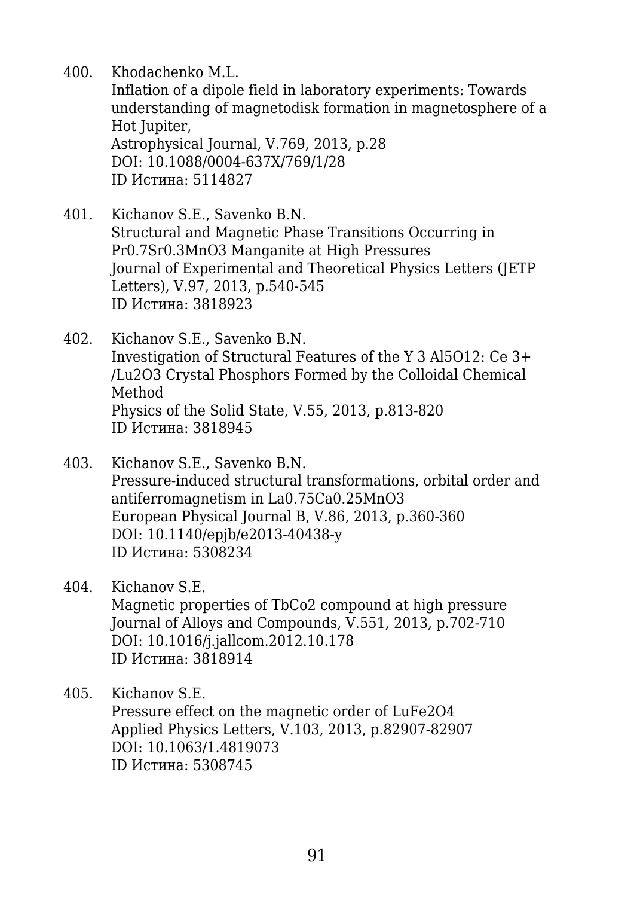400. Khodachenko M.L.
Inflation of a dipole field in laboratory experiments: Towards understanding of magnetodisk formation in magnetosphere of a Hot Jupiter,
Astrophysical Journal, V.769, 2013, p.28
DOI: 10.1088/0004-637X/769/1/28
ID Истина: 5114827

401. Kichanov S.E., Savenko B.N.
Structural and Magnetic Phase Transitions Occurring in $Pr_{0.7}Sr_{0.3}MnO_3$ Manganite at High Pressures
Journal of Experimental and Theoretical Physics Letters (JETP Letters), V.97, 2013, p.540-545
ID Истина: 3818923

402. Kichanov S.E., Savenko B.N.
Investigation of Structural Features of the $Y_3Al_5O_{12}: Ce^{3+}/Lu_2O_3$ Crystal Phosphors Formed by the Colloidal Chemical Method
Physics of the Solid State, V.55, 2013, p.813-820
ID Истина: 3818945

403. Kichanov S.E., Savenko B.N.
Pressure-induced structural transformations, orbital order and antiferromagnetism in $La_{0.75}Ca_{0.25}MnO_3$
European Physical Journal B, V.86, 2013, p.360-360
DOI: 10.1140/epjb/e2013-40438-y
ID Истина: 5308234

404. Kichanov S.E.
Magnetic properties of $TbCo_2$ compound at high pressure
Journal of Alloys and Compounds, V.551, 2013, p.702-710
DOI: 10.1016/j.jallcom.2012.10.178
ID Истина: 3818914

405. Kichanov S.E.
Pressure effect on the magnetic order of $LuFe_2O_4$
Applied Physics Letters, V.103, 2013, p.82907-82907
DOI: 10.1063/1.4819073
ID Истина: 5308745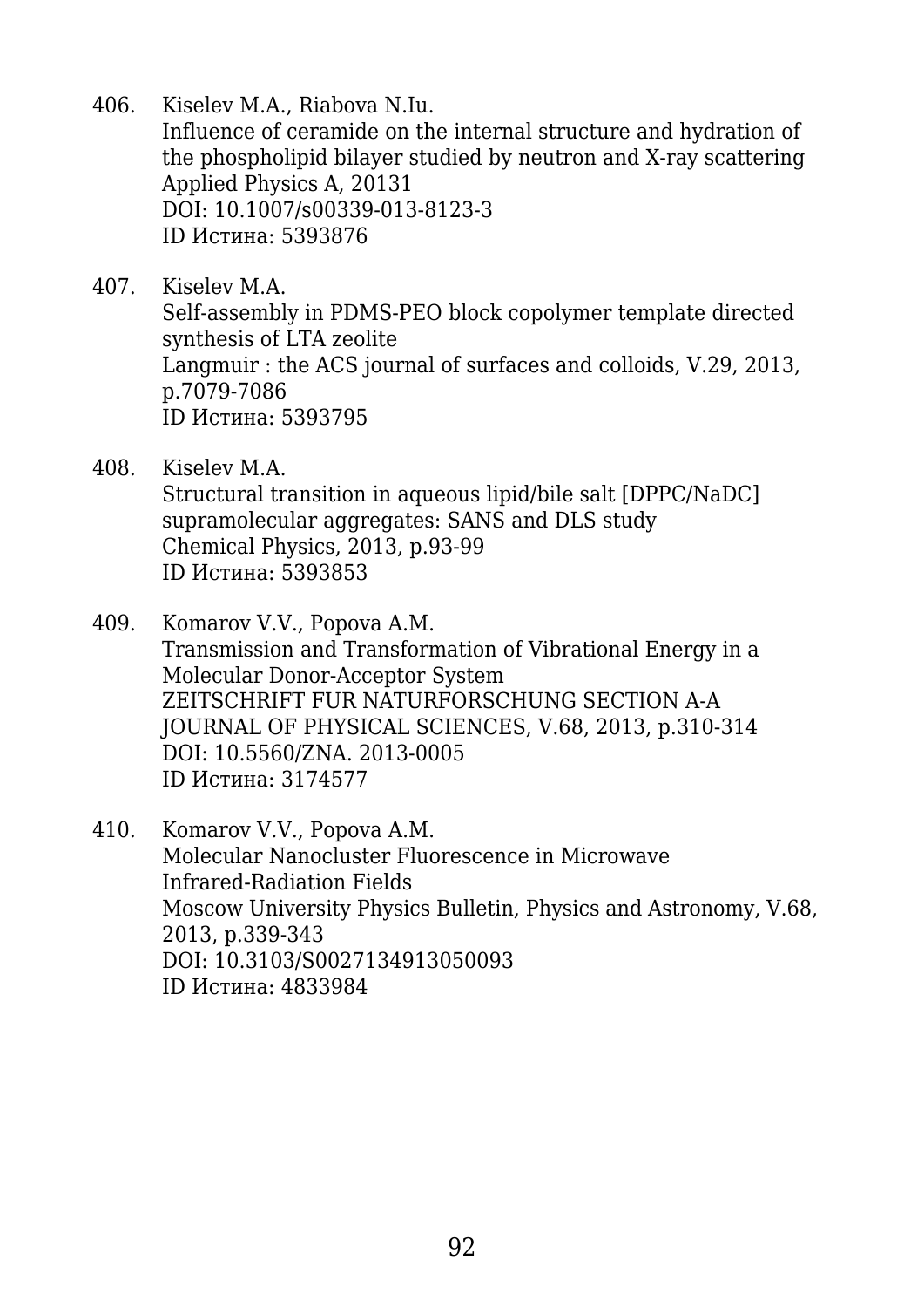406. Kiselev M.A., Riabova N.Iu.
Influence of ceramide on the internal structure and hydration of the phospholipid bilayer studied by neutron and X-ray scattering
Applied Physics A, 20131
DOI: 10.1007/s00339-013-8123-3
ID Истина: 5393876

407. Kiselev M.A.
Self-assembly in PDMS-PEO block copolymer template directed synthesis of LTA zeolite
Langmuir : the ACS journal of surfaces and colloids, V.29, 2013, p.7079-7086
ID Истина: 5393795

408. Kiselev M.A.
Structural transition in aqueous lipid/bile salt [DPPC/NaDC] supramolecular aggregates: SANS and DLS study
Chemical Physics, 2013, p.93-99
ID Истина: 5393853

409. Komarov V.V., Popova A.M.
Transmission and Transformation of Vibrational Energy in a Molecular Donor-Acceptor System
ZEITSCHRIFT FUR NATURFORSCHUNG SECTION A-A JOURNAL OF PHYSICAL SCIENCES, V.68, 2013, p.310-314
DOI: 10.5560/ZNA. 2013-0005
ID Истина: 3174577

410. Komarov V.V., Popova A.M.
Molecular Nanocluster Fluorescence in Microwave Infrared-Radiation Fields
Moscow University Physics Bulletin, Physics and Astronomy, V.68, 2013, p.339-343
DOI: 10.3103/S0027134913050093
ID Истина: 4833984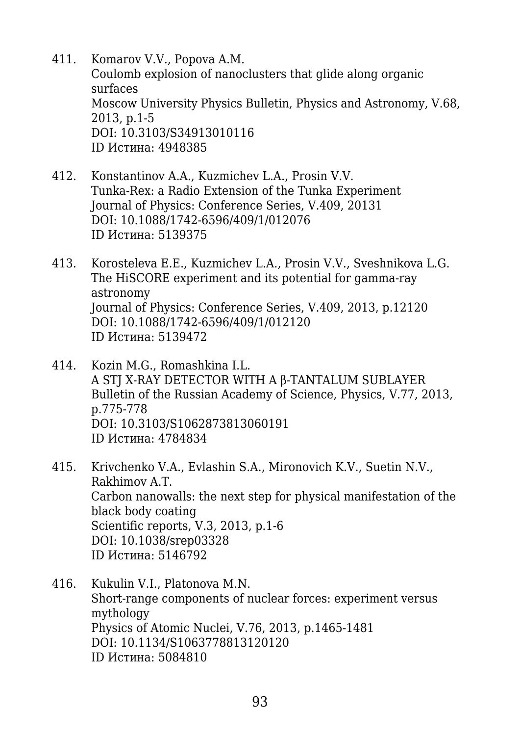411. Komarov V.V., Popova A.M.
Coulomb explosion of nanoclusters that glide along organic surfaces
Moscow University Physics Bulletin, Physics and Astronomy, V.68, 2013, p.1-5
DOI: 10.3103/S34913010116
ID Истина: 4948385

412. Konstantinov A.A., Kuzmichev L.A., Prosin V.V.
Tunka-Rex: a Radio Extension of the Tunka Experiment
Journal of Physics: Conference Series, V.409, 20131
DOI: 10.1088/1742-6596/409/1/012076
ID Истина: 5139375

413. Korosteleva E.E., Kuzmichev L.A., Prosin V.V., Sveshnikova L.G.
The HiSCORE experiment and its potential for gamma-ray astronomy
Journal of Physics: Conference Series, V.409, 2013, p.12120
DOI: 10.1088/1742-6596/409/1/012120
ID Истина: 5139472

414. Kozin M.G., Romashkina I.L.
A STJ X-RAY DETECTOR WITH A β-TANTALUM SUBLAYER
Bulletin of the Russian Academy of Science, Physics, V.77, 2013, p.775-778
DOI: 10.3103/S1062873813060191
ID Истина: 4784834

415. Krivchenko V.A., Evlashin S.A., Mironovich K.V., Suetin N.V., Rakhimov A.T.
Carbon nanowalls: the next step for physical manifestation of the black body coating
Scientific reports, V.3, 2013, p.1-6
DOI: 10.1038/srep03328
ID Истина: 5146792

416. Kukulin V.I., Platonova M.N.
Short-range components of nuclear forces: experiment versus mythology
Physics of Atomic Nuclei, V.76, 2013, p.1465-1481
DOI: 10.1134/S1063778813120120
ID Истина: 5084810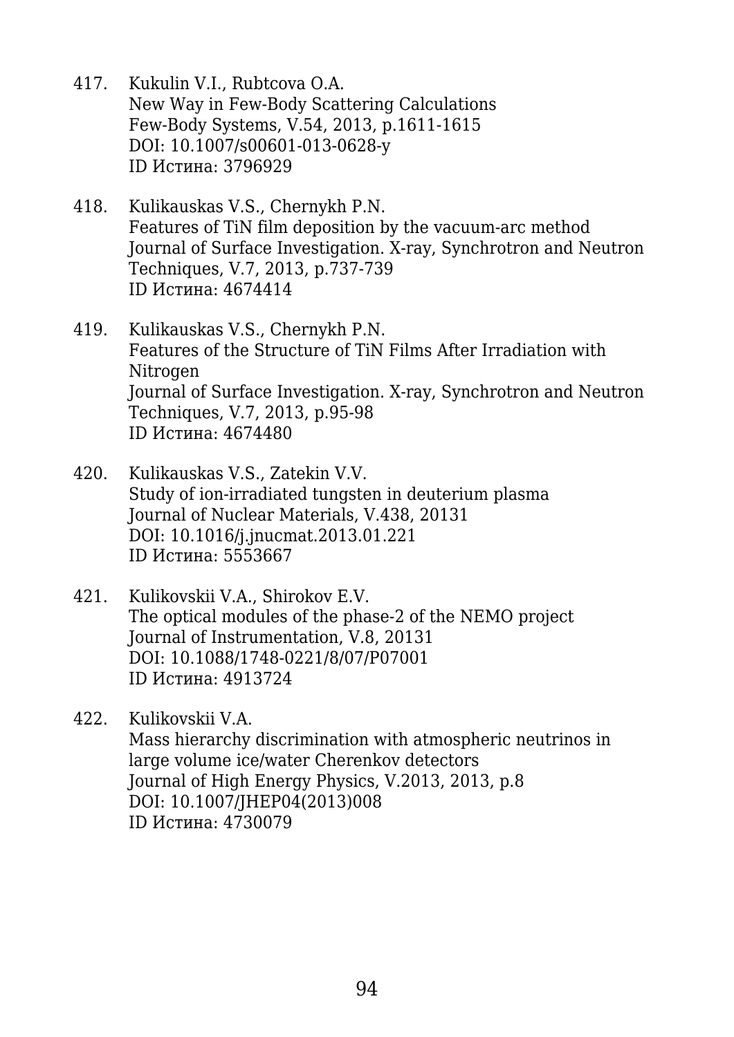417. Kukulin V.I., Rubtcova O.A.
New Way in Few-Body Scattering Calculations
Few-Body Systems, V.54, 2013, p.1611-1615
DOI: 10.1007/s00601-013-0628-y
ID Истина: 3796929

418. Kulikauskas V.S., Chernykh P.N.
Features of TiN film deposition by the vacuum-arc method
Journal of Surface Investigation. X-ray, Synchrotron and Neutron Techniques, V.7, 2013, p.737-739
ID Истина: 4674414

419. Kulikauskas V.S., Chernykh P.N.
Features of the Structure of TiN Films After Irradiation with Nitrogen
Journal of Surface Investigation. X-ray, Synchrotron and Neutron Techniques, V.7, 2013, p.95-98
ID Истина: 4674480

420. Kulikauskas V.S., Zatekin V.V.
Study of ion-irradiated tungsten in deuterium plasma
Journal of Nuclear Materials, V.438, 20131
DOI: 10.1016/j.jnucmat.2013.01.221
ID Истина: 5553667

421. Kulikovskii V.A., Shirokov E.V.
The optical modules of the phase-2 of the NEMO project
Journal of Instrumentation, V.8, 20131
DOI: 10.1088/1748-0221/8/07/P07001
ID Истина: 4913724

422. Kulikovskii V.A.
Mass hierarchy discrimination with atmospheric neutrinos in large volume ice/water Cherenkov detectors
Journal of High Energy Physics, V.2013, 2013, p.8
DOI: 10.1007/JHEP04(2013)008
ID Истина: 4730079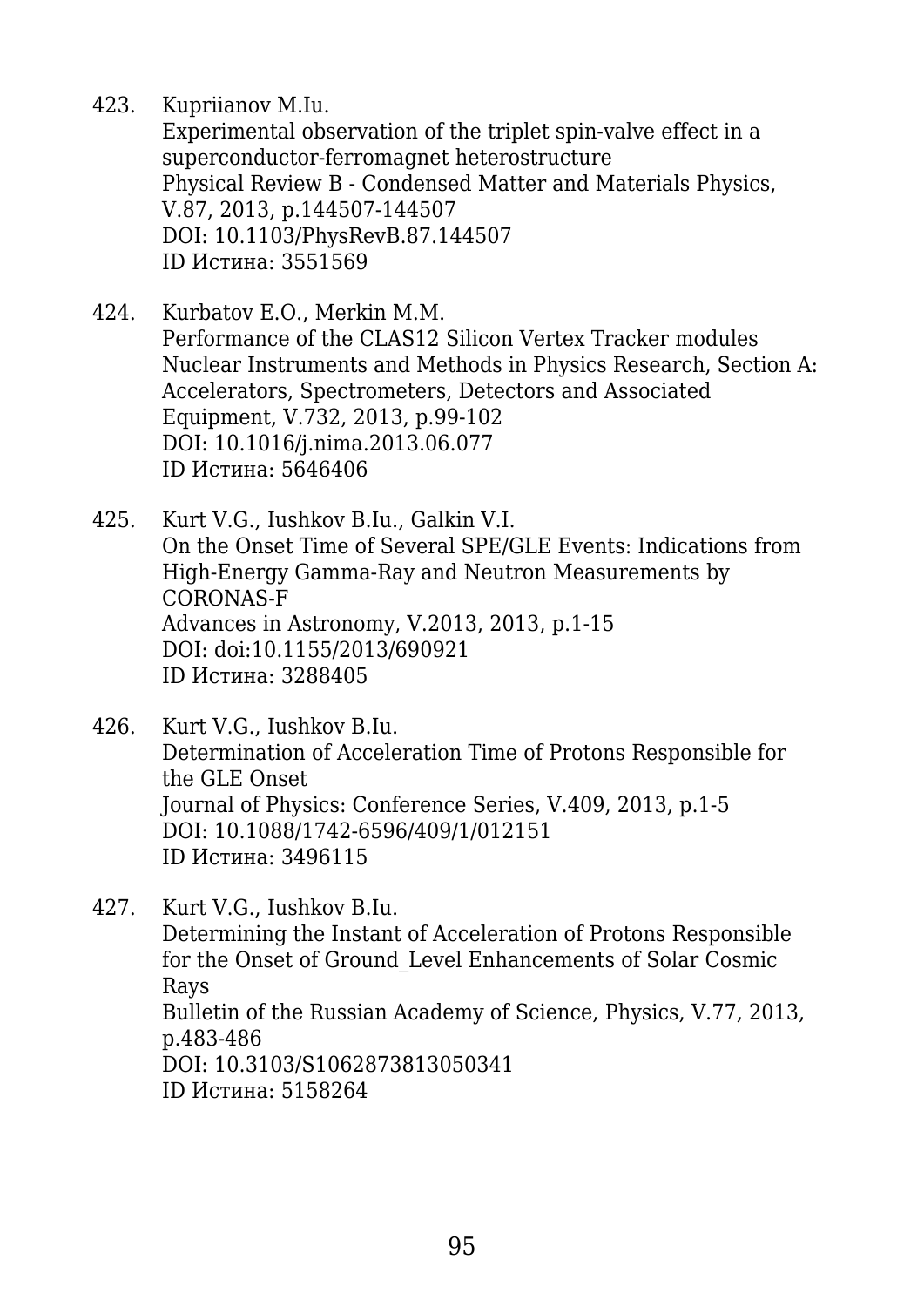423. Kupriianov M.Iu.
   Experimental observation of the triplet spin-valve effect in a superconductor-ferromagnet heterostructure
   Physical Review B - Condensed Matter and Materials Physics, V.87, 2013, p.144507-144507
   DOI: 10.1103/PhysRevB.87.144507
   ID Истина: 3551569

424. Kurbatov E.O., Merkin M.M.
   Performance of the CLAS12 Silicon Vertex Tracker modules
   Nuclear Instruments and Methods in Physics Research, Section A: Accelerators, Spectrometers, Detectors and Associated Equipment, V.732, 2013, p.99-102
   DOI: 10.1016/j.nima.2013.06.077
   ID Истина: 5646406

425. Kurt V.G., Iushkov B.Iu., Galkin V.I.
   On the Onset Time of Several SPE/GLE Events: Indications from High-Energy Gamma-Ray and Neutron Measurements by CORONAS-F
   Advances in Astronomy, V.2013, 2013, p.1-15
   DOI: doi:10.1155/2013/690921
   ID Истина: 3288405

426. Kurt V.G., Iushkov B.Iu.
   Determination of Acceleration Time of Protons Responsible for the GLE Onset
   Journal of Physics: Conference Series, V.409, 2013, p.1-5
   DOI: 10.1088/1742-6596/409/1/012151
   ID Истина: 3496115

427. Kurt V.G., Iushkov B.Iu.
   Determining the Instant of Acceleration of Protons Responsible for the Onset of Ground_Level Enhancements of Solar Cosmic Rays
   Bulletin of the Russian Academy of Science, Physics, V.77, 2013, p.483-486
   DOI: 10.3103/S1062873813050341
   ID Истина: 5158264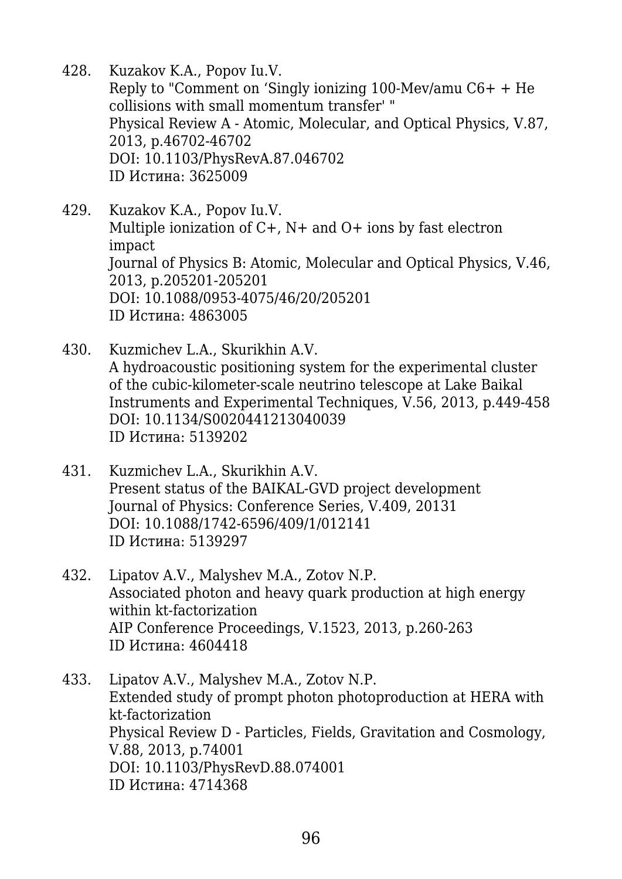428. Kuzakov K.A., Popov Iu.V.
Reply to "Comment on ‘Singly ionizing 100-Mev/amu C6+ + He collisions with small momentum transfer' "
Physical Review A - Atomic, Molecular, and Optical Physics, V.87, 2013, p.46702-46702
DOI: 10.1103/PhysRevA.87.046702
ID Истина: 3625009

429. Kuzakov K.A., Popov Iu.V.
Multiple ionization of C+, N+ and O+ ions by fast electron impact
Journal of Physics B: Atomic, Molecular and Optical Physics, V.46, 2013, p.205201-205201
DOI: 10.1088/0953-4075/46/20/205201
ID Истина: 4863005

430. Kuzmichev L.A., Skurikhin A.V.
A hydroacoustic positioning system for the experimental cluster of the cubic-kilometer-scale neutrino telescope at Lake Baikal
Instruments and Experimental Techniques, V.56, 2013, p.449-458
DOI: 10.1134/S0020441213040039
ID Истина: 5139202

431. Kuzmichev L.A., Skurikhin A.V.
Present status of the BAIKAL-GVD project development
Journal of Physics: Conference Series, V.409, 20131
DOI: 10.1088/1742-6596/409/1/012141
ID Истина: 5139297

432. Lipatov A.V., Malyshev M.A., Zotov N.P.
Associated photon and heavy quark production at high energy within kt-factorization
AIP Conference Proceedings, V.1523, 2013, p.260-263
ID Истина: 4604418

433. Lipatov A.V., Malyshev M.A., Zotov N.P.
Extended study of prompt photon photoproduction at HERA with kt-factorization
Physical Review D - Particles, Fields, Gravitation and Cosmology, V.88, 2013, p.74001
DOI: 10.1103/PhysRevD.88.074001
ID Истина: 4714368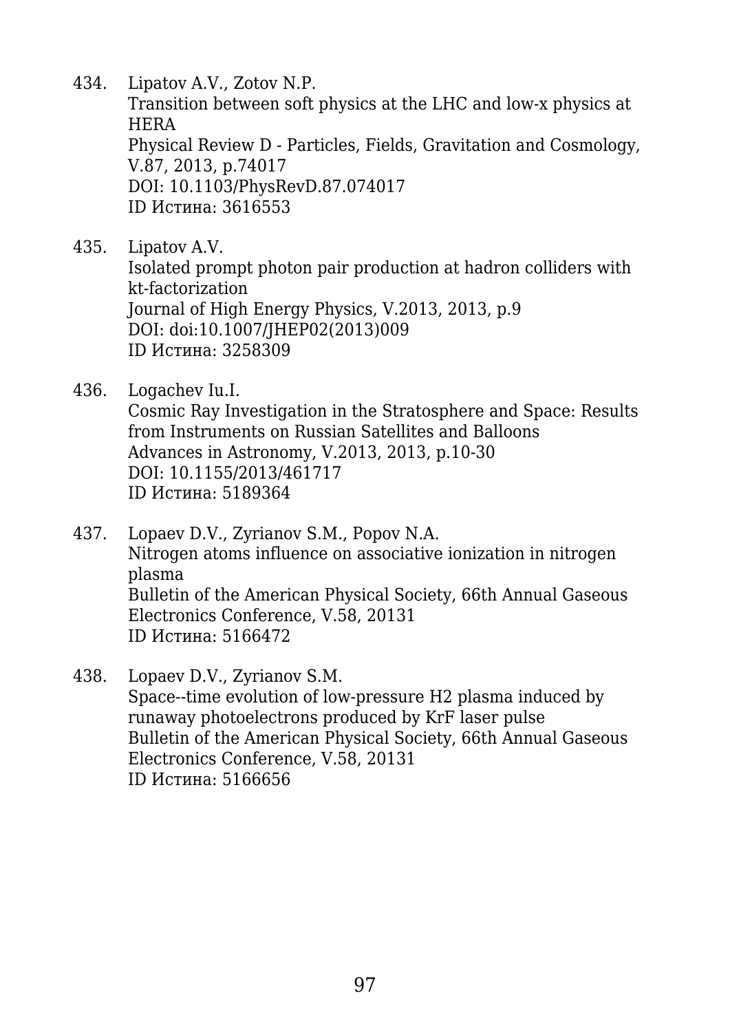434. Lipatov A.V., Zotov N.P.
Transition between soft physics at the LHC and low-x physics at HERA
Physical Review D - Particles, Fields, Gravitation and Cosmology, V.87, 2013, p.74017
DOI: 10.1103/PhysRevD.87.074017
ID Истина: 3616553

435. Lipatov A.V.
Isolated prompt photon pair production at hadron colliders with kt-factorization
Journal of High Energy Physics, V.2013, 2013, p.9
DOI: doi:10.1007/JHEP02(2013)009
ID Истина: 3258309

436. Logachev Iu.I.
Cosmic Ray Investigation in the Stratosphere and Space: Results from Instruments on Russian Satellites and Balloons
Advances in Astronomy, V.2013, 2013, p.10-30
DOI: 10.1155/2013/461717
ID Истина: 5189364

437. Lopaev D.V., Zyrianov S.M., Popov N.A.
Nitrogen atoms influence on associative ionization in nitrogen plasma
Bulletin of the American Physical Society, 66th Annual Gaseous Electronics Conference, V.58, 20131
ID Истина: 5166472

438. Lopaev D.V., Zyrianov S.M.
Space--time evolution of low-pressure H2 plasma induced by runaway photoelectrons produced by KrF laser pulse
Bulletin of the American Physical Society, 66th Annual Gaseous Electronics Conference, V.58, 20131
ID Истина: 5166656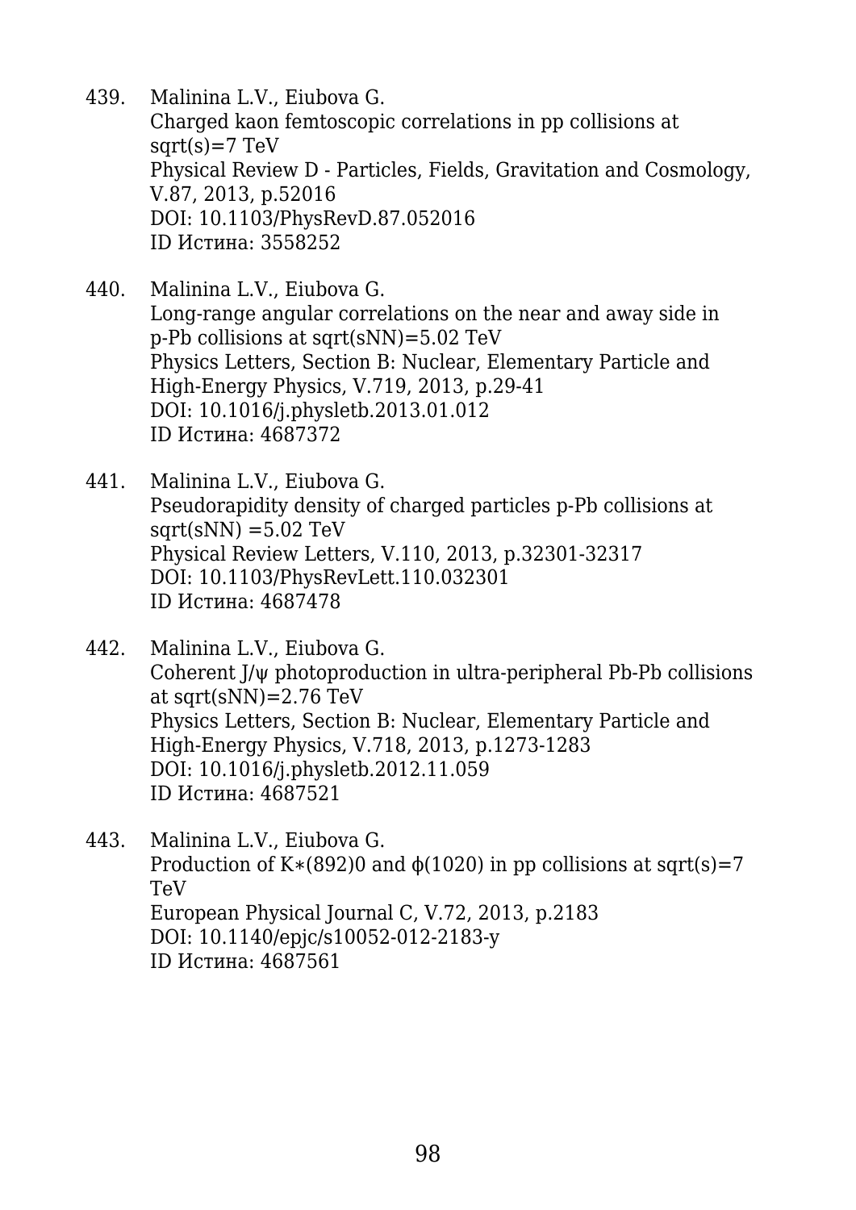439. Malinina L.V., Eiubova G.
Charged kaon femtoscopic correlations in pp collisions at sqrt(s)=7 TeV
Physical Review D - Particles, Fields, Gravitation and Cosmology, V.87, 2013, p.52016
DOI: 10.1103/PhysRevD.87.052016
ID Истина: 3558252

440. Malinina L.V., Eiubova G.
Long-range angular correlations on the near and away side in p-Pb collisions at sqrt(sNN)=5.02 TeV
Physics Letters, Section B: Nuclear, Elementary Particle and High-Energy Physics, V.719, 2013, p.29-41
DOI: 10.1016/j.physletb.2013.01.012
ID Истина: 4687372

441. Malinina L.V., Eiubova G.
Pseudorapidity density of charged particles p-Pb collisions at sqrt(sNN) =5.02 TeV
Physical Review Letters, V.110, 2013, p.32301-32317
DOI: 10.1103/PhysRevLett.110.032301
ID Истина: 4687478

442. Malinina L.V., Eiubova G.
Coherent J/ψ photoproduction in ultra-peripheral Pb-Pb collisions at sqrt(sNN)=2.76 TeV
Physics Letters, Section B: Nuclear, Elementary Particle and High-Energy Physics, V.718, 2013, p.1273-1283
DOI: 10.1016/j.physletb.2012.11.059
ID Истина: 4687521

443. Malinina L.V., Eiubova G.
Production of K∗(892)0 and ϕ(1020) in pp collisions at sqrt(s)=7 TeV
European Physical Journal C, V.72, 2013, p.2183
DOI: 10.1140/epjc/s10052-012-2183-y
ID Истина: 4687561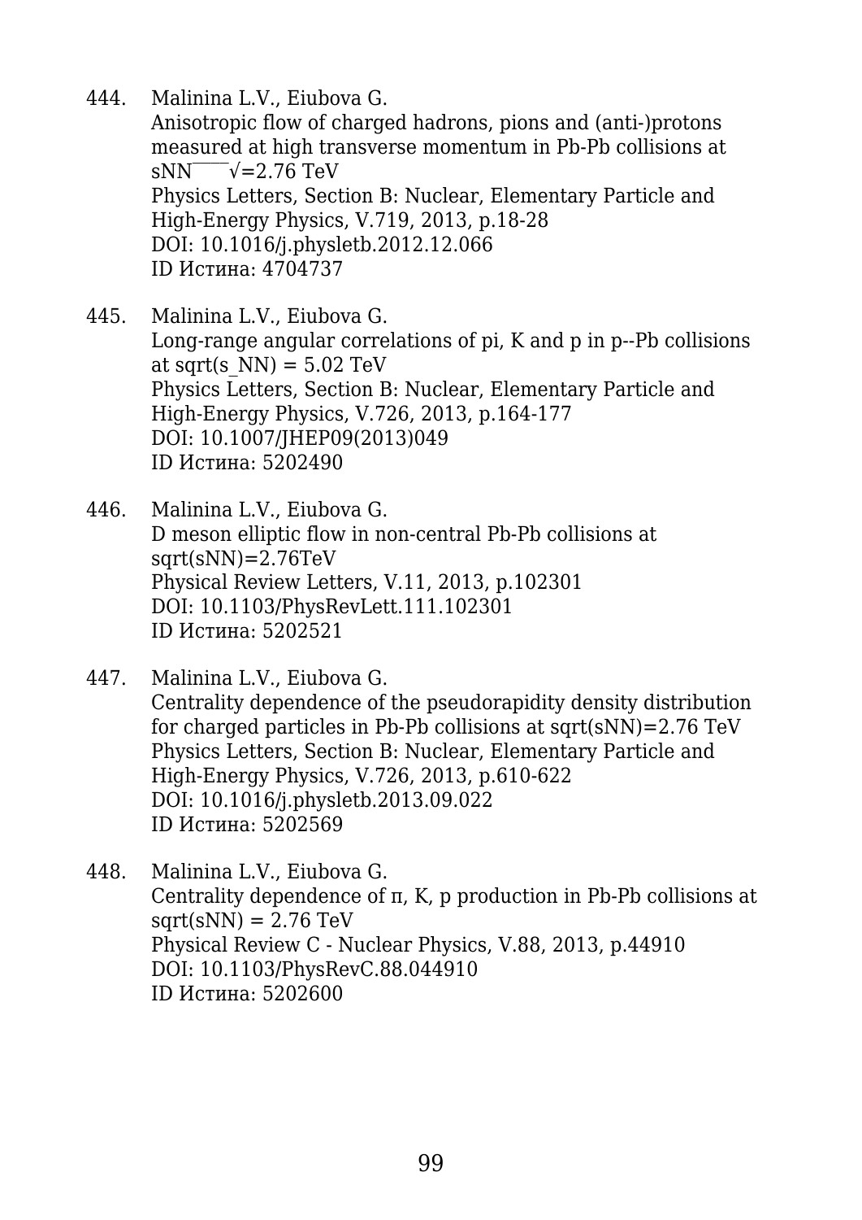444. Malinina L.V., Eiubova G.
Anisotropic flow of charged hadrons, pions and (anti-)protons measured at high transverse momentum in Pb-Pb collisions at sNN‾‾‾‾√=2.76 TeV
Physics Letters, Section B: Nuclear, Elementary Particle and High-Energy Physics, V.719, 2013, p.18-28
DOI: 10.1016/j.physletb.2012.12.066
ID Истина: 4704737

445. Malinina L.V., Eiubova G.
Long-range angular correlations of pi, K and p in p--Pb collisions at sqrt(s_NN) = 5.02 TeV
Physics Letters, Section B: Nuclear, Elementary Particle and High-Energy Physics, V.726, 2013, p.164-177
DOI: 10.1007/JHEP09(2013)049
ID Истина: 5202490

446. Malinina L.V., Eiubova G.
D meson elliptic flow in non-central Pb-Pb collisions at sqrt(sNN)=2.76TeV
Physical Review Letters, V.11, 2013, p.102301
DOI: 10.1103/PhysRevLett.111.102301
ID Истина: 5202521

447. Malinina L.V., Eiubova G.
Centrality dependence of the pseudorapidity density distribution for charged particles in Pb-Pb collisions at sqrt(sNN)=2.76 TeV
Physics Letters, Section B: Nuclear, Elementary Particle and High-Energy Physics, V.726, 2013, p.610-622
DOI: 10.1016/j.physletb.2013.09.022
ID Истина: 5202569

448. Malinina L.V., Eiubova G.
Centrality dependence of π, K, p production in Pb-Pb collisions at sqrt(sNN) = 2.76 TeV
Physical Review C - Nuclear Physics, V.88, 2013, p.44910
DOI: 10.1103/PhysRevC.88.044910
ID Истина: 5202600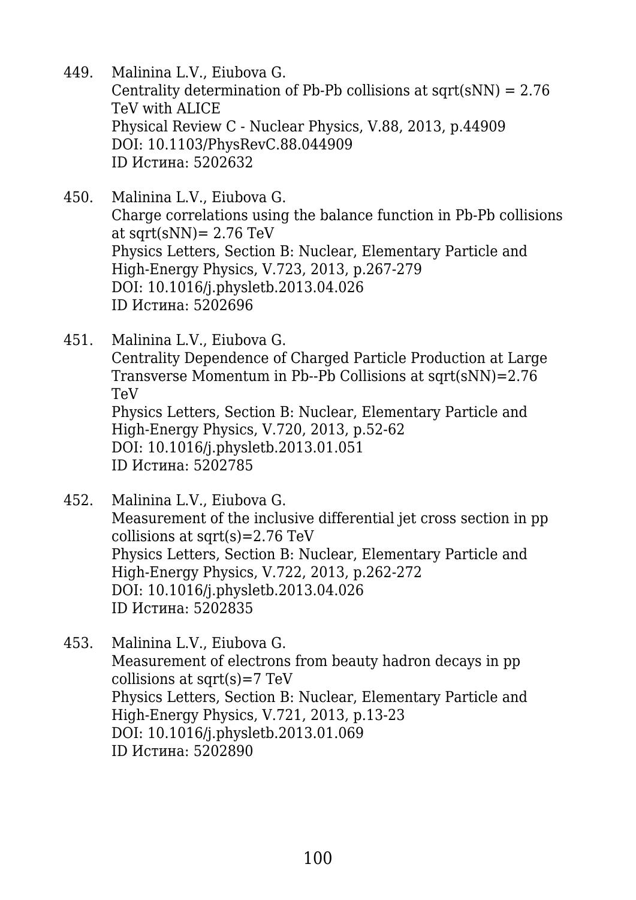449. Malinina L.V., Eiubova G.
     Centrality determination of Pb-Pb collisions at sqrt(sNN) = 2.76 TeV with ALICE
     Physical Review C - Nuclear Physics, V.88, 2013, p.44909
     DOI: 10.1103/PhysRevC.88.044909
     ID Истина: 5202632

450. Malinina L.V., Eiubova G.
     Charge correlations using the balance function in Pb-Pb collisions at sqrt(sNN)= 2.76 TeV
     Physics Letters, Section B: Nuclear, Elementary Particle and High-Energy Physics, V.723, 2013, p.267-279
     DOI: 10.1016/j.physletb.2013.04.026
     ID Истина: 5202696

451. Malinina L.V., Eiubova G.
     Centrality Dependence of Charged Particle Production at Large Transverse Momentum in Pb--Pb Collisions at sqrt(sNN)=2.76 TeV
     Physics Letters, Section B: Nuclear, Elementary Particle and High-Energy Physics, V.720, 2013, p.52-62
     DOI: 10.1016/j.physletb.2013.01.051
     ID Истина: 5202785

452. Malinina L.V., Eiubova G.
     Measurement of the inclusive differential jet cross section in pp collisions at sqrt(s)=2.76 TeV
     Physics Letters, Section B: Nuclear, Elementary Particle and High-Energy Physics, V.722, 2013, p.262-272
     DOI: 10.1016/j.physletb.2013.04.026
     ID Истина: 5202835

453. Malinina L.V., Eiubova G.
     Measurement of electrons from beauty hadron decays in pp collisions at sqrt(s)=7 TeV
     Physics Letters, Section B: Nuclear, Elementary Particle and High-Energy Physics, V.721, 2013, p.13-23
     DOI: 10.1016/j.physletb.2013.01.069
     ID Истина: 5202890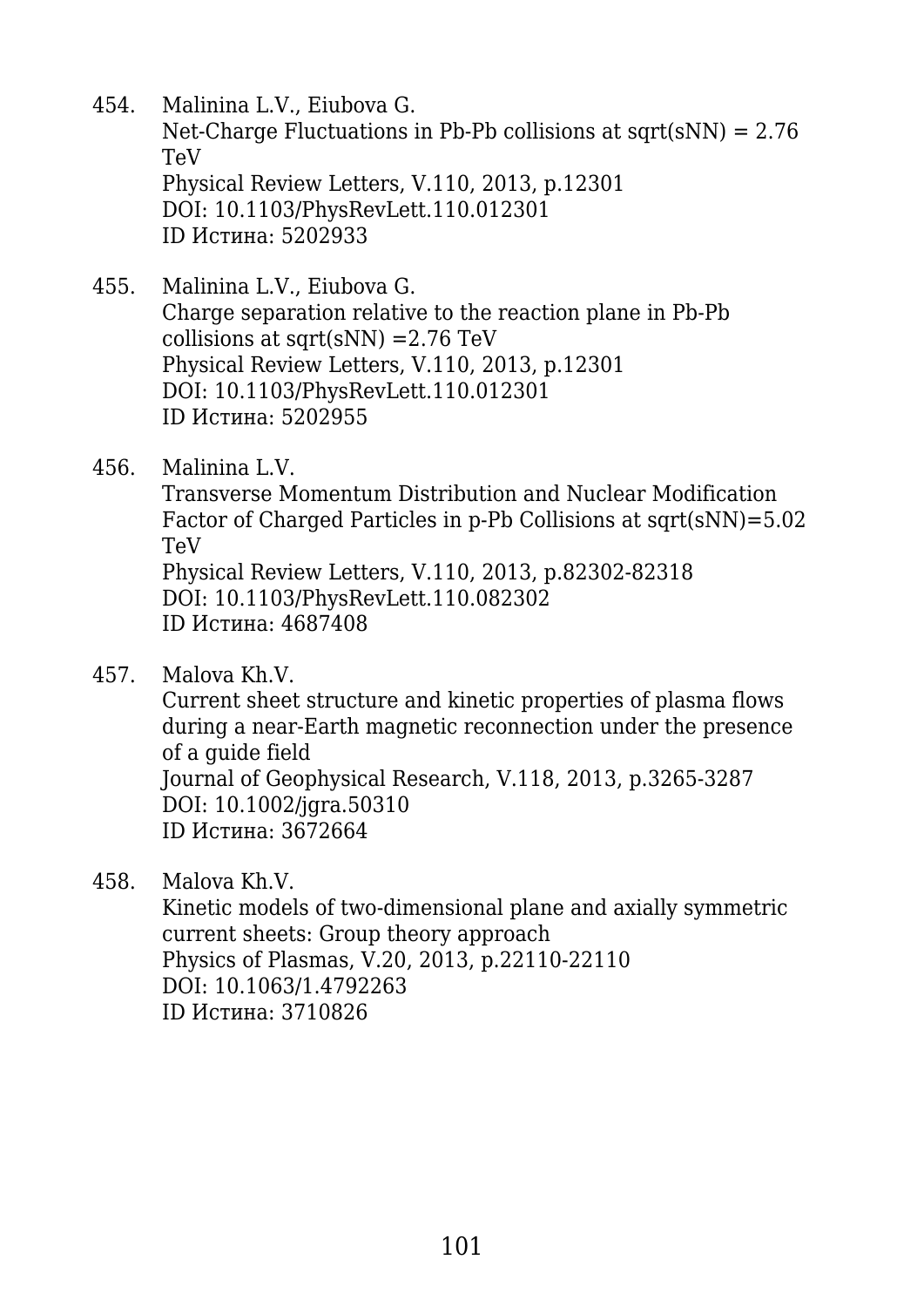454. Malinina L.V., Eiubova G.
 Net-Charge Fluctuations in Pb-Pb collisions at sqrt(sNN) = 2.76 TeV
 Physical Review Letters, V.110, 2013, p.12301
 DOI: 10.1103/PhysRevLett.110.012301
 ID Истина: 5202933

455. Malinina L.V., Eiubova G.
 Charge separation relative to the reaction plane in Pb-Pb collisions at sqrt(sNN) =2.76 TeV
 Physical Review Letters, V.110, 2013, p.12301
 DOI: 10.1103/PhysRevLett.110.012301
 ID Истина: 5202955

456. Malinina L.V.
 Transverse Momentum Distribution and Nuclear Modification Factor of Charged Particles in p-Pb Collisions at sqrt(sNN)=5.02 TeV
 Physical Review Letters, V.110, 2013, p.82302-82318
 DOI: 10.1103/PhysRevLett.110.082302
 ID Истина: 4687408

457. Malova Kh.V.
 Current sheet structure and kinetic properties of plasma flows during a near-Earth magnetic reconnection under the presence of a guide field
 Journal of Geophysical Research, V.118, 2013, p.3265-3287
 DOI: 10.1002/jgra.50310
 ID Истина: 3672664

458. Malova Kh.V.
 Kinetic models of two-dimensional plane and axially symmetric current sheets: Group theory approach
 Physics of Plasmas, V.20, 2013, p.22110-22110
 DOI: 10.1063/1.4792263
 ID Истина: 3710826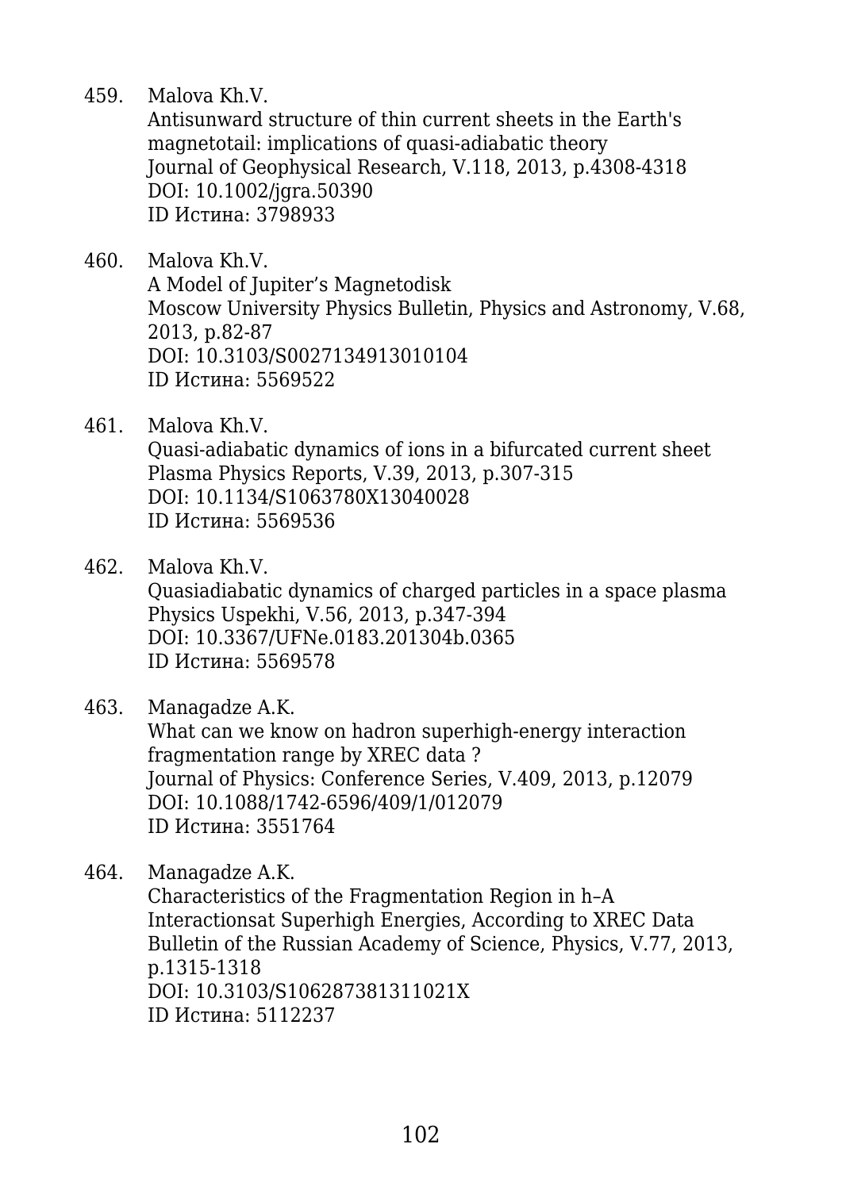459. Malova Kh.V.
   Antisunward structure of thin current sheets in the Earth's magnetotail: implications of quasi-adiabatic theory
   Journal of Geophysical Research, V.118, 2013, p.4308-4318
   DOI: 10.1002/jgra.50390
   ID Истина: 3798933

460. Malova Kh.V.
   A Model of Jupiter’s Magnetodisk
   Moscow University Physics Bulletin, Physics and Astronomy, V.68, 2013, p.82-87
   DOI: 10.3103/S0027134913010104
   ID Истина: 5569522

461. Malova Kh.V.
   Quasi-adiabatic dynamics of ions in a bifurcated current sheet
   Plasma Physics Reports, V.39, 2013, p.307-315
   DOI: 10.1134/S1063780X13040028
   ID Истина: 5569536

462. Malova Kh.V.
   Quasiadiabatic dynamics of charged particles in a space plasma
   Physics Uspekhi, V.56, 2013, p.347-394
   DOI: 10.3367/UFNe.0183.201304b.0365
   ID Истина: 5569578

463. Managadze A.K.
   What can we know on hadron superhigh-energy interaction fragmentation range by XREC data ?
   Journal of Physics: Conference Series, V.409, 2013, p.12079
   DOI: 10.1088/1742-6596/409/1/012079
   ID Истина: 3551764

464. Managadze A.K.
   Characteristics of the Fragmentation Region in h–A Interactionsat Superhigh Energies, According to XREC Data
   Bulletin of the Russian Academy of Science, Physics, V.77, 2013, p.1315-1318
   DOI: 10.3103/S106287381311021X
   ID Истина: 5112237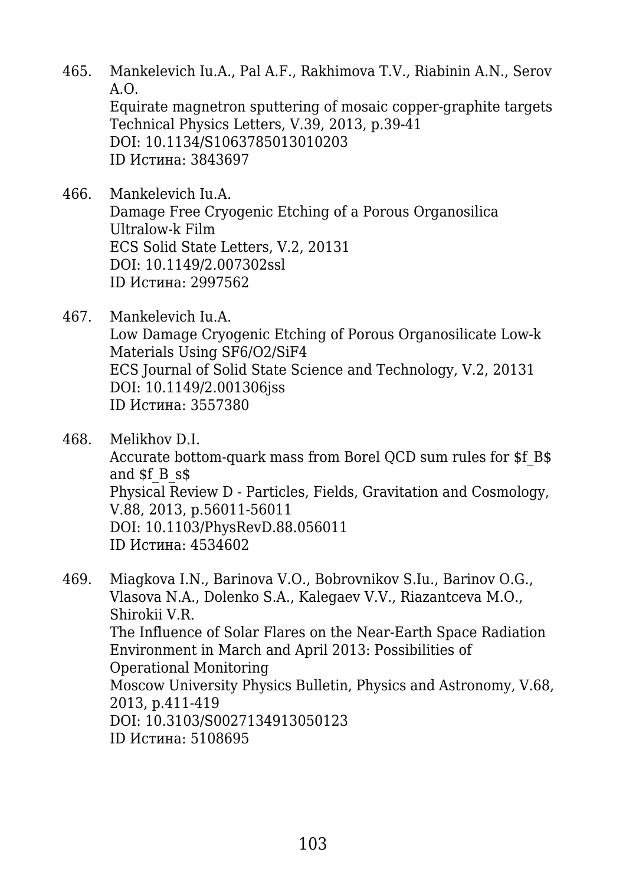465. Mankelevich Iu.A., Pal A.F., Rakhimova T.V., Riabinin A.N., Serov A.O.
Equirate magnetron sputtering of mosaic copper-graphite targets
Technical Physics Letters, V.39, 2013, p.39-41
DOI: 10.1134/S1063785013010203
ID Истина: 3843697

466. Mankelevich Iu.A.
Damage Free Cryogenic Etching of a Porous Organosilica Ultralow-k Film
ECS Solid State Letters, V.2, 20131
DOI: 10.1149/2.007302ssl
ID Истина: 2997562

467. Mankelevich Iu.A.
Low Damage Cryogenic Etching of Porous Organosilicate Low-k Materials Using SF6/O2/SiF4
ECS Journal of Solid State Science and Technology, V.2, 20131
DOI: 10.1149/2.001306jss
ID Истина: 3557380

468. Melikhov D.I.
Accurate bottom-quark mass from Borel QCD sum rules for $f_B$ and $f_B_s$
Physical Review D - Particles, Fields, Gravitation and Cosmology, V.88, 2013, p.56011-56011
DOI: 10.1103/PhysRevD.88.056011
ID Истина: 4534602

469. Miagkova I.N., Barinova V.O., Bobrovnikov S.Iu., Barinov O.G., Vlasova N.A., Dolenko S.A., Kalegaev V.V., Riazantceva M.O., Shirokii V.R.
The Influence of Solar Flares on the Near-Earth Space Radiation Environment in March and April 2013: Possibilities of Operational Monitoring
Moscow University Physics Bulletin, Physics and Astronomy, V.68, 2013, p.411-419
DOI: 10.3103/S0027134913050123
ID Истина: 5108695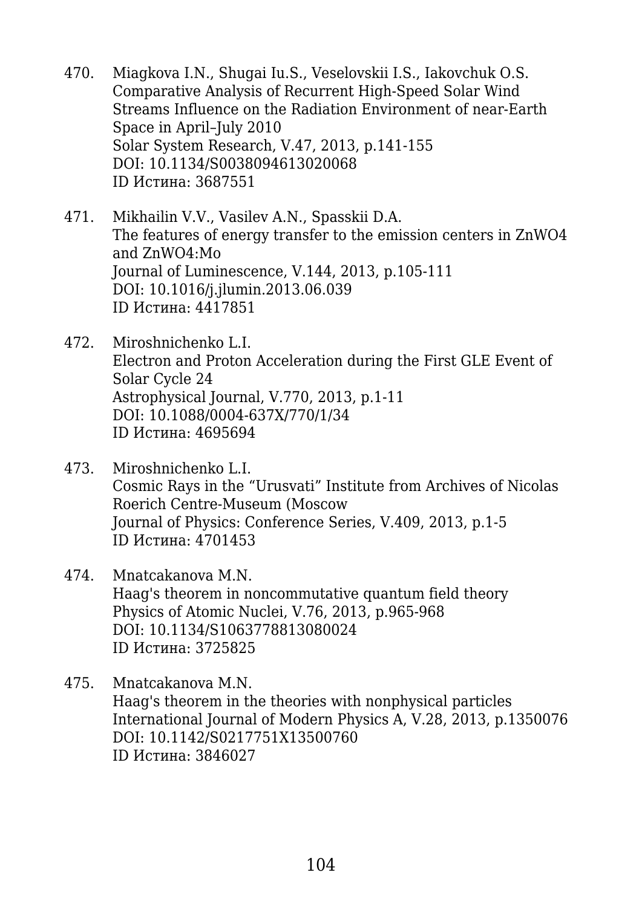470. Miagkova I.N., Shugai Iu.S., Veselovskii I.S., Iakovchuk O.S.
Comparative Analysis of Recurrent High-Speed Solar Wind Streams Influence on the Radiation Environment of near-Earth Space in April–July 2010
Solar System Research, V.47, 2013, p.141-155
DOI: 10.1134/S0038094613020068
ID Истина: 3687551

471. Mikhailin V.V., Vasilev A.N., Spasskii D.A.
The features of energy transfer to the emission centers in ZnWO4 and ZnWO4:Mo
Journal of Luminescence, V.144, 2013, p.105-111
DOI: 10.1016/j.jlumin.2013.06.039
ID Истина: 4417851

472. Miroshnichenko L.I.
Electron and Proton Acceleration during the First GLE Event of Solar Cycle 24
Astrophysical Journal, V.770, 2013, p.1-11
DOI: 10.1088/0004-637X/770/1/34
ID Истина: 4695694

473. Miroshnichenko L.I.
Cosmic Rays in the “Urusvati” Institute from Archives of Nicolas Roerich Centre-Museum (Moscow
Journal of Physics: Conference Series, V.409, 2013, p.1-5
ID Истина: 4701453

474. Mnatcakanova M.N.
Haag's theorem in noncommutative quantum field theory
Physics of Atomic Nuclei, V.76, 2013, p.965-968
DOI: 10.1134/S1063778813080024
ID Истина: 3725825

475. Mnatcakanova M.N.
Haag's theorem in the theories with nonphysical particles
International Journal of Modern Physics A, V.28, 2013, p.1350076
DOI: 10.1142/S0217751X13500760
ID Истина: 3846027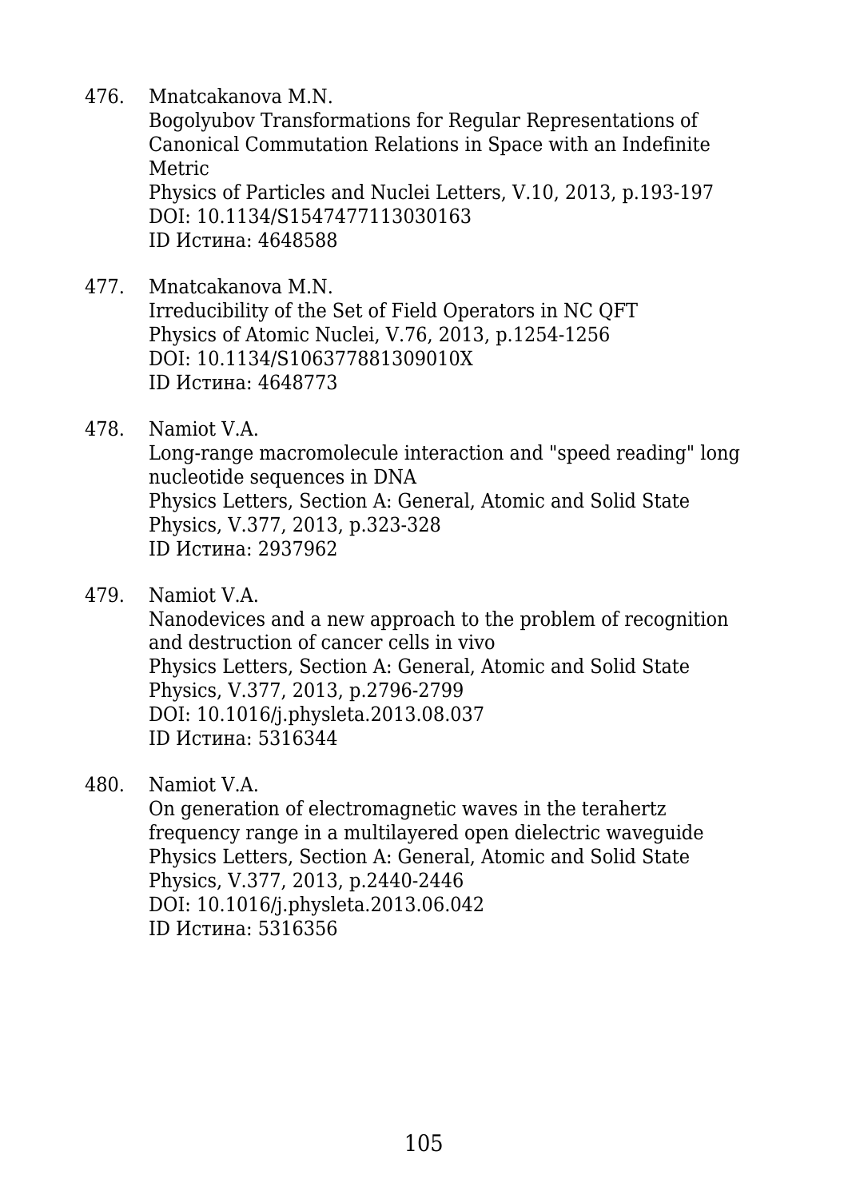476. Mnatcakanova M.N.
   Bogolyubov Transformations for Regular Representations of Canonical Commutation Relations in Space with an Indefinite Metric
   Physics of Particles and Nuclei Letters, V.10, 2013, p.193-197
   DOI: 10.1134/S1547477113030163
   ID Истина: 4648588

477. Mnatcakanova M.N.
   Irreducibility of the Set of Field Operators in NC QFT
   Physics of Atomic Nuclei, V.76, 2013, p.1254-1256
   DOI: 10.1134/S106377881309010X
   ID Истина: 4648773

478. Namiot V.A.
   Long-range macromolecule interaction and "speed reading" long nucleotide sequences in DNA
   Physics Letters, Section A: General, Atomic and Solid State Physics, V.377, 2013, p.323-328
   ID Истина: 2937962

479. Namiot V.A.
   Nanodevices and a new approach to the problem of recognition and destruction of cancer cells in vivo
   Physics Letters, Section A: General, Atomic and Solid State Physics, V.377, 2013, p.2796-2799
   DOI: 10.1016/j.physleta.2013.08.037
   ID Истина: 5316344

480. Namiot V.A.
   On generation of electromagnetic waves in the terahertz frequency range in a multilayered open dielectric waveguide
   Physics Letters, Section A: General, Atomic and Solid State Physics, V.377, 2013, p.2440-2446
   DOI: 10.1016/j.physleta.2013.06.042
   ID Истина: 5316356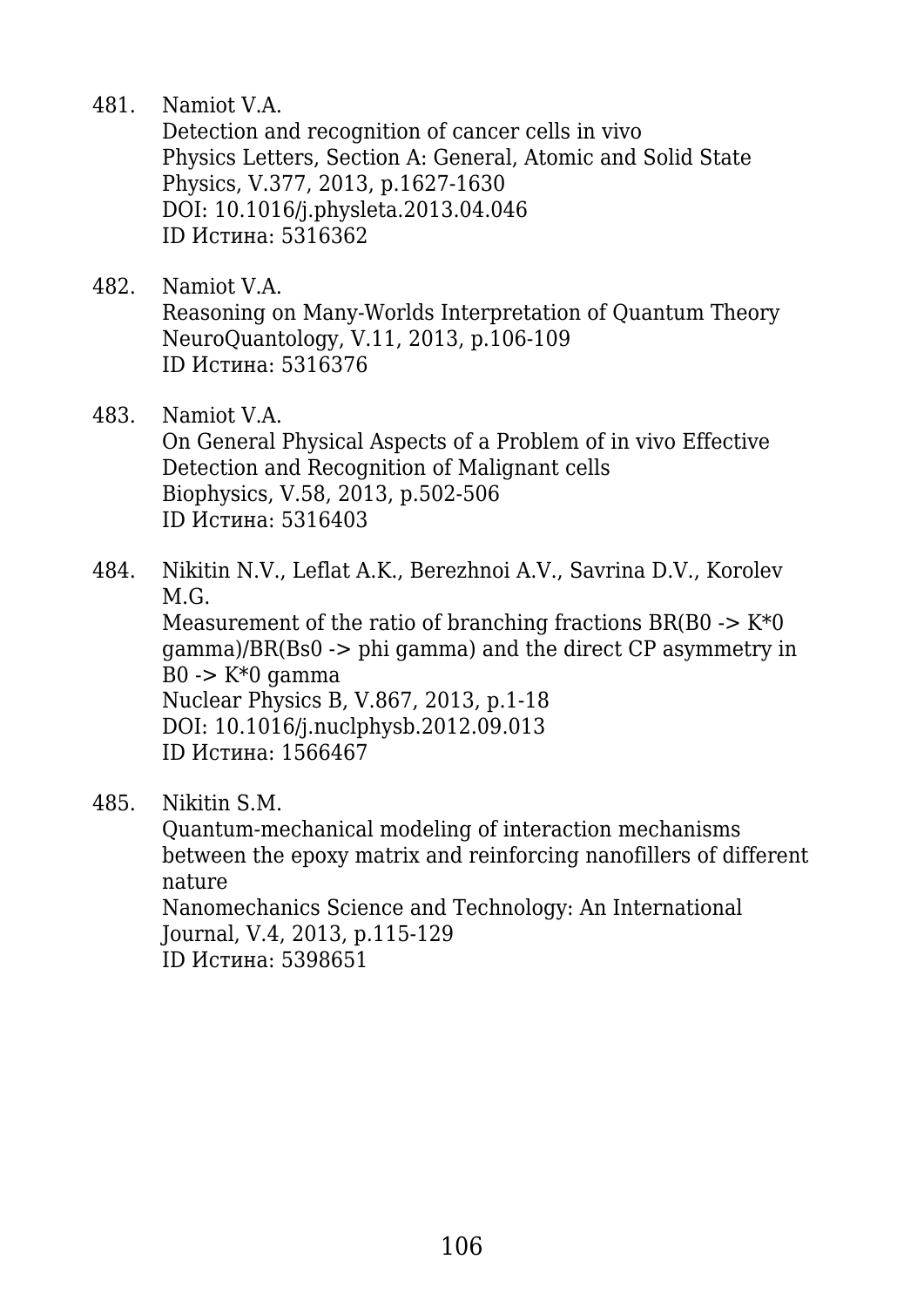481. Namiot V.A.
Detection and recognition of cancer cells in vivo
Physics Letters, Section A: General, Atomic and Solid State Physics, V.377, 2013, p.1627-1630
DOI: 10.1016/j.physleta.2013.04.046
ID Истина: 5316362

482. Namiot V.A.
Reasoning on Many-Worlds Interpretation of Quantum Theory
NeuroQuantology, V.11, 2013, p.106-109
ID Истина: 5316376

483. Namiot V.A.
On General Physical Aspects of a Problem of in vivo Effective Detection and Recognition of Malignant cells
Biophysics, V.58, 2013, p.502-506
ID Истина: 5316403

484. Nikitin N.V., Leflat A.K., Berezhnoi A.V., Savrina D.V., Korolev M.G.
Measurement of the ratio of branching fractions BR(B0 -> K*0 gamma)/BR(Bs0 -> phi gamma) and the direct CP asymmetry in B0 -> K*0 gamma
Nuclear Physics B, V.867, 2013, p.1-18
DOI: 10.1016/j.nuclphysb.2012.09.013
ID Истина: 1566467

485. Nikitin S.M.
Quantum-mechanical modeling of interaction mechanisms between the epoxy matrix and reinforcing nanofillers of different nature
Nanomechanics Science and Technology: An International Journal, V.4, 2013, p.115-129
ID Истина: 5398651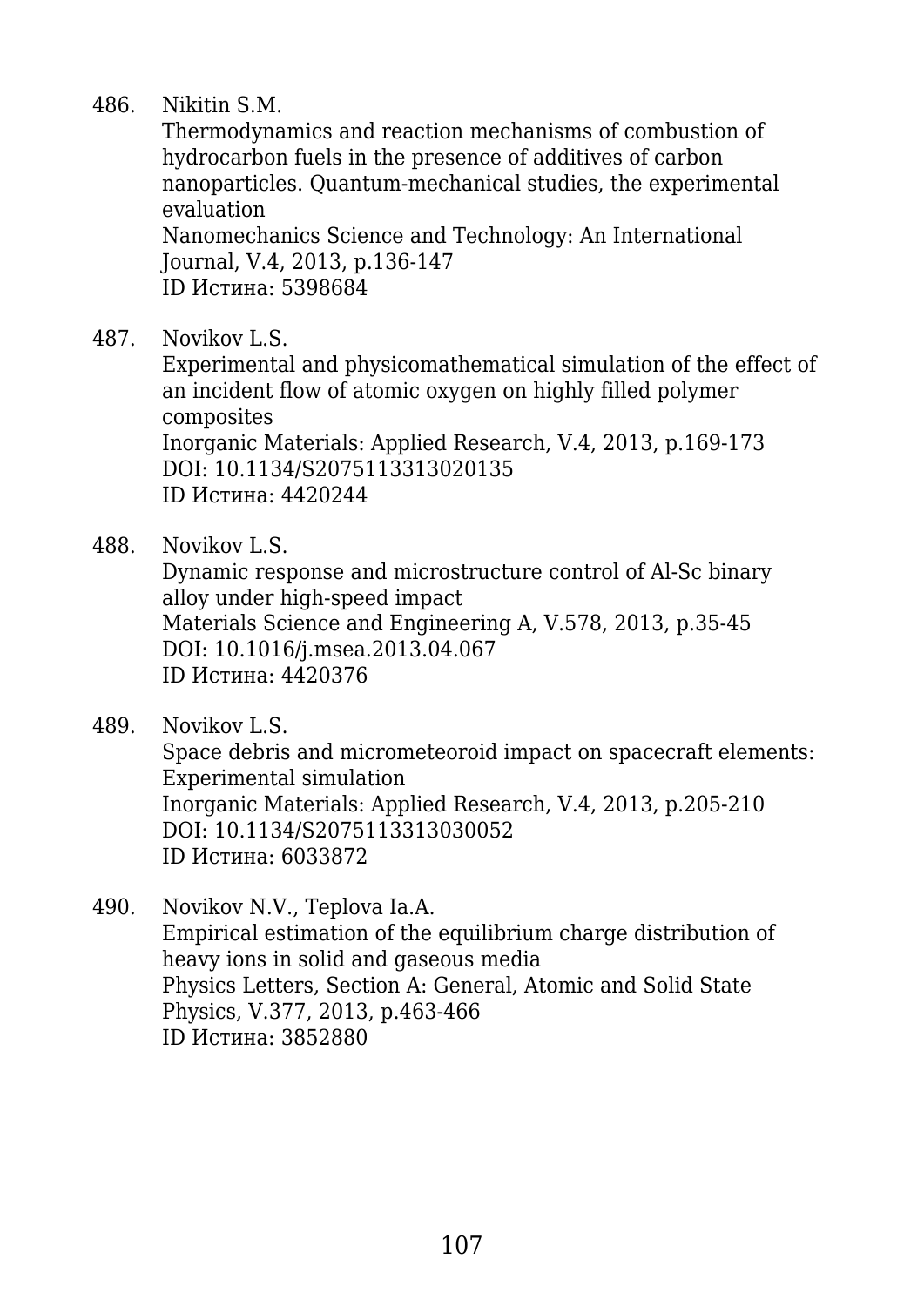486. Nikitin S.M.
Thermodynamics and reaction mechanisms of combustion of hydrocarbon fuels in the presence of additives of carbon nanoparticles. Quantum-mechanical studies, the experimental evaluation
Nanomechanics Science and Technology: An International Journal, V.4, 2013, p.136-147
ID Истина: 5398684

487. Novikov L.S.
Experimental and physicomathematical simulation of the effect of an incident flow of atomic oxygen on highly filled polymer composites
Inorganic Materials: Applied Research, V.4, 2013, p.169-173
DOI: 10.1134/S2075113313020135
ID Истина: 4420244

488. Novikov L.S.
Dynamic response and microstructure control of Al-Sc binary alloy under high-speed impact
Materials Science and Engineering A, V.578, 2013, p.35-45
DOI: 10.1016/j.msea.2013.04.067
ID Истина: 4420376

489. Novikov L.S.
Space debris and micrometeoroid impact on spacecraft elements: Experimental simulation
Inorganic Materials: Applied Research, V.4, 2013, p.205-210
DOI: 10.1134/S2075113313030052
ID Истина: 6033872

490. Novikov N.V., Teplova Ia.A.
Empirical estimation of the equilibrium charge distribution of heavy ions in solid and gaseous media
Physics Letters, Section A: General, Atomic and Solid State Physics, V.377, 2013, p.463-466
ID Истина: 3852880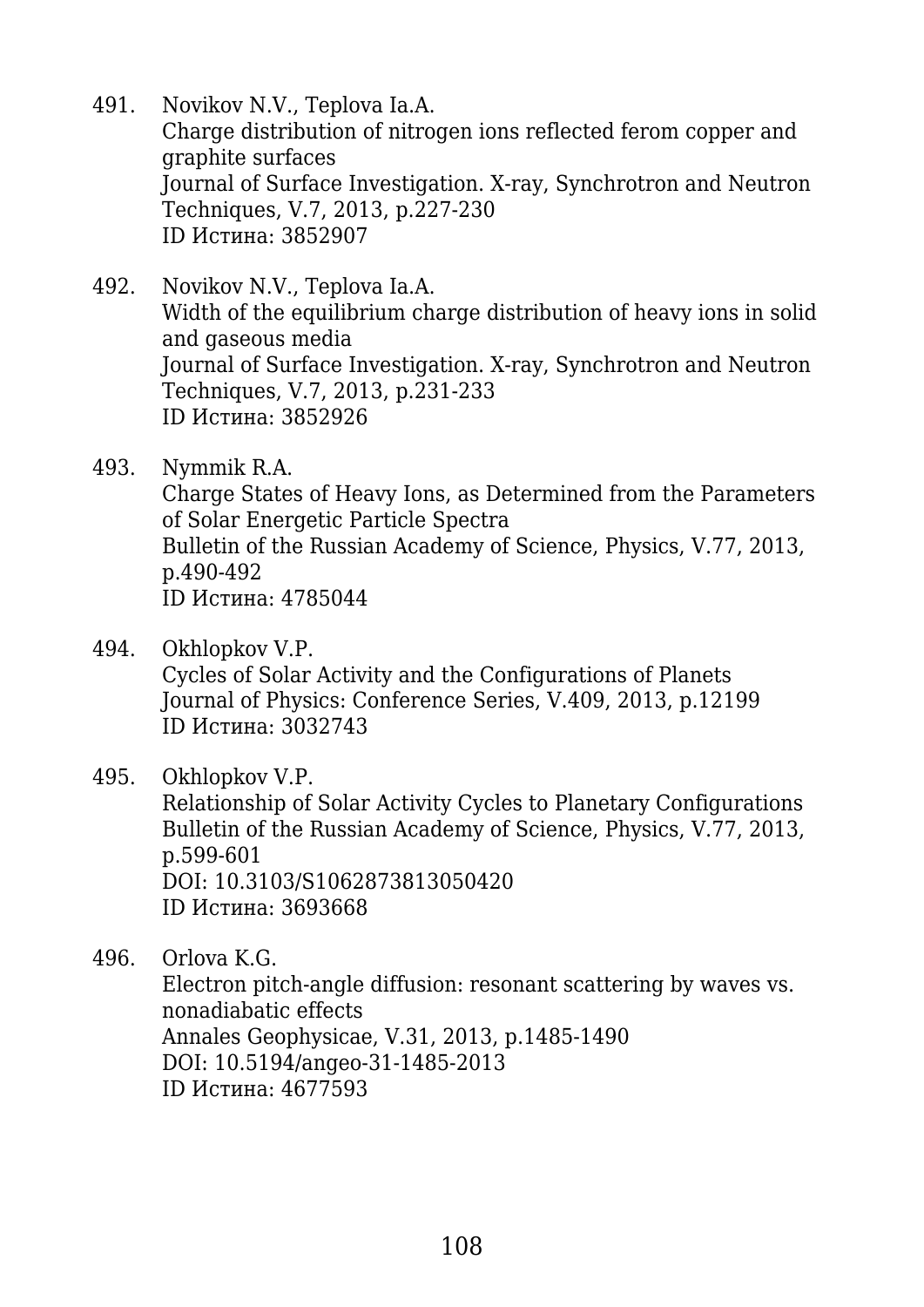491. Novikov N.V., Teplova Ia.A.
     Charge distribution of nitrogen ions reflected ferom copper and graphite surfaces
     Journal of Surface Investigation. X-ray, Synchrotron and Neutron Techniques, V.7, 2013, p.227-230
     ID Истина: 3852907

492. Novikov N.V., Teplova Ia.A.
     Width of the equilibrium charge distribution of heavy ions in solid and gaseous media
     Journal of Surface Investigation. X-ray, Synchrotron and Neutron Techniques, V.7, 2013, p.231-233
     ID Истина: 3852926

493. Nymmik R.A.
     Charge States of Heavy Ions, as Determined from the Parameters of Solar Energetic Particle Spectra
     Bulletin of the Russian Academy of Science, Physics, V.77, 2013, p.490-492
     ID Истина: 4785044

494. Okhlopkov V.P.
     Cycles of Solar Activity and the Configurations of Planets
     Journal of Physics: Conference Series, V.409, 2013, p.12199
     ID Истина: 3032743

495. Okhlopkov V.P.
     Relationship of Solar Activity Cycles to Planetary Configurations
     Bulletin of the Russian Academy of Science, Physics, V.77, 2013, p.599-601
     DOI: 10.3103/S1062873813050420
     ID Истина: 3693668

496. Orlova K.G.
     Electron pitch-angle diffusion: resonant scattering by waves vs. nonadiabatic effects
     Annales Geophysicae, V.31, 2013, p.1485-1490
     DOI: 10.5194/angeo-31-1485-2013
     ID Истина: 4677593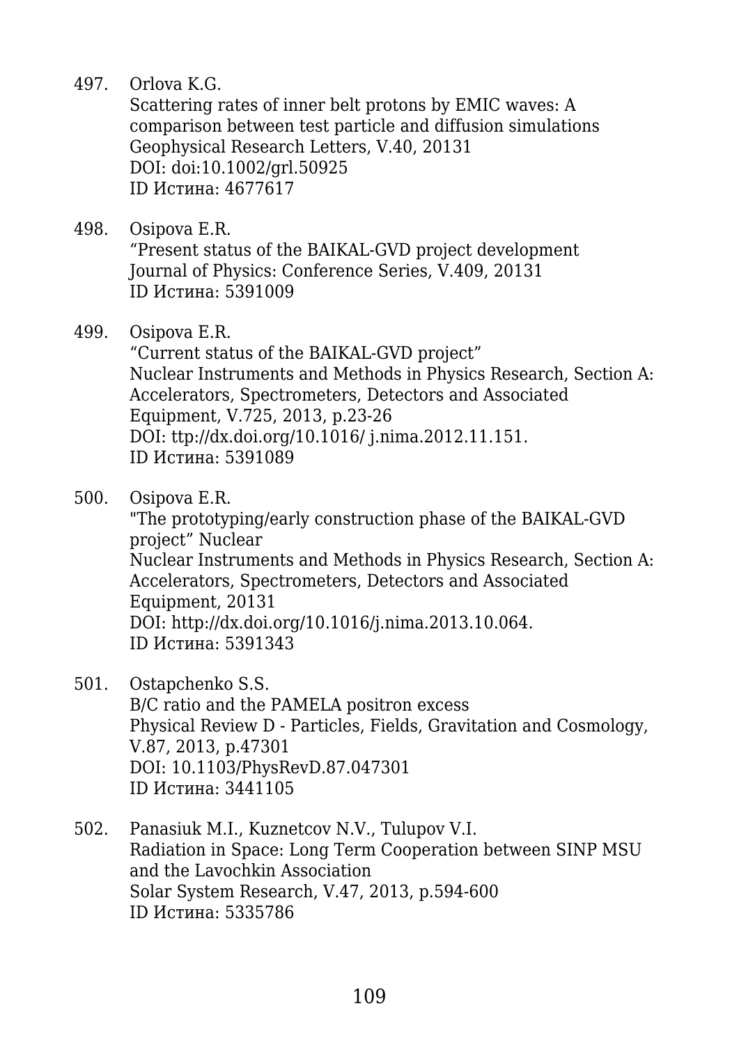497. Orlova K.G.
Scattering rates of inner belt protons by EMIC waves: A comparison between test particle and diffusion simulations
Geophysical Research Letters, V.40, 20131
DOI: doi:10.1002/grl.50925
ID Истина: 4677617

498. Osipova E.R.
“Present status of the BAIKAL-GVD project development
Journal of Physics: Conference Series, V.409, 20131
ID Истина: 5391009

499. Osipova E.R.
“Current status of the BAIKAL-GVD project”
Nuclear Instruments and Methods in Physics Research, Section A: Accelerators, Spectrometers, Detectors and Associated Equipment, V.725, 2013, p.23-26
DOI: ttp://dx.doi.org/10.1016/ j.nima.2012.11.151.
ID Истина: 5391089

500. Osipova E.R.
"The prototyping/early construction phase of the BAIKAL-GVD project” Nuclear
Nuclear Instruments and Methods in Physics Research, Section A: Accelerators, Spectrometers, Detectors and Associated Equipment, 20131
DOI: http://dx.doi.org/10.1016/j.nima.2013.10.064.
ID Истина: 5391343

501. Ostapchenko S.S.
B/C ratio and the PAMELA positron excess
Physical Review D - Particles, Fields, Gravitation and Cosmology, V.87, 2013, p.47301
DOI: 10.1103/PhysRevD.87.047301
ID Истина: 3441105

502. Panasiuk M.I., Kuznetcov N.V., Tulupov V.I.
Radiation in Space: Long Term Cooperation between SINP MSU and the Lavochkin Association
Solar System Research, V.47, 2013, p.594-600
ID Истина: 5335786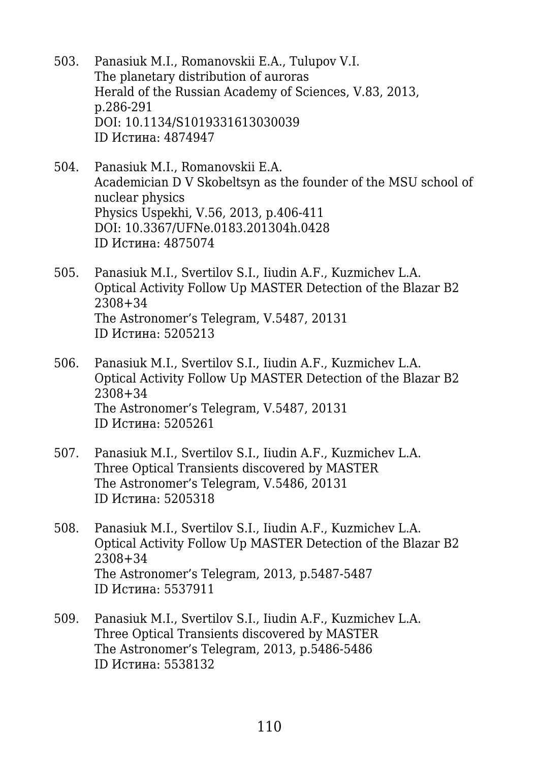503. Panasiuk M.I., Romanovskii E.A., Tulupov V.I.
     The planetary distribution of auroras
     Herald of the Russian Academy of Sciences, V.83, 2013, p.286-291
     DOI: 10.1134/S1019331613030039
     ID Истина: 4874947

504. Panasiuk M.I., Romanovskii E.A.
     Academician D V Skobeltsyn as the founder of the MSU school of nuclear physics
     Physics Uspekhi, V.56, 2013, p.406-411
     DOI: 10.3367/UFNe.0183.201304h.0428
     ID Истина: 4875074

505. Panasiuk M.I., Svertilov S.I., Iiudin A.F., Kuzmichev L.A.
     Optical Activity Follow Up MASTER Detection of the Blazar B2 2308+34
     The Astronomer's Telegram, V.5487, 20131
     ID Истина: 5205213

506. Panasiuk M.I., Svertilov S.I., Iiudin A.F., Kuzmichev L.A.
     Optical Activity Follow Up MASTER Detection of the Blazar B2 2308+34
     The Astronomer's Telegram, V.5487, 20131
     ID Истина: 5205261

507. Panasiuk M.I., Svertilov S.I., Iiudin A.F., Kuzmichev L.A.
     Three Optical Transients discovered by MASTER
     The Astronomer's Telegram, V.5486, 20131
     ID Истина: 5205318

508. Panasiuk M.I., Svertilov S.I., Iiudin A.F., Kuzmichev L.A.
     Optical Activity Follow Up MASTER Detection of the Blazar B2 2308+34
     The Astronomer's Telegram, 2013, p.5487-5487
     ID Истина: 5537911

509. Panasiuk M.I., Svertilov S.I., Iiudin A.F., Kuzmichev L.A.
     Three Optical Transients discovered by MASTER
     The Astronomer's Telegram, 2013, p.5486-5486
     ID Истина: 5538132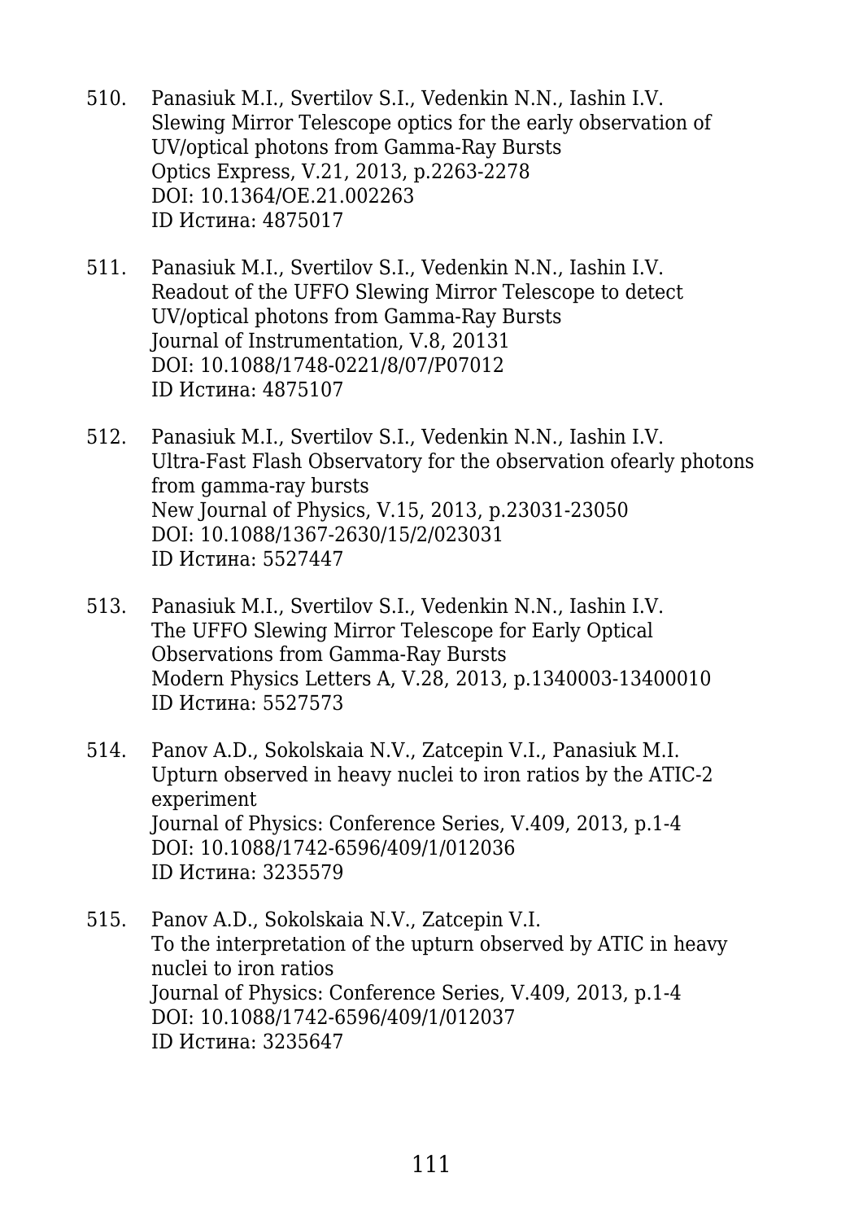510. Panasiuk M.I., Svertilov S.I., Vedenkin N.N., Iashin I.V.
Slewing Mirror Telescope optics for the early observation of UV/optical photons from Gamma-Ray Bursts
Optics Express, V.21, 2013, p.2263-2278
DOI: 10.1364/OE.21.002263
ID Истина: 4875017

511. Panasiuk M.I., Svertilov S.I., Vedenkin N.N., Iashin I.V.
Readout of the UFFO Slewing Mirror Telescope to detect UV/optical photons from Gamma-Ray Bursts
Journal of Instrumentation, V.8, 20131
DOI: 10.1088/1748-0221/8/07/P07012
ID Истина: 4875107

512. Panasiuk M.I., Svertilov S.I., Vedenkin N.N., Iashin I.V.
Ultra-Fast Flash Observatory for the observation ofearly photons from gamma-ray bursts
New Journal of Physics, V.15, 2013, p.23031-23050
DOI: 10.1088/1367-2630/15/2/023031
ID Истина: 5527447

513. Panasiuk M.I., Svertilov S.I., Vedenkin N.N., Iashin I.V.
The UFFO Slewing Mirror Telescope for Early Optical Observations from Gamma-Ray Bursts
Modern Physics Letters A, V.28, 2013, p.1340003-13400010
ID Истина: 5527573

514. Panov A.D., Sokolskaia N.V., Zatcepin V.I., Panasiuk M.I.
Upturn observed in heavy nuclei to iron ratios by the ATIC-2 experiment
Journal of Physics: Conference Series, V.409, 2013, p.1-4
DOI: 10.1088/1742-6596/409/1/012036
ID Истина: 3235579

515. Panov A.D., Sokolskaia N.V., Zatcepin V.I.
To the interpretation of the upturn observed by ATIC in heavy nuclei to iron ratios
Journal of Physics: Conference Series, V.409, 2013, p.1-4
DOI: 10.1088/1742-6596/409/1/012037
ID Истина: 3235647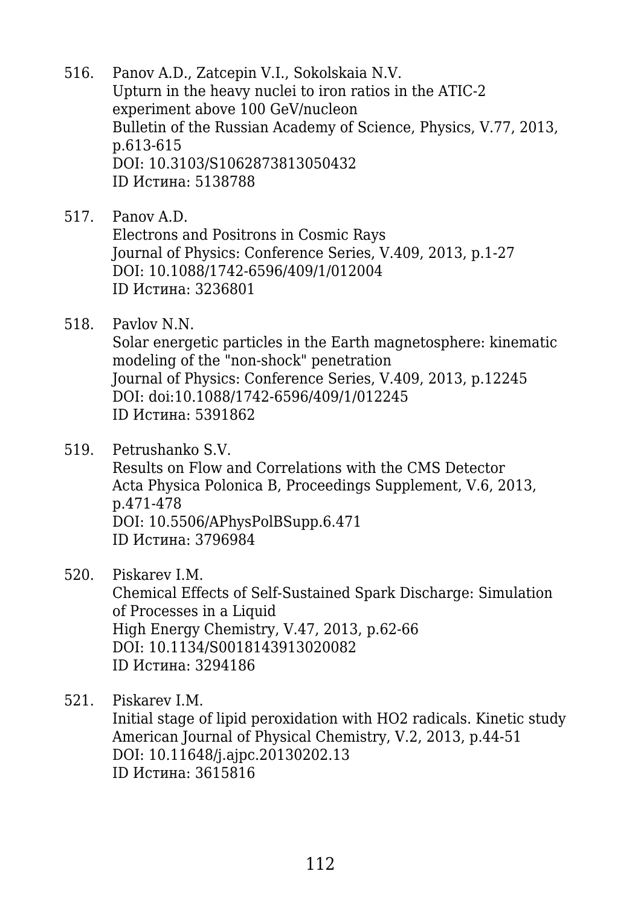516. Panov A.D., Zatcepin V.I., Sokolskaia N.V.
Upturn in the heavy nuclei to iron ratios in the ATIC-2 experiment above 100 GeV/nucleon
Bulletin of the Russian Academy of Science, Physics, V.77, 2013, p.613-615
DOI: 10.3103/S1062873813050432
ID Истина: 5138788

517. Panov A.D.
Electrons and Positrons in Cosmic Rays
Journal of Physics: Conference Series, V.409, 2013, p.1-27
DOI: 10.1088/1742-6596/409/1/012004
ID Истина: 3236801

518. Pavlov N.N.
Solar energetic particles in the Earth magnetosphere: kinematic modeling of the "non-shock" penetration
Journal of Physics: Conference Series, V.409, 2013, p.12245
DOI: doi:10.1088/1742-6596/409/1/012245
ID Истина: 5391862

519. Petrushanko S.V.
Results on Flow and Correlations with the CMS Detector
Acta Physica Polonica B, Proceedings Supplement, V.6, 2013, p.471-478
DOI: 10.5506/APhysPolBSupp.6.471
ID Истина: 3796984

520. Piskarev I.M.
Chemical Effects of Self-Sustained Spark Discharge: Simulation of Processes in a Liquid
High Energy Chemistry, V.47, 2013, p.62-66
DOI: 10.1134/S0018143913020082
ID Истина: 3294186

521. Piskarev I.M.
Initial stage of lipid peroxidation with HO2 radicals. Kinetic study
American Journal of Physical Chemistry, V.2, 2013, p.44-51
DOI: 10.11648/j.ajpc.20130202.13
ID Истина: 3615816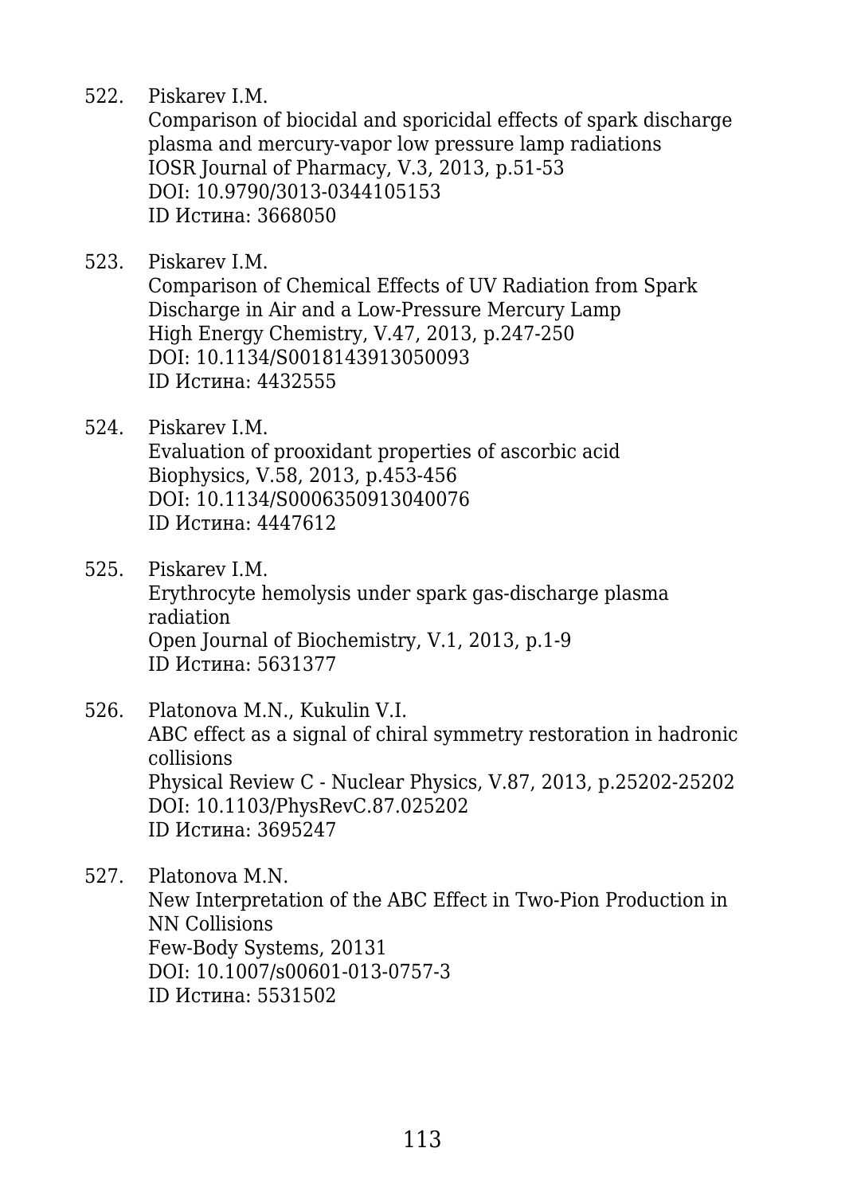522. Piskarev I.M.
     Comparison of biocidal and sporicidal effects of spark discharge plasma and mercury-vapor low pressure lamp radiations
     IOSR Journal of Pharmacy, V.3, 2013, p.51-53
     DOI: 10.9790/3013-0344105153
     ID Истина: 3668050

523. Piskarev I.M.
     Comparison of Chemical Effects of UV Radiation from Spark Discharge in Air and a Low-Pressure Mercury Lamp
     High Energy Chemistry, V.47, 2013, p.247-250
     DOI: 10.1134/S0018143913050093
     ID Истина: 4432555

524. Piskarev I.M.
     Evaluation of prooxidant properties of ascorbic acid
     Biophysics, V.58, 2013, p.453-456
     DOI: 10.1134/S0006350913040076
     ID Истина: 4447612

525. Piskarev I.M.
     Erythrocyte hemolysis under spark gas-discharge plasma radiation
     Open Journal of Biochemistry, V.1, 2013, p.1-9
     ID Истина: 5631377

526. Platonova M.N., Kukulin V.I.
     ABC effect as a signal of chiral symmetry restoration in hadronic collisions
     Physical Review C - Nuclear Physics, V.87, 2013, p.25202-25202
     DOI: 10.1103/PhysRevC.87.025202
     ID Истина: 3695247

527. Platonova M.N.
     New Interpretation of the ABC Effect in Two-Pion Production in NN Collisions
     Few-Body Systems, 20131
     DOI: 10.1007/s00601-013-0757-3
     ID Истина: 5531502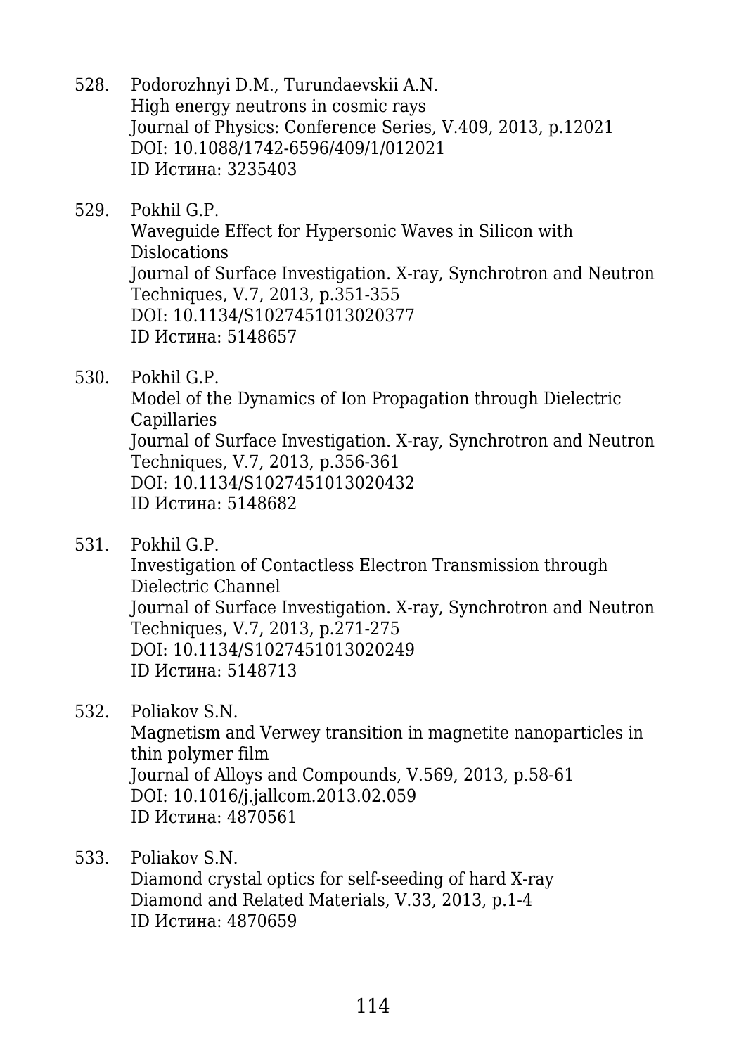528. Podorozhnyi D.M., Turundaevskii A.N.
High energy neutrons in cosmic rays
Journal of Physics: Conference Series, V.409, 2013, p.12021
DOI: 10.1088/1742-6596/409/1/012021
ID Истина: 3235403

529. Pokhil G.P.
Waveguide Effect for Hypersonic Waves in Silicon with Dislocations
Journal of Surface Investigation. X-ray, Synchrotron and Neutron Techniques, V.7, 2013, p.351-355
DOI: 10.1134/S1027451013020377
ID Истина: 5148657

530. Pokhil G.P.
Model of the Dynamics of Ion Propagation through Dielectric Capillaries
Journal of Surface Investigation. X-ray, Synchrotron and Neutron Techniques, V.7, 2013, p.356-361
DOI: 10.1134/S1027451013020432
ID Истина: 5148682

531. Pokhil G.P.
Investigation of Contactless Electron Transmission through Dielectric Channel
Journal of Surface Investigation. X-ray, Synchrotron and Neutron Techniques, V.7, 2013, p.271-275
DOI: 10.1134/S1027451013020249
ID Истина: 5148713

532. Poliakov S.N.
Magnetism and Verwey transition in magnetite nanoparticles in thin polymer film
Journal of Alloys and Compounds, V.569, 2013, p.58-61
DOI: 10.1016/j.jallcom.2013.02.059
ID Истина: 4870561

533. Poliakov S.N.
Diamond crystal optics for self-seeding of hard X-ray
Diamond and Related Materials, V.33, 2013, p.1-4
ID Истина: 4870659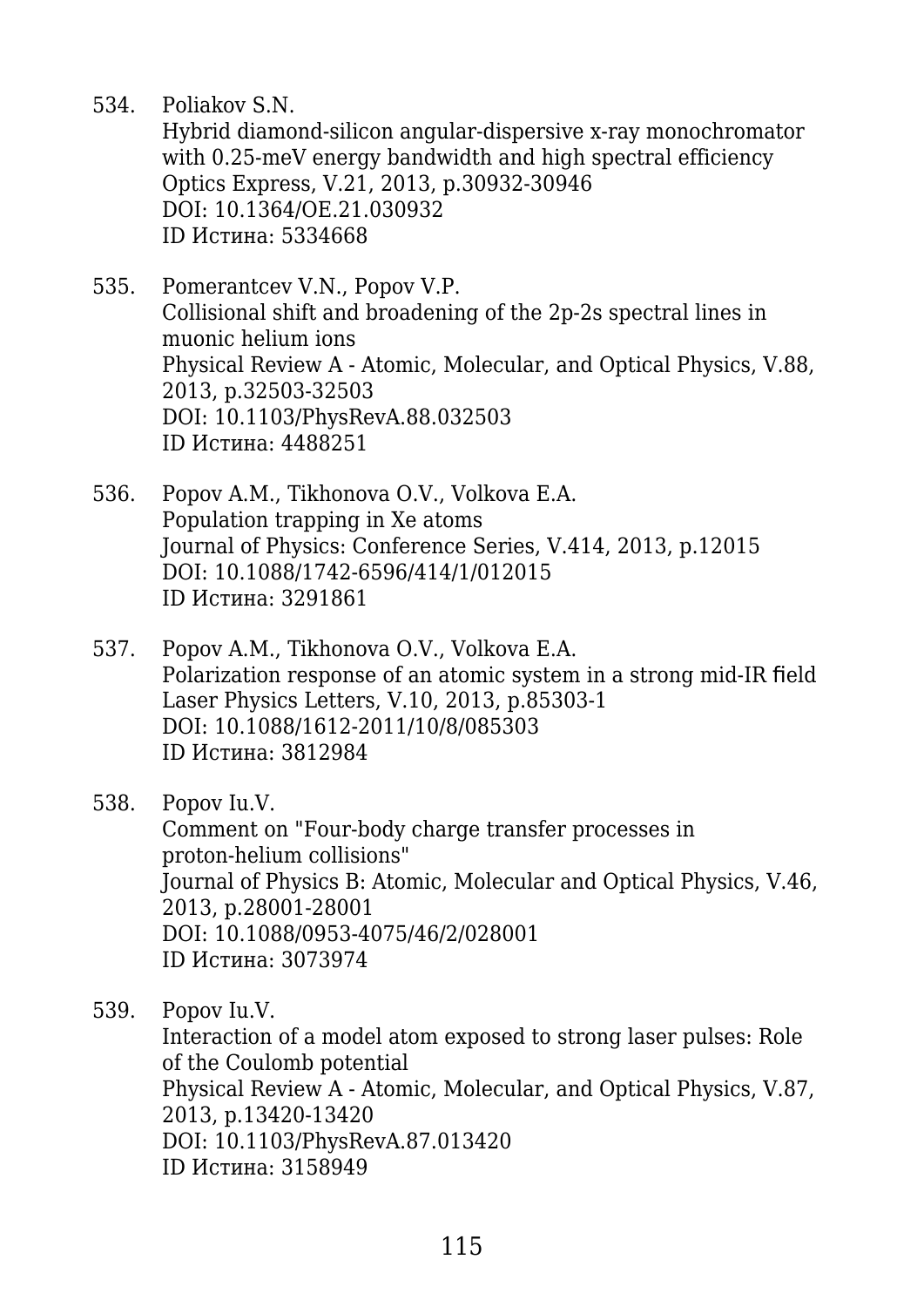534. Poliakov S.N.
Hybrid diamond-silicon angular-dispersive x-ray monochromator with 0.25-meV energy bandwidth and high spectral efficiency
Optics Express, V.21, 2013, p.30932-30946
DOI: 10.1364/OE.21.030932
ID Истина: 5334668

535. Pomerantcev V.N., Popov V.P.
Collisional shift and broadening of the 2p-2s spectral lines in muonic helium ions
Physical Review A - Atomic, Molecular, and Optical Physics, V.88, 2013, p.32503-32503
DOI: 10.1103/PhysRevA.88.032503
ID Истина: 4488251

536. Popov A.M., Tikhonova O.V., Volkova E.A.
Population trapping in Xe atoms
Journal of Physics: Conference Series, V.414, 2013, p.12015
DOI: 10.1088/1742-6596/414/1/012015
ID Истина: 3291861

537. Popov A.M., Tikhonova O.V., Volkova E.A.
Polarization response of an atomic system in a strong mid-IR field
Laser Physics Letters, V.10, 2013, p.85303-1
DOI: 10.1088/1612-2011/10/8/085303
ID Истина: 3812984

538. Popov Iu.V.
Comment on "Four-body charge transfer processes in proton-helium collisions"
Journal of Physics B: Atomic, Molecular and Optical Physics, V.46, 2013, p.28001-28001
DOI: 10.1088/0953-4075/46/2/028001
ID Истина: 3073974

539. Popov Iu.V.
Interaction of a model atom exposed to strong laser pulses: Role of the Coulomb potential
Physical Review A - Atomic, Molecular, and Optical Physics, V.87, 2013, p.13420-13420
DOI: 10.1103/PhysRevA.87.013420
ID Истина: 3158949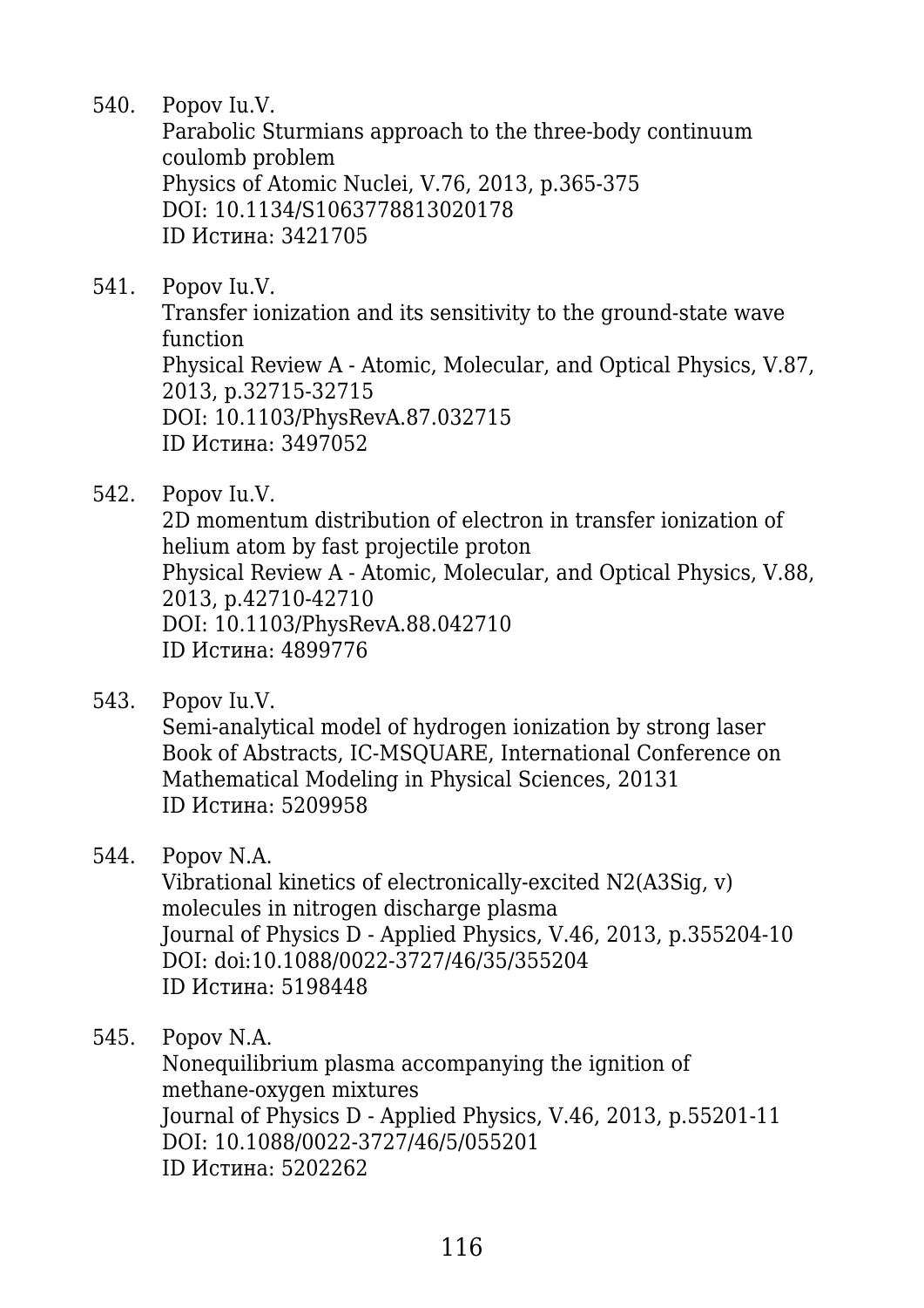540. Popov Iu.V.
   Parabolic Sturmians approach to the three-body continuum coulomb problem
   Physics of Atomic Nuclei, V.76, 2013, p.365-375
   DOI: 10.1134/S1063778813020178
   ID Истина: 3421705

541. Popov Iu.V.
   Transfer ionization and its sensitivity to the ground-state wave function
   Physical Review A - Atomic, Molecular, and Optical Physics, V.87, 2013, p.32715-32715
   DOI: 10.1103/PhysRevA.87.032715
   ID Истина: 3497052

542. Popov Iu.V.
   2D momentum distribution of electron in transfer ionization of helium atom by fast projectile proton
   Physical Review A - Atomic, Molecular, and Optical Physics, V.88, 2013, p.42710-42710
   DOI: 10.1103/PhysRevA.88.042710
   ID Истина: 4899776

543. Popov Iu.V.
   Semi-analytical model of hydrogen ionization by strong laser
   Book of Abstracts, IC-MSQUARE, International Conference on Mathematical Modeling in Physical Sciences, 20131
   ID Истина: 5209958

544. Popov N.A.
   Vibrational kinetics of electronically-excited N2(A3Sig, v) molecules in nitrogen discharge plasma
   Journal of Physics D - Applied Physics, V.46, 2013, p.355204-10
   DOI: doi:10.1088/0022-3727/46/35/355204
   ID Истина: 5198448

545. Popov N.A.
   Nonequilibrium plasma accompanying the ignition of methane-oxygen mixtures
   Journal of Physics D - Applied Physics, V.46, 2013, p.55201-11
   DOI: 10.1088/0022-3727/46/5/055201
   ID Истина: 5202262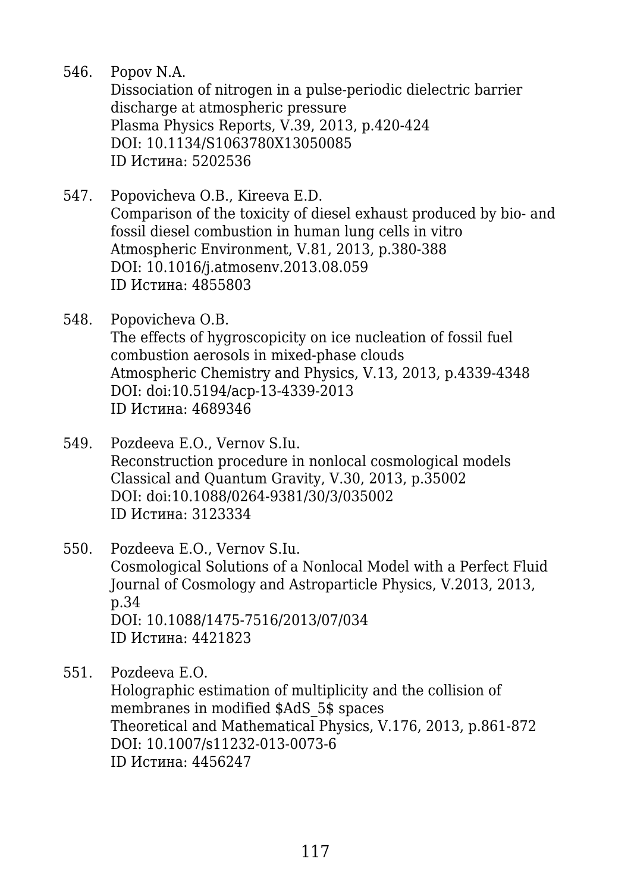546. Popov N.A.
     Dissociation of nitrogen in a pulse-periodic dielectric barrier discharge at atmospheric pressure
     Plasma Physics Reports, V.39, 2013, p.420-424
     DOI: 10.1134/S1063780X13050085
     ID Истина: 5202536

547. Popovicheva O.B., Kireeva E.D.
     Comparison of the toxicity of diesel exhaust produced by bio- and fossil diesel combustion in human lung cells in vitro
     Atmospheric Environment, V.81, 2013, p.380-388
     DOI: 10.1016/j.atmosenv.2013.08.059
     ID Истина: 4855803

548. Popovicheva O.B.
     The effects of hygroscopicity on ice nucleation of fossil fuel combustion aerosols in mixed-phase clouds
     Atmospheric Chemistry and Physics, V.13, 2013, p.4339-4348
     DOI: doi:10.5194/acp-13-4339-2013
     ID Истина: 4689346

549. Pozdeeva E.O., Vernov S.Iu.
     Reconstruction procedure in nonlocal cosmological models
     Classical and Quantum Gravity, V.30, 2013, p.35002
     DOI: doi:10.1088/0264-9381/30/3/035002
     ID Истина: 3123334

550. Pozdeeva E.O., Vernov S.Iu.
     Cosmological Solutions of a Nonlocal Model with a Perfect Fluid
     Journal of Cosmology and Astroparticle Physics, V.2013, 2013, p.34
     DOI: 10.1088/1475-7516/2013/07/034
     ID Истина: 4421823

551. Pozdeeva E.O.
     Holographic estimation of multiplicity and the collision of membranes in modified $AdS_5$ spaces
     Theoretical and Mathematical Physics, V.176, 2013, p.861-872
     DOI: 10.1007/s11232-013-0073-6
     ID Истина: 4456247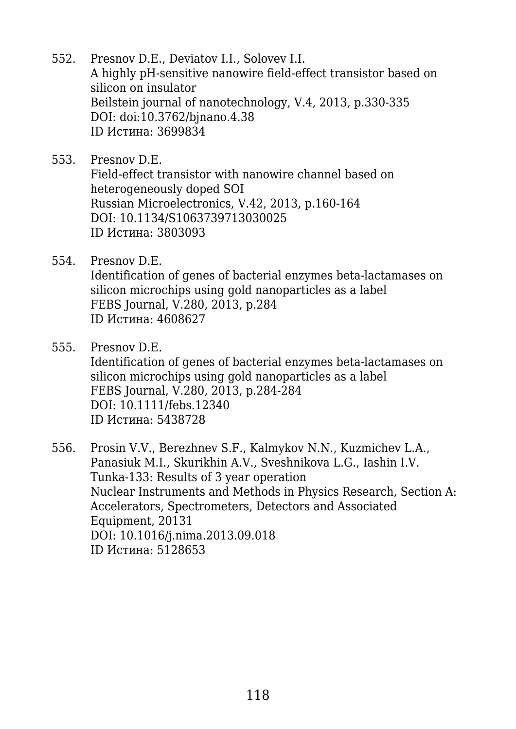552. Presnov D.E., Deviatov I.I., Solovev I.I.
A highly pH-sensitive nanowire field-effect transistor based on silicon on insulator
Beilstein journal of nanotechnology, V.4, 2013, p.330-335
DOI: doi:10.3762/bjnano.4.38
ID Истина: 3699834

553. Presnov D.E.
Field-effect transistor with nanowire channel based on heterogeneously doped SOI
Russian Microelectronics, V.42, 2013, p.160-164
DOI: 10.1134/S1063739713030025
ID Истина: 3803093

554. Presnov D.E.
Identification of genes of bacterial enzymes beta-lactamases on silicon microchips using gold nanoparticles as a label
FEBS Journal, V.280, 2013, p.284
ID Истина: 4608627

555. Presnov D.E.
Identification of genes of bacterial enzymes beta-lactamases on silicon microchips using gold nanoparticles as a label
FEBS Journal, V.280, 2013, p.284-284
DOI: 10.1111/febs.12340
ID Истина: 5438728

556. Prosin V.V., Berezhnev S.F., Kalmykov N.N., Kuzmichev L.A., Panasiuk M.I., Skurikhin A.V., Sveshnikova L.G., Iashin I.V.
Tunka-133: Results of 3 year operation
Nuclear Instruments and Methods in Physics Research, Section A: Accelerators, Spectrometers, Detectors and Associated Equipment, 20131
DOI: 10.1016/j.nima.2013.09.018
ID Истина: 5128653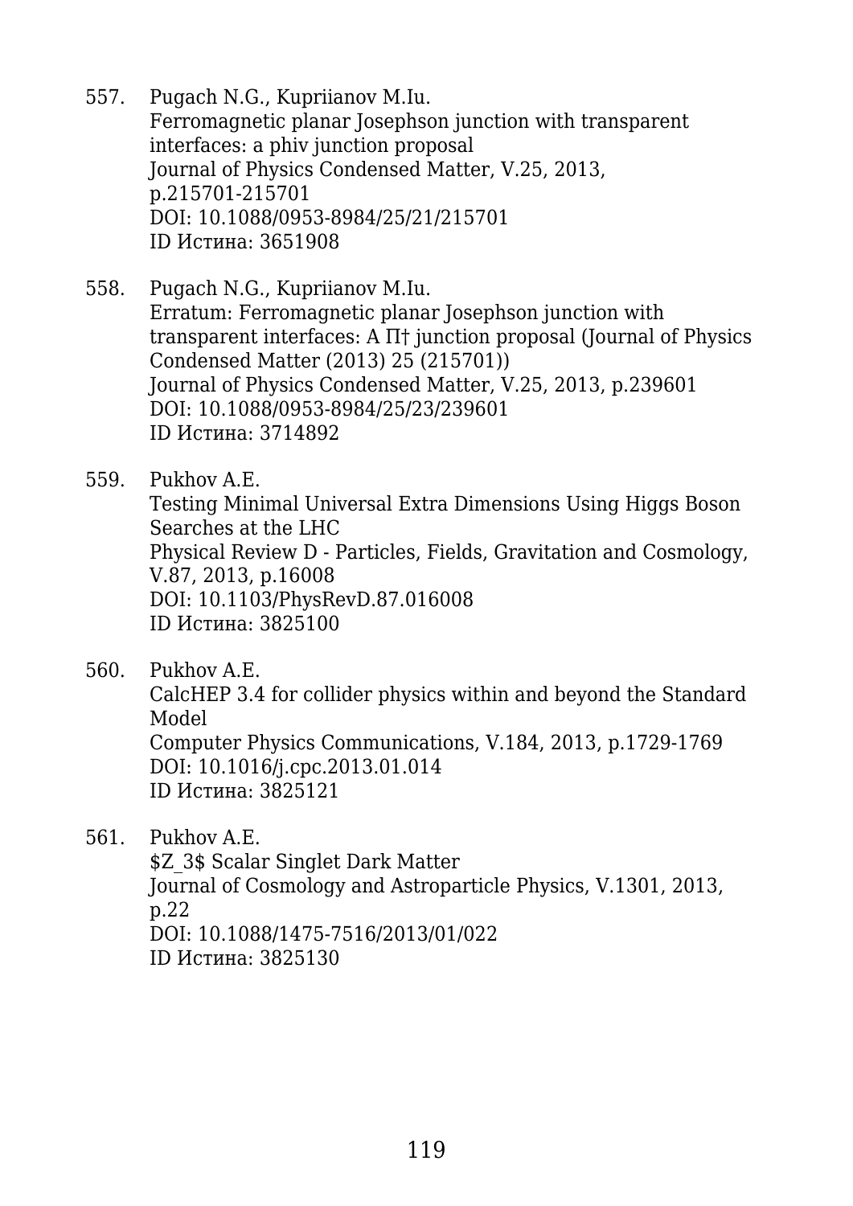557. Pugach N.G., Kupriianov M.Iu.
Ferromagnetic planar Josephson junction with transparent interfaces: a phiv junction proposal
Journal of Physics Condensed Matter, V.25, 2013, p.215701-215701
DOI: 10.1088/0953-8984/25/21/215701
ID Истина: 3651908

558. Pugach N.G., Kupriianov M.Iu.
Erratum: Ferromagnetic planar Josephson junction with transparent interfaces: A П† junction proposal (Journal of Physics Condensed Matter (2013) 25 (215701))
Journal of Physics Condensed Matter, V.25, 2013, p.239601
DOI: 10.1088/0953-8984/25/23/239601
ID Истина: 3714892

559. Pukhov A.E.
Testing Minimal Universal Extra Dimensions Using Higgs Boson Searches at the LHC
Physical Review D - Particles, Fields, Gravitation and Cosmology, V.87, 2013, p.16008
DOI: 10.1103/PhysRevD.87.016008
ID Истина: 3825100

560. Pukhov A.E.
CalcHEP 3.4 for collider physics within and beyond the Standard Model
Computer Physics Communications, V.184, 2013, p.1729-1769
DOI: 10.1016/j.cpc.2013.01.014
ID Истина: 3825121

561. Pukhov A.E.
$Z_3$ Scalar Singlet Dark Matter
Journal of Cosmology and Astroparticle Physics, V.1301, 2013, p.22
DOI: 10.1088/1475-7516/2013/01/022
ID Истина: 3825130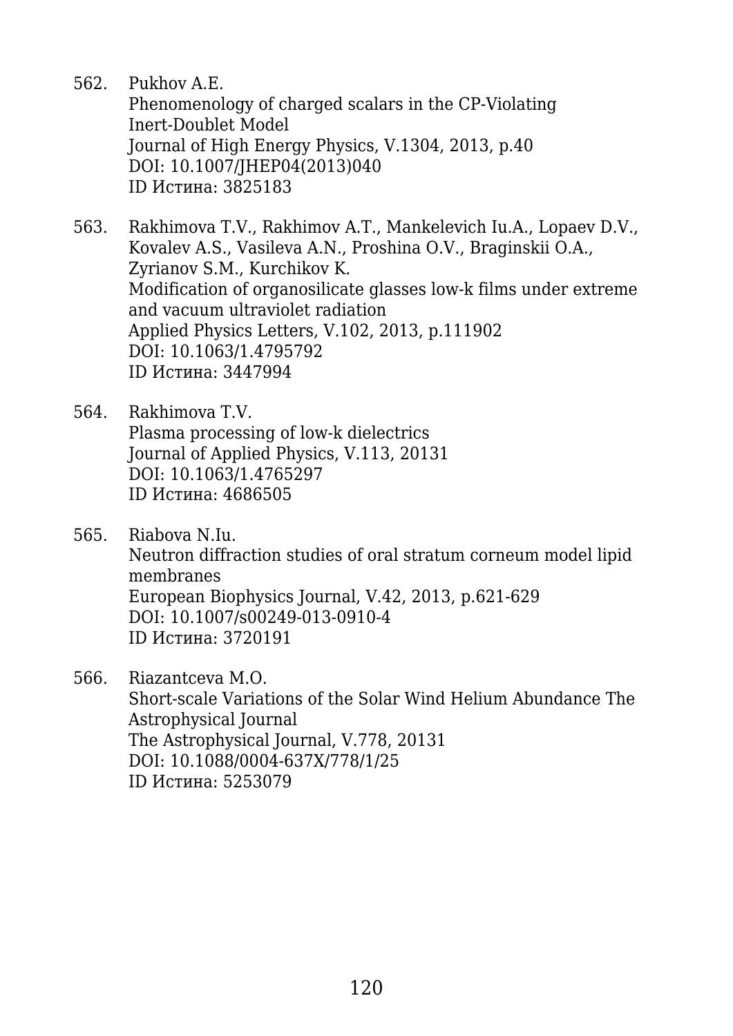562. Pukhov A.E.
Phenomenology of charged scalars in the CP-Violating Inert-Doublet Model
Journal of High Energy Physics, V.1304, 2013, p.40
DOI: 10.1007/JHEP04(2013)040
ID Истина: 3825183

563. Rakhimova T.V., Rakhimov A.T., Mankelevich Iu.A., Lopaev D.V., Kovalev A.S., Vasileva A.N., Proshina O.V., Braginskii O.A., Zyrianov S.M., Kurchikov K.
Modification of organosilicate glasses low-k films under extreme and vacuum ultraviolet radiation
Applied Physics Letters, V.102, 2013, p.111902
DOI: 10.1063/1.4795792
ID Истина: 3447994

564. Rakhimova T.V.
Plasma processing of low-k dielectrics
Journal of Applied Physics, V.113, 20131
DOI: 10.1063/1.4765297
ID Истина: 4686505

565. Riabova N.Iu.
Neutron diffraction studies of oral stratum corneum model lipid membranes
European Biophysics Journal, V.42, 2013, p.621-629
DOI: 10.1007/s00249-013-0910-4
ID Истина: 3720191

566. Riazantceva M.O.
Short-scale Variations of the Solar Wind Helium Abundance The Astrophysical Journal
The Astrophysical Journal, V.778, 20131
DOI: 10.1088/0004-637X/778/1/25
ID Истина: 5253079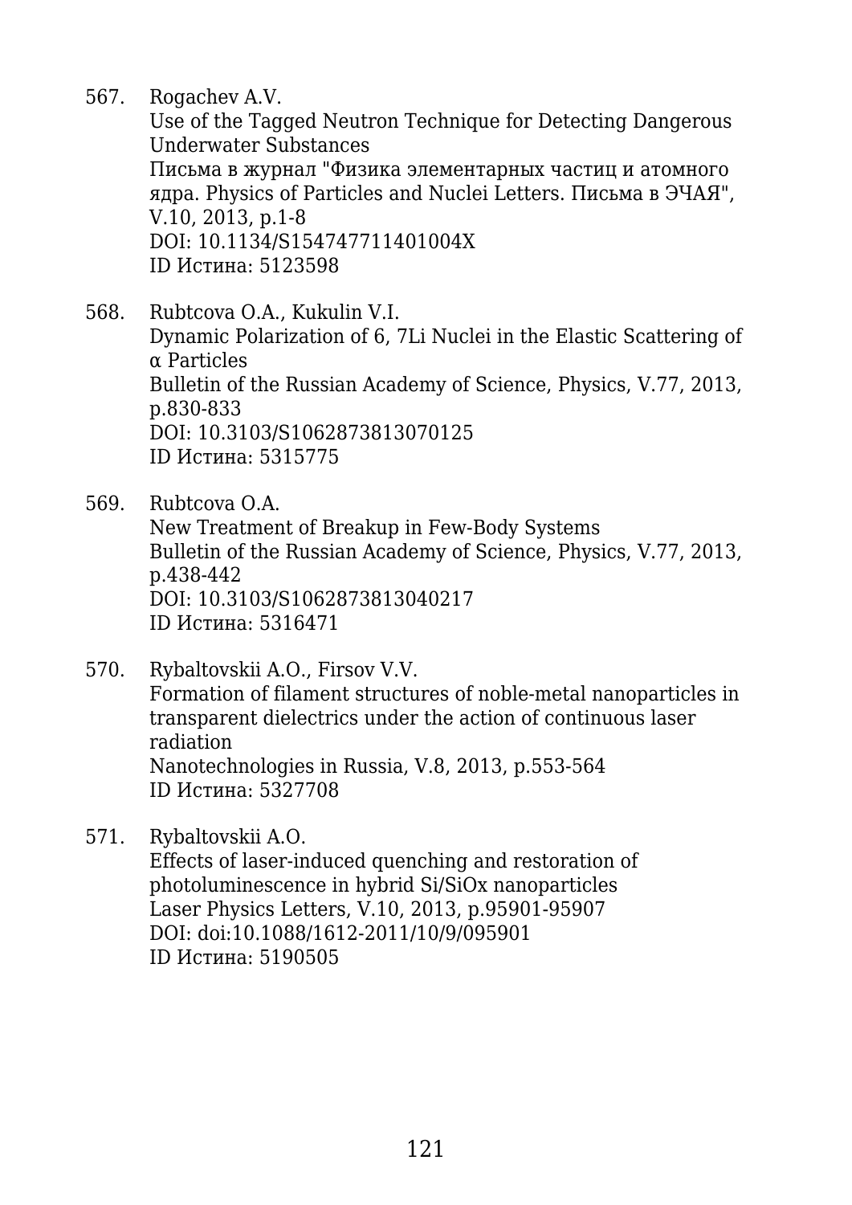567. Rogachev A.V.
     Use of the Tagged Neutron Technique for Detecting Dangerous Underwater Substances
     Письма в журнал "Физика элементарных частиц и атомного ядра. Physics of Particles and Nuclei Letters. Письма в ЭЧАЯ", V.10, 2013, p.1-8
     DOI: 10.1134/S154747711401004X
     ID Истина: 5123598

568. Rubtcova O.A., Kukulin V.I.
     Dynamic Polarization of 6, 7Li Nuclei in the Elastic Scattering of α Particles
     Bulletin of the Russian Academy of Science, Physics, V.77, 2013, p.830-833
     DOI: 10.3103/S1062873813070125
     ID Истина: 5315775

569. Rubtcova O.A.
     New Treatment of Breakup in Few-Body Systems
     Bulletin of the Russian Academy of Science, Physics, V.77, 2013, p.438-442
     DOI: 10.3103/S1062873813040217
     ID Истина: 5316471

570. Rybaltovskii A.O., Firsov V.V.
     Formation of filament structures of noble-metal nanoparticles in transparent dielectrics under the action of continuous laser radiation
     Nanotechnologies in Russia, V.8, 2013, p.553-564
     ID Истина: 5327708

571. Rybaltovskii A.O.
     Effects of laser-induced quenching and restoration of photoluminescence in hybrid Si/SiOx nanoparticles
     Laser Physics Letters, V.10, 2013, p.95901-95907
     DOI: doi:10.1088/1612-2011/10/9/095901
     ID Истина: 5190505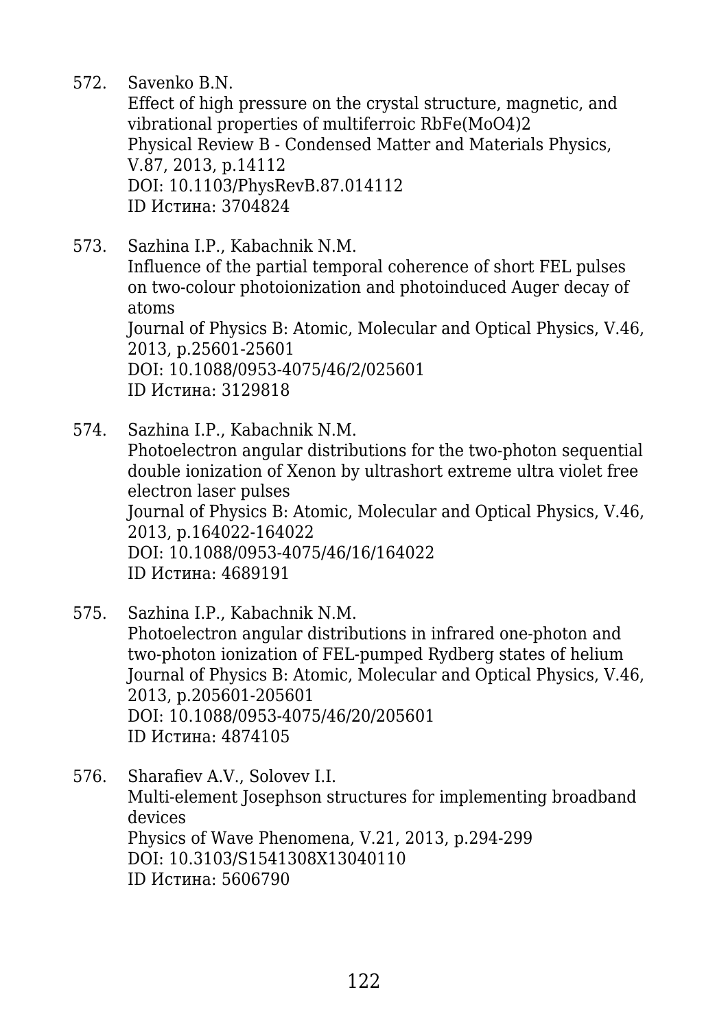572. Savenko B.N.
Effect of high pressure on the crystal structure, magnetic, and vibrational properties of multiferroic $RbFe(MoO_4)_2$
Physical Review B - Condensed Matter and Materials Physics, V.87, 2013, p.14112
DOI: 10.1103/PhysRevB.87.014112
ID Истина: 3704824

573. Sazhina I.P., Kabachnik N.M.
Influence of the partial temporal coherence of short FEL pulses on two-colour photoionization and photoinduced Auger decay of atoms
Journal of Physics B: Atomic, Molecular and Optical Physics, V.46, 2013, p.25601-25601
DOI: 10.1088/0953-4075/46/2/025601
ID Истина: 3129818

574. Sazhina I.P., Kabachnik N.M.
Photoelectron angular distributions for the two-photon sequential double ionization of Xenon by ultrashort extreme ultra violet free electron laser pulses
Journal of Physics B: Atomic, Molecular and Optical Physics, V.46, 2013, p.164022-164022
DOI: 10.1088/0953-4075/46/16/164022
ID Истина: 4689191

575. Sazhina I.P., Kabachnik N.M.
Photoelectron angular distributions in infrared one-photon and two-photon ionization of FEL-pumped Rydberg states of helium
Journal of Physics B: Atomic, Molecular and Optical Physics, V.46, 2013, p.205601-205601
DOI: 10.1088/0953-4075/46/20/205601
ID Истина: 4874105

576. Sharafiev A.V., Solovev I.I.
Multi-element Josephson structures for implementing broadband devices
Physics of Wave Phenomena, V.21, 2013, p.294-299
DOI: 10.3103/S1541308X13040110
ID Истина: 5606790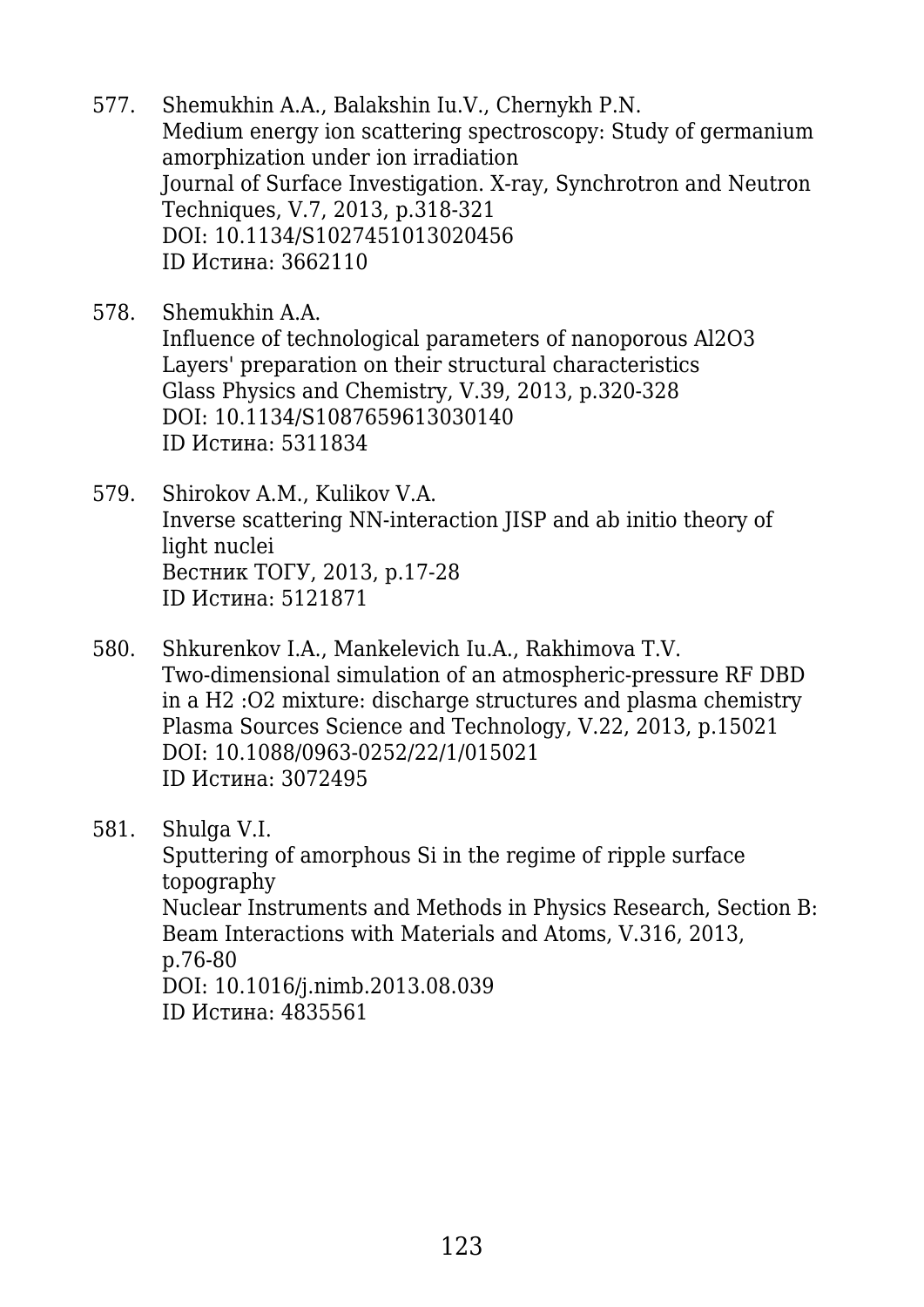577. Shemukhin A.A., Balakshin Iu.V., Chernykh P.N.
Medium energy ion scattering spectroscopy: Study of germanium amorphization under ion irradiation
Journal of Surface Investigation. X-ray, Synchrotron and Neutron Techniques, V.7, 2013, p.318-321
DOI: 10.1134/S1027451013020456
ID Истина: 3662110

578. Shemukhin A.A.
Influence of technological parameters of nanoporous $Al_2O_3$ Layers' preparation on their structural characteristics
Glass Physics and Chemistry, V.39, 2013, p.320-328
DOI: 10.1134/S1087659613030140
ID Истина: 5311834

579. Shirokov A.M., Kulikov V.A.
Inverse scattering NN-interaction JISP and ab initio theory of light nuclei
Вестник ТОГУ, 2013, p.17-28
ID Истина: 5121871

580. Shkurenkov I.A., Mankelevich Iu.A., Rakhimova T.V.
Two-dimensional simulation of an atmospheric-pressure RF DBD in a $H_2$ :$O_2$ mixture: discharge structures and plasma chemistry
Plasma Sources Science and Technology, V.22, 2013, p.15021
DOI: 10.1088/0963-0252/22/1/015021
ID Истина: 3072495

581. Shulga V.I.
Sputtering of amorphous Si in the regime of ripple surface topography
Nuclear Instruments and Methods in Physics Research, Section B: Beam Interactions with Materials and Atoms, V.316, 2013, p.76-80
DOI: 10.1016/j.nimb.2013.08.039
ID Истина: 4835561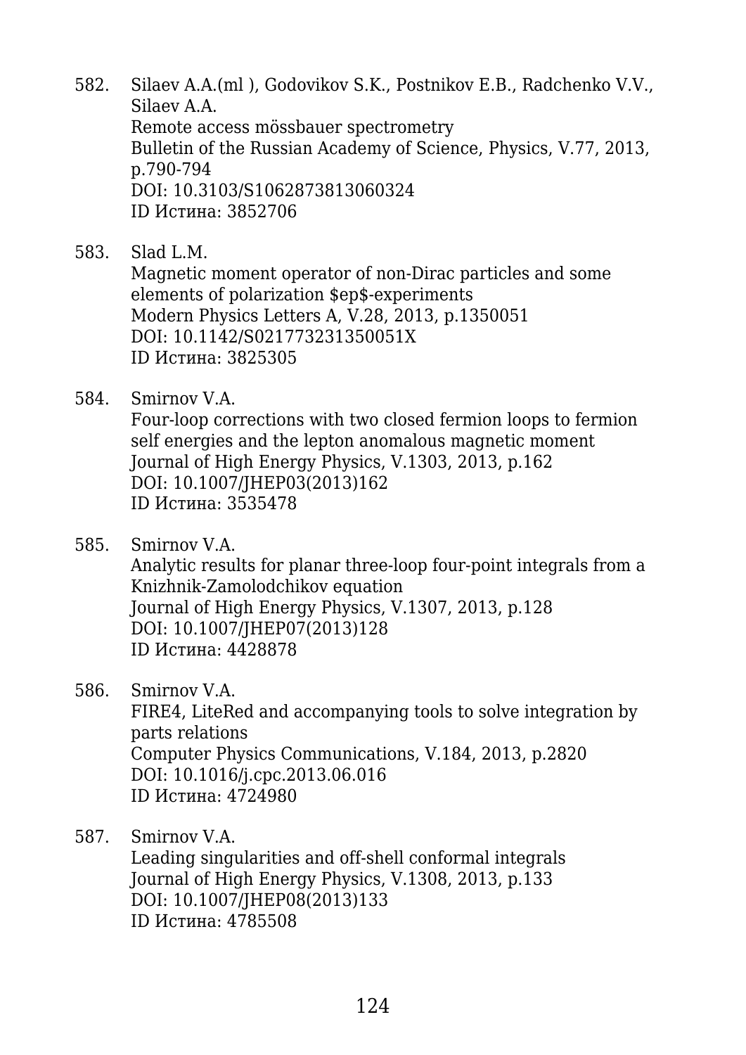582. Silaev A.A.(ml ), Godovikov S.K., Postnikov E.B., Radchenko V.V., Silaev A.A.
Remote access mössbauer spectrometry
Bulletin of the Russian Academy of Science, Physics, V.77, 2013, p.790-794
DOI: 10.3103/S1062873813060324
ID Истина: 3852706

583. Slad L.M.
Magnetic moment operator of non-Dirac particles and some elements of polarization $ep$-experiments
Modern Physics Letters A, V.28, 2013, p.1350051
DOI: 10.1142/S021773231350051X
ID Истина: 3825305

584. Smirnov V.A.
Four-loop corrections with two closed fermion loops to fermion self energies and the lepton anomalous magnetic moment
Journal of High Energy Physics, V.1303, 2013, p.162
DOI: 10.1007/JHEP03(2013)162
ID Истина: 3535478

585. Smirnov V.A.
Analytic results for planar three-loop four-point integrals from a Knizhnik-Zamolodchikov equation
Journal of High Energy Physics, V.1307, 2013, p.128
DOI: 10.1007/JHEP07(2013)128
ID Истина: 4428878

586. Smirnov V.A.
FIRE4, LiteRed and accompanying tools to solve integration by parts relations
Computer Physics Communications, V.184, 2013, p.2820
DOI: 10.1016/j.cpc.2013.06.016
ID Истина: 4724980

587. Smirnov V.A.
Leading singularities and off-shell conformal integrals
Journal of High Energy Physics, V.1308, 2013, p.133
DOI: 10.1007/JHEP08(2013)133
ID Истина: 4785508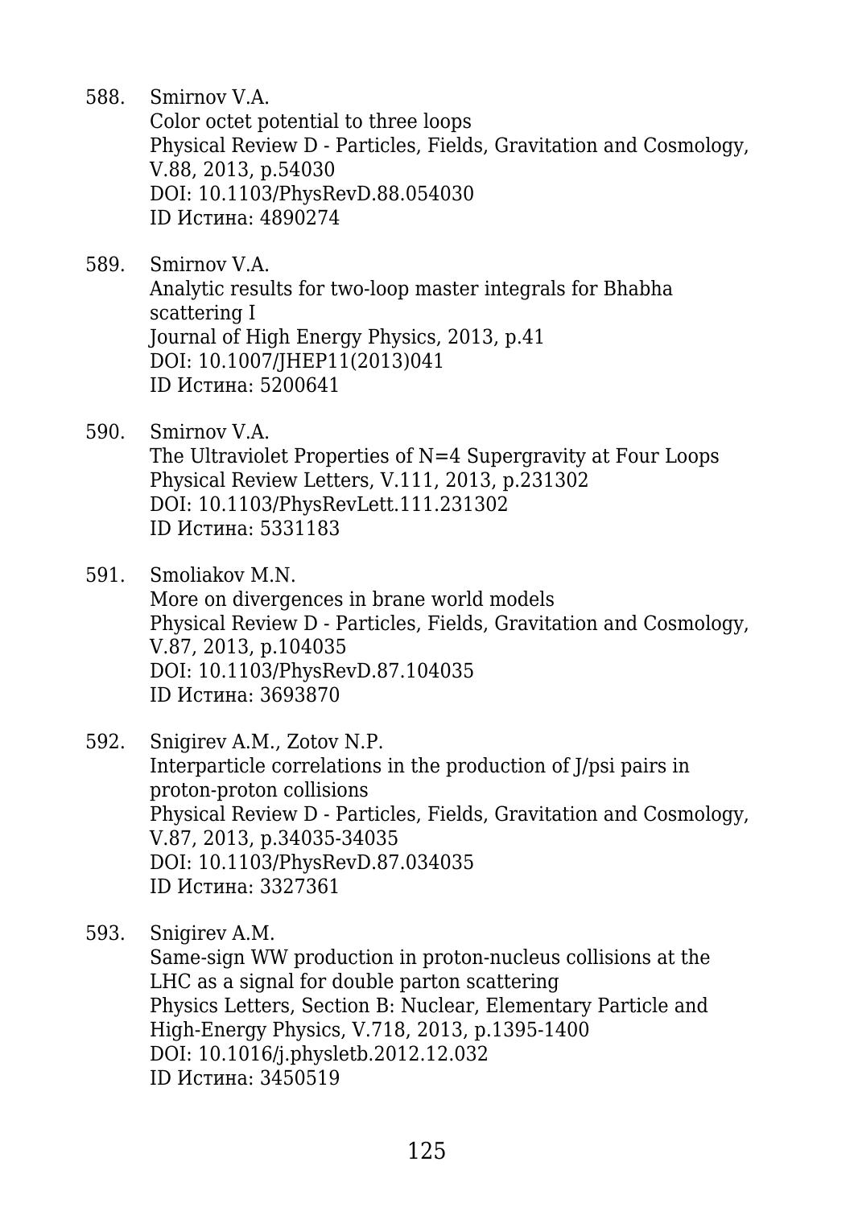588. Smirnov V.A.
Color octet potential to three loops
Physical Review D - Particles, Fields, Gravitation and Cosmology, V.88, 2013, p.54030
DOI: 10.1103/PhysRevD.88.054030
ID Истина: 4890274

589. Smirnov V.A.
Analytic results for two-loop master integrals for Bhabha scattering I
Journal of High Energy Physics, 2013, p.41
DOI: 10.1007/JHEP11(2013)041
ID Истина: 5200641

590. Smirnov V.A.
The Ultraviolet Properties of N=4 Supergravity at Four Loops
Physical Review Letters, V.111, 2013, p.231302
DOI: 10.1103/PhysRevLett.111.231302
ID Истина: 5331183

591. Smoliakov M.N.
More on divergences in brane world models
Physical Review D - Particles, Fields, Gravitation and Cosmology, V.87, 2013, p.104035
DOI: 10.1103/PhysRevD.87.104035
ID Истина: 3693870

592. Snigirev A.M., Zotov N.P.
Interparticle correlations in the production of J/psi pairs in proton-proton collisions
Physical Review D - Particles, Fields, Gravitation and Cosmology, V.87, 2013, p.34035-34035
DOI: 10.1103/PhysRevD.87.034035
ID Истина: 3327361

593. Snigirev A.M.
Same-sign WW production in proton-nucleus collisions at the LHC as a signal for double parton scattering
Physics Letters, Section B: Nuclear, Elementary Particle and High-Energy Physics, V.718, 2013, p.1395-1400
DOI: 10.1016/j.physletb.2012.12.032
ID Истина: 3450519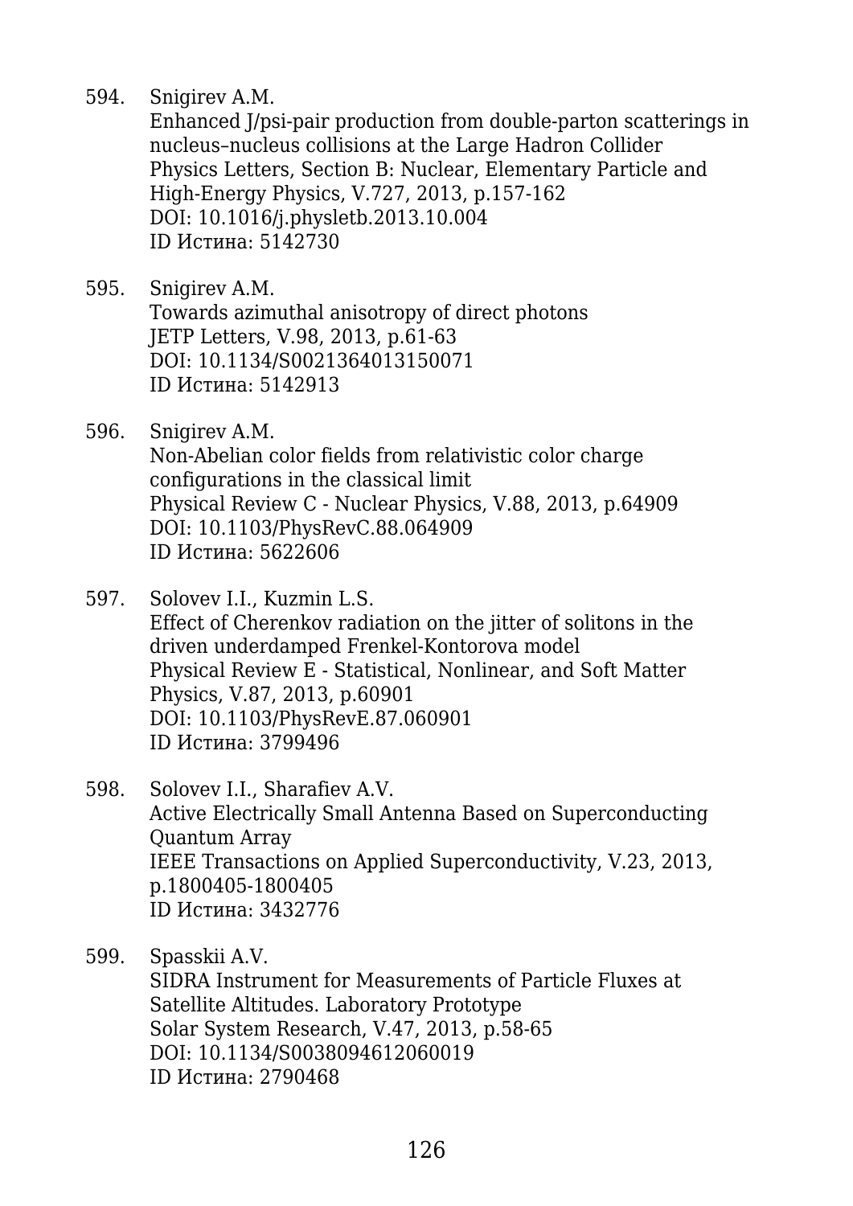594. Snigirev A.M.
Enhanced J/psi-pair production from double-parton scatterings in nucleus–nucleus collisions at the Large Hadron Collider
Physics Letters, Section B: Nuclear, Elementary Particle and High-Energy Physics, V.727, 2013, p.157-162
DOI: 10.1016/j.physletb.2013.10.004
ID Истина: 5142730

595. Snigirev A.M.
Towards azimuthal anisotropy of direct photons
JETP Letters, V.98, 2013, p.61-63
DOI: 10.1134/S0021364013150071
ID Истина: 5142913

596. Snigirev A.M.
Non-Abelian color fields from relativistic color charge configurations in the classical limit
Physical Review C - Nuclear Physics, V.88, 2013, p.64909
DOI: 10.1103/PhysRevC.88.064909
ID Истина: 5622606

597. Solovev I.I., Kuzmin L.S.
Effect of Cherenkov radiation on the jitter of solitons in the driven underdamped Frenkel-Kontorova model
Physical Review E - Statistical, Nonlinear, and Soft Matter Physics, V.87, 2013, p.60901
DOI: 10.1103/PhysRevE.87.060901
ID Истина: 3799496

598. Solovev I.I., Sharafiev A.V.
Active Electrically Small Antenna Based on Superconducting Quantum Array
IEEE Transactions on Applied Superconductivity, V.23, 2013, p.1800405-1800405
ID Истина: 3432776

599. Spasskii A.V.
SIDRA Instrument for Measurements of Particle Fluxes at Satellite Altitudes. Laboratory Prototype
Solar System Research, V.47, 2013, p.58-65
DOI: 10.1134/S0038094612060019
ID Истина: 2790468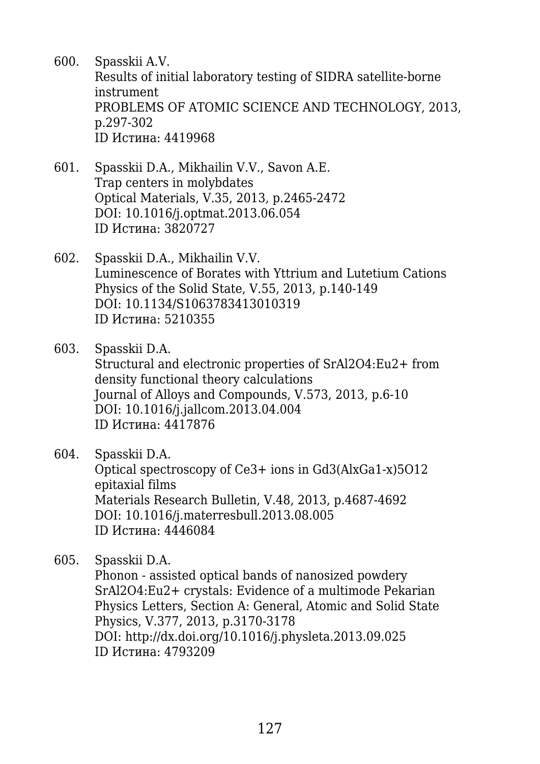600. Spasskii A.V.
Results of initial laboratory testing of SIDRA satellite-borne instrument
PROBLEMS OF ATOMIC SCIENCE AND TECHNOLOGY, 2013, p.297-302
ID Истина: 4419968

601. Spasskii D.A., Mikhailin V.V., Savon A.E.
Trap centers in molybdates
Optical Materials, V.35, 2013, p.2465-2472
DOI: 10.1016/j.optmat.2013.06.054
ID Истина: 3820727

602. Spasskii D.A., Mikhailin V.V.
Luminescence of Borates with Yttrium and Lutetium Cations
Physics of the Solid State, V.55, 2013, p.140-149
DOI: 10.1134/S1063783413010319
ID Истина: 5210355

603. Spasskii D.A.
Structural and electronic properties of $SrAl_2O_4:Eu^{2+}$ from density functional theory calculations
Journal of Alloys and Compounds, V.573, 2013, p.6-10
DOI: 10.1016/j.jallcom.2013.04.004
ID Истина: 4417876

604. Spasskii D.A.
Optical spectroscopy of $Ce^{3+}$ ions in $Gd_3(Al_xGa_{1-x})_5O_{12}$ epitaxial films
Materials Research Bulletin, V.48, 2013, p.4687-4692
DOI: 10.1016/j.materresbull.2013.08.005
ID Истина: 4446084

605. Spasskii D.A.
Phonon - assisted optical bands of nanosized powdery $SrAl_2O_4:Eu^{2+}$ crystals: Evidence of a multimode Pekarian
Physics Letters, Section A: General, Atomic and Solid State Physics, V.377, 2013, p.3170-3178
DOI: http://dx.doi.org/10.1016/j.physleta.2013.09.025
ID Истина: 4793209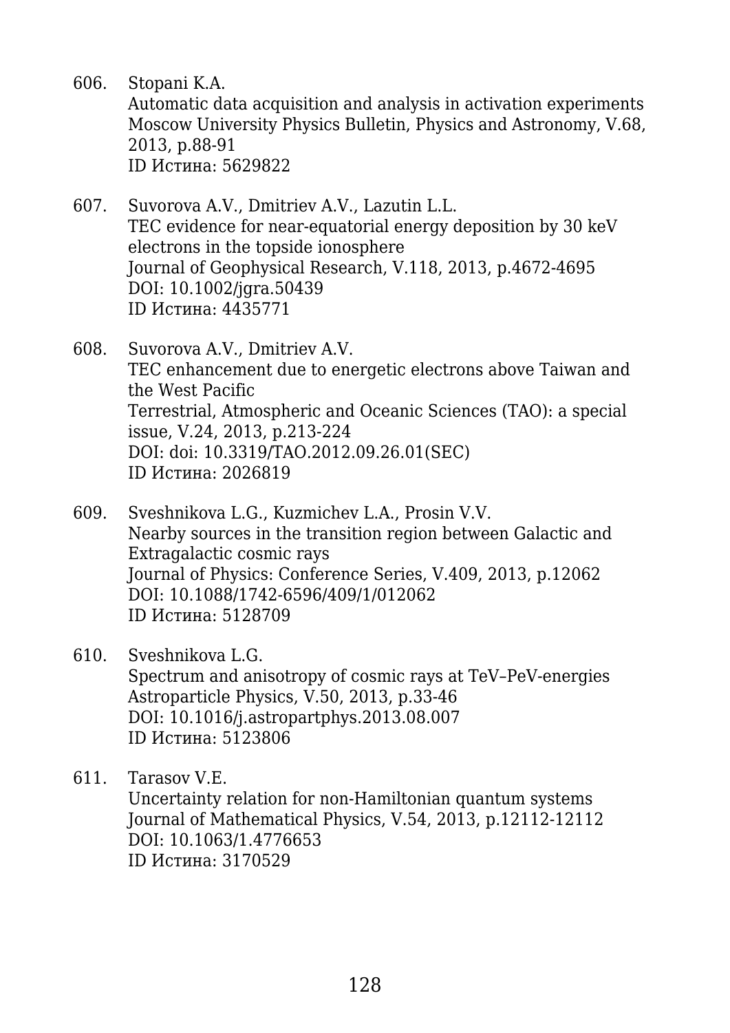606. Stopani K.A.
Automatic data acquisition and analysis in activation experiments
Moscow University Physics Bulletin, Physics and Astronomy, V.68, 2013, p.88-91
ID Истина: 5629822

607. Suvorova A.V., Dmitriev A.V., Lazutin L.L.
TEC evidence for near-equatorial energy deposition by 30 keV electrons in the topside ionosphere
Journal of Geophysical Research, V.118, 2013, p.4672-4695
DOI: 10.1002/jgra.50439
ID Истина: 4435771

608. Suvorova A.V., Dmitriev A.V.
TEC enhancement due to energetic electrons above Taiwan and the West Pacific
Terrestrial, Atmospheric and Oceanic Sciences (TAO): a special issue, V.24, 2013, p.213-224
DOI: doi: 10.3319/TAO.2012.09.26.01(SEC)
ID Истина: 2026819

609. Sveshnikova L.G., Kuzmichev L.A., Prosin V.V.
Nearby sources in the transition region between Galactic and Extragalactic cosmic rays
Journal of Physics: Conference Series, V.409, 2013, p.12062
DOI: 10.1088/1742-6596/409/1/012062
ID Истина: 5128709

610. Sveshnikova L.G.
Spectrum and anisotropy of cosmic rays at TeV–PeV-energies
Astroparticle Physics, V.50, 2013, p.33-46
DOI: 10.1016/j.astropartphys.2013.08.007
ID Истина: 5123806

611. Tarasov V.E.
Uncertainty relation for non-Hamiltonian quantum systems
Journal of Mathematical Physics, V.54, 2013, p.12112-12112
DOI: 10.1063/1.4776653
ID Истина: 3170529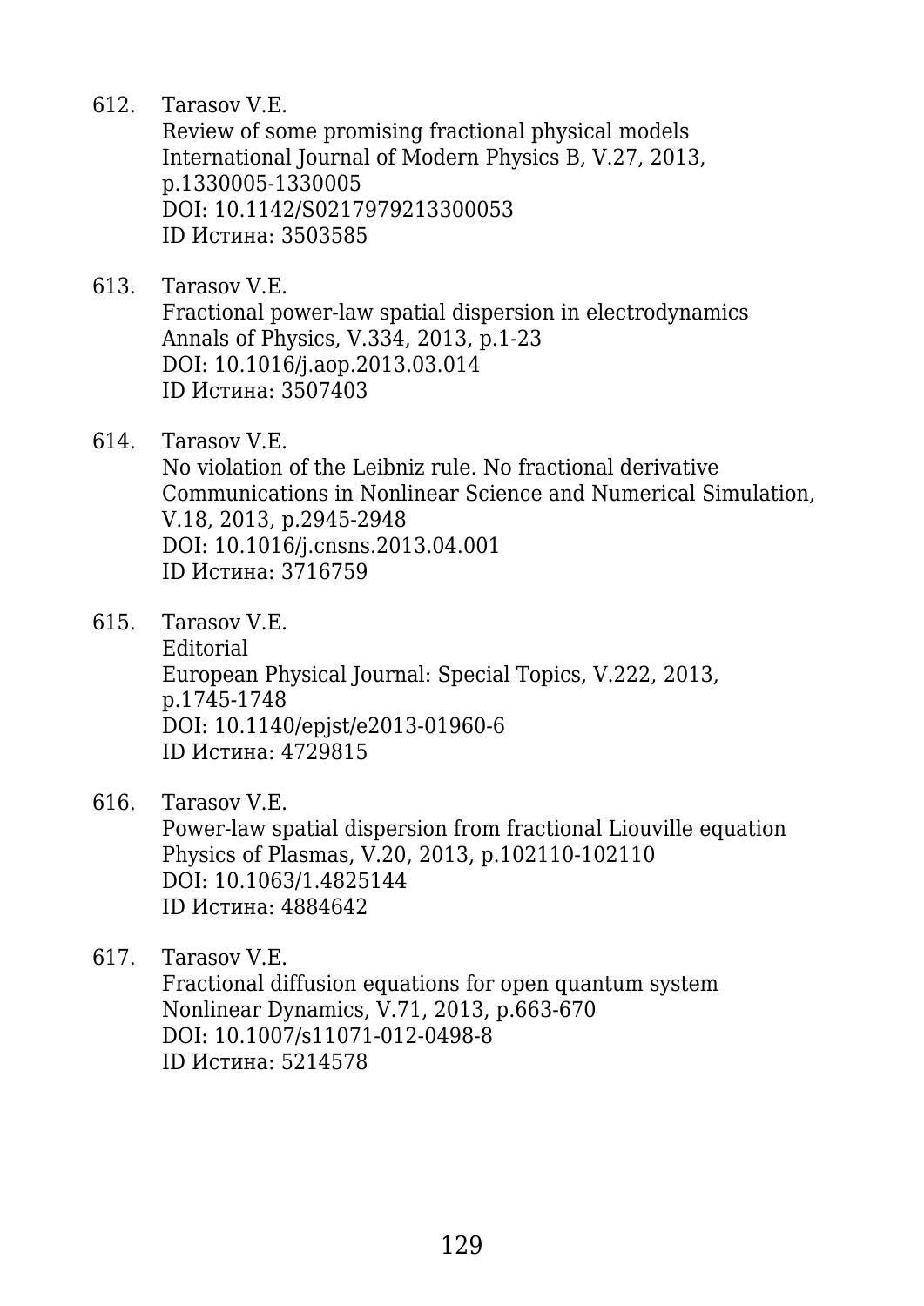612. Tarasov V.E.
     Review of some promising fractional physical models
     International Journal of Modern Physics B, V.27, 2013, p.1330005-1330005
     DOI: 10.1142/S0217979213300053
     ID Истина: 3503585

613. Tarasov V.E.
     Fractional power-law spatial dispersion in electrodynamics
     Annals of Physics, V.334, 2013, p.1-23
     DOI: 10.1016/j.aop.2013.03.014
     ID Истина: 3507403

614. Tarasov V.E.
     No violation of the Leibniz rule. No fractional derivative
     Communications in Nonlinear Science and Numerical Simulation, V.18, 2013, p.2945-2948
     DOI: 10.1016/j.cnsns.2013.04.001
     ID Истина: 3716759

615. Tarasov V.E.
     Editorial
     European Physical Journal: Special Topics, V.222, 2013, p.1745-1748
     DOI: 10.1140/epjst/e2013-01960-6
     ID Истина: 4729815

616. Tarasov V.E.
     Power-law spatial dispersion from fractional Liouville equation
     Physics of Plasmas, V.20, 2013, p.102110-102110
     DOI: 10.1063/1.4825144
     ID Истина: 4884642

617. Tarasov V.E.
     Fractional diffusion equations for open quantum system
     Nonlinear Dynamics, V.71, 2013, p.663-670
     DOI: 10.1007/s11071-012-0498-8
     ID Истина: 5214578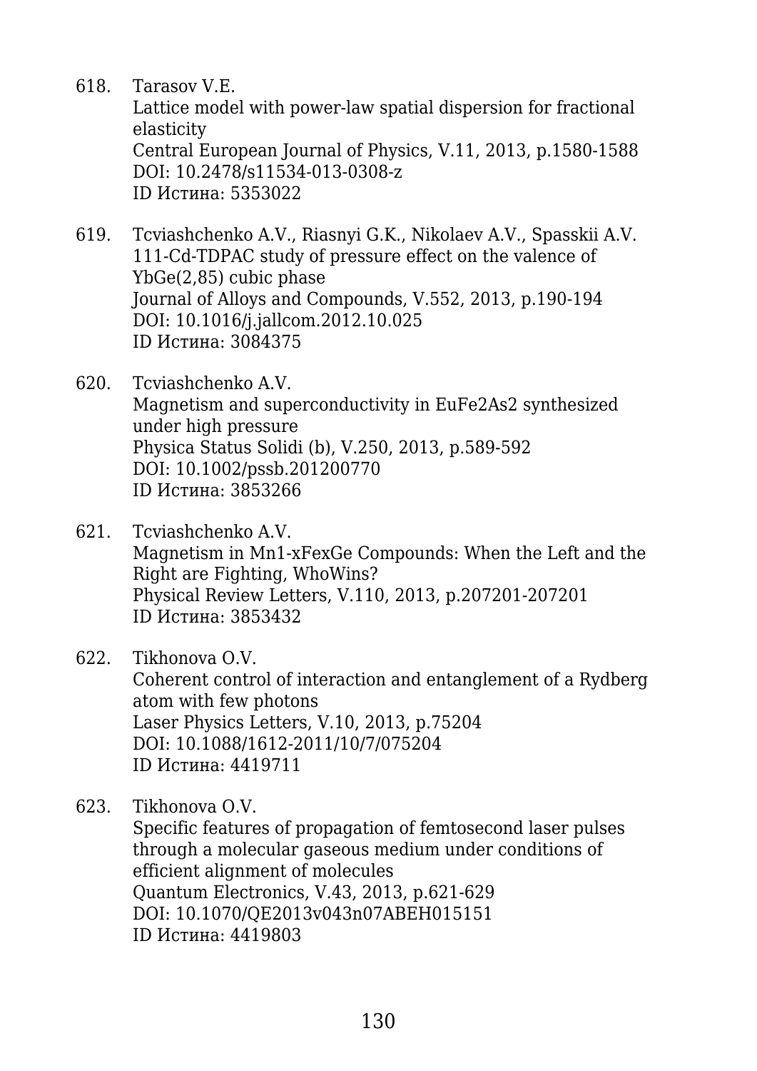618. Tarasov V.E.
Lattice model with power-law spatial dispersion for fractional elasticity
Central European Journal of Physics, V.11, 2013, p.1580-1588
DOI: 10.2478/s11534-013-0308-z
ID Истина: 5353022

619. Tcviashchenko A.V., Riasnyi G.K., Nikolaev A.V., Spasskii A.V.
111-Cd-TDPAC study of pressure effect on the valence of YbGe(2,85) cubic phase
Journal of Alloys and Compounds, V.552, 2013, p.190-194
DOI: 10.1016/j.jallcom.2012.10.025
ID Истина: 3084375

620. Tcviashchenko A.V.
Magnetism and superconductivity in EuFe2As2 synthesized under high pressure
Physica Status Solidi (b), V.250, 2013, p.589-592
DOI: 10.1002/pssb.201200770
ID Истина: 3853266

621. Tcviashchenko A.V.
Magnetism in Mn1-xFexGe Compounds: When the Left and the Right are Fighting, WhoWins?
Physical Review Letters, V.110, 2013, p.207201-207201
ID Истина: 3853432

622. Tikhonova O.V.
Coherent control of interaction and entanglement of a Rydberg atom with few photons
Laser Physics Letters, V.10, 2013, p.75204
DOI: 10.1088/1612-2011/10/7/075204
ID Истина: 4419711

623. Tikhonova O.V.
Specific features of propagation of femtosecond laser pulses through a molecular gaseous medium under conditions of efficient alignment of molecules
Quantum Electronics, V.43, 2013, p.621-629
DOI: 10.1070/QE2013v043n07ABEH015151
ID Истина: 4419803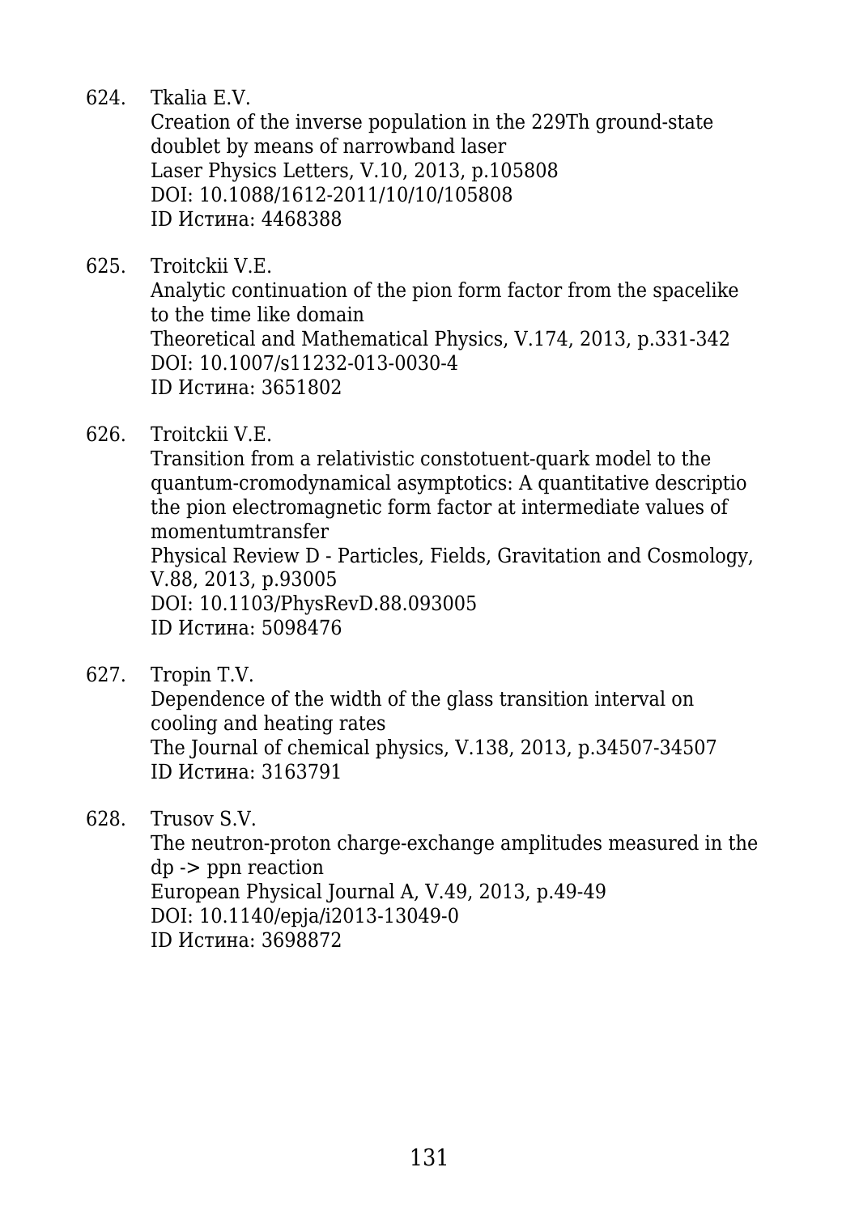624. Tkalia E.V.
Creation of the inverse population in the 229Th ground-state doublet by means of narrowband laser
Laser Physics Letters, V.10, 2013, p.105808
DOI: 10.1088/1612-2011/10/10/105808
ID Истина: 4468388

625. Troitckii V.E.
Analytic continuation of the pion form factor from the spacelike to the time like domain
Theoretical and Mathematical Physics, V.174, 2013, p.331-342
DOI: 10.1007/s11232-013-0030-4
ID Истина: 3651802

626. Troitckii V.E.
Transition from a relativistic constotuent-quark model to the quantum-cromodynamical asymptotics: A quantitative descriptio the pion electromagnetic form factor at intermediate values of momentumtransfer
Physical Review D - Particles, Fields, Gravitation and Cosmology, V.88, 2013, p.93005
DOI: 10.1103/PhysRevD.88.093005
ID Истина: 5098476

627. Tropin T.V.
Dependence of the width of the glass transition interval on cooling and heating rates
The Journal of chemical physics, V.138, 2013, p.34507-34507
ID Истина: 3163791

628. Trusov S.V.
The neutron-proton charge-exchange amplitudes measured in the dp -> ppn reaction
European Physical Journal A, V.49, 2013, p.49-49
DOI: 10.1140/epja/i2013-13049-0
ID Истина: 3698872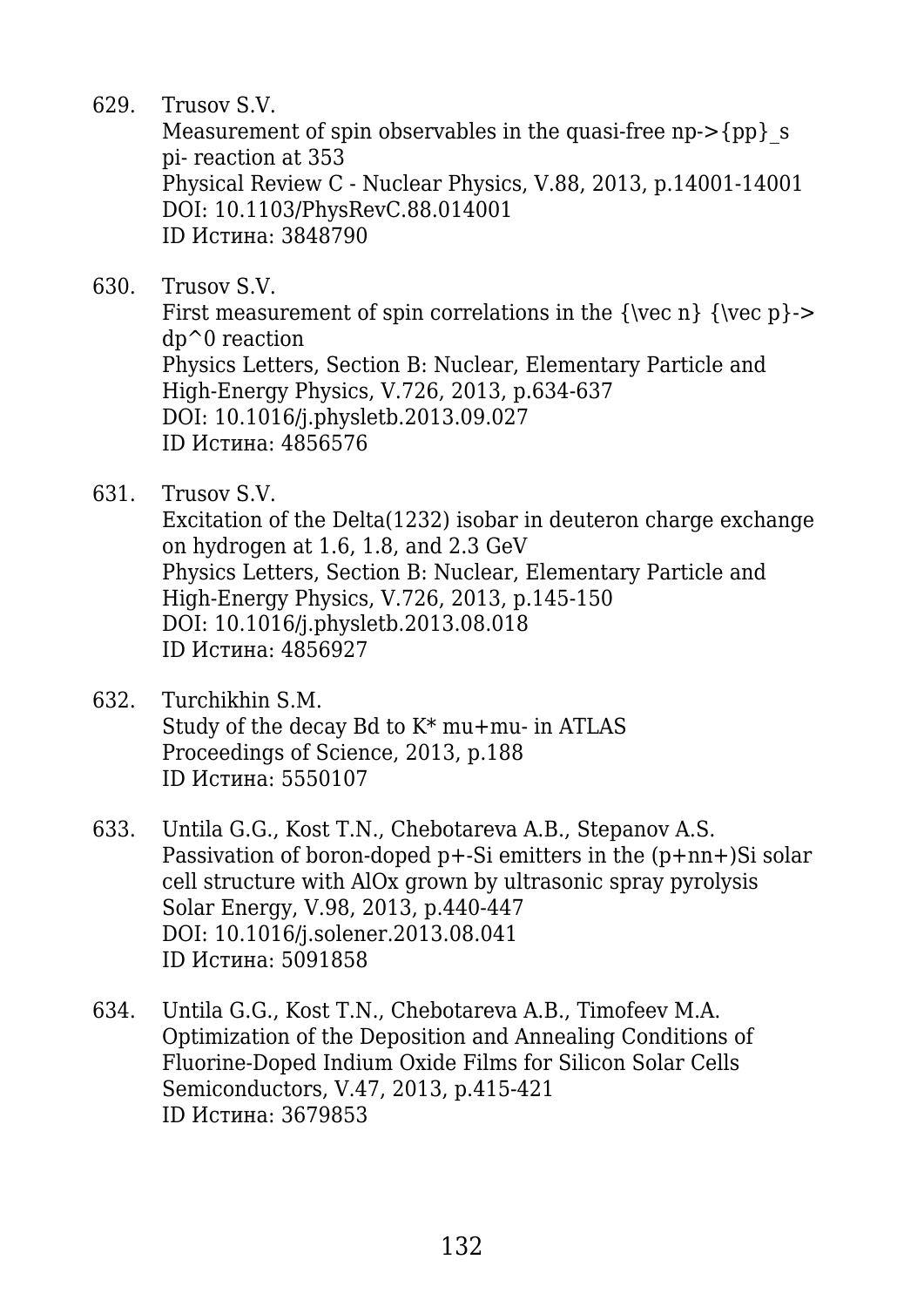629. Trusov S.V.
     Measurement of spin observables in the quasi-free np->{pp}_s pi- reaction at 353
     Physical Review C - Nuclear Physics, V.88, 2013, p.14001-14001
     DOI: 10.1103/PhysRevC.88.014001
     ID Истина: 3848790

630. Trusov S.V.
     First measurement of spin correlations in the {\vec n} {\vec p}-> dp^0 reaction
     Physics Letters, Section B: Nuclear, Elementary Particle and High-Energy Physics, V.726, 2013, p.634-637
     DOI: 10.1016/j.physletb.2013.09.027
     ID Истина: 4856576

631. Trusov S.V.
     Excitation of the Delta(1232) isobar in deuteron charge exchange on hydrogen at 1.6, 1.8, and 2.3 GeV
     Physics Letters, Section B: Nuclear, Elementary Particle and High-Energy Physics, V.726, 2013, p.145-150
     DOI: 10.1016/j.physletb.2013.08.018
     ID Истина: 4856927

632. Turchikhin S.M.
     Study of the decay Bd to K* mu+mu- in ATLAS
     Proceedings of Science, 2013, p.188
     ID Истина: 5550107

633. Untila G.G., Kost T.N., Chebotareva A.B., Stepanov A.S.
     Passivation of boron-doped p+-Si emitters in the (p+nn+)Si solar cell structure with AlOx grown by ultrasonic spray pyrolysis
     Solar Energy, V.98, 2013, p.440-447
     DOI: 10.1016/j.solener.2013.08.041
     ID Истина: 5091858

634. Untila G.G., Kost T.N., Chebotareva A.B., Timofeev M.A.
     Optimization of the Deposition and Annealing Conditions of Fluorine-Doped Indium Oxide Films for Silicon Solar Cells
     Semiconductors, V.47, 2013, p.415-421
     ID Истина: 3679853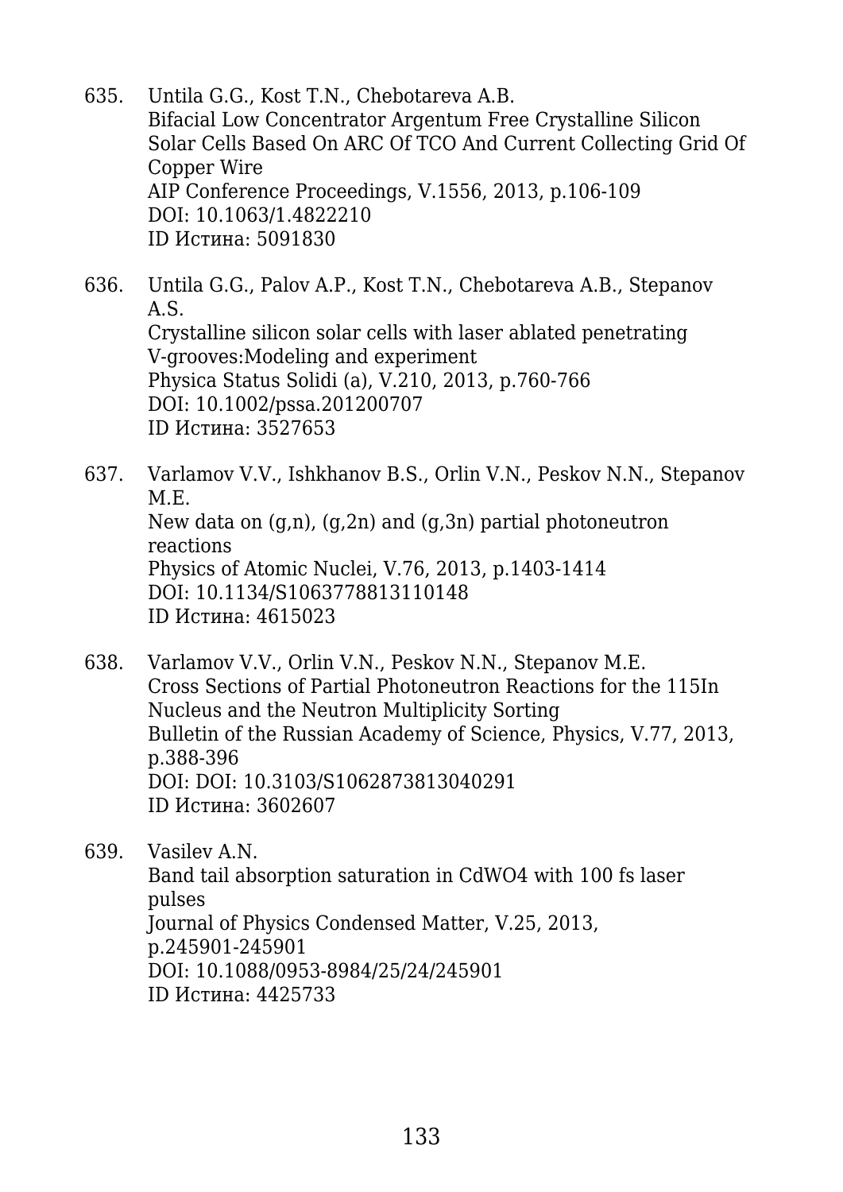635. Untila G.G., Kost T.N., Chebotareva A.B.
Bifacial Low Concentrator Argentum Free Crystalline Silicon Solar Cells Based On ARC Of TCO And Current Collecting Grid Of Copper Wire
AIP Conference Proceedings, V.1556, 2013, p.106-109
DOI: 10.1063/1.4822210
ID Истина: 5091830

636. Untila G.G., Palov A.P., Kost T.N., Chebotareva A.B., Stepanov A.S.
Crystalline silicon solar cells with laser ablated penetrating V-grooves:Modeling and experiment
Physica Status Solidi (a), V.210, 2013, p.760-766
DOI: 10.1002/pssa.201200707
ID Истина: 3527653

637. Varlamov V.V., Ishkhanov B.S., Orlin V.N., Peskov N.N., Stepanov M.E.
New data on (g,n), (g,2n) and (g,3n) partial photoneutron reactions
Physics of Atomic Nuclei, V.76, 2013, p.1403-1414
DOI: 10.1134/S1063778813110148
ID Истина: 4615023

638. Varlamov V.V., Orlin V.N., Peskov N.N., Stepanov M.E.
Cross Sections of Partial Photoneutron Reactions for the 115In Nucleus and the Neutron Multiplicity Sorting
Bulletin of the Russian Academy of Science, Physics, V.77, 2013, p.388-396
DOI: DOI: 10.3103/S1062873813040291
ID Истина: 3602607

639. Vasilev A.N.
Band tail absorption saturation in CdWO4 with 100 fs laser pulses
Journal of Physics Condensed Matter, V.25, 2013, p.245901-245901
DOI: 10.1088/0953-8984/25/24/245901
ID Истина: 4425733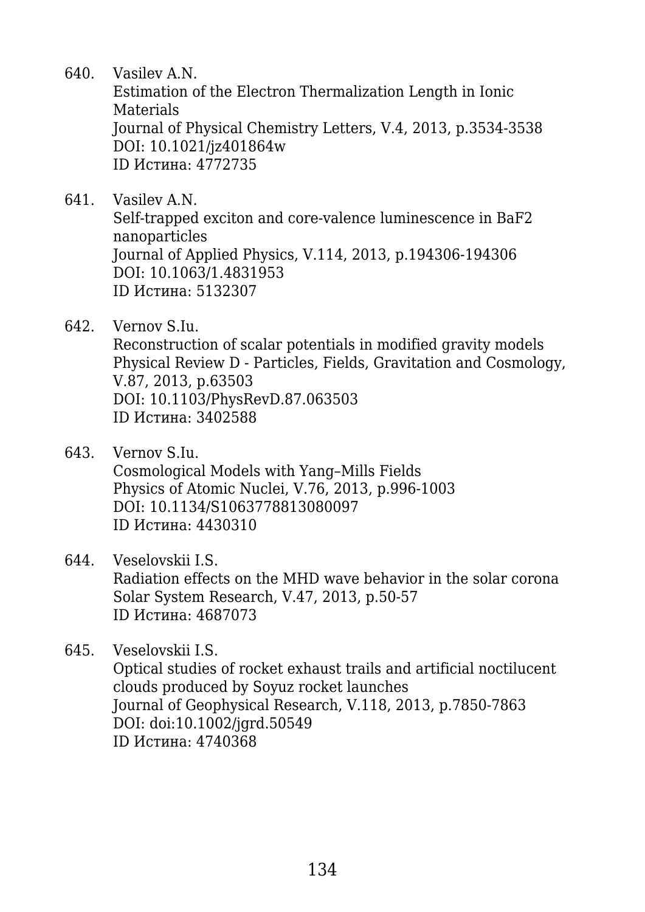640. Vasilev A.N.
     Estimation of the Electron Thermalization Length in Ionic Materials
     Journal of Physical Chemistry Letters, V.4, 2013, p.3534-3538
     DOI: 10.1021/jz401864w
     ID Истина: 4772735

641. Vasilev A.N.
     Self-trapped exciton and core-valence luminescence in BaF2 nanoparticles
     Journal of Applied Physics, V.114, 2013, p.194306-194306
     DOI: 10.1063/1.4831953
     ID Истина: 5132307

642. Vernov S.Iu.
     Reconstruction of scalar potentials in modified gravity models
     Physical Review D - Particles, Fields, Gravitation and Cosmology, V.87, 2013, p.63503
     DOI: 10.1103/PhysRevD.87.063503
     ID Истина: 3402588

643. Vernov S.Iu.
     Cosmological Models with Yang–Mills Fields
     Physics of Atomic Nuclei, V.76, 2013, p.996-1003
     DOI: 10.1134/S1063778813080097
     ID Истина: 4430310

644. Veselovskii I.S.
     Radiation effects on the MHD wave behavior in the solar corona
     Solar System Research, V.47, 2013, p.50-57
     ID Истина: 4687073

645. Veselovskii I.S.
     Optical studies of rocket exhaust trails and artificial noctilucent clouds produced by Soyuz rocket launches
     Journal of Geophysical Research, V.118, 2013, p.7850-7863
     DOI: doi:10.1002/jgrd.50549
     ID Истина: 4740368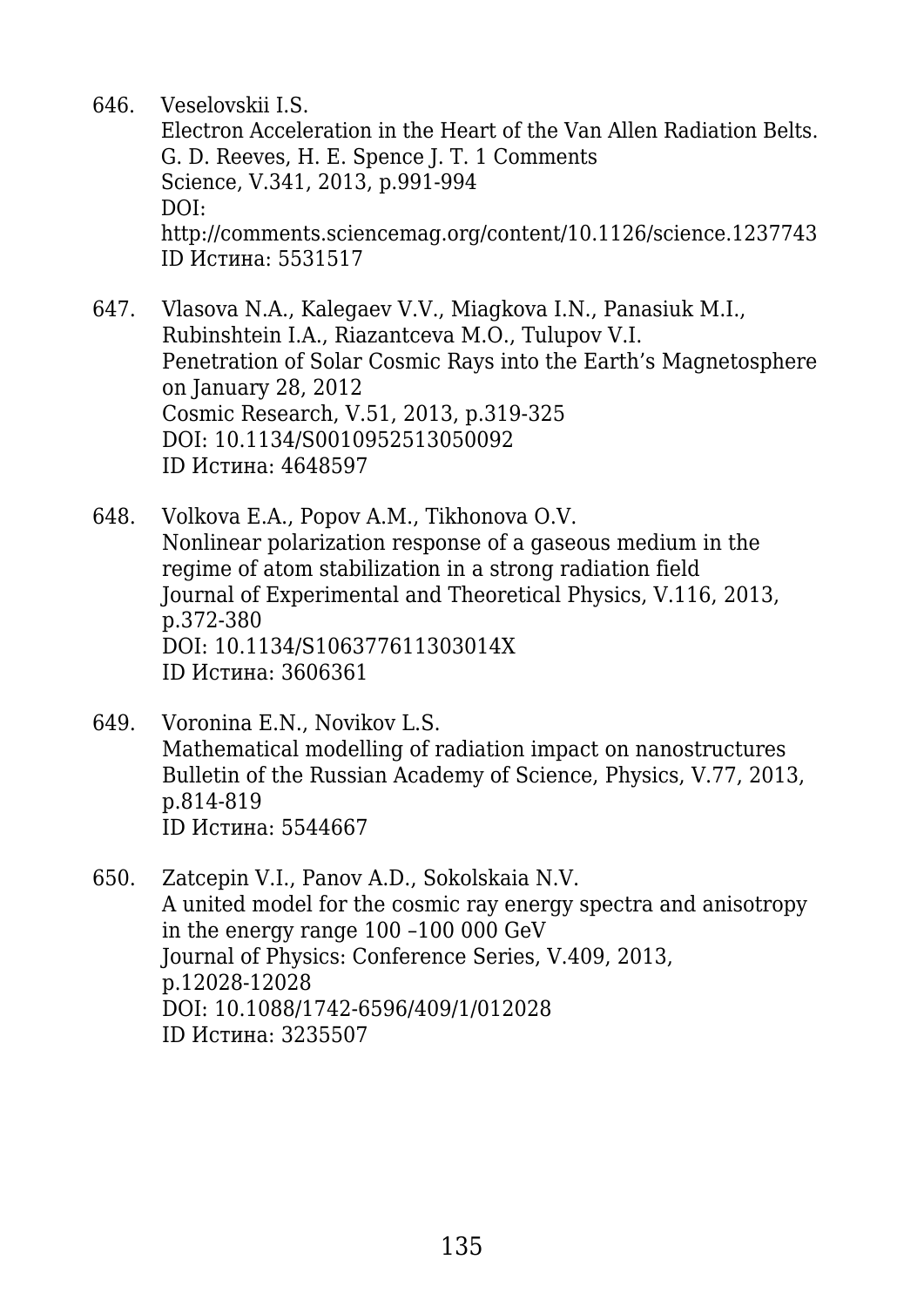646. Veselovskii I.S.
     Electron Acceleration in the Heart of the Van Allen Radiation Belts. G. D. Reeves, H. E. Spence J. T. 1 Comments
     Science, V.341, 2013, p.991-994
     DOI: http://comments.sciencemag.org/content/10.1126/science.1237743
     ID Истина: 5531517

647. Vlasova N.A., Kalegaev V.V., Miagkova I.N., Panasiuk M.I., Rubinshtein I.A., Riazantceva M.O., Tulupov V.I.
     Penetration of Solar Cosmic Rays into the Earth's Magnetosphere on January 28, 2012
     Cosmic Research, V.51, 2013, p.319-325
     DOI: 10.1134/S0010952513050092
     ID Истина: 4648597

648. Volkova E.A., Popov A.M., Tikhonova O.V.
     Nonlinear polarization response of a gaseous medium in the regime of atom stabilization in a strong radiation field
     Journal of Experimental and Theoretical Physics, V.116, 2013, p.372-380
     DOI: 10.1134/S106377611303014X
     ID Истина: 3606361

649. Voronina E.N., Novikov L.S.
     Mathematical modelling of radiation impact on nanostructures
     Bulletin of the Russian Academy of Science, Physics, V.77, 2013, p.814-819
     ID Истина: 5544667

650. Zatcepin V.I., Panov A.D., Sokolskaia N.V.
     A united model for the cosmic ray energy spectra and anisotropy in the energy range 100 –100 000 GeV
     Journal of Physics: Conference Series, V.409, 2013, p.12028-12028
     DOI: 10.1088/1742-6596/409/1/012028
     ID Истина: 3235507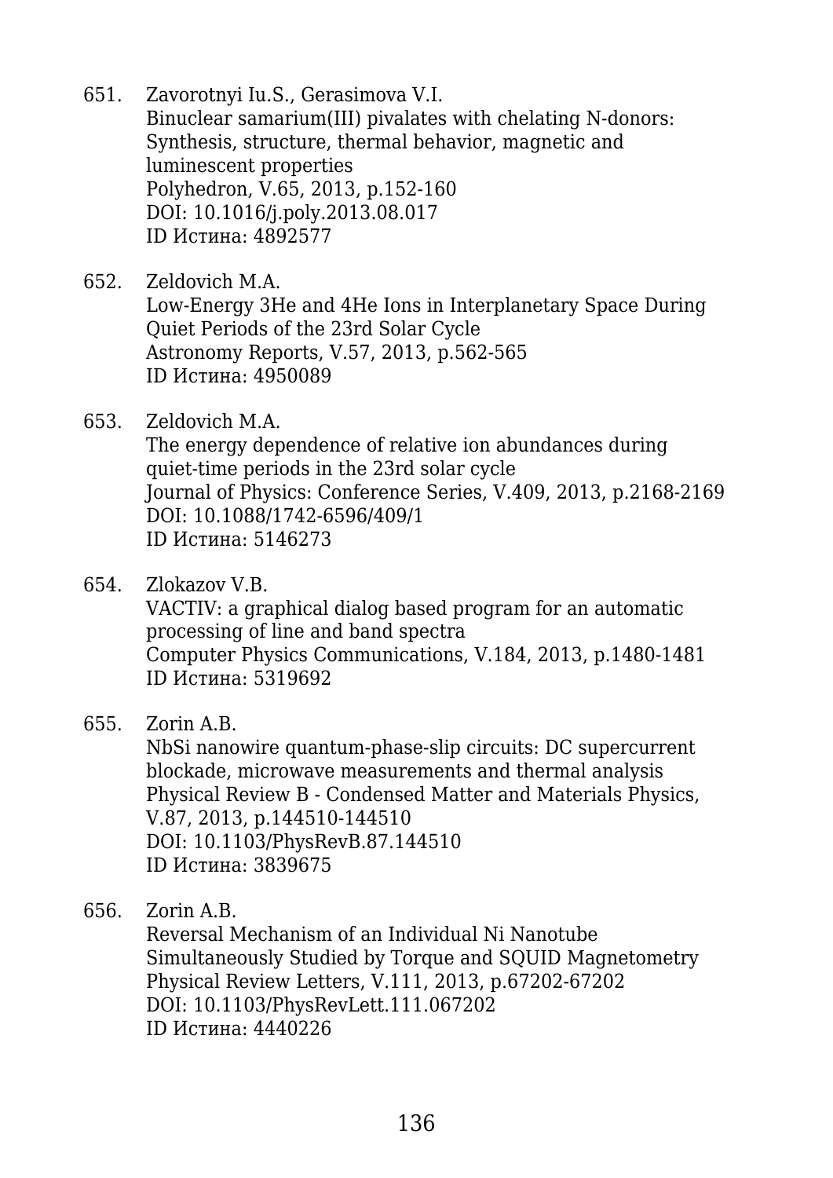651. Zavorotnyi Iu.S., Gerasimova V.I.
Binuclear samarium(III) pivalates with chelating N-donors: Synthesis, structure, thermal behavior, magnetic and luminescent properties
Polyhedron, V.65, 2013, p.152-160
DOI: 10.1016/j.poly.2013.08.017
ID Истина: 4892577

652. Zeldovich M.A.
Low-Energy 3He and 4He Ions in Interplanetary Space During Quiet Periods of the 23rd Solar Cycle
Astronomy Reports, V.57, 2013, p.562-565
ID Истина: 4950089

653. Zeldovich M.A.
The energy dependence of relative ion abundances during quiet-time periods in the 23rd solar cycle
Journal of Physics: Conference Series, V.409, 2013, p.2168-2169
DOI: 10.1088/1742-6596/409/1
ID Истина: 5146273

654. Zlokazov V.B.
VACTIV: a graphical dialog based program for an automatic processing of line and band spectra
Computer Physics Communications, V.184, 2013, p.1480-1481
ID Истина: 5319692

655. Zorin A.B.
NbSi nanowire quantum-phase-slip circuits: DC supercurrent blockade, microwave measurements and thermal analysis
Physical Review B - Condensed Matter and Materials Physics, V.87, 2013, p.144510-144510
DOI: 10.1103/PhysRevB.87.144510
ID Истина: 3839675

656. Zorin A.B.
Reversal Mechanism of an Individual Ni Nanotube Simultaneously Studied by Torque and SQUID Magnetometry
Physical Review Letters, V.111, 2013, p.67202-67202
DOI: 10.1103/PhysRevLett.111.067202
ID Истина: 4440226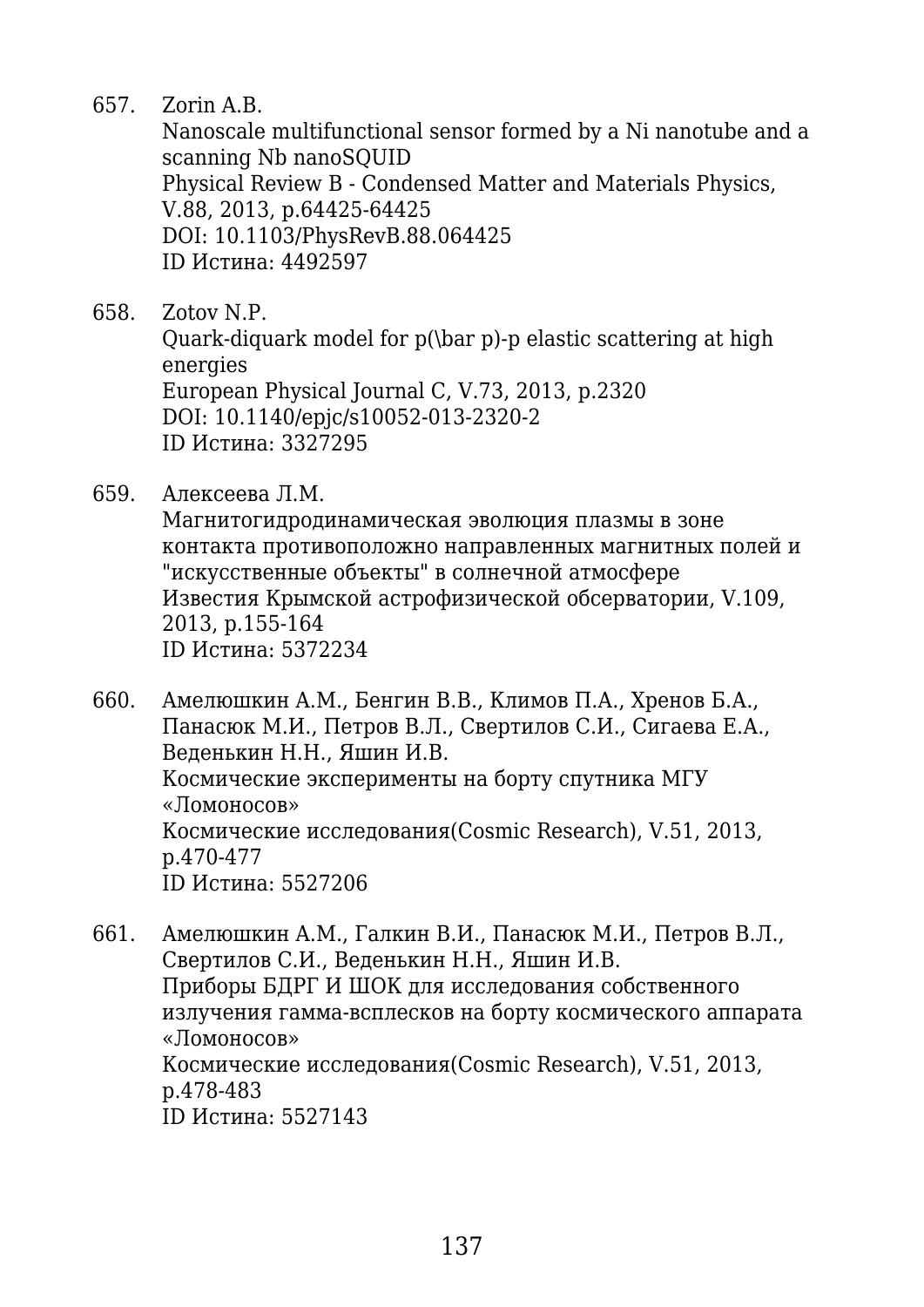657. Zorin A.B.
Nanoscale multifunctional sensor formed by a Ni nanotube and a scanning Nb nanoSQUID
Physical Review B - Condensed Matter and Materials Physics, V.88, 2013, p.64425-64425
DOI: 10.1103/PhysRevB.88.064425
ID Истина: 4492597

658. Zotov N.P.
Quark-diquark model for p(\bar p)-p elastic scattering at high energies
European Physical Journal C, V.73, 2013, p.2320
DOI: 10.1140/epjc/s10052-013-2320-2
ID Истина: 3327295

659. Алексеева Л.М.
Магнитогидродинамическая эволюция плазмы в зоне контакта противоположно направленных магнитных полей и "искусственные объекты" в солнечной атмосфере
Известия Крымской астрофизической обсерватории, V.109, 2013, p.155-164
ID Истина: 5372234

660. Амелюшкин А.М., Бенгин В.В., Климов П.А., Хренов Б.А., Панасюк М.И., Петров В.Л., Свертилов С.И., Сигаева Е.А., Веденькин Н.Н., Яшин И.В.
Космические эксперименты на борту спутника МГУ «Ломоносов»
Космические исследования(Cosmic Research), V.51, 2013, p.470-477
ID Истина: 5527206

661. Амелюшкин А.М., Галкин В.И., Панасюк М.И., Петров В.Л., Свертилов С.И., Веденькин Н.Н., Яшин И.В.
Приборы БДРГ И ШОК для исследования собственного излучения гамма-всплесков на борту космического аппарата «Ломоносов»
Космические исследования(Cosmic Research), V.51, 2013, p.478-483
ID Истина: 5527143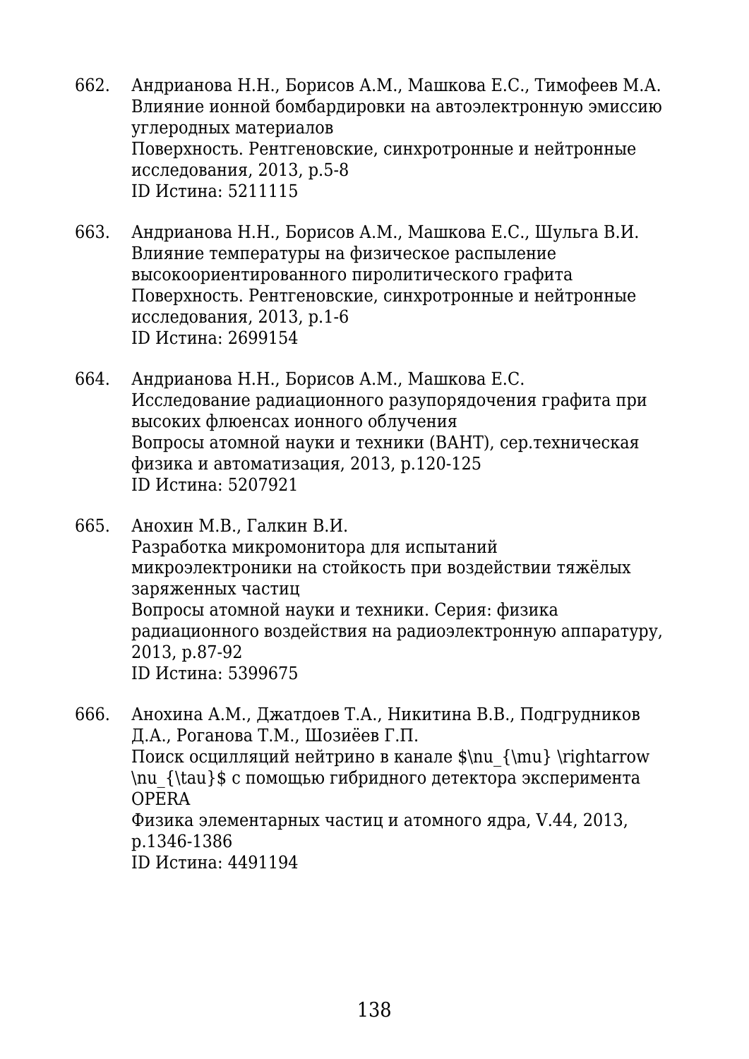662. Андрианова Н.Н., Борисов А.М., Машкова Е.С., Тимофеев М.А.
Влияние ионной бомбардировки на автоэлектронную эмиссию углеродных материалов
Поверхность. Рентгеновские, синхротронные и нейтронные исследования, 2013, p.5-8
ID Истина: 5211115

663. Андрианова Н.Н., Борисов А.М., Машкова Е.С., Шульга В.И.
Влияние температуры на физическое распыление высокоориентированного пиролитического графита
Поверхность. Рентгеновские, синхротронные и нейтронные исследования, 2013, p.1-6
ID Истина: 2699154

664. Андрианова Н.Н., Борисов А.М., Машкова Е.С.
Исследование радиационного разупорядочения графита при высоких флюенсах ионного облучения
Вопросы атомной науки и техники (ВАНТ), сер.техническая физика и автоматизация, 2013, p.120-125
ID Истина: 5207921

665. Анохин М.В., Галкин В.И.
Разработка микромонитора для испытаний микроэлектроники на стойкость при воздействии тяжёлых заряженных частиц
Вопросы атомной науки и техники. Серия: физика радиационного воздействия на радиоэлектронную аппаратуру, 2013, p.87-92
ID Истина: 5399675

666. Анохина А.М., Джатдоев Т.А., Никитина В.В., Подгрудников Д.А., Роганова Т.М., Шозиёев Г.П.
Поиск осцилляций нейтрино в канале $\nu_{\mu} \rightarrow \nu_{\tau}$ с помощью гибридного детектора эксперимента OPERA
Физика элементарных частиц и атомного ядра, V.44, 2013, p.1346-1386
ID Истина: 4491194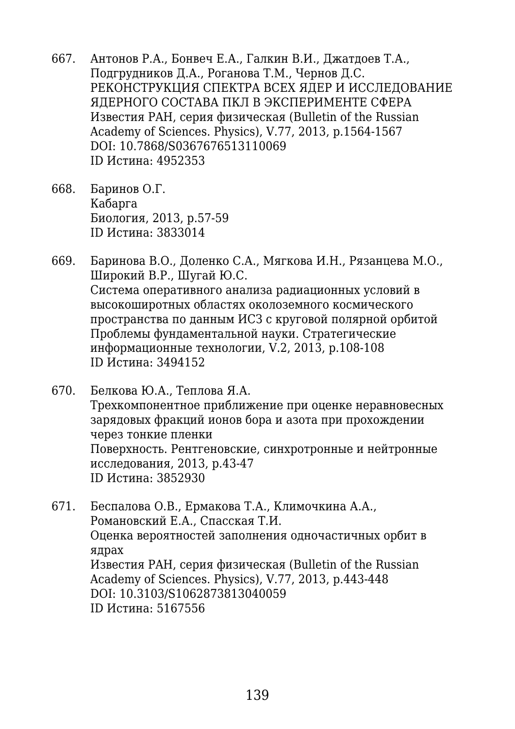667. Антонов Р.А., Бонвеч Е.А., Галкин В.И., Джатдоев Т.А., Подгрудников Д.А., Роганова Т.М., Чернов Д.С.
РЕКОНСТРУКЦИЯ СПЕКТРА ВСЕХ ЯДЕР И ИССЛЕДОВАНИЕ ЯДЕРНОГО СОСТАВА ПКЛ В ЭКСПЕРИМЕНТЕ СФЕРА
Известия РАН, серия физическая (Bulletin of the Russian Academy of Sciences. Physics), V.77, 2013, p.1564-1567
DOI: 10.7868/S0367676513110069
ID Истина: 4952353

668. Баринов О.Г.
Кабарга
Биология, 2013, p.57-59
ID Истина: 3833014

669. Баринова В.О., Доленко С.А., Мягкова И.Н., Рязанцева М.О., Широкий В.Р., Шугай Ю.С.
Система оперативного анализа радиационных условий в высокоширотных областях околоземного космического пространства по данным ИСЗ с круговой полярной орбитой
Проблемы фундаментальной науки. Стратегические информационные технологии, V.2, 2013, p.108-108
ID Истина: 3494152

670. Белкова Ю.А., Теплова Я.А.
Трехкомпонентное приближение при оценке неравновесных зарядовых фракций ионов бора и азота при прохождении через тонкие пленки
Поверхность. Рентгеновские, синхротронные и нейтронные исследования, 2013, p.43-47
ID Истина: 3852930

671. Беспалова О.В., Ермакова Т.А., Климочкина А.А., Романовский Е.А., Спасская Т.И.
Оценка вероятностей заполнения одночастичных орбит в ядрах
Известия РАН, серия физическая (Bulletin of the Russian Academy of Sciences. Physics), V.77, 2013, p.443-448
DOI: 10.3103/S1062873813040059
ID Истина: 5167556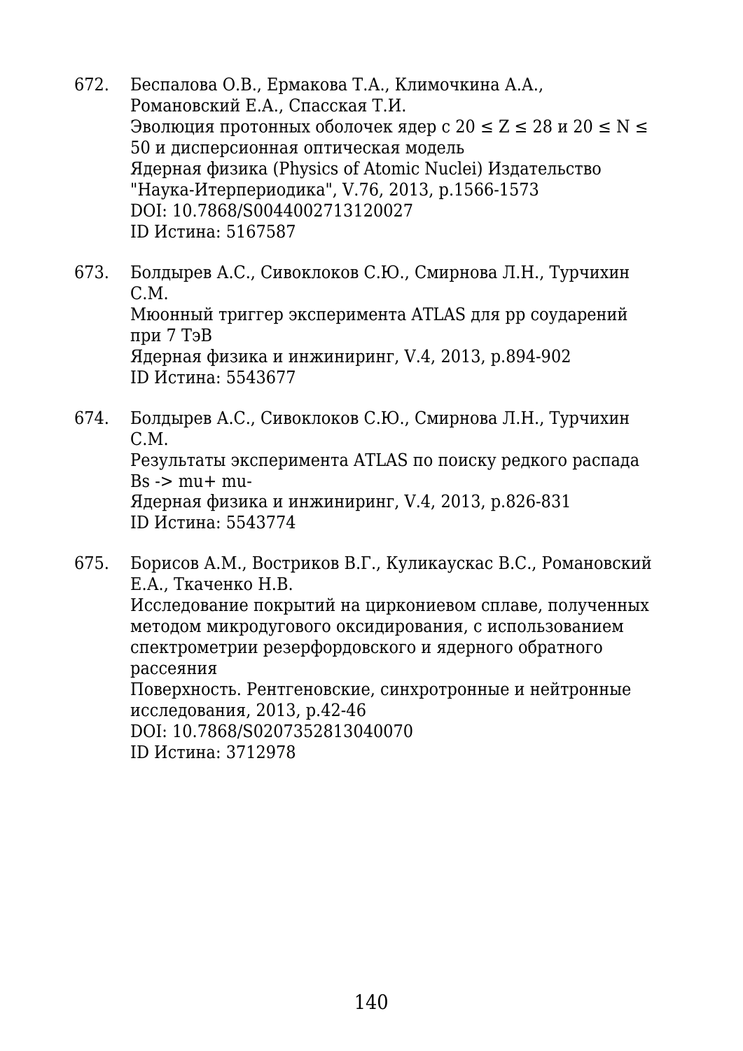672. Беспалова О.В., Ермакова Т.А., Климочкина А.А., Романовский Е.А., Спасская Т.И.
Эволюция протонных оболочек ядер с $20 \le Z \le 28$ и $20 \le N \le 50$ и дисперсионная оптическая модель
Ядерная физика (Physics of Atomic Nuclei) Издательство "Наука-Итерпериодика", V.76, 2013, p.1566-1573
DOI: 10.7868/S0044002713120027
ID Истина: 5167587

673. Болдырев А.С., Сивоклоков С.Ю., Смирнова Л.Н., Турчихин С.М.
Мюонный триггер эксперимента ATLAS для pp соударений при 7 ТэВ
Ядерная физика и инжиниринг, V.4, 2013, p.894-902
ID Истина: 5543677

674. Болдырев А.С., Сивоклоков С.Ю., Смирнова Л.Н., Турчихин С.М.
Результаты эксперимента ATLAS по поиску редкого распада Bs -> mu+ mu-
Ядерная физика и инжиниринг, V.4, 2013, p.826-831
ID Истина: 5543774

675. Борисов А.М., Востриков В.Г., Куликаускас В.С., Романовский Е.А., Ткаченко Н.В.
Исследование покрытий на циркониевом сплаве, полученных методом микродугового оксидирования, с использованием спектрометрии резерфордовского и ядерного обратного рассеяния
Поверхность. Рентгеновские, синхротронные и нейтронные исследования, 2013, p.42-46
DOI: 10.7868/S0207352813040070
ID Истина: 3712978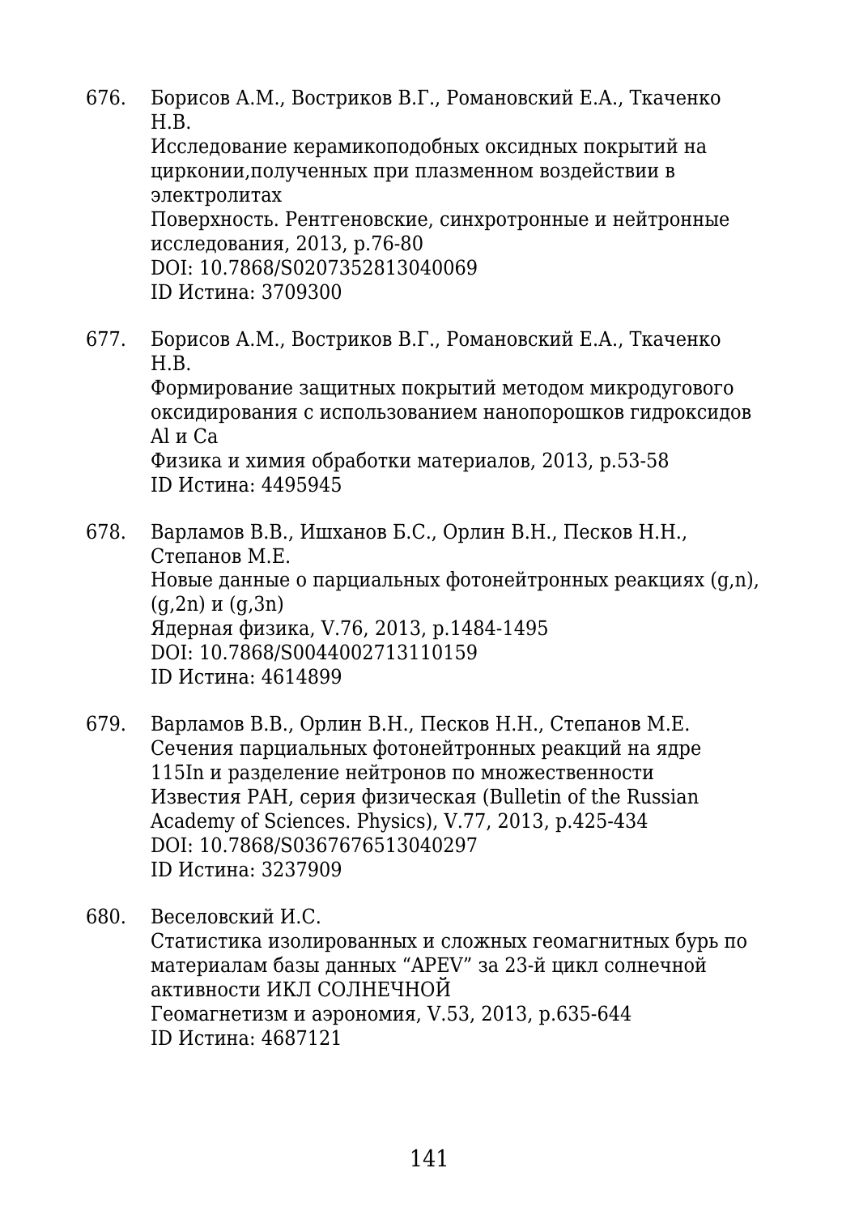676. Борисов А.М., Востриков В.Г., Романовский Е.А., Ткаченко Н.В.
Исследование керамикоподобных оксидных покрытий на цирконии,полученных при плазменном воздействии в электролитах
Поверхность. Рентгеновские, синхротронные и нейтронные исследования, 2013, p.76-80
DOI: 10.7868/S0207352813040069
ID Истина: 3709300

677. Борисов А.М., Востриков В.Г., Романовский Е.А., Ткаченко Н.В.
Формирование защитных покрытий методом микродугового оксидирования с использованием нанопорошков гидроксидов Al и Ca
Физика и химия обработки материалов, 2013, p.53-58
ID Истина: 4495945

678. Варламов В.В., Ишханов Б.С., Орлин В.Н., Песков Н.Н., Степанов М.Е.
Новые данные о парциальных фотонейтронных реакциях (g,n), (g,2n) и (g,3n)
Ядерная физика, V.76, 2013, p.1484-1495
DOI: 10.7868/S0044002713110159
ID Истина: 4614899

679. Варламов В.В., Орлин В.Н., Песков Н.Н., Степанов М.Е.
Сечения парциальных фотонейтронных реакций на ядре 115In и разделение нейтронов по множественности
Известия РАН, серия физическая (Bulletin of the Russian Academy of Sciences. Physics), V.77, 2013, p.425-434
DOI: 10.7868/S0367676513040297
ID Истина: 3237909

680. Веселовский И.С.
Статистика изолированных и сложных геомагнитных бурь по материалам базы данных “APEV” за 23-й цикл солнечной активности ИКЛ СОЛНЕЧНОЙ
Геомагнетизм и аэрономия, V.53, 2013, p.635-644
ID Истина: 4687121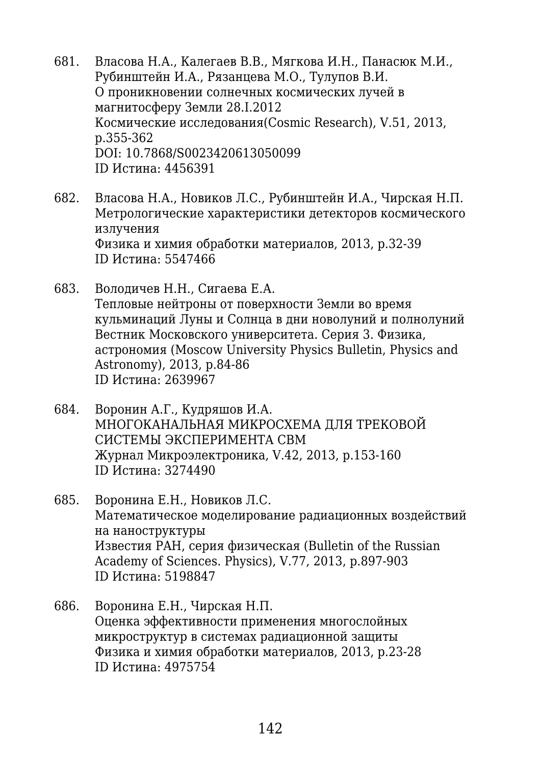681. Власова Н.А., Калегаев В.В., Мягкова И.Н., Панасюк М.И., Рубинштейн И.А., Рязанцева М.О., Тулупов В.И.
О проникновении солнечных космических лучей в магнитосферу Земли 28.I.2012
Космические исследования(Cosmic Research), V.51, 2013, p.355-362
DOI: 10.7868/S0023420613050099
ID Истина: 4456391

682. Власова Н.А., Новиков Л.С., Рубинштейн И.А., Чирская Н.П.
Метрологические характеристики детекторов космического излучения
Физика и химия обработки материалов, 2013, p.32-39
ID Истина: 5547466

683. Володичев Н.Н., Сигаева Е.А.
Тепловые нейтроны от поверхности Земли во время кульминаций Луны и Солнца в дни новолуний и полнолуний
Вестник Московского университета. Серия 3. Физика, астрономия (Moscow University Physics Bulletin, Physics and Astronomy), 2013, p.84-86
ID Истина: 2639967

684. Воронин А.Г., Кудряшов И.А.
МНОГОКАНАЛЬНАЯ МИКРОСХЕМА ДЛЯ ТРЕКОВОЙ СИСТЕМЫ ЭКСПЕРИМЕНТА CBM
Журнал Микроэлектроника, V.42, 2013, p.153-160
ID Истина: 3274490

685. Воронина Е.Н., Новиков Л.С.
Математическое моделирование радиационных воздействий на наноструктуры
Известия РАН, серия физическая (Bulletin of the Russian Academy of Sciences. Physics), V.77, 2013, p.897-903
ID Истина: 5198847

686. Воронина Е.Н., Чирская Н.П.
Оценка эффективности применения многослойных микроструктур в системах радиационной защиты
Физика и химия обработки материалов, 2013, p.23-28
ID Истина: 4975754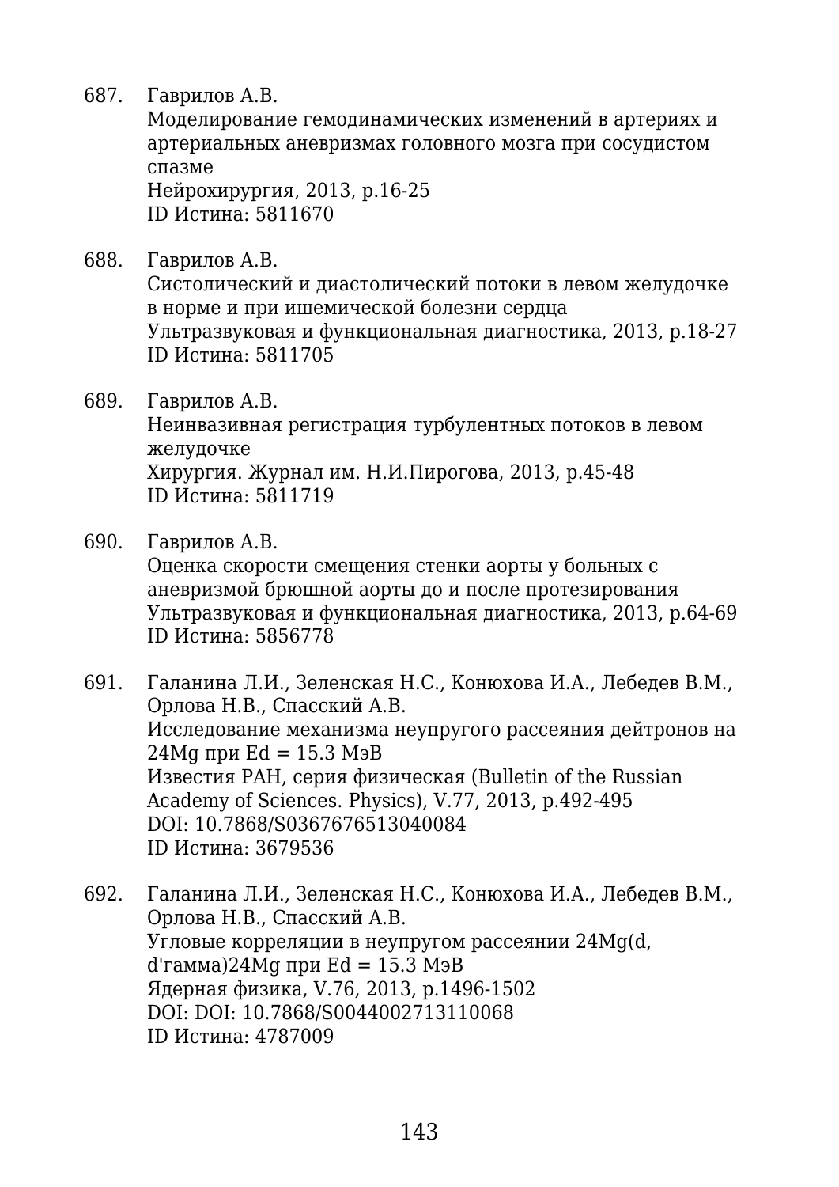687. Гаврилов А.В.  
Моделирование гемодинамических изменений в артериях и артериальных аневризмах головного мозга при сосудистом спазме  
Нейрохирургия, 2013, p.16-25  
ID Истина: 5811670

688. Гаврилов А.В.  
Систолический и диастолический потоки в левом желудочке в норме и при ишемической болезни сердца  
Ультразвуковая и функциональная диагностика, 2013, p.18-27  
ID Истина: 5811705

689. Гаврилов А.В.  
Неинвазивная регистрация турбулентных потоков в левом желудочке  
Хирургия. Журнал им. Н.И.Пирогова, 2013, p.45-48  
ID Истина: 5811719

690. Гаврилов А.В.  
Оценка скорости смещения стенки аорты у больных с аневризмой брюшной аорты до и после протезирования  
Ультразвуковая и функциональная диагностика, 2013, p.64-69  
ID Истина: 5856778

691. Галанина Л.И., Зеленская Н.С., Конюхова И.А., Лебедев В.М., Орлова Н.В., Спасский А.В.  
Исследование механизма неупругого рассеяния дейтронов на 24Mg при Ed = 15.3 МэВ  
Известия РАН, серия физическая (Bulletin of the Russian Academy of Sciences. Physics), V.77, 2013, p.492-495  
DOI: 10.7868/S0367676513040084  
ID Истина: 3679536

692. Галанина Л.И., Зеленская Н.С., Конюхова И.А., Лебедев В.М., Орлова Н.В., Спасский А.В.  
Угловые корреляции в неупругом рассеянии 24Mg(d, d'гамма)24Mg при Ed = 15.3 МэВ  
Ядерная физика, V.76, 2013, p.1496-1502  
DOI: DOI: 10.7868/S0044002713110068  
ID Истина: 4787009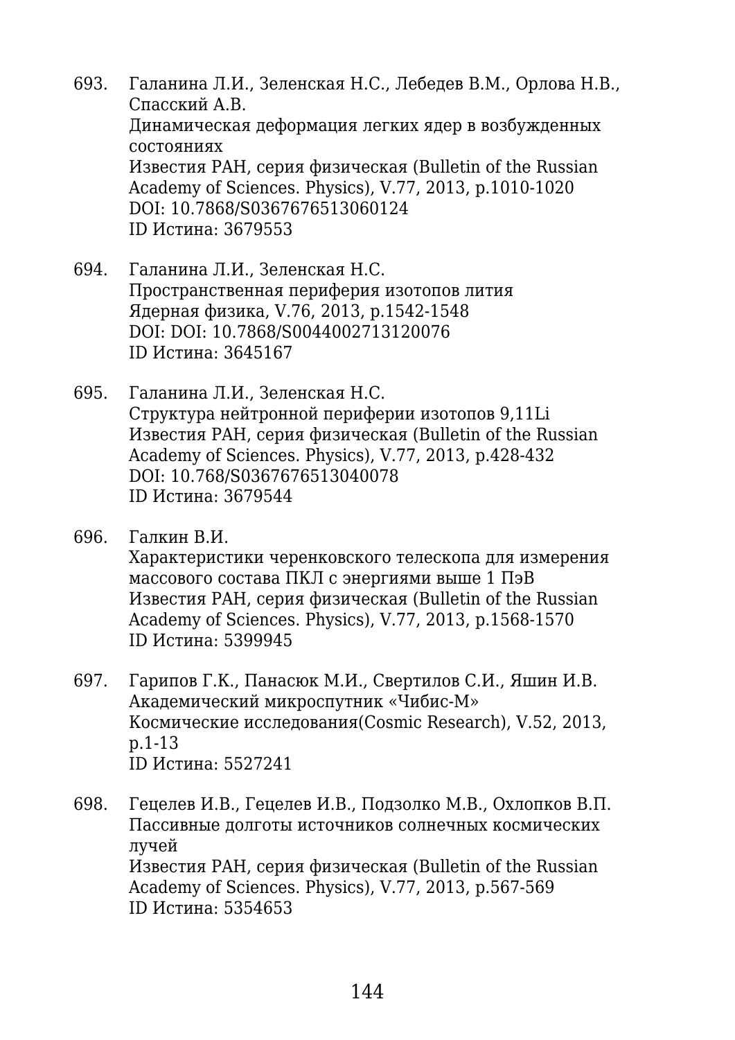693. Галанина Л.И., Зеленская Н.С., Лебедев В.М., Орлова Н.В., Спасский А.В.
Динамическая деформация легких ядер в возбужденных состояниях
Известия РАН, серия физическая (Bulletin of the Russian Academy of Sciences. Physics), V.77, 2013, p.1010-1020
DOI: 10.7868/S0367676513060124
ID Истина: 3679553

694. Галанина Л.И., Зеленская Н.С.
Пространственная периферия изотопов лития
Ядерная физика, V.76, 2013, p.1542-1548
DOI: DOI: 10.7868/S0044002713120076
ID Истина: 3645167

695. Галанина Л.И., Зеленская Н.С.
Структура нейтронной периферии изотопов 9,11Li
Известия РАН, серия физическая (Bulletin of the Russian Academy of Sciences. Physics), V.77, 2013, p.428-432
DOI: 10.768/S0367676513040078
ID Истина: 3679544

696. Галкин В.И.
Характеристики черенковского телескопа для измерения массового состава ПКЛ с энергиями выше 1 ПэВ
Известия РАН, серия физическая (Bulletin of the Russian Academy of Sciences. Physics), V.77, 2013, p.1568-1570
ID Истина: 5399945

697. Гарипов Г.К., Панасюк М.И., Свертилов С.И., Яшин И.В.
Академический микроспутник «Чибис-М»
Космические исследования(Cosmic Research), V.52, 2013, p.1-13
ID Истина: 5527241

698. Гецелев И.В., Гецелев И.В., Подзолко М.В., Охлопков В.П.
Пассивные долготы источников солнечных космических лучей
Известия РАН, серия физическая (Bulletin of the Russian Academy of Sciences. Physics), V.77, 2013, p.567-569
ID Истина: 5354653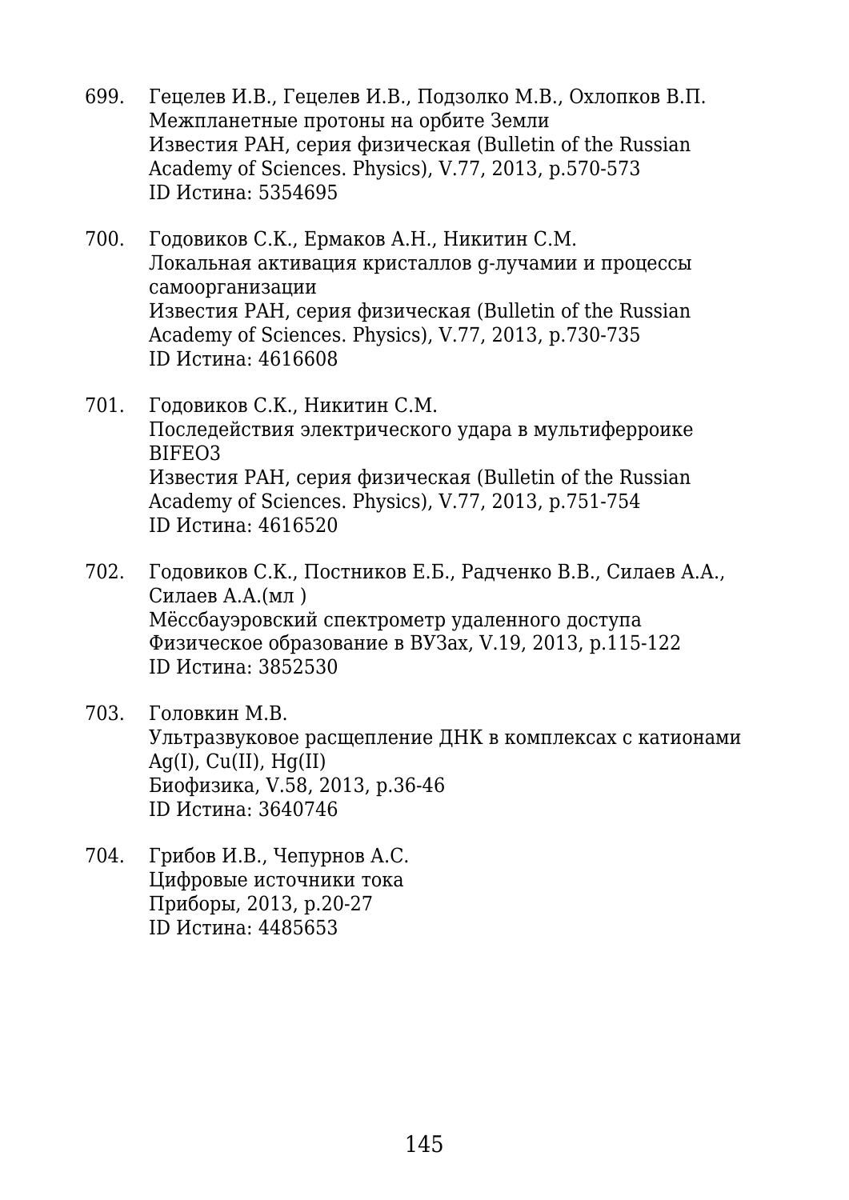699. Гецелев И.В., Гецелев И.В., Подзолко М.В., Охлопков В.П.
Межпланетные протоны на орбите Земли
Известия РАН, серия физическая (Bulletin of the Russian Academy of Sciences. Physics), V.77, 2013, p.570-573
ID Истина: 5354695

700. Годовиков С.К., Ермаков А.Н., Никитин С.М.
Локальная активация кристаллов g-лучамии и процессы самоорганизации
Известия РАН, серия физическая (Bulletin of the Russian Academy of Sciences. Physics), V.77, 2013, p.730-735
ID Истина: 4616608

701. Годовиков С.К., Никитин С.М.
Последействия электрического удара в мультиферроике BIFEO3
Известия РАН, серия физическая (Bulletin of the Russian Academy of Sciences. Physics), V.77, 2013, p.751-754
ID Истина: 4616520

702. Годовиков С.К., Постников Е.Б., Радченко В.В., Силаев А.А., Силаев А.А.(мл )
Мёссбауэровский спектрометр удаленного доступа
Физическое образование в ВУЗах, V.19, 2013, p.115-122
ID Истина: 3852530

703. Головкин М.В.
Ультразвуковое расщепление ДНК в комплексах с катионами Ag(I), Cu(II), Hg(II)
Биофизика, V.58, 2013, p.36-46
ID Истина: 3640746

704. Грибов И.В., Чепурнов А.С.
Цифровые источники тока
Приборы, 2013, p.20-27
ID Истина: 4485653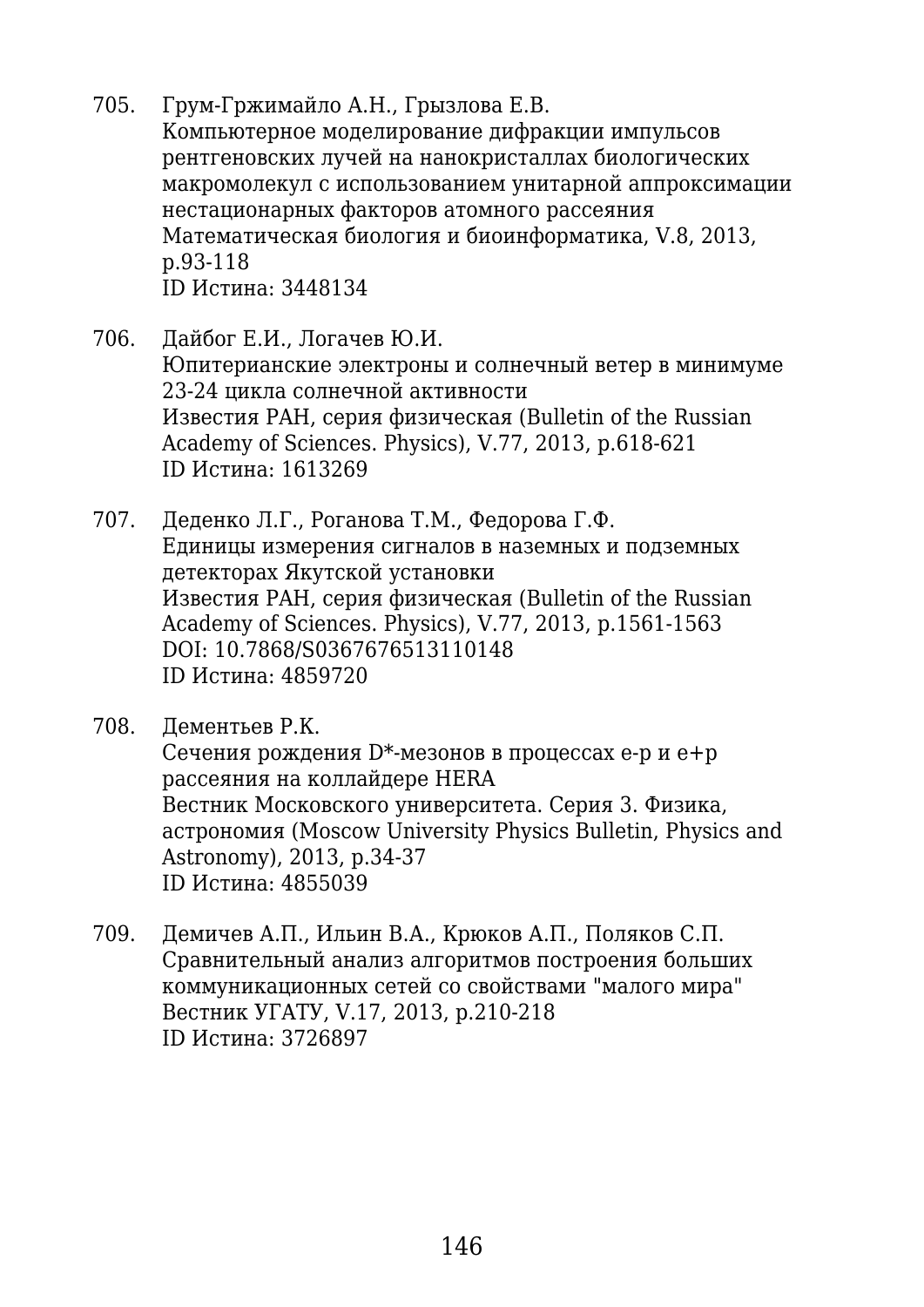705. Грум-Гржимайло А.Н., Грызлова Е.В.
Компьютерное моделирование дифракции импульсов рентгеновских лучей на нанокристаллах биологических макромолекул с использованием унитарной аппроксимации нестационарных факторов атомного рассеяния
Математическая биология и биоинформатика, V.8, 2013, p.93-118
ID Истина: 3448134

706. Дайбог Е.И., Логачев Ю.И.
Юпитерианские электроны и солнечный ветер в минимуме 23-24 цикла солнечной активности
Известия РАН, серия физическая (Bulletin of the Russian Academy of Sciences. Physics), V.77, 2013, p.618-621
ID Истина: 1613269

707. Деденко Л.Г., Роганова Т.М., Федорова Г.Ф.
Единицы измерения сигналов в наземных и подземных детекторах Якутской установки
Известия РАН, серия физическая (Bulletin of the Russian Academy of Sciences. Physics), V.77, 2013, p.1561-1563
DOI: 10.7868/S0367676513110148
ID Истина: 4859720

708. Дементьев Р.К.
Сечения рождения D*-мезонов в процессах e-p и e+p рассеяния на коллайдере HERA
Вестник Московского университета. Серия 3. Физика, астрономия (Moscow University Physics Bulletin, Physics and Astronomy), 2013, p.34-37
ID Истина: 4855039

709. Демичев А.П., Ильин В.А., Крюков А.П., Поляков С.П.
Сравнительный анализ алгоритмов построения больших коммуникационных сетей со свойствами "малого мира"
Вестник УГАТУ, V.17, 2013, p.210-218
ID Истина: 3726897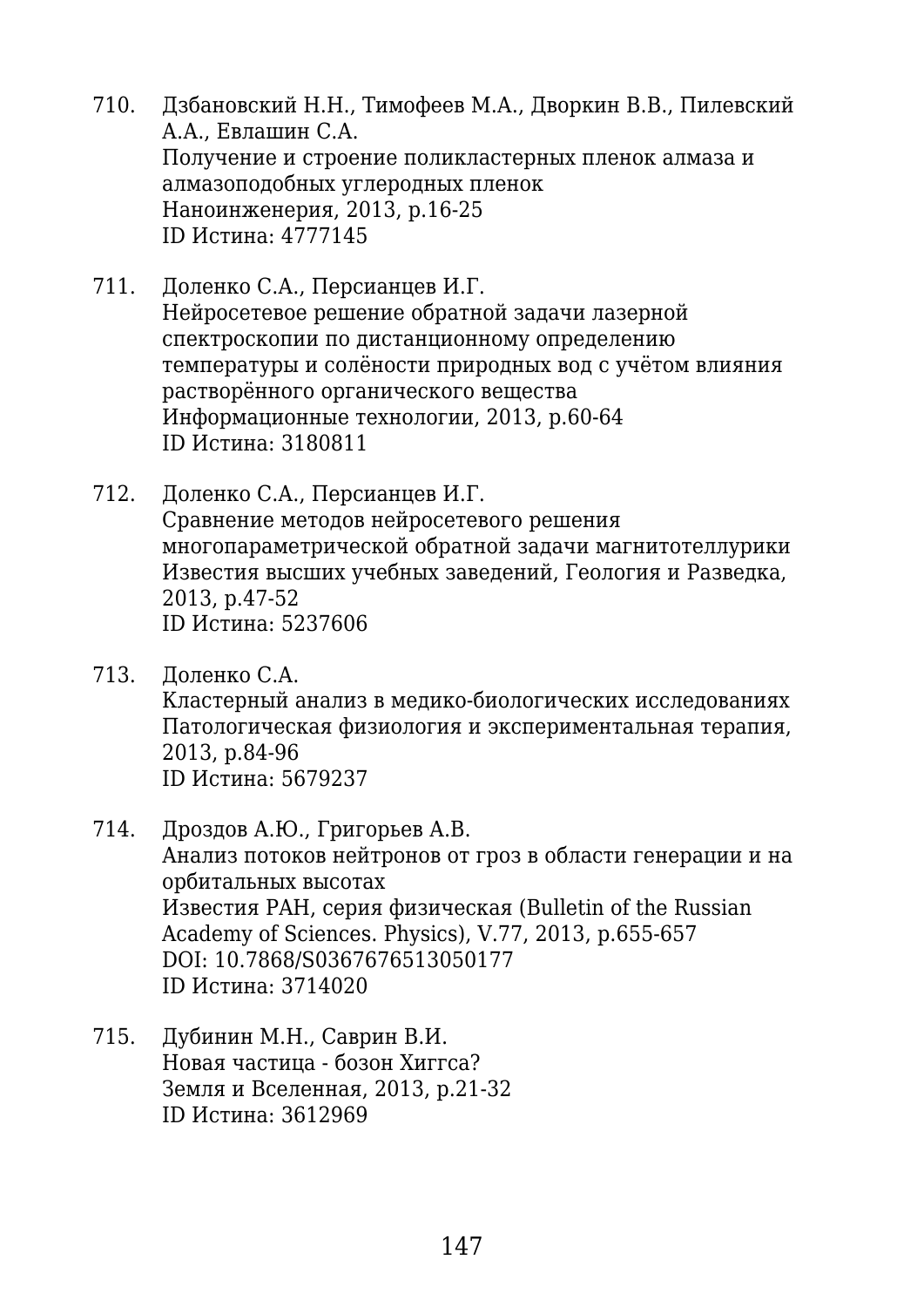710. Дзбановский Н.Н., Тимофеев М.А., Дворкин В.В., Пилевский А.А., Евлашин С.А.
Получение и строение поликластерных пленок алмаза и алмазоподобных углеродных пленок
Наноинженерия, 2013, p.16-25
ID Истина: 4777145

711. Доленко С.А., Персиянцев И.Г.
Нейросетевое решение обратной задачи лазерной спектроскопии по дистанционному определению температуры и солёности природных вод с учётом влияния растворённого органического вещества
Информационные технологии, 2013, p.60-64
ID Истина: 3180811

712. Доленко С.А., Персиянцев И.Г.
Сравнение методов нейросетевого решения многопараметрической обратной задачи магнитотеллурики
Известия высших учебных заведений, Геология и Разведка, 2013, p.47-52
ID Истина: 5237606

713. Доленко С.А.
Кластерный анализ в медико-биологических исследованиях
Патологическая физиология и экспериментальная терапия, 2013, p.84-96
ID Истина: 5679237

714. Дроздов А.Ю., Григорьев А.В.
Анализ потоков нейтронов от гроз в области генерации и на орбитальных высотах
Известия РАН, серия физическая (Bulletin of the Russian Academy of Sciences. Physics), V.77, 2013, p.655-657
DOI: 10.7868/S0367676513050177
ID Истина: 3714020

715. Дубинин М.Н., Саврин В.И.
Новая частица - бозон Хиггса?
Земля и Вселенная, 2013, p.21-32
ID Истина: 3612969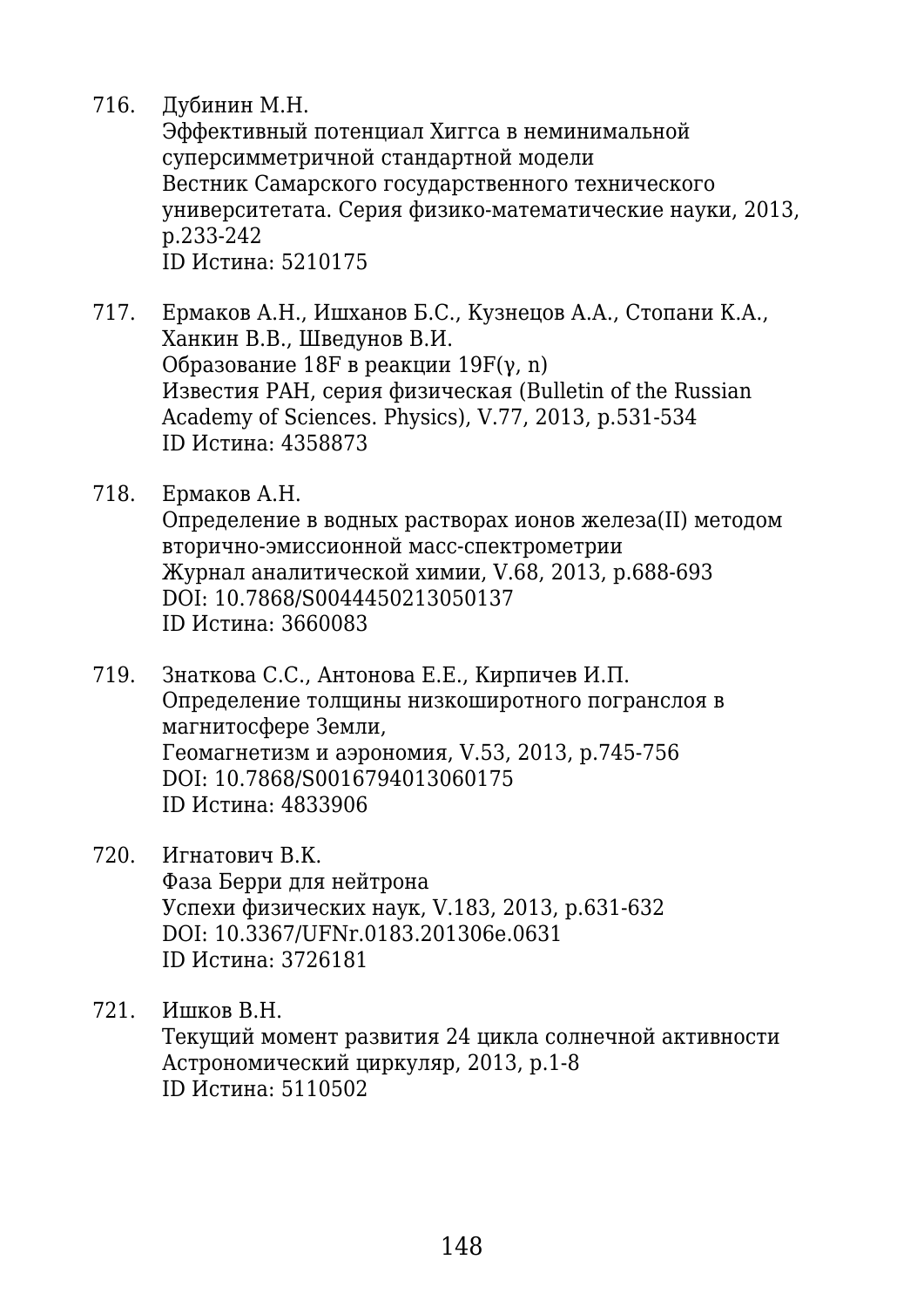716. Дубинин М.Н.
Эффективный потенциал Хиггса в неминимальной суперсимметричной стандартной модели
Вестник Самарского государственного технического университетата. Серия физико-математические науки, 2013, p.233-242
ID Истина: 5210175

717. Ермаков А.Н., Ишханов Б.С., Кузнецов А.А., Стопани К.А., Ханкин В.В., Шведунов В.И.
Образование 18F в реакции 19F(γ, n)
Известия РАН, серия физическая (Bulletin of the Russian Academy of Sciences. Physics), V.77, 2013, p.531-534
ID Истина: 4358873

718. Ермаков А.Н.
Определение в водных растворах ионов железа(II) методом вторично-эмиссионной масс-спектрометрии
Журнал аналитической химии, V.68, 2013, p.688-693
DOI: 10.7868/S0044450213050137
ID Истина: 3660083

719. Знаткова С.С., Антонова Е.Е., Кирпичев И.П.
Определение толщины низкоширотного погранслоя в магнитосфере Земли,
Геомагнетизм и аэрономия, V.53, 2013, p.745-756
DOI: 10.7868/S0016794013060175
ID Истина: 4833906

720. Игнатович В.К.
Фаза Берри для нейтрона
Успехи физических наук, V.183, 2013, p.631-632
DOI: 10.3367/UFNr.0183.201306e.0631
ID Истина: 3726181

721. Ишков В.Н.
Текущий момент развития 24 цикла солнечной активности
Астрономический циркуляр, 2013, p.1-8
ID Истина: 5110502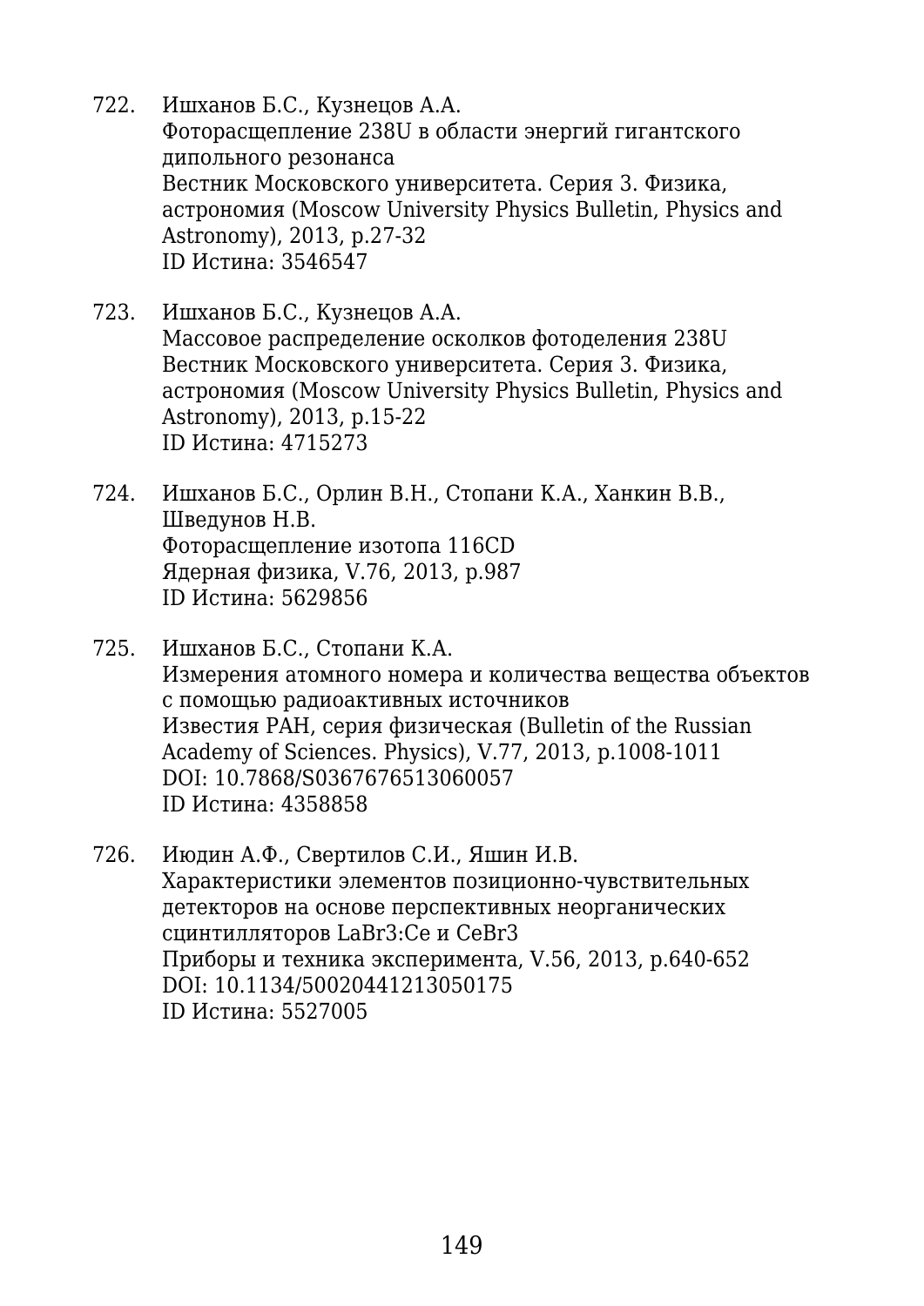722. Ишханов Б.С., Кузнецов А.А.
     Фоторасщепление 238U в области энергий гигантского дипольного резонанса
     Вестник Московского университета. Серия 3. Физика, астрономия (Moscow University Physics Bulletin, Physics and Astronomy), 2013, p.27-32
     ID Истина: 3546547

723. Ишханов Б.С., Кузнецов А.А.
     Массовое распределение осколков фотоделения 238U
     Вестник Московского университета. Серия 3. Физика, астрономия (Moscow University Physics Bulletin, Physics and Astronomy), 2013, p.15-22
     ID Истина: 4715273

724. Ишханов Б.С., Орлин В.Н., Стопани К.А., Ханкин В.В., Шведунов Н.В.
     Фоторасщепление изотопа 116CD
     Ядерная физика, V.76, 2013, p.987
     ID Истина: 5629856

725. Ишханов Б.С., Стопани К.А.
     Измерения атомного номера и количества вещества объектов с помощью радиоактивных источников
     Известия РАН, серия физическая (Bulletin of the Russian Academy of Sciences. Physics), V.77, 2013, p.1008-1011
     DOI: 10.7868/S0367676513060057
     ID Истина: 4358858

726. Июдин А.Ф., Свертилов С.И., Яшин И.В.
     Характеристики элементов позиционно-чувствительных детекторов на основе перспективных неорганических сцинтилляторов LaBr3:Ce и CeBr3
     Приборы и техника эксперимента, V.56, 2013, p.640-652
     DOI: 10.1134/S0020441213050175
     ID Истина: 5527005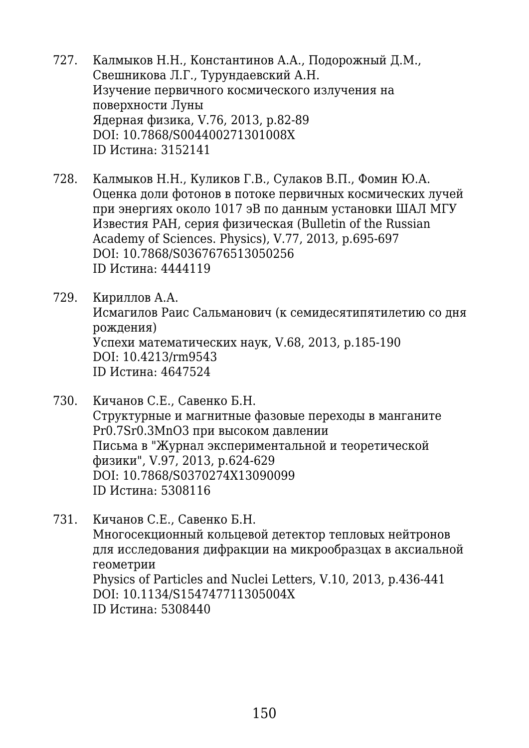727. Калмыков Н.Н., Константинов А.А., Подорожный Д.М., Свешникова Л.Г., Турундаевский А.Н.
Изучение первичного космического излучения на поверхности Луны
Ядерная физика, V.76, 2013, p.82-89
DOI: 10.7868/S004400271301008X
ID Истина: 3152141

728. Калмыков Н.Н., Куликов Г.В., Сулаков В.П., Фомин Ю.А.
Оценка доли фотонов в потоке первичных космических лучей при энергиях около 1017 эВ по данным установки ШАЛ МГУ
Известия РАН, серия физическая (Bulletin of the Russian Academy of Sciences. Physics), V.77, 2013, p.695-697
DOI: 10.7868/S0367676513050256
ID Истина: 4444119

729. Кириллов А.А.
Исмагилов Раис Сальманович (к семидесятипятилетию со дня рождения)
Успехи математических наук, V.68, 2013, p.185-190
DOI: 10.4213/rm9543
ID Истина: 4647524

730. Кичанов С.Е., Савенко Б.Н.
Структурные и магнитные фазовые переходы в манганите Pr0.7Sr0.3MnO3 при высоком давлении
Письма в "Журнал экспериментальной и теоретической физики", V.97, 2013, p.624-629
DOI: 10.7868/S0370274X13090099
ID Истина: 5308116

731. Кичанов С.Е., Савенко Б.Н.
Многосекционный кольцевой детектор тепловых нейтронов для исследования дифракции на микрообразцах в аксиальной геометрии
Physics of Particles and Nuclei Letters, V.10, 2013, p.436-441
DOI: 10.1134/S154747711305004X
ID Истина: 5308440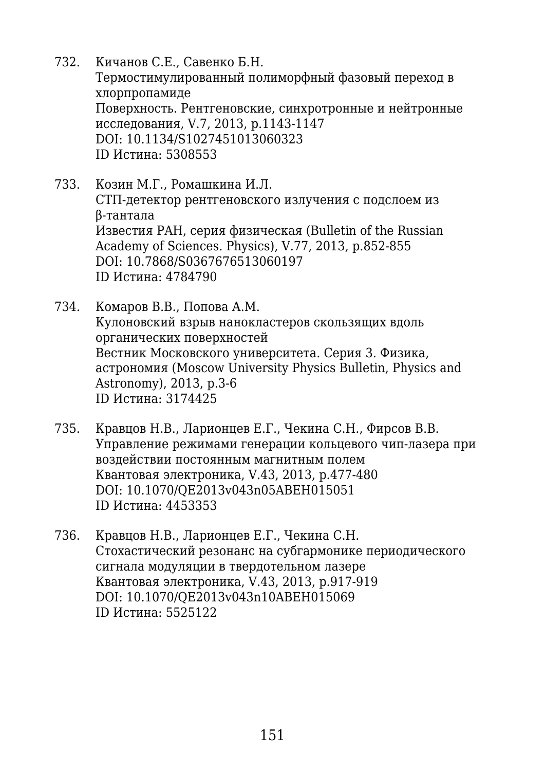732. Кичанов С.Е., Савенко Б.Н.
Термостимулированный полиморфный фазовый переход в хлорпропамиде
Поверхность. Рентгеновские, синхротронные и нейтронные исследования, V.7, 2013, p.1143-1147
DOI: 10.1134/S1027451013060323
ID Истина: 5308553

733. Козин М.Г., Ромашкина И.Л.
СТП-детектор рентгеновского излучения с подслоем из β-тантала
Известия РАН, серия физическая (Bulletin of the Russian Academy of Sciences. Physics), V.77, 2013, p.852-855
DOI: 10.7868/S0367676513060197
ID Истина: 4784790

734. Комаров В.В., Попова А.М.
Кулоновский взрыв нанокластеров скользящих вдоль органических поверхностей
Вестник Московского университета. Серия 3. Физика, астрономия (Moscow University Physics Bulletin, Physics and Astronomy), 2013, p.3-6
ID Истина: 3174425

735. Кравцов Н.В., Ларионцев Е.Г., Чекина С.Н., Фирсов В.В.
Управление режимами генерации кольцевого чип-лазера при воздействии постоянным магнитным полем
Квантовая электроника, V.43, 2013, p.477-480
DOI: 10.1070/QE2013v043n05ABEH015051
ID Истина: 4453353

736. Кравцов Н.В., Ларионцев Е.Г., Чекина С.Н.
Стохастический резонанс на субгармонике периодического сигнала модуляции в твердотельном лазере
Квантовая электроника, V.43, 2013, p.917-919
DOI: 10.1070/QE2013v043n10ABEH015069
ID Истина: 5525122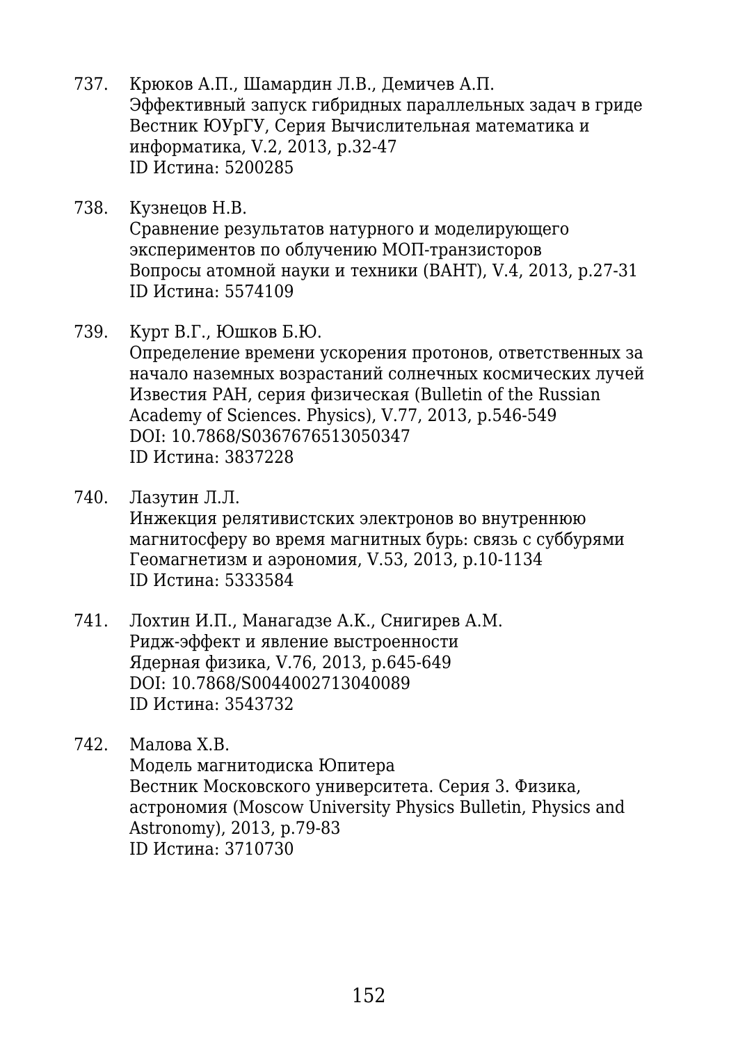737. Крюков А.П., Шамардин Л.В., Демичев А.П.
Эффективный запуск гибридных параллельных задач в гриде
Вестник ЮУрГУ, Серия Вычислительная математика и информатика, V.2, 2013, p.32-47
ID Истина: 5200285

738. Кузнецов Н.В.
Сравнение результатов натурного и моделирующего экспериментов по облучению МОП-транзисторов
Вопросы атомной науки и техники (ВАНТ), V.4, 2013, p.27-31
ID Истина: 5574109

739. Курт В.Г., Юшков Б.Ю.
Определение времени ускорения протонов, ответственных за начало наземных возрастаний солнечных космических лучей
Известия РАН, серия физическая (Bulletin of the Russian Academy of Sciences. Physics), V.77, 2013, p.546-549
DOI: 10.7868/S0367676513050347
ID Истина: 3837228

740. Лазутин Л.Л.
Инжекция релятивистских электронов во внутреннюю магнитосферу во время магнитных бурь: связь с суббурями
Геомагнетизм и аэрономия, V.53, 2013, p.10-1134
ID Истина: 5333584

741. Лохтин И.П., Манагадзе А.К., Снигирев А.М.
Ридж-эффект и явление выстроенности
Ядерная физика, V.76, 2013, p.645-649
DOI: 10.7868/S0044002713040089
ID Истина: 3543732

742. Малова Х.В.
Модель магнитодиска Юпитера
Вестник Московского университета. Серия 3. Физика, астрономия (Moscow University Physics Bulletin, Physics and Astronomy), 2013, p.79-83
ID Истина: 3710730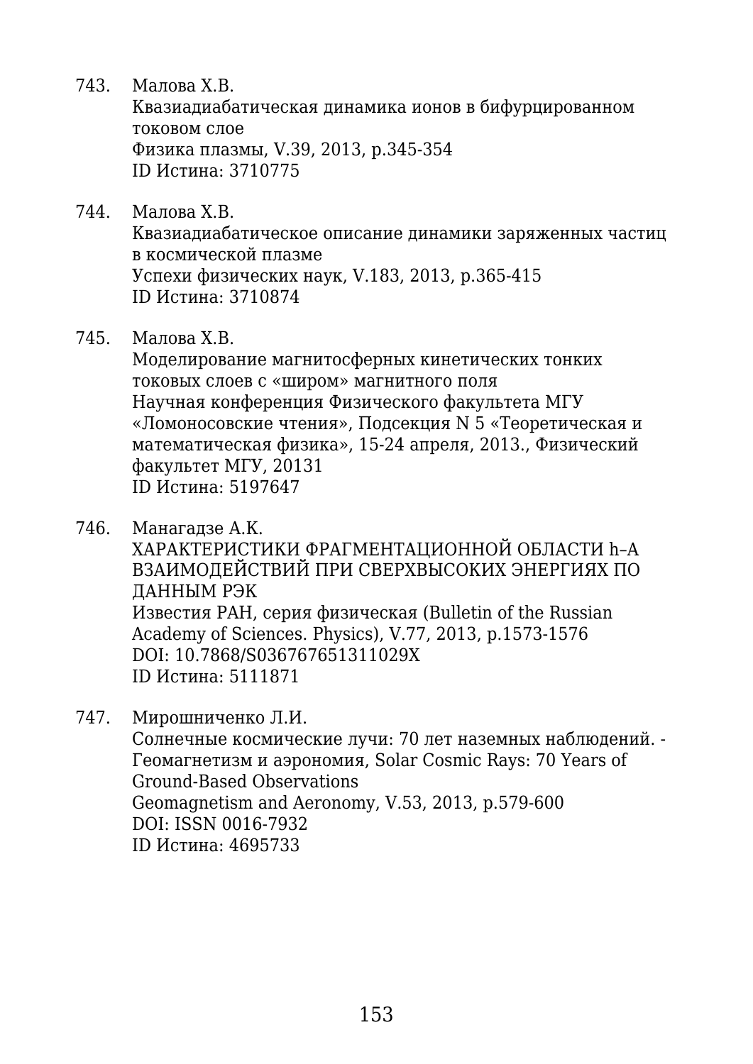743. Малова Х.В.
Квазиадиабатическая динамика ионов в бифурцированном токовом слое
Физика плазмы, V.39, 2013, p.345-354
ID Истина: 3710775

744. Малова Х.В.
Квазиадиабатическое описание динамики заряженных частиц в космической плазме
Успехи физических наук, V.183, 2013, p.365-415
ID Истина: 3710874

745. Малова Х.В.
Моделирование магнитосферных кинетических тонких токовых слоев с «широм» магнитного поля
Научная конференция Физического факультета МГУ «Ломоносовские чтения», Подсекция N 5 «Теоретическая и математическая физика», 15-24 апреля, 2013., Физический факультет МГУ, 20131
ID Истина: 5197647

746. Манагадзе А.К.
ХАРАКТЕРИСТИКИ ФРАГМЕНТАЦИОННОЙ ОБЛАСТИ h–A ВЗАИМОДЕЙСТВИЙ ПРИ СВЕРХВЫСОКИХ ЭНЕРГИЯХ ПО ДАННЫМ РЭК
Известия РАН, серия физическая (Bulletin of the Russian Academy of Sciences. Physics), V.77, 2013, p.1573-1576
DOI: 10.7868/S036767651311029X
ID Истина: 5111871

747. Мирошниченко Л.И.
Солнечные космические лучи: 70 лет наземных наблюдений. - Геомагнетизм и аэрономия, Solar Cosmic Rays: 70 Years of Ground-Based Observations
Geomagnetism and Aeronomy, V.53, 2013, p.579-600
DOI: ISSN 0016-7932
ID Истина: 4695733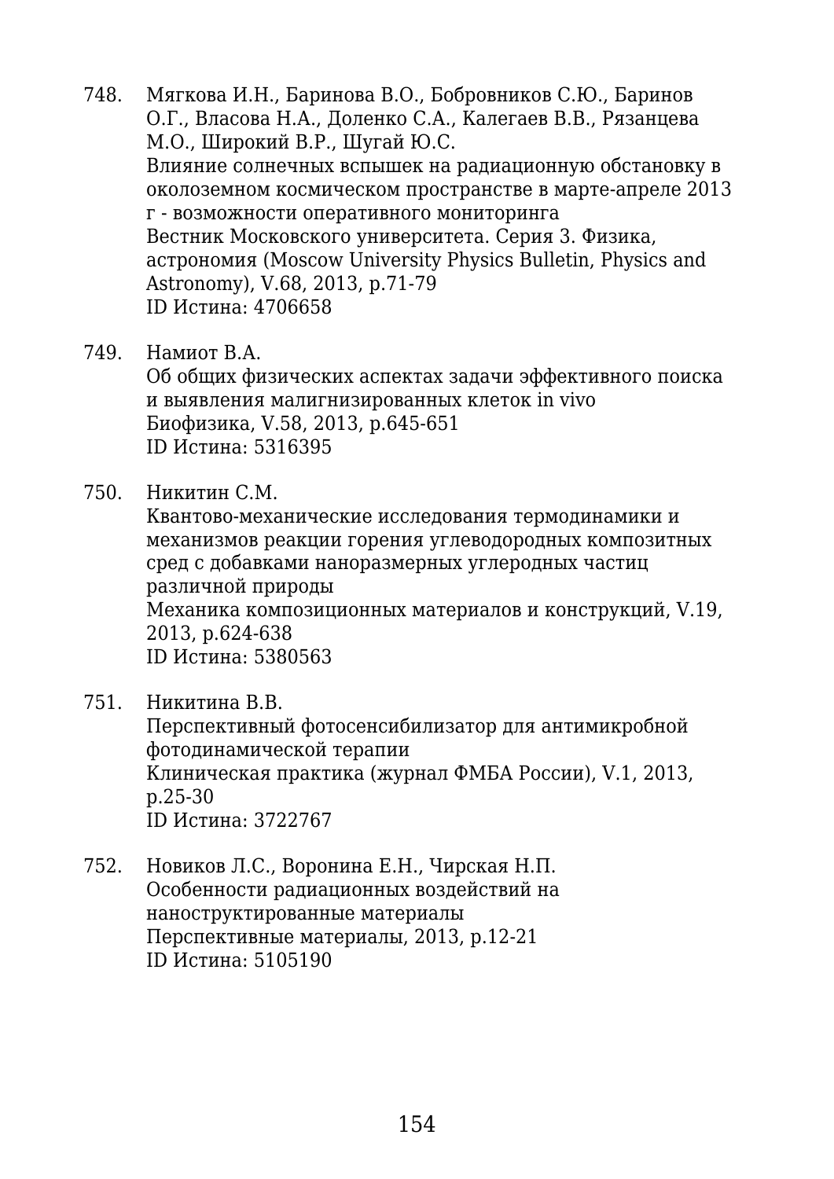748. Мягкова И.Н., Баринова В.О., Бобровников С.Ю., Баринов О.Г., Власова Н.А., Доленко С.А., Калегаев В.В., Рязанцева М.О., Широкий В.Р., Шугай Ю.С.
Влияние солнечных вспышек на радиационную обстановку в околоземном космическом пространстве в марте-апреле 2013 г - возможности оперативного мониторинга
Вестник Московского университета. Серия 3. Физика, астрономия (Moscow University Physics Bulletin, Physics and Astronomy), V.68, 2013, p.71-79
ID Истина: 4706658

749. Намиот В.А.
Об общих физических аспектах задачи эффективного поиска и выявления малигнизированных клеток in vivo
Биофизика, V.58, 2013, p.645-651
ID Истина: 5316395

750. Никитин С.М.
Квантово-механические исследования термодинамики и механизмов реакции горения углеводородных композитных сред с добавками наноразмерных углеродных частиц различной природы
Механика композиционных материалов и конструкций, V.19, 2013, p.624-638
ID Истина: 5380563

751. Никитина В.В.
Перспективный фотосенсибилизатор для антимикробной фотодинамической терапии
Клиническая практика (журнал ФМБА России), V.1, 2013, p.25-30
ID Истина: 3722767

752. Новиков Л.С., Воронина Е.Н., Чирская Н.П.
Особенности радиационных воздействий на наноструктированные материалы
Перспективные материалы, 2013, p.12-21
ID Истина: 5105190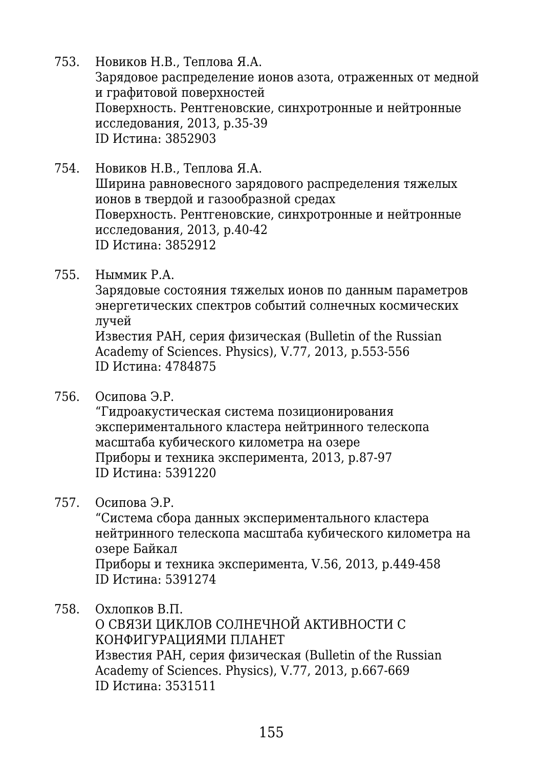753. Новиков Н.В., Теплова Я.А.
Зарядовое распределение ионов азота, отраженных от медной и графитовой поверхностей
Поверхность. Рентгеновские, синхротронные и нейтронные исследования, 2013, p.35-39
ID Истина: 3852903

754. Новиков Н.В., Теплова Я.А.
Ширина равновесного зарядового распределения тяжелых ионов в твердой и газообразной средах
Поверхность. Рентгеновские, синхротронные и нейтронные исследования, 2013, p.40-42
ID Истина: 3852912

755. Ныммик Р.А.
Зарядовые состояния тяжелых ионов по данным параметров энергетических спектров событий солнечных космических лучей
Известия РАН, серия физическая (Bulletin of the Russian Academy of Sciences. Physics), V.77, 2013, p.553-556
ID Истина: 4784875

756. Осипова Э.Р.
"Гидроакустическая система позиционирования экспериментального кластера нейтринного телескопа масштаба кубического километра на озере
Приборы и техника эксперимента, 2013, p.87-97
ID Истина: 5391220

757. Осипова Э.Р.
"Система сбора данных экспериментального кластера нейтринного телескопа масштаба кубического километра на озере Байкал
Приборы и техника эксперимента, V.56, 2013, p.449-458
ID Истина: 5391274

758. Охлопков В.П.
О СВЯЗИ ЦИКЛОВ СОЛНЕЧНОЙ АКТИВНОСТИ С КОНФИГУРАЦИЯМИ ПЛАНЕТ
Известия РАН, серия физическая (Bulletin of the Russian Academy of Sciences. Physics), V.77, 2013, p.667-669
ID Истина: 3531511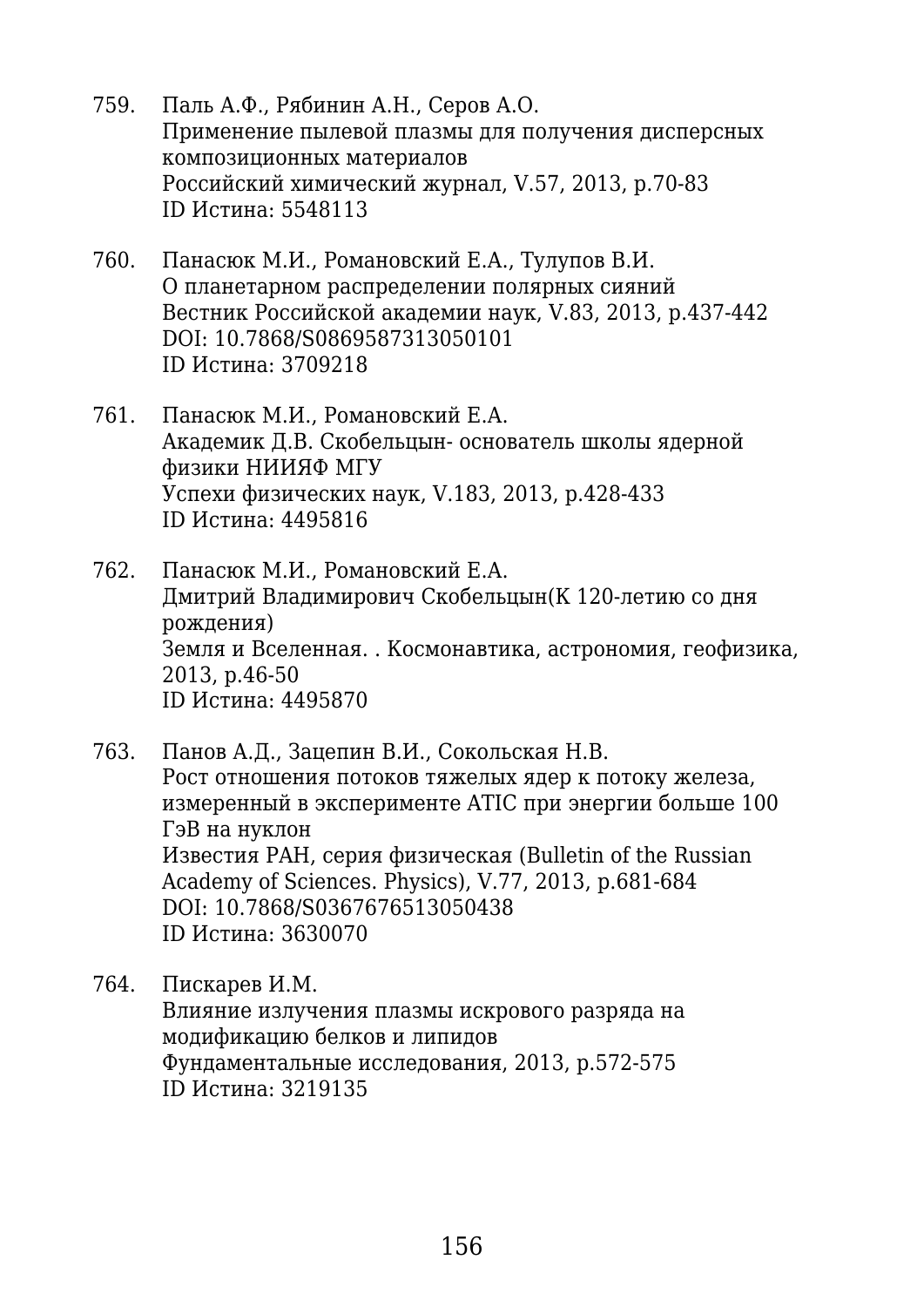759. Паль А.Ф., Рябинин А.Н., Серов А.О.
Применение пылевой плазмы для получения дисперсных композиционных материалов
Российский химический журнал, V.57, 2013, p.70-83
ID Истина: 5548113

760. Панасюк М.И., Романовский Е.А., Тулупов В.И.
О планетарном распределении полярных сияний
Вестник Российской академии наук, V.83, 2013, p.437-442
DOI: 10.7868/S0869587313050101
ID Истина: 3709218

761. Панасюк М.И., Романовский Е.А.
Академик Д.В. Скобельцын- основатель школы ядерной физики НИИЯФ МГУ
Успехи физических наук, V.183, 2013, p.428-433
ID Истина: 4495816

762. Панасюк М.И., Романовский Е.А.
Дмитрий Владимирович Скобельцын(К 120-летию со дня рождения)
Земля и Вселенная. . Космонавтика, астрономия, геофизика, 2013, p.46-50
ID Истина: 4495870

763. Панов А.Д., Зацепин В.И., Сокольская Н.В.
Рост отношения потоков тяжелых ядер к потоку железа, измеренный в эксперименте ATIC при энергии больше 100 ГэВ на нуклон
Известия РАН, серия физическая (Bulletin of the Russian Academy of Sciences. Physics), V.77, 2013, p.681-684
DOI: 10.7868/S0367676513050438
ID Истина: 3630070

764. Пискарев И.М.
Влияние излучения плазмы искрового разряда на модификацию белков и липидов
Фундаментальные исследования, 2013, p.572-575
ID Истина: 3219135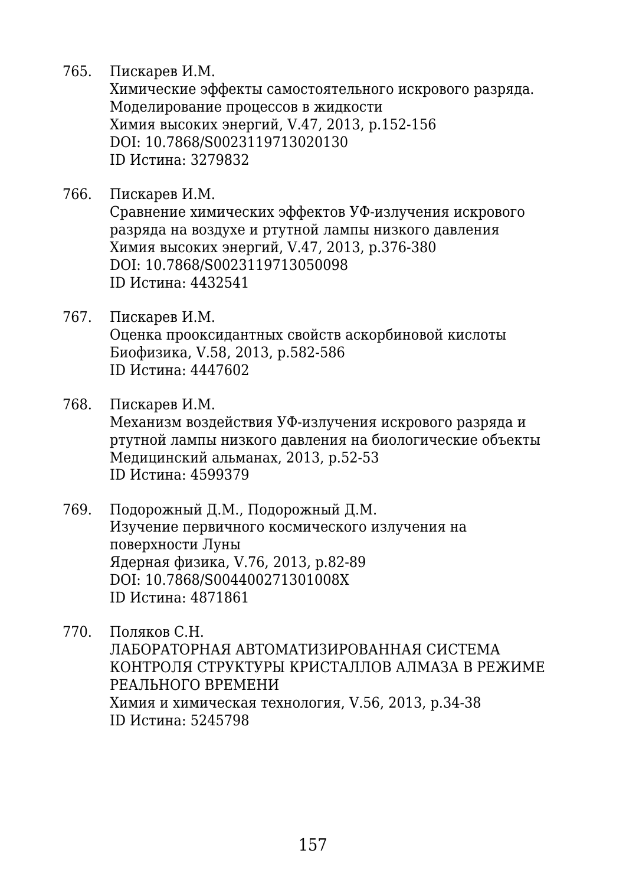765. Пискарев И.М.
Химические эффекты самостоятельного искрового разряда. Моделирование процессов в жидкости
Химия высоких энергий, V.47, 2013, p.152-156
DOI: 10.7868/S0023119713020130
ID Истина: 3279832

766. Пискарев И.М.
Сравнение химических эффектов УФ-излучения искрового разряда на воздухе и ртутной лампы низкого давления
Химия высоких энергий, V.47, 2013, p.376-380
DOI: 10.7868/S0023119713050098
ID Истина: 4432541

767. Пискарев И.М.
Оценка прооксидантных свойств аскорбиновой кислоты
Биофизика, V.58, 2013, p.582-586
ID Истина: 4447602

768. Пискарев И.М.
Механизм воздействия УФ-излучения искрового разряда и ртутной лампы низкого давления на биологические объекты
Медицинский альманах, 2013, p.52-53
ID Истина: 4599379

769. Подорожный Д.М., Подорожный Д.М.
Изучение первичного космического излучения на поверхности Луны
Ядерная физика, V.76, 2013, p.82-89
DOI: 10.7868/S004400271301008X
ID Истина: 4871861

770. Поляков С.Н.
ЛАБОРАТОРНАЯ АВТОМАТИЗИРОВАННАЯ СИСТЕМА КОНТРОЛЯ СТРУКТУРЫ КРИСТАЛЛОВ АЛМАЗА В РЕЖИМЕ РЕАЛЬНОГО ВРЕМЕНИ
Химия и химическая технология, V.56, 2013, p.34-38
ID Истина: 5245798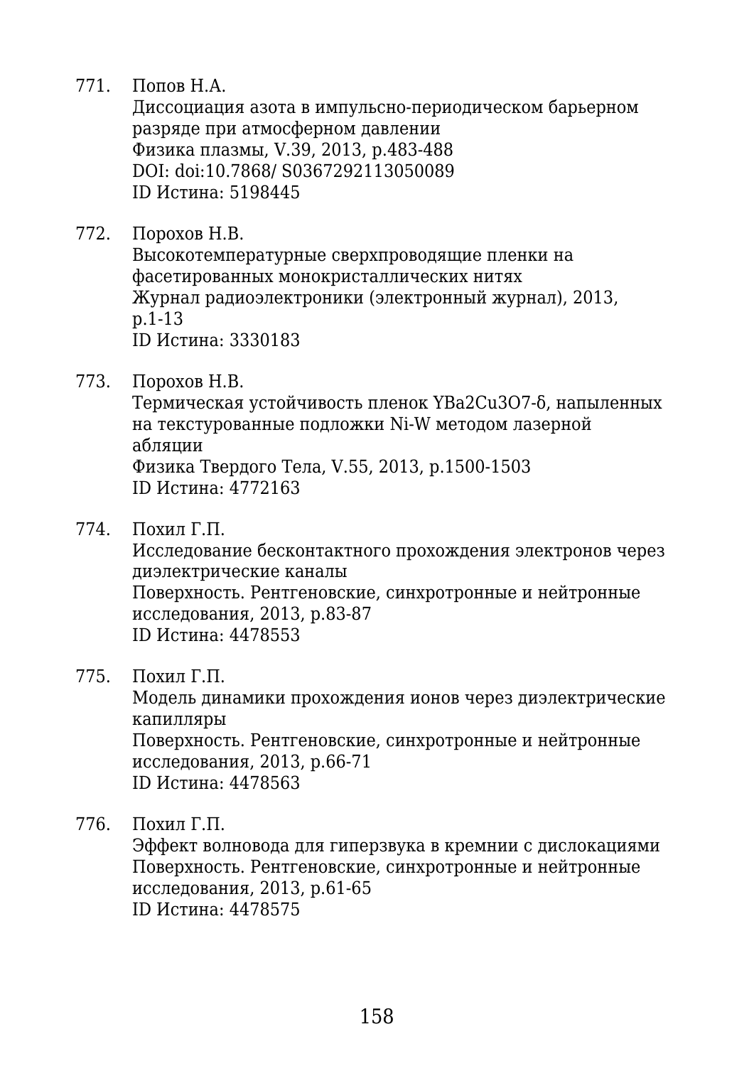771. Попов Н.А.
Диссоциация азота в импульсно-периодическом барьерном разряде при атмосферном давлении
Физика плазмы, V.39, 2013, p.483-488
DOI: doi:10.7868/ S0367292113050089
ID Истина: 5198445

772. Порохов Н.В.
Высокотемпературные сверхпроводящие пленки на фасетированных монокристаллических нитях
Журнал радиоэлектроники (электронный журнал), 2013, p.1-13
ID Истина: 3330183

773. Порохов Н.В.
Термическая устойчивость пленок $YBa_2Cu_3O_{7-\delta}$, напыленных на текстурованные подложки Ni-W методом лазерной абляции
Физика Твердого Тела, V.55, 2013, p.1500-1503
ID Истина: 4772163

774. Похил Г.П.
Исследование бесконтактного прохождения электронов через диэлектрические каналы
Поверхность. Рентгеновские, синхротронные и нейтронные исследования, 2013, p.83-87
ID Истина: 4478553

775. Похил Г.П.
Модель динамики прохождения ионов через диэлектрические капилляры
Поверхность. Рентгеновские, синхротронные и нейтронные исследования, 2013, p.66-71
ID Истина: 4478563

776. Похил Г.П.
Эффект волновода для гиперзвука в кремнии с дислокациями
Поверхность. Рентгеновские, синхротронные и нейтронные исследования, 2013, p.61-65
ID Истина: 4478575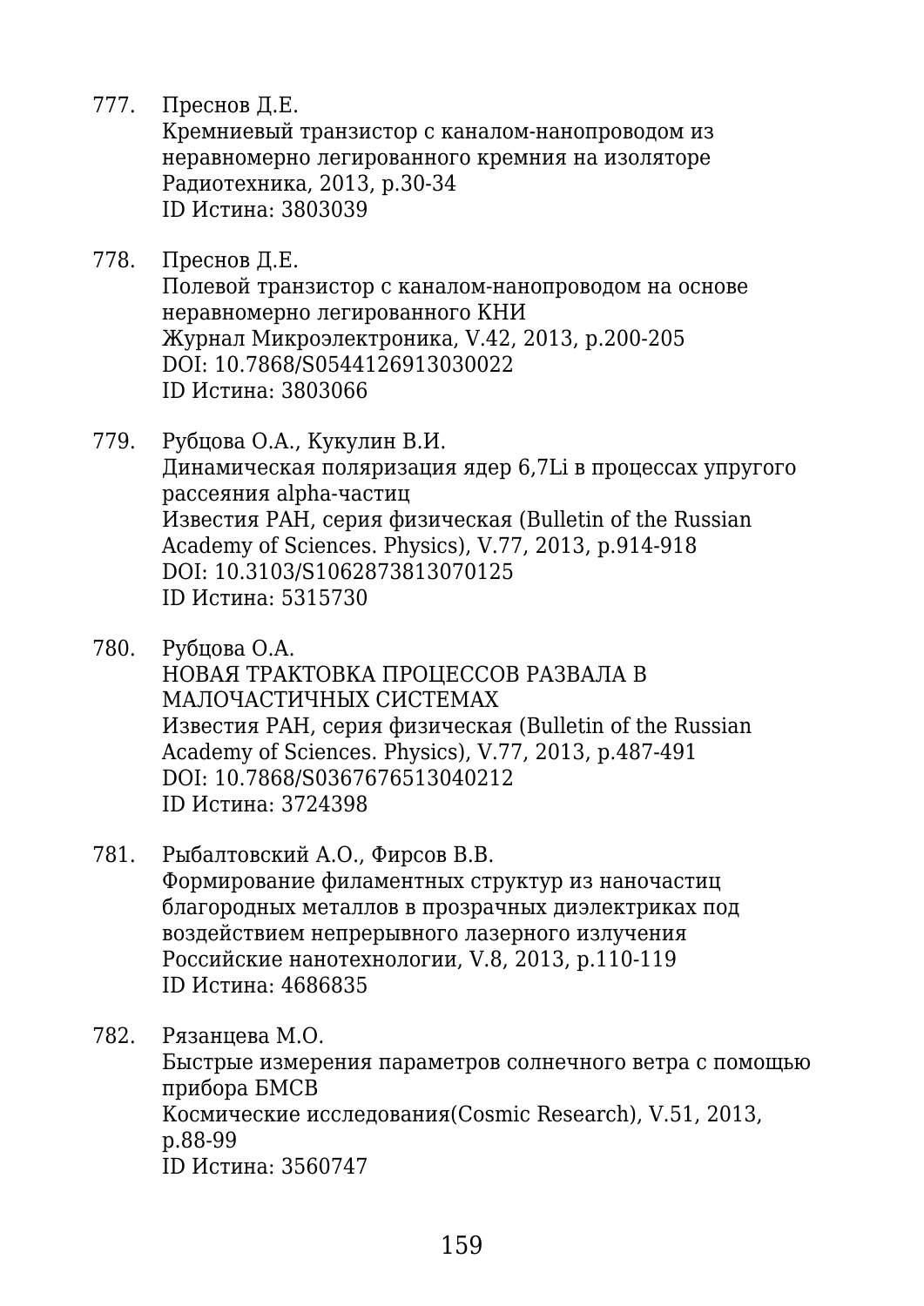777. Преснов Д.Е.
 Кремниевый транзистор с каналом-нанопроводом из неравномерно легированного кремния на изоляторе
 Радиотехника, 2013, p.30-34
 ID Истина: 3803039

778. Преснов Д.Е.
 Полевой транзистор с каналом-нанопроводом на основе неравномерно легированного КНИ
 Журнал Микроэлектроника, V.42, 2013, p.200-205
 DOI: 10.7868/S0544126913030022
 ID Истина: 3803066

779. Рубцова О.А., Кукулин В.И.
 Динамическая поляризация ядер 6,7Li в процессах упругого рассеяния alpha-частиц
 Известия РАН, серия физическая (Bulletin of the Russian Academy of Sciences. Physics), V.77, 2013, p.914-918
 DOI: 10.3103/S1062873813070125
 ID Истина: 5315730

780. Рубцова О.А.
 НОВАЯ ТРАКТОВКА ПРОЦЕССОВ РАЗВАЛА В МАЛОЧАСТИЧНЫХ СИСТЕМАХ
 Известия РАН, серия физическая (Bulletin of the Russian Academy of Sciences. Physics), V.77, 2013, p.487-491
 DOI: 10.7868/S0367676513040212
 ID Истина: 3724398

781. Рыбалтовский А.О., Фирсов В.В.
 Формирование филаментных структур из наночастиц благородных металлов в прозрачных диэлектриках под воздействием непрерывного лазерного излучения
 Российские нанотехнологии, V.8, 2013, p.110-119
 ID Истина: 4686835

782. Рязанцева М.О.
 Быстрые измерения параметров солнечного ветра с помощью прибора БМСВ
 Космические исследования(Cosmic Research), V.51, 2013, p.88-99
 ID Истина: 3560747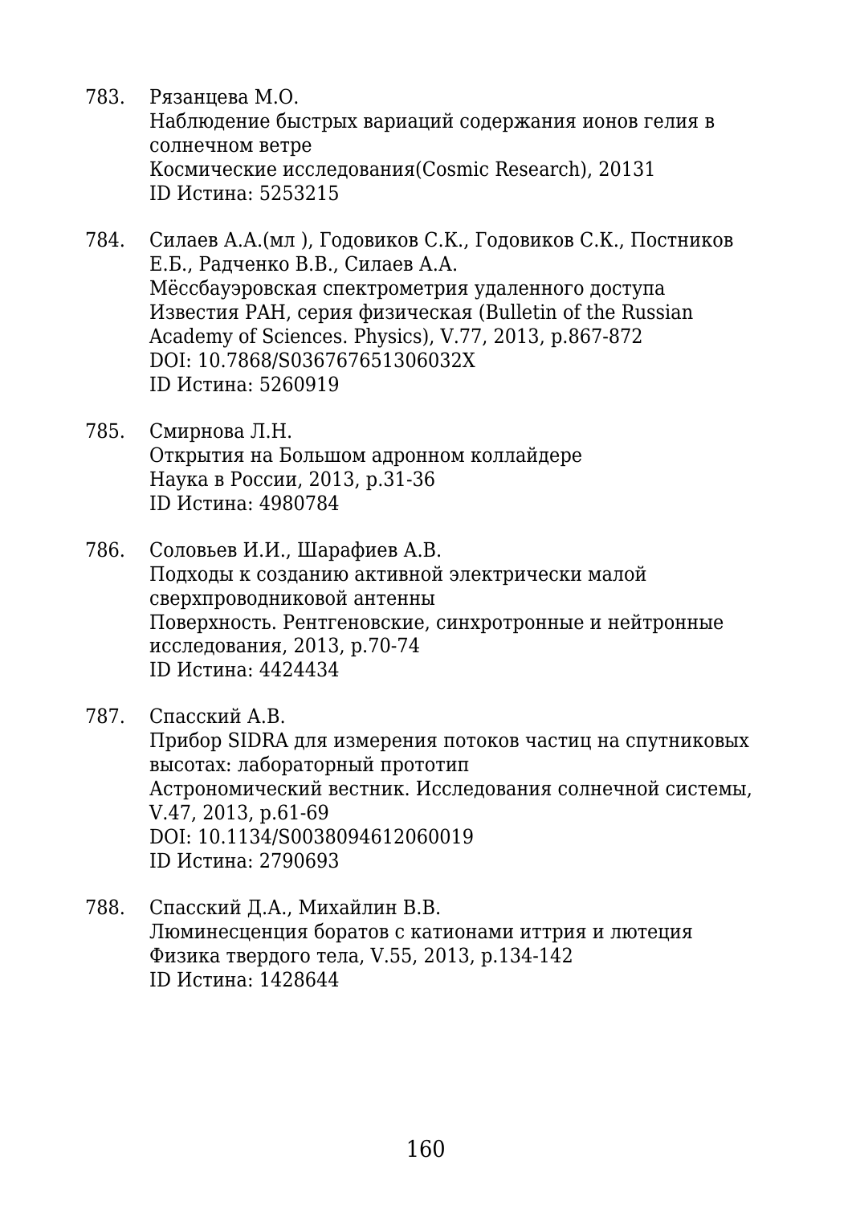783. Рязанцева М.О.
Наблюдение быстрых вариаций содержания ионов гелия в солнечном ветре
Космические исследования(Cosmic Research), 20131
ID Истина: 5253215

784. Силаев А.А.(мл ), Годовиков С.К., Годовиков С.К., Постников Е.Б., Радченко В.В., Силаев А.А.
Мёссбауэровская спектрометрия удаленного доступа
Известия РАН, серия физическая (Bulletin of the Russian Academy of Sciences. Physics), V.77, 2013, p.867-872
DOI: 10.7868/S036767651306032X
ID Истина: 5260919

785. Смирнова Л.Н.
Открытия на Большом адронном коллайдере
Наука в России, 2013, p.31-36
ID Истина: 4980784

786. Соловьев И.И., Шарафиев А.В.
Подходы к созданию активной электрически малой сверхпроводниковой антенны
Поверхность. Рентгеновские, синхротронные и нейтронные исследования, 2013, p.70-74
ID Истина: 4424434

787. Спасский А.В.
Прибор SIDRA для измерения потоков частиц на спутниковых высотах: лабораторный прототип
Астрономический вестник. Исследования солнечной системы, V.47, 2013, p.61-69
DOI: 10.1134/S0038094612060019
ID Истина: 2790693

788. Спасский Д.А., Михайлин В.В.
Люминесценция боратов с катионами иттрия и лютеция
Физика твердого тела, V.55, 2013, p.134-142
ID Истина: 1428644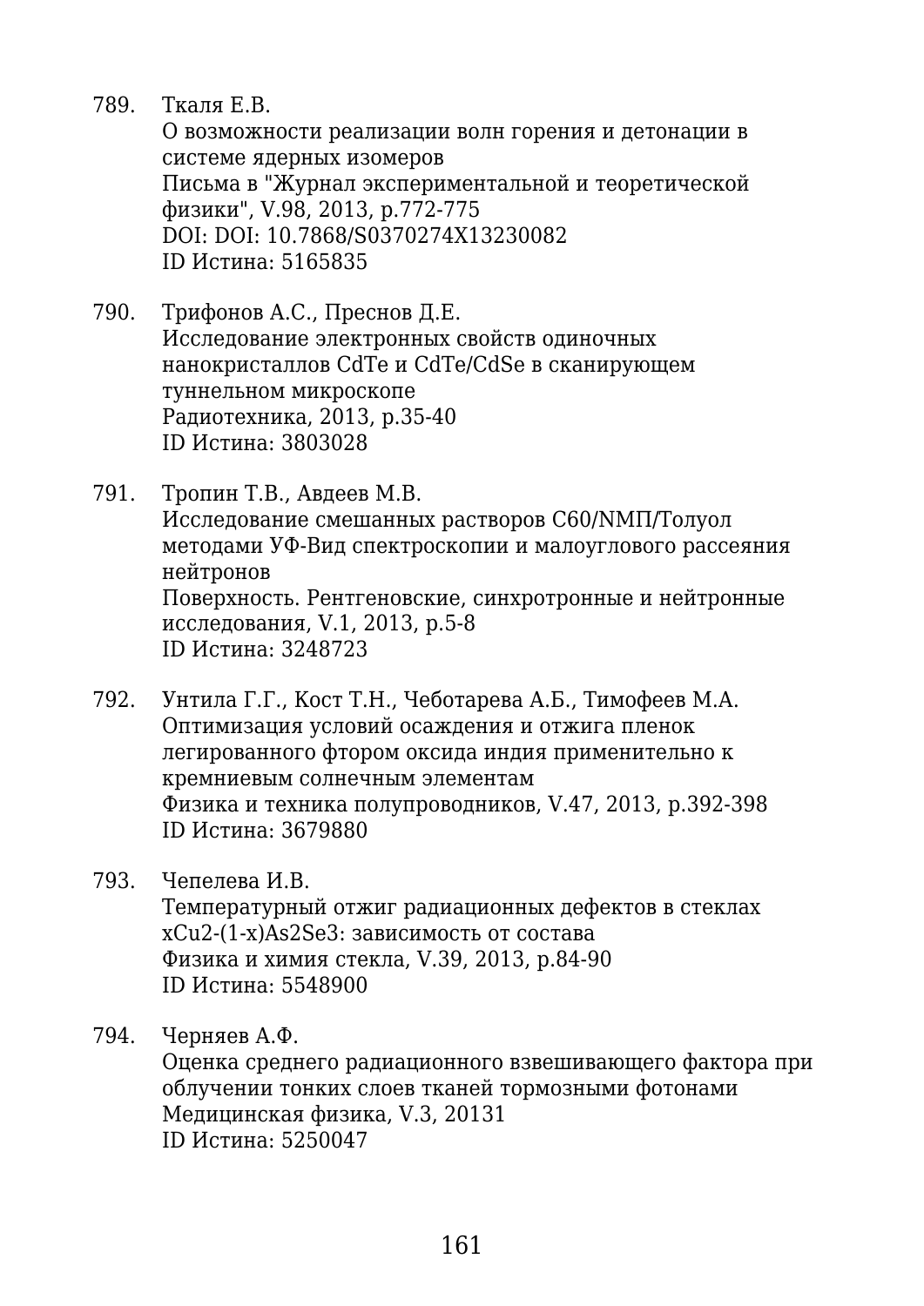789. Ткаля Е.В.
    О возможности реализации волн горения и детонации в системе ядерных изомеров
    Письма в "Журнал экспериментальной и теоретической физики", V.98, 2013, p.772-775
    DOI: DOI: 10.7868/S0370274X13230082
    ID Истина: 5165835

790. Трифонов А.С., Пресное Д.Е.
    Исследование электронных свойств одиночных нанокристаллов CdTe и CdTe/CdSe в сканирующем туннельном микроскопе
    Радиотехника, 2013, p.35-40
    ID Истина: 3803028

791. Тропин Т.В., Авдеев М.В.
    Исследование смешанных растворов C60/NMП/Толуол методами УФ-Вид спектроскопии и малоуглового рассеяния нейтронов
    Поверхность. Рентгеновские, синхротронные и нейтронные исследования, V.1, 2013, p.5-8
    ID Истина: 3248723

792. Унтила Г.Г., Кост Т.Н., Чеботарева А.Б., Тимофеев М.А.
    Оптимизация условий осаждения и отжига пленок легированного фтором оксида индия применительно к кремниевым солнечным элементам
    Физика и техника полупроводников, V.47, 2013, p.392-398
    ID Истина: 3679880

793. Чепелева И.В.
    Температурный отжиг радиационных дефектов в стеклах xCu2-(1-x)As2Se3: зависимость от состава
    Физика и химия стекла, V.39, 2013, p.84-90
    ID Истина: 5548900

794. Черняев А.Ф.
    Оценка среднего радиационного взвешивающего фактора при облучении тонких слоев тканей тормозными фотонами
    Медицинская физика, V.3, 20131
    ID Истина: 5250047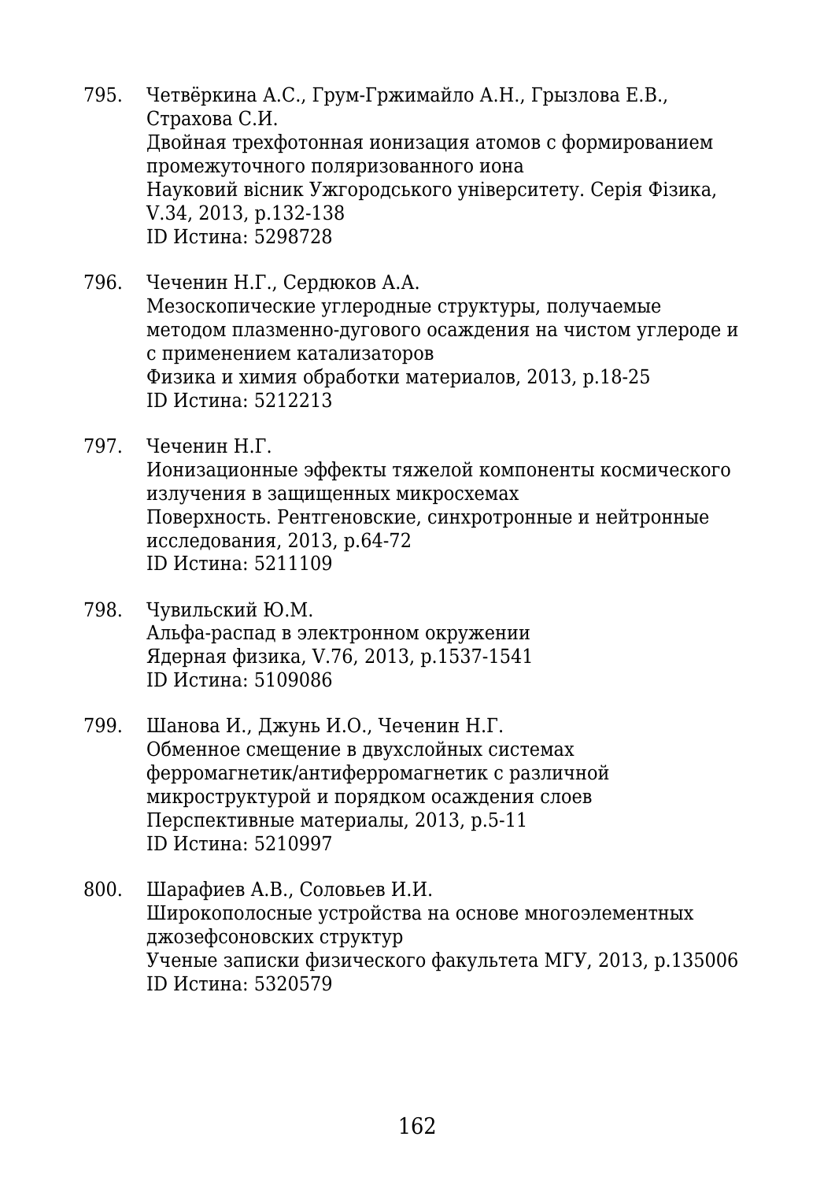795. Четвёркина А.С., Грум-Гржимайло А.Н., Грызлова Е.В., Страхова С.И.
Двойная трехфотонная ионизация атомов с формированием промежуточного поляризованного иона
Науковий вісник Ужгородського університету. Серія Фізика, V.34, 2013, p.132-138
ID Истина: 5298728

796. Чеченин Н.Г., Сердюков А.А.
Мезоскопические углеродные структуры, получаемые методом плазменно-дугового осаждения на чистом углероде и с применением катализаторов
Физика и химия обработки материалов, 2013, p.18-25
ID Истина: 5212213

797. Чеченин Н.Г.
Ионизационные эффекты тяжелой компоненты космического излучения в защищенных микросхемах
Поверхность. Рентгеновские, синхротронные и нейтронные исследования, 2013, p.64-72
ID Истина: 5211109

798. Чувильский Ю.М.
Альфа-распад в электронном окружении
Ядерная физика, V.76, 2013, p.1537-1541
ID Истина: 5109086

799. Шанова И., Джунь И.О., Чеченин Н.Г.
Обменное смещение в двухслойных системах ферромагнетик/антиферромагнетик с различной микроструктурой и порядком осаждения слоев
Перспективные материалы, 2013, p.5-11
ID Истина: 5210997

800. Шарафиев А.В., Соловьев И.И.
Широкополосные устройства на основе многоэлементных джозефсоновских структур
Ученые записки физического факультета МГУ, 2013, p.135006
ID Истина: 5320579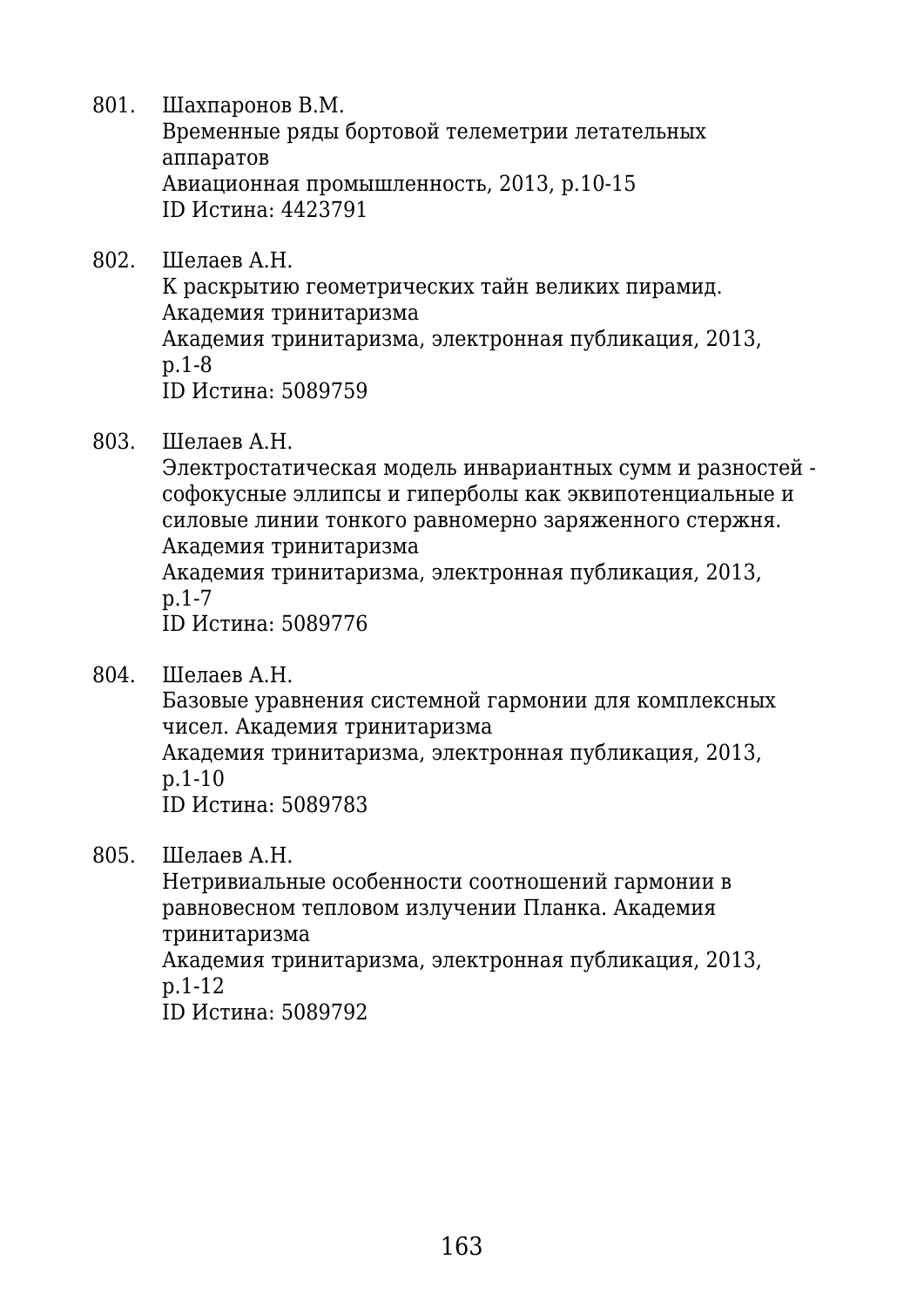801. Шахпаронов В.М.
Временные ряды бортовой телеметрии летательных аппаратов
Авиационная промышленность, 2013, p.10-15
ID Истина: 4423791

802. Шелаев А.Н.
К раскрытию геометрических тайн великих пирамид. Академия тринитаризма
Академия тринитаризма, электронная публикация, 2013, p.1-8
ID Истина: 5089759

803. Шелаев А.Н.
Электростатическая модель инвариантных сумм и разностей - софокусные эллипсы и гиперболы как эквипотенциальные и силовые линии тонкого равномерно заряженного стержня. Академия тринитаризма
Академия тринитаризма, электронная публикация, 2013, p.1-7
ID Истина: 5089776

804. Шелаев А.Н.
Базовые уравнения системной гармонии для комплексных чисел. Академия тринитаризма
Академия тринитаризма, электронная публикация, 2013, p.1-10
ID Истина: 5089783

805. Шелаев А.Н.
Нетривиальные особенности соотношений гармонии в равновесном тепловом излучении Планка. Академия тринитаризма
Академия тринитаризма, электронная публикация, 2013, p.1-12
ID Истина: 5089792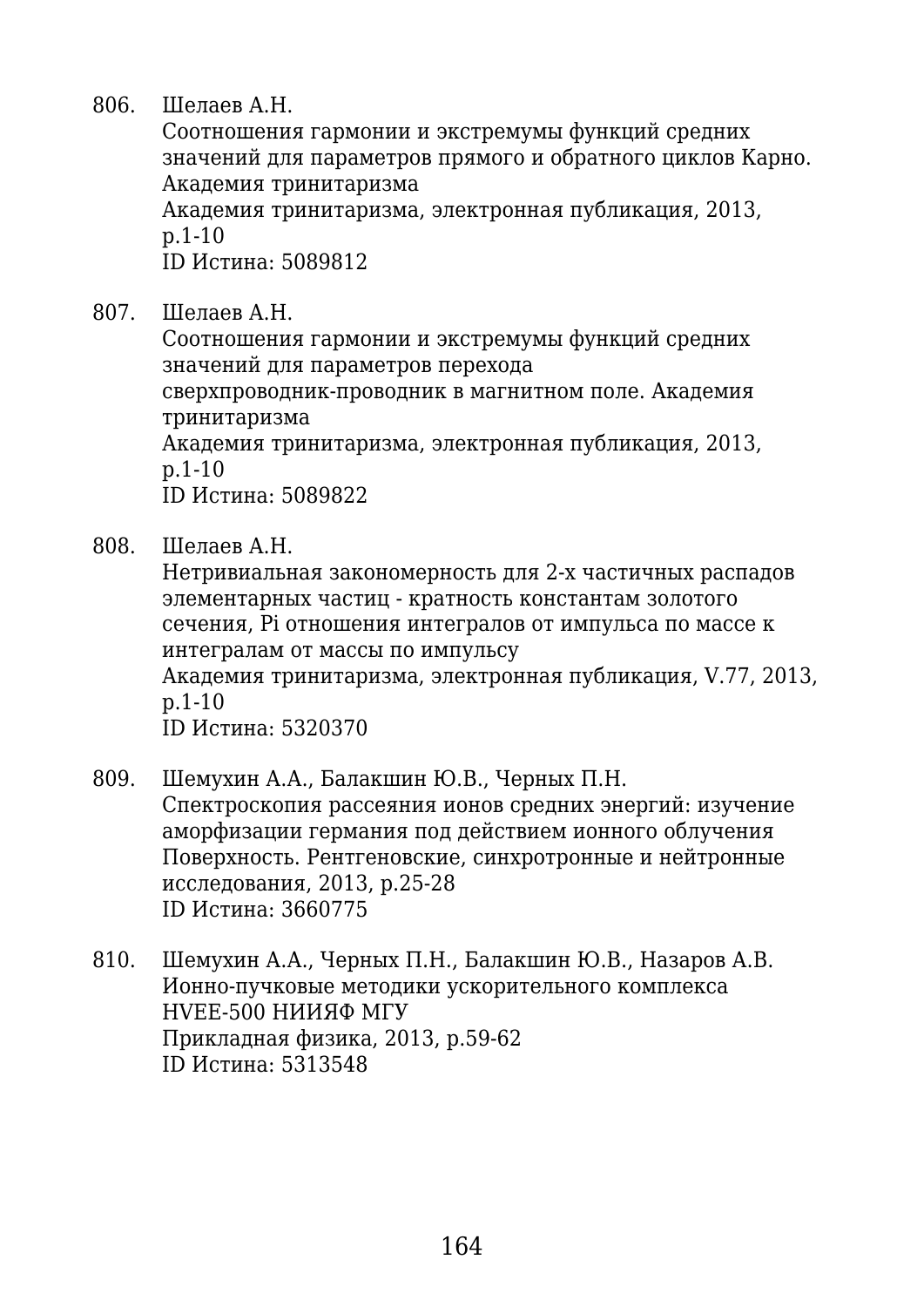806. Шелаев А.Н.
Соотношения гармонии и экстремумы функций средних значений для параметров прямого и обратного циклов Карно. Академия тринитаризма
Академия тринитаризма, электронная публикация, 2013, p.1-10
ID Истина: 5089812

807. Шелаев А.Н.
Соотношения гармонии и экстремумы функций средних значений для параметров перехода сверхпроводник-проводник в магнитном поле. Академия тринитаризма
Академия тринитаризма, электронная публикация, 2013, p.1-10
ID Истина: 5089822

808. Шелаев А.Н.
Нетривиальная закономерность для 2-х частичных распадов элементарных частиц - кратность константам золотого сечения, Pi отношения интегралов от импульса по массе к интегралам от массы по импульсу
Академия тринитаризма, электронная публикация, V.77, 2013, p.1-10
ID Истина: 5320370

809. Шемухин А.А., Балакшин Ю.В., Черных П.Н.
Спектроскопия рассеяния ионов средних энергий: изучение аморфизации германия под действием ионного облучения
Поверхность. Рентгеновские, синхротронные и нейтронные исследования, 2013, p.25-28
ID Истина: 3660775

810. Шемухин А.А., Черных П.Н., Балакшин Ю.В., Назаров А.В.
Ионно-пучковые методики ускорительного комплекса HVEE-500 НИИЯФ МГУ
Прикладная физика, 2013, p.59-62
ID Истина: 5313548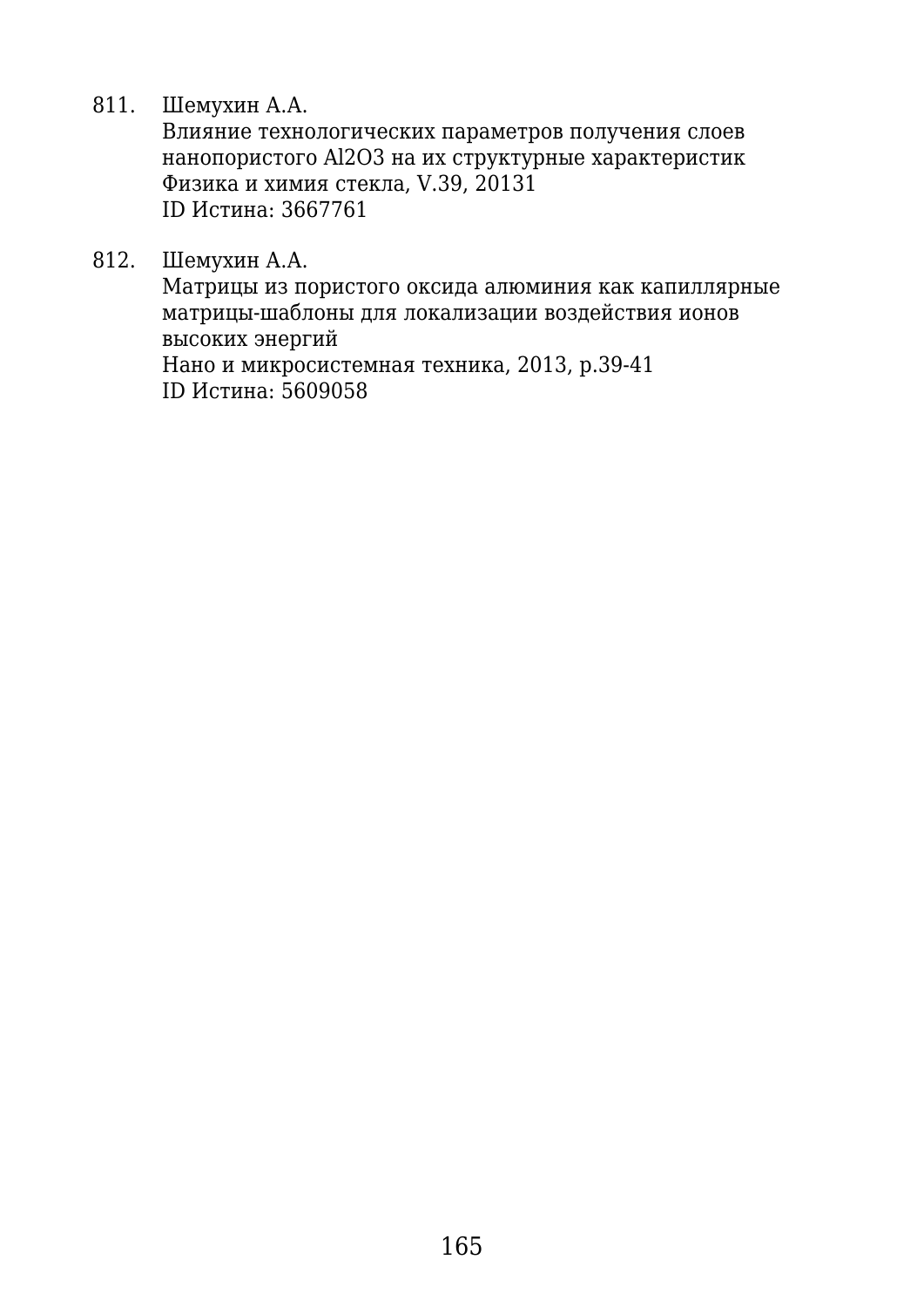811. Шемухин А.А.
     Влияние технологических параметров получения слоев нанопористого $Al_2O_3$ на их структурные характеристик
     Физика и химия стекла, V.39, 20131
     ID Истина: 3667761

812. Шемухин А.А.
     Матрицы из пористого оксида алюминия как капиллярные матрицы-шаблоны для локализации воздействия ионов высоких энергий
     Нано и микросистемная техника, 2013, p.39-41
     ID Истина: 5609058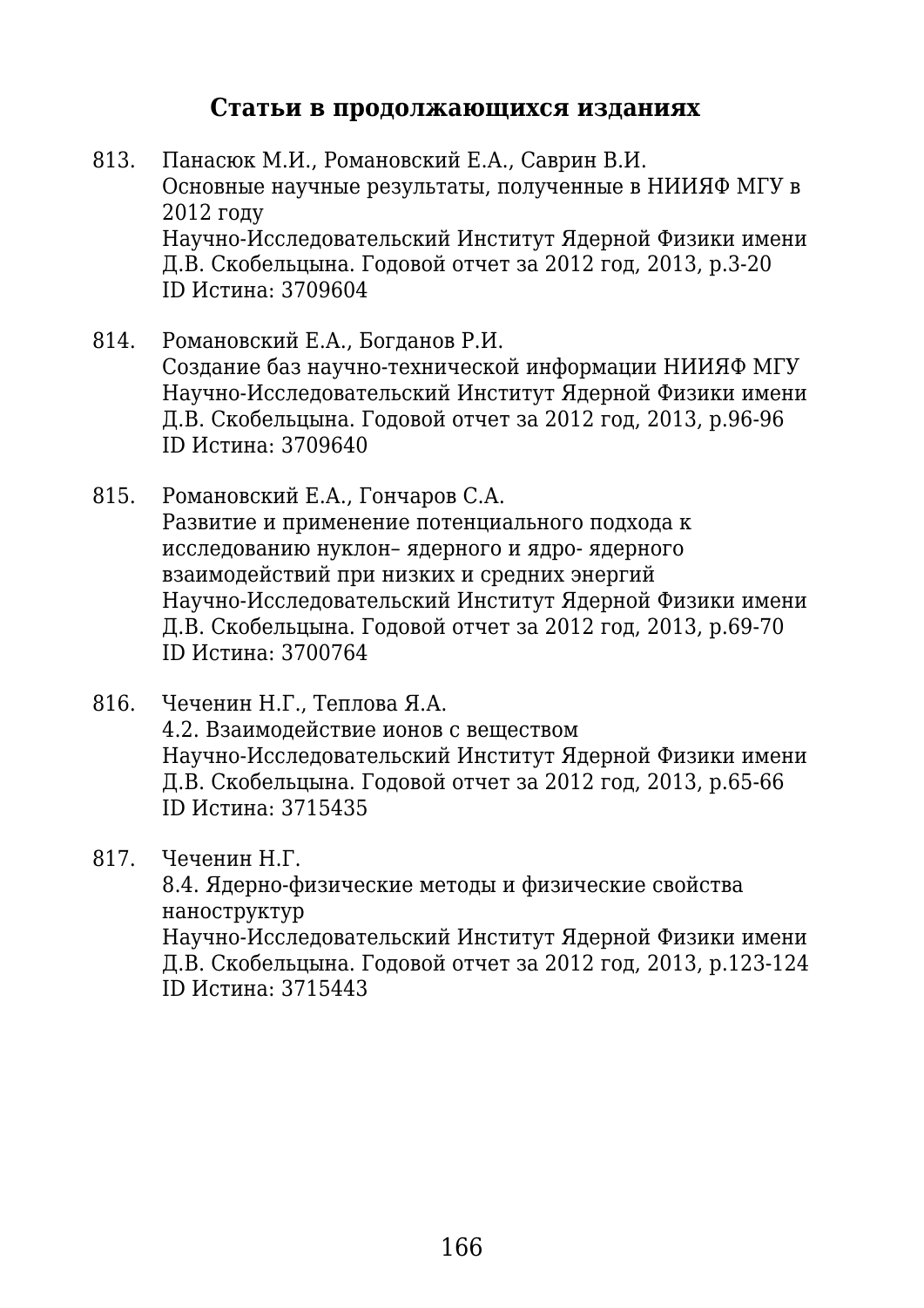## Статьи в продолжающихся изданиях

813. Панасюк М.И., Романовский Е.А., Саврин В.И.
Основные научные результаты, полученные в НИИЯФ МГУ в 2012 году
Научно-Исследовательский Институт Ядерной Физики имени Д.В. Скобельцына. Годовой отчет за 2012 год, 2013, p.3-20
ID Истина: 3709604

814. Романовский Е.А., Богданов Р.И.
Создание баз научно-технической информации НИИЯФ МГУ
Научно-Исследовательский Институт Ядерной Физики имени Д.В. Скобельцына. Годовой отчет за 2012 год, 2013, p.96-96
ID Истина: 3709640

815. Романовский Е.А., Гончаров С.А.
Развитие и применение потенциального подхода к исследованию нуклон– ядерного и ядро- ядерного взаимодействий при низких и средних энергий
Научно-Исследовательский Институт Ядерной Физики имени Д.В. Скобельцына. Годовой отчет за 2012 год, 2013, p.69-70
ID Истина: 3700764

816. Чеченин Н.Г., Теплова Я.А.
4.2. Взаимодействие ионов с веществом
Научно-Исследовательский Институт Ядерной Физики имени Д.В. Скобельцына. Годовой отчет за 2012 год, 2013, p.65-66
ID Истина: 3715435

817. Чеченин Н.Г.
8.4. Ядерно-физические методы и физические свойства наноструктур
Научно-Исследовательский Институт Ядерной Физики имени Д.В. Скобельцына. Годовой отчет за 2012 год, 2013, p.123-124
ID Истина: 3715443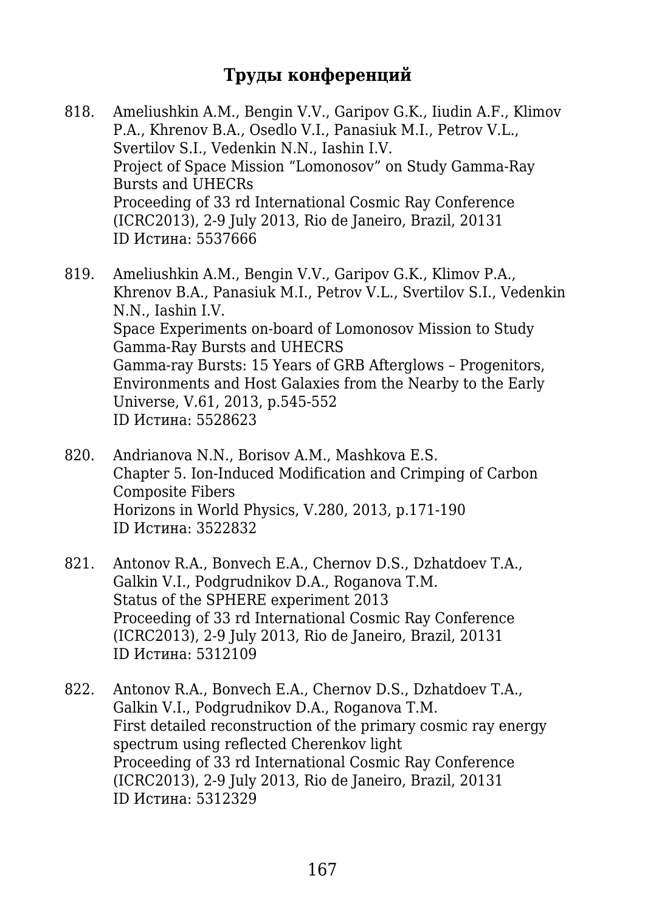## Труды конференций

818. Ameliushkin A.M., Bengin V.V., Garipov G.K., Iiudin A.F., Klimov P.A., Khrenov B.A., Osedlo V.I., Panasiuk M.I., Petrov V.L., Svertilov S.I., Vedenkin N.N., Iashin I.V.
Project of Space Mission “Lomonosov” on Study Gamma-Ray Bursts and UHECRs
Proceeding of 33 rd International Cosmic Ray Conference (ICRC2013), 2-9 July 2013, Rio de Janeiro, Brazil, 20131
ID Истина: 5537666

819. Ameliushkin A.M., Bengin V.V., Garipov G.K., Klimov P.A., Khrenov B.A., Panasiuk M.I., Petrov V.L., Svertilov S.I., Vedenkin N.N., Iashin I.V.
Space Experiments on-board of Lomonosov Mission to Study Gamma-Ray Bursts and UHECRS
Gamma-ray Bursts: 15 Years of GRB Afterglows – Progenitors, Environments and Host Galaxies from the Nearby to the Early Universe, V.61, 2013, p.545-552
ID Истина: 5528623

820. Andrianova N.N., Borisov A.M., Mashkova E.S.
Chapter 5. Ion-Induced Modification and Crimping of Carbon Composite Fibers
Horizons in World Physics, V.280, 2013, p.171-190
ID Истина: 3522832

821. Antonov R.A., Bonvech E.A., Chernov D.S., Dzhatdoev T.A., Galkin V.I., Podgrudnikov D.A., Roganova T.M.
Status of the SPHERE experiment 2013
Proceeding of 33 rd International Cosmic Ray Conference (ICRC2013), 2-9 July 2013, Rio de Janeiro, Brazil, 20131
ID Истина: 5312109

822. Antonov R.A., Bonvech E.A., Chernov D.S., Dzhatdoev T.A., Galkin V.I., Podgrudnikov D.A., Roganova T.M.
First detailed reconstruction of the primary cosmic ray energy spectrum using reflected Cherenkov light
Proceeding of 33 rd International Cosmic Ray Conference (ICRC2013), 2-9 July 2013, Rio de Janeiro, Brazil, 20131
ID Истина: 5312329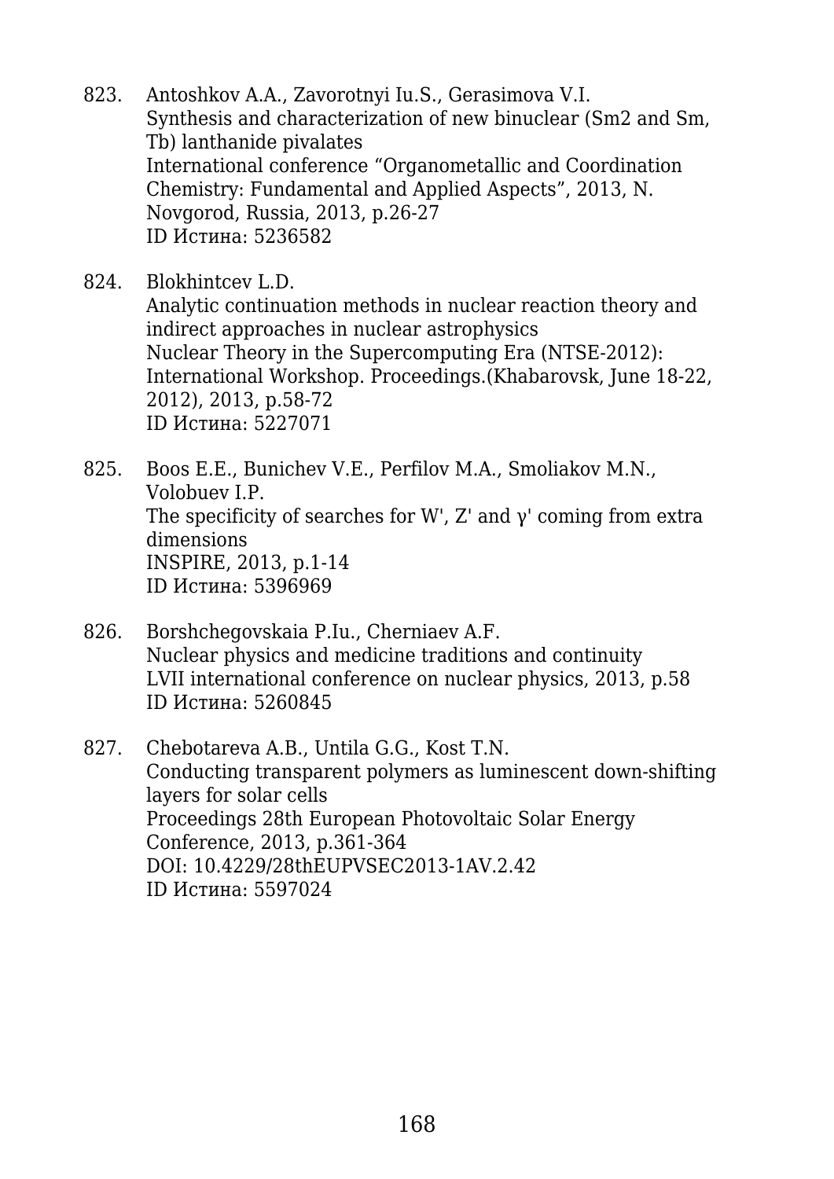823. Antoshkov A.A., Zavorotnyi Iu.S., Gerasimova V.I.
Synthesis and characterization of new binuclear (Sm2 and Sm, Tb) lanthanide pivalates
International conference “Organometallic and Coordination Chemistry: Fundamental and Applied Aspects”, 2013, N. Novgorod, Russia, 2013, p.26-27
ID Истина: 5236582

824. Blokhintcev L.D.
Analytic continuation methods in nuclear reaction theory and indirect approaches in nuclear astrophysics
Nuclear Theory in the Supercomputing Era (NTSE-2012): International Workshop. Proceedings.(Khabarovsk, June 18-22, 2012), 2013, p.58-72
ID Истина: 5227071

825. Boos E.E., Bunichev V.E., Perfilov M.A., Smoliakov M.N., Volobuev I.P.
The specificity of searches for W', Z' and γ' coming from extra dimensions
INSPIRE, 2013, p.1-14
ID Истина: 5396969

826. Borshchegovskaia P.Iu., Cherniaev A.F.
Nuclear physics and medicine traditions and continuity
LVII international conference on nuclear physics, 2013, p.58
ID Истина: 5260845

827. Chebotareva A.B., Untila G.G., Kost T.N.
Conducting transparent polymers as luminescent down-shifting layers for solar cells
Proceedings 28th European Photovoltaic Solar Energy Conference, 2013, p.361-364
DOI: 10.4229/28thEUPVSEC2013-1AV.2.42
ID Истина: 5597024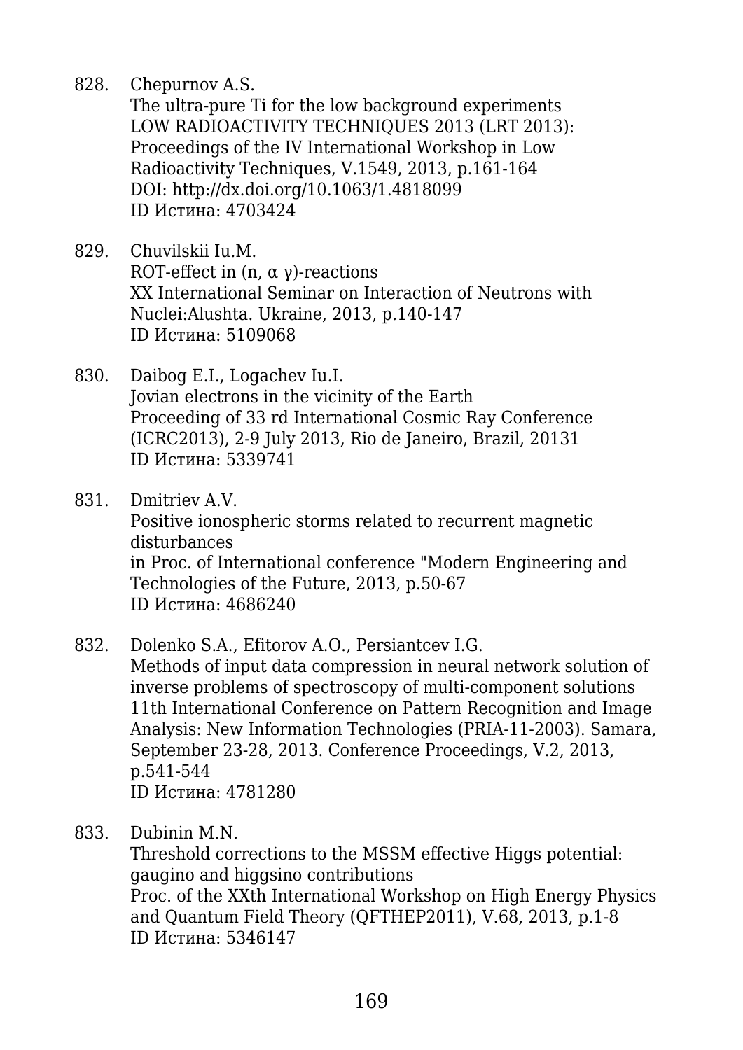828. Chepurnov A.S.
The ultra-pure Ti for the low background experiments
LOW RADIOACTIVITY TECHNIQUES 2013 (LRT 2013): Proceedings of the IV International Workshop in Low Radioactivity Techniques, V.1549, 2013, p.161-164
DOI: http://dx.doi.org/10.1063/1.4818099
ID Истина: 4703424

829. Chuvilskii Iu.M.
ROT-effect in (n, α γ)-reactions
XX International Seminar on Interaction of Neutrons with Nuclei:Alushta. Ukraine, 2013, p.140-147
ID Истина: 5109068

830. Daibog E.I., Logachev Iu.I.
Jovian electrons in the vicinity of the Earth
Proceeding of 33 rd International Cosmic Ray Conference (ICRC2013), 2-9 July 2013, Rio de Janeiro, Brazil, 20131
ID Истина: 5339741

831. Dmitriev A.V.
Positive ionospheric storms related to recurrent magnetic disturbances
in Proc. of International conference "Modern Engineering and Technologies of the Future, 2013, p.50-67
ID Истина: 4686240

832. Dolenko S.A., Efitorov A.O., Persiantcev I.G.
Methods of input data compression in neural network solution of inverse problems of spectroscopy of multi-component solutions
11th International Conference on Pattern Recognition and Image Analysis: New Information Technologies (PRIA-11-2003). Samara, September 23-28, 2013. Conference Proceedings, V.2, 2013, p.541-544
ID Истина: 4781280

833. Dubinin M.N.
Threshold corrections to the MSSM effective Higgs potential: gaugino and higgsino contributions
Proc. of the XXth International Workshop on High Energy Physics and Quantum Field Theory (QFTHEP2011), V.68, 2013, p.1-8
ID Истина: 5346147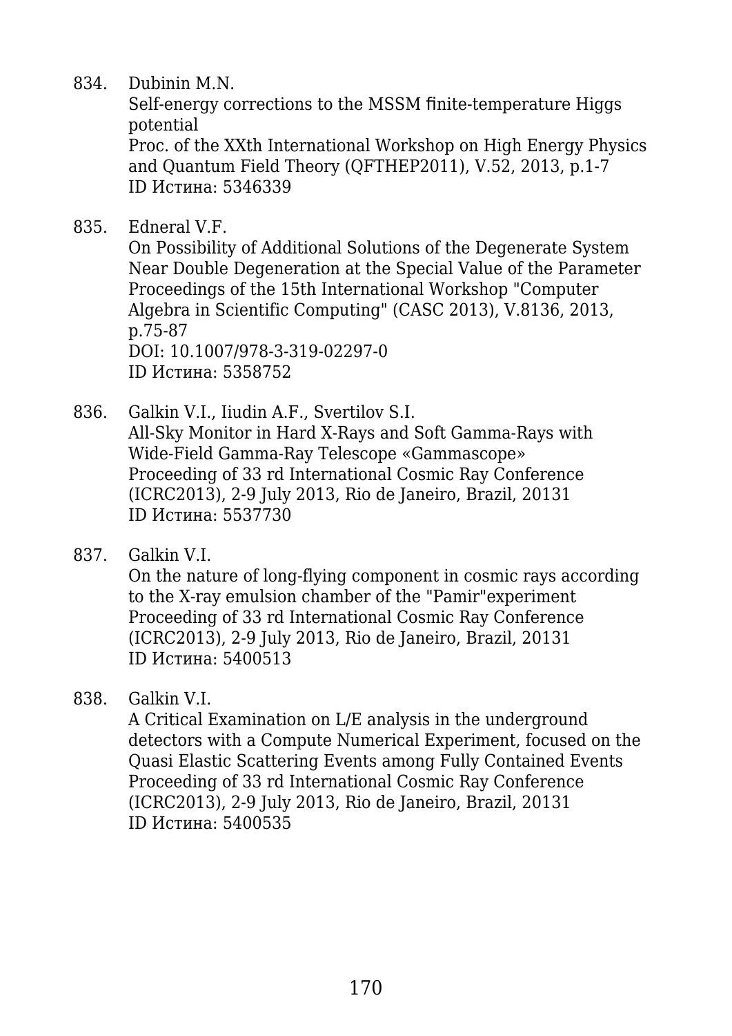834. Dubinin M.N.
Self-energy corrections to the MSSM finite-temperature Higgs potential
Proc. of the XXth International Workshop on High Energy Physics and Quantum Field Theory (QFTHEP2011), V.52, 2013, p.1-7
ID Истина: 5346339

835. Edneral V.F.
On Possibility of Additional Solutions of the Degenerate System Near Double Degeneration at the Special Value of the Parameter
Proceedings of the 15th International Workshop "Computer Algebra in Scientific Computing" (CASC 2013), V.8136, 2013, p.75-87
DOI: 10.1007/978-3-319-02297-0
ID Истина: 5358752

836. Galkin V.I., Iiudin A.F., Svertilov S.I.
All-Sky Monitor in Hard X-Rays and Soft Gamma-Rays with Wide-Field Gamma-Ray Telescope «Gammascope»
Proceeding of 33 rd International Cosmic Ray Conference (ICRC2013), 2-9 July 2013, Rio de Janeiro, Brazil, 20131
ID Истина: 5537730

837. Galkin V.I.
On the nature of long-flying component in cosmic rays according to the X-ray emulsion chamber of the "Pamir"experiment
Proceeding of 33 rd International Cosmic Ray Conference (ICRC2013), 2-9 July 2013, Rio de Janeiro, Brazil, 20131
ID Истина: 5400513

838. Galkin V.I.
A Critical Examination on L/E analysis in the underground detectors with a Compute Numerical Experiment, focused on the Quasi Elastic Scattering Events among Fully Contained Events
Proceeding of 33 rd International Cosmic Ray Conference (ICRC2013), 2-9 July 2013, Rio de Janeiro, Brazil, 20131
ID Истина: 5400535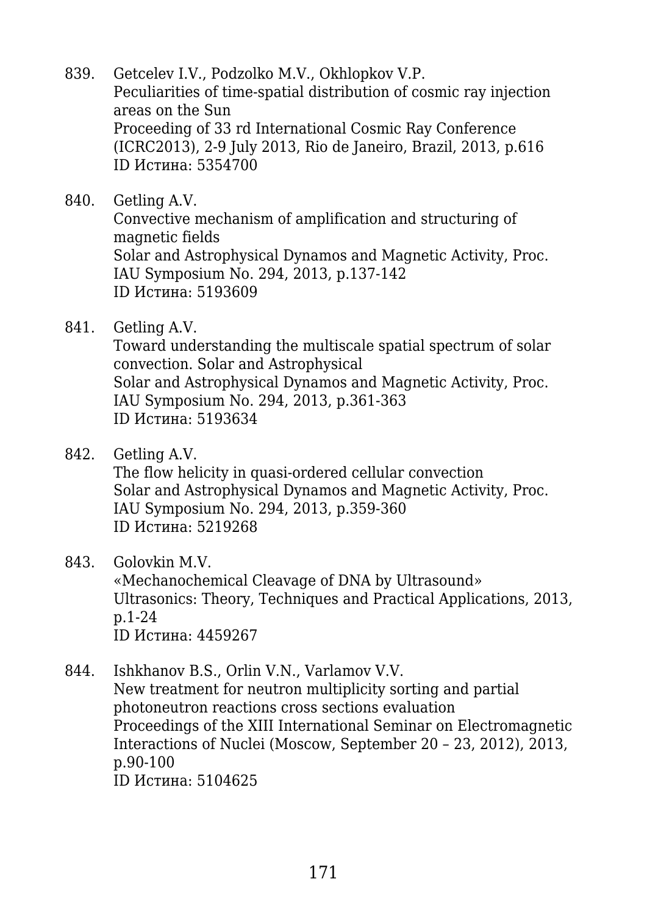839. Getcelev I.V., Podzolko M.V., Okhlopkov V.P.
Peculiarities of time-spatial distribution of cosmic ray injection areas on the Sun
Proceeding of 33 rd International Cosmic Ray Conference (ICRC2013), 2-9 July 2013, Rio de Janeiro, Brazil, 2013, p.616
ID Истина: 5354700

840. Getling A.V.
Convective mechanism of amplification and structuring of magnetic fields
Solar and Astrophysical Dynamos and Magnetic Activity, Proc. IAU Symposium No. 294, 2013, p.137-142
ID Истина: 5193609

841. Getling A.V.
Toward understanding the multiscale spatial spectrum of solar convection. Solar and Astrophysical
Solar and Astrophysical Dynamos and Magnetic Activity, Proc. IAU Symposium No. 294, 2013, p.361-363
ID Истина: 5193634

842. Getling A.V.
The flow helicity in quasi-ordered cellular convection
Solar and Astrophysical Dynamos and Magnetic Activity, Proc. IAU Symposium No. 294, 2013, p.359-360
ID Истина: 5219268

843. Golovkin M.V.
«Mechanochemical Cleavage of DNA by Ultrasound»
Ultrasonics: Theory, Techniques and Practical Applications, 2013, p.1-24
ID Истина: 4459267

844. Ishkhanov B.S., Orlin V.N., Varlamov V.V.
New treatment for neutron multiplicity sorting and partial photoneutron reactions cross sections evaluation
Proceedings of the XIII International Seminar on Electromagnetic Interactions of Nuclei (Moscow, September 20 – 23, 2012), 2013, p.90-100
ID Истина: 5104625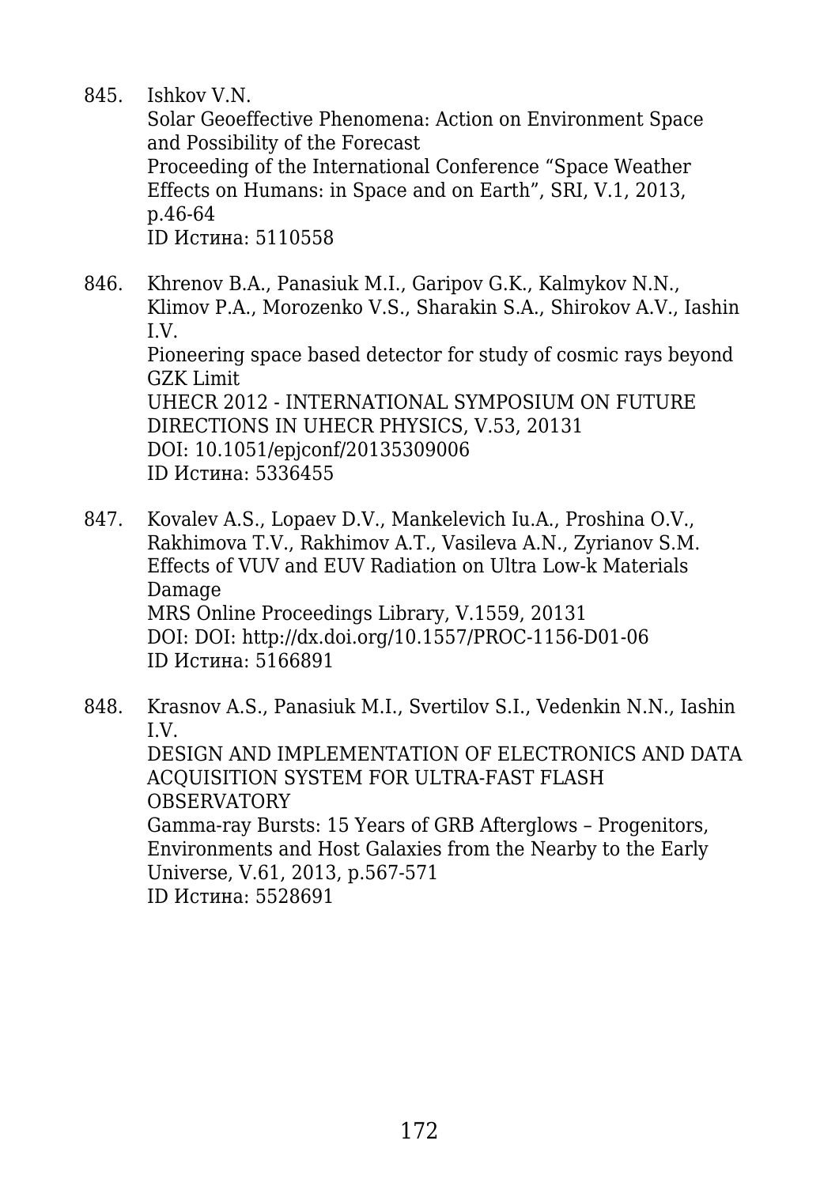845. Ishkov V.N.
Solar Geoeffective Phenomena: Action on Environment Space and Possibility of the Forecast
Proceeding of the International Conference “Space Weather Effects on Humans: in Space and on Earth”, SRI, V.1, 2013, p.46-64
ID Истина: 5110558

846. Khrenov B.A., Panasiuk M.I., Garipov G.K., Kalmykov N.N., Klimov P.A., Morozenko V.S., Sharakin S.A., Shirokov A.V., Iashin I.V.
Pioneering space based detector for study of cosmic rays beyond GZK Limit
UHECR 2012 - INTERNATIONAL SYMPOSIUM ON FUTURE DIRECTIONS IN UHECR PHYSICS, V.53, 20131
DOI: 10.1051/epjconf/20135309006
ID Истина: 5336455

847. Kovalev A.S., Lopaev D.V., Mankelevich Iu.A., Proshina O.V., Rakhimova T.V., Rakhimov A.T., Vasileva A.N., Zyrianov S.M.
Effects of VUV and EUV Radiation on Ultra Low-k Materials Damage
MRS Online Proceedings Library, V.1559, 20131
DOI: DOI: http://dx.doi.org/10.1557/PROC-1156-D01-06
ID Истина: 5166891

848. Krasnov A.S., Panasiuk M.I., Svertilov S.I., Vedenkin N.N., Iashin I.V.
DESIGN AND IMPLEMENTATION OF ELECTRONICS AND DATA ACQUISITION SYSTEM FOR ULTRA-FAST FLASH OBSERVATORY
Gamma-ray Bursts: 15 Years of GRB Afterglows – Progenitors, Environments and Host Galaxies from the Nearby to the Early Universe, V.61, 2013, p.567-571
ID Истина: 5528691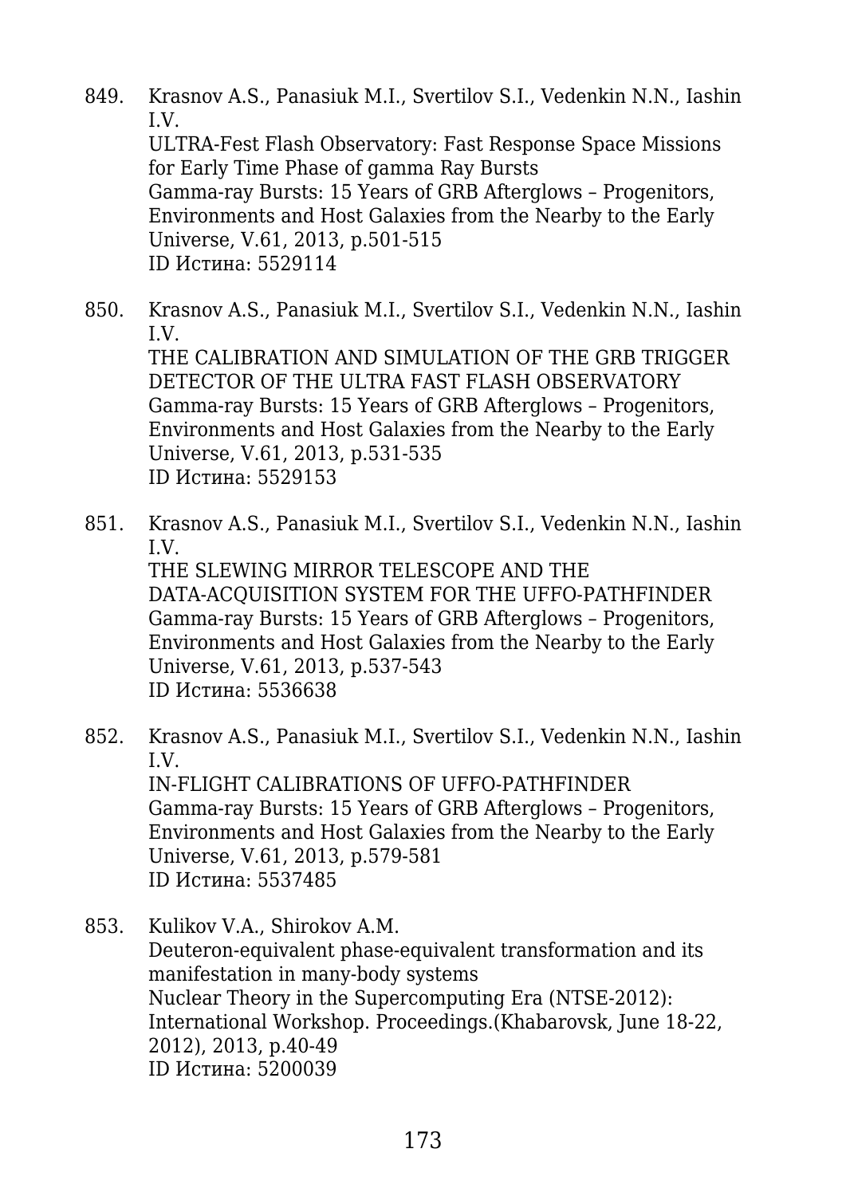849. Krasnov A.S., Panasiuk M.I., Svertilov S.I., Vedenkin N.N., Iashin I.V.
ULTRA-Fest Flash Observatory: Fast Response Space Missions for Early Time Phase of gamma Ray Bursts
Gamma-ray Bursts: 15 Years of GRB Afterglows – Progenitors, Environments and Host Galaxies from the Nearby to the Early Universe, V.61, 2013, p.501-515
ID Истина: 5529114

850. Krasnov A.S., Panasiuk M.I., Svertilov S.I., Vedenkin N.N., Iashin I.V.
THE CALIBRATION AND SIMULATION OF THE GRB TRIGGER DETECTOR OF THE ULTRA FAST FLASH OBSERVATORY
Gamma-ray Bursts: 15 Years of GRB Afterglows – Progenitors, Environments and Host Galaxies from the Nearby to the Early Universe, V.61, 2013, p.531-535
ID Истина: 5529153

851. Krasnov A.S., Panasiuk M.I., Svertilov S.I., Vedenkin N.N., Iashin I.V.
THE SLEWING MIRROR TELESCOPE AND THE DATA-ACQUISITION SYSTEM FOR THE UFFO-PATHFINDER
Gamma-ray Bursts: 15 Years of GRB Afterglows – Progenitors, Environments and Host Galaxies from the Nearby to the Early Universe, V.61, 2013, p.537-543
ID Истина: 5536638

852. Krasnov A.S., Panasiuk M.I., Svertilov S.I., Vedenkin N.N., Iashin I.V.
IN-FLIGHT CALIBRATIONS OF UFFO-PATHFINDER
Gamma-ray Bursts: 15 Years of GRB Afterglows – Progenitors, Environments and Host Galaxies from the Nearby to the Early Universe, V.61, 2013, p.579-581
ID Истина: 5537485

853. Kulikov V.A., Shirokov A.M.
Deuteron-equivalent phase-equivalent transformation and its manifestation in many-body systems
Nuclear Theory in the Supercomputing Era (NTSE-2012): International Workshop. Proceedings.(Khabarovsk, June 18-22, 2012), 2013, p.40-49
ID Истина: 5200039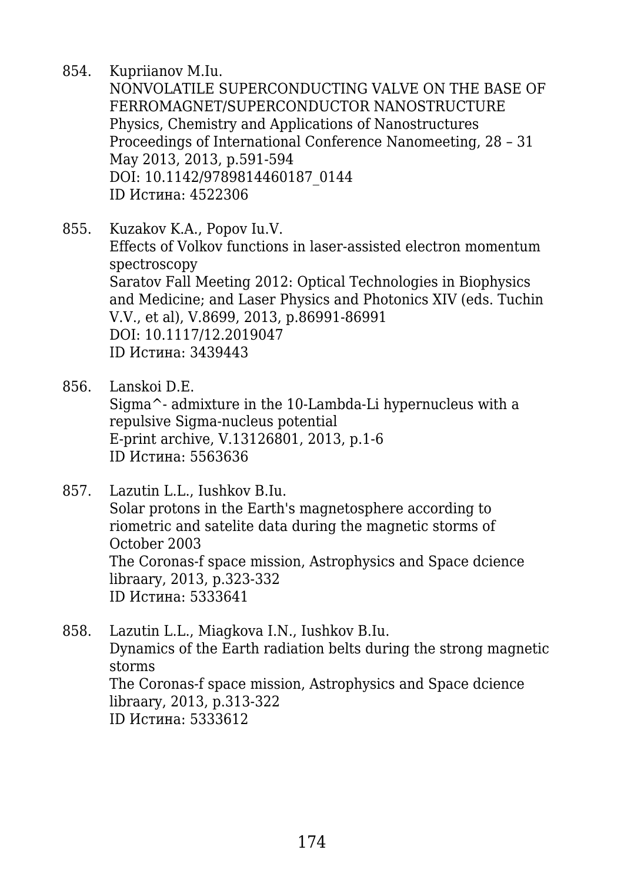854. Kupriianov M.Iu.
NONVOLATILE SUPERCONDUCTING VALVE ON THE BASE OF FERROMAGNET/SUPERCONDUCTOR NANOSTRUCTURE
Physics, Chemistry and Applications of Nanostructures Proceedings of International Conference Nanomeeting, 28 – 31 May 2013, 2013, p.591-594
DOI: 10.1142/9789814460187_0144
ID Истина: 4522306

855. Kuzakov K.A., Popov Iu.V.
Effects of Volkov functions in laser-assisted electron momentum spectroscopy
Saratov Fall Meeting 2012: Optical Technologies in Biophysics and Medicine; and Laser Physics and Photonics XIV (eds. Tuchin V.V., et al), V.8699, 2013, p.86991-86991
DOI: 10.1117/12.2019047
ID Истина: 3439443

856. Lanskoi D.E.
Sigma^- admixture in the 10-Lambda-Li hypernucleus with a repulsive Sigma-nucleus potential
E-print archive, V.13126801, 2013, p.1-6
ID Истина: 5563636

857. Lazutin L.L., Iushkov B.Iu.
Solar protons in the Earth's magnetosphere according to riometric and satelite data during the magnetic storms of October 2003
The Coronas-f space mission, Astrophysics and Space dcience libraary, 2013, p.323-332
ID Истина: 5333641

858. Lazutin L.L., Miagkova I.N., Iushkov B.Iu.
Dynamics of the Earth radiation belts during the strong magnetic storms
The Coronas-f space mission, Astrophysics and Space dcience libraary, 2013, p.313-322
ID Истина: 5333612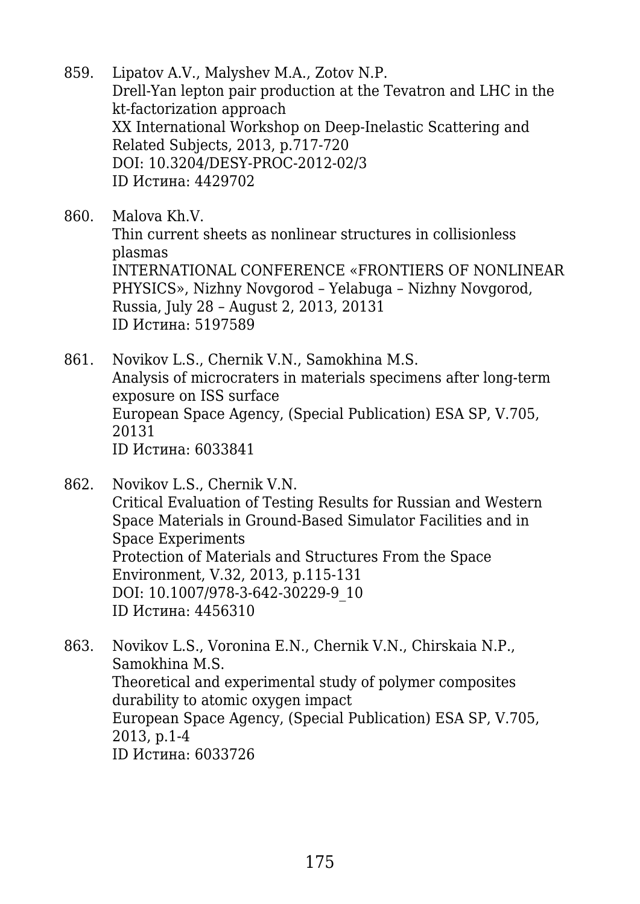859. Lipatov A.V., Malyshev M.A., Zotov N.P.
Drell-Yan lepton pair production at the Tevatron and LHC in the kt-factorization approach
XX International Workshop on Deep-Inelastic Scattering and Related Subjects, 2013, p.717-720
DOI: 10.3204/DESY-PROC-2012-02/3
ID Истина: 4429702

860. Malova Kh.V.
Thin current sheets as nonlinear structures in collisionless plasmas
INTERNATIONAL CONFERENCE «FRONTIERS OF NONLINEAR PHYSICS», Nizhny Novgorod – Yelabuga – Nizhny Novgorod, Russia, July 28 – August 2, 2013, 20131
ID Истина: 5197589

861. Novikov L.S., Chernik V.N., Samokhina M.S.
Analysis of microcraters in materials specimens after long-term exposure on ISS surface
European Space Agency, (Special Publication) ESA SP, V.705, 20131
ID Истина: 6033841

862. Novikov L.S., Chernik V.N.
Critical Evaluation of Testing Results for Russian and Western Space Materials in Ground-Based Simulator Facilities and in Space Experiments
Protection of Materials and Structures From the Space Environment, V.32, 2013, p.115-131
DOI: 10.1007/978-3-642-30229-9_10
ID Истина: 4456310

863. Novikov L.S., Voronina E.N., Chernik V.N., Chirskaia N.P., Samokhina M.S.
Theoretical and experimental study of polymer composites durability to atomic oxygen impact
European Space Agency, (Special Publication) ESA SP, V.705, 2013, p.1-4
ID Истина: 6033726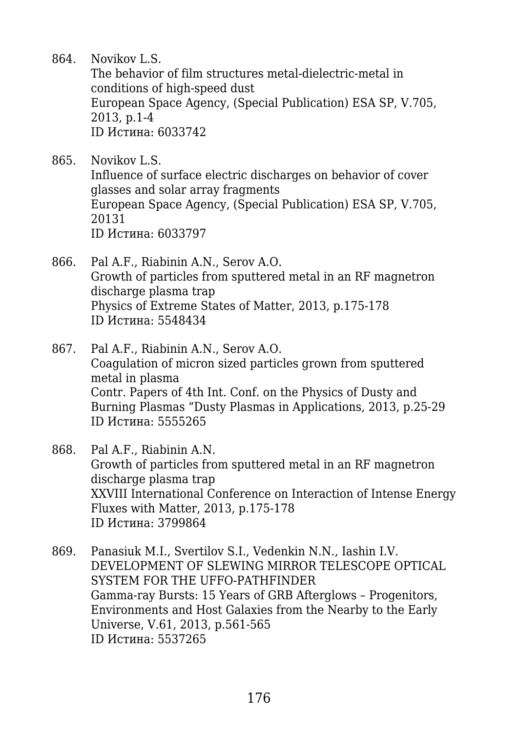864. Novikov L.S.
The behavior of film structures metal-dielectric-metal in conditions of high-speed dust
European Space Agency, (Special Publication) ESA SP, V.705, 2013, p.1-4
ID Истина: 6033742

865. Novikov L.S.
Influence of surface electric discharges on behavior of cover glasses and solar array fragments
European Space Agency, (Special Publication) ESA SP, V.705, 20131
ID Истина: 6033797

866. Pal A.F., Riabinin A.N., Serov A.O.
Growth of particles from sputtered metal in an RF magnetron discharge plasma trap
Physics of Extreme States of Matter, 2013, p.175-178
ID Истина: 5548434

867. Pal A.F., Riabinin A.N., Serov A.O.
Coagulation of micron sized particles grown from sputtered metal in plasma
Contr. Papers of 4th Int. Conf. on the Physics of Dusty and Burning Plasmas “Dusty Plasmas in Applications, 2013, p.25-29
ID Истина: 5555265

868. Pal A.F., Riabinin A.N.
Growth of particles from sputtered metal in an RF magnetron discharge plasma trap
XXVIII International Conference on Interaction of Intense Energy Fluxes with Matter, 2013, p.175-178
ID Истина: 3799864

869. Panasiuk M.I., Svertilov S.I., Vedenkin N.N., Iashin I.V.
DEVELOPMENT OF SLEWING MIRROR TELESCOPE OPTICAL SYSTEM FOR THE UFFO-PATHFINDER
Gamma-ray Bursts: 15 Years of GRB Afterglows – Progenitors, Environments and Host Galaxies from the Nearby to the Early Universe, V.61, 2013, p.561-565
ID Истина: 5537265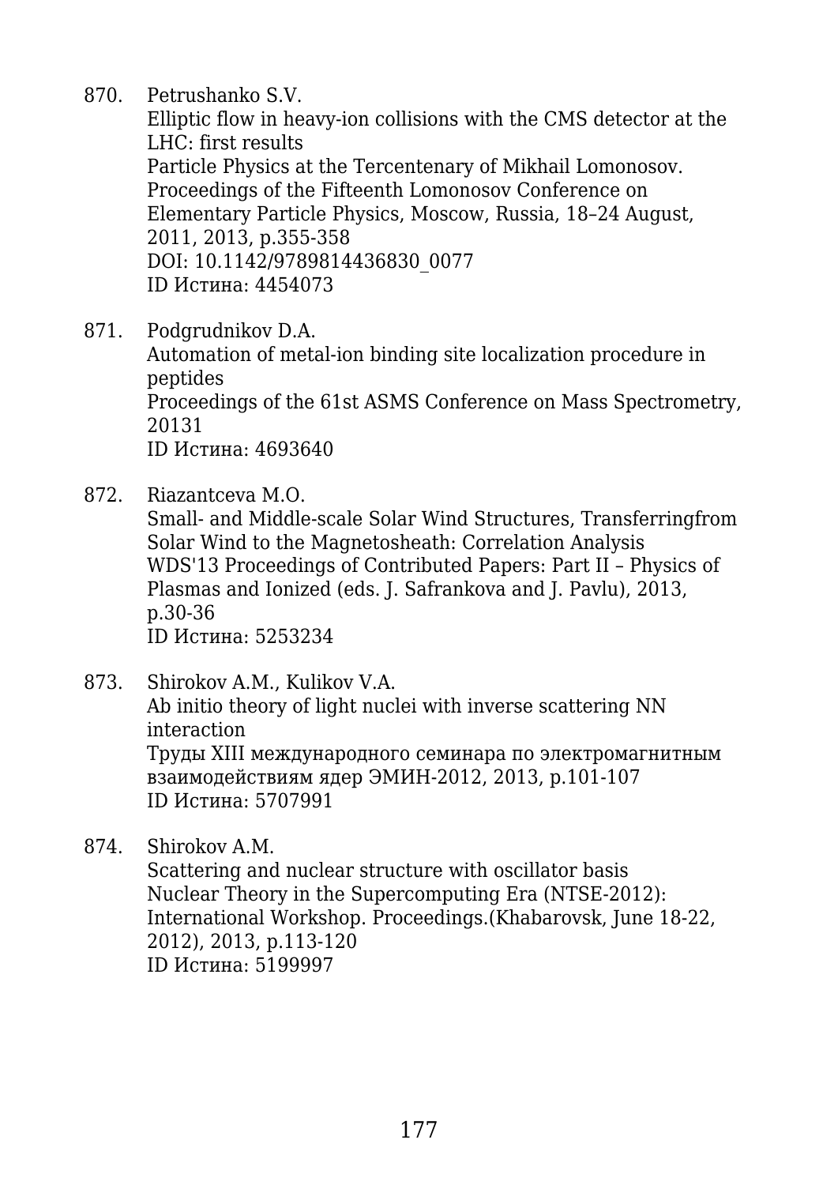870. Petrushanko S.V.
Elliptic flow in heavy-ion collisions with the CMS detector at the LHC: first results
Particle Physics at the Tercentenary of Mikhail Lomonosov. Proceedings of the Fifteenth Lomonosov Conference on Elementary Particle Physics, Moscow, Russia, 18–24 August, 2011, 2013, p.355-358
DOI: 10.1142/9789814436830_0077
ID Истина: 4454073

871. Podgrudnikov D.A.
Automation of metal-ion binding site localization procedure in peptides
Proceedings of the 61st ASMS Conference on Mass Spectrometry, 20131
ID Истина: 4693640

872. Riazantceva M.O.
Small- and Middle-scale Solar Wind Structures, Transferringfrom Solar Wind to the Magnetosheath: Correlation Analysis
WDS'13 Proceedings of Contributed Papers: Part II – Physics of Plasmas and Ionized (eds. J. Safrankova and J. Pavlu), 2013, p.30-36
ID Истина: 5253234

873. Shirokov A.M., Kulikov V.A.
Ab initio theory of light nuclei with inverse scattering NN interaction
Труды XIII международного семинара по электромагнитным взаимодействиям ядер ЭМИН-2012, 2013, p.101-107
ID Истина: 5707991

874. Shirokov A.M.
Scattering and nuclear structure with oscillator basis
Nuclear Theory in the Supercomputing Era (NTSE-2012): International Workshop. Proceedings.(Khabarovsk, June 18-22, 2012), 2013, p.113-120
ID Истина: 5199997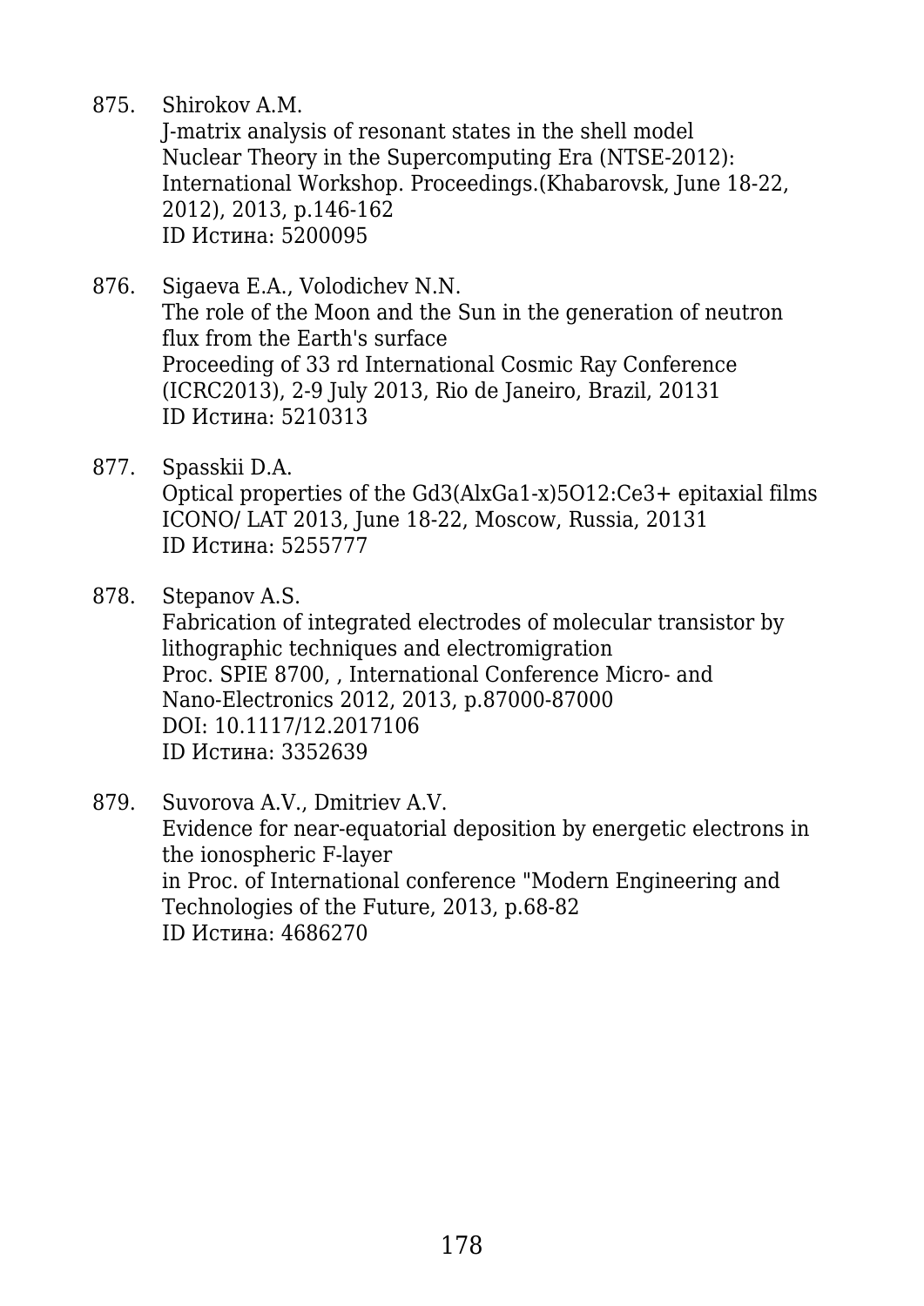875. Shirokov A.M.
 J-matrix analysis of resonant states in the shell model
 Nuclear Theory in the Supercomputing Era (NTSE-2012): International Workshop. Proceedings.(Khabarovsk, June 18-22, 2012), 2013, p.146-162
 ID Истина: 5200095

876. Sigaeva E.A., Volodichev N.N.
 The role of the Moon and the Sun in the generation of neutron flux from the Earth's surface
 Proceeding of 33 rd International Cosmic Ray Conference (ICRC2013), 2-9 July 2013, Rio de Janeiro, Brazil, 20131
 ID Истина: 5210313

877. Spasskii D.A.
 Optical properties of the $Gd_3(Al_xGa_{1-x})_5O_{12}:Ce^{3+}$ epitaxial films
 ICONO/ LAT 2013, June 18-22, Moscow, Russia, 20131
 ID Истина: 5255777

878. Stepanov A.S.
 Fabrication of integrated electrodes of molecular transistor by lithographic techniques and electromigration
 Proc. SPIE 8700, , International Conference Micro- and Nano-Electronics 2012, 2013, p.87000-87000
 DOI: 10.1117/12.2017106
 ID Истина: 3352639

879. Suvorova A.V., Dmitriev A.V.
 Evidence for near-equatorial deposition by energetic electrons in the ionospheric F-layer
 in Proc. of International conference "Modern Engineering and Technologies of the Future, 2013, p.68-82
 ID Истина: 4686270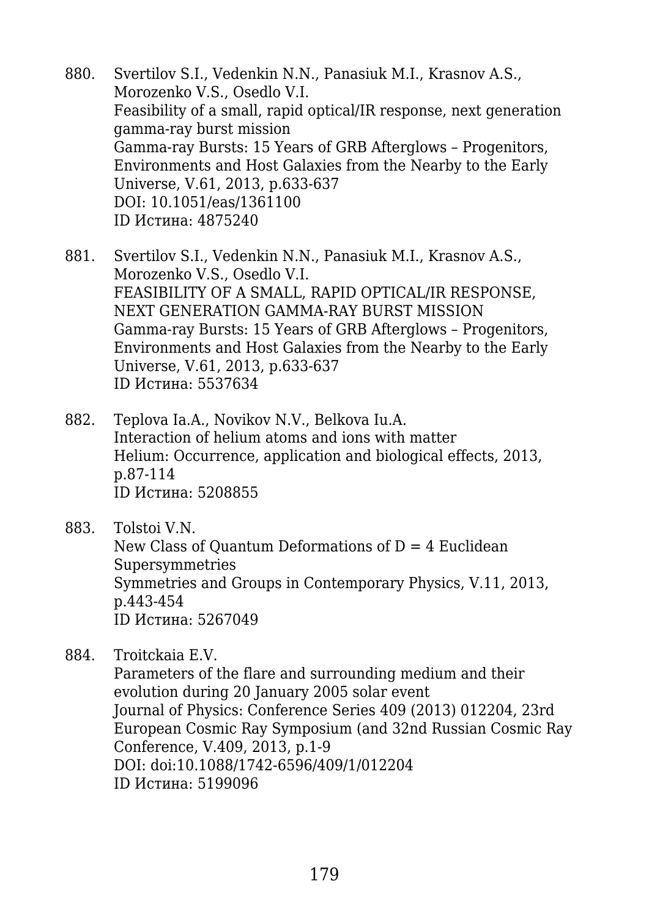880. Svertilov S.I., Vedenkin N.N., Panasiuk M.I., Krasnov A.S., Morozenko V.S., Osedlo V.I.
     Feasibility of a small, rapid optical/IR response, next generation gamma-ray burst mission
     Gamma-ray Bursts: 15 Years of GRB Afterglows – Progenitors, Environments and Host Galaxies from the Nearby to the Early Universe, V.61, 2013, p.633-637
     DOI: 10.1051/eas/1361100
     ID Истина: 4875240

881. Svertilov S.I., Vedenkin N.N., Panasiuk M.I., Krasnov A.S., Morozenko V.S., Osedlo V.I.
     FEASIBILITY OF A SMALL, RAPID OPTICAL/IR RESPONSE, NEXT GENERATION GAMMA-RAY BURST MISSION
     Gamma-ray Bursts: 15 Years of GRB Afterglows – Progenitors, Environments and Host Galaxies from the Nearby to the Early Universe, V.61, 2013, p.633-637
     ID Истина: 5537634

882. Teplova Ia.A., Novikov N.V., Belkova Iu.A.
     Interaction of helium atoms and ions with matter
     Helium: Occurrence, application and biological effects, 2013, p.87-114
     ID Истина: 5208855

883. Tolstoi V.N.
     New Class of Quantum Deformations of D = 4 Euclidean Supersymmetries
     Symmetries and Groups in Contemporary Physics, V.11, 2013, p.443-454
     ID Истина: 5267049

884. Troitckaia E.V.
     Parameters of the flare and surrounding medium and their evolution during 20 January 2005 solar event
     Journal of Physics: Conference Series 409 (2013) 012204, 23rd European Cosmic Ray Symposium (and 32nd Russian Cosmic Ray Conference, V.409, 2013, p.1-9
     DOI: doi:10.1088/1742-6596/409/1/012204
     ID Истина: 5199096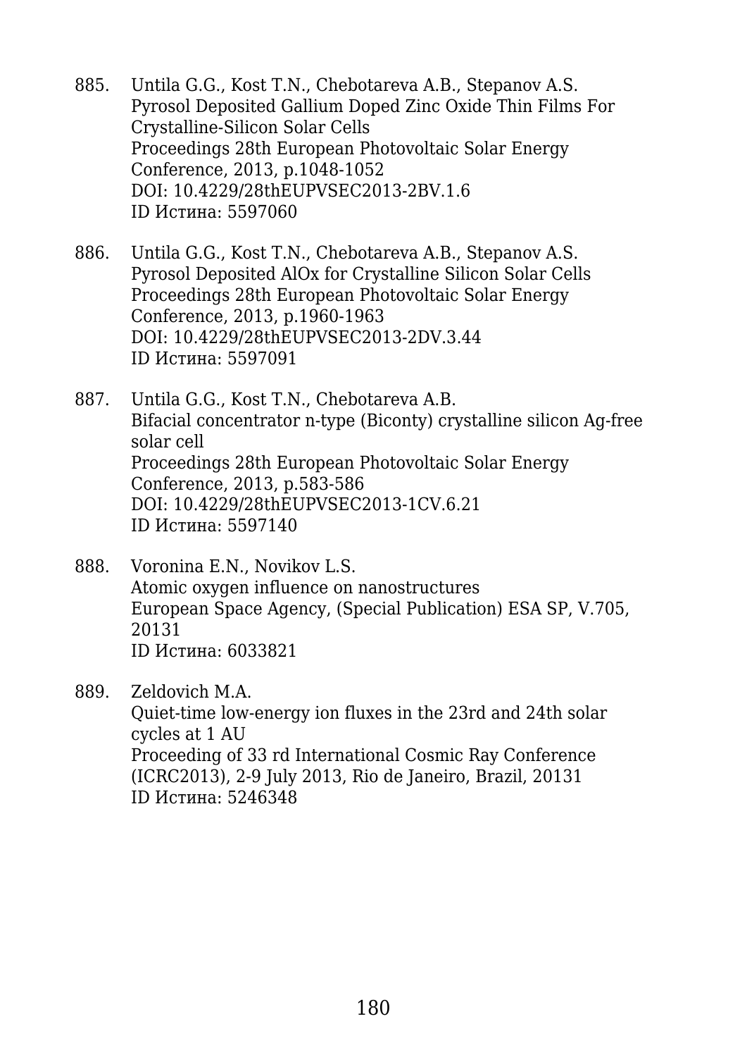885. Untila G.G., Kost T.N., Chebotareva A.B., Stepanov A.S.
Pyrosol Deposited Gallium Doped Zinc Oxide Thin Films For Crystalline-Silicon Solar Cells
Proceedings 28th European Photovoltaic Solar Energy Conference, 2013, p.1048-1052
DOI: 10.4229/28thEUPVSEC2013-2BV.1.6
ID Истина: 5597060

886. Untila G.G., Kost T.N., Chebotareva A.B., Stepanov A.S.
Pyrosol Deposited AlOx for Crystalline Silicon Solar Cells
Proceedings 28th European Photovoltaic Solar Energy Conference, 2013, p.1960-1963
DOI: 10.4229/28thEUPVSEC2013-2DV.3.44
ID Истина: 5597091

887. Untila G.G., Kost T.N., Chebotareva A.B.
Bifacial concentrator n-type (Biconty) crystalline silicon Ag-free solar cell
Proceedings 28th European Photovoltaic Solar Energy Conference, 2013, p.583-586
DOI: 10.4229/28thEUPVSEC2013-1CV.6.21
ID Истина: 5597140

888. Voronina E.N., Novikov L.S.
Atomic oxygen influence on nanostructures
European Space Agency, (Special Publication) ESA SP, V.705, 20131
ID Истина: 6033821

889. Zeldovich M.A.
Quiet-time low-energy ion fluxes in the 23rd and 24th solar cycles at 1 AU
Proceeding of 33 rd International Cosmic Ray Conference (ICRC2013), 2-9 July 2013, Rio de Janeiro, Brazil, 20131
ID Истина: 5246348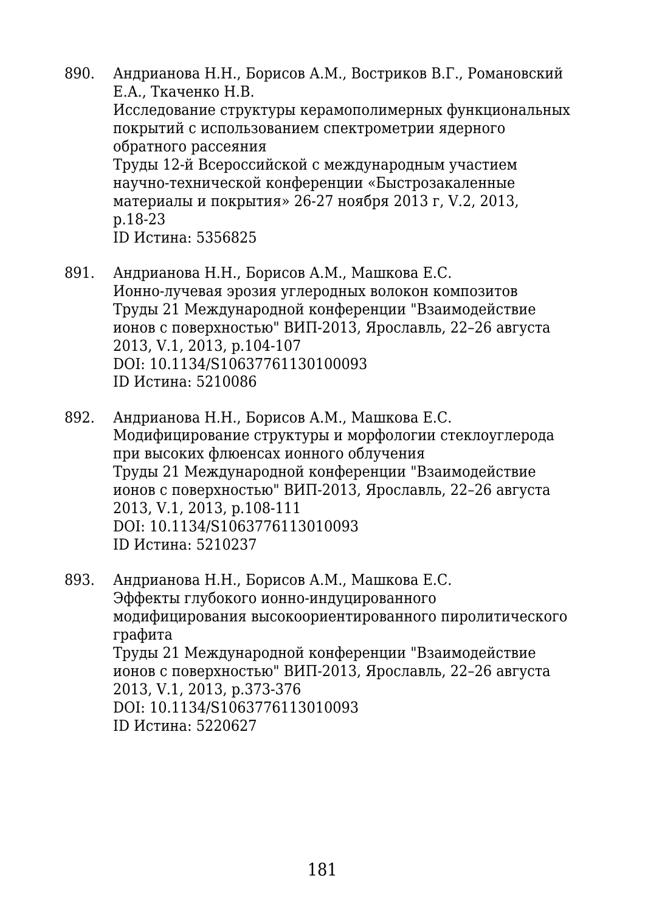890. Андрианова Н.Н., Борисов А.М., Востриков В.Г., Романовский Е.А., Ткаченко Н.В.
Исследование структуры керамополимерных функциональных покрытий с использованием спектрометрии ядерного обратного рассеяния
Труды 12-й Всероссийской с международным участием научно-технической конференции «Быстрозакаленные материалы и покрытия» 26-27 ноября 2013 г, V.2, 2013, p.18-23
ID Истина: 5356825

891. Андрианова Н.Н., Борисов А.М., Машкова Е.С.
Ионно-лучевая эрозия углеродных волокон композитов
Труды 21 Международной конференции "Взаимодействие ионов с поверхностью" ВИП-2013, Ярославль, 22–26 августа 2013, V.1, 2013, p.104-107
DOI: 10.1134/S10637761130100093
ID Истина: 5210086

892. Андрианова Н.Н., Борисов А.М., Машкова Е.С.
Модифицирование структуры и морфологии стеклоуглерода при высоких флюенсах ионного облучения
Труды 21 Международной конференции "Взаимодействие ионов с поверхностью" ВИП-2013, Ярославль, 22–26 августа 2013, V.1, 2013, p.108-111
DOI: 10.1134/S1063776113010093
ID Истина: 5210237

893. Андрианова Н.Н., Борисов А.М., Машкова Е.С.
Эффекты глубокого ионно-индуцированного модифицирования высокоориентированного пиролитического графита
Труды 21 Международной конференции "Взаимодействие ионов с поверхностью" ВИП-2013, Ярославль, 22–26 августа 2013, V.1, 2013, p.373-376
DOI: 10.1134/S1063776113010093
ID Истина: 5220627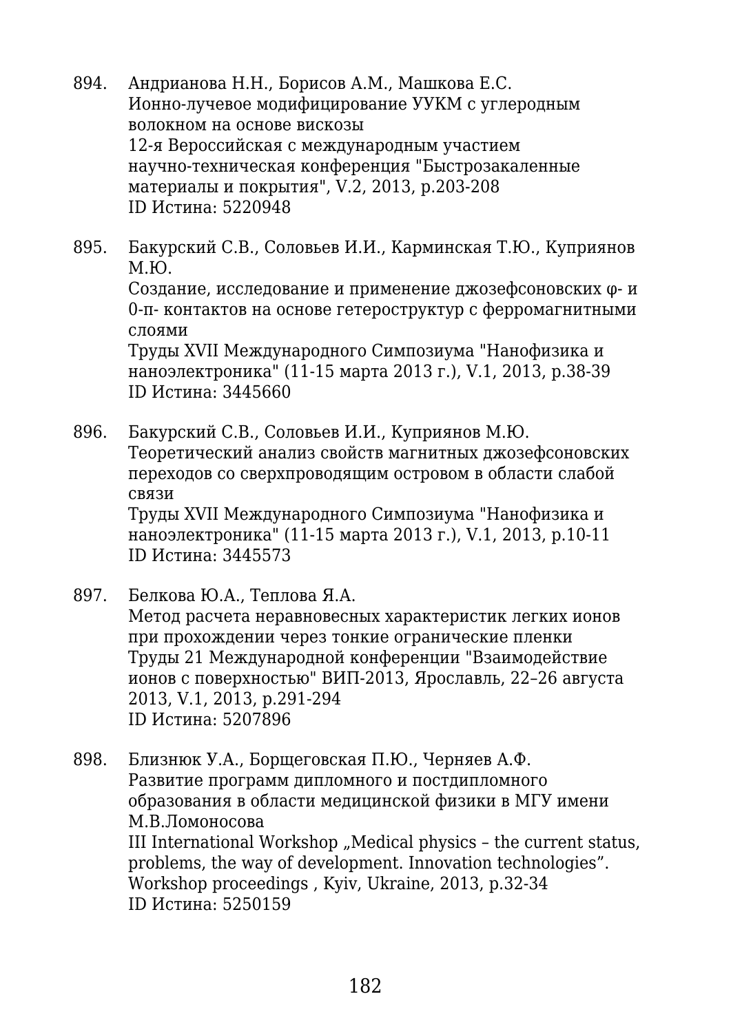894. Андрианова Н.Н., Борисов А.М., Машкова Е.С.
Ионно-лучевое модифицирование УУКМ с углеродным волокном на основе вискозы
12-я Вероссийская с международным участием научно-техническая конференция "Быстрозакаленные материалы и покрытия", V.2, 2013, p.203-208
ID Истина: 5220948

895. Бакурский С.В., Соловьев И.И., Карминская Т.Ю., Куприянов М.Ю.
Создание, исследование и применение джозефсоновских φ- и 0-π- контактов на основе гетероструктур с ферромагнитными слоями
Труды XVII Международного Симпозиума "Нанофизика и наноэлектроника" (11-15 марта 2013 г.), V.1, 2013, p.38-39
ID Истина: 3445660

896. Бакурский С.В., Соловьев И.И., Куприянов М.Ю.
Теоретический анализ свойств магнитных джозефсоновских переходов со сверхпроводящим островом в области слабой связи
Труды XVII Международного Симпозиума "Нанофизика и наноэлектроника" (11-15 марта 2013 г.), V.1, 2013, p.10-11
ID Истина: 3445573

897. Белкова Ю.А., Теплова Я.А.
Метод расчета неравновесных характеристик легких ионов при прохождении через тонкие огранические пленки
Труды 21 Международной конференции "Взаимодействие ионов с поверхностью" ВИП-2013, Ярославль, 22–26 августа 2013, V.1, 2013, p.291-294
ID Истина: 5207896

898. Близнюк У.А., Борщеговская П.Ю., Черняев А.Ф.
Развитие программ дипломного и постдипломного образования в области медицинской физики в МГУ имени М.В.Ломоносова
III International Workshop „Medical physics – the current status, problems, the way of development. Innovation technologies”. Workshop proceedings , Kyiv, Ukraine, 2013, p.32-34
ID Истина: 5250159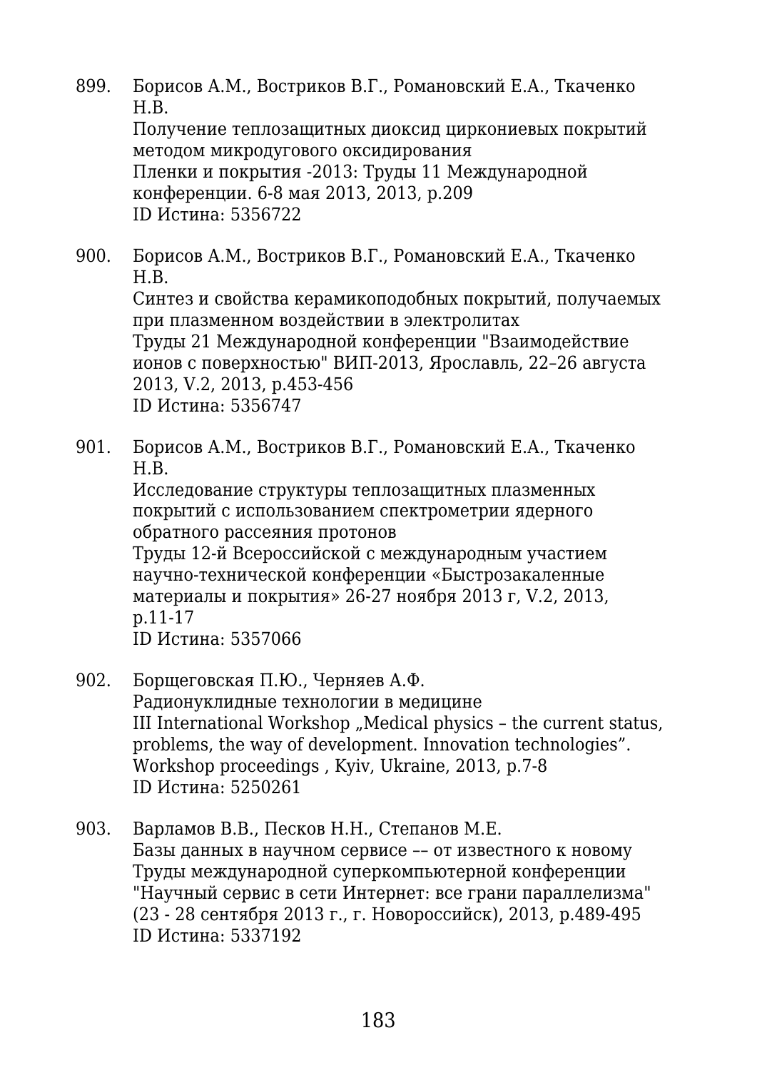899. Борисов А.М., Востриков В.Г., Романовский Е.А., Ткаченко Н.В.
Получение теплозащитных диоксид циркониевых покрытий методом микродугового оксидирования
Пленки и покрытия -2013: Труды 11 Международной конференции. 6-8 мая 2013, 2013, p.209
ID Истина: 5356722

900. Борисов А.М., Востриков В.Г., Романовский Е.А., Ткаченко Н.В.
Синтез и свойства керамикоподобных покрытий, получаемых при плазменном воздействии в электролитах
Труды 21 Международной конференции "Взаимодействие ионов с поверхностью" ВИП-2013, Ярославль, 22–26 августа 2013, V.2, 2013, p.453-456
ID Истина: 5356747

901. Борисов А.М., Востриков В.Г., Романовский Е.А., Ткаченко Н.В.
Исследование структуры теплозащитных плазменных покрытий с использованием спектрометрии ядерного обратного рассеяния протонов
Труды 12-й Всероссийской с международным участием научно-технической конференции «Быстрозакаленные материалы и покрытия» 26-27 ноября 2013 г, V.2, 2013, p.11-17
ID Истина: 5357066

902. Борщеговская П.Ю., Черняев А.Ф.
Радионуклидные технологии в медицине
III International Workshop „Medical physics – the current status, problems, the way of development. Innovation technologies". Workshop proceedings , Kyiv, Ukraine, 2013, p.7-8
ID Истина: 5250261

903. Варламов В.В., Песков Н.Н., Степанов М.Е.
Базы данных в научном сервисе –– от известного к новому
Труды международной суперкомпьютерной конференции "Научный сервис в сети Интернет: все грани параллелизма" (23 - 28 сентября 2013 г., г. Новороссийск), 2013, p.489-495
ID Истина: 5337192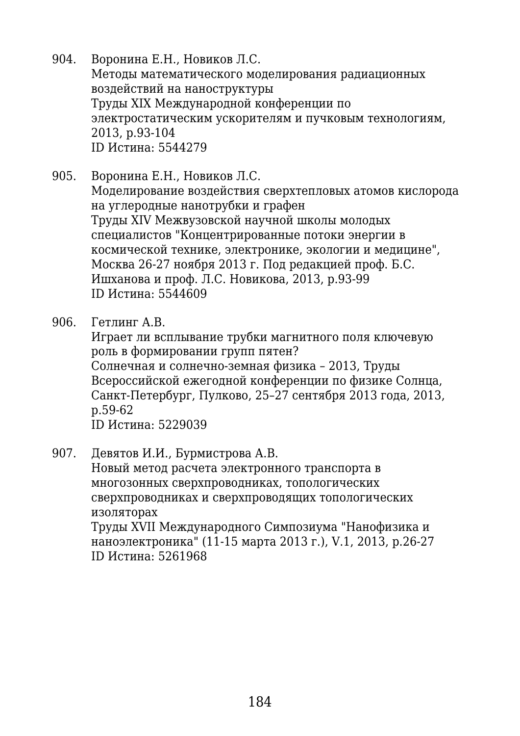904. Воронина Е.Н., Новиков Л.С.
Методы математического моделирования радиационных воздействий на наноструктуры
Труды XIX Международной конференции по электростатическим ускорителям и пучковым технологиям, 2013, p.93-104
ID Истина: 5544279

905. Воронина Е.Н., Новиков Л.С.
Моделирование воздействия сверхтепловых атомов кислорода на углеродные нанотрубки и графен
Труды XIV Межвузовской научной школы молодых специалистов "Концентрированные потоки энергии в космической технике, электронике, экологии и медицине", Москва 26-27 ноября 2013 г. Под редакцией проф. Б.С. Ишханова и проф. Л.С. Новикова, 2013, p.93-99
ID Истина: 5544609

906. Гетлинг А.В.
Играет ли всплывание трубки магнитного поля ключевую роль в формировании групп пятен?
Солнечная и солнечно-земная физика – 2013, Труды Всероссийской ежегодной конференции по физике Солнца, Санкт-Петербург, Пулково, 25–27 сентября 2013 года, 2013, p.59-62
ID Истина: 5229039

907. Девятов И.И., Бурмистрова А.В.
Новый метод расчета электронного транспорта в многозонных сверхпроводниках, топологических сверхпроводниках и сверхпроводящих топологических изоляторах
Труды XVII Международного Симпозиума "Нанофизика и наноэлектроника" (11-15 марта 2013 г.), V.1, 2013, p.26-27
ID Истина: 5261968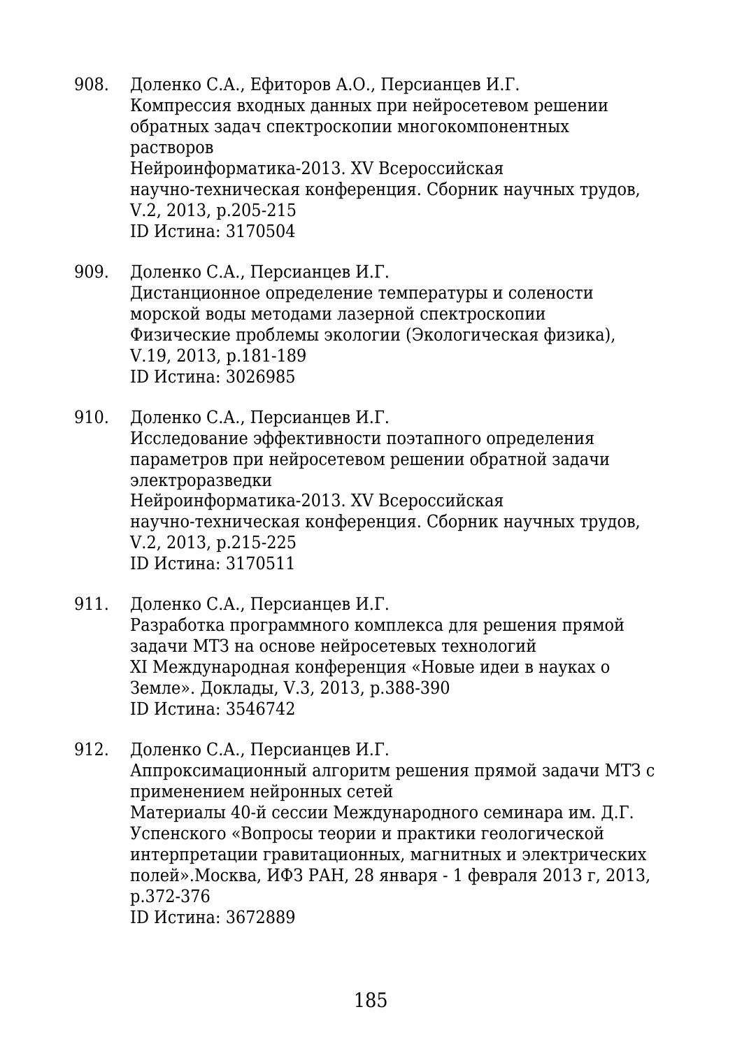908. Доленко С.А., Ефиторов А.О., Персианцев И.Г.
Компрессия входных данных при нейросетевом решении обратных задач спектроскопии многокомпонентных растворов
Нейроинформатика-2013. XV Всероссийская научно-техническая конференция. Сборник научных трудов, V.2, 2013, p.205-215
ID Истина: 3170504

909. Доленко С.А., Персианцев И.Г.
Дистанционное определение температуры и солености морской воды методами лазерной спектроскопии
Физические проблемы экологии (Экологическая физика), V.19, 2013, p.181-189
ID Истина: 3026985

910. Доленко С.А., Персианцев И.Г.
Исследование эффективности поэтапного определения параметров при нейросетевом решении обратной задачи электроразведки
Нейроинформатика-2013. XV Всероссийская научно-техническая конференция. Сборник научных трудов, V.2, 2013, p.215-225
ID Истина: 3170511

911. Доленко С.А., Персианцев И.Г.
Разработка программного комплекса для решения прямой задачи МТЗ на основе нейросетевых технологий
XI Международная конференция «Новые идеи в науках о Земле». Доклады, V.3, 2013, p.388-390
ID Истина: 3546742

912. Доленко С.А., Персианцев И.Г.
Аппроксимационный алгоритм решения прямой задачи МТЗ с применением нейронных сетей
Материалы 40-й сессии Международного семинара им. Д.Г. Успенского «Вопросы теории и практики геологической интерпретации гравитационных, магнитных и электрических полей».Москва, ИФЗ РАН, 28 января - 1 февраля 2013 г, 2013, p.372-376
ID Истина: 3672889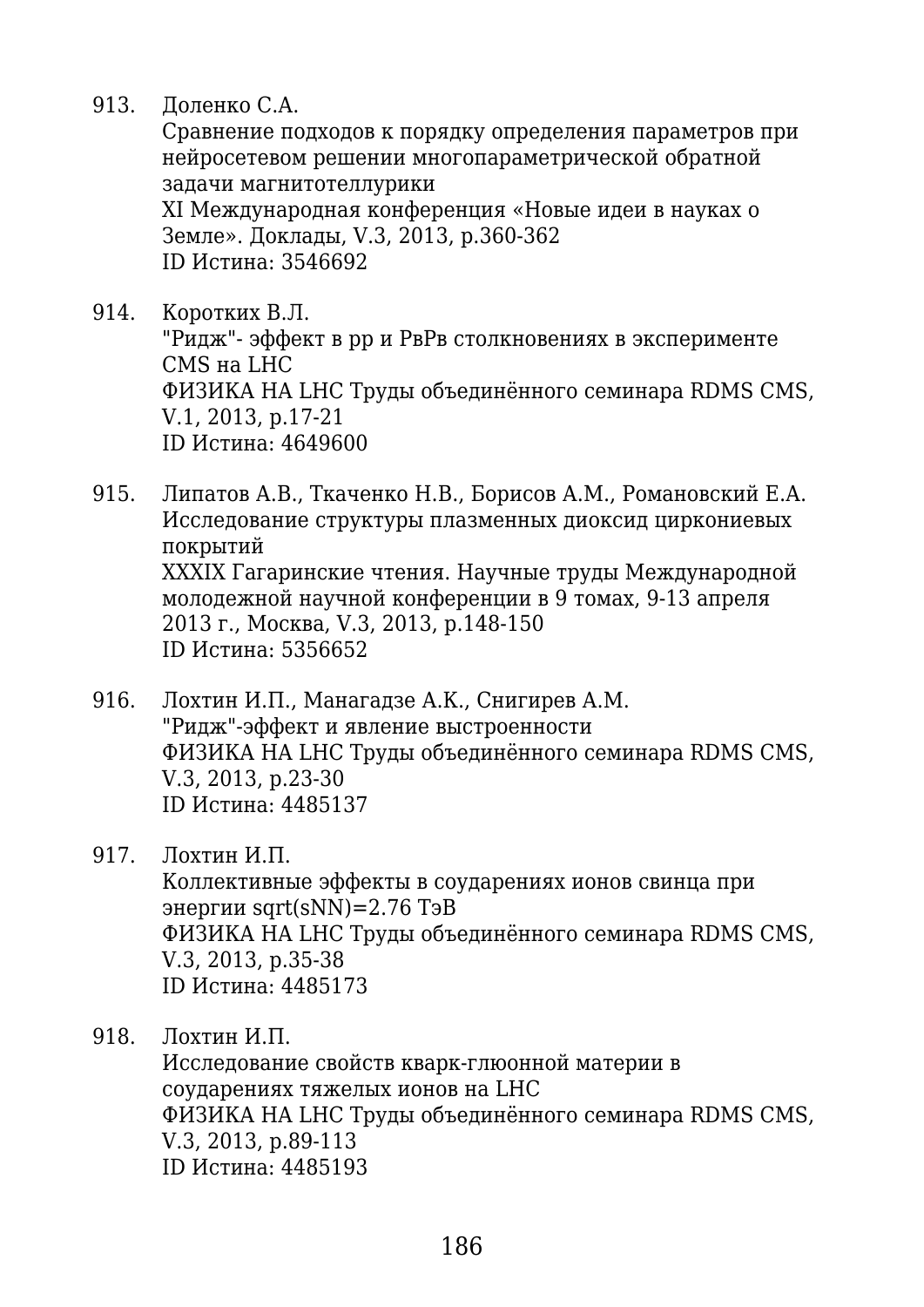913. Доленко С.А.
Сравнение подходов к порядку определения параметров при нейросетевом решении многопараметрической обратной задачи магнитотеллурики
XI Международная конференция «Новые идеи в науках о Земле». Доклады, V.3, 2013, p.360-362
ID Истина: 3546692

914. Коротких В.Л.
"Ридж"- эффект в pp и PbPb столкновениях в эксперименте CMS на LHC
ФИЗИКА НА LHC Труды объединённого семинара RDMS CMS, V.1, 2013, p.17-21
ID Истина: 4649600

915. Липатов А.В., Ткаченко Н.В., Борисов А.М., Романовский Е.А.
Исследование структуры плазменных диоксид циркониевых покрытий
XXXIX Гагаринские чтения. Научные труды Международной молодежной научной конференции в 9 томах, 9-13 апреля 2013 г., Москва, V.3, 2013, p.148-150
ID Истина: 5356652

916. Лохтин И.П., Манагадзе А.К., Снигирев А.М.
"Ридж"-эффект и явление выстроенности
ФИЗИКА НА LHC Труды объединённого семинара RDMS CMS, V.3, 2013, p.23-30
ID Истина: 4485137

917. Лохтин И.П.
Коллективные эффекты в соударениях ионов свинца при энергии sqrt(sNN)=2.76 ТэВ
ФИЗИКА НА LHC Труды объединённого семинара RDMS CMS, V.3, 2013, p.35-38
ID Истина: 4485173

918. Лохтин И.П.
Исследование свойств кварк-глюонной материи в соударениях тяжелых ионов на LHC
ФИЗИКА НА LHC Труды объединённого семинара RDMS CMS, V.3, 2013, p.89-113
ID Истина: 4485193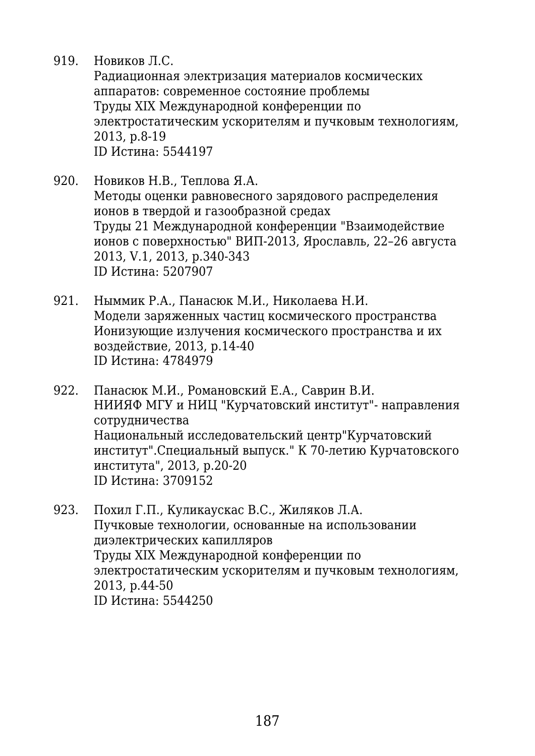919. Новиков Л.С.
Радиационная электризация материалов космических аппаратов: современное состояние проблемы
Труды XIX Международной конференции по электростатическим ускорителям и пучковым технологиям, 2013, p.8-19
ID Истина: 5544197

920. Новиков Н.В., Теплова Я.А.
Методы оценки равновесного зарядового распределения ионов в твердой и газообразной средах
Труды 21 Международной конференции "Взаимодействие ионов с поверхностью" ВИП-2013, Ярославль, 22–26 августа 2013, V.1, 2013, p.340-343
ID Истина: 5207907

921. Ныммик Р.А., Панасюк М.И., Николаева Н.И.
Модели заряженных частиц космического пространства
Ионизующие излучения космического пространства и их воздействие, 2013, p.14-40
ID Истина: 4784979

922. Панасюк М.И., Романовский Е.А., Саврин В.И.
НИИЯФ МГУ и НИЦ "Курчатовский институт"- направления сотрудничества
Национальный исследовательский центр"Курчатовский институт".Специальный выпуск." К 70-летию Курчатовского института", 2013, p.20-20
ID Истина: 3709152

923. Похил Г.П., Куликаускас В.С., Жиляков Л.А.
Пучковые технологии, основанные на использовании диэлектрических капилляров
Труды XIX Международной конференции по электростатическим ускорителям и пучковым технологиям, 2013, p.44-50
ID Истина: 5544250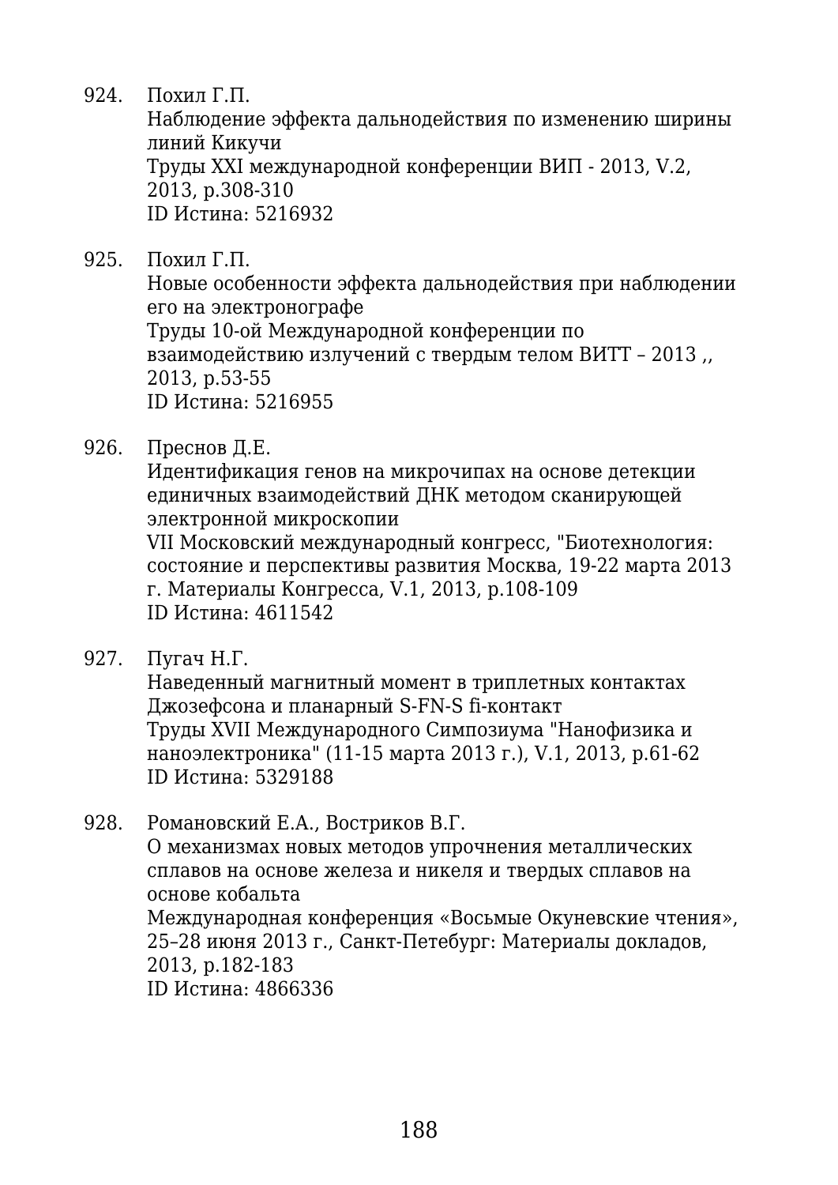924. Похил Г.П.
Наблюдение эффекта дальнодействия по изменению ширины линий Кикучи
Труды XXI международной конференции ВИП - 2013, V.2, 2013, p.308-310
ID Истина: 5216932

925. Похил Г.П.
Новые особенности эффекта дальнодействия при наблюдении его на электронографе
Труды 10-ой Международной конференции по взаимодействию излучений с твердым телом ВИТТ – 2013 ,, 2013, p.53-55
ID Истина: 5216955

926. Преснов Д.Е.
Идентификация генов на микрочипах на основе детекции единичных взаимодействий ДНК методом сканирующей электронной микроскопии
VII Московский международный конгресс, "Биотехнология: состояние и перспективы развития Москва, 19-22 марта 2013 г. Материалы Конгресса, V.1, 2013, p.108-109
ID Истина: 4611542

927. Пугач Н.Г.
Наведенный магнитный момент в триплетных контактах Джозефсона и планарный S-FN-S fi-контакт
Труды XVII Международного Симпозиума "Нанофизика и наноэлектроника" (11-15 марта 2013 г.), V.1, 2013, p.61-62
ID Истина: 5329188

928. Романовский Е.А., Востриков В.Г.
О механизмах новых методов упрочнения металлических сплавов на основе железа и никеля и твердых сплавов на основе кобальта
Международная конференция «Восьмые Окуневские чтения», 25–28 июня 2013 г., Санкт-Петебург: Материалы докладов, 2013, p.182-183
ID Истина: 4866336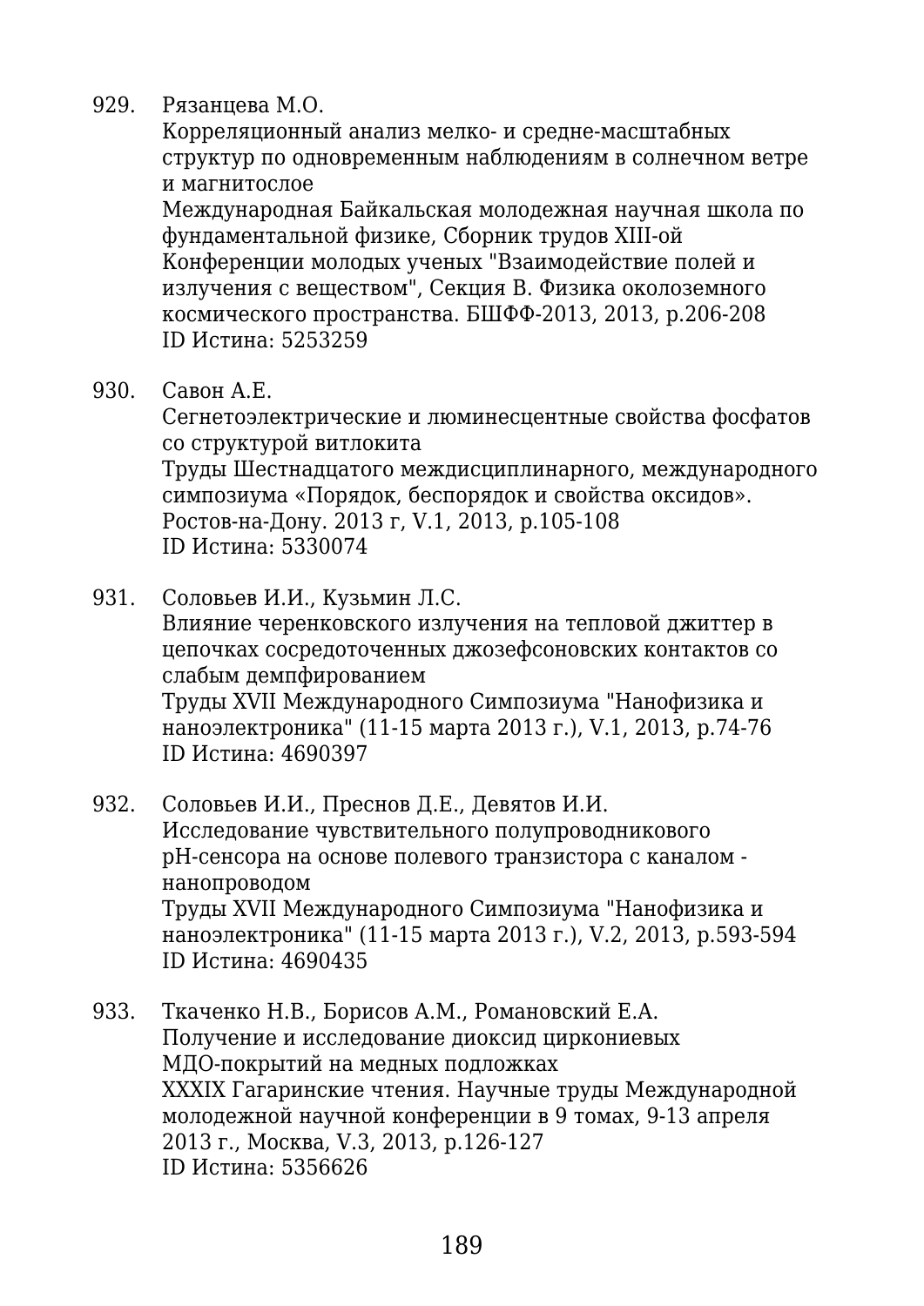929. Рязанцева М.О.
Корреляционный анализ мелко- и средне-масштабных структур по одновременным наблюдениям в солнечном ветре и магнитослое
Международная Байкальская молодежная научная школа по фундаментальной физике, Сборник трудов XIII-ой Конференции молодых ученых "Взаимодействие полей и излучения с веществом", Секция В. Физика околоземного космического пространства. БШФФ-2013, 2013, p.206-208
ID Истина: 5253259

930. Савон А.Е.
Сегнетоэлектрические и люминесцентные свойства фосфатов со структурой витлокита
Труды Шестнадцатого междисциплинарного, международного симпозиума «Порядок, беспорядок и свойства оксидов». Ростов-на-Дону. 2013 г, V.1, 2013, p.105-108
ID Истина: 5330074

931. Соловьев И.И., Кузьмин Л.С.
Влияние черенковского излучения на тепловой джиттер в цепочках сосредоточенных джозефсоновских контактов со слабым демпфированием
Труды XVII Международного Симпозиума "Нанофизика и наноэлектроника" (11-15 марта 2013 г.), V.1, 2013, p.74-76
ID Истина: 4690397

932. Соловьев И.И., Преснов Д.Е., Девятов И.И.
Исследование чувствительного полупроводникового pH-сенсора на основе полевого транзистора с каналом - нанопроводом
Труды XVII Международного Симпозиума "Нанофизика и наноэлектроника" (11-15 марта 2013 г.), V.2, 2013, p.593-594
ID Истина: 4690435

933. Ткаченко Н.В., Борисов А.М., Романовский Е.А.
Получение и исследование диоксид циркониевых МДО-покрытий на медных подложках
XXXIX Гагаринские чтения. Научные труды Международной молодежной научной конференции в 9 томах, 9-13 апреля 2013 г., Москва, V.3, 2013, p.126-127
ID Истина: 5356626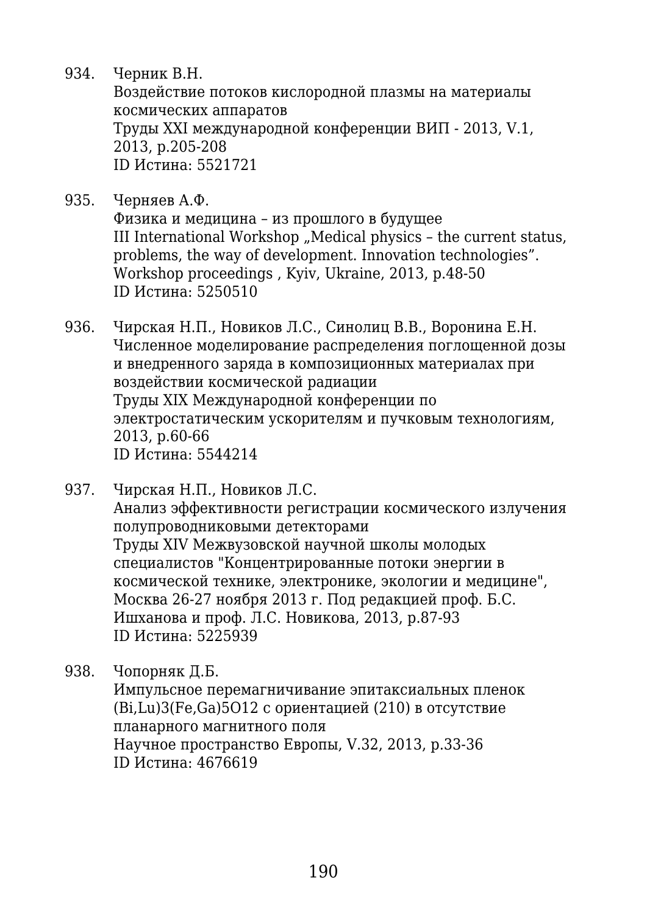934. Черник В.Н.
     Воздействие потоков кислородной плазмы на материалы космических аппаратов
     Труды XXI международной конференции ВИП - 2013, V.1, 2013, p.205-208
     ID Истина: 5521721

935. Черняев А.Ф.
     Физика и медицина – из прошлого в будущее
     III International Workshop „Medical physics – the current status, problems, the way of development. Innovation technologies”. Workshop proceedings , Kyiv, Ukraine, 2013, p.48-50
     ID Истина: 5250510

936. Чирская Н.П., Новиков Л.С., Синолиц В.В., Воронина Е.Н.
     Численное моделирование распределения поглощенной дозы и внедренного заряда в композиционных материалах при воздействии космической радиации
     Труды XIX Международной конференции по электростатическим ускорителям и пучковым технологиям, 2013, p.60-66
     ID Истина: 5544214

937. Чирская Н.П., Новиков Л.С.
     Анализ эффективности регистрации космического излучения полупроводниковыми детекторами
     Труды XIV Межвузовской научной школы молодых специалистов "Концентрированные потоки энергии в космической технике, электронике, экологии и медицине", Москва 26-27 ноября 2013 г. Под редакцией проф. Б.С. Ишханова и проф. Л.С. Новикова, 2013, p.87-93
     ID Истина: 5225939

938. Чопорняк Д.Б.
     Импульсное перемагничивание эпитаксиальных пленок $(Bi,Lu)_3(Fe,Ga)_5O_{12}$ с ориентацией (210) в отсутствие планарного магнитного поля
     Научное пространство Европы, V.32, 2013, p.33-36
     ID Истина: 4676619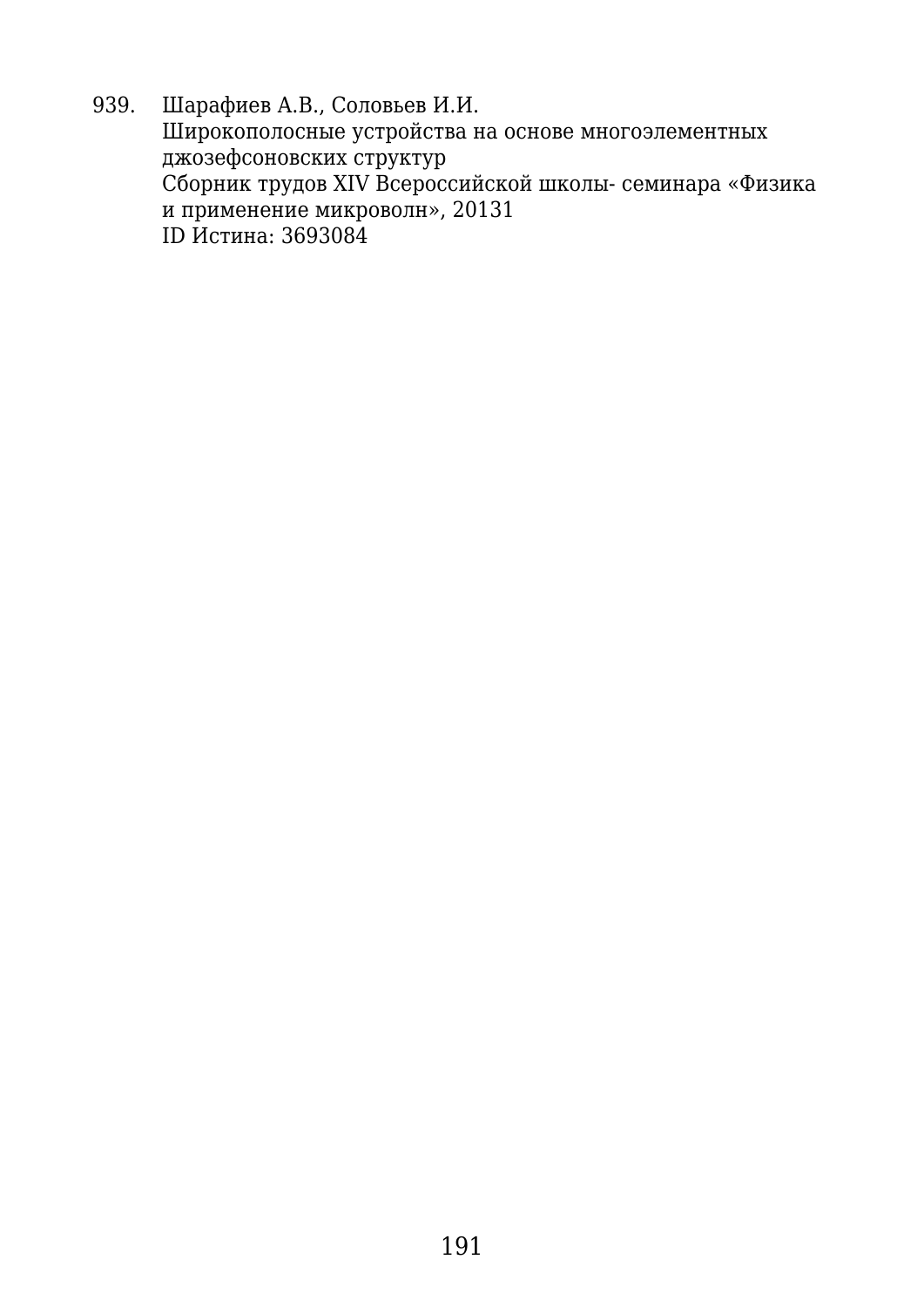939. Шарафиев А.В., Соловьев И.И.
Широкополосные устройства на основе многоэлементных джозефсоновских структур
Сборник трудов XIV Всероссийской школы- семинара «Физика и применение микроволн», 20131
ID Истина: 3693084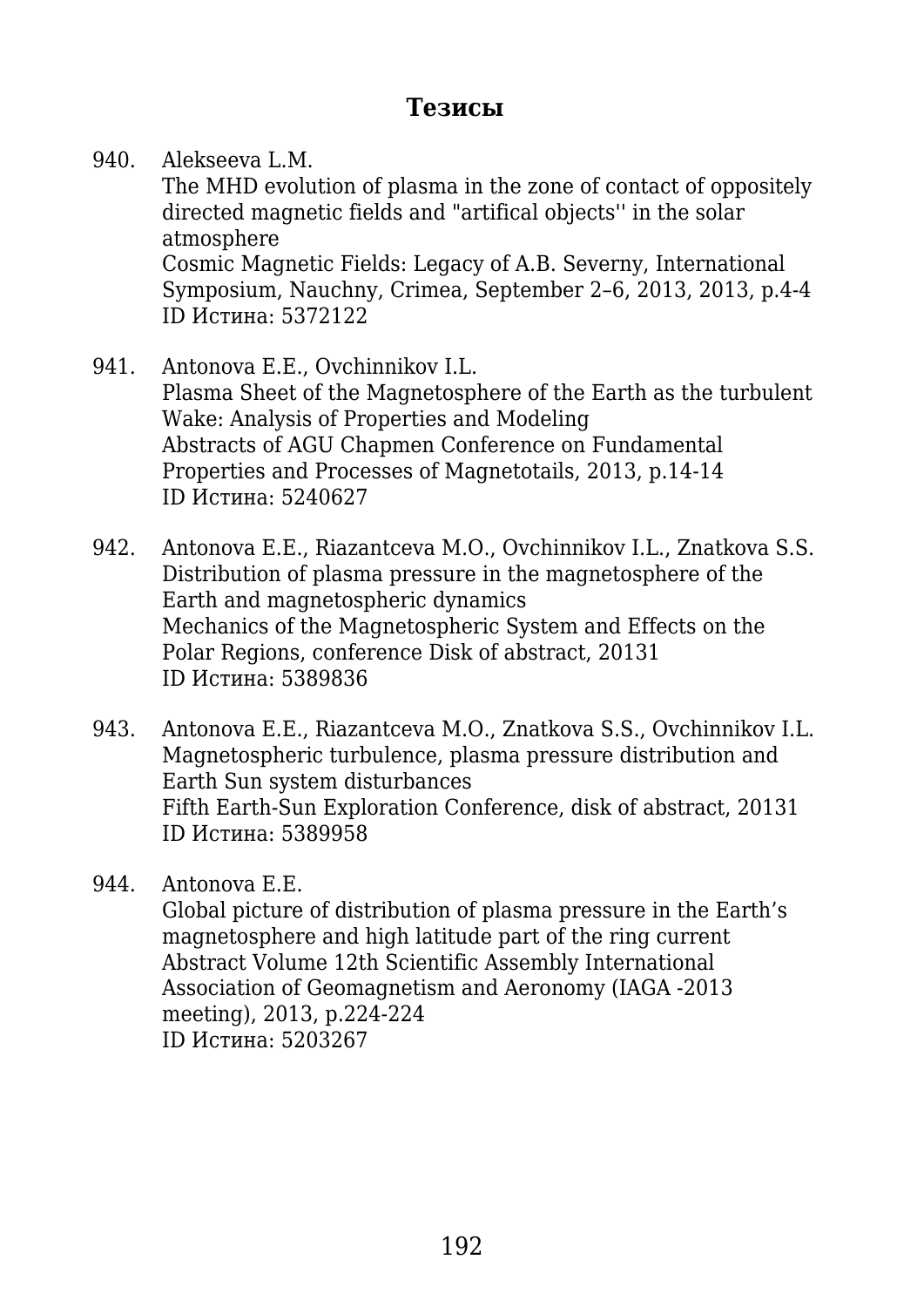## Тезисы

940. Alekseeva L.M.
The MHD evolution of plasma in the zone of contact of oppositely directed magnetic fields and "artifical objects'' in the solar atmosphere
Cosmic Magnetic Fields: Legacy of A.B. Severny, International Symposium, Nauchny, Crimea, September 2–6, 2013, 2013, p.4-4
ID Истина: 5372122

941. Antonova E.E., Ovchinnikov I.L.
Plasma Sheet of the Magnetosphere of the Earth as the turbulent Wake: Analysis of Properties and Modeling
Abstracts of AGU Chapmen Conference on Fundamental Properties and Processes of Magnetotails, 2013, p.14-14
ID Истина: 5240627

942. Antonova E.E., Riazantceva M.O., Ovchinnikov I.L., Znatkova S.S.
Distribution of plasma pressure in the magnetosphere of the Earth and magnetospheric dynamics
Mechanics of the Magnetospheric System and Effects on the Polar Regions, conference Disk of abstract, 20131
ID Истина: 5389836

943. Antonova E.E., Riazantceva M.O., Znatkova S.S., Ovchinnikov I.L.
Magnetospheric turbulence, plasma pressure distribution and Earth Sun system disturbances
Fifth Earth-Sun Exploration Conference, disk of abstract, 20131
ID Истина: 5389958

944. Antonova E.E.
Global picture of distribution of plasma pressure in the Earth's magnetosphere and high latitude part of the ring current
Abstract Volume 12th Scientific Assembly International Association of Geomagnetism and Aeronomy (IAGA -2013 meeting), 2013, p.224-224
ID Истина: 5203267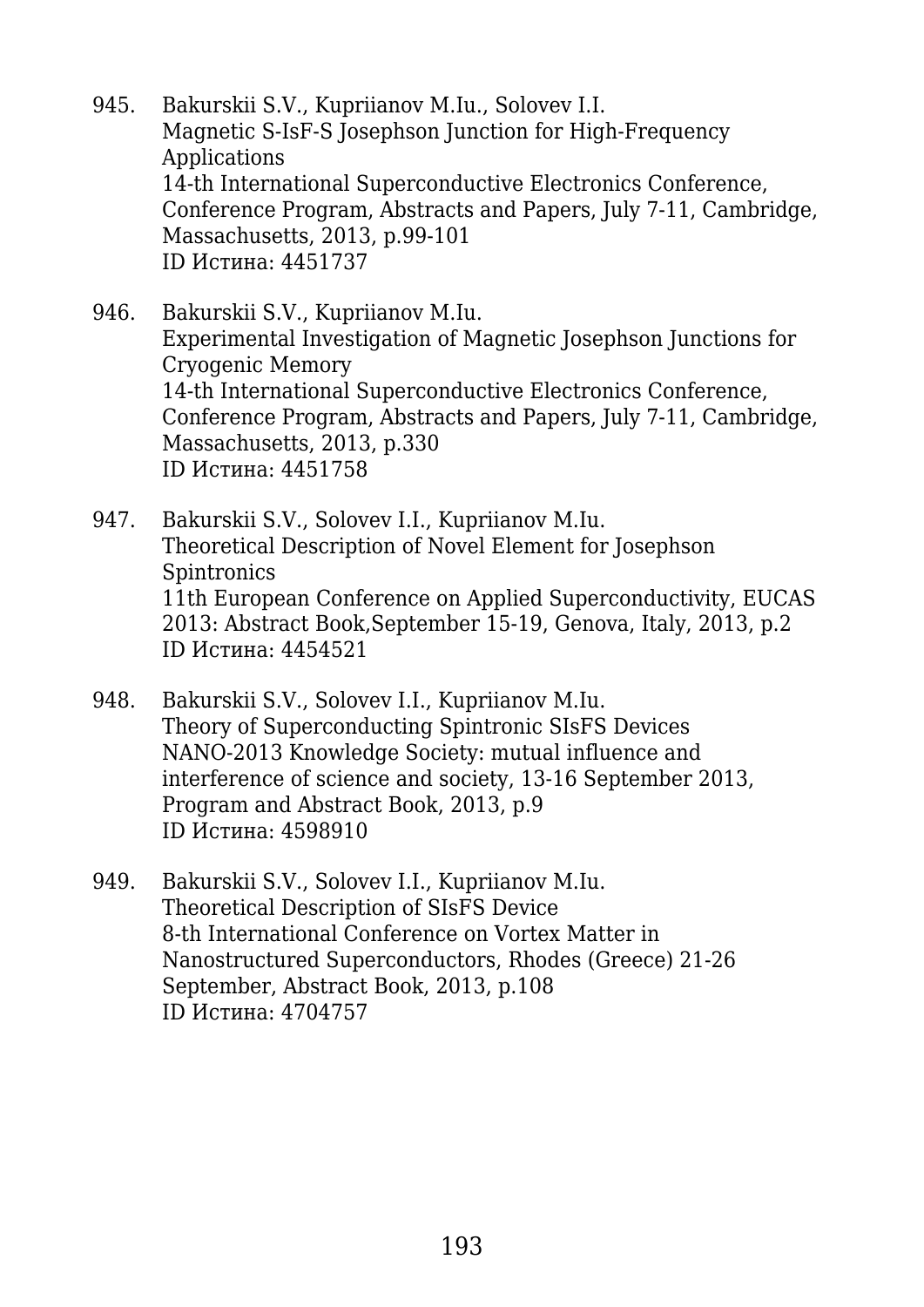945. Bakurskii S.V., Kupriianov M.Iu., Solovev I.I.
Magnetic S-IsF-S Josephson Junction for High-Frequency Applications
14-th International Superconductive Electronics Conference, Conference Program, Abstracts and Papers, July 7-11, Cambridge, Massachusetts, 2013, p.99-101
ID Истина: 4451737

946. Bakurskii S.V., Kupriianov M.Iu.
Experimental Investigation of Magnetic Josephson Junctions for Cryogenic Memory
14-th International Superconductive Electronics Conference, Conference Program, Abstracts and Papers, July 7-11, Cambridge, Massachusetts, 2013, p.330
ID Истина: 4451758

947. Bakurskii S.V., Solovev I.I., Kupriianov M.Iu.
Theoretical Description of Novel Element for Josephson Spintronics
11th European Conference on Applied Superconductivity, EUCAS 2013: Abstract Book,September 15-19, Genova, Italy, 2013, p.2
ID Истина: 4454521

948. Bakurskii S.V., Solovev I.I., Kupriianov M.Iu.
Theory of Superconducting Spintronic SIsFS Devices
NANO-2013 Knowledge Society: mutual influence and interference of science and society, 13-16 September 2013, Program and Abstract Book, 2013, p.9
ID Истина: 4598910

949. Bakurskii S.V., Solovev I.I., Kupriianov M.Iu.
Theoretical Description of SIsFS Device
8-th International Conference on Vortex Matter in Nanostructured Superconductors, Rhodes (Greece) 21-26 September, Abstract Book, 2013, p.108
ID Истина: 4704757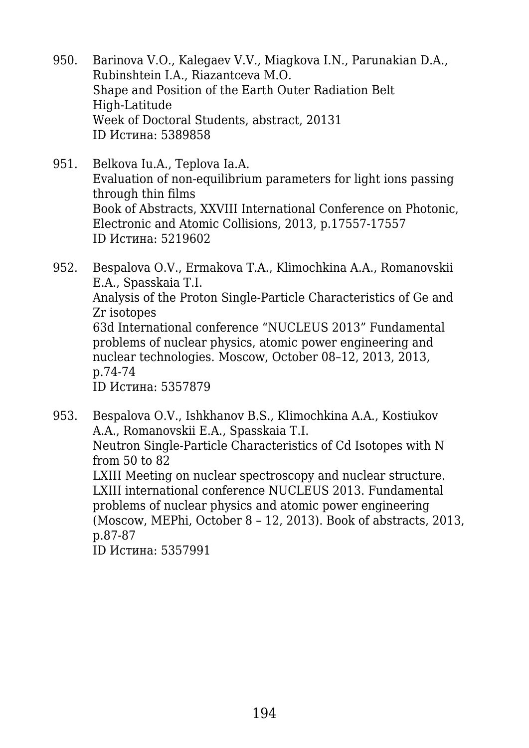950. Barinova V.O., Kalegaev V.V., Miagkova I.N., Parunakian D.A., Rubinshtein I.A., Riazantceva M.O.
 Shape and Position of the Earth Outer Radiation Belt High-Latitude
 Week of Doctoral Students, abstract, 20131
 ID Истина: 5389858

951. Belkova Iu.A., Teplova Ia.A.
 Evaluation of non-equilibrium parameters for light ions passing through thin films
 Book of Abstracts, XXVIII International Conference on Photonic, Electronic and Atomic Collisions, 2013, p.17557-17557
 ID Истина: 5219602

952. Bespalova O.V., Ermakova T.A., Klimochkina A.A., Romanovskii E.A., Spasskaia T.I.
 Analysis of the Proton Single-Particle Characteristics of Ge and Zr isotopes
 63d International conference “NUCLEUS 2013” Fundamental problems of nuclear physics, atomic power engineering and nuclear technologies. Moscow, October 08–12, 2013, 2013, p.74-74
 ID Истина: 5357879

953. Bespalova O.V., Ishkhanov B.S., Klimochkina A.A., Kostiukov A.A., Romanovskii E.A., Spasskaia T.I.
 Neutron Single-Particle Characteristics of Cd Isotopes with N from 50 to 82
 LXIII Meeting on nuclear spectroscopy and nuclear structure. LXIII international conference NUCLEUS 2013. Fundamental problems of nuclear physics and atomic power engineering (Moscow, MEPhi, October 8 – 12, 2013). Book of abstracts, 2013, p.87-87
 ID Истина: 5357991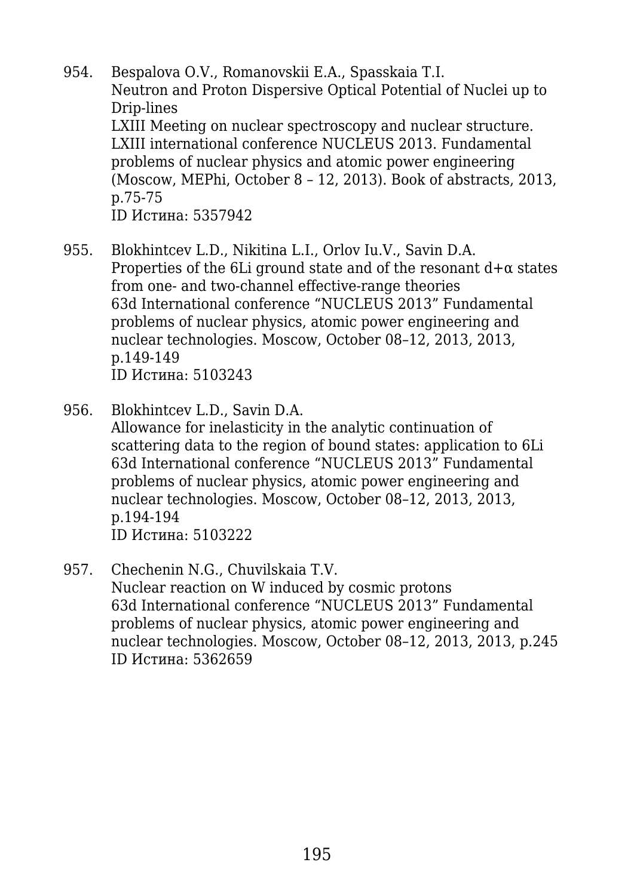954. Bespalova O.V., Romanovskii E.A., Spasskaia T.I.
Neutron and Proton Dispersive Optical Potential of Nuclei up to Drip-lines
LXIII Meeting on nuclear spectroscopy and nuclear structure. LXIII international conference NUCLEUS 2013. Fundamental problems of nuclear physics and atomic power engineering (Moscow, MEPhi, October 8 – 12, 2013). Book of abstracts, 2013, p.75-75
ID Истина: 5357942

955. Blokhintcev L.D., Nikitina L.I., Orlov Iu.V., Savin D.A.
Properties of the 6Li ground state and of the resonant d+α states from one- and two-channel effective-range theories
63d International conference “NUCLEUS 2013” Fundamental problems of nuclear physics, atomic power engineering and nuclear technologies. Moscow, October 08–12, 2013, 2013, p.149-149
ID Истина: 5103243

956. Blokhintcev L.D., Savin D.A.
Allowance for inelasticity in the analytic continuation of scattering data to the region of bound states: application to 6Li
63d International conference “NUCLEUS 2013” Fundamental problems of nuclear physics, atomic power engineering and nuclear technologies. Moscow, October 08–12, 2013, 2013, p.194-194
ID Истина: 5103222

957. Chechenin N.G., Chuvilskaia T.V.
Nuclear reaction on W induced by cosmic protons
63d International conference “NUCLEUS 2013” Fundamental problems of nuclear physics, atomic power engineering and nuclear technologies. Moscow, October 08–12, 2013, 2013, p.245
ID Истина: 5362659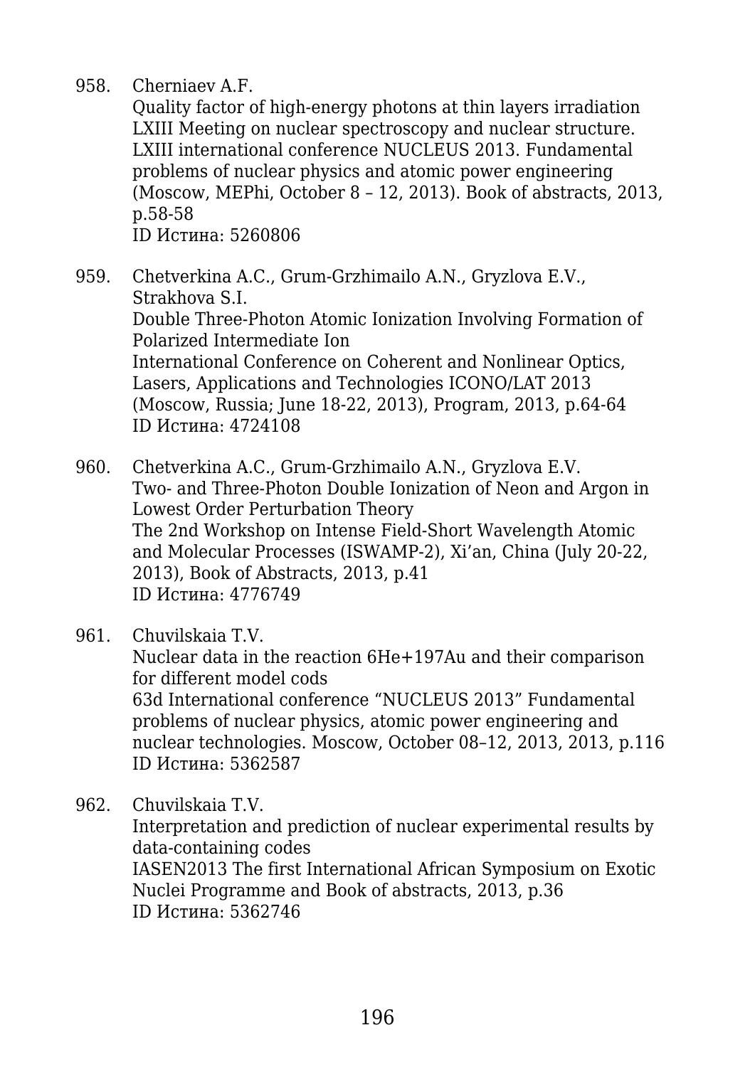958. Cherniaev A.F.
Quality factor of high-energy photons at thin layers irradiation
LXIII Meeting on nuclear spectroscopy and nuclear structure. LXIII international conference NUCLEUS 2013. Fundamental problems of nuclear physics and atomic power engineering (Moscow, MEPhi, October 8 – 12, 2013). Book of abstracts, 2013, p.58-58
ID Истина: 5260806

959. Chetverkina A.C., Grum-Grzhimailo A.N., Gryzlova E.V., Strakhova S.I.
Double Three-Photon Atomic Ionization Involving Formation of Polarized Intermediate Ion
International Conference on Coherent and Nonlinear Optics, Lasers, Applications and Technologies ICONO/LAT 2013 (Moscow, Russia; June 18-22, 2013), Program, 2013, p.64-64
ID Истина: 4724108

960. Chetverkina A.C., Grum-Grzhimailo A.N., Gryzlova E.V.
Two- and Three-Photon Double Ionization of Neon and Argon in Lowest Order Perturbation Theory
The 2nd Workshop on Intense Field-Short Wavelength Atomic and Molecular Processes (ISWAMP-2), Xi'an, China (July 20-22, 2013), Book of Abstracts, 2013, p.41
ID Истина: 4776749

961. Chuvilskaia T.V.
Nuclear data in the reaction 6He+197Au and their comparison for different model cods
63d International conference “NUCLEUS 2013” Fundamental problems of nuclear physics, atomic power engineering and nuclear technologies. Moscow, October 08–12, 2013, 2013, p.116
ID Истина: 5362587

962. Chuvilskaia T.V.
Interpretation and prediction of nuclear experimental results by data-containing codes
IASEN2013 The first International African Symposium on Exotic Nuclei Programme and Book of abstracts, 2013, p.36
ID Истина: 5362746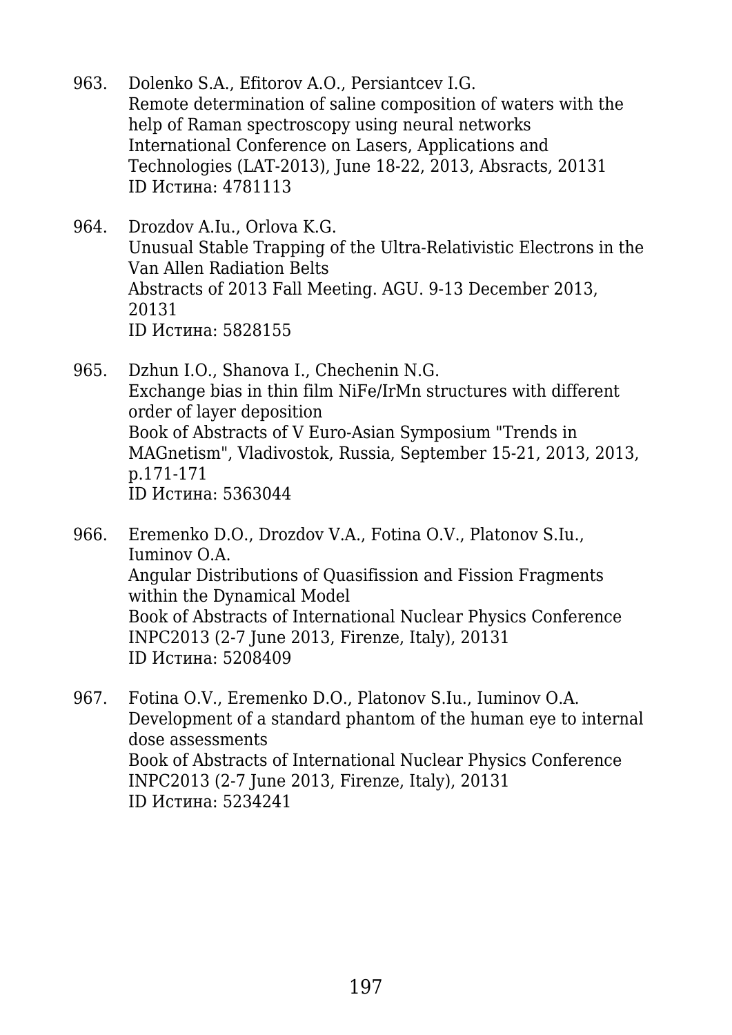963. Dolenko S.A., Efitorov A.O., Persiantcev I.G.
     Remote determination of saline composition of waters with the help of Raman spectroscopy using neural networks
     International Conference on Lasers, Applications and Technologies (LAT-2013), June 18-22, 2013, Absracts, 20131
     ID Истина: 4781113

964. Drozdov A.Iu., Orlova K.G.
     Unusual Stable Trapping of the Ultra-Relativistic Electrons in the Van Allen Radiation Belts
     Abstracts of 2013 Fall Meeting. AGU. 9-13 December 2013, 20131
     ID Истина: 5828155

965. Dzhun I.O., Shanova I., Chechenin N.G.
     Exchange bias in thin film NiFe/IrMn structures with different order of layer deposition
     Book of Abstracts of V Euro-Asian Symposium "Trends in MAGnetism", Vladivostok, Russia, September 15-21, 2013, 2013, p.171-171
     ID Истина: 5363044

966. Eremenko D.O., Drozdov V.A., Fotina O.V., Platonov S.Iu., Iuminov O.A.
     Angular Distributions of Quasifission and Fission Fragments within the Dynamical Model
     Book of Abstracts of International Nuclear Physics Conference INPC2013 (2-7 June 2013, Firenze, Italy), 20131
     ID Истина: 5208409

967. Fotina O.V., Eremenko D.O., Platonov S.Iu., Iuminov O.A.
     Development of a standard phantom of the human eye to internal dose assessments
     Book of Abstracts of International Nuclear Physics Conference INPC2013 (2-7 June 2013, Firenze, Italy), 20131
     ID Истина: 5234241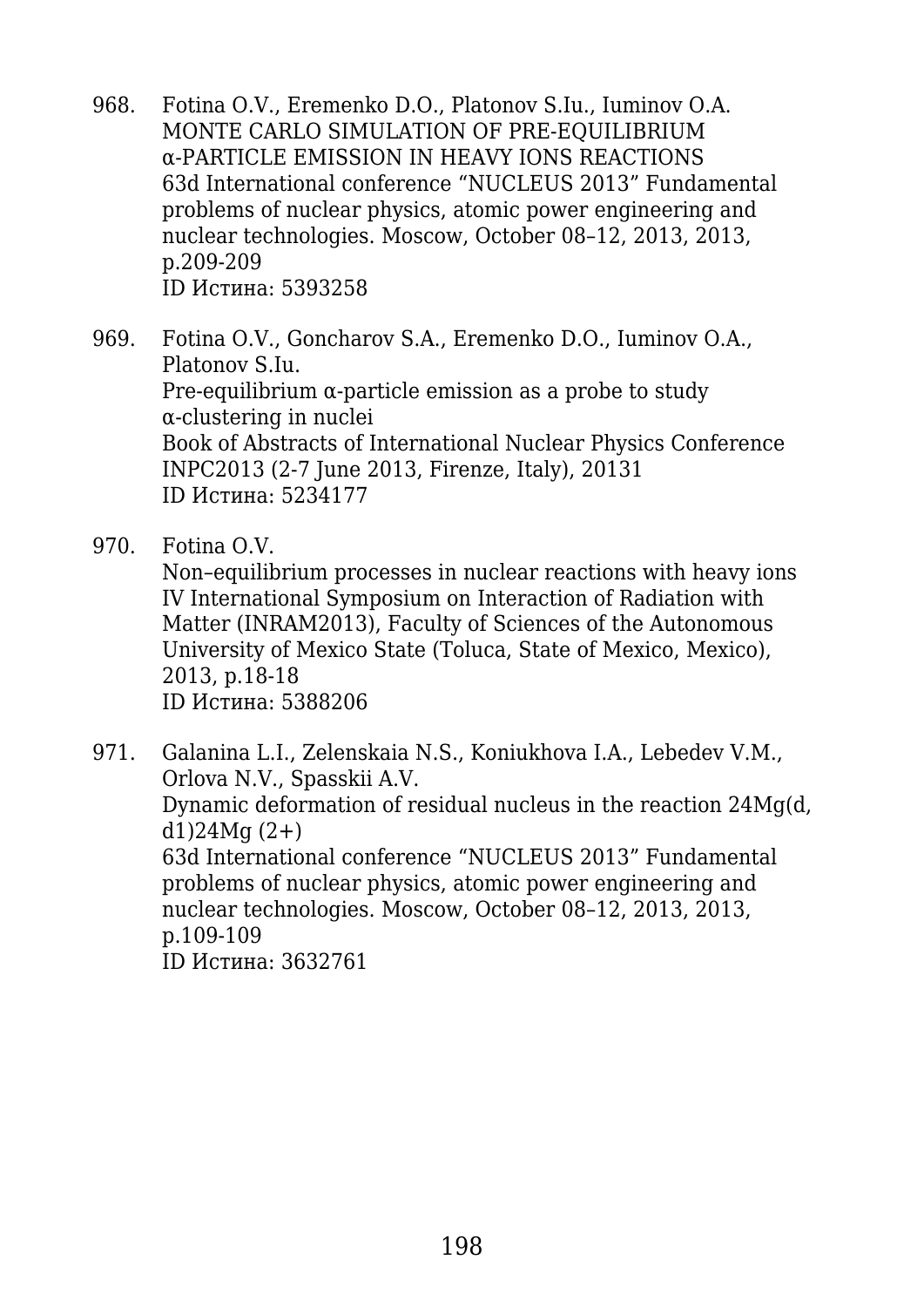968. Fotina O.V., Eremenko D.O., Platonov S.Iu., Iuminov O.A.
MONTE CARLO SIMULATION OF PRE-EQUILIBRIUM α-PARTICLE EMISSION IN HEAVY IONS REACTIONS
63d International conference “NUCLEUS 2013” Fundamental problems of nuclear physics, atomic power engineering and nuclear technologies. Moscow, October 08–12, 2013, 2013, p.209-209
ID Истина: 5393258

969. Fotina O.V., Goncharov S.A., Eremenko D.O., Iuminov O.A., Platonov S.Iu.
Pre-equilibrium α-particle emission as a probe to study α-clustering in nuclei
Book of Abstracts of International Nuclear Physics Conference INPC2013 (2-7 June 2013, Firenze, Italy), 20131
ID Истина: 5234177

970. Fotina O.V.
Non–equilibrium processes in nuclear reactions with heavy ions
IV International Symposium on Interaction of Radiation with Matter (INRAM2013), Faculty of Sciences of the Autonomous University of Mexico State (Toluca, State of Mexico, Mexico), 2013, p.18-18
ID Истина: 5388206

971. Galanina L.I., Zelenskaia N.S., Koniukhova I.A., Lebedev V.M., Orlova N.V., Spasskii A.V.
Dynamic deformation of residual nucleus in the reaction 24Mg(d, d1)24Mg (2+)
63d International conference “NUCLEUS 2013” Fundamental problems of nuclear physics, atomic power engineering and nuclear technologies. Moscow, October 08–12, 2013, 2013, p.109-109
ID Истина: 3632761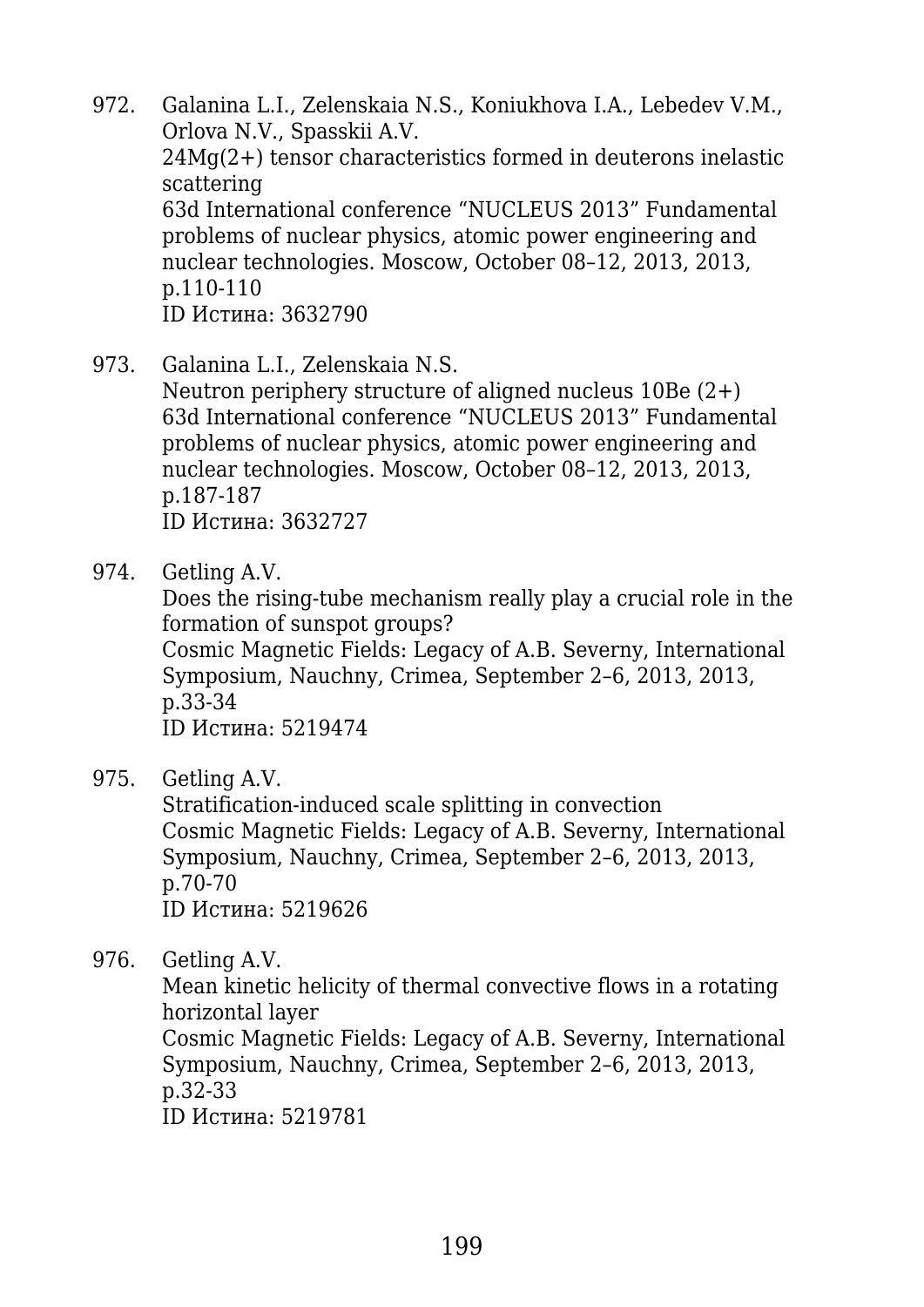972. Galanina L.I., Zelenskaia N.S., Koniukhova I.A., Lebedev V.M., Orlova N.V., Spasskii A.V.  
$^{24}Mg(2+)$ tensor characteristics formed in deuterons inelastic scattering  
63d International conference “NUCLEUS 2013” Fundamental problems of nuclear physics, atomic power engineering and nuclear technologies. Moscow, October 08–12, 2013, 2013, p.110-110  
ID Истина: 3632790

973. Galanina L.I., Zelenskaia N.S.  
Neutron periphery structure of aligned nucleus $^{10}Be$ (2+)  
63d International conference “NUCLEUS 2013” Fundamental problems of nuclear physics, atomic power engineering and nuclear technologies. Moscow, October 08–12, 2013, 2013, p.187-187  
ID Истина: 3632727

974. Getling A.V.  
Does the rising-tube mechanism really play a crucial role in the formation of sunspot groups?  
Cosmic Magnetic Fields: Legacy of A.B. Severny, International Symposium, Nauchny, Crimea, September 2–6, 2013, 2013, p.33-34  
ID Истина: 5219474

975. Getling A.V.  
Stratification-induced scale splitting in convection  
Cosmic Magnetic Fields: Legacy of A.B. Severny, International Symposium, Nauchny, Crimea, September 2–6, 2013, 2013, p.70-70  
ID Истина: 5219626

976. Getling A.V.  
Mean kinetic helicity of thermal convective flows in a rotating horizontal layer  
Cosmic Magnetic Fields: Legacy of A.B. Severny, International Symposium, Nauchny, Crimea, September 2–6, 2013, 2013, p.32-33  
ID Истина: 5219781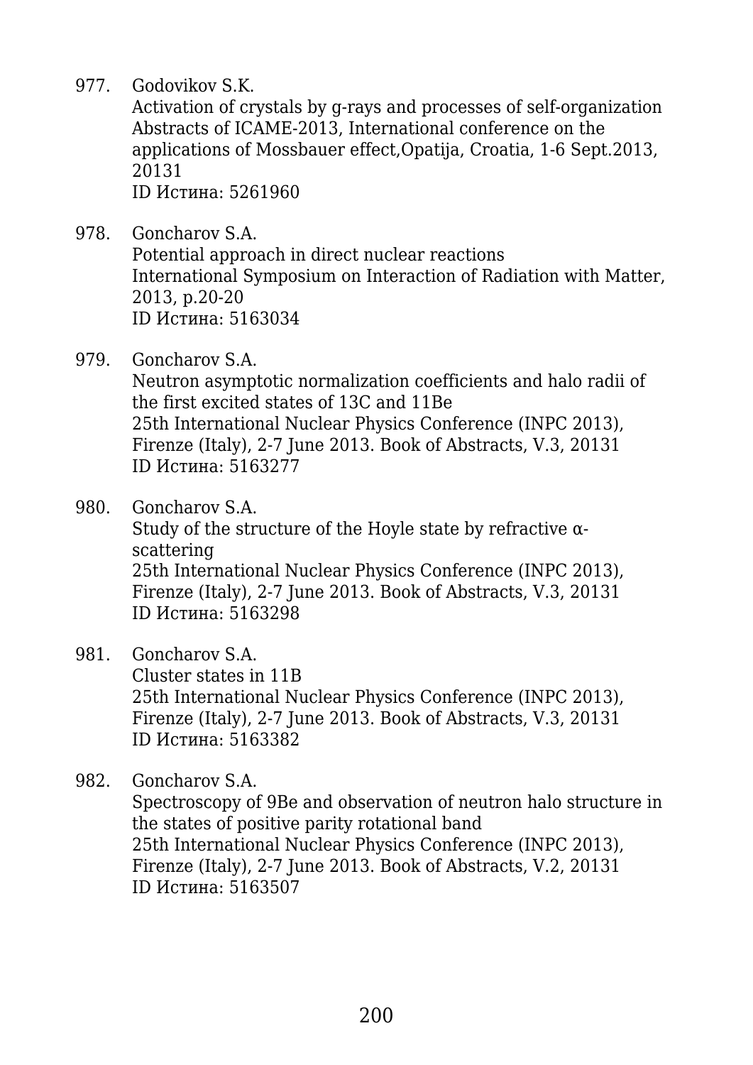977. Godovikov S.K.
Activation of crystals by g-rays and processes of self-organization
Abstracts of ICAME-2013, International conference on the applications of Mossbauer effect,Opatija, Croatia, 1-6 Sept.2013, 20131
ID Истина: 5261960

978. Goncharov S.A.
Potential approach in direct nuclear reactions
International Symposium on Interaction of Radiation with Matter, 2013, p.20-20
ID Истина: 5163034

979. Goncharov S.A.
Neutron asymptotic normalization coefficients and halo radii of the first excited states of 13C and 11Be
25th International Nuclear Physics Conference (INPC 2013), Firenze (Italy), 2-7 June 2013. Book of Abstracts, V.3, 20131
ID Истина: 5163277

980. Goncharov S.A.
Study of the structure of the Hoyle state by refractive α-scattering
25th International Nuclear Physics Conference (INPC 2013), Firenze (Italy), 2-7 June 2013. Book of Abstracts, V.3, 20131
ID Истина: 5163298

981. Goncharov S.A.
Cluster states in 11B
25th International Nuclear Physics Conference (INPC 2013), Firenze (Italy), 2-7 June 2013. Book of Abstracts, V.3, 20131
ID Истина: 5163382

982. Goncharov S.A.
Spectroscopy of 9Be and observation of neutron halo structure in the states of positive parity rotational band
25th International Nuclear Physics Conference (INPC 2013), Firenze (Italy), 2-7 June 2013. Book of Abstracts, V.2, 20131
ID Истина: 5163507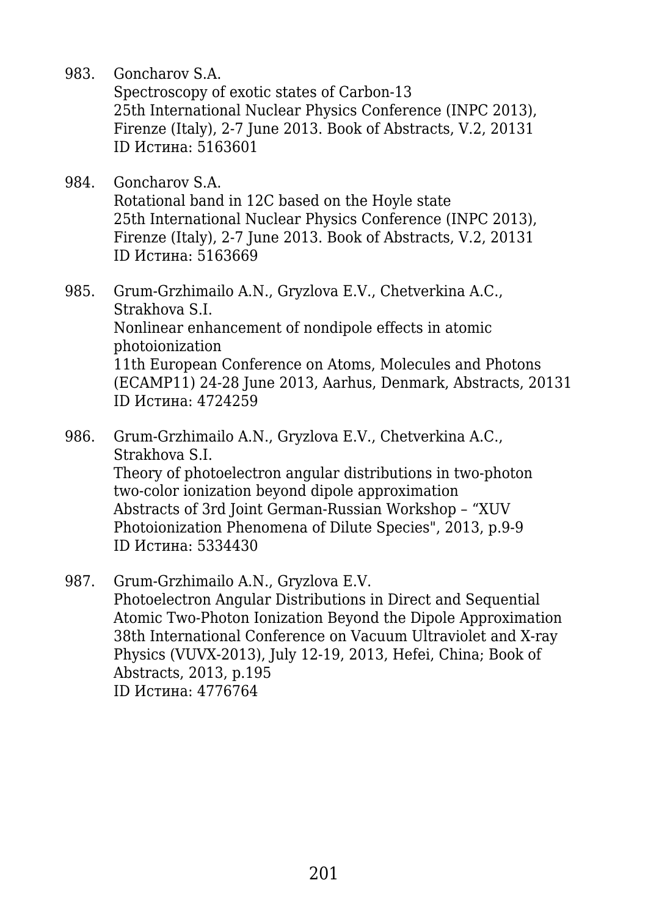983. Goncharov S.A.
Spectroscopy of exotic states of Carbon-13
25th International Nuclear Physics Conference (INPC 2013), Firenze (Italy), 2-7 June 2013. Book of Abstracts, V.2, 20131
ID Истина: 5163601

984. Goncharov S.A.
Rotational band in 12C based on the Hoyle state
25th International Nuclear Physics Conference (INPC 2013), Firenze (Italy), 2-7 June 2013. Book of Abstracts, V.2, 20131
ID Истина: 5163669

985. Grum-Grzhimailo A.N., Gryzlova E.V., Chetverkina A.C., Strakhova S.I.
Nonlinear enhancement of nondipole effects in atomic photoionization
11th European Conference on Atoms, Molecules and Photons (ECAMP11) 24-28 June 2013, Aarhus, Denmark, Abstracts, 20131
ID Истина: 4724259

986. Grum-Grzhimailo A.N., Gryzlova E.V., Chetverkina A.C., Strakhova S.I.
Theory of photoelectron angular distributions in two-photon two-color ionization beyond dipole approximation
Abstracts of 3rd Joint German-Russian Workshop – "XUV Photoionization Phenomena of Dilute Species", 2013, p.9-9
ID Истина: 5334430

987. Grum-Grzhimailo A.N., Gryzlova E.V.
Photoelectron Angular Distributions in Direct and Sequential Atomic Two-Photon Ionization Beyond the Dipole Approximation
38th International Conference on Vacuum Ultraviolet and X-ray Physics (VUVX-2013), July 12-19, 2013, Hefei, China; Book of Abstracts, 2013, p.195
ID Истина: 4776764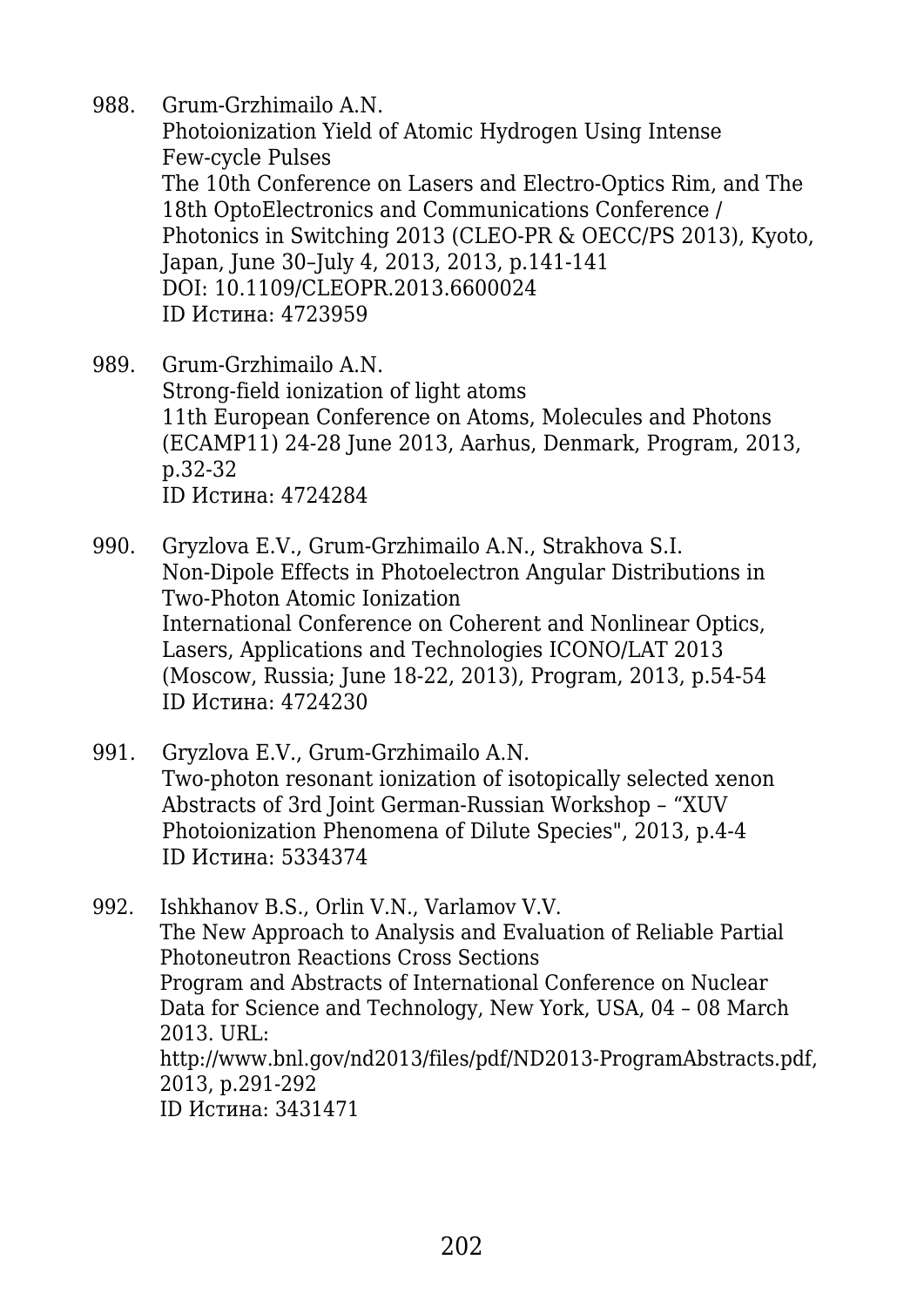988. Grum-Grzhimailo A.N.
     Photoionization Yield of Atomic Hydrogen Using Intense Few-cycle Pulses
     The 10th Conference on Lasers and Electro-Optics Rim, and The 18th OptoElectronics and Communications Conference / Photonics in Switching 2013 (CLEO-PR & OECC/PS 2013), Kyoto, Japan, June 30–July 4, 2013, 2013, p.141-141
     DOI: 10.1109/CLEOPR.2013.6600024
     ID Истина: 4723959

989. Grum-Grzhimailo A.N.
     Strong-field ionization of light atoms
     11th European Conference on Atoms, Molecules and Photons (ECAMP11) 24-28 June 2013, Aarhus, Denmark, Program, 2013, p.32-32
     ID Истина: 4724284

990. Gryzlova E.V., Grum-Grzhimailo A.N., Strakhova S.I.
     Non-Dipole Effects in Photoelectron Angular Distributions in Two-Photon Atomic Ionization
     International Conference on Coherent and Nonlinear Optics, Lasers, Applications and Technologies ICONO/LAT 2013 (Moscow, Russia; June 18-22, 2013), Program, 2013, p.54-54
     ID Истина: 4724230

991. Gryzlova E.V., Grum-Grzhimailo A.N.
     Two-photon resonant ionization of isotopically selected xenon
     Abstracts of 3rd Joint German-Russian Workshop – "XUV Photoionization Phenomena of Dilute Species", 2013, p.4-4
     ID Истина: 5334374

992. Ishkhanov B.S., Orlin V.N., Varlamov V.V.
     The New Approach to Analysis and Evaluation of Reliable Partial Photoneutron Reactions Cross Sections
     Program and Abstracts of International Conference on Nuclear Data for Science and Technology, New York, USA, 04 – 08 March 2013. URL: http://www.bnl.gov/nd2013/files/pdf/ND2013-ProgramAbstracts.pdf, 2013, p.291-292
     ID Истина: 3431471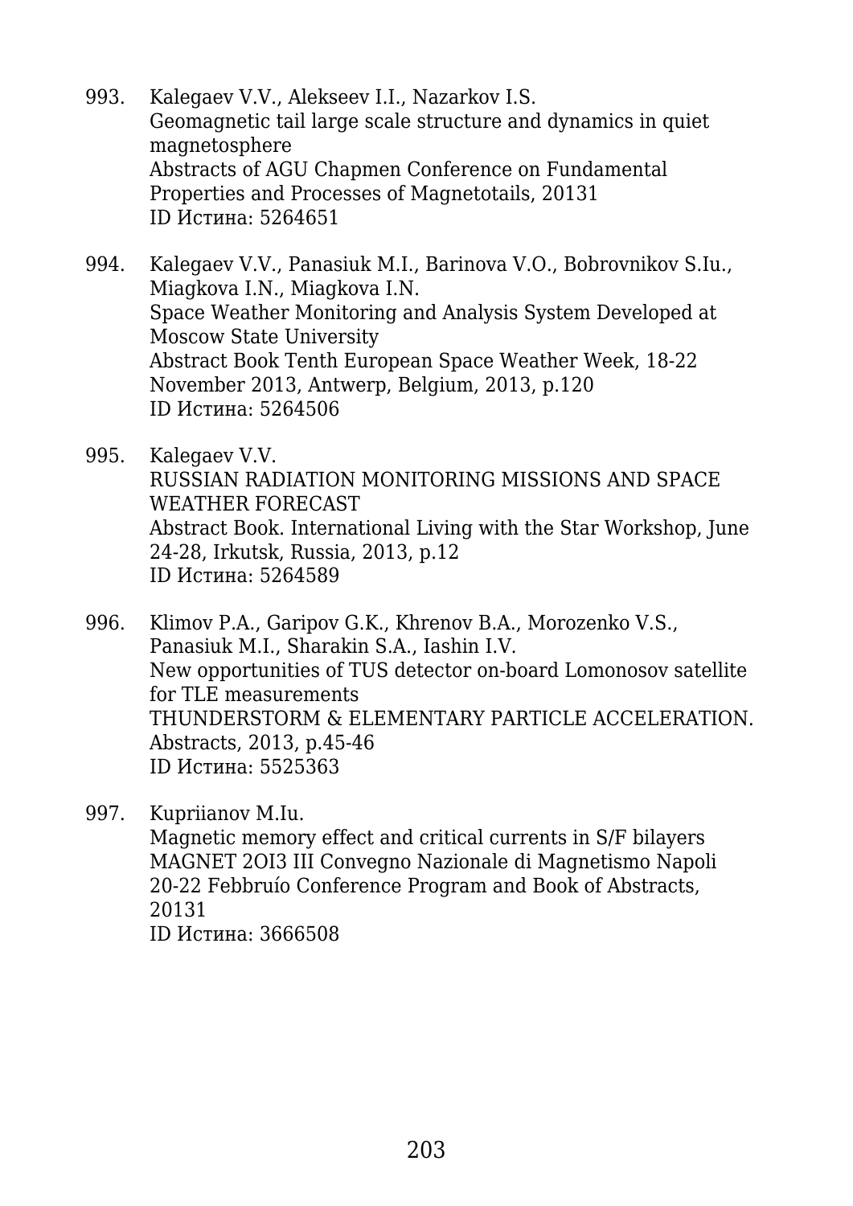993. Kalegaev V.V., Alekseev I.I., Nazarkov I.S.
Geomagnetic tail large scale structure and dynamics in quiet magnetosphere
Abstracts of AGU Chapmen Conference on Fundamental Properties and Processes of Magnetotails, 20131
ID Истина: 5264651

994. Kalegaev V.V., Panasiuk M.I., Barinova V.O., Bobrovnikov S.Iu., Miagkova I.N., Miagkova I.N.
Space Weather Monitoring and Analysis System Developed at Moscow State University
Abstract Book Tenth European Space Weather Week, 18-22 November 2013, Antwerp, Belgium, 2013, p.120
ID Истина: 5264506

995. Kalegaev V.V.
RUSSIAN RADIATION MONITORING MISSIONS AND SPACE WEATHER FORECAST
Abstract Book. International Living with the Star Workshop, June 24-28, Irkutsk, Russia, 2013, p.12
ID Истина: 5264589

996. Klimov P.A., Garipov G.K., Khrenov B.A., Morozenko V.S., Panasiuk M.I., Sharakin S.A., Iashin I.V.
New opportunities of TUS detector on-board Lomonosov satellite for TLE measurements
THUNDERSTORM & ELEMENTARY PARTICLE ACCELERATION. Abstracts, 2013, p.45-46
ID Истина: 5525363

997. Kupriianov M.Iu.
Magnetic memory effect and critical currents in S/F bilayers
MAGNET 2OI3 III Convegno Nazionale di Magnetismo Napoli 20-22 Febbruío Conference Program and Book of Abstracts, 20131
ID Истина: 3666508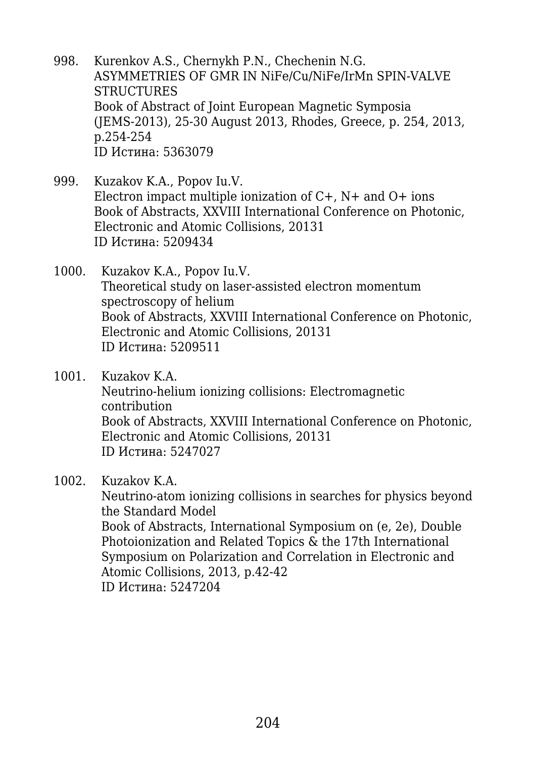998. Kurenkov A.S., Chernykh P.N., Chechenin N.G.
ASYMMETRIES OF GMR IN NiFe/Cu/NiFe/IrMn SPIN-VALVE STRUCTURES
Book of Abstract of Joint European Magnetic Symposia (JEMS-2013), 25-30 August 2013, Rhodes, Greece, p. 254, 2013, p.254-254
ID Истина: 5363079

999. Kuzakov K.A., Popov Iu.V.
Electron impact multiple ionization of C+, N+ and O+ ions
Book of Abstracts, XXVIII International Conference on Photonic, Electronic and Atomic Collisions, 20131
ID Истина: 5209434

1000. Kuzakov K.A., Popov Iu.V.
Theoretical study on laser-assisted electron momentum spectroscopy of helium
Book of Abstracts, XXVIII International Conference on Photonic, Electronic and Atomic Collisions, 20131
ID Истина: 5209511

1001. Kuzakov K.A.
Neutrino-helium ionizing collisions: Electromagnetic contribution
Book of Abstracts, XXVIII International Conference on Photonic, Electronic and Atomic Collisions, 20131
ID Истина: 5247027

1002. Kuzakov K.A.
Neutrino-atom ionizing collisions in searches for physics beyond the Standard Model
Book of Abstracts, International Symposium on (e, 2e), Double Photoionization and Related Topics & the 17th International Symposium on Polarization and Correlation in Electronic and Atomic Collisions, 2013, p.42-42
ID Истина: 5247204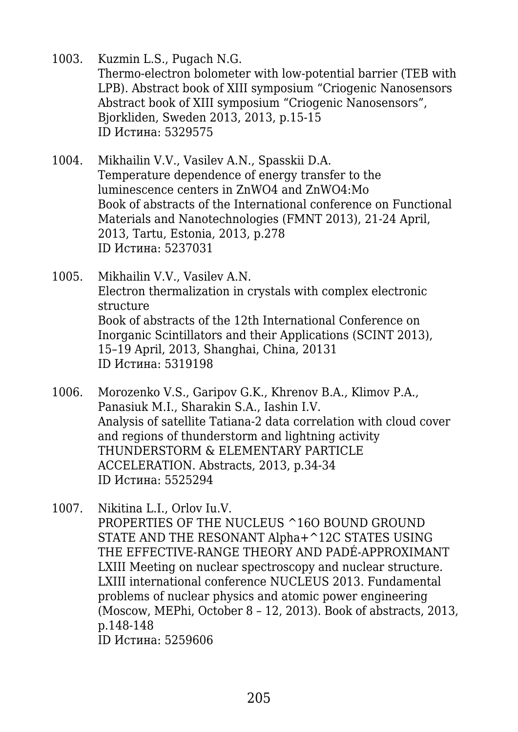1003. Kuzmin L.S., Pugach N.G.
Thermo-electron bolometer with low-potential barrier (TEB with LPB). Abstract book of XIII symposium “Criogenic Nanosensors Abstract book of XIII symposium “Criogenic Nanosensors”, Bjorkliden, Sweden 2013, 2013, p.15-15
ID Истина: 5329575

1004. Mikhailin V.V., Vasilev A.N., Spasskii D.A.
Temperature dependence of energy transfer to the luminescence centers in $ZnWO_4$ and $ZnWO_4$:Mo
Book of abstracts of the International conference on Functional Materials and Nanotechnologies (FMNT 2013), 21-24 April, 2013, Tartu, Estonia, 2013, p.278
ID Истина: 5237031

1005. Mikhailin V.V., Vasilev A.N.
Electron thermalization in crystals with complex electronic structure
Book of abstracts of the 12th International Conference on Inorganic Scintillators and their Applications (SCINT 2013), 15–19 April, 2013, Shanghai, China, 20131
ID Истина: 5319198

1006. Morozenko V.S., Garipov G.K., Khrenov B.A., Klimov P.A., Panasiuk M.I., Sharakin S.A., Iashin I.V.
Analysis of satellite Tatiana-2 data correlation with cloud cover and regions of thunderstorm and lightning activity
THUNDERSTORM & ELEMENTARY PARTICLE ACCELERATION. Abstracts, 2013, p.34-34
ID Истина: 5525294

1007. Nikitina L.I., Orlov Iu.V.
PROPERTIES OF THE NUCLEUS ^16O BOUND GROUND STATE AND THE RESONANT Alpha+^12C STATES USING THE EFFECTIVE-RANGE THEORY AND PADÉ-APPROXIMANT
LXIII Meeting on nuclear spectroscopy and nuclear structure. LXIII international conference NUCLEUS 2013. Fundamental problems of nuclear physics and atomic power engineering (Moscow, MEPhi, October 8 – 12, 2013). Book of abstracts, 2013, p.148-148
ID Истина: 5259606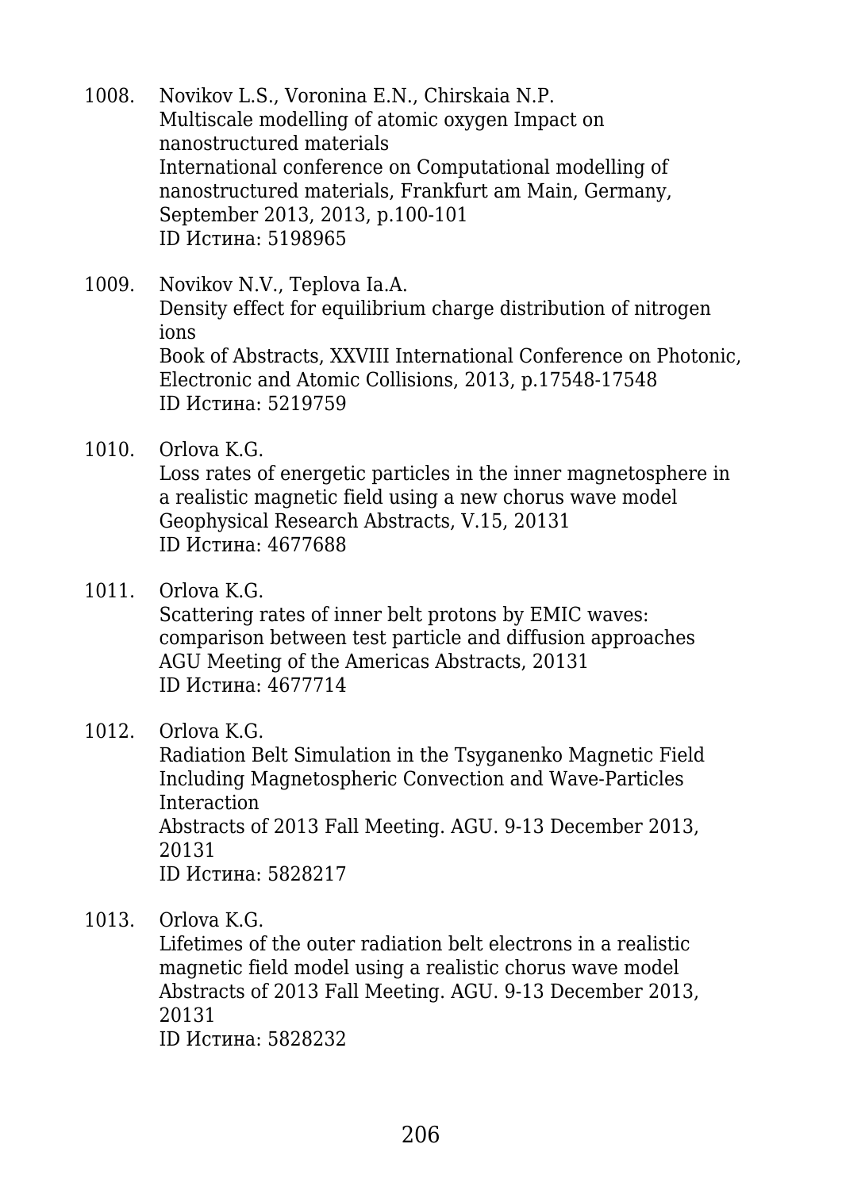1008. Novikov L.S., Voronina E.N., Chirskaia N.P.
Multiscale modelling of atomic oxygen Impact on nanostructured materials
International conference on Computational modelling of nanostructured materials, Frankfurt am Main, Germany, September 2013, 2013, p.100-101
ID Истина: 5198965

1009. Novikov N.V., Teplova Ia.A.
Density effect for equilibrium charge distribution of nitrogen ions
Book of Abstracts, XXVIII International Conference on Photonic, Electronic and Atomic Collisions, 2013, p.17548-17548
ID Истина: 5219759

1010. Orlova K.G.
Loss rates of energetic particles in the inner magnetosphere in a realistic magnetic field using a new chorus wave model
Geophysical Research Abstracts, V.15, 20131
ID Истина: 4677688

1011. Orlova K.G.
Scattering rates of inner belt protons by EMIC waves: comparison between test particle and diffusion approaches
AGU Meeting of the Americas Abstracts, 20131
ID Истина: 4677714

1012. Orlova K.G.
Radiation Belt Simulation in the Tsyganenko Magnetic Field Including Magnetospheric Convection and Wave-Particles Interaction
Abstracts of 2013 Fall Meeting. AGU. 9-13 December 2013, 20131
ID Истина: 5828217

1013. Orlova K.G.
Lifetimes of the outer radiation belt electrons in a realistic magnetic field model using a realistic chorus wave model
Abstracts of 2013 Fall Meeting. AGU. 9-13 December 2013, 20131
ID Истина: 5828232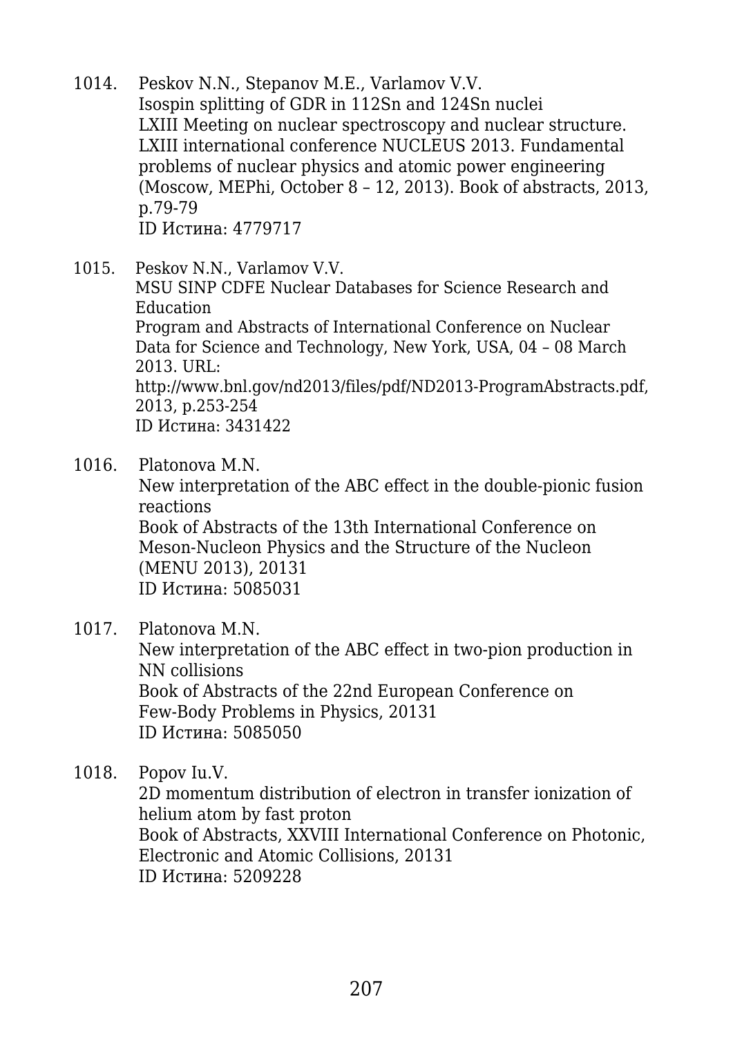1014. Peskov N.N., Stepanov M.E., Varlamov V.V.
Isospin splitting of GDR in 112Sn and 124Sn nuclei
LXIII Meeting on nuclear spectroscopy and nuclear structure. LXIII international conference NUCLEUS 2013. Fundamental problems of nuclear physics and atomic power engineering (Moscow, MEPhi, October 8 – 12, 2013). Book of abstracts, 2013, p.79-79
ID Истина: 4779717

1015. Peskov N.N., Varlamov V.V.
MSU SINP CDFE Nuclear Databases for Science Research and Education
Program and Abstracts of International Conference on Nuclear Data for Science and Technology, New York, USA, 04 – 08 March 2013. URL: http://www.bnl.gov/nd2013/files/pdf/ND2013-ProgramAbstracts.pdf, 2013, p.253-254
ID Истина: 3431422

1016. Platonova M.N.
New interpretation of the ABC effect in the double-pionic fusion reactions
Book of Abstracts of the 13th International Conference on Meson-Nucleon Physics and the Structure of the Nucleon (MENU 2013), 20131
ID Истина: 5085031

1017. Platonova M.N.
New interpretation of the ABC effect in two-pion production in NN collisions
Book of Abstracts of the 22nd European Conference on Few-Body Problems in Physics, 20131
ID Истина: 5085050

1018. Popov Iu.V.
2D momentum distribution of electron in transfer ionization of helium atom by fast proton
Book of Abstracts, XXVIII International Conference on Photonic, Electronic and Atomic Collisions, 20131
ID Истина: 5209228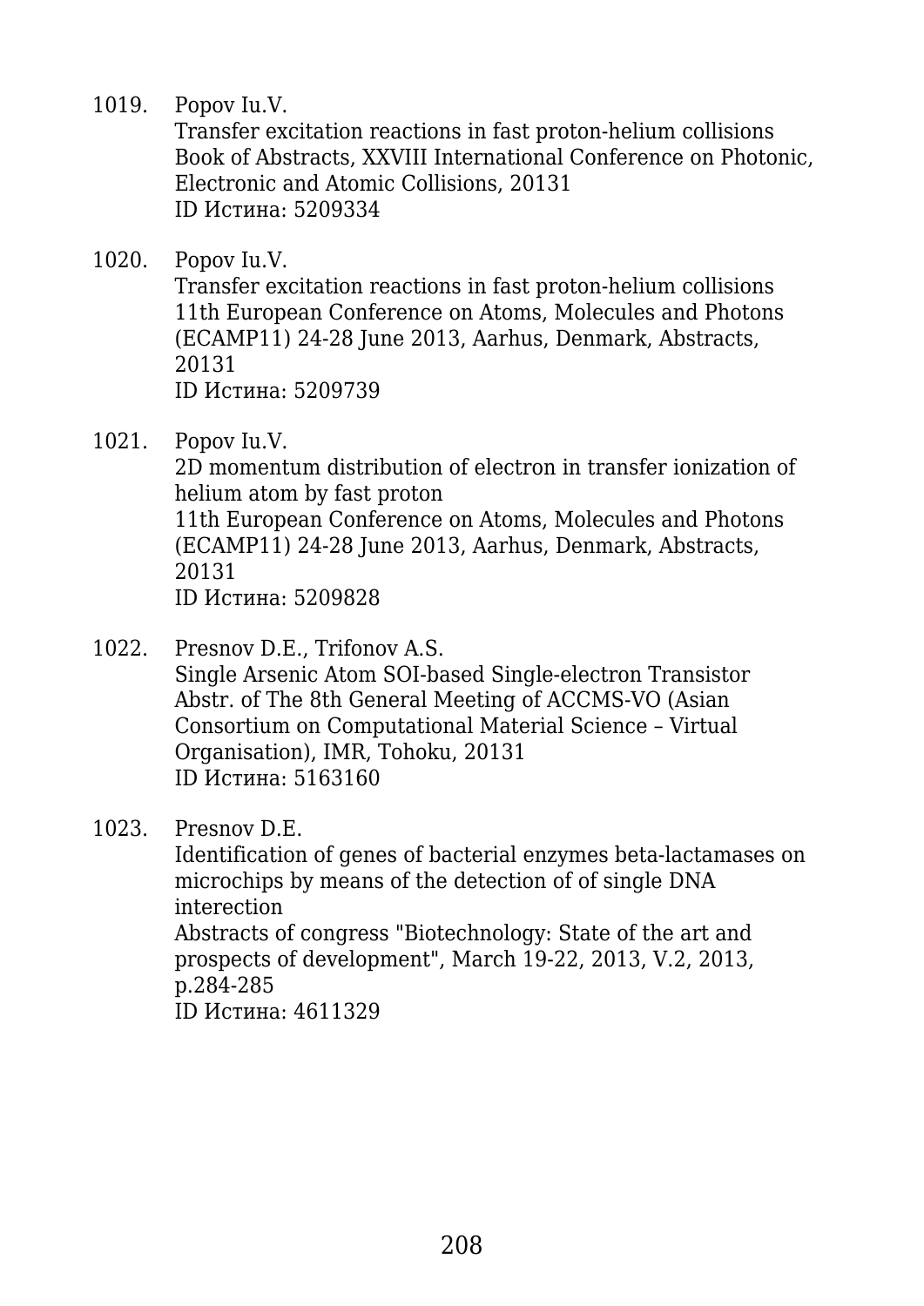1019. Popov Iu.V.
Transfer excitation reactions in fast proton-helium collisions
Book of Abstracts, XXVIII International Conference on Photonic, Electronic and Atomic Collisions, 20131
ID Истина: 5209334

1020. Popov Iu.V.
Transfer excitation reactions in fast proton-helium collisions
11th European Conference on Atoms, Molecules and Photons (ECAMP11) 24-28 June 2013, Aarhus, Denmark, Abstracts, 20131
ID Истина: 5209739

1021. Popov Iu.V.
2D momentum distribution of electron in transfer ionization of helium atom by fast proton
11th European Conference on Atoms, Molecules and Photons (ECAMP11) 24-28 June 2013, Aarhus, Denmark, Abstracts, 20131
ID Истина: 5209828

1022. Presnov D.E., Trifonov A.S.
Single Arsenic Atom SOI-based Single-electron Transistor
Abstr. of The 8th General Meeting of ACCMS-VO (Asian Consortium on Computational Material Science – Virtual Organisation), IMR, Tohoku, 20131
ID Истина: 5163160

1023. Presnov D.E.
Identification of genes of bacterial enzymes beta-lactamases on microchips by means of the detection of of single DNA interection
Abstracts of congress "Biotechnology: State of the art and prospects of development", March 19-22, 2013, V.2, 2013, p.284-285
ID Истина: 4611329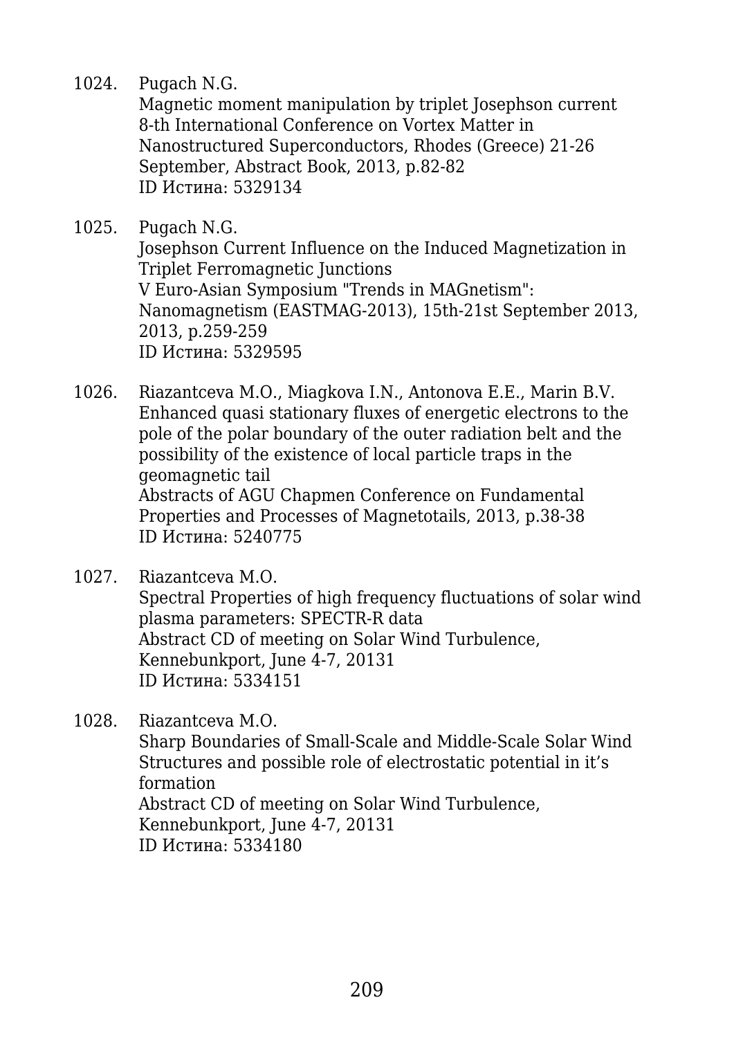1024. Pugach N.G.
Magnetic moment manipulation by triplet Josephson current
8-th International Conference on Vortex Matter in Nanostructured Superconductors, Rhodes (Greece) 21-26 September, Abstract Book, 2013, p.82-82
ID Истина: 5329134

1025. Pugach N.G.
Josephson Current Influence on the Induced Magnetization in Triplet Ferromagnetic Junctions
V Euro-Asian Symposium "Trends in MAGnetism": Nanomagnetism (EASTMAG-2013), 15th-21st September 2013, 2013, p.259-259
ID Истина: 5329595

1026. Riazantceva M.O., Miagkova I.N., Antonova E.E., Marin B.V.
Enhanced quasi stationary fluxes of energetic electrons to the pole of the polar boundary of the outer radiation belt and the possibility of the existence of local particle traps in the geomagnetic tail
Abstracts of AGU Chapmen Conference on Fundamental Properties and Processes of Magnetotails, 2013, p.38-38
ID Истина: 5240775

1027. Riazantceva M.O.
Spectral Properties of high frequency fluctuations of solar wind plasma parameters: SPECTR-R data
Abstract CD of meeting on Solar Wind Turbulence, Kennebunkport, June 4-7, 20131
ID Истина: 5334151

1028. Riazantceva M.O.
Sharp Boundaries of Small-Scale and Middle-Scale Solar Wind Structures and possible role of electrostatic potential in it's formation
Abstract CD of meeting on Solar Wind Turbulence, Kennebunkport, June 4-7, 20131
ID Истина: 5334180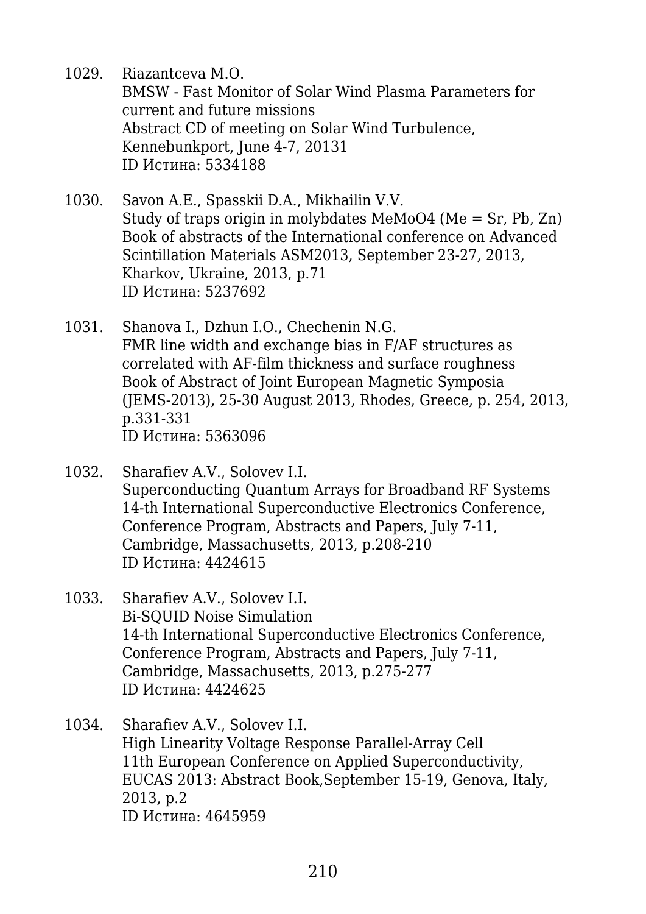1029. Riazantceva M.O.
BMSW - Fast Monitor of Solar Wind Plasma Parameters for current and future missions
Abstract CD of meeting on Solar Wind Turbulence, Kennebunkport, June 4-7, 20131
ID Истина: 5334188

1030. Savon A.E., Spasskii D.A., Mikhailin V.V.
Study of traps origin in molybdates $MeMoO_4$ (Me = Sr, Pb, Zn)
Book of abstracts of the International conference on Advanced Scintillation Materials ASM2013, September 23-27, 2013, Kharkov, Ukraine, 2013, p.71
ID Истина: 5237692

1031. Shanova I., Dzhun I.O., Chechenin N.G.
FMR line width and exchange bias in F/AF structures as correlated with AF-film thickness and surface roughness
Book of Abstract of Joint European Magnetic Symposia (JEMS-2013), 25-30 August 2013, Rhodes, Greece, p. 254, 2013, p.331-331
ID Истина: 5363096

1032. Sharafiev A.V., Solovev I.I.
Superconducting Quantum Arrays for Broadband RF Systems
14-th International Superconductive Electronics Conference, Conference Program, Abstracts and Papers, July 7-11, Cambridge, Massachusetts, 2013, p.208-210
ID Истина: 4424615

1033. Sharafiev A.V., Solovev I.I.
Bi-SQUID Noise Simulation
14-th International Superconductive Electronics Conference, Conference Program, Abstracts and Papers, July 7-11, Cambridge, Massachusetts, 2013, p.275-277
ID Истина: 4424625

1034. Sharafiev A.V., Solovev I.I.
High Linearity Voltage Response Parallel-Array Cell
11th European Conference on Applied Superconductivity, EUCAS 2013: Abstract Book,September 15-19, Genova, Italy, 2013, p.2
ID Истина: 4645959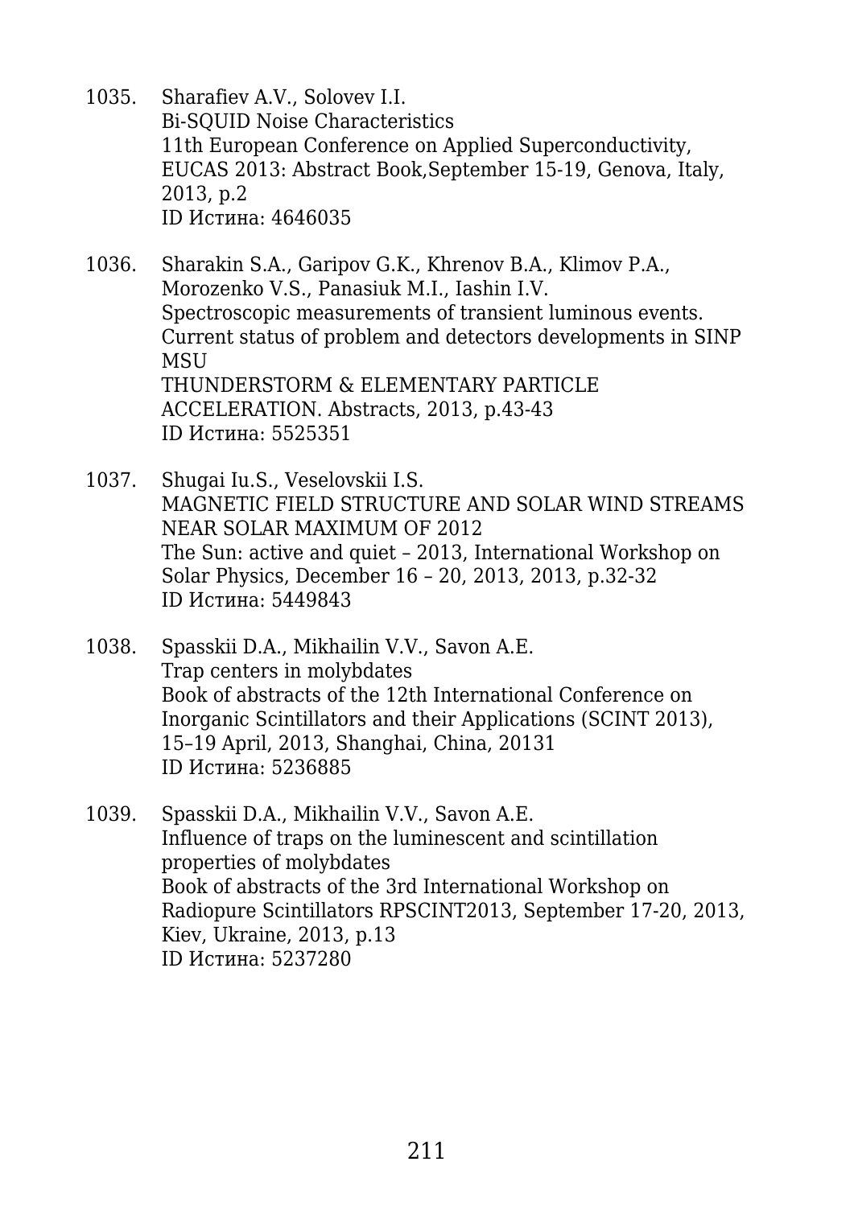1035. Sharafiev A.V., Solovev I.I.
Bi-SQUID Noise Characteristics
11th European Conference on Applied Superconductivity, EUCAS 2013: Abstract Book,September 15-19, Genova, Italy, 2013, p.2
ID Истина: 4646035

1036. Sharakin S.A., Garipov G.K., Khrenov B.A., Klimov P.A., Morozenko V.S., Panasiuk M.I., Iashin I.V.
Spectroscopic measurements of transient luminous events. Current status of problem and detectors developments in SINP MSU
THUNDERSTORM & ELEMENTARY PARTICLE ACCELERATION. Abstracts, 2013, p.43-43
ID Истина: 5525351

1037. Shugai Iu.S., Veselovskii I.S.
MAGNETIC FIELD STRUCTURE AND SOLAR WIND STREAMS NEAR SOLAR MAXIMUM OF 2012
The Sun: active and quiet – 2013, International Workshop on Solar Physics, December 16 – 20, 2013, 2013, p.32-32
ID Истина: 5449843

1038. Spasskii D.A., Mikhailin V.V., Savon A.E.
Trap centers in molybdates
Book of abstracts of the 12th International Conference on Inorganic Scintillators and their Applications (SCINT 2013), 15–19 April, 2013, Shanghai, China, 20131
ID Истина: 5236885

1039. Spasskii D.A., Mikhailin V.V., Savon A.E.
Influence of traps on the luminescent and scintillation properties of molybdates
Book of abstracts of the 3rd International Workshop on Radiopure Scintillators RPSCINT2013, September 17-20, 2013, Kiev, Ukraine, 2013, p.13
ID Истина: 5237280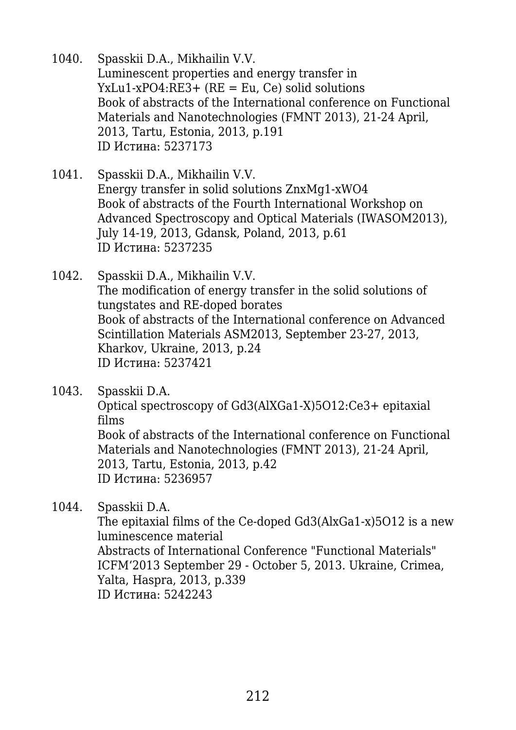1040. Spasskii D.A., Mikhailin V.V.
Luminescent properties and energy transfer in $Y_xLu_{1-x}PO_4:RE^{3+}$ (RE = Eu, Ce) solid solutions
Book of abstracts of the International conference on Functional Materials and Nanotechnologies (FMNT 2013), 21-24 April, 2013, Tartu, Estonia, 2013, p.191
ID Истина: 5237173

1041. Spasskii D.A., Mikhailin V.V.
Energy transfer in solid solutions $Zn_xMg_{1-x}WO_4$
Book of abstracts of the Fourth International Workshop on Advanced Spectroscopy and Optical Materials (IWASOM2013), July 14-19, 2013, Gdansk, Poland, 2013, p.61
ID Истина: 5237235

1042. Spasskii D.A., Mikhailin V.V.
The modification of energy transfer in the solid solutions of tungstates and RE-doped borates
Book of abstracts of the International conference on Advanced Scintillation Materials ASM2013, September 23-27, 2013, Kharkov, Ukraine, 2013, p.24
ID Истина: 5237421

1043. Spasskii D.A.
Optical spectroscopy of $Gd_3(Al_XGa_{1-X})_5O_{12}:Ce^{3+}$ epitaxial films
Book of abstracts of the International conference on Functional Materials and Nanotechnologies (FMNT 2013), 21-24 April, 2013, Tartu, Estonia, 2013, p.42
ID Истина: 5236957

1044. Spasskii D.A.
The epitaxial films of the Ce-doped $Gd_3(Al_xGa_{1-x})_5O_{12}$ is a new luminescence material
Abstracts of International Conference "Functional Materials" ICFM'2013 September 29 - October 5, 2013. Ukraine, Crimea, Yalta, Haspra, 2013, p.339
ID Истина: 5242243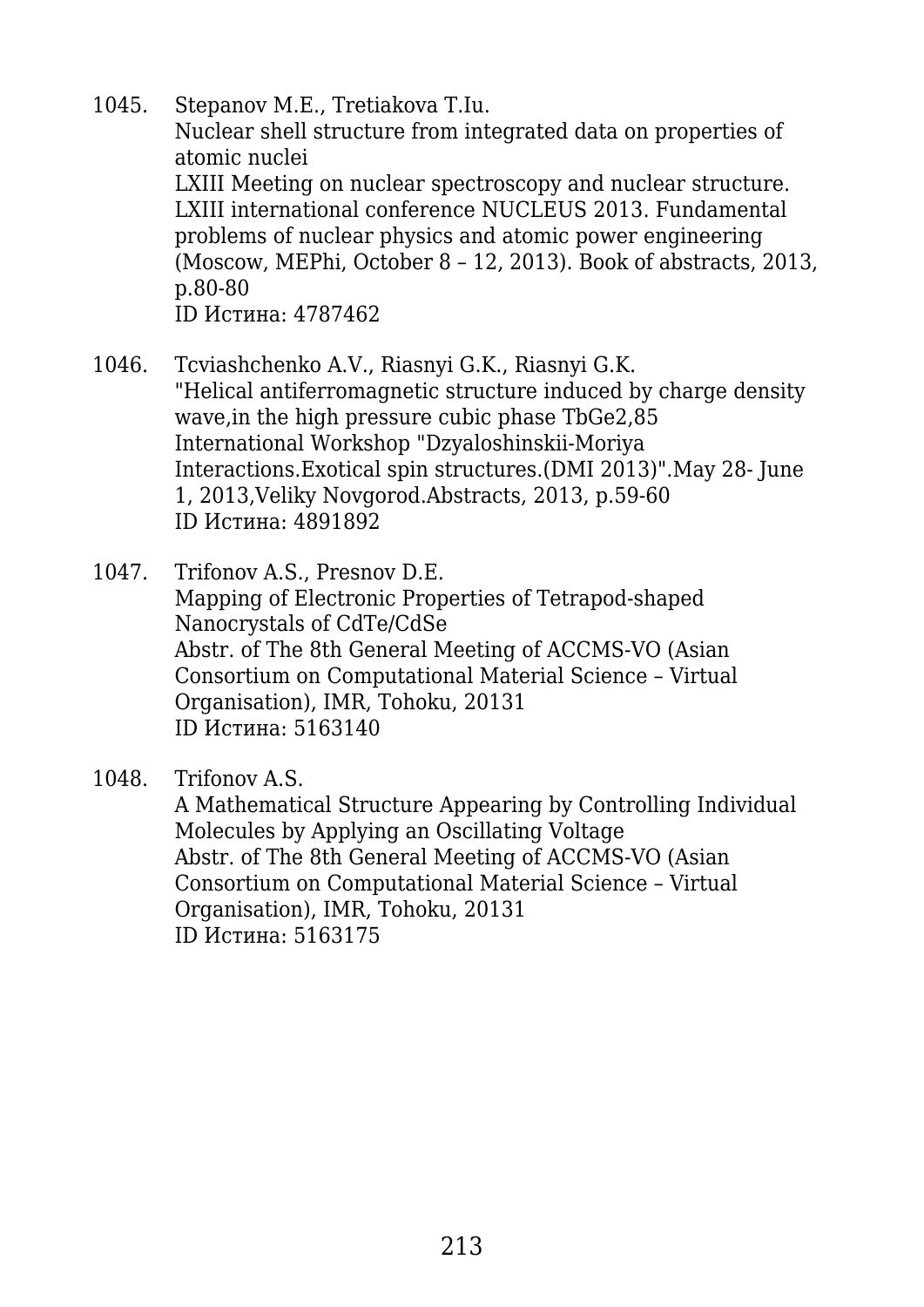1045. Stepanov M.E., Tretiakova T.Iu.
Nuclear shell structure from integrated data on properties of atomic nuclei
LXIII Meeting on nuclear spectroscopy and nuclear structure. LXIII international conference NUCLEUS 2013. Fundamental problems of nuclear physics and atomic power engineering (Moscow, MEPhi, October 8 – 12, 2013). Book of abstracts, 2013, p.80-80
ID Истина: 4787462

1046. Tcviashchenko A.V., Riasnyi G.K., Riasnyi G.K.
"Helical antiferromagnetic structure induced by charge density wave,in the high pressure cubic phase TbGe2,85
International Workshop "Dzyaloshinskii-Moriya Interactions.Exotical spin structures.(DMI 2013)".May 28- June 1, 2013,Veliky Novgorod.Abstracts, 2013, p.59-60
ID Истина: 4891892

1047. Trifonov A.S., Presnov D.E.
Mapping of Electronic Properties of Tetrapod-shaped Nanocrystals of CdTe/CdSe
Abstr. of The 8th General Meeting of ACCMS-VO (Asian Consortium on Computational Material Science – Virtual Organisation), IMR, Tohoku, 20131
ID Истина: 5163140

1048. Trifonov A.S.
A Mathematical Structure Appearing by Controlling Individual Molecules by Applying an Oscillating Voltage
Abstr. of The 8th General Meeting of ACCMS-VO (Asian Consortium on Computational Material Science – Virtual Organisation), IMR, Tohoku, 20131
ID Истина: 5163175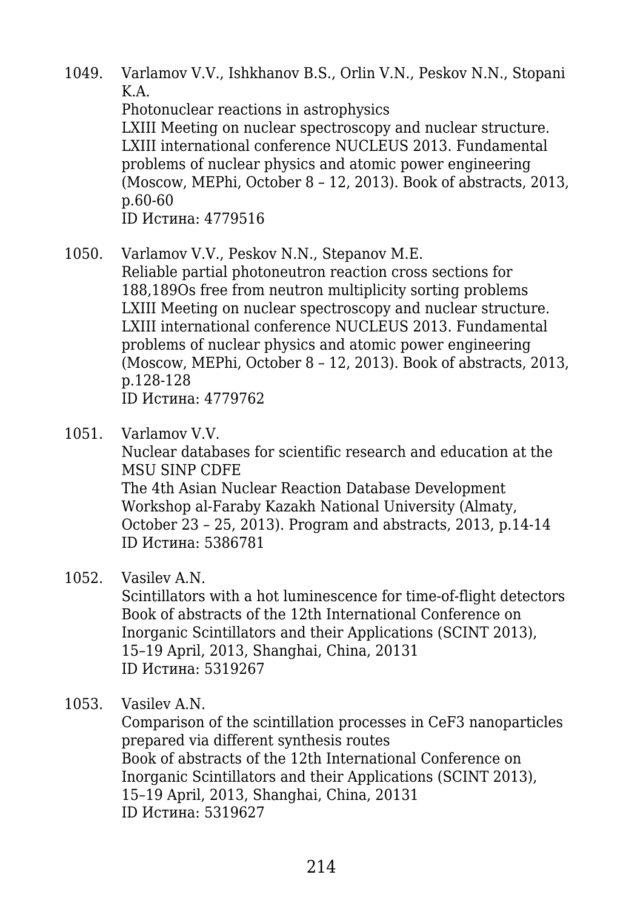1049. Varlamov V.V., Ishkhanov B.S., Orlin V.N., Peskov N.N., Stopani K.A.  
Photonuclear reactions in astrophysics  
LXIII Meeting on nuclear spectroscopy and nuclear structure. LXIII international conference NUCLEUS 2013. Fundamental problems of nuclear physics and atomic power engineering (Moscow, MEPhi, October 8 – 12, 2013). Book of abstracts, 2013, p.60-60  
ID Истина: 4779516

1050. Varlamov V.V., Peskov N.N., Stepanov M.E.  
Reliable partial photoneutron reaction cross sections for 188,189Os free from neutron multiplicity sorting problems  
LXIII Meeting on nuclear spectroscopy and nuclear structure. LXIII international conference NUCLEUS 2013. Fundamental problems of nuclear physics and atomic power engineering (Moscow, MEPhi, October 8 – 12, 2013). Book of abstracts, 2013, p.128-128  
ID Истина: 4779762

1051. Varlamov V.V.  
Nuclear databases for scientific research and education at the MSU SINP CDFE  
The 4th Asian Nuclear Reaction Database Development Workshop al-Faraby Kazakh National University (Almaty, October 23 – 25, 2013). Program and abstracts, 2013, p.14-14  
ID Истина: 5386781

1052. Vasilev A.N.  
Scintillators with a hot luminescence for time-of-flight detectors  
Book of abstracts of the 12th International Conference on Inorganic Scintillators and their Applications (SCINT 2013), 15–19 April, 2013, Shanghai, China, 20131  
ID Истина: 5319267

1053. Vasilev A.N.  
Comparison of the scintillation processes in CeF3 nanoparticles prepared via different synthesis routes  
Book of abstracts of the 12th International Conference on Inorganic Scintillators and their Applications (SCINT 2013), 15–19 April, 2013, Shanghai, China, 20131  
ID Истина: 5319627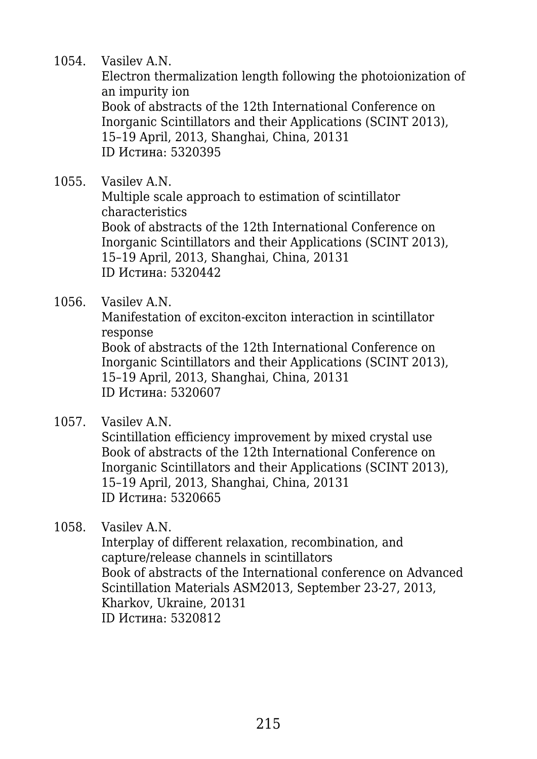1054. Vasilev A.N.
Electron thermalization length following the photoionization of an impurity ion
Book of abstracts of the 12th International Conference on Inorganic Scintillators and their Applications (SCINT 2013), 15–19 April, 2013, Shanghai, China, 20131
ID Истина: 5320395

1055. Vasilev A.N.
Multiple scale approach to estimation of scintillator characteristics
Book of abstracts of the 12th International Conference on Inorganic Scintillators and their Applications (SCINT 2013), 15–19 April, 2013, Shanghai, China, 20131
ID Истина: 5320442

1056. Vasilev A.N.
Manifestation of exciton-exciton interaction in scintillator response
Book of abstracts of the 12th International Conference on Inorganic Scintillators and their Applications (SCINT 2013), 15–19 April, 2013, Shanghai, China, 20131
ID Истина: 5320607

1057. Vasilev A.N.
Scintillation efficiency improvement by mixed crystal use
Book of abstracts of the 12th International Conference on Inorganic Scintillators and their Applications (SCINT 2013), 15–19 April, 2013, Shanghai, China, 20131
ID Истина: 5320665

1058. Vasilev A.N.
Interplay of different relaxation, recombination, and capture/release channels in scintillators
Book of abstracts of the International conference on Advanced Scintillation Materials ASM2013, September 23-27, 2013, Kharkov, Ukraine, 20131
ID Истина: 5320812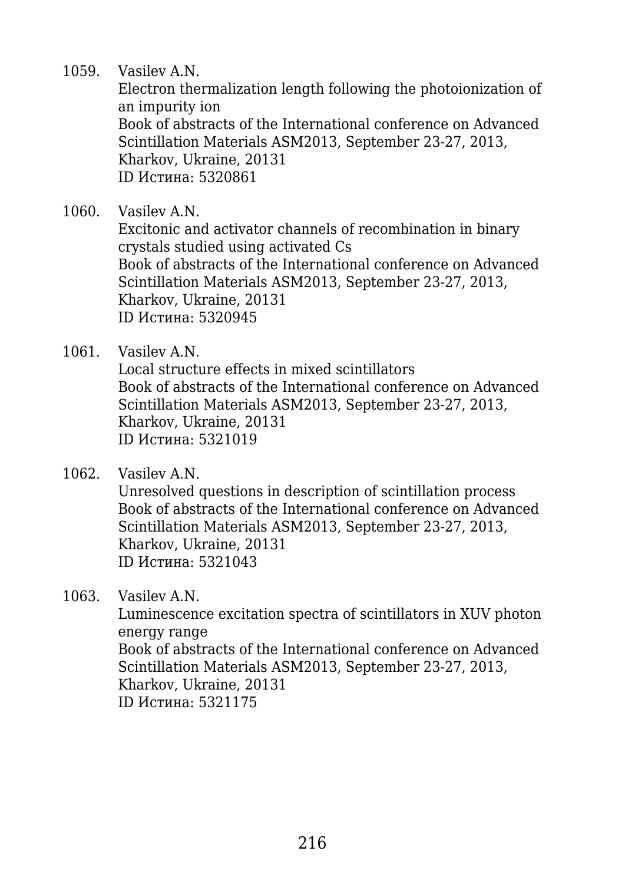1059. Vasilev A.N.
Electron thermalization length following the photoionization of an impurity ion
Book of abstracts of the International conference on Advanced Scintillation Materials ASM2013, September 23-27, 2013, Kharkov, Ukraine, 20131
ID Истина: 5320861

1060. Vasilev A.N.
Excitonic and activator channels of recombination in binary crystals studied using activated Cs
Book of abstracts of the International conference on Advanced Scintillation Materials ASM2013, September 23-27, 2013, Kharkov, Ukraine, 20131
ID Истина: 5320945

1061. Vasilev A.N.
Local structure effects in mixed scintillators
Book of abstracts of the International conference on Advanced Scintillation Materials ASM2013, September 23-27, 2013, Kharkov, Ukraine, 20131
ID Истина: 5321019

1062. Vasilev A.N.
Unresolved questions in description of scintillation process
Book of abstracts of the International conference on Advanced Scintillation Materials ASM2013, September 23-27, 2013, Kharkov, Ukraine, 20131
ID Истина: 5321043

1063. Vasilev A.N.
Luminescence excitation spectra of scintillators in XUV photon energy range
Book of abstracts of the International conference on Advanced Scintillation Materials ASM2013, September 23-27, 2013, Kharkov, Ukraine, 20131
ID Истина: 5321175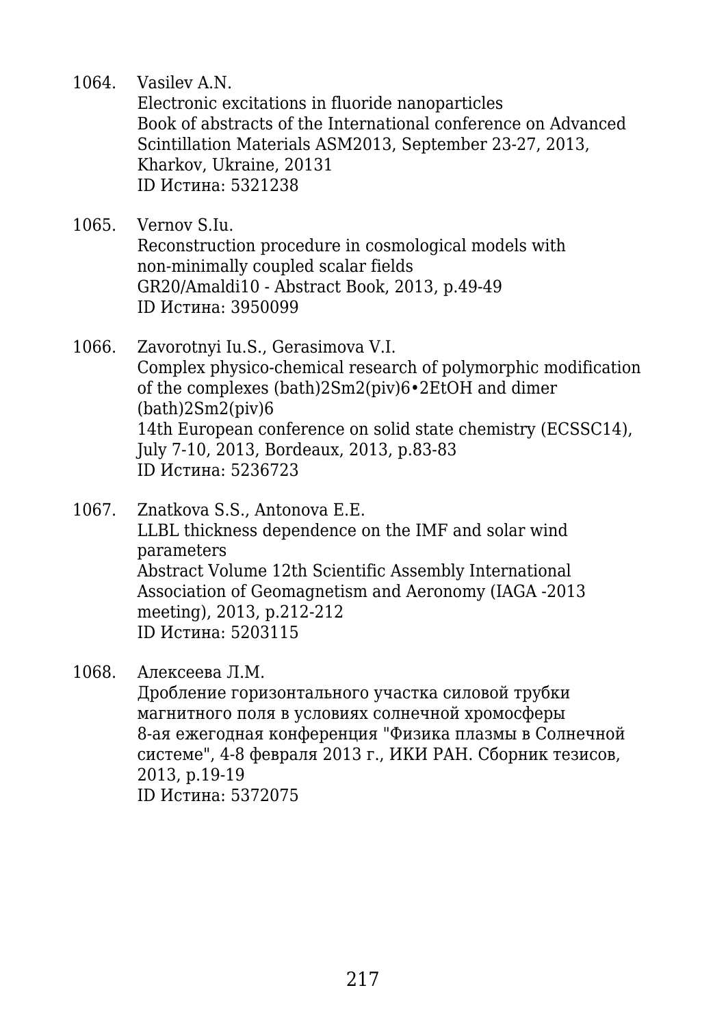1064. Vasilev A.N.
Electronic excitations in fluoride nanoparticles
Book of abstracts of the International conference on Advanced Scintillation Materials ASM2013, September 23-27, 2013, Kharkov, Ukraine, 20131
ID Истина: 5321238

1065. Vernov S.Iu.
Reconstruction procedure in cosmological models with non-minimally coupled scalar fields
GR20/Amaldi10 - Abstract Book, 2013, p.49-49
ID Истина: 3950099

1066. Zavorotnyi Iu.S., Gerasimova V.I.
Complex physico-chemical research of polymorphic modification of the complexes (bath)2Sm2(piv)6•2EtOH and dimer (bath)2Sm2(piv)6
14th European conference on solid state chemistry (ECSSC14), July 7-10, 2013, Bordeaux, 2013, p.83-83
ID Истина: 5236723

1067. Znatkova S.S., Antonova E.E.
LLBL thickness dependence on the IMF and solar wind parameters
Abstract Volume 12th Scientific Assembly International Association of Geomagnetism and Aeronomy (IAGA -2013 meeting), 2013, p.212-212
ID Истина: 5203115

1068. Алексеева Л.М.
Дробление горизонтального участка силовой трубки магнитного поля в условиях солнечной хромосферы
8-ая ежегодная конференция "Физика плазмы в Солнечной системе", 4-8 февраля 2013 г., ИКИ РАН. Сборник тезисов, 2013, p.19-19
ID Истина: 5372075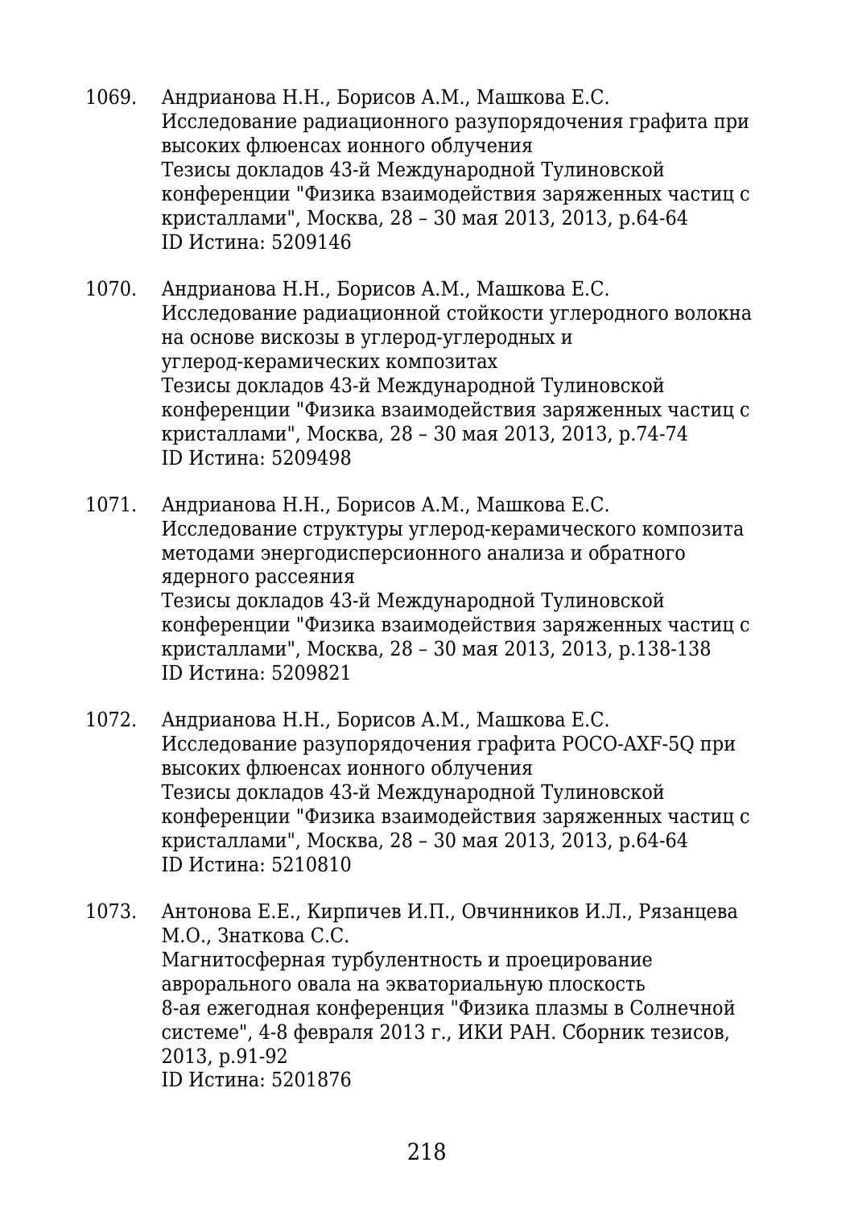1069. Андрианова Н.Н., Борисов А.М., Машкова Е.С.
Исследование радиационного разупорядочения графита при высоких флюенсах ионного облучения
Тезисы докладов 43-й Международной Тулиновской конференции "Физика взаимодействия заряженных частиц с кристаллами", Москва, 28 – 30 мая 2013, 2013, p.64-64
ID Истина: 5209146

1070. Андрианова Н.Н., Борисов А.М., Машкова Е.С.
Исследование радиационной стойкости углеродного волокна на основе вискозы в углерод-углеродных и углерод-керамических композитах
Тезисы докладов 43-й Международной Тулиновской конференции "Физика взаимодействия заряженных частиц с кристаллами", Москва, 28 – 30 мая 2013, 2013, p.74-74
ID Истина: 5209498

1071. Андрианова Н.Н., Борисов А.М., Машкова Е.С.
Исследование структуры углерод-керамического композита методами энергодисперсионного анализа и обратного ядерного рассеяния
Тезисы докладов 43-й Международной Тулиновской конференции "Физика взаимодействия заряженных частиц с кристаллами", Москва, 28 – 30 мая 2013, 2013, p.138-138
ID Истина: 5209821

1072. Андрианова Н.Н., Борисов А.М., Машкова Е.С.
Исследование разупорядочения графита POCO-AXF-5Q при высоких флюенсах ионного облучения
Тезисы докладов 43-й Международной Тулиновской конференции "Физика взаимодействия заряженных частиц с кристаллами", Москва, 28 – 30 мая 2013, 2013, p.64-64
ID Истина: 5210810

1073. Антонова Е.Е., Кирпичев И.П., Овчинников И.Л., Рязанцева М.О., Знаткова С.С.
Магнитосферная турбулентность и проецирование аврорального овала на экваториальную плоскость
8-ая ежегодная конференция "Физика плазмы в Солнечной системе", 4-8 февраля 2013 г., ИКИ РАН. Сборник тезисов, 2013, p.91-92
ID Истина: 5201876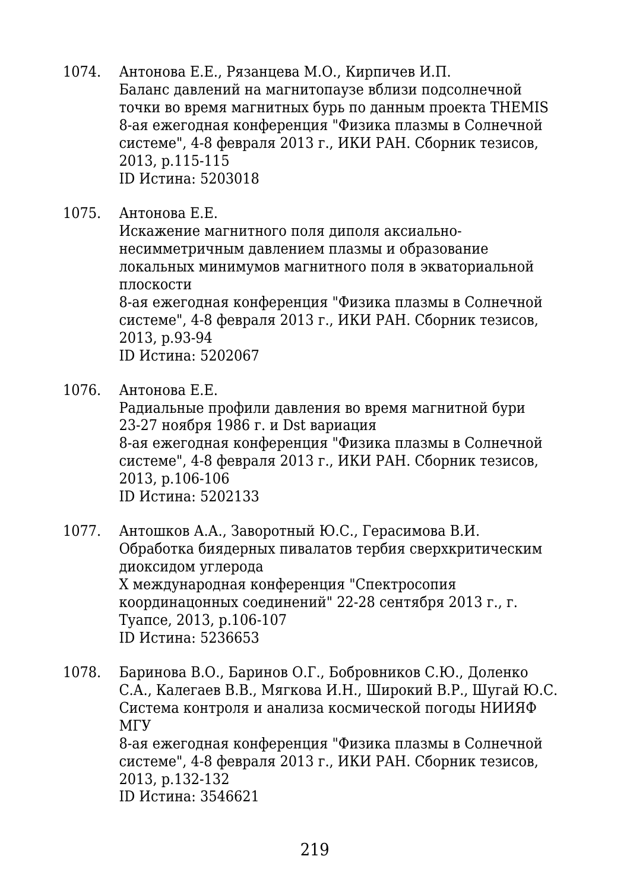1074. Антонова Е.Е., Рязанцева М.О., Кирпичев И.П.
Баланс давлений на магнитопаузе вблизи подсолнечной точки во время магнитных бурь по данным проекта THEMIS
8-ая ежегодная конференция "Физика плазмы в Солнечной системе", 4-8 февраля 2013 г., ИКИ РАН. Сборник тезисов, 2013, p.115-115
ID Истина: 5203018

1075. Антонова Е.Е.
Искажение магнитного поля диполя аксиально-несимметричным давлением плазмы и образование локальных минимумов магнитного поля в экваториальной плоскости
8-ая ежегодная конференция "Физика плазмы в Солнечной системе", 4-8 февраля 2013 г., ИКИ РАН. Сборник тезисов, 2013, p.93-94
ID Истина: 5202067

1076. Антонова Е.Е.
Радиальные профили давления во время магнитной бури 23-27 ноября 1986 г. и Dst вариация
8-ая ежегодная конференция "Физика плазмы в Солнечной системе", 4-8 февраля 2013 г., ИКИ РАН. Сборник тезисов, 2013, p.106-106
ID Истина: 5202133

1077. Антошков А.А., Заворотный Ю.С., Герасимова В.И.
Обработка биядерных пивалатов тербия сверхкритическим диоксидом углерода
X международная конференция "Спектросопия координацонных соединений" 22-28 сентября 2013 г., г. Туапсе, 2013, p.106-107
ID Истина: 5236653

1078. Баринова В.О., Баринов О.Г., Бобровников С.Ю., Доленко С.А., Калегаев В.В., Мягкова И.Н., Широкий В.Р., Шугай Ю.С.
Система контроля и анализа космической погоды НИИЯФ МГУ
8-ая ежегодная конференция "Физика плазмы в Солнечной системе", 4-8 февраля 2013 г., ИКИ РАН. Сборник тезисов, 2013, p.132-132
ID Истина: 3546621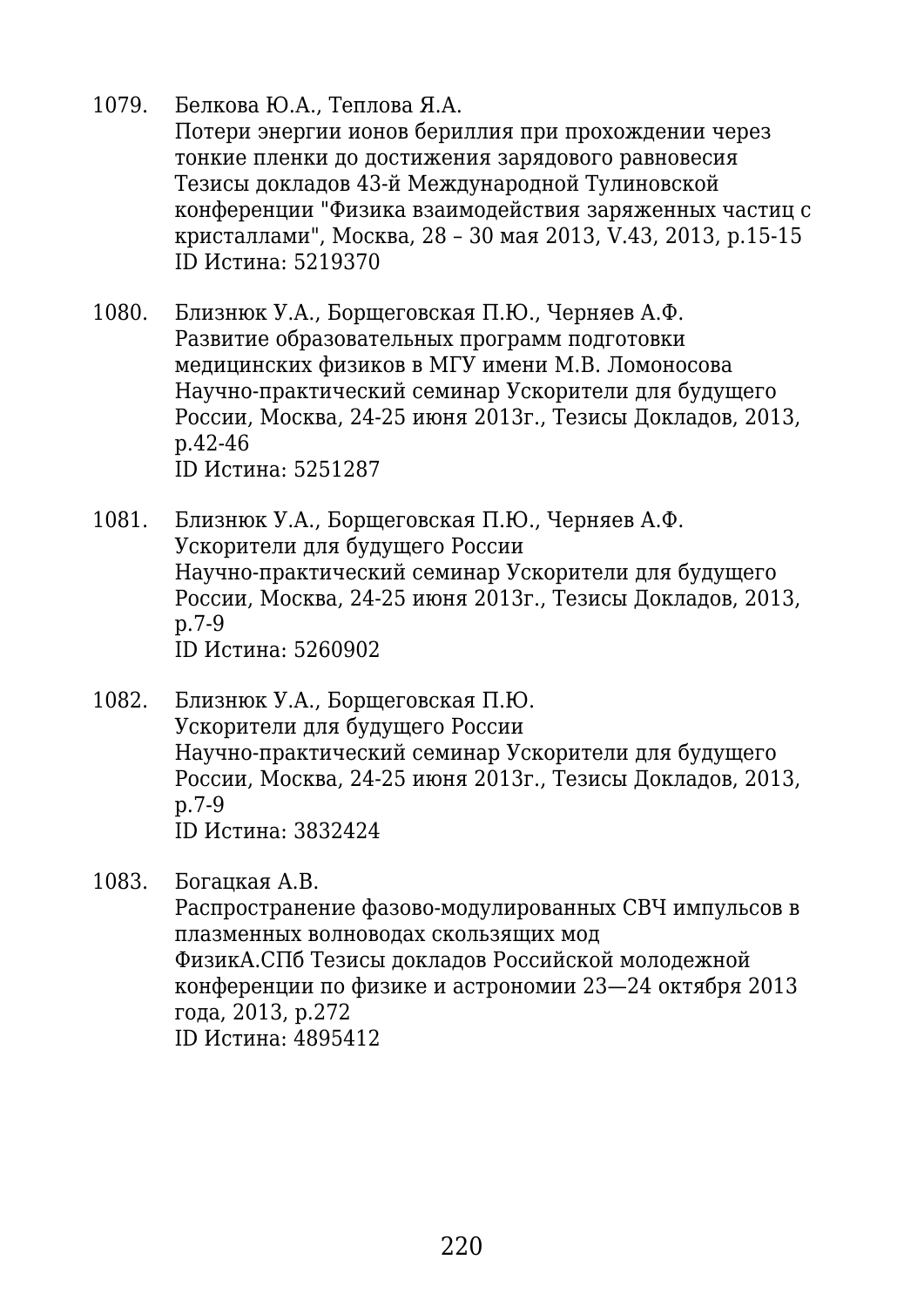1079. Белкова Ю.А., Теплова Я.А.  
Потери энергии ионов бериллия при прохождении через тонкие пленки до достижения зарядового равновесия  
Тезисы докладов 43-й Международной Тулиновской конференции "Физика взаимодействия заряженных частиц с кристаллами", Москва, 28 – 30 мая 2013, V.43, 2013, p.15-15  
ID Истина: 5219370

1080. Близнюк У.А., Борщеговская П.Ю., Черняев А.Ф.  
Развитие образовательных программ подготовки медицинских физиков в МГУ имени М.В. Ломоносова  
Научно-практический семинар Ускорители для будущего России, Москва, 24-25 июня 2013г., Тезисы Докладов, 2013, p.42-46  
ID Истина: 5251287

1081. Близнюк У.А., Борщеговская П.Ю., Черняев А.Ф.  
Ускорители для будущего России  
Научно-практический семинар Ускорители для будущего России, Москва, 24-25 июня 2013г., Тезисы Докладов, 2013, p.7-9  
ID Истина: 5260902

1082. Близнюк У.А., Борщеговская П.Ю.  
Ускорители для будущего России  
Научно-практический семинар Ускорители для будущего России, Москва, 24-25 июня 2013г., Тезисы Докладов, 2013, p.7-9  
ID Истина: 3832424

1083. Богацкая А.В.  
Распространение фазово-модулированных СВЧ импульсов в плазменных волноводах скользящих мод  
ФизикА.СПб Тезисы докладов Российской молодежной конференции по физике и астрономии 23—24 октября 2013 года, 2013, p.272  
ID Истина: 4895412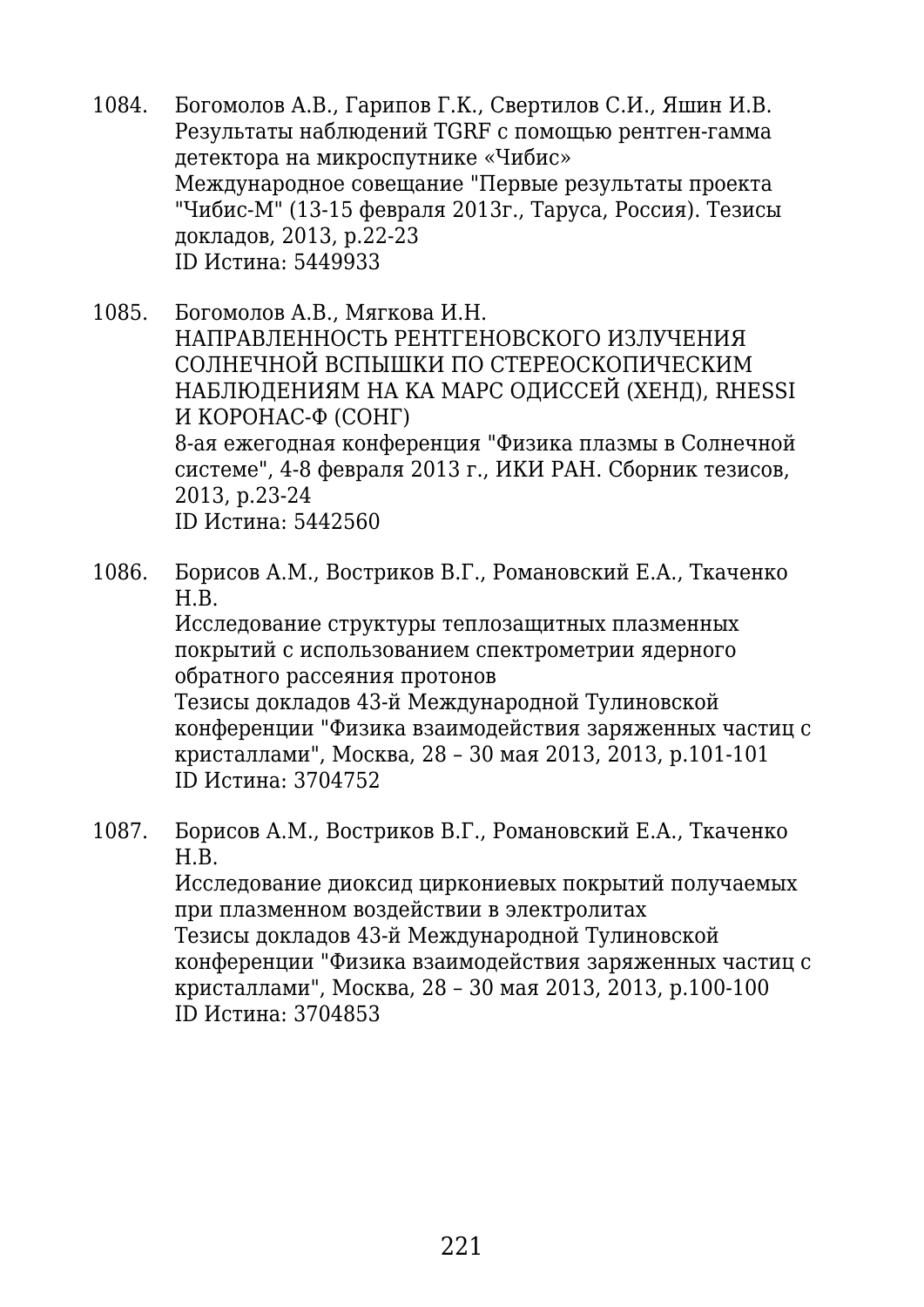1084. Богомолов А.В., Гарипов Г.К., Свертилов С.И., Яшин И.В.
Результаты наблюдений TGRF с помощью рентген-гамма детектора на микроспутнике «Чибис»
Международное совещание "Первые результаты проекта "Чибис-М" (13-15 февраля 2013г., Таруса, Россия). Тезисы докладов, 2013, p.22-23
ID Истина: 5449933

1085. Богомолов А.В., Мягкова И.Н.
НАПРАВЛЕННОСТЬ РЕНТГЕНОВСКОГО ИЗЛУЧЕНИЯ СОЛНЕЧНОЙ ВСПЫШКИ ПО СТЕРЕОСКОПИЧЕСКИМ НАБЛЮДЕНИЯМ НА КА МАРС ОДИССЕЙ (ХЕНД), RHESSI И КОРОНАС-Ф (СОНГ)
8-ая ежегодная конференция "Физика плазмы в Солнечной системе", 4-8 февраля 2013 г., ИКИ РАН. Сборник тезисов, 2013, p.23-24
ID Истина: 5442560

1086. Борисов А.М., Востриков В.Г., Романовский Е.А., Ткаченко Н.В.
Исследование структуры теплозащитных плазменных покрытий с использованием спектрометрии ядерного обратного рассеяния протонов
Тезисы докладов 43-й Международной Тулиновской конференции "Физика взаимодействия заряженных частиц с кристаллами", Москва, 28 – 30 мая 2013, 2013, p.101-101
ID Истина: 3704752

1087. Борисов А.М., Востриков В.Г., Романовский Е.А., Ткаченко Н.В.
Исследование диоксид циркониевых покрытий получаемых при плазменном воздействии в электролитах
Тезисы докладов 43-й Международной Тулиновской конференции "Физика взаимодействия заряженных частиц с кристаллами", Москва, 28 – 30 мая 2013, 2013, p.100-100
ID Истина: 3704853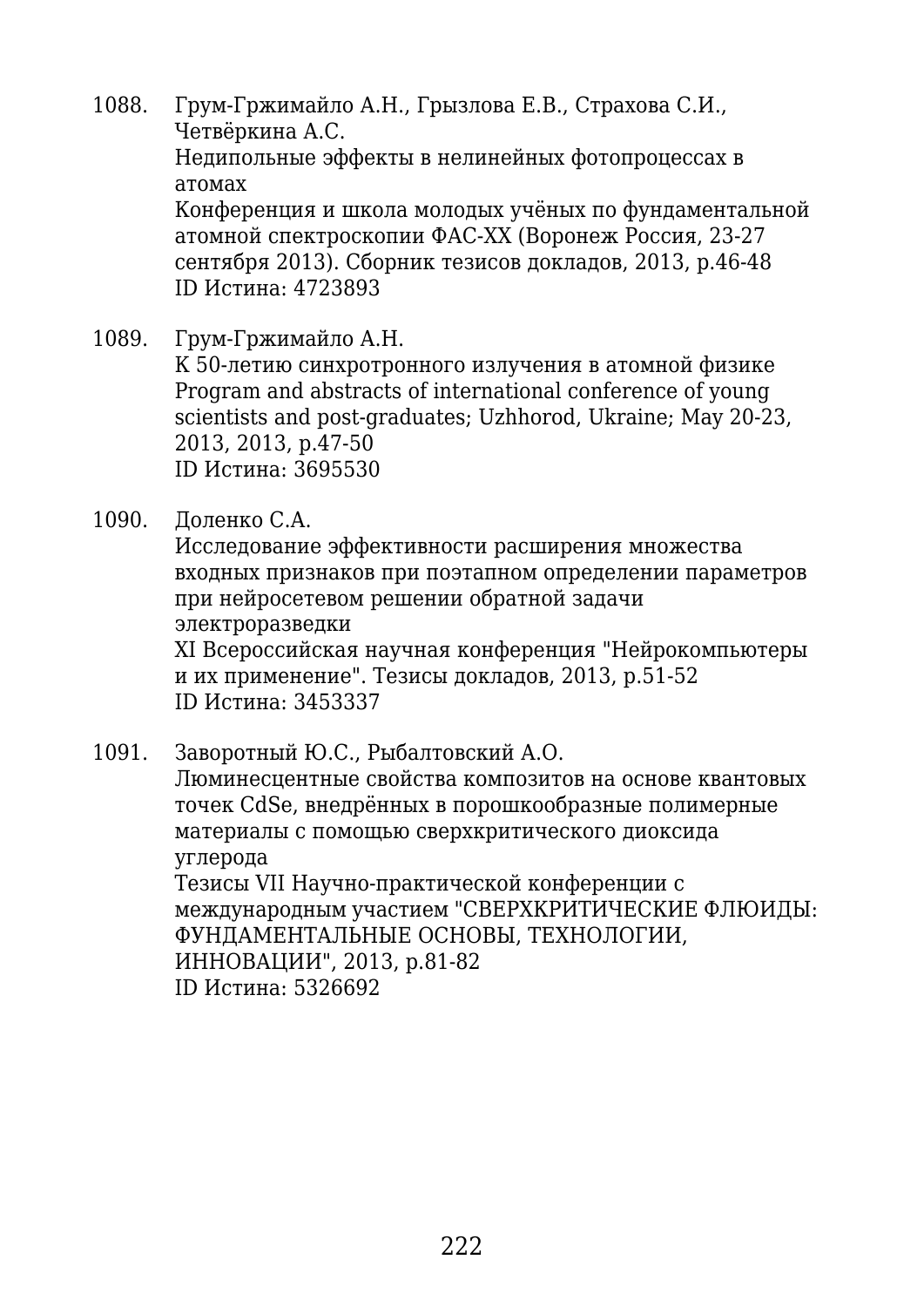1088. Грум-Гржимайло А.Н., Грызлова Е.В., Страхова С.И., Четвёркина А.С.
Недипольные эффекты в нелинейных фотопроцессах в атомах
Конференция и школа молодых учёных по фундаментальной атомной спектроскопии ФАС-XX (Воронеж Россия, 23-27 сентября 2013). Сборник тезисов докладов, 2013, p.46-48
ID Истина: 4723893

1089. Грум-Гржимайло А.Н.
К 50-летию синхротронного излучения в атомной физике
Program and abstracts of international conference of young scientists and post-graduates; Uzhhorod, Ukraine; May 20-23, 2013, 2013, p.47-50
ID Истина: 3695530

1090. Доленко С.А.
Исследование эффективности расширения множества входных признаков при поэтапном определении параметров при нейросетевом решении обратной задачи электроразведки
XI Всероссийская научная конференция "Нейрокомпьютеры и их применение". Тезисы докладов, 2013, p.51-52
ID Истина: 3453337

1091. Заворотный Ю.С., Рыбалтовский А.О.
Люминесцентные свойства композитов на основе квантовых точек CdSe, внедрённых в порошкообразные полимерные материалы с помощью сверхкритического диоксида углерода
Тезисы VII Научно-практической конференции с международным участием "СВЕРХКРИТИЧЕСКИЕ ФЛЮИДЫ: ФУНДАМЕНТАЛЬНЫЕ ОСНОВЫ, ТЕХНОЛОГИИ, ИННОВАЦИИ", 2013, p.81-82
ID Истина: 5326692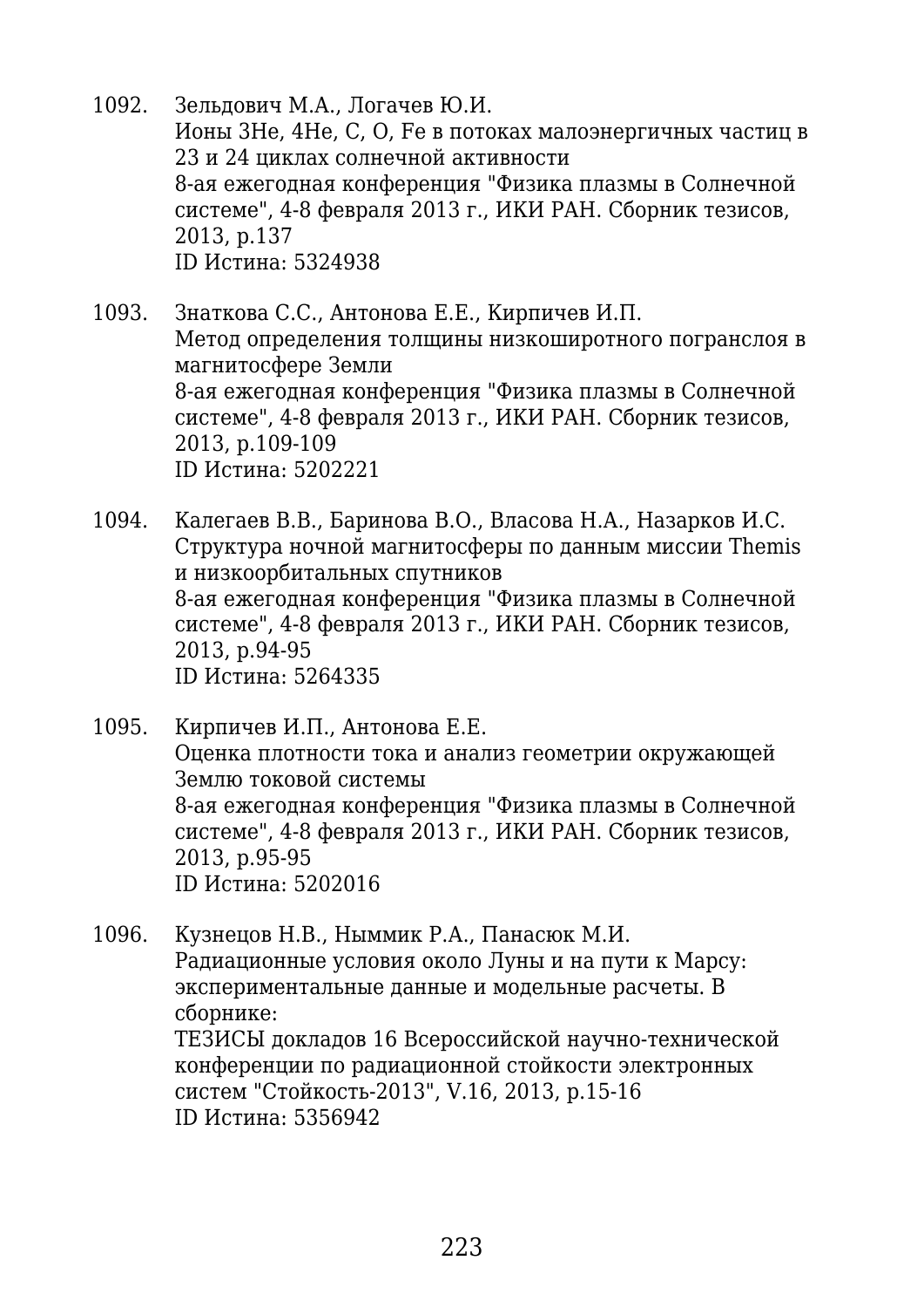1092. Зельдович М.А., Логачев Ю.И.
Ионы 3He, 4He, C, O, Fe в потоках малоэнергичных частиц в 23 и 24 циклах солнечной активности
8-ая ежегодная конференция "Физика плазмы в Солнечной системе", 4-8 февраля 2013 г., ИКИ РАН. Сборник тезисов, 2013, p.137
ID Истина: 5324938

1093. Знаткова С.С., Антонова Е.Е., Кирпичев И.П.
Метод определения толщины низкоширотного погранслоя в магнитосфере Земли
8-ая ежегодная конференция "Физика плазмы в Солнечной системе", 4-8 февраля 2013 г., ИКИ РАН. Сборник тезисов, 2013, p.109-109
ID Истина: 5202221

1094. Калегаев В.В., Баринова В.О., Власова Н.А., Назарков И.С.
Структура ночной магнитосферы по данным миссии Themis и низкоорбитальных спутников
8-ая ежегодная конференция "Физика плазмы в Солнечной системе", 4-8 февраля 2013 г., ИКИ РАН. Сборник тезисов, 2013, p.94-95
ID Истина: 5264335

1095. Кирпичев И.П., Антонова Е.Е.
Оценка плотности тока и анализ геометрии окружающей Землю токовой системы
8-ая ежегодная конференция "Физика плазмы в Солнечной системе", 4-8 февраля 2013 г., ИКИ РАН. Сборник тезисов, 2013, p.95-95
ID Истина: 5202016

1096. Кузнецов Н.В., Ныммик Р.А., Панасюк М.И.
Радиационные условия около Луны и на пути к Марсу: экспериментальные данные и модельные расчеты. В сборнике:
ТЕЗИСЫ докладов 16 Всероссийской научно-технической конференции по радиационной стойкости электронных систем "Стойкость-2013", V.16, 2013, p.15-16
ID Истина: 5356942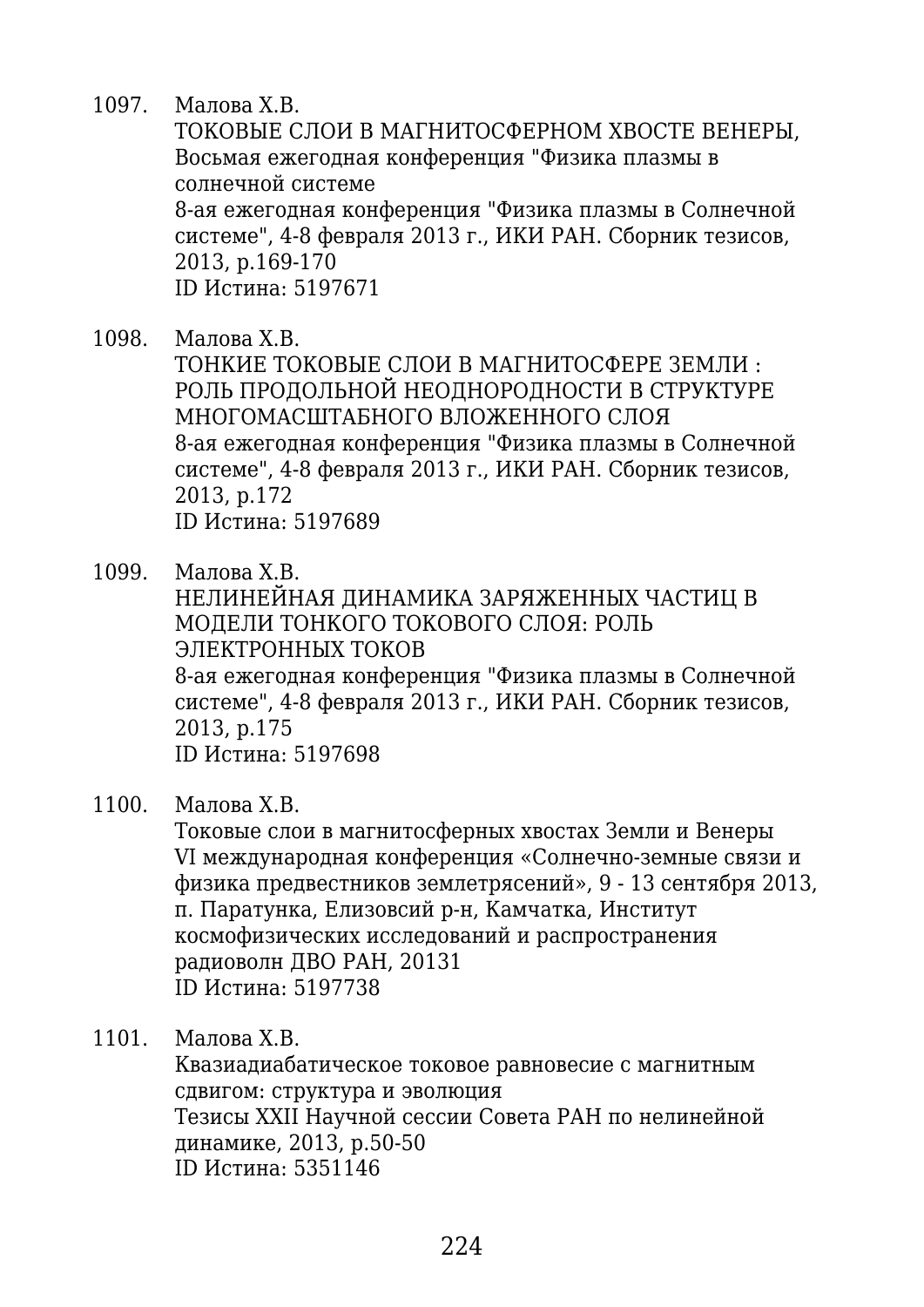1097. Малова Х.В.
ТОКОВЫЕ СЛОИ В МАГНИТОСФЕРНОМ ХВОСТЕ ВЕНЕРЫ, Восьмая ежегодная конференция "Физика плазмы в солнечной системе
8-ая ежегодная конференция "Физика плазмы в Солнечной системе", 4-8 февраля 2013 г., ИКИ РАН. Сборник тезисов, 2013, p.169-170
ID Истина: 5197671

1098. Малова Х.В.
ТОНКИЕ ТОКОВЫЕ СЛОИ В МАГНИТОСФЕРЕ ЗЕМЛИ : РОЛЬ ПРОДОЛЬНОЙ НЕОДНОРОДНОСТИ В СТРУКТУРЕ МНОГОМАСШТАБНОГО ВЛОЖЕННОГО СЛОЯ
8-ая ежегодная конференция "Физика плазмы в Солнечной системе", 4-8 февраля 2013 г., ИКИ РАН. Сборник тезисов, 2013, p.172
ID Истина: 5197689

1099. Малова Х.В.
НЕЛИНЕЙНАЯ ДИНАМИКА ЗАРЯЖЕННЫХ ЧАСТИЦ В МОДЕЛИ ТОНКОГО ТОКОВОГО СЛОЯ: РОЛЬ ЭЛЕКТРОННЫХ ТОКОВ
8-ая ежегодная конференция "Физика плазмы в Солнечной системе", 4-8 февраля 2013 г., ИКИ РАН. Сборник тезисов, 2013, p.175
ID Истина: 5197698

1100. Малова Х.В.
Токовые слои в магнитосферных хвостах Земли и Венеры
VI международная конференция «Солнечно-земные связи и физика предвестников землетрясений», 9 - 13 сентября 2013, п. Паратунка, Елизовсий р-н, Камчатка, Институт космофизических исследований и распространения радиоволн ДВО РАН, 20131
ID Истина: 5197738

1101. Малова Х.В.
Квазиадиабатическое токовое равновесие с магнитным сдвигом: структура и эволюция
Тезисы XXII Научной сессии Совета РАН по нелинейной динамике, 2013, p.50-50
ID Истина: 5351146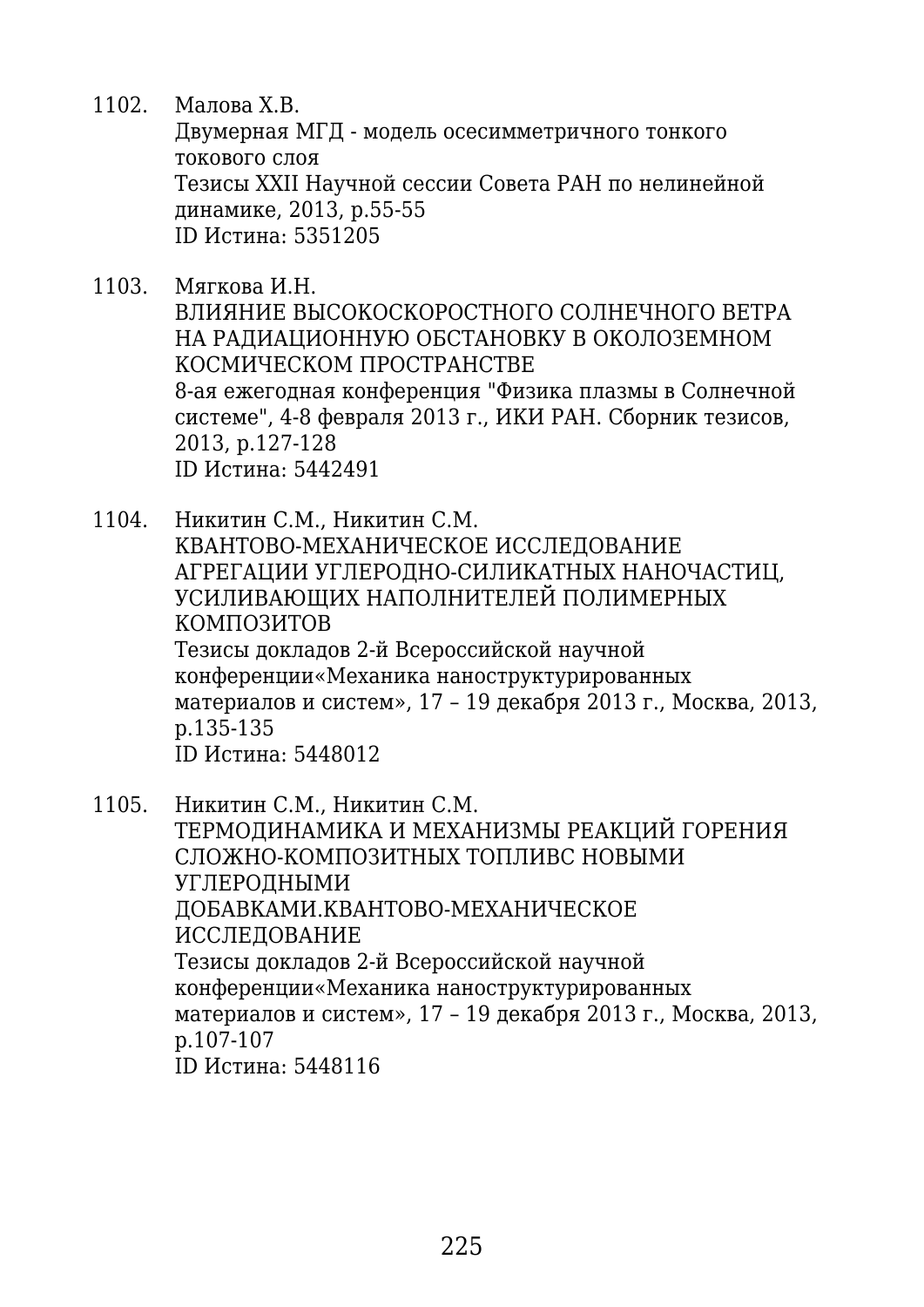1102. Малова Х.В.
Двумерная МГД - модель осесимметричного тонкого токового слоя
Тезисы XXII Научной сессии Совета РАН по нелинейной динамике, 2013, p.55-55
ID Истина: 5351205

1103. Мягкова И.Н.
ВЛИЯНИЕ ВЫСОКОСКОРОСТНОГО СОЛНЕЧНОГО ВЕТРА НА РАДИАЦИОННУЮ ОБСТАНОВКУ В ОКОЛОЗЕМНОМ КОСМИЧЕСКОМ ПРОСТРАНСТВЕ
8-ая ежегодная конференция "Физика плазмы в Солнечной системе", 4-8 февраля 2013 г., ИКИ РАН. Сборник тезисов, 2013, p.127-128
ID Истина: 5442491

1104. Никитин С.М., Никитин С.М.
КВАНТОВО-МЕХАНИЧЕСКОЕ ИССЛЕДОВАНИЕ АГРЕГАЦИИ УГЛЕРОДНО-СИЛИКАТНЫХ НАНОЧАСТИЦ, УСИЛИВАЮЩИХ НАПОЛНИТЕЛЕЙ ПОЛИМЕРНЫХ КОМПОЗИТОВ
Тезисы докладов 2-й Всероссийской научной конференции«Механика наноструктурированных материалов и систем», 17 – 19 декабря 2013 г., Москва, 2013, p.135-135
ID Истина: 5448012

1105. Никитин С.М., Никитин С.М.
ТЕРМОДИНАМИКА И МЕХАНИЗМЫ РЕАКЦИЙ ГОРЕНИЯ СЛОЖНО-КОМПОЗИТНЫХ ТОПЛИВС НОВЫМИ УГЛЕРОДНЫМИ ДОБАВКАМИ.КВАНТОВО-МЕХАНИЧЕСКОЕ ИССЛЕДОВАНИЕ
Тезисы докладов 2-й Всероссийской научной конференции«Механика наноструктурированных материалов и систем», 17 – 19 декабря 2013 г., Москва, 2013, p.107-107
ID Истина: 5448116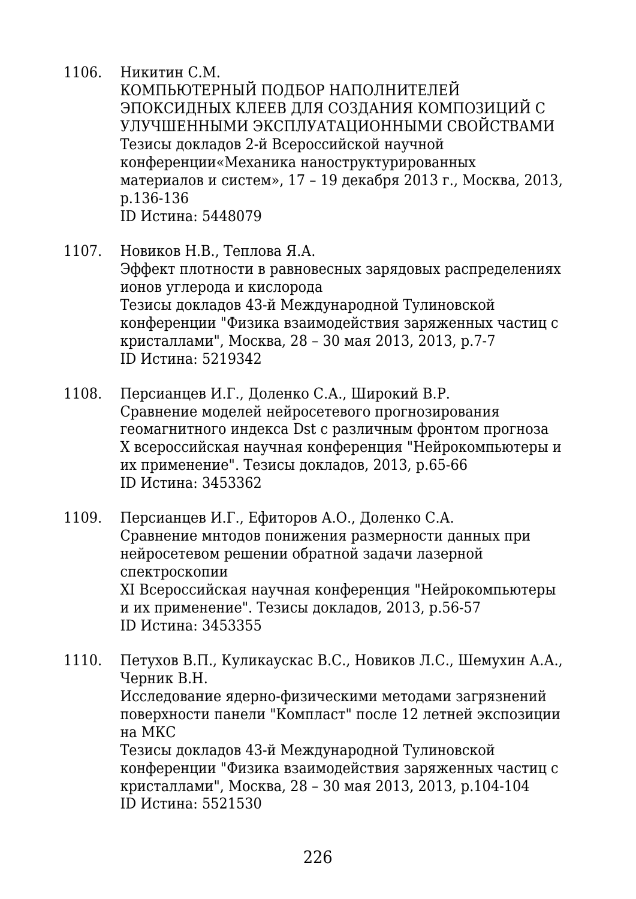1106. Никитин С.М.
КОМПЬЮТЕРНЫЙ ПОДБОР НАПОЛНИТЕЛЕЙ ЭПОКСИДНЫХ КЛЕЕВ ДЛЯ СОЗДАНИЯ КОМПОЗИЦИЙ С УЛУЧШЕННЫМИ ЭКСПЛУАТАЦИОННЫМИ СВОЙСТВАМИ
Тезисы докладов 2-й Всероссийской научной конференции«Механика наноструктурированных материалов и систем», 17 – 19 декабря 2013 г., Москва, 2013, p.136-136
ID Истина: 5448079

1107. Новиков Н.В., Теплова Я.А.
Эффект плотности в равновесных зарядовых распределениях ионов углерода и кислорода
Тезисы докладов 43-й Международной Тулиновской конференции "Физика взаимодействия заряженных частиц с кристаллами", Москва, 28 – 30 мая 2013, 2013, p.7-7
ID Истина: 5219342

1108. Персианцев И.Г., Доленко С.А., Широкий В.Р.
Сравнение моделей нейросетевого прогнозирования геомагнитного индекса Dst с различным фронтом прогноза
X всероссийская научная конференция "Нейрокомпьютеры и их применение". Тезисы докладов, 2013, p.65-66
ID Истина: 3453362

1109. Персианцев И.Г., Ефиторов А.О., Доленко С.А.
Сравнение мнтодов понижения размерности данных при нейросетевом решении обратной задачи лазерной спектроскопии
XI Всероссийская научная конференция "Нейрокомпьютеры и их применение". Тезисы докладов, 2013, p.56-57
ID Истина: 3453355

1110. Петухов В.П., Куликаускас В.С., Новиков Л.С., Шемухин А.А., Черник В.Н.
Исследование ядерно-физическими методами загрязнений поверхности панели "Компласт" после 12 летней экспозиции на МКС
Тезисы докладов 43-й Международной Тулиновской конференции "Физика взаимодействия заряженных частиц с кристаллами", Москва, 28 – 30 мая 2013, 2013, p.104-104
ID Истина: 5521530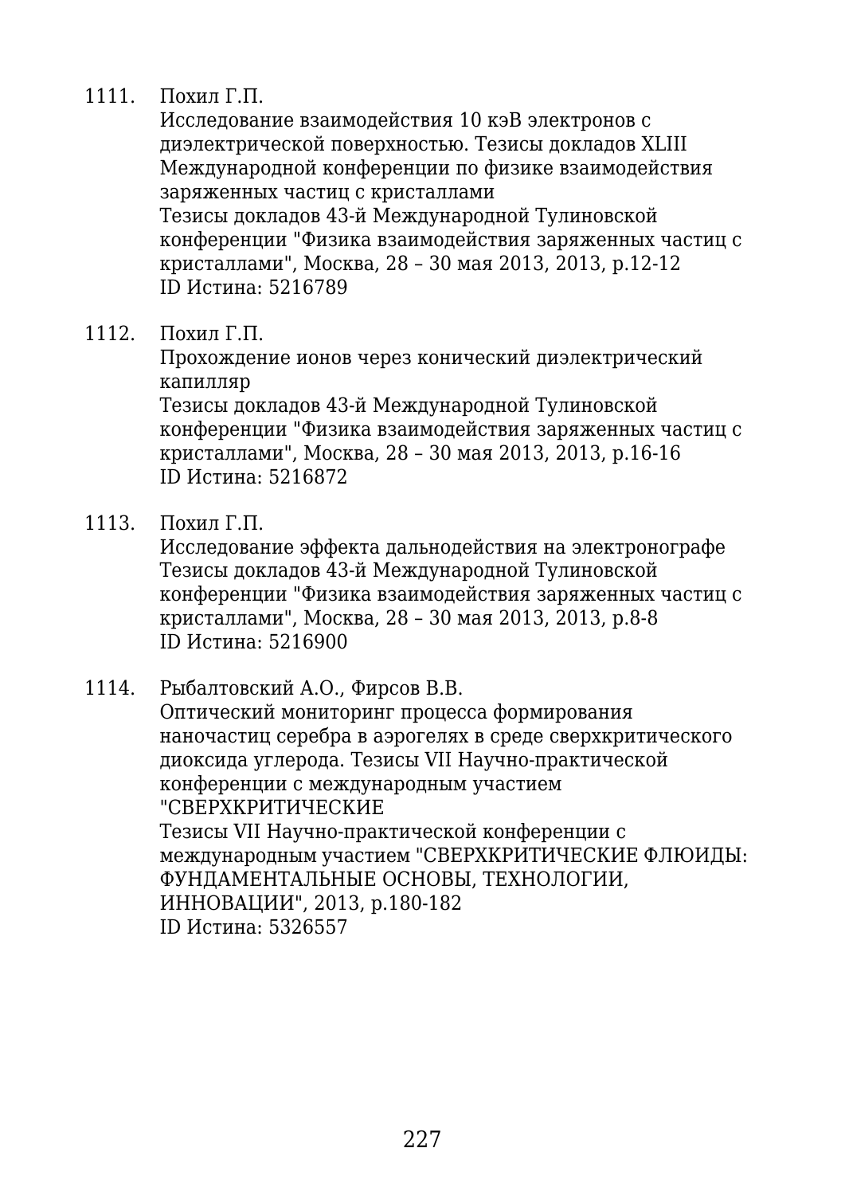1111. Похил Г.П.
Исследование взаимодействия 10 кэВ электронов с диэлектрической поверхностью. Тезисы докладов XLIII Международной конференции по физике взаимодействия заряженных частиц с кристаллами
Тезисы докладов 43-й Международной Тулиновской конференции "Физика взаимодействия заряженных частиц с кристаллами", Москва, 28 – 30 мая 2013, 2013, p.12-12
ID Истина: 5216789

1112. Похил Г.П.
Прохождение ионов через конический диэлектрический капилляр
Тезисы докладов 43-й Международной Тулиновской конференции "Физика взаимодействия заряженных частиц с кристаллами", Москва, 28 – 30 мая 2013, 2013, p.16-16
ID Истина: 5216872

1113. Похил Г.П.
Исследование эффекта дальнодействия на электронографе
Тезисы докладов 43-й Международной Тулиновской конференции "Физика взаимодействия заряженных частиц с кристаллами", Москва, 28 – 30 мая 2013, 2013, p.8-8
ID Истина: 5216900

1114. Рыбалтовский А.О., Фирсов В.В.
Оптический мониторинг процесса формирования наночастиц серебра в аэрогелях в среде сверхкритического диоксида углерода. Тезисы VII Научно-практической конференции с международным участием "СВЕРХКРИТИЧЕСКИЕ
Тезисы VII Научно-практической конференции с международным участием "СВЕРХКРИТИЧЕСКИЕ ФЛЮИДЫ: ФУНДАМЕНТАЛЬНЫЕ ОСНОВЫ, ТЕХНОЛОГИИ, ИННОВАЦИИ", 2013, p.180-182
ID Истина: 5326557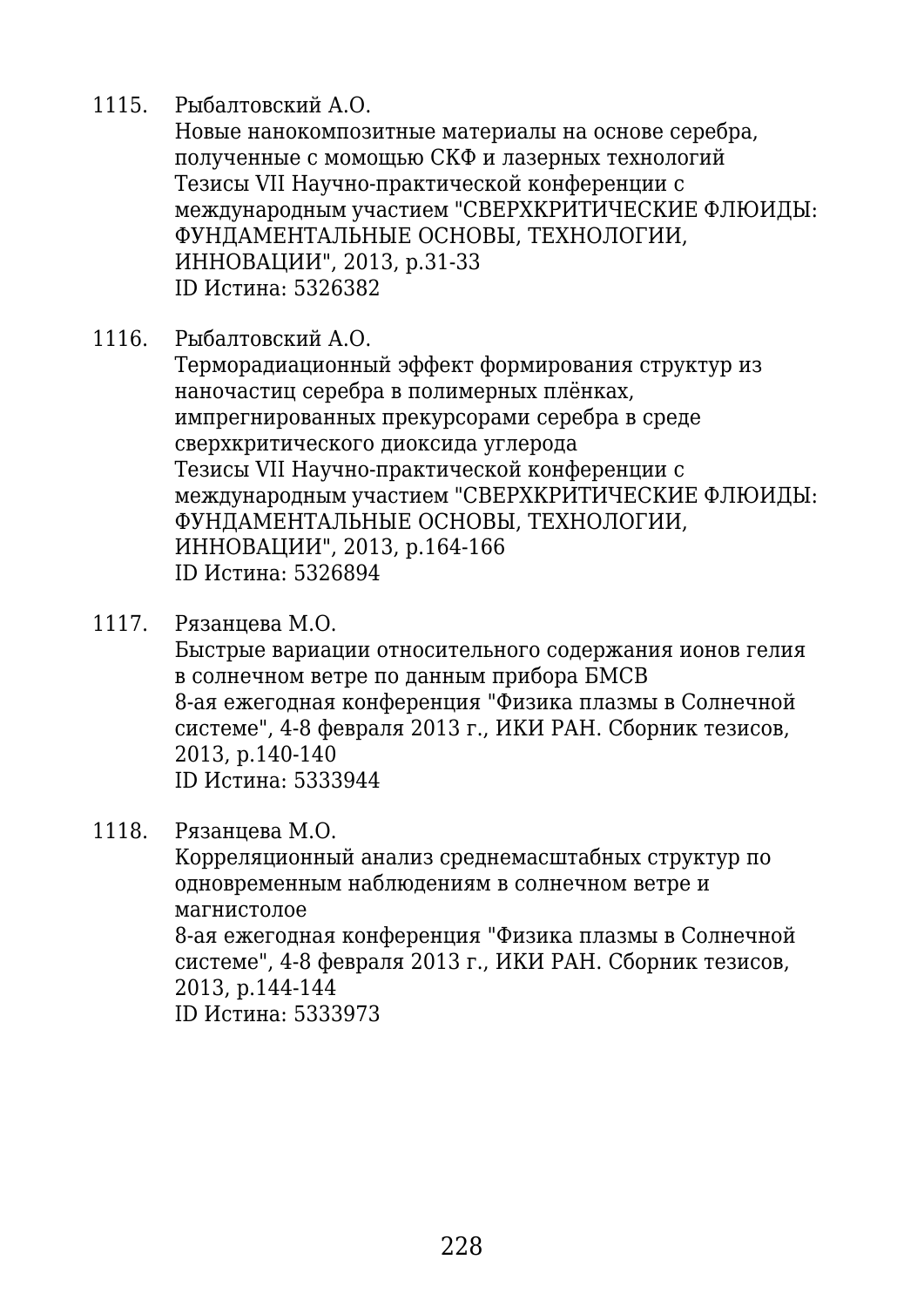1115. Рыбалтовский А.О.
Новые нанокомпозитные материалы на основе серебра, полученные с момощью СКФ и лазерных технологий
Тезисы VII Научно-практической конференции с международным участием "СВЕРХКРИТИЧЕСКИЕ ФЛЮИДЫ: ФУНДАМЕНТАЛЬНЫЕ ОСНОВЫ, ТЕХНОЛОГИИ, ИННОВАЦИИ", 2013, p.31-33
ID Истина: 5326382

1116. Рыбалтовский А.О.
Терморадиационный эффект формирования структур из наночастиц серебра в полимерных плёнках, импрегнированных прекурсорами серебра в среде сверхкритического диоксида углерода
Тезисы VII Научно-практической конференции с международным участием "СВЕРХКРИТИЧЕСКИЕ ФЛЮИДЫ: ФУНДАМЕНТАЛЬНЫЕ ОСНОВЫ, ТЕХНОЛОГИИ, ИННОВАЦИИ", 2013, p.164-166
ID Истина: 5326894

1117. Рязанцева М.О.
Быстрые вариации относительного содержания ионов гелия в солнечном ветре по данным прибора БМСВ
8-ая ежегодная конференция "Физика плазмы в Солнечной системе", 4-8 февраля 2013 г., ИКИ РАН. Сборник тезисов, 2013, p.140-140
ID Истина: 5333944

1118. Рязанцева М.О.
Корреляционный анализ среднемасштабных структур по одновременным наблюдениям в солнечном ветре и магнистолое
8-ая ежегодная конференция "Физика плазмы в Солнечной системе", 4-8 февраля 2013 г., ИКИ РАН. Сборник тезисов, 2013, p.144-144
ID Истина: 5333973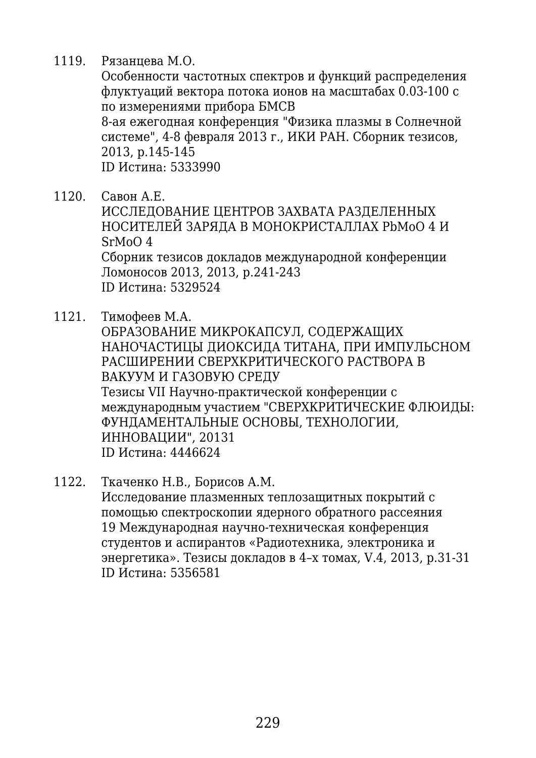1119. Рязанцева М.О.
Особенности частотных спектров и функций распределения флуктуаций вектора потока ионов на масштабах 0.03-100 с по измерениями прибора БМСВ
8-ая ежегодная конференция "Физика плазмы в Солнечной системе", 4-8 февраля 2013 г., ИКИ РАН. Сборник тезисов, 2013, p.145-145
ID Истина: 5333990

1120. Савон А.Е.
ИССЛЕДОВАНИЕ ЦЕНТРОВ ЗАХВАТА РАЗДЕЛЕННЫХ НОСИТЕЛЕЙ ЗАРЯДА В МОНОКРИСТАЛЛАХ PbMoO 4 И SrMoO 4
Сборник тезисов докладов международной конференции Ломоносов 2013, 2013, p.241-243
ID Истина: 5329524

1121. Тимофеев М.А.
ОБРАЗОВАНИЕ МИКРОКАПСУЛ, СОДЕРЖАЩИХ НАНОЧАСТИЦЫ ДИОКСИДА ТИТАНА, ПРИ ИМПУЛЬСНОМ РАСШИРЕНИИ СВЕРХКРИТИЧЕСКОГО РАСТВОРА В ВАКУУМ И ГАЗОВУЮ СРЕДУ
Тезисы VII Научно-практической конференции с международным участием "СВЕРХКРИТИЧЕСКИЕ ФЛЮИДЫ: ФУНДАМЕНТАЛЬНЫЕ ОСНОВЫ, ТЕХНОЛОГИИ, ИННОВАЦИИ", 20131
ID Истина: 4446624

1122. Ткаченко Н.В., Борисов А.М.
Исследование плазменных теплозащитных покрытий с помощью спектроскопии ядерного обратного рассеяния
19 Международная научно-техническая конференция студентов и аспирантов «Радиотехника, электроника и энергетика». Тезисы докладов в 4–х томах, V.4, 2013, p.31-31
ID Истина: 5356581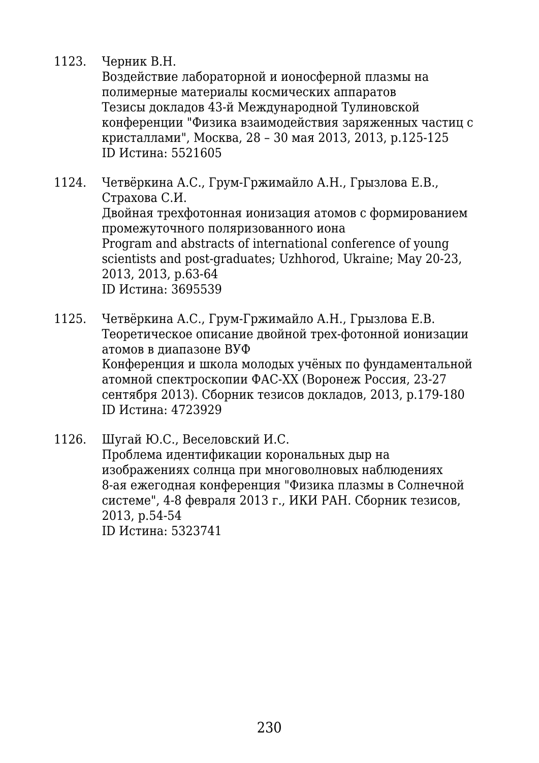1123. Черник В.Н.
Воздействие лабораторной и ионосферной плазмы на полимерные материалы космических аппаратов
Тезисы докладов 43-й Международной Тулиновской конференции "Физика взаимодействия заряженных частиц с кристаллами", Москва, 28 – 30 мая 2013, 2013, p.125-125
ID Истина: 5521605

1124. Четвёркина А.С., Грум-Гржимайло А.Н., Грызлова Е.В., Страхова С.И.
Двойная трехфотонная ионизация атомов с формированием промежуточного поляризованного иона
Program and abstracts of international conference of young scientists and post-graduates; Uzhhorod, Ukraine; May 20-23, 2013, 2013, p.63-64
ID Истина: 3695539

1125. Четвёркина А.С., Грум-Гржимайло А.Н., Грызлова Е.В.
Теоретическое описание двойной трех-фотонной ионизации атомов в диапазоне ВУФ
Конференция и школа молодых учёных по фундаментальной атомной спектроскопии ФАС-XX (Воронеж Россия, 23-27 сентября 2013). Сборник тезисов докладов, 2013, p.179-180
ID Истина: 4723929

1126. Шугай Ю.С., Веселовский И.С.
Проблема идентификации корональных дыр на изображениях солнца при многоволновых наблюдениях
8-ая ежегодная конференция "Физика плазмы в Солнечной системе", 4-8 февраля 2013 г., ИКИ РАН. Сборник тезисов, 2013, p.54-54
ID Истина: 5323741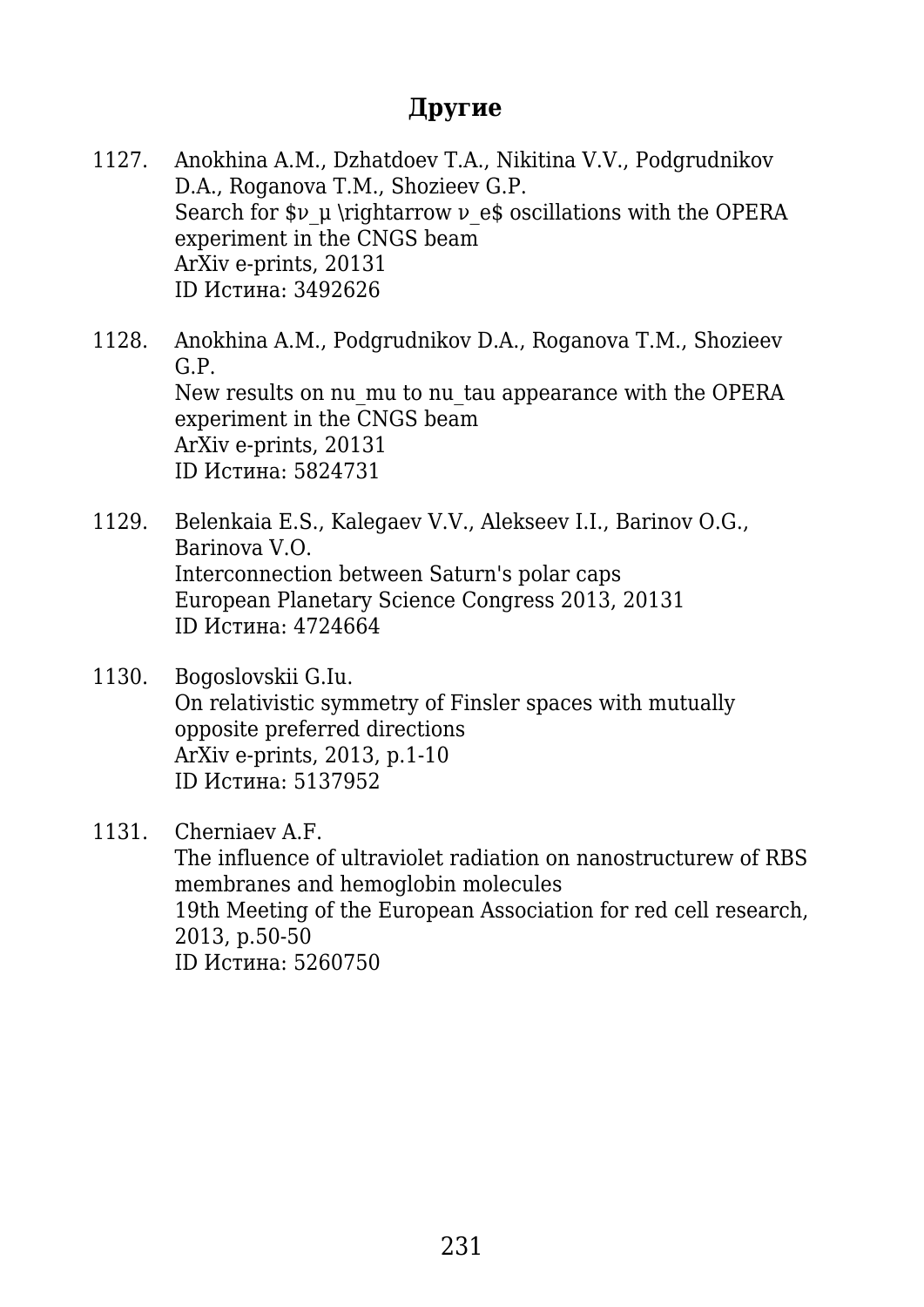## Другие

1127. Anokhina A.M., Dzhatdoev T.A., Nikitina V.V., Podgrudnikov D.A., Roganova T.M., Shozieev G.P.
Search for $\nu_\mu \rightarrow \nu_e$ oscillations with the OPERA experiment in the CNGS beam
ArXiv e-prints, 20131
ID Истина: 3492626

1128. Anokhina A.M., Podgrudnikov D.A., Roganova T.M., Shozieev G.P.
New results on nu_mu to nu_tau appearance with the OPERA experiment in the CNGS beam
ArXiv e-prints, 20131
ID Истина: 5824731

1129. Belenkaia E.S., Kalegaev V.V., Alekseev I.I., Barinov O.G., Barinova V.O.
Interconnection between Saturn's polar caps
European Planetary Science Congress 2013, 20131
ID Истина: 4724664

1130. Bogoslovskii G.Iu.
On relativistic symmetry of Finsler spaces with mutually opposite preferred directions
ArXiv e-prints, 2013, p.1-10
ID Истина: 5137952

1131. Cherniaev A.F.
The influence of ultraviolet radiation on nanostructurew of RBS membranes and hemoglobin molecules
19th Meeting of the European Association for red cell research, 2013, p.50-50
ID Истина: 5260750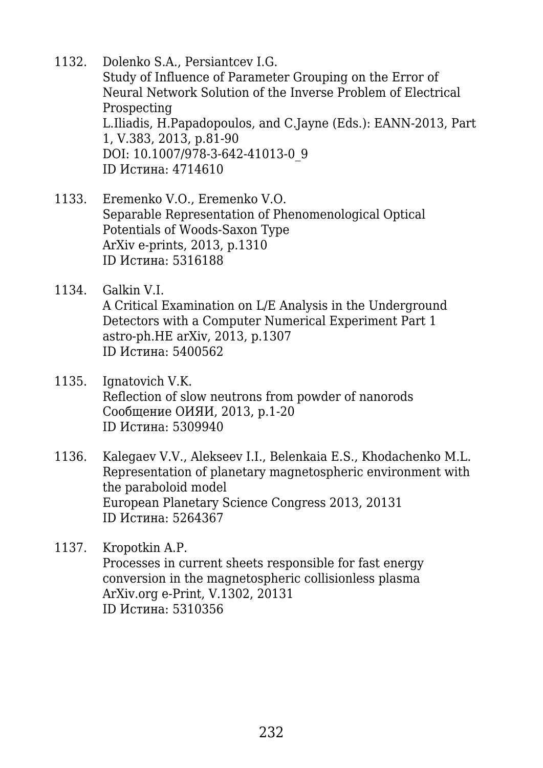1132. Dolenko S.A., Persiantcev I.G.
Study of Influence of Parameter Grouping on the Error of Neural Network Solution of the Inverse Problem of Electrical Prospecting
L.Iliadis, H.Papadopoulos, and C.Jayne (Eds.): EANN-2013, Part 1, V.383, 2013, p.81-90
DOI: 10.1007/978-3-642-41013-0_9
ID Истина: 4714610

1133. Eremenko V.O., Eremenko V.O.
Separable Representation of Phenomenological Optical Potentials of Woods-Saxon Type
ArXiv e-prints, 2013, p.1310
ID Истина: 5316188

1134. Galkin V.I.
A Critical Examination on L/E Analysis in the Underground Detectors with a Computer Numerical Experiment Part 1
astro-ph.HE arXiv, 2013, p.1307
ID Истина: 5400562

1135. Ignatovich V.K.
Reflection of slow neutrons from powder of nanorods
Сообщение ОИЯИ, 2013, p.1-20
ID Истина: 5309940

1136. Kalegaev V.V., Alekseev I.I., Belenkaia E.S., Khodachenko M.L.
Representation of planetary magnetospheric environment with the paraboloid model
European Planetary Science Congress 2013, 20131
ID Истина: 5264367

1137. Kropotkin A.P.
Processes in current sheets responsible for fast energy conversion in the magnetospheric collisionless plasma
ArXiv.org e-Print, V.1302, 20131
ID Истина: 5310356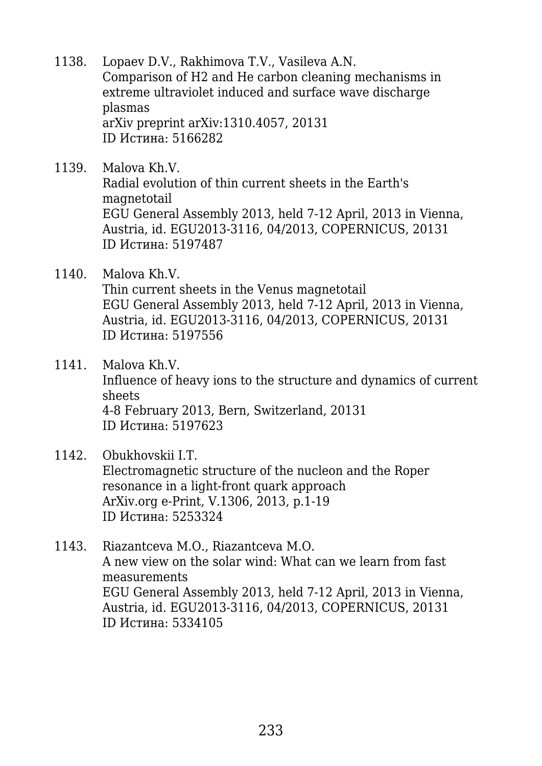1138. Lopaev D.V., Rakhimova T.V., Vasileva A.N.
Comparison of H2 and He carbon cleaning mechanisms in extreme ultraviolet induced and surface wave discharge plasmas
arXiv preprint arXiv:1310.4057, 20131
ID Истина: 5166282

1139. Malova Kh.V.
Radial evolution of thin current sheets in the Earth's magnetotail
EGU General Assembly 2013, held 7-12 April, 2013 in Vienna, Austria, id. EGU2013-3116, 04/2013, COPERNICUS, 20131
ID Истина: 5197487

1140. Malova Kh.V.
Thin current sheets in the Venus magnetotail
EGU General Assembly 2013, held 7-12 April, 2013 in Vienna, Austria, id. EGU2013-3116, 04/2013, COPERNICUS, 20131
ID Истина: 5197556

1141. Malova Kh.V.
Influence of heavy ions to the structure and dynamics of current sheets
4-8 February 2013, Bern, Switzerland, 20131
ID Истина: 5197623

1142. Obukhovskii I.T.
Electromagnetic structure of the nucleon and the Roper resonance in a light-front quark approach
ArXiv.org e-Print, V.1306, 2013, p.1-19
ID Истина: 5253324

1143. Riazantceva M.O., Riazantceva M.O.
A new view on the solar wind: What can we learn from fast measurements
EGU General Assembly 2013, held 7-12 April, 2013 in Vienna, Austria, id. EGU2013-3116, 04/2013, COPERNICUS, 20131
ID Истина: 5334105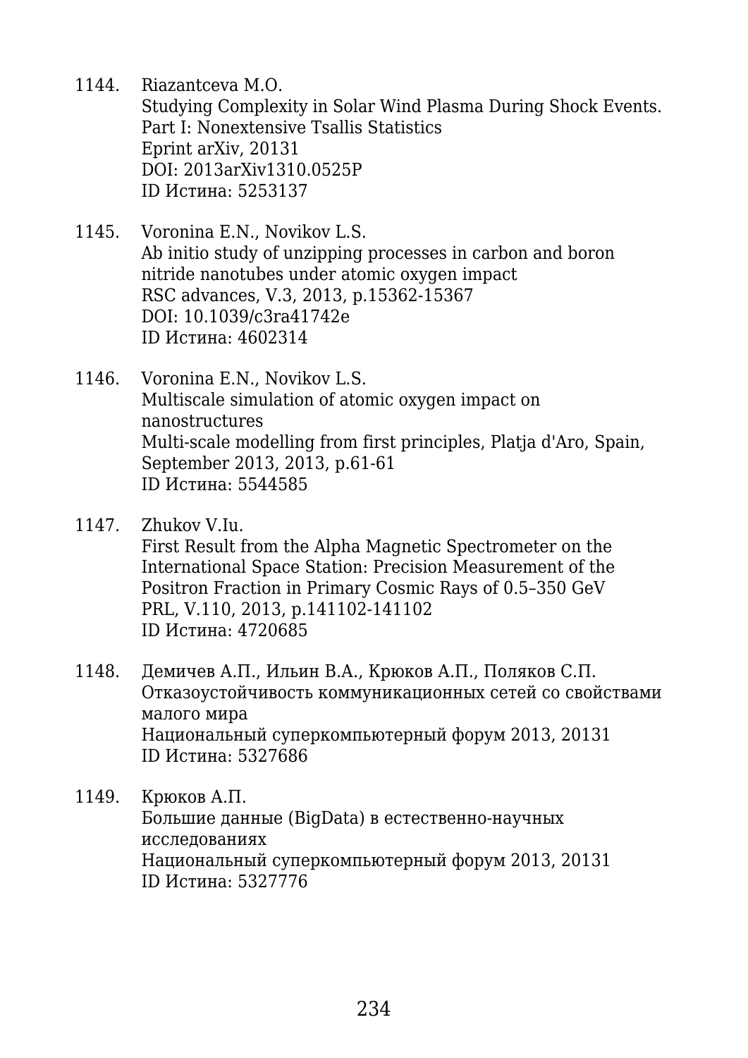1144. Riazantceva M.O.
Studying Complexity in Solar Wind Plasma During Shock Events. Part I: Nonextensive Tsallis Statistics
Eprint arXiv, 20131
DOI: 2013arXiv1310.0525P
ID Истина: 5253137

1145. Voronina E.N., Novikov L.S.
Ab initio study of unzipping processes in carbon and boron nitride nanotubes under atomic oxygen impact
RSC advances, V.3, 2013, p.15362-15367
DOI: 10.1039/c3ra41742e
ID Истина: 4602314

1146. Voronina E.N., Novikov L.S.
Multiscale simulation of atomic oxygen impact on nanostructures
Multi-scale modelling from first principles, Platja d'Aro, Spain, September 2013, 2013, p.61-61
ID Истина: 5544585

1147. Zhukov V.Iu.
First Result from the Alpha Magnetic Spectrometer on the International Space Station: Precision Measurement of the Positron Fraction in Primary Cosmic Rays of 0.5–350 GeV
PRL, V.110, 2013, p.141102-141102
ID Истина: 4720685

1148. Демичев А.П., Ильин В.А., Крюков А.П., Поляков С.П.
Отказоустойчивость коммуникационных сетей со свойствами малого мира
Национальный суперкомпьютерный форум 2013, 20131
ID Истина: 5327686

1149. Крюков А.П.
Большие данные (BigData) в естественно-научных исследованиях
Национальный суперкомпьютерный форум 2013, 20131
ID Истина: 5327776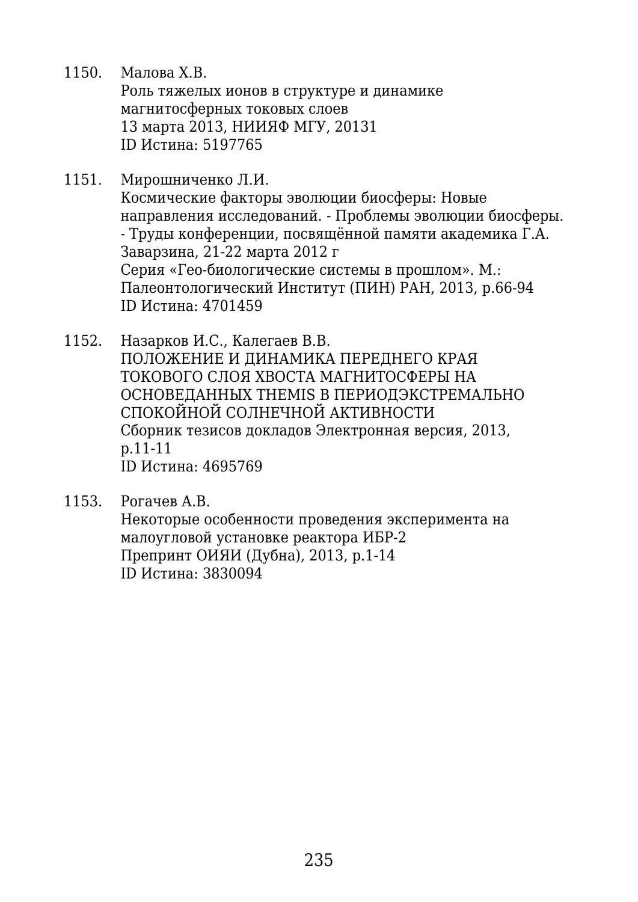1150. Малова Х.В.
Роль тяжелых ионов в структуре и динамике магнитосферных токовых слоев
13 марта 2013, НИИЯФ МГУ, 20131
ID Истина: 5197765

1151. Мирошниченко Л.И.
Космические факторы эволюции биосферы: Новые направления исследований. - Проблемы эволюции биосферы. - Труды конференции, посвящённой памяти академика Г.А. Заварзина, 21-22 марта 2012 г
Серия «Гео-биологические системы в прошлом». М.: Палеонтологический Институт (ПИН) РАН, 2013, p.66-94
ID Истина: 4701459

1152. Назарков И.С., Калегаев В.В.
ПОЛОЖЕНИЕ И ДИНАМИКА ПЕРЕДНЕГО КРАЯ ТОКОВОГО СЛОЯ ХВОСТА МАГНИТОСФЕРЫ НА ОСНОВЕДАННЫХ THEMIS В ПЕРИОДЭКСТРЕМАЛЬНО СПОКОЙНОЙ СОЛНЕЧНОЙ АКТИВНОСТИ
Сборник тезисов докладов Электронная версия, 2013, p.11-11
ID Истина: 4695769

1153. Рогачев А.В.
Некоторые особенности проведения эксперимента на малоугловой установке реактора ИБР-2
Препринт ОИЯИ (Дубна), 2013, p.1-14
ID Истина: 3830094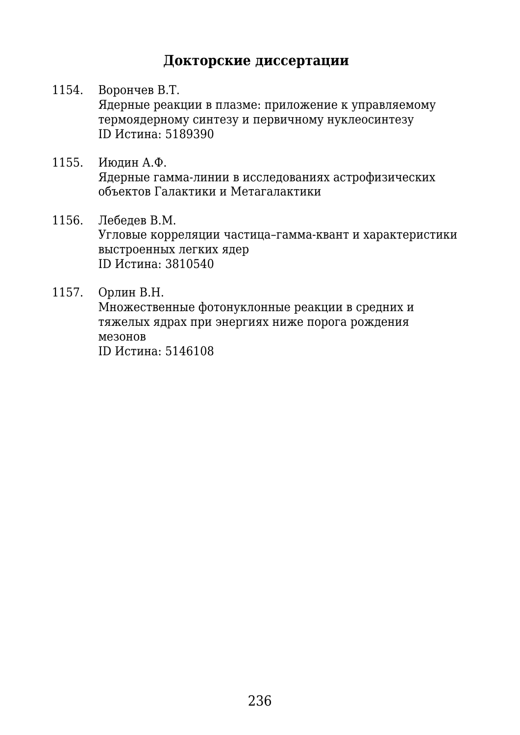## Докторские диссертации

1154. Ворончев В.Т.
Ядерные реакции в плазме: приложение к управляемому термоядерному синтезу и первичному нуклеосинтезу
ID Истина: 5189390

1155. Июдин А.Ф.
Ядерные гамма-линии в исследованиях астрофизических объектов Галактики и Метагалактики

1156. Лебедев В.М.
Угловые корреляции частица–гамма-квант и характеристики выстроенных легких ядер
ID Истина: 3810540

1157. Орлин В.Н.
Множественные фотонуклонные реакции в средних и тяжелых ядрах при энергиях ниже порога рождения мезонов
ID Истина: 5146108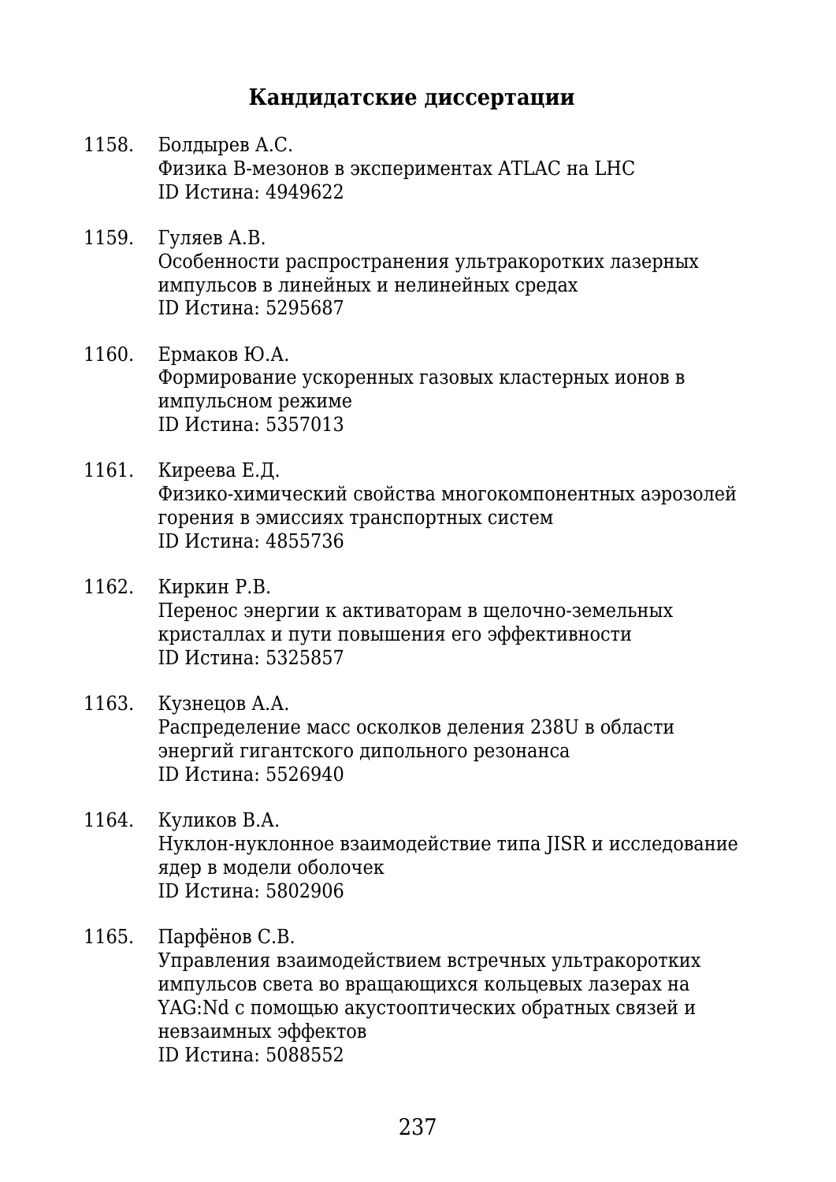## Кандидатские диссертации

1158. Болдырев А.С.
Физика B-мезонов в экспериментах ATLAC на LHC
ID Истина: 4949622

1159. Гуляев А.В.
Особенности распространения ультракоротких лазерных импульсов в линейных и нелинейных средах
ID Истина: 5295687

1160. Ермаков Ю.А.
Формирование ускоренных газовых кластерных ионов в импульсном режиме
ID Истина: 5357013

1161. Киреева Е.Д.
Физико-химический свойства многокомпонентных аэрозолей горения в эмиссиях транспортных систем
ID Истина: 4855736

1162. Киркин Р.В.
Перенос энергии к активаторам в щелочно-земельных кристаллах и пути повышения его эффективности
ID Истина: 5325857

1163. Кузнецов А.А.
Распределение масс осколков деления 238U в области энергий гигантского дипольного резонанса
ID Истина: 5526940

1164. Куликов В.А.
Нуклон-нуклонное взаимодействие типа JISR и исследование ядер в модели оболочек
ID Истина: 5802906

1165. Парфёнов С.В.
Управления взаимодействием встречных ультракоротких импульсов света во вращающихся кольцевых лазерах на YAG:Nd с помощью акустооптических обратных связей и невзаимных эффектов
ID Истина: 5088552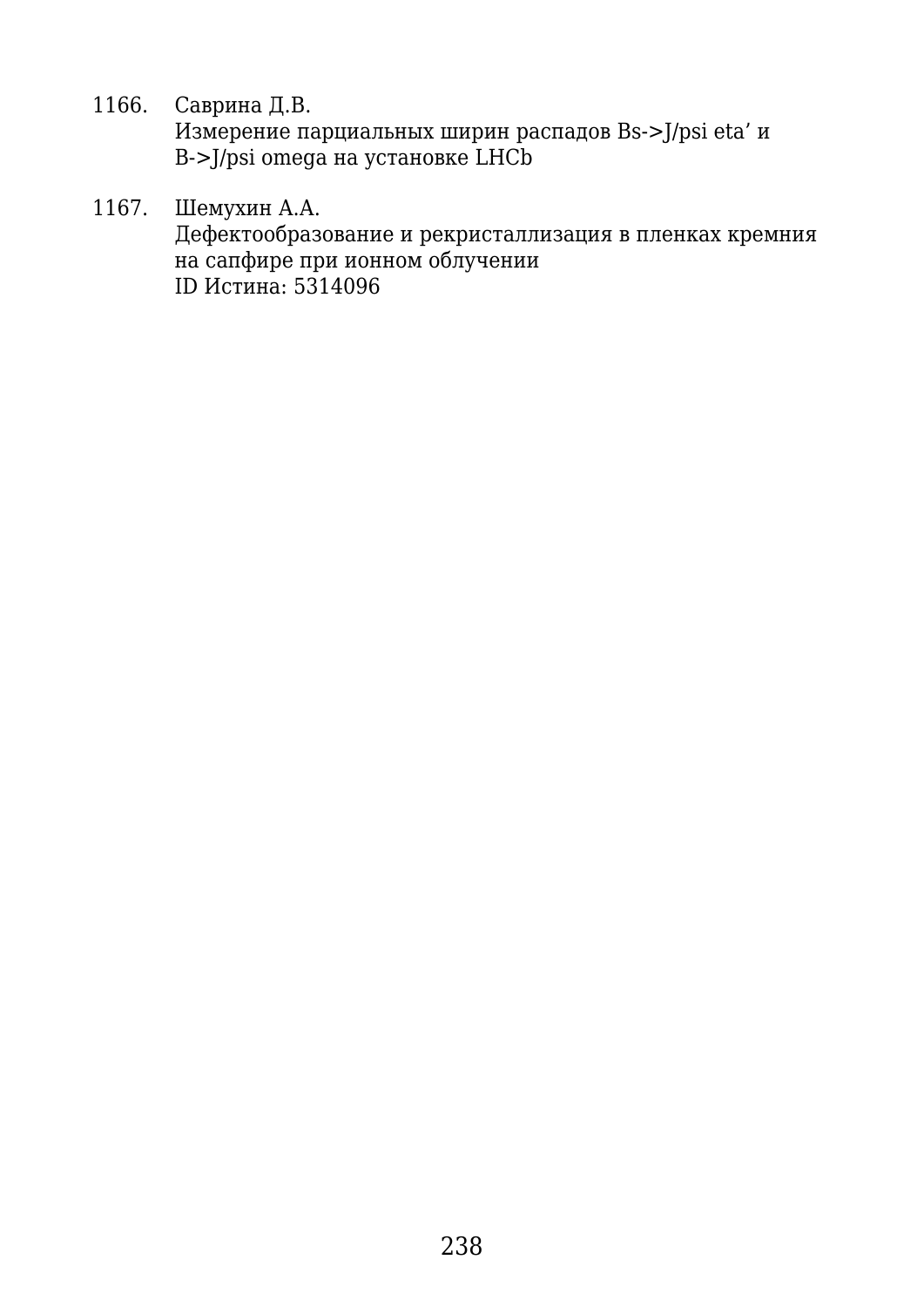1166. Саврина Д.В.
Измерение парциальных ширин распадов Bs->J/psi eta’ и B->J/psi omega на установке LHCb

1167. Шемухин А.А.
Дефектообразование и рекристаллизация в пленках кремния на сапфире при ионном облучении
ID Истина: 5314096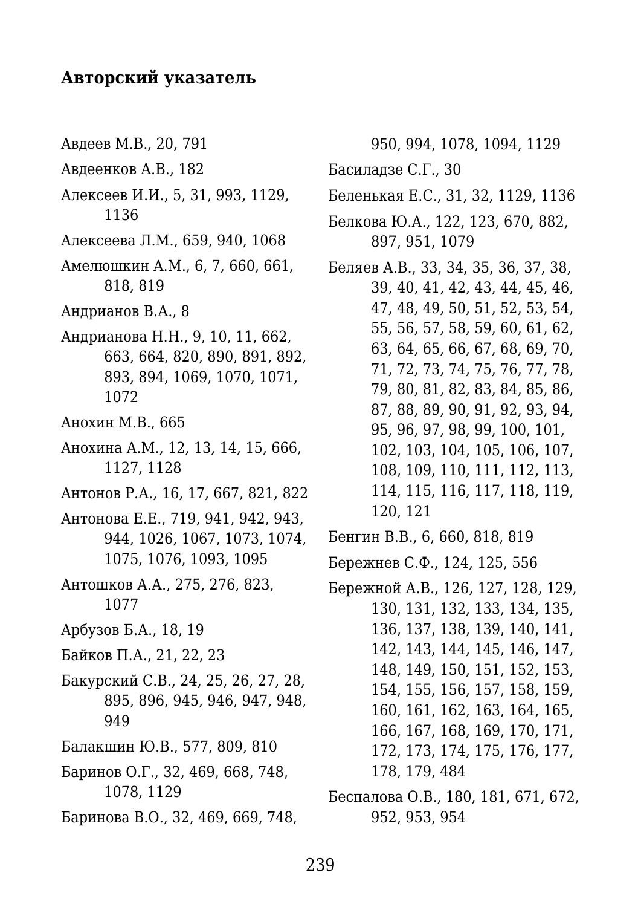## Авторский указатель

Авдеев М.В., 20, 791

Авдеенков А.В., 182

Алексеев И.И., 5, 31, 993, 1129, 1136

Алексеева Л.М., 659, 940, 1068

Амелюшкин А.М., 6, 7, 660, 661, 818, 819

Андрианов В.А., 8

Андрианова Н.Н., 9, 10, 11, 662, 663, 664, 820, 890, 891, 892, 893, 894, 1069, 1070, 1071, 1072

Анохин М.В., 665

Анохина А.М., 12, 13, 14, 15, 666, 1127, 1128

Антонов Р.А., 16, 17, 667, 821, 822

Антонова Е.Е., 719, 941, 942, 943, 944, 1026, 1067, 1073, 1074, 1075, 1076, 1093, 1095

Антошков А.А., 275, 276, 823, 1077

Арбузов Б.А., 18, 19

Байков П.А., 21, 22, 23

Бакурский С.В., 24, 25, 26, 27, 28, 895, 896, 945, 946, 947, 948, 949

Балакшин Ю.В., 577, 809, 810

Баринов О.Г., 32, 469, 668, 748, 1078, 1129

Баринова В.О., 32, 469, 669, 748, 950, 994, 1078, 1094, 1129

Басиладзе С.Г., 30

Беленькая Е.С., 31, 32, 1129, 1136

Белкова Ю.А., 122, 123, 670, 882, 897, 951, 1079

Беляев А.В., 33, 34, 35, 36, 37, 38, 39, 40, 41, 42, 43, 44, 45, 46, 47, 48, 49, 50, 51, 52, 53, 54, 55, 56, 57, 58, 59, 60, 61, 62, 63, 64, 65, 66, 67, 68, 69, 70, 71, 72, 73, 74, 75, 76, 77, 78, 79, 80, 81, 82, 83, 84, 85, 86, 87, 88, 89, 90, 91, 92, 93, 94, 95, 96, 97, 98, 99, 100, 101, 102, 103, 104, 105, 106, 107, 108, 109, 110, 111, 112, 113, 114, 115, 116, 117, 118, 119, 120, 121

Бенгин В.В., 6, 660, 818, 819

Бережнев С.Ф., 124, 125, 556

Бережной А.В., 126, 127, 128, 129, 130, 131, 132, 133, 134, 135, 136, 137, 138, 139, 140, 141, 142, 143, 144, 145, 146, 147, 148, 149, 150, 151, 152, 153, 154, 155, 156, 157, 158, 159, 160, 161, 162, 163, 164, 165, 166, 167, 168, 169, 170, 171, 172, 173, 174, 175, 176, 177, 178, 179, 484

Беспалова О.В., 180, 181, 671, 672, 952, 953, 954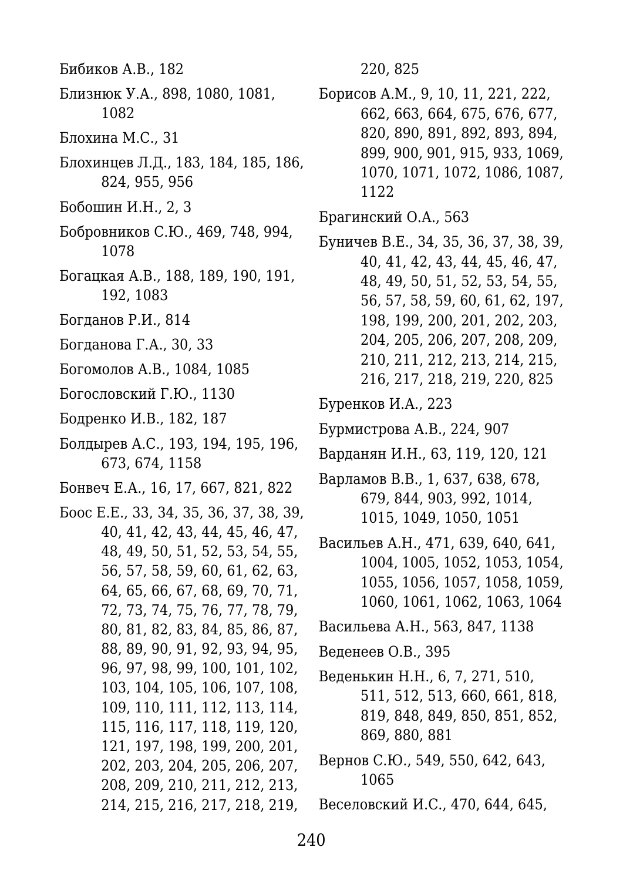Бибиков А.В., 182

Близнюк У.А., 898, 1080, 1081, 1082

Блохина М.С., 31

Блохинцев Л.Д., 183, 184, 185, 186, 824, 955, 956

Бобошин И.Н., 2, 3

Бобровников С.Ю., 469, 748, 994, 1078

Богацкая А.В., 188, 189, 190, 191, 192, 1083

Богданов Р.И., 814

Богданова Г.А., 30, 33

Богомолов А.В., 1084, 1085

Богословский Г.Ю., 1130

Бодренко И.В., 182, 187

Болдырев А.С., 193, 194, 195, 196, 673, 674, 1158

Бонвеч Е.А., 16, 17, 667, 821, 822

Боос Е.Е., 33, 34, 35, 36, 37, 38, 39, 40, 41, 42, 43, 44, 45, 46, 47, 48, 49, 50, 51, 52, 53, 54, 55, 56, 57, 58, 59, 60, 61, 62, 63, 64, 65, 66, 67, 68, 69, 70, 71, 72, 73, 74, 75, 76, 77, 78, 79, 80, 81, 82, 83, 84, 85, 86, 87, 88, 89, 90, 91, 92, 93, 94, 95, 96, 97, 98, 99, 100, 101, 102, 103, 104, 105, 106, 107, 108, 109, 110, 111, 112, 113, 114, 115, 116, 117, 118, 119, 120, 121, 197, 198, 199, 200, 201, 202, 203, 204, 205, 206, 207, 208, 209, 210, 211, 212, 213, 214, 215, 216, 217, 218, 219, 220, 825

Борисов А.М., 9, 10, 11, 221, 222, 662, 663, 664, 675, 676, 677, 820, 890, 891, 892, 893, 894, 899, 900, 901, 915, 933, 1069, 1070, 1071, 1072, 1086, 1087, 1122

Брагинский О.А., 563

Буничев В.Е., 34, 35, 36, 37, 38, 39, 40, 41, 42, 43, 44, 45, 46, 47, 48, 49, 50, 51, 52, 53, 54, 55, 56, 57, 58, 59, 60, 61, 62, 197, 198, 199, 200, 201, 202, 203, 204, 205, 206, 207, 208, 209, 210, 211, 212, 213, 214, 215, 216, 217, 218, 219, 220, 825

Буренков И.А., 223

Бурмистрова А.В., 224, 907

Варданян И.Н., 63, 119, 120, 121

Варламов В.В., 1, 637, 638, 678, 679, 844, 903, 992, 1014, 1015, 1049, 1050, 1051

Васильев А.Н., 471, 639, 640, 641, 1004, 1005, 1052, 1053, 1054, 1055, 1056, 1057, 1058, 1059, 1060, 1061, 1062, 1063, 1064

Васильева А.Н., 563, 847, 1138

Веденеев О.В., 395

Веденькин Н.Н., 6, 7, 271, 510, 511, 512, 513, 660, 661, 818, 819, 848, 849, 850, 851, 852, 869, 880, 881

Вернов С.Ю., 549, 550, 642, 643, 1065

Веселовский И.С., 470, 644, 645,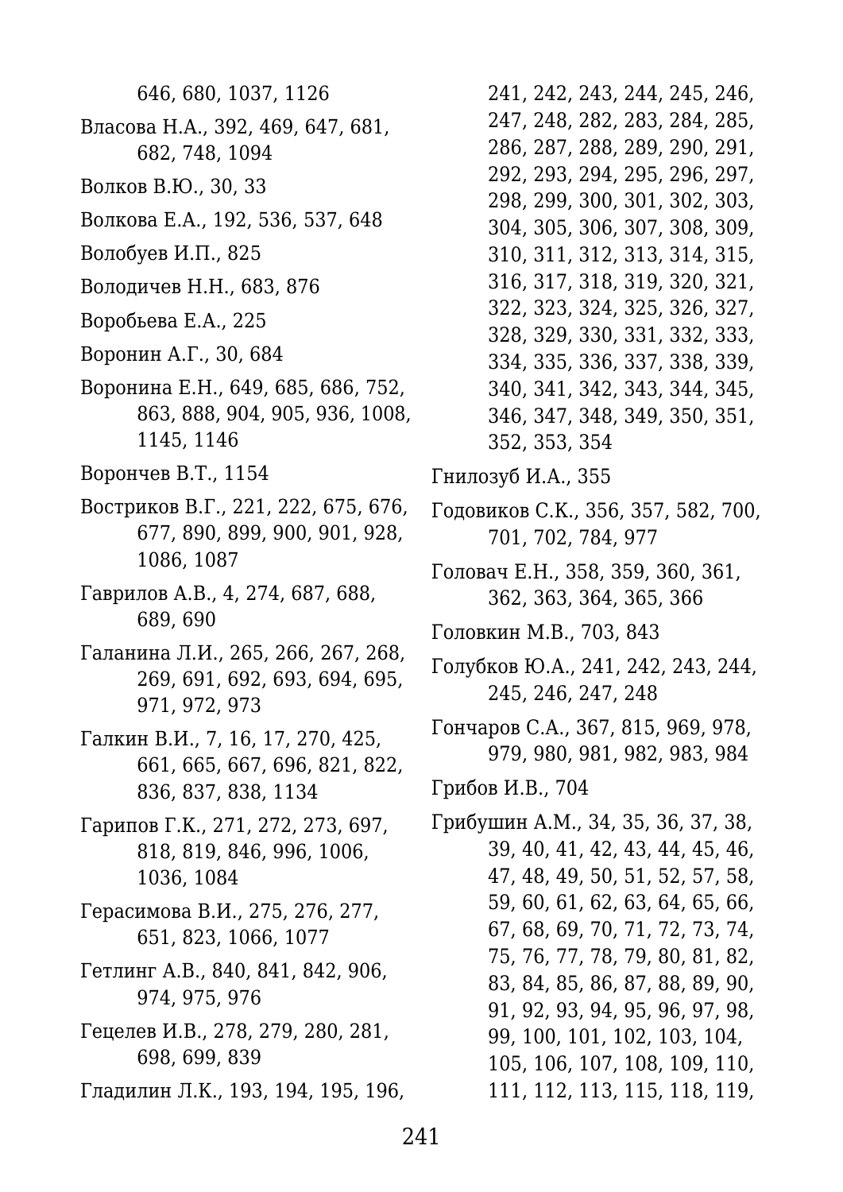646, 680, 1037, 1126

Власова Н.А., 392, 469, 647, 681, 682, 748, 1094

Волков В.Ю., 30, 33

Волкова Е.А., 192, 536, 537, 648

Волобуев И.П., 825

Володичев Н.Н., 683, 876

Воробьева Е.А., 225

Воронин А.Г., 30, 684

Воронина Е.Н., 649, 685, 686, 752, 863, 888, 904, 905, 936, 1008, 1145, 1146

Ворончев В.Т., 1154

Востриков В.Г., 221, 222, 675, 676, 677, 890, 899, 900, 901, 928, 1086, 1087

Гаврилов А.В., 4, 274, 687, 688, 689, 690

Галанина Л.И., 265, 266, 267, 268, 269, 691, 692, 693, 694, 695, 971, 972, 973

Галкин В.И., 7, 16, 17, 270, 425, 661, 665, 667, 696, 821, 822, 836, 837, 838, 1134

Гарипов Г.К., 271, 272, 273, 697, 818, 819, 846, 996, 1006, 1036, 1084

Герасимова В.И., 275, 276, 277, 651, 823, 1066, 1077

Гетлинг А.В., 840, 841, 842, 906, 974, 975, 976

Гецелев И.В., 278, 279, 280, 281, 698, 699, 839

Гладилин Л.К., 193, 194, 195, 196, 241, 242, 243, 244, 245, 246, 247, 248, 282, 283, 284, 285, 286, 287, 288, 289, 290, 291, 292, 293, 294, 295, 296, 297, 298, 299, 300, 301, 302, 303, 304, 305, 306, 307, 308, 309, 310, 311, 312, 313, 314, 315, 316, 317, 318, 319, 320, 321, 322, 323, 324, 325, 326, 327, 328, 329, 330, 331, 332, 333, 334, 335, 336, 337, 338, 339, 340, 341, 342, 343, 344, 345, 346, 347, 348, 349, 350, 351, 352, 353, 354

Гнилозуб И.А., 355

Годовиков С.К., 356, 357, 582, 700, 701, 702, 784, 977

Головач Е.Н., 358, 359, 360, 361, 362, 363, 364, 365, 366

Головкин М.В., 703, 843

Голубков Ю.А., 241, 242, 243, 244, 245, 246, 247, 248

Гончаров С.А., 367, 815, 969, 978, 979, 980, 981, 982, 983, 984

Грибов И.В., 704

Грибушин А.М., 34, 35, 36, 37, 38, 39, 40, 41, 42, 43, 44, 45, 46, 47, 48, 49, 50, 51, 52, 57, 58, 59, 60, 61, 62, 63, 64, 65, 66, 67, 68, 69, 70, 71, 72, 73, 74, 75, 76, 77, 78, 79, 80, 81, 82, 83, 84, 85, 86, 87, 88, 89, 90, 91, 92, 93, 94, 95, 96, 97, 98, 99, 100, 101, 102, 103, 104, 105, 106, 107, 108, 109, 110, 111, 112, 113, 115, 118, 119,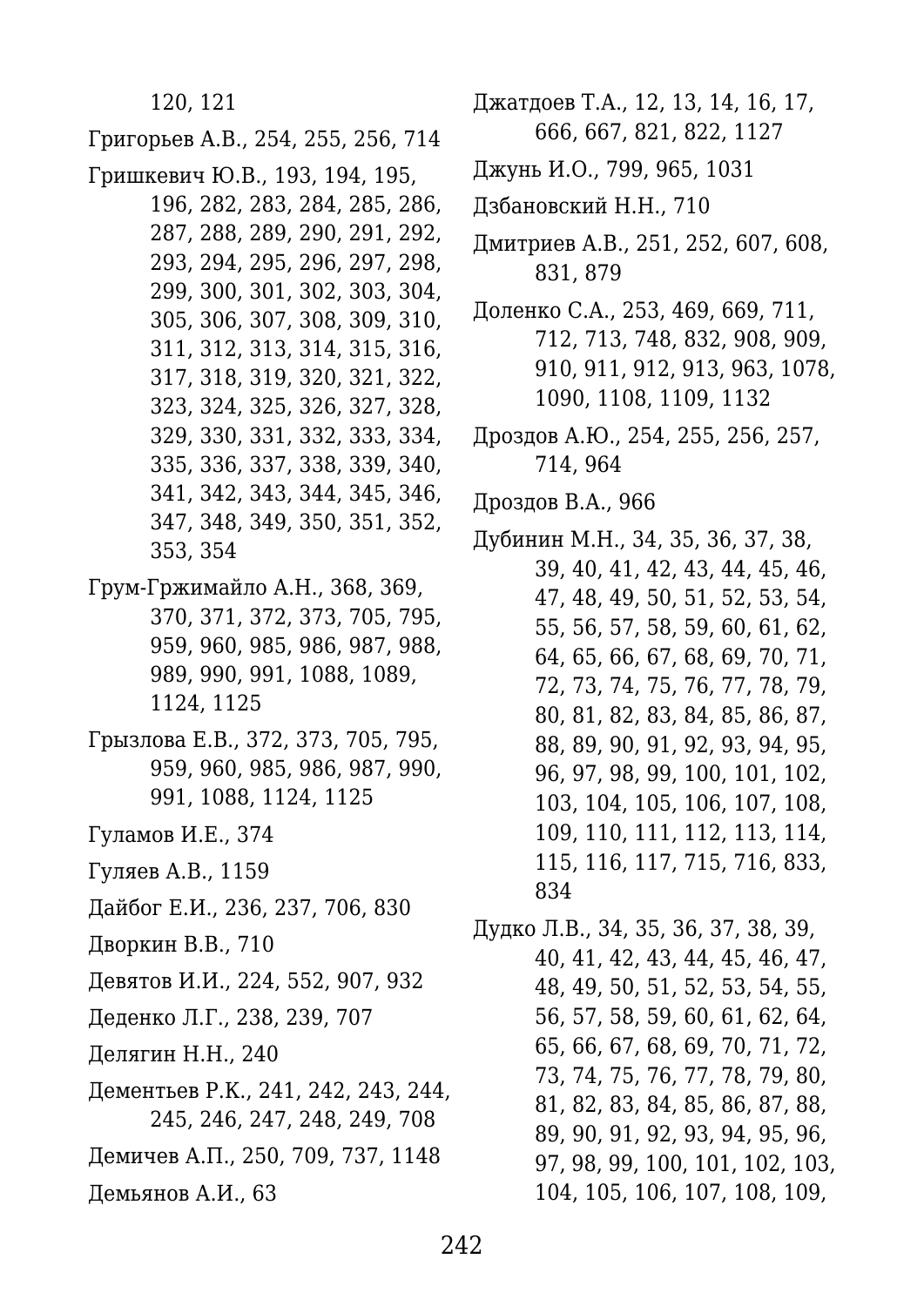120, 121

Григорьев А.В., 254, 255, 256, 714

Гришкевич Ю.В., 193, 194, 195, 196, 282, 283, 284, 285, 286, 287, 288, 289, 290, 291, 292, 293, 294, 295, 296, 297, 298, 299, 300, 301, 302, 303, 304, 305, 306, 307, 308, 309, 310, 311, 312, 313, 314, 315, 316, 317, 318, 319, 320, 321, 322, 323, 324, 325, 326, 327, 328, 329, 330, 331, 332, 333, 334, 335, 336, 337, 338, 339, 340, 341, 342, 343, 344, 345, 346, 347, 348, 349, 350, 351, 352, 353, 354

Грум-Гржимайло А.Н., 368, 369, 370, 371, 372, 373, 705, 795, 959, 960, 985, 986, 987, 988, 989, 990, 991, 1088, 1089, 1124, 1125

Грызлова Е.В., 372, 373, 705, 795, 959, 960, 985, 986, 987, 990, 991, 1088, 1124, 1125

Гуламов И.Е., 374

Гуляев А.В., 1159

Дайбог Е.И., 236, 237, 706, 830

Дворкин В.В., 710

Девятов И.И., 224, 552, 907, 932

Деденко Л.Г., 238, 239, 707

Делягин Н.Н., 240

Дементьев Р.К., 241, 242, 243, 244, 245, 246, 247, 248, 249, 708

Демичев А.П., 250, 709, 737, 1148

Демьянов А.И., 63

Джатдоев Т.А., 12, 13, 14, 16, 17, 666, 667, 821, 822, 1127

Джунь И.О., 799, 965, 1031

Дзбановский Н.Н., 710

Дмитриев А.В., 251, 252, 607, 608, 831, 879

Доленко С.А., 253, 469, 669, 711, 712, 713, 748, 832, 908, 909, 910, 911, 912, 913, 963, 1078, 1090, 1108, 1109, 1132

Дроздов А.Ю., 254, 255, 256, 257, 714, 964

Дроздов В.А., 966

Дубинин М.Н., 34, 35, 36, 37, 38, 39, 40, 41, 42, 43, 44, 45, 46, 47, 48, 49, 50, 51, 52, 53, 54, 55, 56, 57, 58, 59, 60, 61, 62, 64, 65, 66, 67, 68, 69, 70, 71, 72, 73, 74, 75, 76, 77, 78, 79, 80, 81, 82, 83, 84, 85, 86, 87, 88, 89, 90, 91, 92, 93, 94, 95, 96, 97, 98, 99, 100, 101, 102, 103, 104, 105, 106, 107, 108, 109, 110, 111, 112, 113, 114, 115, 116, 117, 715, 716, 833, 834

Дудко Л.В., 34, 35, 36, 37, 38, 39, 40, 41, 42, 43, 44, 45, 46, 47, 48, 49, 50, 51, 52, 53, 54, 55, 56, 57, 58, 59, 60, 61, 62, 64, 65, 66, 67, 68, 69, 70, 71, 72, 73, 74, 75, 76, 77, 78, 79, 80, 81, 82, 83, 84, 85, 86, 87, 88, 89, 90, 91, 92, 93, 94, 95, 96, 97, 98, 99, 100, 101, 102, 103, 104, 105, 106, 107, 108, 109,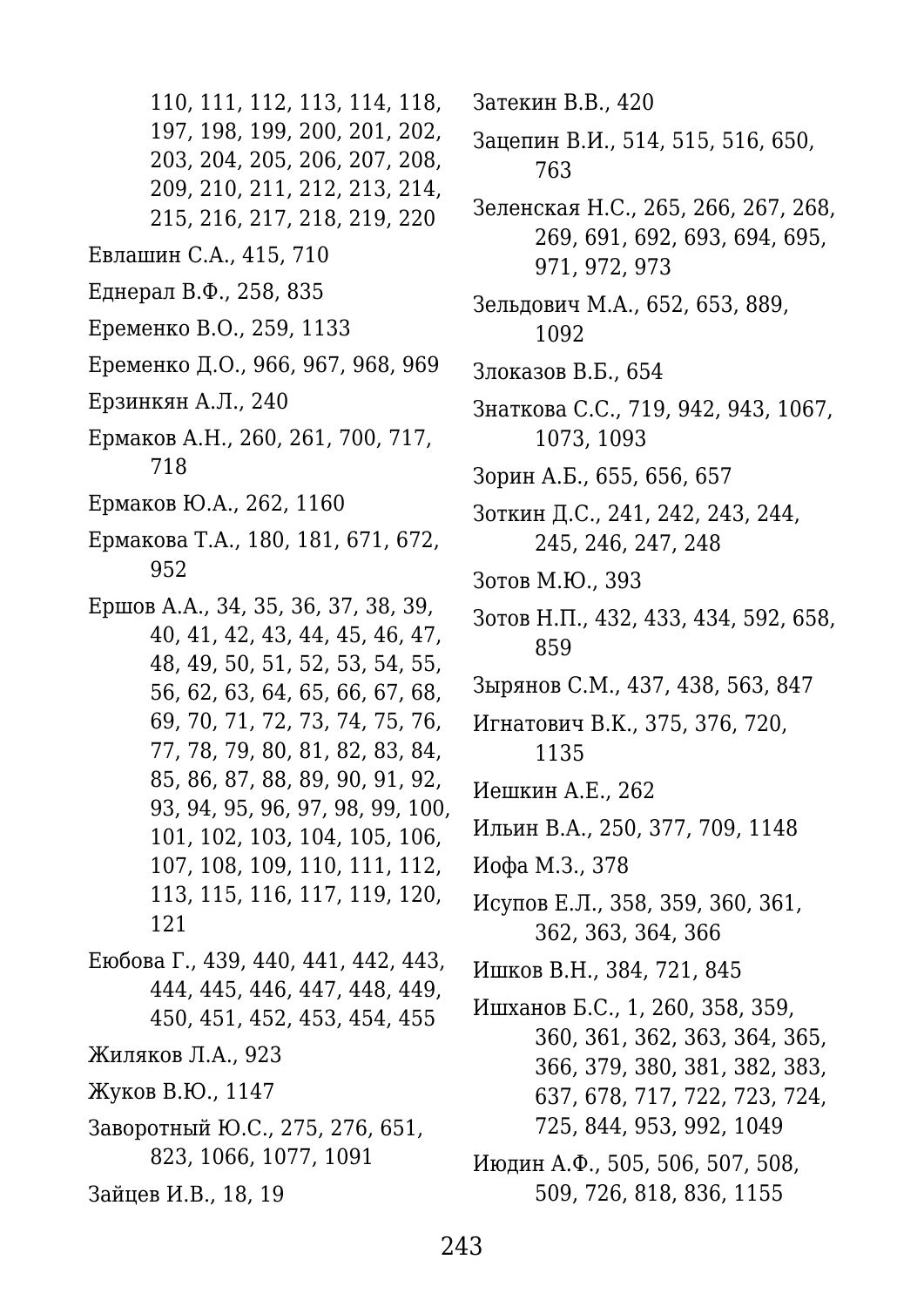110, 111, 112, 113, 114, 118, 197, 198, 199, 200, 201, 202, 203, 204, 205, 206, 207, 208, 209, 210, 211, 212, 213, 214, 215, 216, 217, 218, 219, 220

Евлашин С.А., 415, 710

Еднерал В.Ф., 258, 835

Еременко В.О., 259, 1133

Еременко Д.О., 966, 967, 968, 969

Ерзинкян А.Л., 240

Ермаков А.Н., 260, 261, 700, 717, 718

Ермаков Ю.А., 262, 1160

Ермакова Т.А., 180, 181, 671, 672, 952

Ершов А.А., 34, 35, 36, 37, 38, 39, 40, 41, 42, 43, 44, 45, 46, 47, 48, 49, 50, 51, 52, 53, 54, 55, 56, 62, 63, 64, 65, 66, 67, 68, 69, 70, 71, 72, 73, 74, 75, 76, 77, 78, 79, 80, 81, 82, 83, 84, 85, 86, 87, 88, 89, 90, 91, 92, 93, 94, 95, 96, 97, 98, 99, 100, 101, 102, 103, 104, 105, 106, 107, 108, 109, 110, 111, 112, 113, 115, 116, 117, 119, 120, 121

Еюбова Г., 439, 440, 441, 442, 443, 444, 445, 446, 447, 448, 449, 450, 451, 452, 453, 454, 455

Жиляков Л.А., 923

Жуков В.Ю., 1147

Заворотный Ю.С., 275, 276, 651, 823, 1066, 1077, 1091

Зайцев И.В., 18, 19

Затекин В.В., 420

Зацепин В.И., 514, 515, 516, 650, 763

Зеленская Н.С., 265, 266, 267, 268, 269, 691, 692, 693, 694, 695, 971, 972, 973

Зельдович М.А., 652, 653, 889, 1092

Злоказов В.Б., 654

Знаткова С.С., 719, 942, 943, 1067, 1073, 1093

Зорин А.Б., 655, 656, 657

Зоткин Д.С., 241, 242, 243, 244, 245, 246, 247, 248

Зотов М.Ю., 393

Зотов Н.П., 432, 433, 434, 592, 658, 859

Зырянов С.М., 437, 438, 563, 847

Игнатович В.К., 375, 376, 720, 1135

Иешкин А.Е., 262

Ильин В.А., 250, 377, 709, 1148

Иофа М.З., 378

Исупов Е.Л., 358, 359, 360, 361, 362, 363, 364, 366

Ишков В.Н., 384, 721, 845

Ишханов Б.С., 1, 260, 358, 359, 360, 361, 362, 363, 364, 365, 366, 379, 380, 381, 382, 383, 637, 678, 717, 722, 723, 724, 725, 844, 953, 992, 1049

Июдин А.Ф., 505, 506, 507, 508, 509, 726, 818, 836, 1155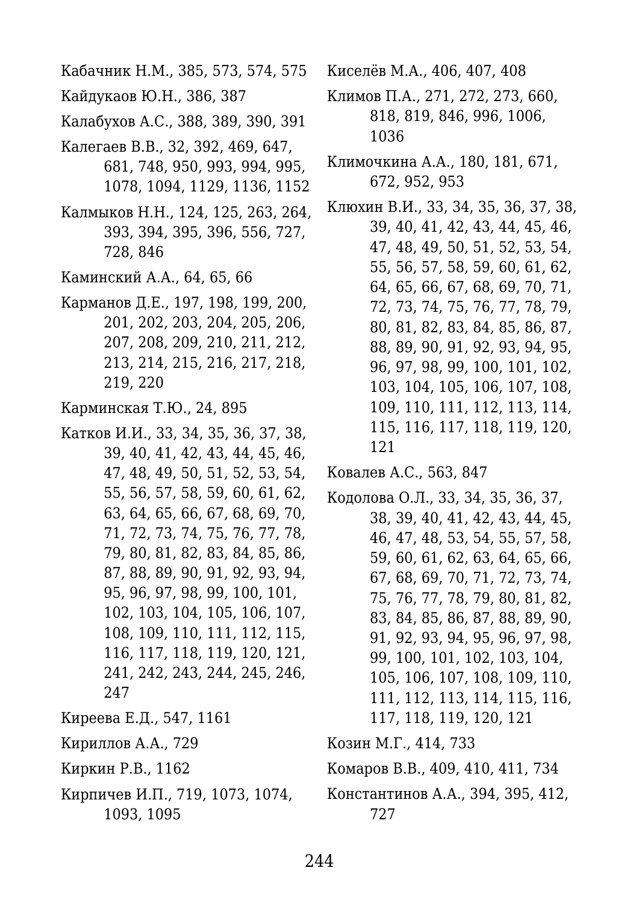Кабачник Н.М., 385, 573, 574, 575

Кайдукаов Ю.Н., 386, 387

Калабухов А.С., 388, 389, 390, 391

Калегаев В.В., 32, 392, 469, 647, 681, 748, 950, 993, 994, 995, 1078, 1094, 1129, 1136, 1152

Калмыков Н.Н., 124, 125, 263, 264, 393, 394, 395, 396, 556, 727, 728, 846

Каминский А.А., 64, 65, 66

Карманов Д.Е., 197, 198, 199, 200, 201, 202, 203, 204, 205, 206, 207, 208, 209, 210, 211, 212, 213, 214, 215, 216, 217, 218, 219, 220

Карминская Т.Ю., 24, 895

Катков И.И., 33, 34, 35, 36, 37, 38, 39, 40, 41, 42, 43, 44, 45, 46, 47, 48, 49, 50, 51, 52, 53, 54, 55, 56, 57, 58, 59, 60, 61, 62, 63, 64, 65, 66, 67, 68, 69, 70, 71, 72, 73, 74, 75, 76, 77, 78, 79, 80, 81, 82, 83, 84, 85, 86, 87, 88, 89, 90, 91, 92, 93, 94, 95, 96, 97, 98, 99, 100, 101, 102, 103, 104, 105, 106, 107, 108, 109, 110, 111, 112, 115, 116, 117, 118, 119, 120, 121, 241, 242, 243, 244, 245, 246, 247

Киреева Е.Д., 547, 1161

Кириллов А.А., 729

Киркин Р.В., 1162

Кирпичев И.П., 719, 1073, 1074, 1093, 1095

Киселёв М.А., 406, 407, 408

Климов П.А., 271, 272, 273, 660, 818, 819, 846, 996, 1006, 1036

Климочкина А.А., 180, 181, 671, 672, 952, 953

Клюхин В.И., 33, 34, 35, 36, 37, 38, 39, 40, 41, 42, 43, 44, 45, 46, 47, 48, 49, 50, 51, 52, 53, 54, 55, 56, 57, 58, 59, 60, 61, 62, 64, 65, 66, 67, 68, 69, 70, 71, 72, 73, 74, 75, 76, 77, 78, 79, 80, 81, 82, 83, 84, 85, 86, 87, 88, 89, 90, 91, 92, 93, 94, 95, 96, 97, 98, 99, 100, 101, 102, 103, 104, 105, 106, 107, 108, 109, 110, 111, 112, 113, 114, 115, 116, 117, 118, 119, 120, 121

Ковалев А.С., 563, 847

Кодолова О.Л., 33, 34, 35, 36, 37, 38, 39, 40, 41, 42, 43, 44, 45, 46, 47, 48, 53, 54, 55, 57, 58, 59, 60, 61, 62, 63, 64, 65, 66, 67, 68, 69, 70, 71, 72, 73, 74, 75, 76, 77, 78, 79, 80, 81, 82, 83, 84, 85, 86, 87, 88, 89, 90, 91, 92, 93, 94, 95, 96, 97, 98, 99, 100, 101, 102, 103, 104, 105, 106, 107, 108, 109, 110, 111, 112, 113, 114, 115, 116, 117, 118, 119, 120, 121

Козин М.Г., 414, 733

Комаров В.В., 409, 410, 411, 734

Константинов А.А., 394, 395, 412, 727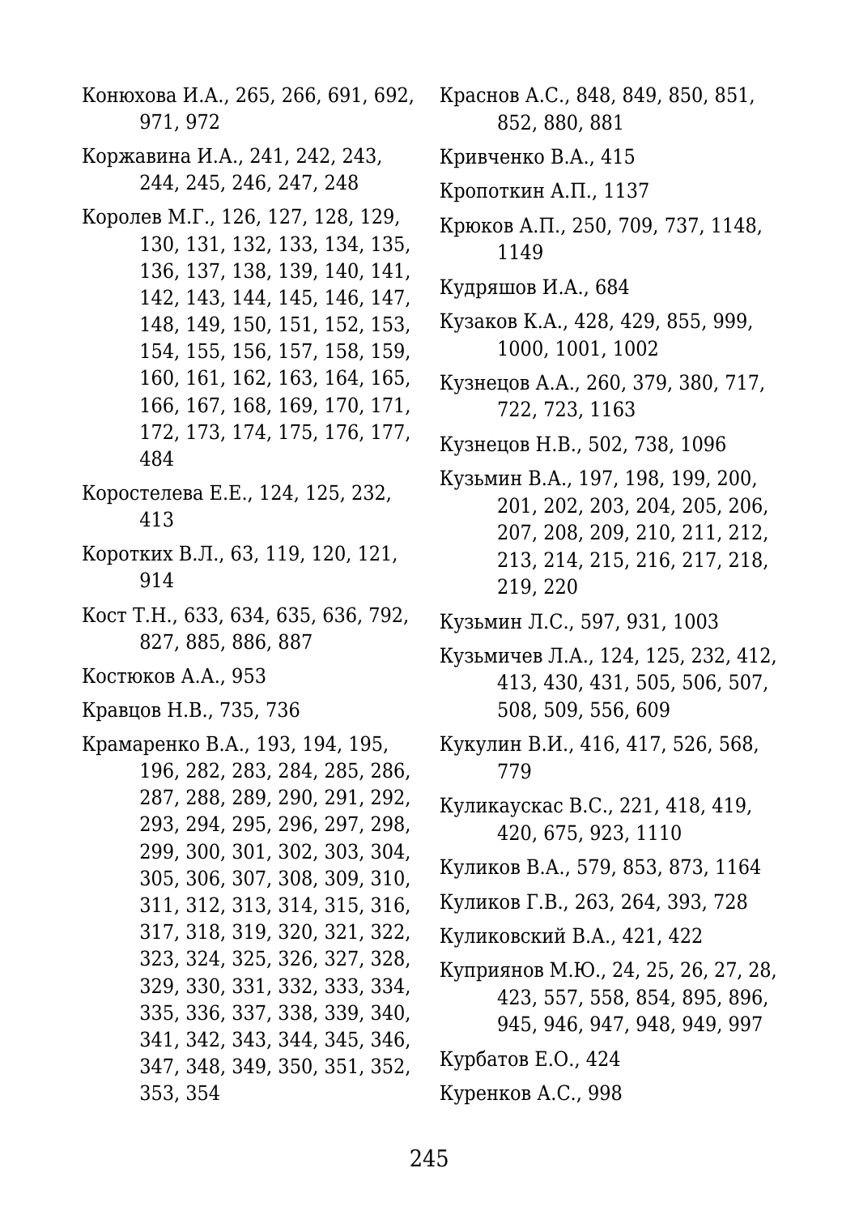Конюхова И.А., 265, 266, 691, 692, 971, 972

Коржавина И.А., 241, 242, 243, 244, 245, 246, 247, 248

Королев М.Г., 126, 127, 128, 129, 130, 131, 132, 133, 134, 135, 136, 137, 138, 139, 140, 141, 142, 143, 144, 145, 146, 147, 148, 149, 150, 151, 152, 153, 154, 155, 156, 157, 158, 159, 160, 161, 162, 163, 164, 165, 166, 167, 168, 169, 170, 171, 172, 173, 174, 175, 176, 177, 484

Коростелева Е.Е., 124, 125, 232, 413

Коротких В.Л., 63, 119, 120, 121, 914

Кост Т.Н., 633, 634, 635, 636, 792, 827, 885, 886, 887

Костюков А.А., 953

Кравцов Н.В., 735, 736

Крамаренко В.А., 193, 194, 195, 196, 282, 283, 284, 285, 286, 287, 288, 289, 290, 291, 292, 293, 294, 295, 296, 297, 298, 299, 300, 301, 302, 303, 304, 305, 306, 307, 308, 309, 310, 311, 312, 313, 314, 315, 316, 317, 318, 319, 320, 321, 322, 323, 324, 325, 326, 327, 328, 329, 330, 331, 332, 333, 334, 335, 336, 337, 338, 339, 340, 341, 342, 343, 344, 345, 346, 347, 348, 349, 350, 351, 352, 353, 354

Краснов А.С., 848, 849, 850, 851, 852, 880, 881

Кривченко В.А., 415

Кропоткин А.П., 1137

Крюков А.П., 250, 709, 737, 1148, 1149

Кудряшов И.А., 684

Кузаков К.А., 428, 429, 855, 999, 1000, 1001, 1002

Кузнецов А.А., 260, 379, 380, 717, 722, 723, 1163

Кузнецов Н.В., 502, 738, 1096

Кузьмин В.А., 197, 198, 199, 200, 201, 202, 203, 204, 205, 206, 207, 208, 209, 210, 211, 212, 213, 214, 215, 216, 217, 218, 219, 220

Кузьмин Л.С., 597, 931, 1003

Кузьмичев Л.А., 124, 125, 232, 412, 413, 430, 431, 505, 506, 507, 508, 509, 556, 609

Кукулин В.И., 416, 417, 526, 568, 779

Куликаускас В.С., 221, 418, 419, 420, 675, 923, 1110

Куликов В.А., 579, 853, 873, 1164

Куликов Г.В., 263, 264, 393, 728

Куликовский В.А., 421, 422

Куприянов М.Ю., 24, 25, 26, 27, 28, 423, 557, 558, 854, 895, 896, 945, 946, 947, 948, 949, 997

Курбатов Е.О., 424

Куренков А.С., 998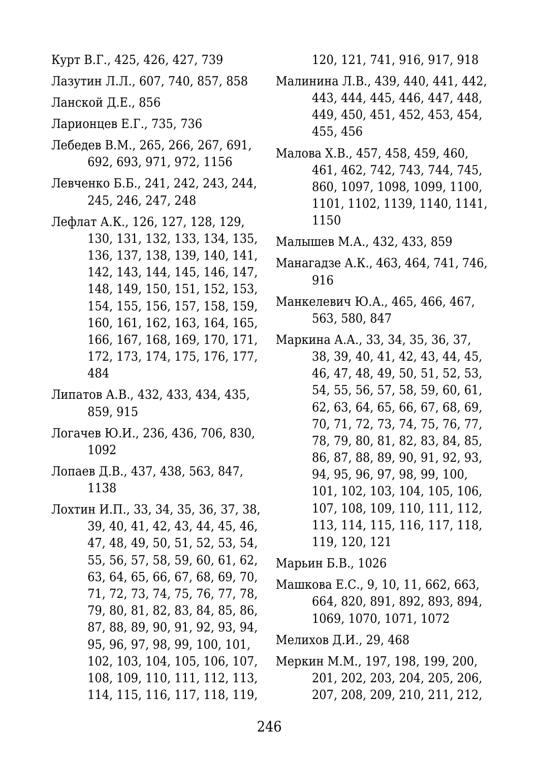Курт В.Г., 425, 426, 427, 739

Лазутин Л.Л., 607, 740, 857, 858

Ланской Д.Е., 856

Ларионцев Е.Г., 735, 736

Лебедев В.М., 265, 266, 267, 691, 692, 693, 971, 972, 1156

Левченко Б.Б., 241, 242, 243, 244, 245, 246, 247, 248

Лефлат А.К., 126, 127, 128, 129, 130, 131, 132, 133, 134, 135, 136, 137, 138, 139, 140, 141, 142, 143, 144, 145, 146, 147, 148, 149, 150, 151, 152, 153, 154, 155, 156, 157, 158, 159, 160, 161, 162, 163, 164, 165, 166, 167, 168, 169, 170, 171, 172, 173, 174, 175, 176, 177, 484

Липатов А.В., 432, 433, 434, 435, 859, 915

Логачев Ю.И., 236, 436, 706, 830, 1092

Лопаев Д.В., 437, 438, 563, 847, 1138

Лохтин И.П., 33, 34, 35, 36, 37, 38, 39, 40, 41, 42, 43, 44, 45, 46, 47, 48, 49, 50, 51, 52, 53, 54, 55, 56, 57, 58, 59, 60, 61, 62, 63, 64, 65, 66, 67, 68, 69, 70, 71, 72, 73, 74, 75, 76, 77, 78, 79, 80, 81, 82, 83, 84, 85, 86, 87, 88, 89, 90, 91, 92, 93, 94, 95, 96, 97, 98, 99, 100, 101, 102, 103, 104, 105, 106, 107, 108, 109, 110, 111, 112, 113, 114, 115, 116, 117, 118, 119, 120, 121, 741, 916, 917, 918

Малинина Л.В., 439, 440, 441, 442, 443, 444, 445, 446, 447, 448, 449, 450, 451, 452, 453, 454, 455, 456

Малова Х.В., 457, 458, 459, 460, 461, 462, 742, 743, 744, 745, 860, 1097, 1098, 1099, 1100, 1101, 1102, 1139, 1140, 1141, 1150

Малышев М.А., 432, 433, 859

Манагадзе А.К., 463, 464, 741, 746, 916

Манкелевич Ю.А., 465, 466, 467, 563, 580, 847

Маркина А.А., 33, 34, 35, 36, 37, 38, 39, 40, 41, 42, 43, 44, 45, 46, 47, 48, 49, 50, 51, 52, 53, 54, 55, 56, 57, 58, 59, 60, 61, 62, 63, 64, 65, 66, 67, 68, 69, 70, 71, 72, 73, 74, 75, 76, 77, 78, 79, 80, 81, 82, 83, 84, 85, 86, 87, 88, 89, 90, 91, 92, 93, 94, 95, 96, 97, 98, 99, 100, 101, 102, 103, 104, 105, 106, 107, 108, 109, 110, 111, 112, 113, 114, 115, 116, 117, 118, 119, 120, 121

Марьин Б.В., 1026

Машкова Е.С., 9, 10, 11, 662, 663, 664, 820, 891, 892, 893, 894, 1069, 1070, 1071, 1072

Мелихов Д.И., 29, 468

Меркин М.М., 197, 198, 199, 200, 201, 202, 203, 204, 205, 206, 207, 208, 209, 210, 211, 212,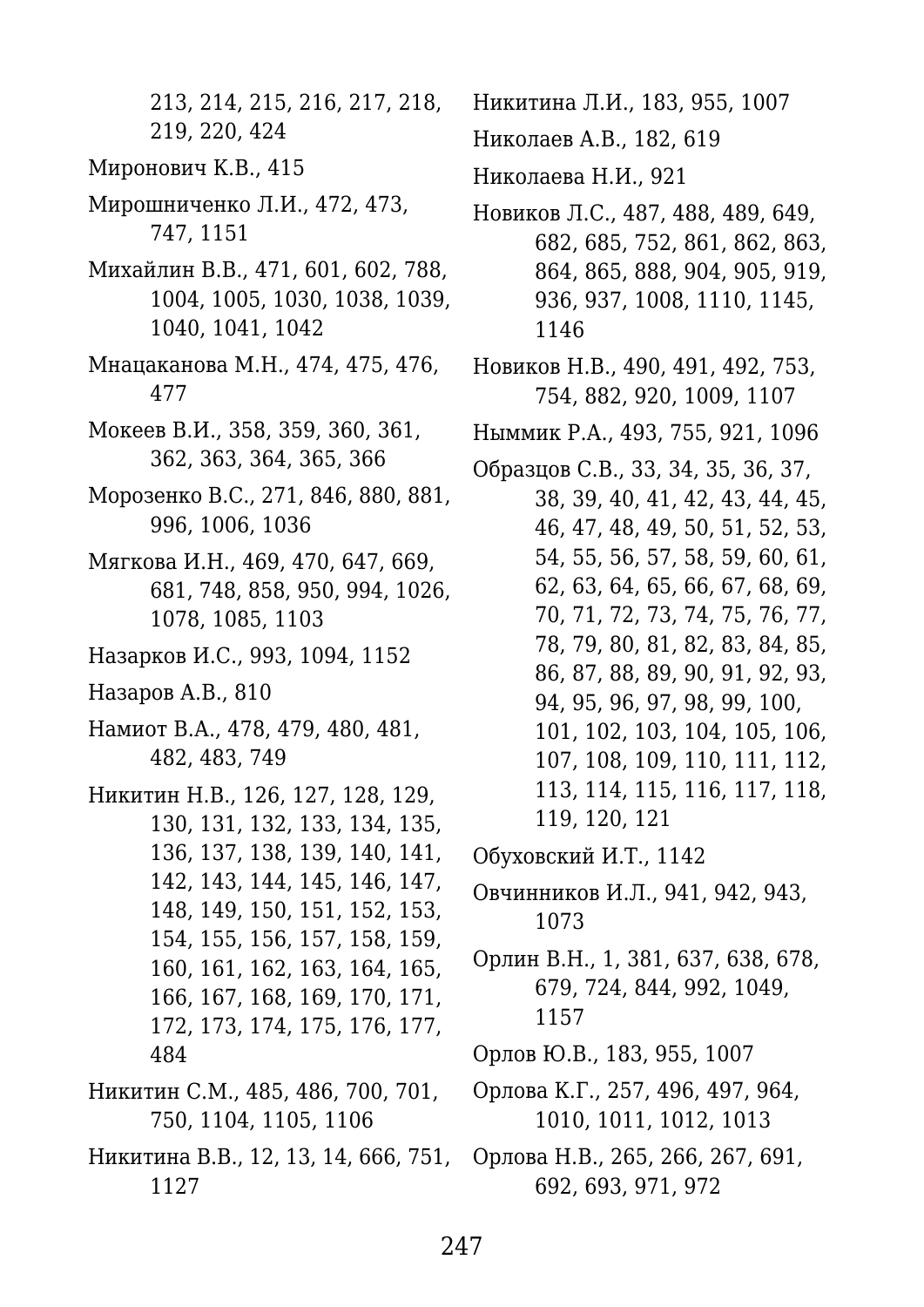213, 214, 215, 216, 217, 218, 219, 220, 424

Миронович К.В., 415

Мирошниченко Л.И., 472, 473, 747, 1151

Михайлин В.В., 471, 601, 602, 788, 1004, 1005, 1030, 1038, 1039, 1040, 1041, 1042

Мнацаканова М.Н., 474, 475, 476, 477

Мокеев В.И., 358, 359, 360, 361, 362, 363, 364, 365, 366

Морозенко В.С., 271, 846, 880, 881, 996, 1006, 1036

Мягкова И.Н., 469, 470, 647, 669, 681, 748, 858, 950, 994, 1026, 1078, 1085, 1103

Назарков И.С., 993, 1094, 1152

Назаров А.В., 810

Намиот В.А., 478, 479, 480, 481, 482, 483, 749

Никитин Н.В., 126, 127, 128, 129, 130, 131, 132, 133, 134, 135, 136, 137, 138, 139, 140, 141, 142, 143, 144, 145, 146, 147, 148, 149, 150, 151, 152, 153, 154, 155, 156, 157, 158, 159, 160, 161, 162, 163, 164, 165, 166, 167, 168, 169, 170, 171, 172, 173, 174, 175, 176, 177, 484

Никитин С.М., 485, 486, 700, 701, 750, 1104, 1105, 1106

Никитина В.В., 12, 13, 14, 666, 751, 1127

Никитина Л.И., 183, 955, 1007

Николаев А.В., 182, 619

Николаева Н.И., 921

Новиков Л.С., 487, 488, 489, 649, 682, 685, 752, 861, 862, 863, 864, 865, 888, 904, 905, 919, 936, 937, 1008, 1110, 1145, 1146

Новиков Н.В., 490, 491, 492, 753, 754, 882, 920, 1009, 1107

Ныммик Р.А., 493, 755, 921, 1096

Образцов С.В., 33, 34, 35, 36, 37, 38, 39, 40, 41, 42, 43, 44, 45, 46, 47, 48, 49, 50, 51, 52, 53, 54, 55, 56, 57, 58, 59, 60, 61, 62, 63, 64, 65, 66, 67, 68, 69, 70, 71, 72, 73, 74, 75, 76, 77, 78, 79, 80, 81, 82, 83, 84, 85, 86, 87, 88, 89, 90, 91, 92, 93, 94, 95, 96, 97, 98, 99, 100, 101, 102, 103, 104, 105, 106, 107, 108, 109, 110, 111, 112, 113, 114, 115, 116, 117, 118, 119, 120, 121

Обуховский И.Т., 1142

Овчинников И.Л., 941, 942, 943, 1073

Орлин В.Н., 1, 381, 637, 638, 678, 679, 724, 844, 992, 1049, 1157

Орлов Ю.В., 183, 955, 1007

Орлова К.Г., 257, 496, 497, 964, 1010, 1011, 1012, 1013

Орлова Н.В., 265, 266, 267, 691, 692, 693, 971, 972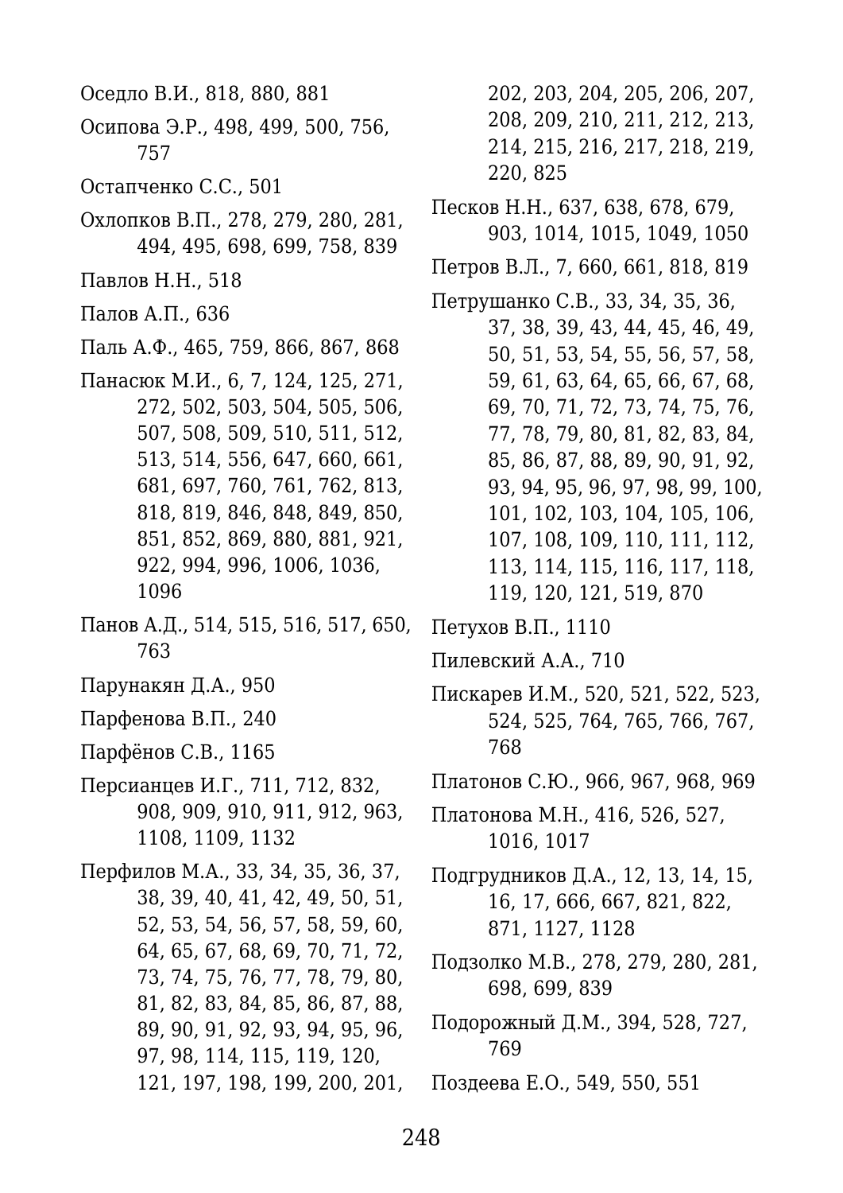Оседло В.И., 818, 880, 881

Осипова Э.Р., 498, 499, 500, 756, 757

Остапченко С.С., 501

Охлопков В.П., 278, 279, 280, 281, 494, 495, 698, 699, 758, 839

Павлов Н.Н., 518

Палов А.П., 636

Паль А.Ф., 465, 759, 866, 867, 868

Панасюк М.И., 6, 7, 124, 125, 271, 272, 502, 503, 504, 505, 506, 507, 508, 509, 510, 511, 512, 513, 514, 556, 647, 660, 661, 681, 697, 760, 761, 762, 813, 818, 819, 846, 848, 849, 850, 851, 852, 869, 880, 881, 921, 922, 994, 996, 1006, 1036, 1096

Панов А.Д., 514, 515, 516, 517, 650, 763

Парунакян Д.А., 950

Парфенова В.П., 240

Парфёнов С.В., 1165

Персианцев И.Г., 711, 712, 832, 908, 909, 910, 911, 912, 963, 1108, 1109, 1132

Перфилов М.А., 33, 34, 35, 36, 37, 38, 39, 40, 41, 42, 49, 50, 51, 52, 53, 54, 56, 57, 58, 59, 60, 64, 65, 67, 68, 69, 70, 71, 72, 73, 74, 75, 76, 77, 78, 79, 80, 81, 82, 83, 84, 85, 86, 87, 88, 89, 90, 91, 92, 93, 94, 95, 96, 97, 98, 114, 115, 119, 120, 121, 197, 198, 199, 200, 201, 202, 203, 204, 205, 206, 207, 208, 209, 210, 211, 212, 213, 214, 215, 216, 217, 218, 219, 220, 825

Песков Н.Н., 637, 638, 678, 679, 903, 1014, 1015, 1049, 1050

Петров В.Л., 7, 660, 661, 818, 819

Петрушанко С.В., 33, 34, 35, 36, 37, 38, 39, 43, 44, 45, 46, 49, 50, 51, 53, 54, 55, 56, 57, 58, 59, 61, 63, 64, 65, 66, 67, 68, 69, 70, 71, 72, 73, 74, 75, 76, 77, 78, 79, 80, 81, 82, 83, 84, 85, 86, 87, 88, 89, 90, 91, 92, 93, 94, 95, 96, 97, 98, 99, 100, 101, 102, 103, 104, 105, 106, 107, 108, 109, 110, 111, 112, 113, 114, 115, 116, 117, 118, 119, 120, 121, 519, 870

Петухов В.П., 1110

Пилевский А.А., 710

Пискарев И.М., 520, 521, 522, 523, 524, 525, 764, 765, 766, 767, 768

Платонов С.Ю., 966, 967, 968, 969

Платонова М.Н., 416, 526, 527, 1016, 1017

Подгрудников Д.А., 12, 13, 14, 15, 16, 17, 666, 667, 821, 822, 871, 1127, 1128

Подзолко М.В., 278, 279, 280, 281, 698, 699, 839

Подорожный Д.М., 394, 528, 727, 769

Поздеева Е.О., 549, 550, 551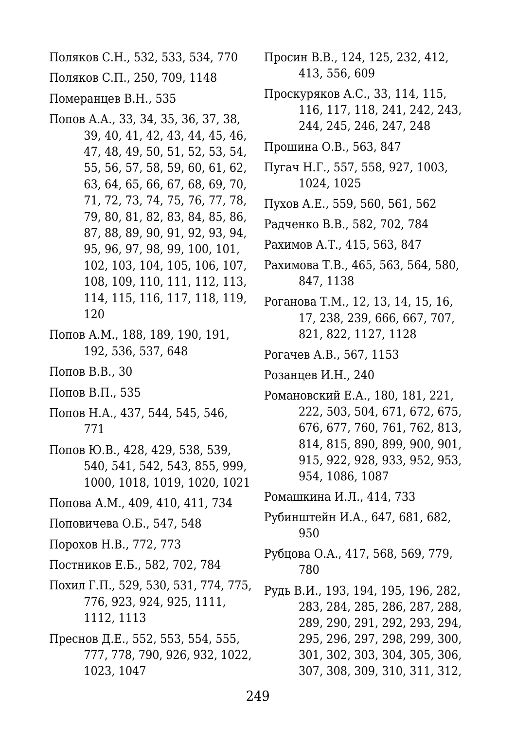Поляков С.Н., 532, 533, 534, 770

Поляков С.П., 250, 709, 1148

Померанцев В.Н., 535

Попов А.А., 33, 34, 35, 36, 37, 38, 39, 40, 41, 42, 43, 44, 45, 46, 47, 48, 49, 50, 51, 52, 53, 54, 55, 56, 57, 58, 59, 60, 61, 62, 63, 64, 65, 66, 67, 68, 69, 70, 71, 72, 73, 74, 75, 76, 77, 78, 79, 80, 81, 82, 83, 84, 85, 86, 87, 88, 89, 90, 91, 92, 93, 94, 95, 96, 97, 98, 99, 100, 101, 102, 103, 104, 105, 106, 107, 108, 109, 110, 111, 112, 113, 114, 115, 116, 117, 118, 119, 120

Попов А.М., 188, 189, 190, 191, 192, 536, 537, 648

Попов В.В., 30

Попов В.П., 535

Попов Н.А., 437, 544, 545, 546, 771

Попов Ю.В., 428, 429, 538, 539, 540, 541, 542, 543, 855, 999, 1000, 1018, 1019, 1020, 1021

Попова А.М., 409, 410, 411, 734

Поповичева О.Б., 547, 548

Порохов Н.В., 772, 773

Постников Е.Б., 582, 702, 784

Похил Г.П., 529, 530, 531, 774, 775, 776, 923, 924, 925, 1111, 1112, 1113

Преснов Д.Е., 552, 553, 554, 555, 777, 778, 790, 926, 932, 1022, 1023, 1047

Просин В.В., 124, 125, 232, 412, 413, 556, 609

Проскуряков А.С., 33, 114, 115, 116, 117, 118, 241, 242, 243, 244, 245, 246, 247, 248

Прошина О.В., 563, 847

Пугач Н.Г., 557, 558, 927, 1003, 1024, 1025

Пухов А.Е., 559, 560, 561, 562

Радченко В.В., 582, 702, 784

Рахимов А.Т., 415, 563, 847

Рахимова Т.В., 465, 563, 564, 580, 847, 1138

Роганова Т.М., 12, 13, 14, 15, 16, 17, 238, 239, 666, 667, 707, 821, 822, 1127, 1128

Рогачев А.В., 567, 1153

Розанцев И.Н., 240

Романовский Е.А., 180, 181, 221, 222, 503, 504, 671, 672, 675, 676, 677, 760, 761, 762, 813, 814, 815, 890, 899, 900, 901, 915, 922, 928, 933, 952, 953, 954, 1086, 1087

Ромашкина И.Л., 414, 733

Рубинштейн И.А., 647, 681, 682, 950

Рубцова О.А., 417, 568, 569, 779, 780

Рудь В.И., 193, 194, 195, 196, 282, 283, 284, 285, 286, 287, 288, 289, 290, 291, 292, 293, 294, 295, 296, 297, 298, 299, 300, 301, 302, 303, 304, 305, 306, 307, 308, 309, 310, 311, 312,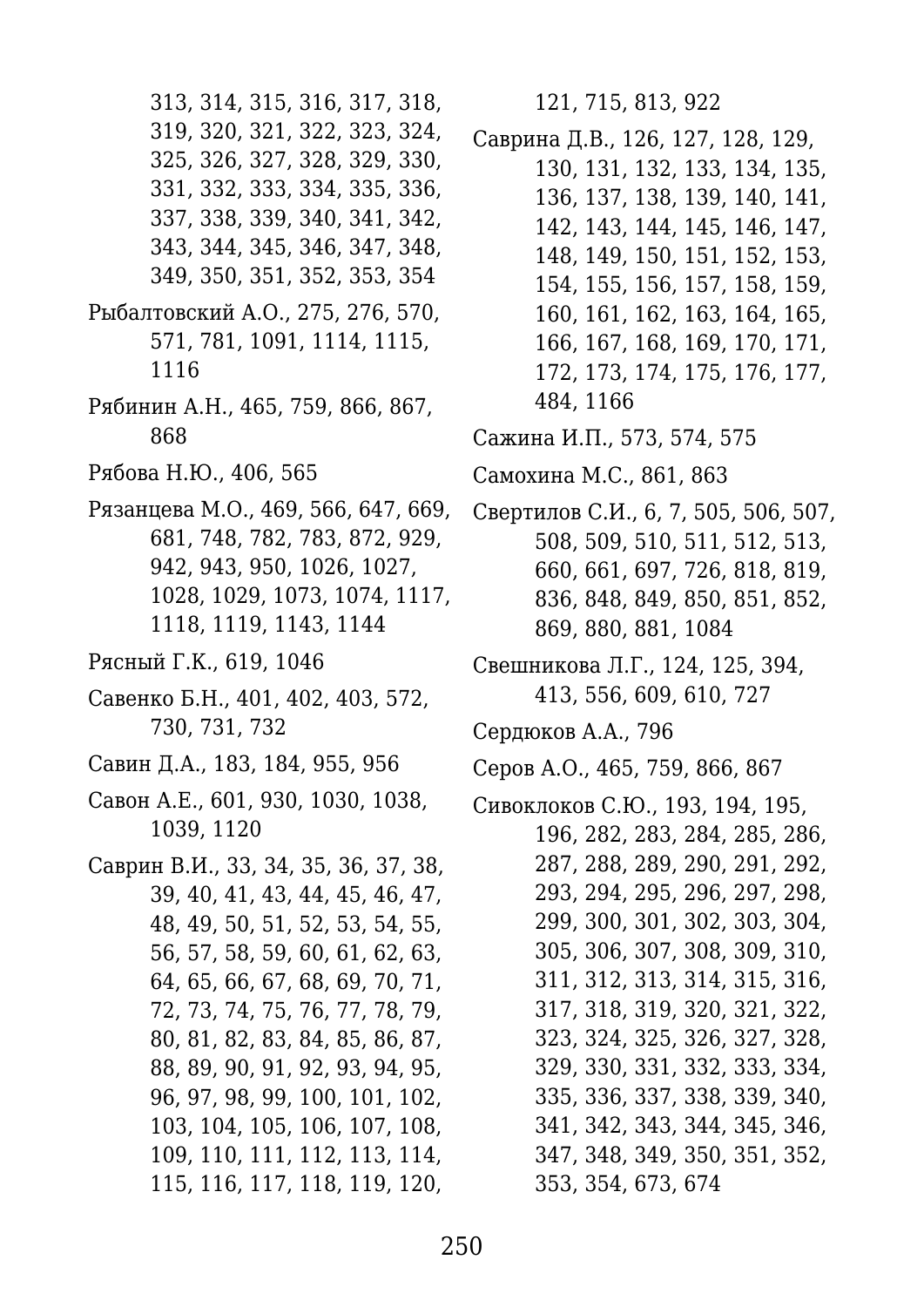313, 314, 315, 316, 317, 318, 319, 320, 321, 322, 323, 324, 325, 326, 327, 328, 329, 330, 331, 332, 333, 334, 335, 336, 337, 338, 339, 340, 341, 342, 343, 344, 345, 346, 347, 348, 349, 350, 351, 352, 353, 354

Рыбалтовский А.О., 275, 276, 570, 571, 781, 1091, 1114, 1115, 1116

Рябинин А.Н., 465, 759, 866, 867, 868

Рябова Н.Ю., 406, 565

Рязанцева М.О., 469, 566, 647, 669, 681, 748, 782, 783, 872, 929, 942, 943, 950, 1026, 1027, 1028, 1029, 1073, 1074, 1117, 1118, 1119, 1143, 1144

Рясный Г.К., 619, 1046

Савенко Б.Н., 401, 402, 403, 572, 730, 731, 732

Савин Д.А., 183, 184, 955, 956

Савон А.Е., 601, 930, 1030, 1038, 1039, 1120

Саврин В.И., 33, 34, 35, 36, 37, 38, 39, 40, 41, 43, 44, 45, 46, 47, 48, 49, 50, 51, 52, 53, 54, 55, 56, 57, 58, 59, 60, 61, 62, 63, 64, 65, 66, 67, 68, 69, 70, 71, 72, 73, 74, 75, 76, 77, 78, 79, 80, 81, 82, 83, 84, 85, 86, 87, 88, 89, 90, 91, 92, 93, 94, 95, 96, 97, 98, 99, 100, 101, 102, 103, 104, 105, 106, 107, 108, 109, 110, 111, 112, 113, 114, 115, 116, 117, 118, 119, 120, 121, 715, 813, 922

Саврина Д.В., 126, 127, 128, 129, 130, 131, 132, 133, 134, 135, 136, 137, 138, 139, 140, 141, 142, 143, 144, 145, 146, 147, 148, 149, 150, 151, 152, 153, 154, 155, 156, 157, 158, 159, 160, 161, 162, 163, 164, 165, 166, 167, 168, 169, 170, 171, 172, 173, 174, 175, 176, 177, 484, 1166

Сажина И.П., 573, 574, 575

Самохина М.С., 861, 863

Свертилов С.И., 6, 7, 505, 506, 507, 508, 509, 510, 511, 512, 513, 660, 661, 697, 726, 818, 819, 836, 848, 849, 850, 851, 852, 869, 880, 881, 1084

Свешникова Л.Г., 124, 125, 394, 413, 556, 609, 610, 727

Сердюков А.А., 796

Серов А.О., 465, 759, 866, 867

Сивоклоков С.Ю., 193, 194, 195, 196, 282, 283, 284, 285, 286, 287, 288, 289, 290, 291, 292, 293, 294, 295, 296, 297, 298, 299, 300, 301, 302, 303, 304, 305, 306, 307, 308, 309, 310, 311, 312, 313, 314, 315, 316, 317, 318, 319, 320, 321, 322, 323, 324, 325, 326, 327, 328, 329, 330, 331, 332, 333, 334, 335, 336, 337, 338, 339, 340, 341, 342, 343, 344, 345, 346, 347, 348, 349, 350, 351, 352, 353, 354, 673, 674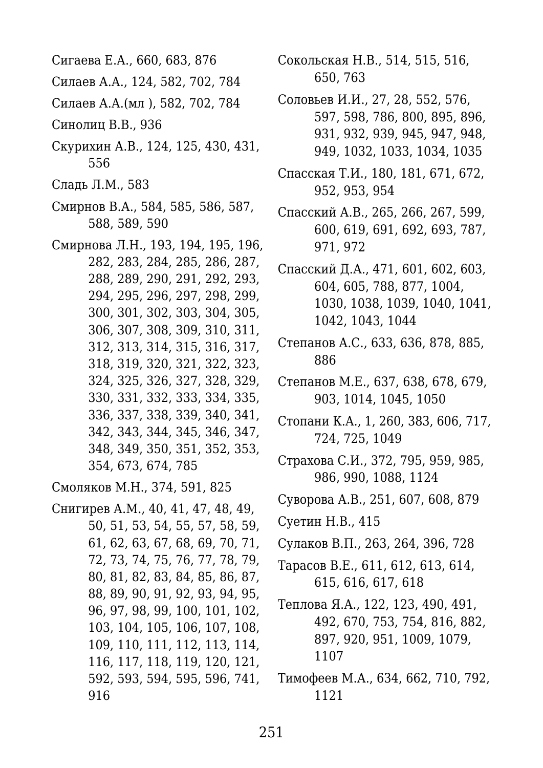Сигаева Е.А., 660, 683, 876

Силаев А.А., 124, 582, 702, 784

Силаев А.А.(мл ), 582, 702, 784

Синолиц В.В., 936

Скурихин А.В., 124, 125, 430, 431, 556

Сладь Л.М., 583

Смирнов В.А., 584, 585, 586, 587, 588, 589, 590

Смирнова Л.Н., 193, 194, 195, 196, 282, 283, 284, 285, 286, 287, 288, 289, 290, 291, 292, 293, 294, 295, 296, 297, 298, 299, 300, 301, 302, 303, 304, 305, 306, 307, 308, 309, 310, 311, 312, 313, 314, 315, 316, 317, 318, 319, 320, 321, 322, 323, 324, 325, 326, 327, 328, 329, 330, 331, 332, 333, 334, 335, 336, 337, 338, 339, 340, 341, 342, 343, 344, 345, 346, 347, 348, 349, 350, 351, 352, 353, 354, 673, 674, 785

Смоляков М.Н., 374, 591, 825

Снигирев А.М., 40, 41, 47, 48, 49, 50, 51, 53, 54, 55, 57, 58, 59, 61, 62, 63, 67, 68, 69, 70, 71, 72, 73, 74, 75, 76, 77, 78, 79, 80, 81, 82, 83, 84, 85, 86, 87, 88, 89, 90, 91, 92, 93, 94, 95, 96, 97, 98, 99, 100, 101, 102, 103, 104, 105, 106, 107, 108, 109, 110, 111, 112, 113, 114, 116, 117, 118, 119, 120, 121, 592, 593, 594, 595, 596, 741, 916

Сокольская Н.В., 514, 515, 516, 650, 763

Соловьев И.И., 27, 28, 552, 576, 597, 598, 786, 800, 895, 896, 931, 932, 939, 945, 947, 948, 949, 1032, 1033, 1034, 1035

Спасская Т.И., 180, 181, 671, 672, 952, 953, 954

Спасский А.В., 265, 266, 267, 599, 600, 619, 691, 692, 693, 787, 971, 972

Спасский Д.А., 471, 601, 602, 603, 604, 605, 788, 877, 1004, 1030, 1038, 1039, 1040, 1041, 1042, 1043, 1044

Степанов А.С., 633, 636, 878, 885, 886

Степанов М.Е., 637, 638, 678, 679, 903, 1014, 1045, 1050

Стопани К.А., 1, 260, 383, 606, 717, 724, 725, 1049

Страхова С.И., 372, 795, 959, 985, 986, 990, 1088, 1124

Суворова А.В., 251, 607, 608, 879

Суетин Н.В., 415

Сулаков В.П., 263, 264, 396, 728

Тарасов В.Е., 611, 612, 613, 614, 615, 616, 617, 618

Теплова Я.А., 122, 123, 490, 491, 492, 670, 753, 754, 816, 882, 897, 920, 951, 1009, 1079, 1107

Тимофеев М.А., 634, 662, 710, 792, 1121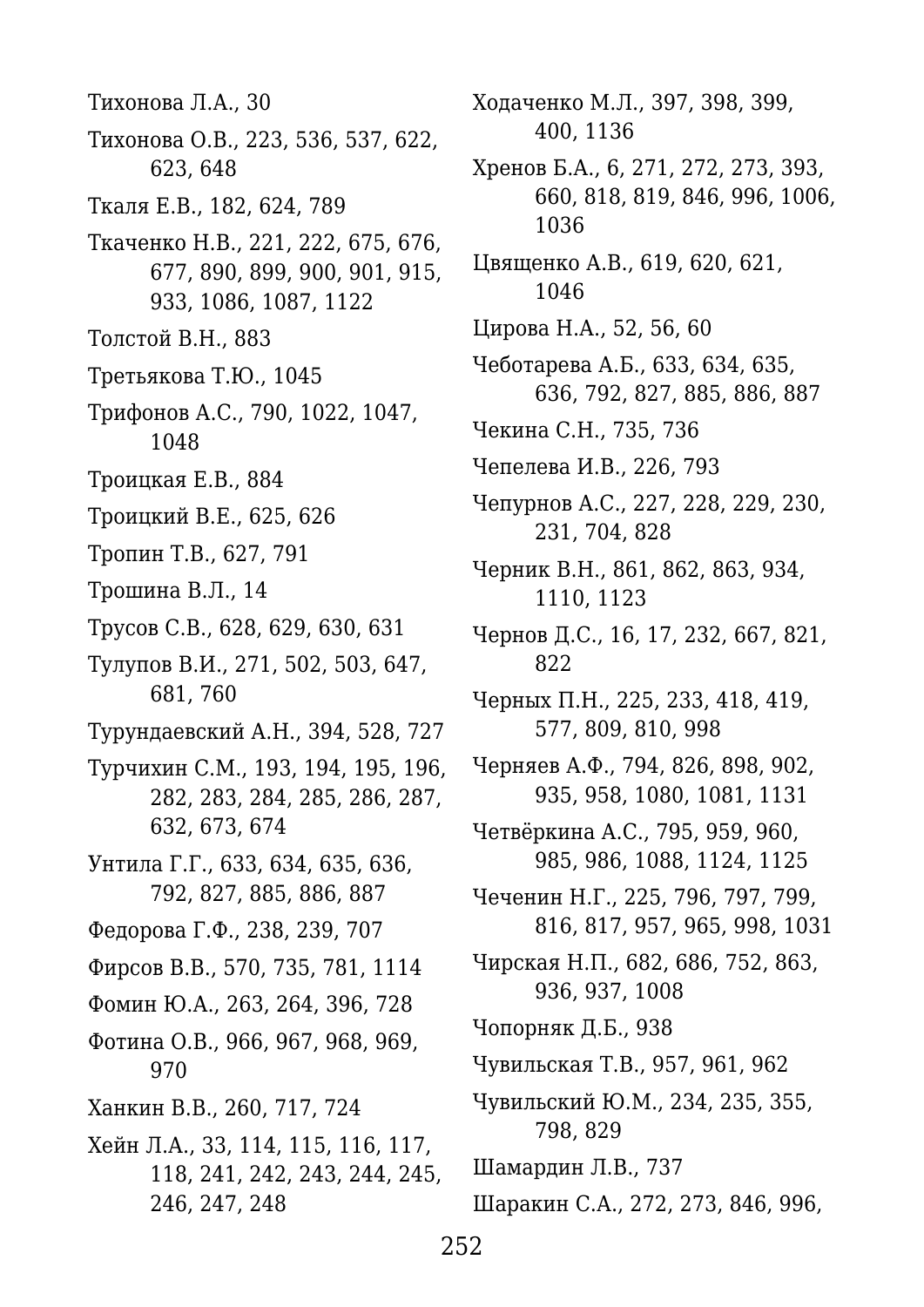Тихонова Л.А., 30

Тихонова О.В., 223, 536, 537, 622, 623, 648

Ткаля Е.В., 182, 624, 789

Ткаченко Н.В., 221, 222, 675, 676, 677, 890, 899, 900, 901, 915, 933, 1086, 1087, 1122

Толстой В.Н., 883

Третьякова Т.Ю., 1045

Трифонов А.С., 790, 1022, 1047, 1048

Троицкая Е.В., 884

Троицкий В.Е., 625, 626

Тропин Т.В., 627, 791

Трошина В.Л., 14

Трусов С.В., 628, 629, 630, 631

Тулупов В.И., 271, 502, 503, 647, 681, 760

Турундаевский А.Н., 394, 528, 727

Турчихин С.М., 193, 194, 195, 196, 282, 283, 284, 285, 286, 287, 632, 673, 674

Унтила Г.Г., 633, 634, 635, 636, 792, 827, 885, 886, 887

Федорова Г.Ф., 238, 239, 707

Фирсов В.В., 570, 735, 781, 1114

Фомин Ю.А., 263, 264, 396, 728

Фотина О.В., 966, 967, 968, 969, 970

Ханкин В.В., 260, 717, 724

Хейн Л.А., 33, 114, 115, 116, 117, 118, 241, 242, 243, 244, 245, 246, 247, 248

Ходаченко М.Л., 397, 398, 399, 400, 1136

Хренов Б.А., 6, 271, 272, 273, 393, 660, 818, 819, 846, 996, 1006, 1036

Цвященко А.В., 619, 620, 621, 1046

Цирова Н.А., 52, 56, 60

Чеботарева А.Б., 633, 634, 635, 636, 792, 827, 885, 886, 887

Чекина С.Н., 735, 736

Чепелева И.В., 226, 793

Чепурнов А.С., 227, 228, 229, 230, 231, 704, 828

Черник В.Н., 861, 862, 863, 934, 1110, 1123

Чернов Д.С., 16, 17, 232, 667, 821, 822

Черных П.Н., 225, 233, 418, 419, 577, 809, 810, 998

Черняев А.Ф., 794, 826, 898, 902, 935, 958, 1080, 1081, 1131

Четвёркина А.С., 795, 959, 960, 985, 986, 1088, 1124, 1125

Чеченин Н.Г., 225, 796, 797, 799, 816, 817, 957, 965, 998, 1031

Чирская Н.П., 682, 686, 752, 863, 936, 937, 1008

Чопорняк Д.Б., 938

Чувильская Т.В., 957, 961, 962

Чувильский Ю.М., 234, 235, 355, 798, 829

Шамардин Л.В., 737

Шаракин С.А., 272, 273, 846, 996,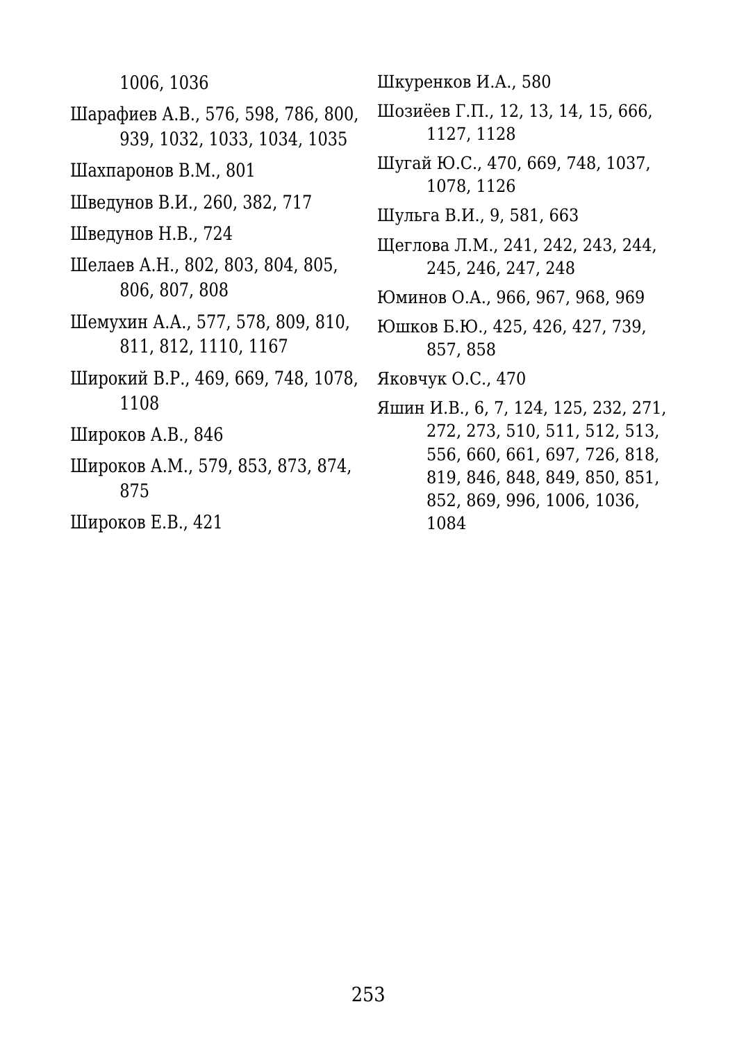1006, 1036

Шарафиев А.В., 576, 598, 786, 800, 939, 1032, 1033, 1034, 1035

Шахпаронов В.М., 801

Шведунов В.И., 260, 382, 717

Шведунов Н.В., 724

Шелаев А.Н., 802, 803, 804, 805, 806, 807, 808

Шемухин А.А., 577, 578, 809, 810, 811, 812, 1110, 1167

Широкий В.Р., 469, 669, 748, 1078, 1108

Широков А.В., 846

Широков А.М., 579, 853, 873, 874, 875

Широков Е.В., 421

Шкуренков И.А., 580

Шозиёев Г.П., 12, 13, 14, 15, 666, 1127, 1128

Шугай Ю.С., 470, 669, 748, 1037, 1078, 1126

Шульга В.И., 9, 581, 663

Щеглова Л.М., 241, 242, 243, 244, 245, 246, 247, 248

Юминов О.А., 966, 967, 968, 969

Юшков Б.Ю., 425, 426, 427, 739, 857, 858

Яковчук О.С., 470

Яшин И.В., 6, 7, 124, 125, 232, 271, 272, 273, 510, 511, 512, 513, 556, 660, 661, 697, 726, 818, 819, 846, 848, 849, 850, 851, 852, 869, 996, 1006, 1036, 1084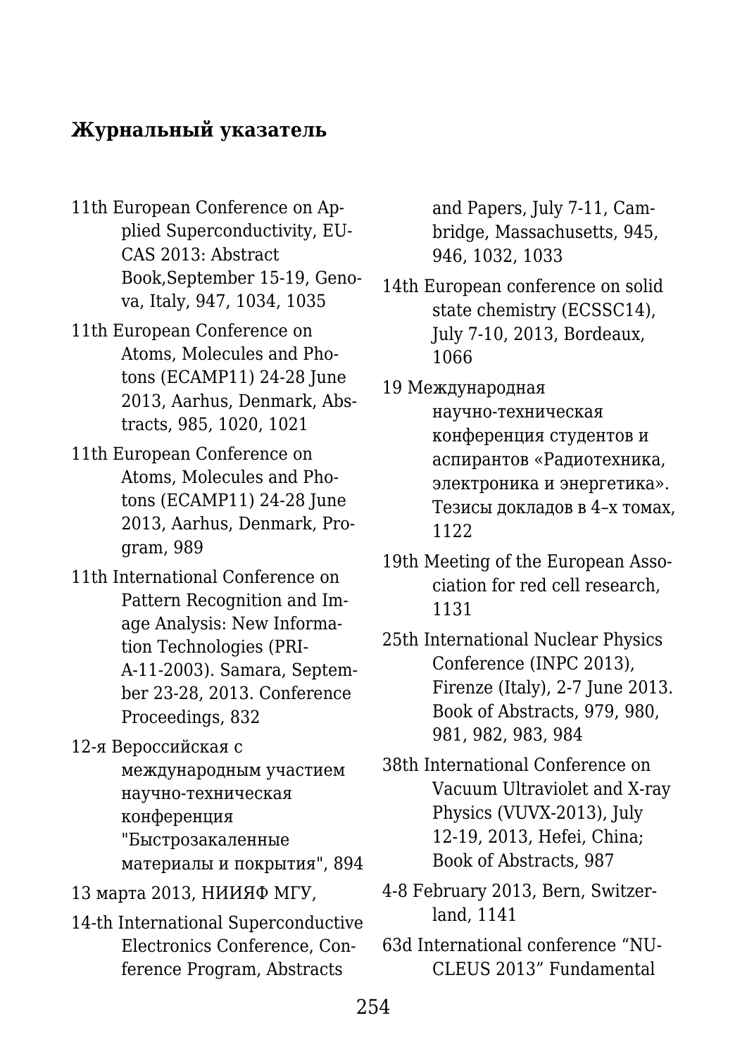## Журнальный указатель

11th European Conference on Applied Superconductivity, EUCAS 2013: Abstract Book,September 15-19, Genova, Italy, 947, 1034, 1035

11th European Conference on Atoms, Molecules and Photons (ECAMP11) 24-28 June 2013, Aarhus, Denmark, Abstracts, 985, 1020, 1021

11th European Conference on Atoms, Molecules and Photons (ECAMP11) 24-28 June 2013, Aarhus, Denmark, Program, 989

11th International Conference on Pattern Recognition and Image Analysis: New Information Technologies (PRIA-11-2003). Samara, September 23-28, 2013. Conference Proceedings, 832

12-я Вероссийская с международным участием научно-техническая конференция "Быстрозакаленные материалы и покрытия", 894

13 марта 2013, НИИЯФ МГУ,

14-th International Superconductive Electronics Conference, Conference Program, Abstracts and Papers, July 7-11, Cambridge, Massachusetts, 945, 946, 1032, 1033

14th European conference on solid state chemistry (ECSSC14), July 7-10, 2013, Bordeaux, 1066

19 Международная научно-техническая конференция студентов и аспирантов «Радиотехника, электроника и энергетика». Тезисы докладов в 4–х томах, 1122

19th Meeting of the European Association for red cell research, 1131

25th International Nuclear Physics Conference (INPC 2013), Firenze (Italy), 2-7 June 2013. Book of Abstracts, 979, 980, 981, 982, 983, 984

38th International Conference on Vacuum Ultraviolet and X-ray Physics (VUVX-2013), July 12-19, 2013, Hefei, China; Book of Abstracts, 987

4-8 February 2013, Bern, Switzerland, 1141

63d International conference “NUCLEUS 2013” Fundamental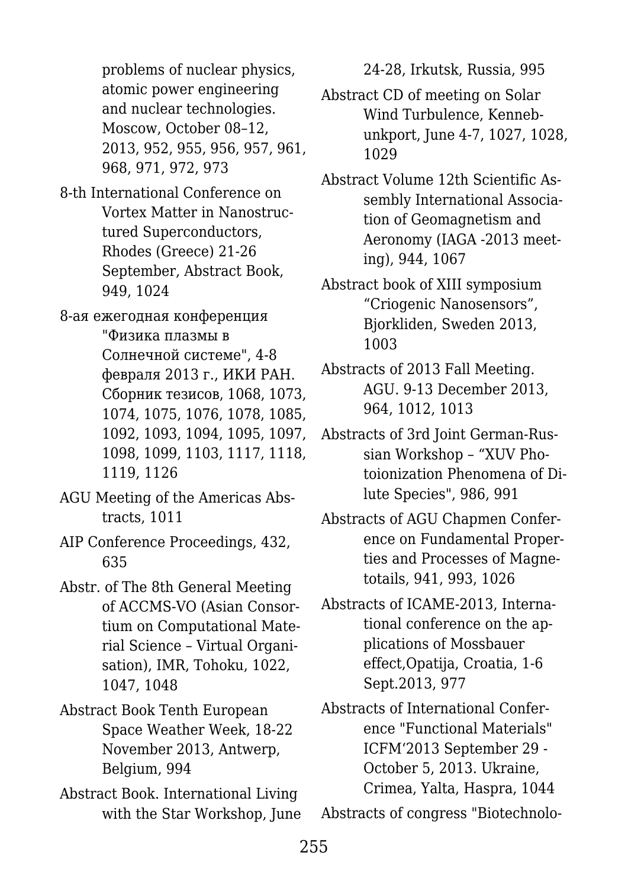problems of nuclear physics, atomic power engineering and nuclear technologies. Moscow, October 08–12, 2013, 952, 955, 956, 957, 961, 968, 971, 972, 973

8-th International Conference on Vortex Matter in Nanostructured Superconductors, Rhodes (Greece) 21-26 September, Abstract Book, 949, 1024

8-ая ежегодная конференция "Физика плазмы в Солнечной системе", 4-8 февраля 2013 г., ИКИ РАН. Сборник тезисов, 1068, 1073, 1074, 1075, 1076, 1078, 1085, 1092, 1093, 1094, 1095, 1097, 1098, 1099, 1103, 1117, 1118, 1119, 1126

AGU Meeting of the Americas Abstracts, 1011

AIP Conference Proceedings, 432, 635

Abstr. of The 8th General Meeting of ACCMS-VO (Asian Consortium on Computational Material Science – Virtual Organisation), IMR, Tohoku, 1022, 1047, 1048

Abstract Book Tenth European Space Weather Week, 18-22 November 2013, Antwerp, Belgium, 994

Abstract Book. International Living with the Star Workshop, June 24-28, Irkutsk, Russia, 995

Abstract CD of meeting on Solar Wind Turbulence, Kennebunkport, June 4-7, 1027, 1028, 1029

Abstract Volume 12th Scientific Assembly International Association of Geomagnetism and Aeronomy (IAGA -2013 meeting), 944, 1067

Abstract book of XIII symposium "Criogenic Nanosensors", Bjorkliden, Sweden 2013, 1003

Abstracts of 2013 Fall Meeting. AGU. 9-13 December 2013, 964, 1012, 1013

Abstracts of 3rd Joint German-Russian Workshop – "XUV Photoionization Phenomena of Dilute Species", 986, 991

Abstracts of AGU Chapmen Conference on Fundamental Properties and Processes of Magnetotails, 941, 993, 1026

Abstracts of ICAME-2013, International conference on the applications of Mossbauer effect,Opatija, Croatia, 1-6 Sept.2013, 977

Abstracts of International Conference "Functional Materials" ICFM'2013 September 29 - October 5, 2013. Ukraine, Crimea, Yalta, Haspra, 1044

Abstracts of congress "Biotechnolo-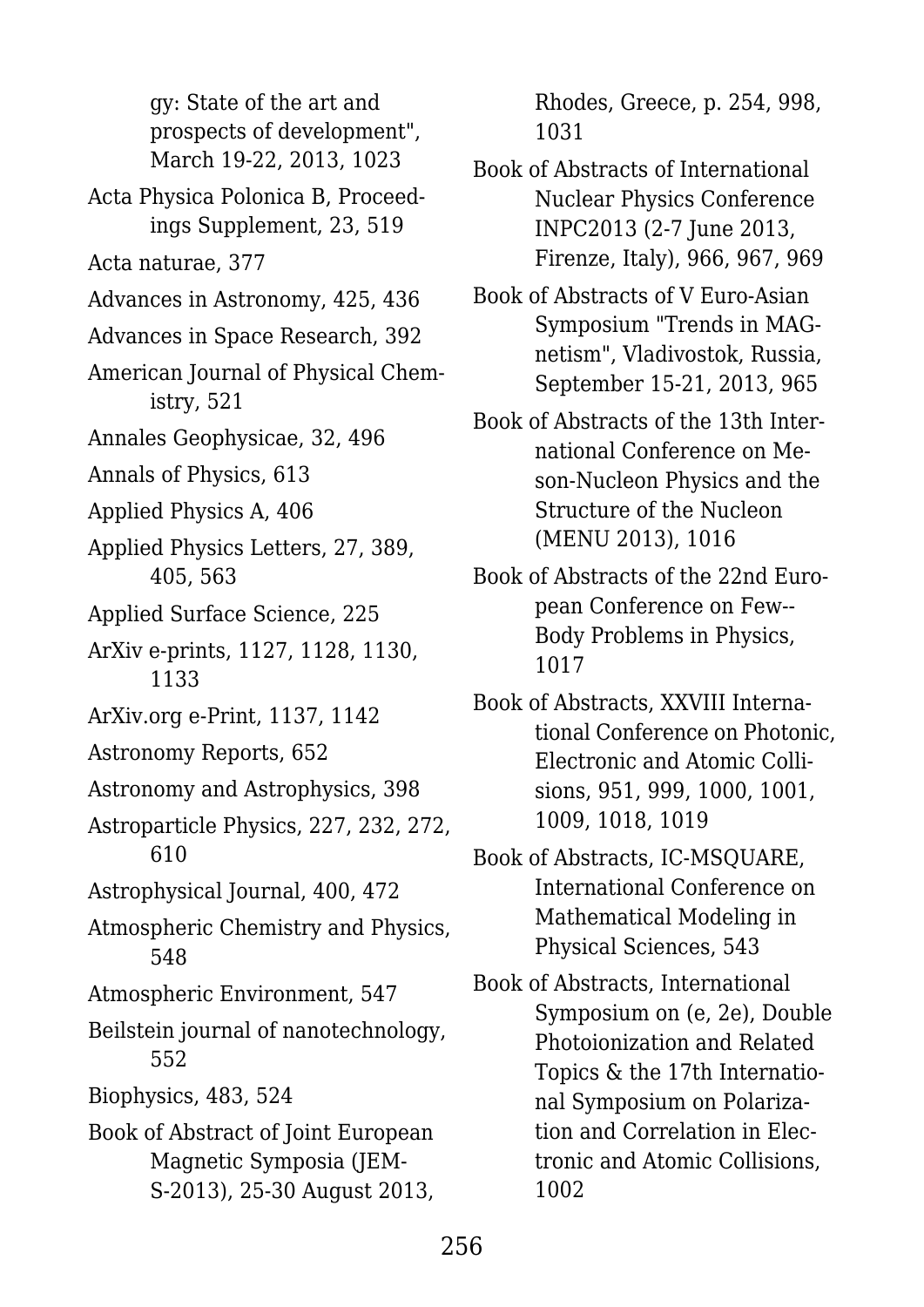gy: State of the art and prospects of development", March 19-22, 2013, 1023

Acta Physica Polonica B, Proceedings Supplement, 23, 519

Acta naturae, 377

Advances in Astronomy, 425, 436

Advances in Space Research, 392

American Journal of Physical Chemistry, 521

Annales Geophysicae, 32, 496

Annals of Physics, 613

Applied Physics A, 406

Applied Physics Letters, 27, 389, 405, 563

Applied Surface Science, 225

ArXiv e-prints, 1127, 1128, 1130, 1133

ArXiv.org e-Print, 1137, 1142

Astronomy Reports, 652

Astronomy and Astrophysics, 398

Astroparticle Physics, 227, 232, 272, 610

Astrophysical Journal, 400, 472

Atmospheric Chemistry and Physics, 548

Atmospheric Environment, 547

Beilstein journal of nanotechnology, 552

Biophysics, 483, 524

Book of Abstract of Joint European Magnetic Symposia (JEMS-2013), 25-30 August 2013, Rhodes, Greece, p. 254, 998, 1031

Book of Abstracts of International Nuclear Physics Conference INPC2013 (2-7 June 2013, Firenze, Italy), 966, 967, 969

Book of Abstracts of V Euro-Asian Symposium "Trends in MAGnetism", Vladivostok, Russia, September 15-21, 2013, 965

Book of Abstracts of the 13th International Conference on Meson-Nucleon Physics and the Structure of the Nucleon (MENU 2013), 1016

Book of Abstracts of the 22nd European Conference on Few--Body Problems in Physics, 1017

Book of Abstracts, XXVIII International Conference on Photonic, Electronic and Atomic Collisions, 951, 999, 1000, 1001, 1009, 1018, 1019

Book of Abstracts, IC-MSQUARE, International Conference on Mathematical Modeling in Physical Sciences, 543

Book of Abstracts, International Symposium on (e, 2e), Double Photoionization and Related Topics & the 17th International Symposium on Polarization and Correlation in Electronic and Atomic Collisions, 1002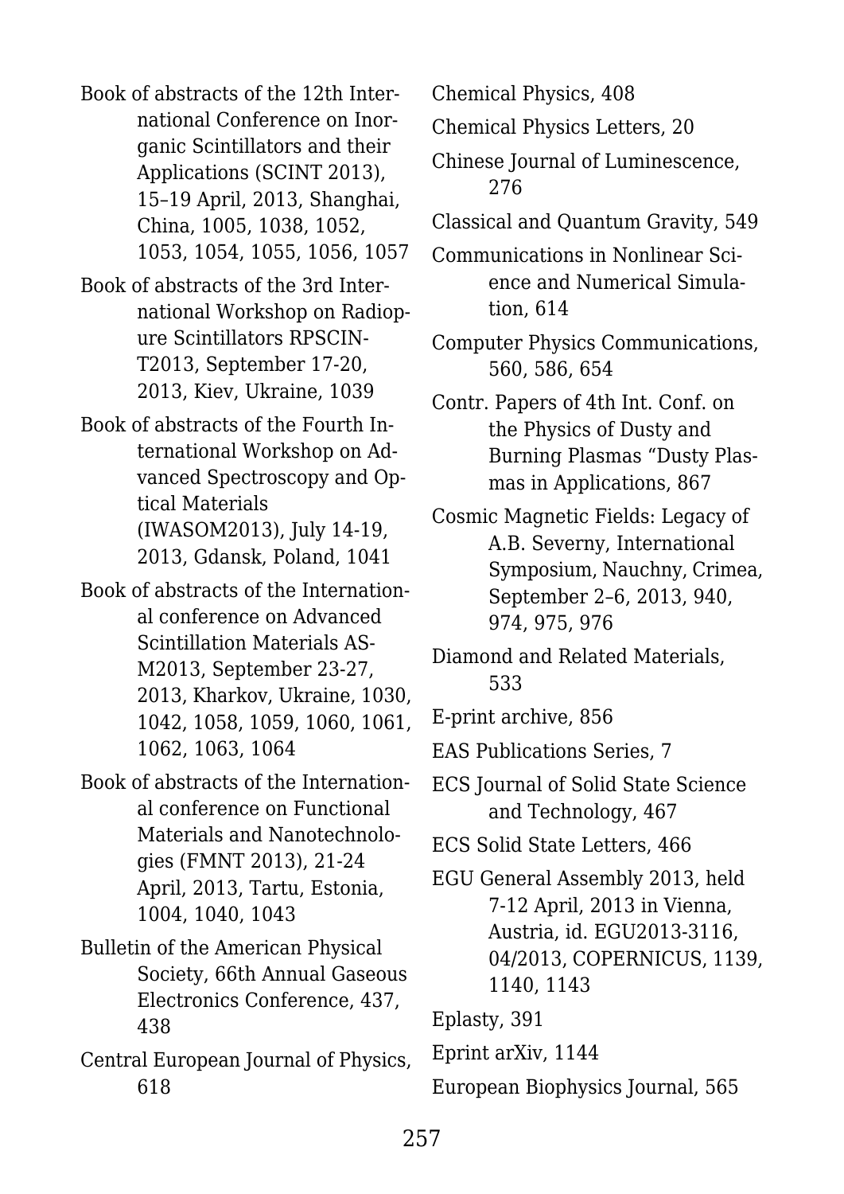Book of abstracts of the 12th International Conference on Inorganic Scintillators and their Applications (SCINT 2013), 15–19 April, 2013, Shanghai, China, 1005, 1038, 1052, 1053, 1054, 1055, 1056, 1057

Book of abstracts of the 3rd International Workshop on Radiopure Scintillators RPSCINT2013, September 17-20, 2013, Kiev, Ukraine, 1039

Book of abstracts of the Fourth International Workshop on Advanced Spectroscopy and Optical Materials (IWASOM2013), July 14-19, 2013, Gdansk, Poland, 1041

Book of abstracts of the International conference on Advanced Scintillation Materials ASM2013, September 23-27, 2013, Kharkov, Ukraine, 1030, 1042, 1058, 1059, 1060, 1061, 1062, 1063, 1064

Book of abstracts of the International conference on Functional Materials and Nanotechnologies (FMNT 2013), 21-24 April, 2013, Tartu, Estonia, 1004, 1040, 1043

Bulletin of the American Physical Society, 66th Annual Gaseous Electronics Conference, 437, 438

Central European Journal of Physics, 618

Chemical Physics, 408

Chemical Physics Letters, 20

Chinese Journal of Luminescence, 276

Classical and Quantum Gravity, 549

Communications in Nonlinear Science and Numerical Simulation, 614

Computer Physics Communications, 560, 586, 654

Contr. Papers of 4th Int. Conf. on the Physics of Dusty and Burning Plasmas "Dusty Plasmas in Applications, 867

Cosmic Magnetic Fields: Legacy of A.B. Severny, International Symposium, Nauchny, Crimea, September 2–6, 2013, 940, 974, 975, 976

Diamond and Related Materials, 533

E-print archive, 856

EAS Publications Series, 7

ECS Journal of Solid State Science and Technology, 467

ECS Solid State Letters, 466

EGU General Assembly 2013, held 7-12 April, 2013 in Vienna, Austria, id. EGU2013-3116, 04/2013, COPERNICUS, 1139, 1140, 1143

Eplasty, 391

Eprint arXiv, 1144

European Biophysics Journal, 565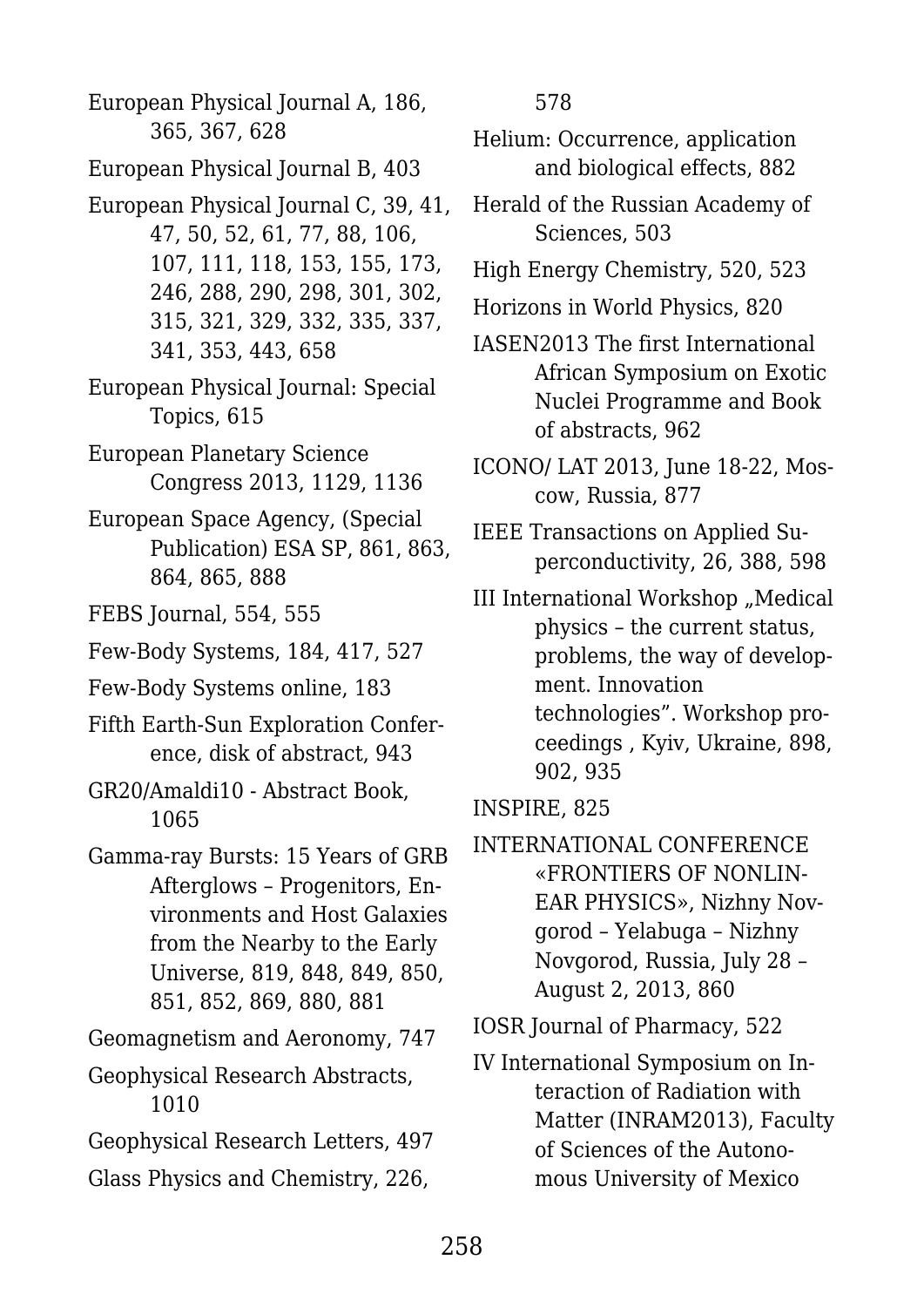European Physical Journal A, 186, 365, 367, 628

European Physical Journal B, 403

European Physical Journal C, 39, 41, 47, 50, 52, 61, 77, 88, 106, 107, 111, 118, 153, 155, 173, 246, 288, 290, 298, 301, 302, 315, 321, 329, 332, 335, 337, 341, 353, 443, 658

European Physical Journal: Special Topics, 615

European Planetary Science Congress 2013, 1129, 1136

European Space Agency, (Special Publication) ESA SP, 861, 863, 864, 865, 888

FEBS Journal, 554, 555

Few-Body Systems, 184, 417, 527

Few-Body Systems online, 183

Fifth Earth-Sun Exploration Conference, disk of abstract, 943

GR20/Amaldi10 - Abstract Book, 1065

Gamma-ray Bursts: 15 Years of GRB Afterglows – Progenitors, Environments and Host Galaxies from the Nearby to the Early Universe, 819, 848, 849, 850, 851, 852, 869, 880, 881

Geomagnetism and Aeronomy, 747

Geophysical Research Abstracts, 1010

Geophysical Research Letters, 497

Glass Physics and Chemistry, 226, 578

Helium: Occurrence, application and biological effects, 882

Herald of the Russian Academy of Sciences, 503

High Energy Chemistry, 520, 523

Horizons in World Physics, 820

IASEN2013 The first International African Symposium on Exotic Nuclei Programme and Book of abstracts, 962

ICONO/ LAT 2013, June 18-22, Moscow, Russia, 877

IEEE Transactions on Applied Superconductivity, 26, 388, 598

III International Workshop „Medical physics – the current status, problems, the way of development. Innovation technologies". Workshop proceedings , Kyiv, Ukraine, 898, 902, 935

INSPIRE, 825

INTERNATIONAL CONFERENCE «FRONTIERS OF NONLINEAR PHYSICS», Nizhny Novgorod – Yelabuga – Nizhny Novgorod, Russia, July 28 – August 2, 2013, 860

IOSR Journal of Pharmacy, 522

IV International Symposium on Interaction of Radiation with Matter (INRAM2013), Faculty of Sciences of the Autonomous University of Mexico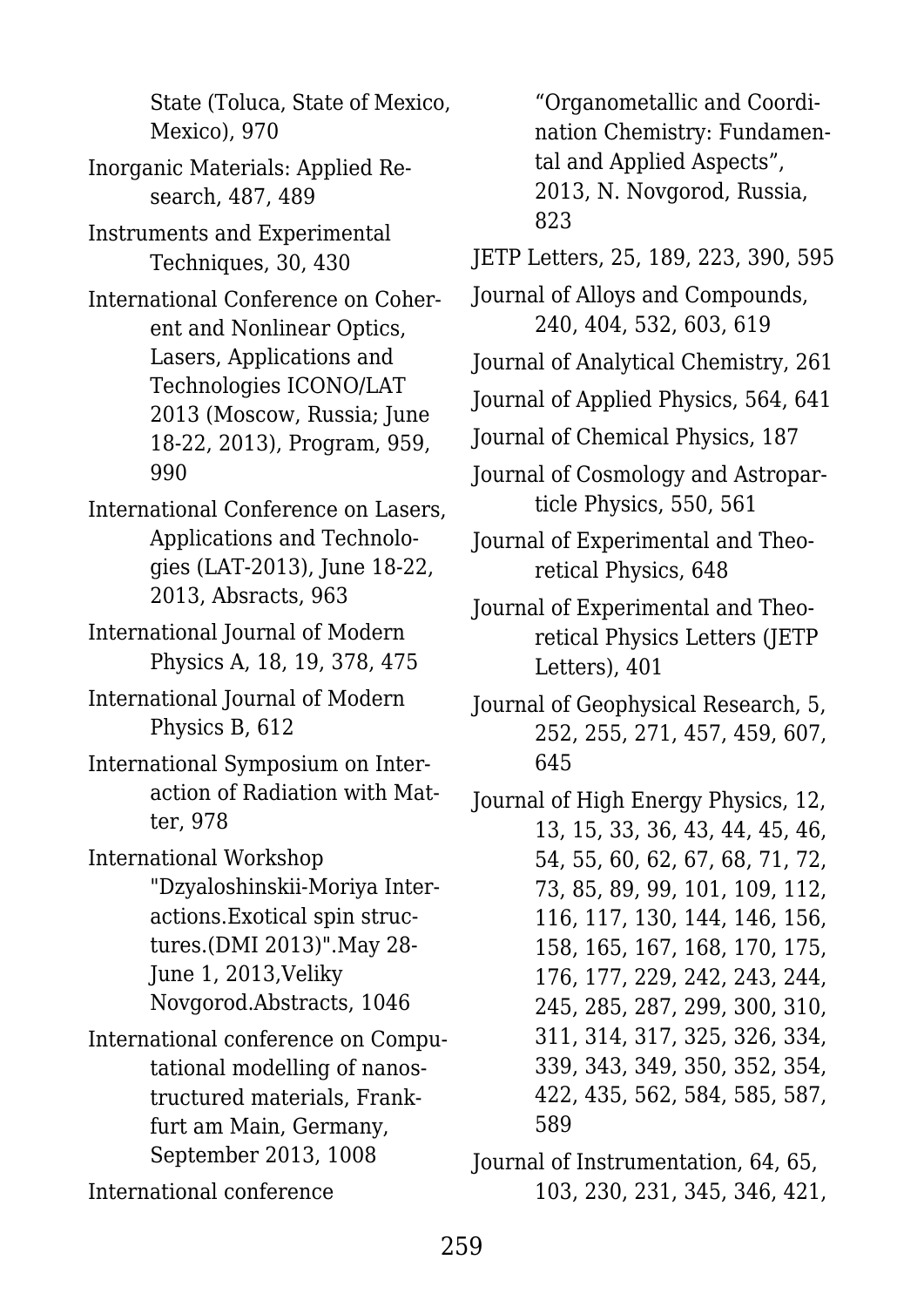State (Toluca, State of Mexico, Mexico), 970

Inorganic Materials: Applied Research, 487, 489

Instruments and Experimental Techniques, 30, 430

International Conference on Coherent and Nonlinear Optics, Lasers, Applications and Technologies ICONO/LAT 2013 (Moscow, Russia; June 18-22, 2013), Program, 959, 990

International Conference on Lasers, Applications and Technologies (LAT-2013), June 18-22, 2013, Absracts, 963

International Journal of Modern Physics A, 18, 19, 378, 475

International Journal of Modern Physics B, 612

International Symposium on Interaction of Radiation with Matter, 978

International Workshop "Dzyaloshinskii-Moriya Interactions.Exotical spin structures.(DMI 2013)".May 28-June 1, 2013,Veliky Novgorod.Abstracts, 1046

International conference on Computational modelling of nanostructured materials, Frankfurt am Main, Germany, September 2013, 1008

International conference "Organometallic and Coordination Chemistry: Fundamental and Applied Aspects", 2013, N. Novgorod, Russia, 823

JETP Letters, 25, 189, 223, 390, 595

Journal of Alloys and Compounds, 240, 404, 532, 603, 619

Journal of Analytical Chemistry, 261

Journal of Applied Physics, 564, 641

Journal of Chemical Physics, 187

Journal of Cosmology and Astroparticle Physics, 550, 561

Journal of Experimental and Theoretical Physics, 648

Journal of Experimental and Theoretical Physics Letters (JETP Letters), 401

Journal of Geophysical Research, 5, 252, 255, 271, 457, 459, 607, 645

Journal of High Energy Physics, 12, 13, 15, 33, 36, 43, 44, 45, 46, 54, 55, 60, 62, 67, 68, 71, 72, 73, 85, 89, 99, 101, 109, 112, 116, 117, 130, 144, 146, 156, 158, 165, 167, 168, 170, 175, 176, 177, 229, 242, 243, 244, 245, 285, 287, 299, 300, 310, 311, 314, 317, 325, 326, 334, 339, 343, 349, 350, 352, 354, 422, 435, 562, 584, 585, 587, 589

Journal of Instrumentation, 64, 65, 103, 230, 231, 345, 346, 421,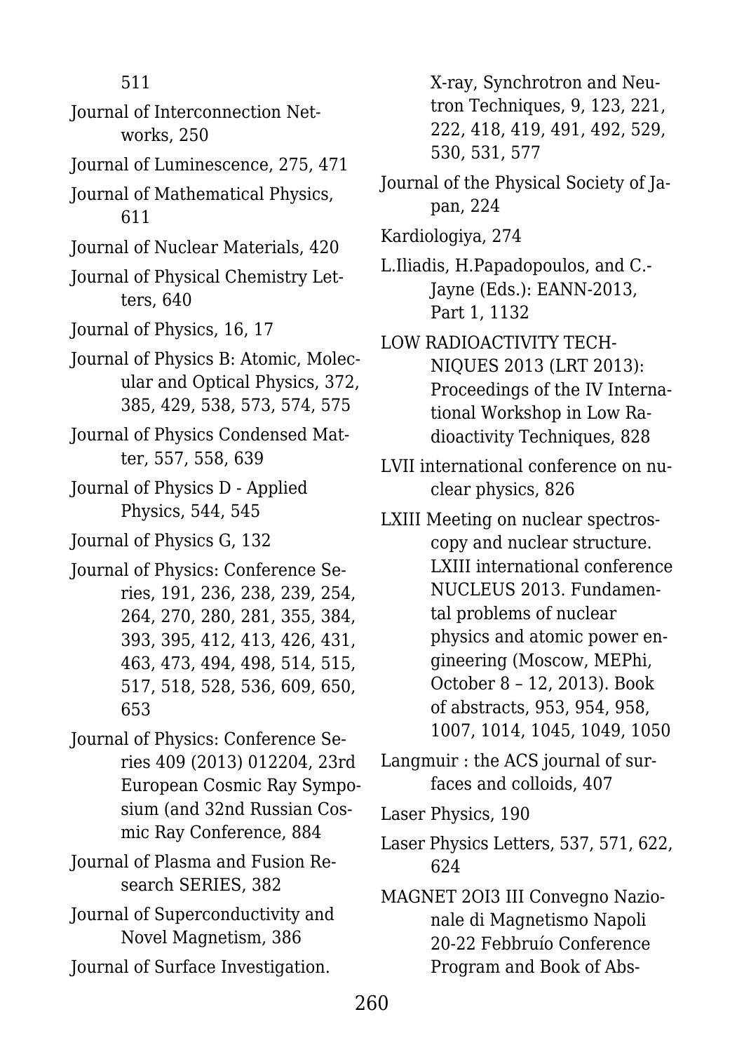511

Journal of Interconnection Networks, 250

Journal of Luminescence, 275, 471

Journal of Mathematical Physics, 611

Journal of Nuclear Materials, 420

Journal of Physical Chemistry Letters, 640

Journal of Physics, 16, 17

Journal of Physics B: Atomic, Molecular and Optical Physics, 372, 385, 429, 538, 573, 574, 575

Journal of Physics Condensed Matter, 557, 558, 639

Journal of Physics D - Applied Physics, 544, 545

Journal of Physics G, 132

Journal of Physics: Conference Series, 191, 236, 238, 239, 254, 264, 270, 280, 281, 355, 384, 393, 395, 412, 413, 426, 431, 463, 473, 494, 498, 514, 515, 517, 518, 528, 536, 609, 650, 653

Journal of Physics: Conference Series 409 (2013) 012204, 23rd European Cosmic Ray Symposium (and 32nd Russian Cosmic Ray Conference, 884

Journal of Plasma and Fusion Research SERIES, 382

Journal of Superconductivity and Novel Magnetism, 386

Journal of Surface Investigation. X-ray, Synchrotron and Neutron Techniques, 9, 123, 221, 222, 418, 419, 491, 492, 529, 530, 531, 577

Journal of the Physical Society of Japan, 224

Kardiologiya, 274

L.Iliadis, H.Papadopoulos, and C.-Jayne (Eds.): EANN-2013, Part 1, 1132

LOW RADIOACTIVITY TECHNIQUES 2013 (LRT 2013): Proceedings of the IV International Workshop in Low Radioactivity Techniques, 828

LVII international conference on nuclear physics, 826

LXIII Meeting on nuclear spectroscopy and nuclear structure. LXIII international conference NUCLEUS 2013. Fundamental problems of nuclear physics and atomic power engineering (Moscow, MEPhi, October 8 – 12, 2013). Book of abstracts, 953, 954, 958, 1007, 1014, 1045, 1049, 1050

Langmuir : the ACS journal of surfaces and colloids, 407

Laser Physics, 190

Laser Physics Letters, 537, 571, 622, 624

MAGNET 2OI3 III Convegno Nazionale di Magnetismo Napoli 20-22 Febbruío Conference Program and Book of Abs-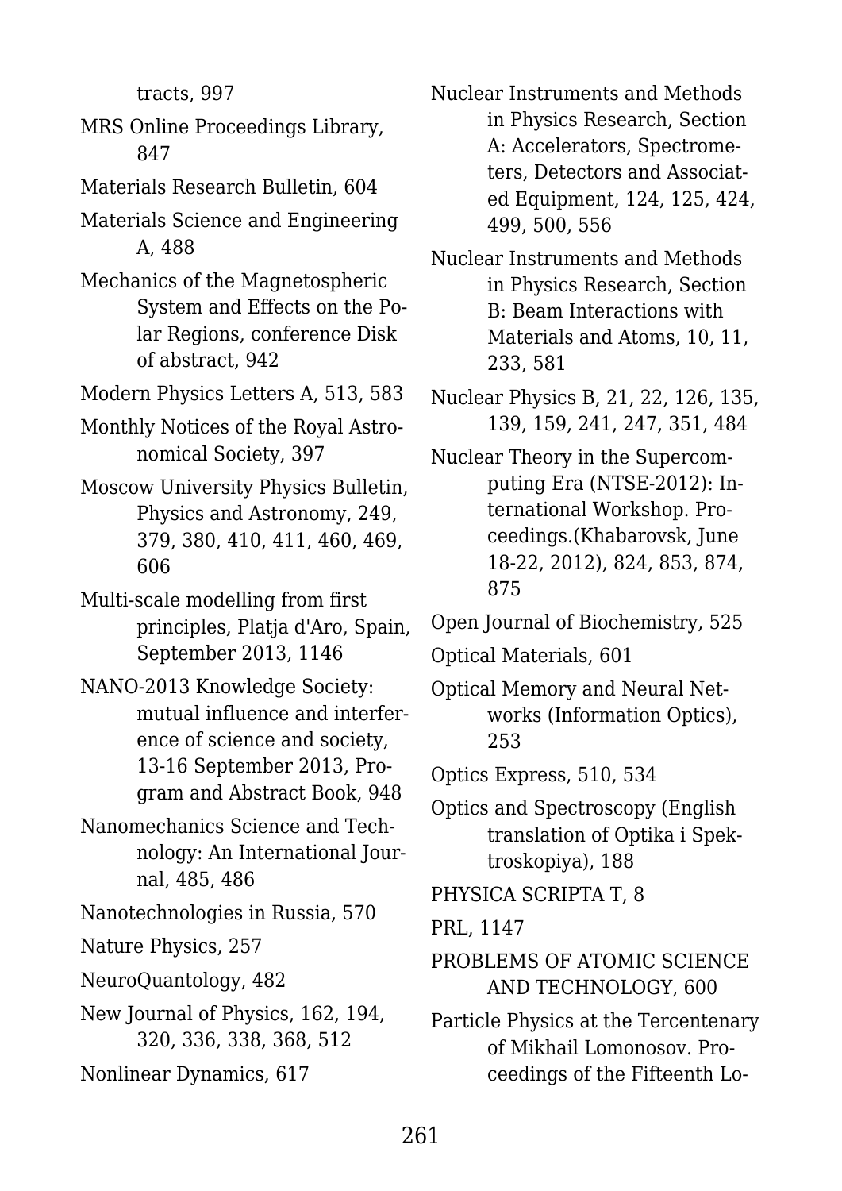tracts, 997

MRS Online Proceedings Library, 847

Materials Research Bulletin, 604

Materials Science and Engineering A, 488

Mechanics of the Magnetospheric System and Effects on the Polar Regions, conference Disk of abstract, 942

Modern Physics Letters A, 513, 583

Monthly Notices of the Royal Astronomical Society, 397

Moscow University Physics Bulletin, Physics and Astronomy, 249, 379, 380, 410, 411, 460, 469, 606

Multi-scale modelling from first principles, Platja d'Aro, Spain, September 2013, 1146

NANO-2013 Knowledge Society: mutual influence and interference of science and society, 13-16 September 2013, Program and Abstract Book, 948

Nanomechanics Science and Technology: An International Journal, 485, 486

Nanotechnologies in Russia, 570

Nature Physics, 257

NeuroQuantology, 482

New Journal of Physics, 162, 194, 320, 336, 338, 368, 512

Nonlinear Dynamics, 617

Nuclear Instruments and Methods in Physics Research, Section A: Accelerators, Spectrometers, Detectors and Associated Equipment, 124, 125, 424, 499, 500, 556

Nuclear Instruments and Methods in Physics Research, Section B: Beam Interactions with Materials and Atoms, 10, 11, 233, 581

Nuclear Physics B, 21, 22, 126, 135, 139, 159, 241, 247, 351, 484

Nuclear Theory in the Supercomputing Era (NTSE-2012): International Workshop. Proceedings.(Khabarovsk, June 18-22, 2012), 824, 853, 874, 875

Open Journal of Biochemistry, 525

Optical Materials, 601

Optical Memory and Neural Networks (Information Optics), 253

Optics Express, 510, 534

Optics and Spectroscopy (English translation of Optika i Spektroskopiya), 188

PHYSICA SCRIPTA T, 8

PRL, 1147

PROBLEMS OF ATOMIC SCIENCE AND TECHNOLOGY, 600

Particle Physics at the Tercentenary of Mikhail Lomonosov. Proceedings of the Fifteenth Lo-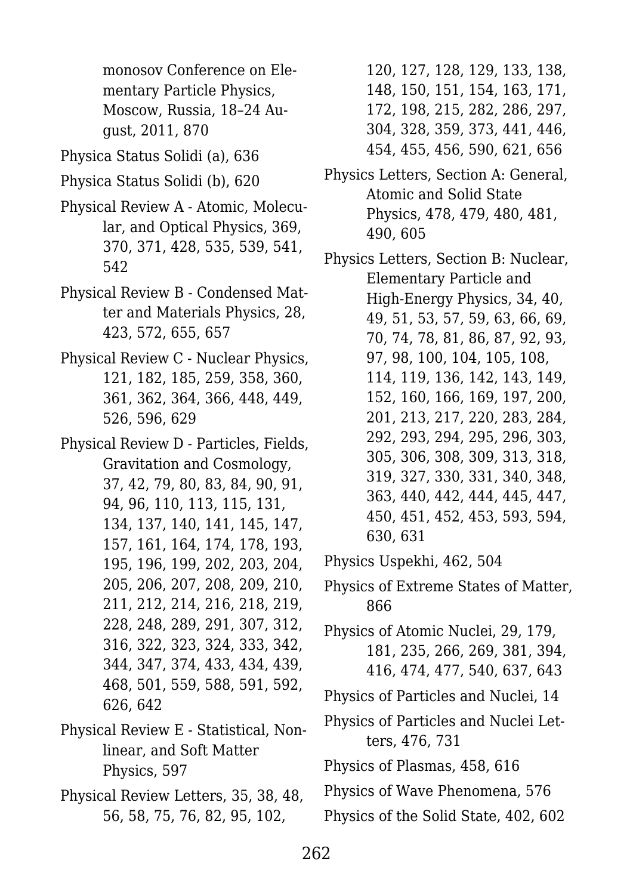monosov Conference on Elementary Particle Physics, Moscow, Russia, 18–24 August, 2011, 870

Physica Status Solidi (a), 636

Physica Status Solidi (b), 620

Physical Review A - Atomic, Molecular, and Optical Physics, 369, 370, 371, 428, 535, 539, 541, 542

Physical Review B - Condensed Matter and Materials Physics, 28, 423, 572, 655, 657

Physical Review C - Nuclear Physics, 121, 182, 185, 259, 358, 360, 361, 362, 364, 366, 448, 449, 526, 596, 629

Physical Review D - Particles, Fields, Gravitation and Cosmology, 37, 42, 79, 80, 83, 84, 90, 91, 94, 96, 110, 113, 115, 131, 134, 137, 140, 141, 145, 147, 157, 161, 164, 174, 178, 193, 195, 196, 199, 202, 203, 204, 205, 206, 207, 208, 209, 210, 211, 212, 214, 216, 218, 219, 228, 248, 289, 291, 307, 312, 316, 322, 323, 324, 333, 342, 344, 347, 374, 433, 434, 439, 468, 501, 559, 588, 591, 592, 626, 642

Physical Review E - Statistical, Nonlinear, and Soft Matter Physics, 597

Physical Review Letters, 35, 38, 48, 56, 58, 75, 76, 82, 95, 102, 120, 127, 128, 129, 133, 138, 148, 150, 151, 154, 163, 171, 172, 198, 215, 282, 286, 297, 304, 328, 359, 373, 441, 446, 454, 455, 456, 590, 621, 656

Physics Letters, Section A: General, Atomic and Solid State Physics, 478, 479, 480, 481, 490, 605

Physics Letters, Section B: Nuclear, Elementary Particle and High-Energy Physics, 34, 40, 49, 51, 53, 57, 59, 63, 66, 69, 70, 74, 78, 81, 86, 87, 92, 93, 97, 98, 100, 104, 105, 108, 114, 119, 136, 142, 143, 149, 152, 160, 166, 169, 197, 200, 201, 213, 217, 220, 283, 284, 292, 293, 294, 295, 296, 303, 305, 306, 308, 309, 313, 318, 319, 327, 330, 331, 340, 348, 363, 440, 442, 444, 445, 447, 450, 451, 452, 453, 593, 594, 630, 631

Physics Uspekhi, 462, 504

Physics of Extreme States of Matter, 866

Physics of Atomic Nuclei, 29, 179, 181, 235, 266, 269, 381, 394, 416, 474, 477, 540, 637, 643

Physics of Particles and Nuclei, 14

Physics of Particles and Nuclei Letters, 476, 731

Physics of Plasmas, 458, 616

Physics of Wave Phenomena, 576

Physics of the Solid State, 402, 602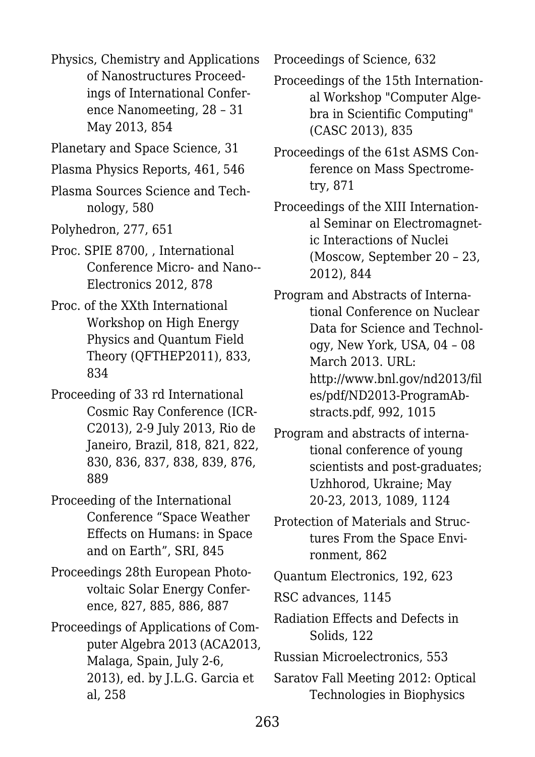Physics, Chemistry and Applications of Nanostructures Proceedings of International Conference Nanomeeting, 28 – 31 May 2013, 854

Planetary and Space Science, 31

Plasma Physics Reports, 461, 546

Plasma Sources Science and Technology, 580

Polyhedron, 277, 651

Proc. SPIE 8700, , International Conference Micro- and Nano--Electronics 2012, 878

Proc. of the XXth International Workshop on High Energy Physics and Quantum Field Theory (QFTHEP2011), 833, 834

Proceeding of 33 rd International Cosmic Ray Conference (ICRC2013), 2-9 July 2013, Rio de Janeiro, Brazil, 818, 821, 822, 830, 836, 837, 838, 839, 876, 889

Proceeding of the International Conference "Space Weather Effects on Humans: in Space and on Earth", SRI, 845

Proceedings 28th European Photovoltaic Solar Energy Conference, 827, 885, 886, 887

Proceedings of Applications of Computer Algebra 2013 (ACA2013, Malaga, Spain, July 2-6, 2013), ed. by J.L.G. Garcia et al, 258

Proceedings of Science, 632

Proceedings of the 15th International Workshop "Computer Algebra in Scientific Computing" (CASC 2013), 835

Proceedings of the 61st ASMS Conference on Mass Spectrometry, 871

Proceedings of the XIII International Seminar on Electromagnetic Interactions of Nuclei (Moscow, September 20 – 23, 2012), 844

Program and Abstracts of International Conference on Nuclear Data for Science and Technology, New York, USA, 04 – 08 March 2013. URL: http://www.bnl.gov/nd2013/files/pdf/ND2013-ProgramAbstracts.pdf, 992, 1015

Program and abstracts of international conference of young scientists and post-graduates; Uzhhorod, Ukraine; May 20-23, 2013, 1089, 1124

Protection of Materials and Structures From the Space Environment, 862

Quantum Electronics, 192, 623

RSC advances, 1145

Radiation Effects and Defects in Solids, 122

Russian Microelectronics, 553

Saratov Fall Meeting 2012: Optical Technologies in Biophysics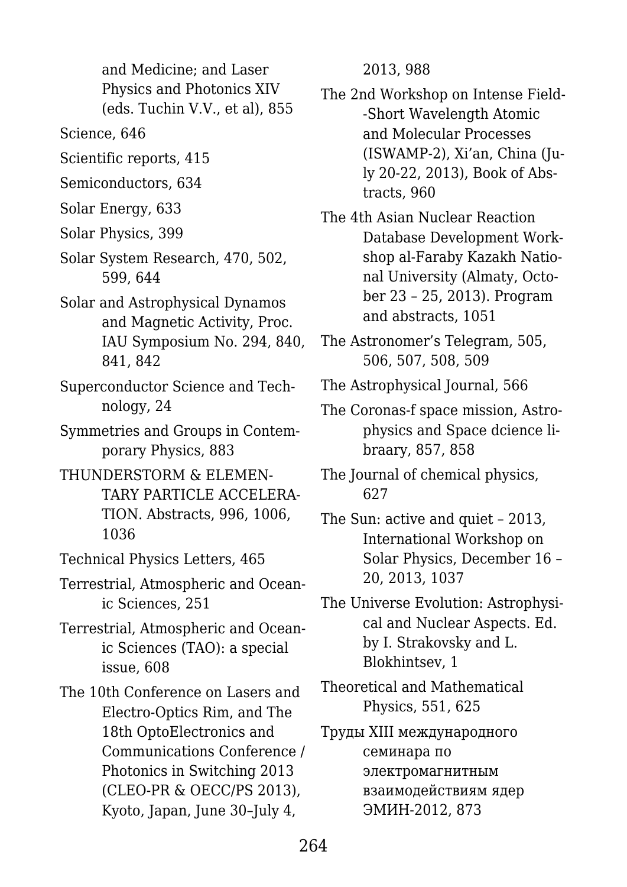and Medicine; and Laser Physics and Photonics XIV (eds. Tuchin V.V., et al), 855

Science, 646

Scientific reports, 415

Semiconductors, 634

Solar Energy, 633

Solar Physics, 399

Solar System Research, 470, 502, 599, 644

Solar and Astrophysical Dynamos and Magnetic Activity, Proc. IAU Symposium No. 294, 840, 841, 842

Superconductor Science and Technology, 24

Symmetries and Groups in Contemporary Physics, 883

THUNDERSTORM & ELEMENTARY PARTICLE ACCELERATION. Abstracts, 996, 1006, 1036

Technical Physics Letters, 465

Terrestrial, Atmospheric and Oceanic Sciences, 251

Terrestrial, Atmospheric and Oceanic Sciences (TAO): a special issue, 608

The 10th Conference on Lasers and Electro-Optics Rim, and The 18th OptoElectronics and Communications Conference / Photonics in Switching 2013 (CLEO-PR & OECC/PS 2013), Kyoto, Japan, June 30–July 4, 2013, 988

The 2nd Workshop on Intense Field--Short Wavelength Atomic and Molecular Processes (ISWAMP-2), Xi'an, China (July 20-22, 2013), Book of Abstracts, 960

The 4th Asian Nuclear Reaction Database Development Workshop al-Faraby Kazakh National University (Almaty, October 23 – 25, 2013). Program and abstracts, 1051

The Astronomer's Telegram, 505, 506, 507, 508, 509

The Astrophysical Journal, 566

The Coronas-f space mission, Astrophysics and Space dcience libraary, 857, 858

The Journal of chemical physics, 627

The Sun: active and quiet – 2013, International Workshop on Solar Physics, December 16 – 20, 2013, 1037

The Universe Evolution: Astrophysical and Nuclear Aspects. Ed. by I. Strakovsky and L. Blokhintsev, 1

Theoretical and Mathematical Physics, 551, 625

Труды XIII международного семинара по электромагнитным взаимодействиям ядер ЭМИН-2012, 873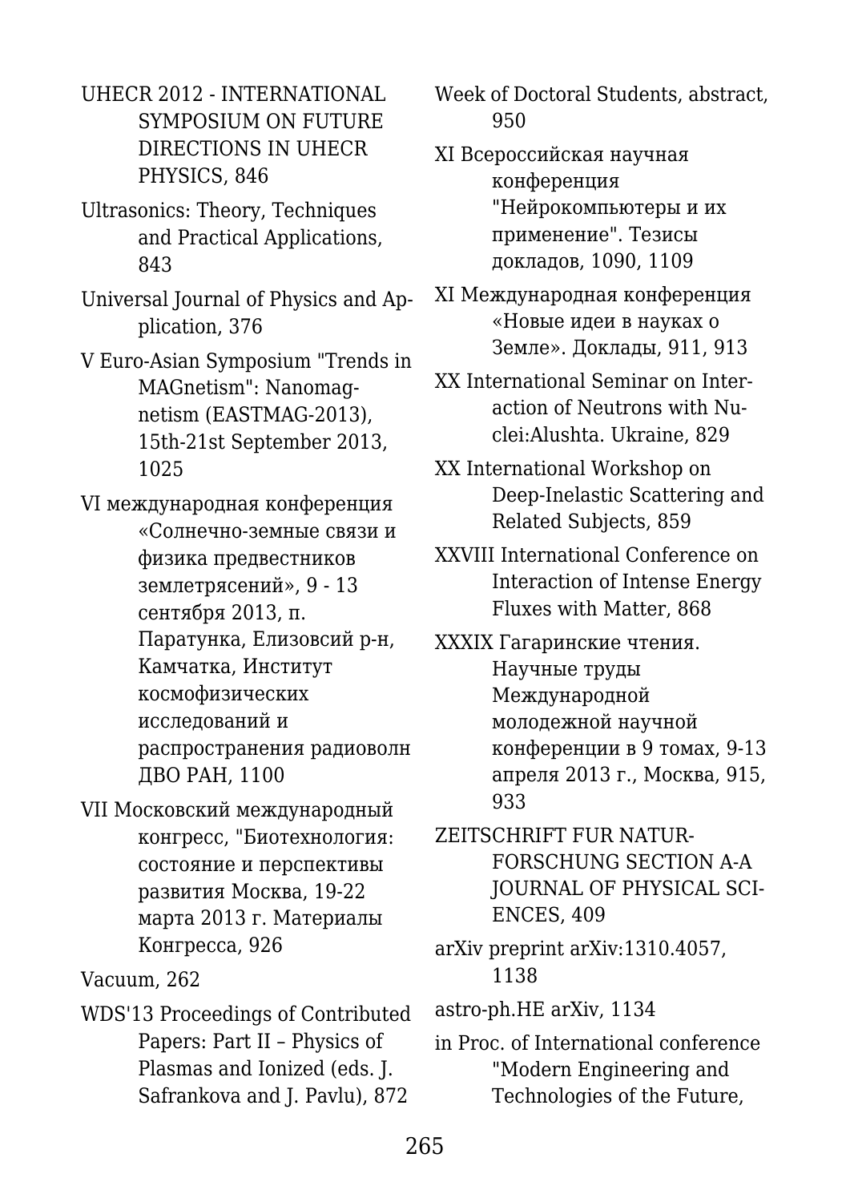UHECR 2012 - INTERNATIONAL SYMPOSIUM ON FUTURE DIRECTIONS IN UHECR PHYSICS, 846

Ultrasonics: Theory, Techniques and Practical Applications, 843

Universal Journal of Physics and Application, 376

V Euro-Asian Symposium "Trends in MAGnetism": Nanomagnetism (EASTMAG-2013), 15th-21st September 2013, 1025

VI международная конференция «Солнечно-земные связи и физика предвестников землетрясений», 9 - 13 сентября 2013, п. Паратунка, Елизовсий р-н, Камчатка, Институт космофизических исследований и распространения радиоволн ДВО РАН, 1100

VII Московский международный конгресс, "Биотехнология: состояние и перспективы развития Москва, 19-22 марта 2013 г. Материалы Конгресса, 926

Vacuum, 262

WDS'13 Proceedings of Contributed Papers: Part II – Physics of Plasmas and Ionized (eds. J. Safrankova and J. Pavlu), 872

Week of Doctoral Students, abstract, 950

XI Всероссийская научная конференция "Нейрокомпьютеры и их применение". Тезисы докладов, 1090, 1109

XI Международная конференция «Новые идеи в науках о Земле». Доклады, 911, 913

XX International Seminar on Interaction of Neutrons with Nuclei:Alushta. Ukraine, 829

XX International Workshop on Deep-Inelastic Scattering and Related Subjects, 859

XXVIII International Conference on Interaction of Intense Energy Fluxes with Matter, 868

XXXIX Гагаринские чтения. Научные труды Международной молодежной научной конференции в 9 томах, 9-13 апреля 2013 г., Москва, 915, 933

ZEITSCHRIFT FUR NATURFORSCHUNG SECTION A-A JOURNAL OF PHYSICAL SCIENCES, 409

arXiv preprint arXiv:1310.4057, 1138

astro-ph.HE arXiv, 1134

in Proc. of International conference "Modern Engineering and Technologies of the Future,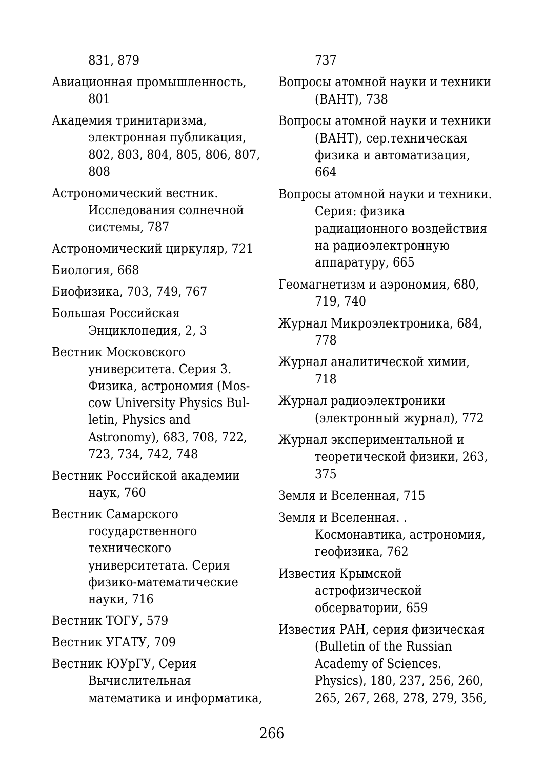831, 879

Авиационная промышленность, 801

Академия тринитаризма, электронная публикация, 802, 803, 804, 805, 806, 807, 808

Астрономический вестник. Исследования солнечной системы, 787

Астрономический циркуляр, 721

Биология, 668

Биофизика, 703, 749, 767

Большая Российская Энциклопедия, 2, 3

Вестник Московского университета. Серия 3. Физика, астрономия (Moscow University Physics Bulletin, Physics and Astronomy), 683, 708, 722, 723, 734, 742, 748

Вестник Российской академии наук, 760

Вестник Самарского государственного технического университетата. Серия физико-математические науки, 716

Вестник ТОГУ, 579

Вестник УГАТУ, 709

Вестник ЮУрГУ, Серия Вычислительная математика и информатика, 737

Вопросы атомной науки и техники (ВАНТ), 738

Вопросы атомной науки и техники (ВАНТ), сер.техническая физика и автоматизация, 664

Вопросы атомной науки и техники. Серия: физика радиационного воздействия на радиоэлектронную аппаратуру, 665

Геомагнетизм и аэрономия, 680, 719, 740

Журнал Микроэлектроника, 684, 778

Журнал аналитической химии, 718

Журнал радиоэлектроники (электронный журнал), 772

Журнал экспериментальной и теоретической физики, 263, 375

Земля и Вселенная, 715

Земля и Вселенная. . Космонавтика, астрономия, геофизика, 762

Известия Крымской астрофизической обсерватории, 659

Известия РАН, серия физическая (Bulletin of the Russian Academy of Sciences. Physics), 180, 237, 256, 260, 265, 267, 268, 278, 279, 356,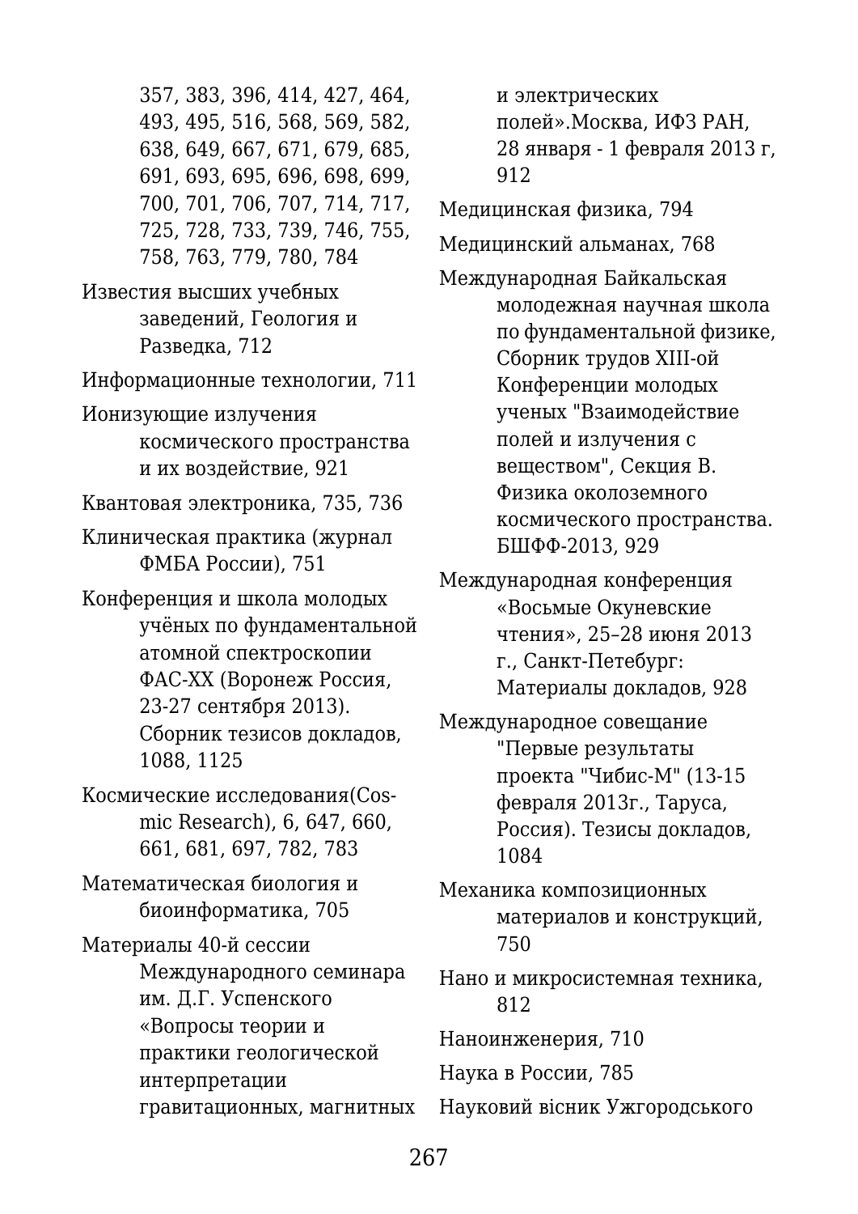357, 383, 396, 414, 427, 464, 493, 495, 516, 568, 569, 582, 638, 649, 667, 671, 679, 685, 691, 693, 695, 696, 698, 699, 700, 701, 706, 707, 714, 717, 725, 728, 733, 739, 746, 755, 758, 763, 779, 780, 784

Известия высших учебных заведений, Геология и Разведка, 712

Информационные технологии, 711

Ионизующие излучения космического пространства и их воздействие, 921

Квантовая электроника, 735, 736

Клиническая практика (журнал ФМБА России), 751

Конференция и школа молодых учёных по фундаментальной атомной спектроскопии ФАС-XX (Воронеж Россия, 23-27 сентября 2013). Сборник тезисов докладов, 1088, 1125

Космические исследования(Cosmic Research), 6, 647, 660, 661, 681, 697, 782, 783

Математическая биология и биоинформатика, 705

Материалы 40-й сессии Международного семинара им. Д.Г. Успенского «Вопросы теории и практики геологической интерпретации гравитационных, магнитных и электрических полей».Москва, ИФЗ РАН, 28 января - 1 февраля 2013 г, 912

Медицинская физика, 794

Медицинский альманах, 768

Международная Байкальская молодежная научная школа по фундаментальной физике, Сборник трудов XIII-ой Конференции молодых ученых "Взаимодействие полей и излучения с веществом", Секция B. Физика околоземного космического пространства. БШФФ-2013, 929

Международная конференция «Восьмые Окуневские чтения», 25–28 июня 2013 г., Санкт-Петебург: Материалы докладов, 928

Международное совещание "Первые результаты проекта "Чибис-М" (13-15 февраля 2013г., Таруса, Россия). Тезисы докладов, 1084

Механика композиционных материалов и конструкций, 750

Нано и микросистемная техника, 812

Наноинженерия, 710

Наука в России, 785

Науковий вісник Ужгородського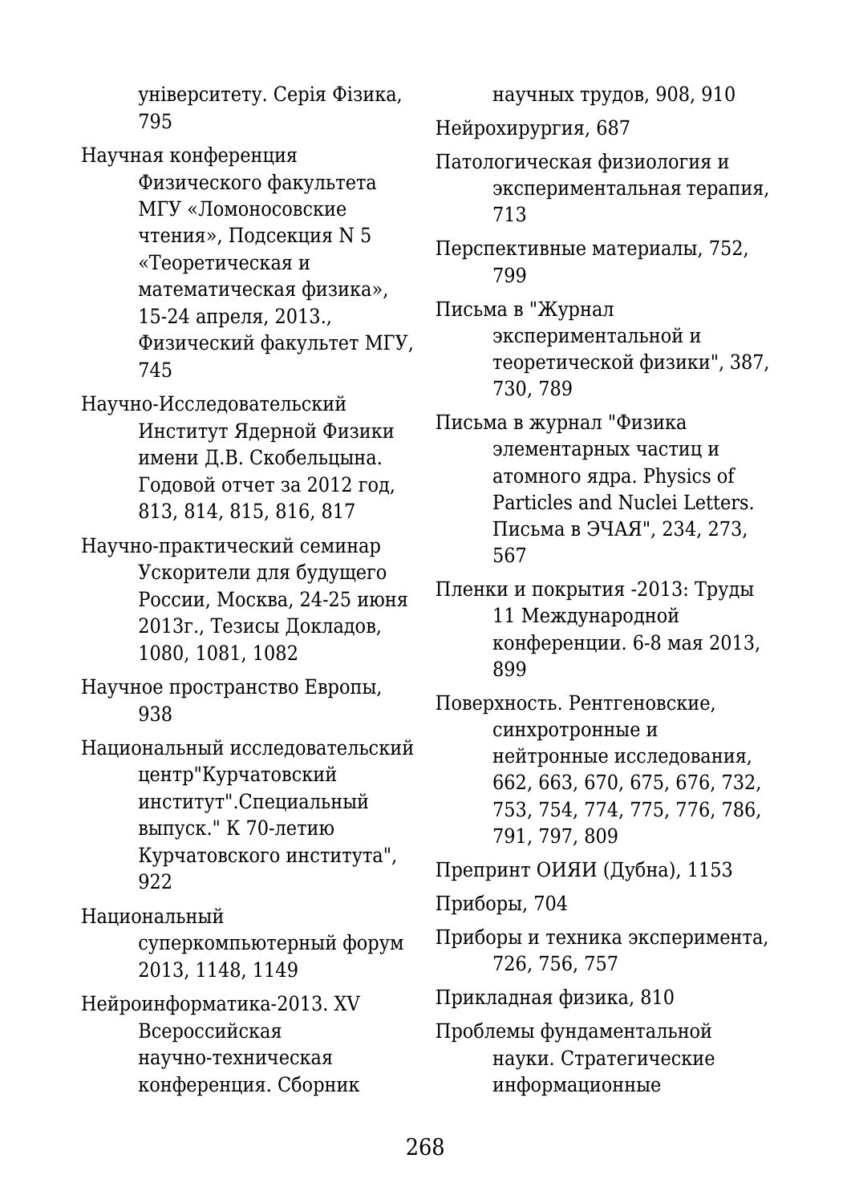університету. Серія Фізика, 795

Научная конференция Физического факультета МГУ «Ломоносовские чтения», Подсекция N 5 «Теоретическая и математическая физика», 15-24 апреля, 2013., Физический факультет МГУ, 745

Научно-Исследовательский Институт Ядерной Физики имени Д.В. Скобельцына. Годовой отчет за 2012 год, 813, 814, 815, 816, 817

Научно-практический семинар Ускорители для будущего России, Москва, 24-25 июня 2013г., Тезисы Докладов, 1080, 1081, 1082

Научное пространство Европы, 938

Национальный исследовательский центр"Курчатовский институт".Специальный выпуск." К 70-летию Курчатовского института", 922

Национальный суперкомпьютерный форум 2013, 1148, 1149

Нейроинформатика-2013. XV Всероссийская научно-техническая конференция. Сборник научных трудов, 908, 910

Нейрохирургия, 687

Патологическая физиология и экспериментальная терапия, 713

Перспективные материалы, 752, 799

Письма в "Журнал экспериментальной и теоретической физики", 387, 730, 789

Письма в журнал "Физика элементарных частиц и атомного ядра. Physics of Particles and Nuclei Letters. Письма в ЭЧАЯ", 234, 273, 567

Пленки и покрытия -2013: Труды 11 Международной конференции. 6-8 мая 2013, 899

Поверхность. Рентгеновские, синхротронные и нейтронные исследования, 662, 663, 670, 675, 676, 732, 753, 754, 774, 775, 776, 786, 791, 797, 809

Препринт ОИЯИ (Дубна), 1153

Приборы, 704

Приборы и техника эксперимента, 726, 756, 757

Прикладная физика, 810

Проблемы фундаментальной науки. Стратегические информационные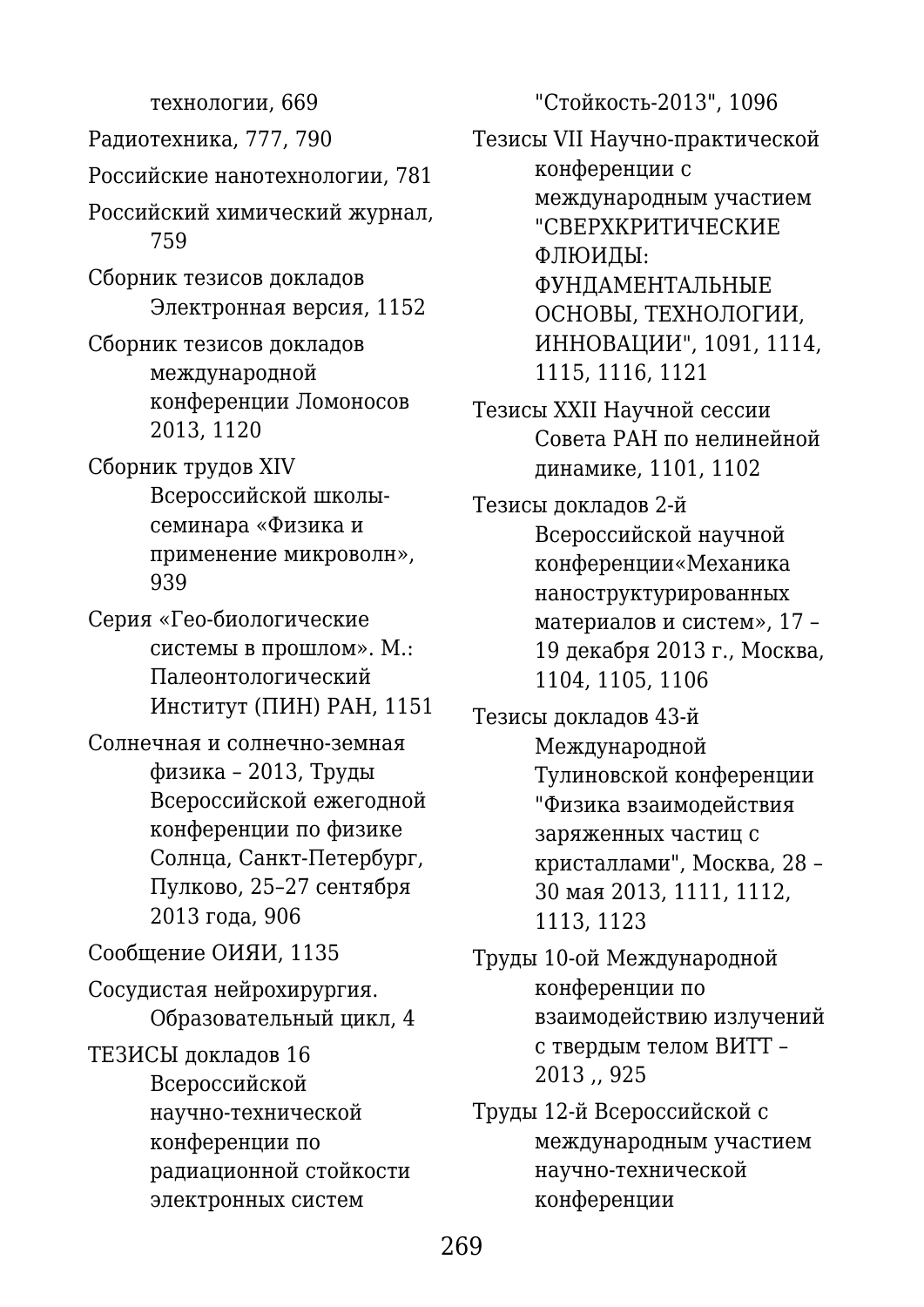технологии, 669

Радиотехника, 777, 790

Российские нанотехнологии, 781

Российский химический журнал, 759

Сборник тезисов докладов Электронная версия, 1152

Сборник тезисов докладов международной конференции Ломоносов 2013, 1120

Сборник трудов XIV Всероссийской школы-семинара «Физика и применение микроволн», 939

Серия «Гео-биологические системы в прошлом». М.: Палеонтологический Институт (ПИН) РАН, 1151

Солнечная и солнечно-земная физика – 2013, Труды Всероссийской ежегодной конференции по физике Солнца, Санкт-Петербург, Пулково, 25–27 сентября 2013 года, 906

Сообщение ОИЯИ, 1135

Сосудистая нейрохирургия. Образовательный цикл, 4

ТЕЗИСЫ докладов 16 Всероссийской научно-технической конференции по радиационной стойкости электронных систем "Стойкость-2013", 1096

Тезисы VII Научно-практической конференции с международным участием "СВЕРХКРИТИЧЕСКИЕ ФЛЮИДЫ: ФУНДАМЕНТАЛЬНЫЕ ОСНОВЫ, ТЕХНОЛОГИИ, ИННОВАЦИИ", 1091, 1114, 1115, 1116, 1121

Тезисы XXII Научной сессии Совета РАН по нелинейной динамике, 1101, 1102

Тезисы докладов 2-й Всероссийской научной конференции«Механика наноструктурированных материалов и систем», 17 – 19 декабря 2013 г., Москва, 1104, 1105, 1106

Тезисы докладов 43-й Международной Тулиновской конференции "Физика взаимодействия заряженных частиц с кристаллами", Москва, 28 – 30 мая 2013, 1111, 1112, 1113, 1123

Труды 10-ой Международной конференции по взаимодействию излучений с твердым телом ВИТТ – 2013 ,, 925

Труды 12-й Всероссийской с международным участием научно-технической конференции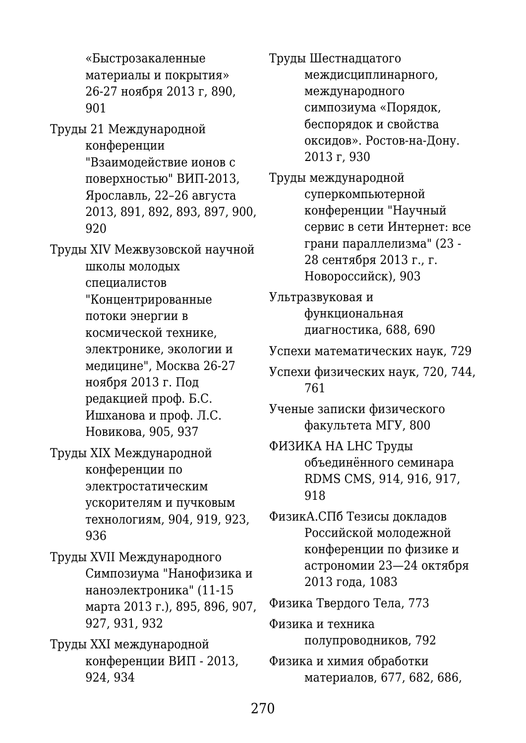«Быстрозакаленные материалы и покрытия» 26-27 ноября 2013 г, 890, 901

Труды 21 Международной конференции "Взаимодействие ионов с поверхностью" ВИП-2013, Ярославль, 22–26 августа 2013, 891, 892, 893, 897, 900, 920

Труды XIV Межвузовской научной школы молодых специалистов "Концентрированные потоки энергии в космической технике, электронике, экологии и медицине", Москва 26-27 ноября 2013 г. Под редакцией проф. Б.С. Ишханова и проф. Л.С. Новикова, 905, 937

Труды XIX Международной конференции по электростатическим ускорителям и пучковым технологиям, 904, 919, 923, 936

Труды XVII Международного Симпозиума "Нанофизика и наноэлектроника" (11-15 марта 2013 г.), 895, 896, 907, 927, 931, 932

Труды XXI международной конференции ВИП - 2013, 924, 934

Труды Шестнадцатого междисциплинарного, международного симпозиума «Порядок, беспорядок и свойства оксидов». Ростов-на-Дону. 2013 г, 930

Труды международной суперкомпьютерной конференции "Научный сервис в сети Интернет: все грани параллелизма" (23 - 28 сентября 2013 г., г. Новороссийск), 903

Ультразвуковая и функциональная диагностика, 688, 690

Успехи математических наук, 729

Успехи физических наук, 720, 744, 761

Ученые записки физического факультета МГУ, 800

ФИЗИКА НА LHC Труды объединённого семинара RDMS CMS, 914, 916, 917, 918

ФизикА.СПб Тезисы докладов Российской молодежной конференции по физике и астрономии 23—24 октября 2013 года, 1083

Физика Твердого Тела, 773

Физика и техника полупроводников, 792

Физика и химия обработки материалов, 677, 682, 686,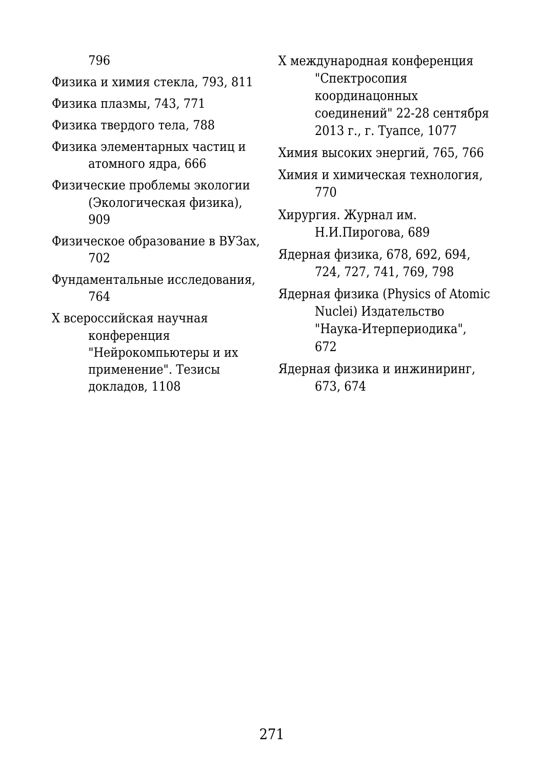796

Физика и химия стекла, 793, 811

Физика плазмы, 743, 771

Физика твердого тела, 788

Физика элементарных частиц и атомного ядра, 666

Физические проблемы экологии (Экологическая физика), 909

Физическое образование в ВУЗах, 702

Фундаментальные исследования, 764

X всероссийская научная конференция "Нейрокомпьютеры и их применение". Тезисы докладов, 1108

X международная конференция "Спектросопия координацонных соединений" 22-28 сентября 2013 г., г. Туапсе, 1077

Химия высоких энергий, 765, 766

Химия и химическая технология, 770

Хирургия. Журнал им. Н.И.Пирогова, 689

Ядерная физика, 678, 692, 694, 724, 727, 741, 769, 798

Ядерная физика (Physics of Atomic Nuclei) Издательство "Наука-Итерпериодика", 672

Ядерная физика и инжиниринг, 673, 674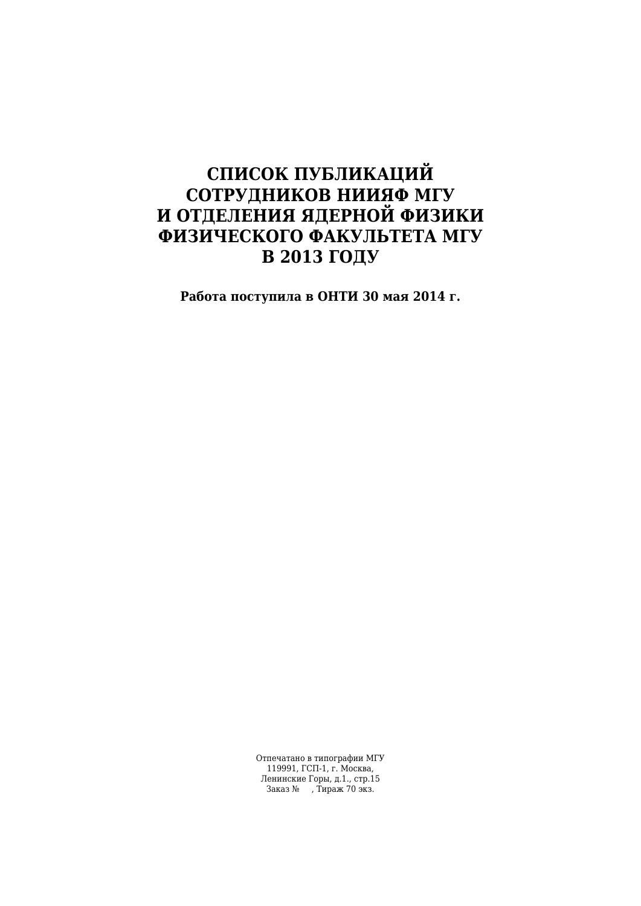# СПИСОК ПУБЛИКАЦИЙ СОТРУДНИКОВ НИИЯФ МГУ И ОТДЕЛЕНИЯ ЯДЕРНОЙ ФИЗИКИ ФИЗИЧЕСКОГО ФАКУЛЬТЕТА МГУ В 2013 ГОДУ

**Работа поступила в ОНТИ 30 мая 2014 г.**

Отпечатано в типографии МГУ
119991, ГСП-1, г. Москва,
Ленинские Горы, д.1., стр.15
Заказ № , Тираж 70 экз.